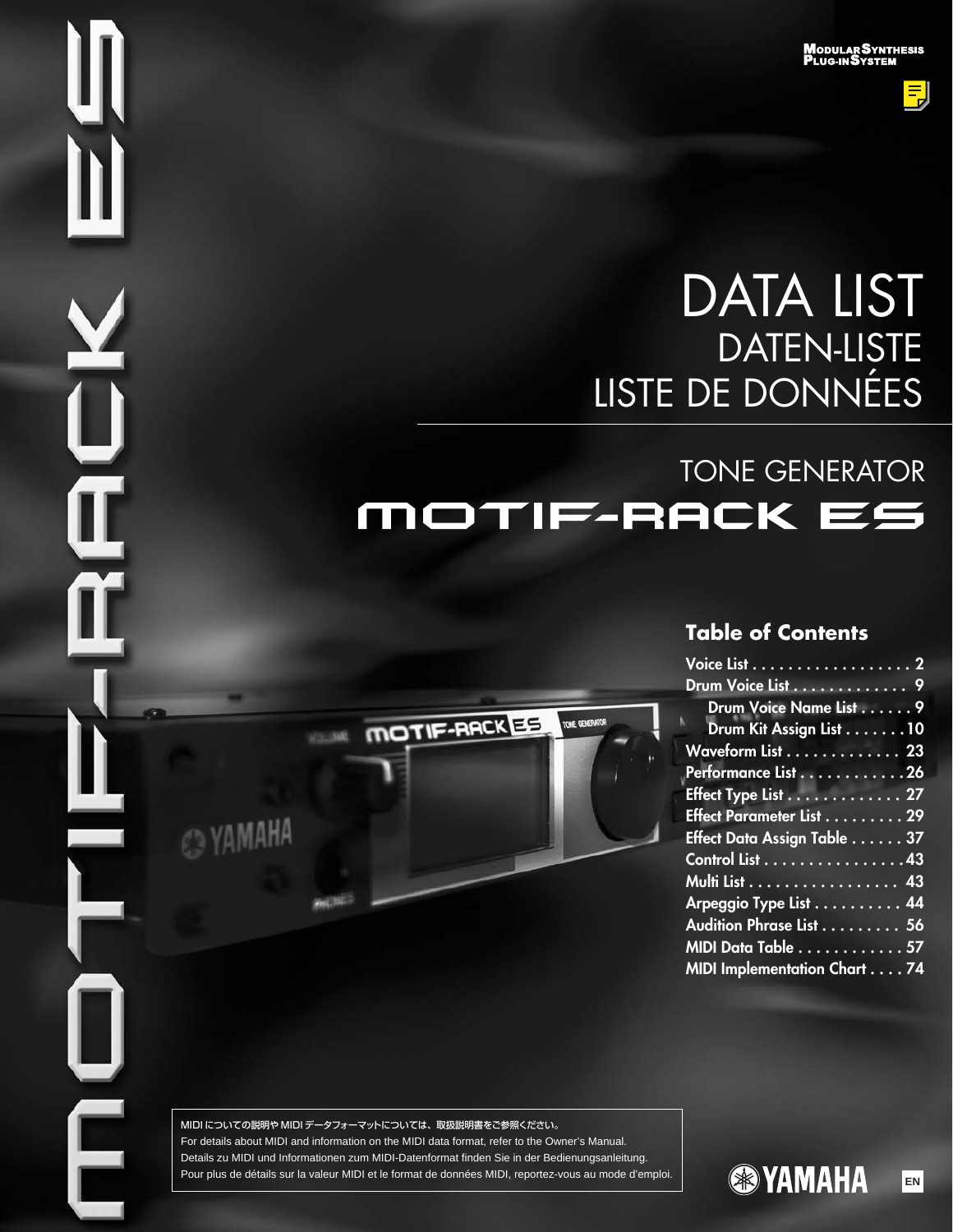MODULAR SYNTHESIS PLUG-IN SYSTEM

# DATA LIST
## DATEN-LISTE
## LISTE DE DONNÉES

TONE GENERATOR

# MOTIF-RACK ES

### Table of Contents

Voice List . . . . . . . . . . . . . . . . . . 2
Drum Voice List . . . . . . . . . . . . . 9
  Drum Voice Name List . . . . . . 9
  Drum Kit Assign List . . . . . . . 10
Waveform List . . . . . . . . . . . . . 23
Performance List . . . . . . . . . . . . 26
Effect Type List . . . . . . . . . . . . . 27
Effect Parameter List . . . . . . . . . 29
Effect Data Assign Table . . . . . . 37
Control List . . . . . . . . . . . . . . . . 43
Multi List . . . . . . . . . . . . . . . . . 43
Arpeggio Type List . . . . . . . . . . 44
Audition Phrase List . . . . . . . . . 56
MIDI Data Table . . . . . . . . . . . . 57
MIDI Implementation Chart . . . . 74

MIDI についての説明や MIDI データフォーマットについては、取扱説明書をご参照ください。
For details about MIDI and information on the MIDI data format, refer to the Owner's Manual.
Details zu MIDI und Informationen zum MIDI-Datenformat finden Sie in der Bedienungsanleitung.
Pour plus de détails sur la valeur MIDI et le format de données MIDI, reportez-vous au mode d'emploi.

YAMAHA

EN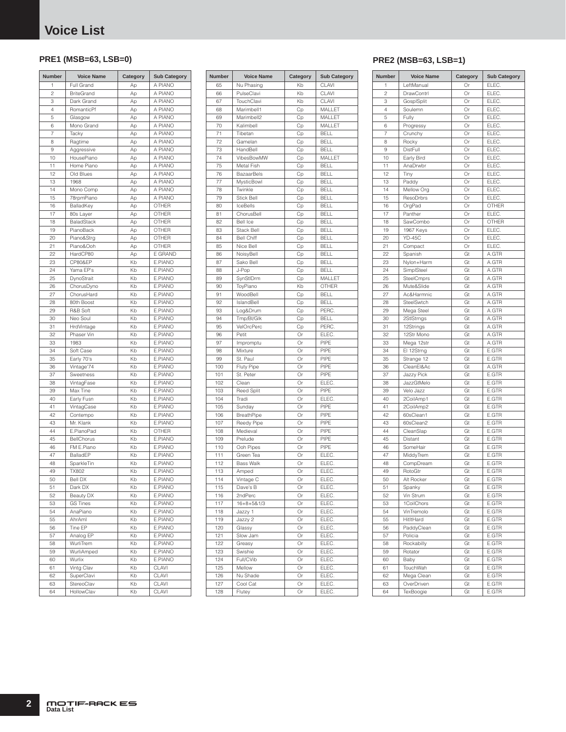# Voice List

## PRE1 (MSB=63, LSB=0)

| Number | Voice Name | Category | Sub Category |
|---|---|---|---|
| 1 | Full Grand | Ap | A PIANO |
| 2 | BriteGrand | Ap | A PIANO |
| 3 | Dark Grand | Ap | A PIANO |
| 4 | RomanticPf | Ap | A PIANO |
| 5 | Glasgow | Ap | A PIANO |
| 6 | Mono Grand | Ap | A PIANO |
| 7 | Tacky | Ap | A PIANO |
| 8 | Ragtime | Ap | A PIANO |
| 9 | Aggressive | Ap | A PIANO |
| 10 | HousePiano | Ap | A PIANO |
| 11 | Home Piano | Ap | A PIANO |
| 12 | Old Blues | Ap | A PIANO |
| 13 | 1968 | Ap | A PIANO |
| 14 | Mono Comp | Ap | A PIANO |
| 15 | 78rpmPiano | Ap | A PIANO |
| 16 | BalladKey | Ap | OTHER |
| 17 | 80s Layer | Ap | OTHER |
| 18 | BaladStack | Ap | OTHER |
| 19 | PianoBack | Ap | OTHER |
| 20 | Piano&Strg | Ap | OTHER |
| 21 | Piano&Ooh | Ap | OTHER |
| 22 | HardCP80 | Ap | E GRAND |
| 23 | CP80&EP | Kb | E.PIANO |
| 24 | Yama EP's | Kb | E.PIANO |
| 25 | DynoStrait | Kb | E.PIANO |
| 26 | ChorusDyno | Kb | E.PIANO |
| 27 | ChorusHard | Kb | E.PIANO |
| 28 | 80th Boost | Kb | E.PIANO |
| 29 | R&B Soft | Kb | E.PIANO |
| 30 | Neo Soul | Kb | E.PIANO |
| 31 | HrdVintage | Kb | E.PIANO |
| 32 | Phaser Vin | Kb | E.PIANO |
| 33 | 1983 | Kb | E.PIANO |
| 34 | Soft Case | Kb | E.PIANO |
| 35 | Early 70's | Kb | E.PIANO |
| 36 | Vintage'74 | Kb | E.PIANO |
| 37 | Sweetness | Kb | E.PIANO |
| 38 | VintagFase | Kb | E.PIANO |
| 39 | Max Tine | Kb | E.PIANO |
| 40 | Early Fusn | Kb | E.PIANO |
| 41 | VintagCase | Kb | E.PIANO |
| 42 | Contempo | Kb | E.PIANO |
| 43 | Mr. Klank | Kb | E.PIANO |
| 44 | E.PianoPad | Kb | OTHER |
| 45 | BellChorus | Kb | E.PIANO |
| 46 | FM E.Piano | Kb | E.PIANO |
| 47 | BalladEP | Kb | E.PIANO |
| 48 | SparkleTin | Kb | E.PIANO |
| 49 | TX802 | Kb | E.PIANO |
| 50 | Bell DX | Kb | E.PIANO |
| 51 | Dark DX | Kb | E.PIANO |
| 52 | Beauty DX | Kb | E.PIANO |
| 53 | GS Tines | Kb | E.PIANO |
| 54 | AnaPiano | Kb | E.PIANO |
| 55 | AhrAml | Kb | E.PIANO |
| 56 | Tine EP | Kb | E.PIANO |
| 57 | Analog EP | Kb | E.PIANO |
| 58 | WurliTrem | Kb | E.PIANO |
| 59 | WurliAmped | Kb | E.PIANO |
| 60 | Wurlix | Kb | E.PIANO |
| 61 | Vintg Clav | Kb | CLAVI |
| 62 | SuperClavi | Kb | CLAVI |
| 63 | StereoClav | Kb | CLAVI |
| 64 | HollowClav | Kb | CLAVI |
| 65 | Nu Phasing | Kb | CLAVI |
| 66 | PulseClavi | Kb | CLAVI |
| 67 | TouchClavi | Kb | CLAVI |
| 68 | Marimbell1 | Cp | MALLET |
| 69 | Marimbell2 | Cp | MALLET |
| 70 | Kalimbell | Cp | MALLET |
| 71 | Tibetan | Cp | BELL |
| 72 | Gamelan | Cp | BELL |
| 73 | HandBell | Cp | BELL |
| 74 | VibesBowMW | Cp | MALLET |
| 75 | Metal Fish | Cp | BELL |
| 76 | BazaarBels | Cp | BELL |
| 77 | MysticBowl | Cp | BELL |
| 78 | Twinkle | Cp | BELL |
| 79 | Stick Bell | Cp | BELL |
| 80 | IceBells | Cp | BELL |
| 81 | ChorusBell | Cp | BELL |
| 82 | Bell Ice | Cp | BELL |
| 83 | Stack Bell | Cp | BELL |
| 84 | Bell Chiff | Cp | BELL |
| 85 | Nice Bell | Cp | BELL |
| 86 | NoisyBell | Cp | BELL |
| 87 | Sako Bell | Cp | BELL |
| 88 | J-Pop | Cp | BELL |
| 89 | SynStlDrm | Cp | MALLET |
| 90 | ToyPiano | Kb | OTHER |
| 91 | WoodBell | Cp | BELL |
| 92 | IslandBell | Cp | BELL |
| 93 | Log&Drum | Cp | PERC. |
| 94 | Tmp/Bl/Glk | Cp | BELL |
| 95 | VelOrcPerc | Cp | PERC. |
| 96 | Petit | Or | ELEC. |
| 97 | Impromptu | Or | PIPE |
| 98 | Mixture | Or | PIPE |
| 99 | St. Paul | Or | PIPE |
| 100 | Fluty Pipe | Or | PIPE |
| 101 | St. Peter | Or | PIPE |
| 102 | Clean | Or | ELEC. |
| 103 | Reed Split | Or | PIPE |
| 104 | Tradi | Or | ELEC. |
| 105 | Sunday | Or | PIPE |
| 106 | BreathPipe | Or | PIPE |
| 107 | Reedy Pipe | Or | PIPE |
| 108 | Medieval | Or | PIPE |
| 109 | Prelude | Or | PIPE |
| 110 | Ooh Pipes | Or | PIPE |
| 111 | Green Tea | Or | ELEC. |
| 112 | Bass Walk | Or | ELEC. |
| 113 | Amped | Or | ELEC. |
| 114 | Vintage C | Or | ELEC. |
| 115 | Dave's B | Or | ELEC. |
| 116 | 2ndPerc | Or | ELEC. |
| 117 | 16+8+5&1/3 | Or | ELEC. |
| 118 | Jazzy 1 | Or | ELEC. |
| 119 | Jazzy 2 | Or | ELEC. |
| 120 | Glassy | Or | ELEC. |
| 121 | Slow Jam | Or | ELEC. |
| 122 | Greasy | Or | ELEC. |
| 123 | Swishie | Or | ELEC. |
| 124 | Full/CVib | Or | ELEC. |
| 125 | Mellow | Or | ELEC. |
| 126 | Nu Shade | Or | ELEC. |
| 127 | Cool Cat | Or | ELEC. |
| 128 | Flutey | Or | ELEC. |

## PRE2 (MSB=63, LSB=1)

| Number | Voice Name | Category | Sub Category |
|---|---|---|---|
| 1 | LeftManual | Or | ELEC. |
| 2 | DrawContrl | Or | ELEC. |
| 3 | GosplSplit | Or | ELEC. |
| 4 | Soulemn | Or | ELEC. |
| 5 | Fully | Or | ELEC. |
| 6 | Progressy | Or | ELEC. |
| 7 | Crunchy | Or | ELEC. |
| 8 | Rocky | Or | ELEC. |
| 9 | DistFull | Or | ELEC. |
| 10 | Early Bird | Or | ELEC. |
| 11 | AnaDrwbr | Or | ELEC. |
| 12 | Tiny | Or | ELEC. |
| 13 | Paddy | Or | ELEC. |
| 14 | Mellow Org | Or | ELEC. |
| 15 | ResoDrbrs | Or | ELEC. |
| 16 | OrgPad | Or | OTHER |
| 17 | Panther | Or | ELEC. |
| 18 | SawCombo | Or | OTHER |
| 19 | 1967 Keys | Or | ELEC. |
| 20 | YD-45C | Or | ELEC. |
| 21 | Compact | Or | ELEC. |
| 22 | Spanish | Gt | A.GTR |
| 23 | Nylon+Harm | Gt | A.GTR |
| 24 | SimplSteel | Gt | A.GTR |
| 25 | SteelCmprs | Gt | A.GTR |
| 26 | Mute&Slide | Gt | A.GTR |
| 27 | Ac&Harmnic | Gt | A.GTR |
| 28 | SteelSwtch | Gt | A.GTR |
| 29 | Mega Steel | Gt | A.GTR |
| 30 | 2StlStrngs | Gt | A.GTR |
| 31 | 12Strings | Gt | A.GTR |
| 32 | 12Str Mono | Gt | A.GTR |
| 33 | Mega 12str | Gt | A.GTR |
| 34 | El 12Strng | Gt | E.GTR |
| 35 | Strange 12 | Gt | E.GTR |
| 36 | CleanEl&Ac | Gt | A.GTR |
| 37 | Jazzy Pick | Gt | E.GTR |
| 38 | JazzGtMelo | Gt | E.GTR |
| 39 | Velo Jazz | Gt | E.GTR |
| 40 | 2CoilAmp1 | Gt | E.GTR |
| 41 | 2CoilAmp2 | Gt | E.GTR |
| 42 | 60sClean1 | Gt | E.GTR |
| 43 | 60sClean2 | Gt | E.GTR |
| 44 | CleanSlap | Gt | E.GTR |
| 45 | Distant | Gt | E.GTR |
| 46 | SomeHair | Gt | E.GTR |
| 47 | MiddyTrem | Gt | E.GTR |
| 48 | CompDream | Gt | E.GTR |
| 49 | RotoGtr | Gt | E.GTR |
| 50 | Alt Rocker | Gt | E.GTR |
| 51 | Spanky | Gt | E.GTR |
| 52 | Vin Strum | Gt | E.GTR |
| 53 | 1CoilChors | Gt | E.GTR |
| 54 | VinTremolo | Gt | E.GTR |
| 55 | HitItHard | Gt | E.GTR |
| 56 | PaddyClean | Gt | E.GTR |
| 57 | Policia | Gt | E.GTR |
| 58 | Rockabilly | Gt | E.GTR |
| 59 | Rotator | Gt | E.GTR |
| 60 | Baby | Gt | E.GTR |
| 61 | TouchWah | Gt | E.GTR |
| 62 | Mega Clean | Gt | E.GTR |
| 63 | OverDriven | Gt | E.GTR |
| 64 | TexBoogie | Gt | E.GTR |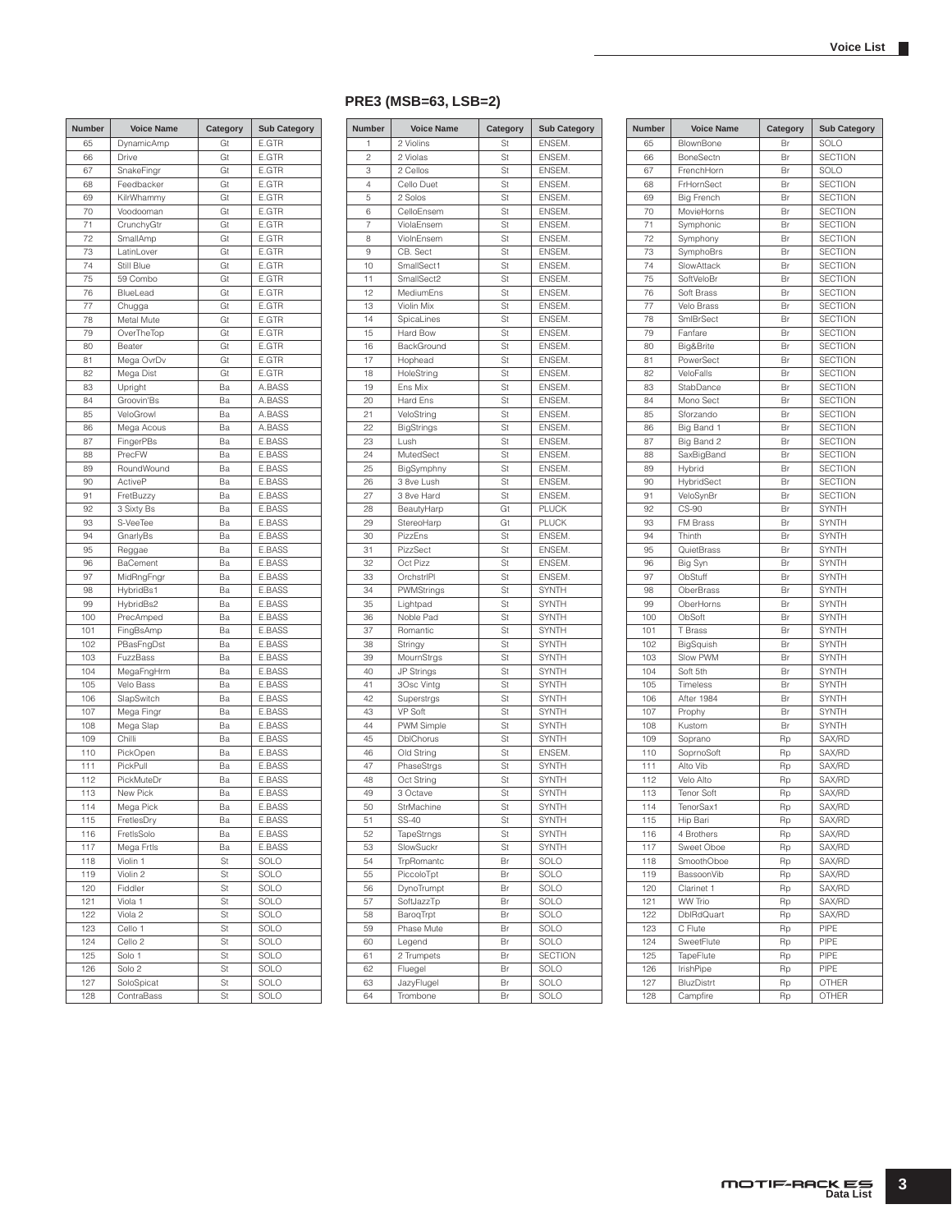## PRE3 (MSB=63, LSB=2)

| Number | Voice Name | Category | Sub Category |
|---|---|---|---|
| 65 | DynamicAmp | Gt | E.GTR |
| 66 | Drive | Gt | E.GTR |
| 67 | SnakeFingr | Gt | E.GTR |
| 68 | Feedbacker | Gt | E.GTR |
| 69 | KilrWhammy | Gt | E.GTR |
| 70 | Voodooman | Gt | E.GTR |
| 71 | CrunchyGtr | Gt | E.GTR |
| 72 | SmallAmp | Gt | E.GTR |
| 73 | LatinLover | Gt | E.GTR |
| 74 | Still Blue | Gt | E.GTR |
| 75 | 59 Combo | Gt | E.GTR |
| 76 | BlueLead | Gt | E.GTR |
| 77 | Chugga | Gt | E.GTR |
| 78 | Metal Mute | Gt | E.GTR |
| 79 | OverTheTop | Gt | E.GTR |
| 80 | Beater | Gt | E.GTR |
| 81 | Mega OvrDv | Gt | E.GTR |
| 82 | Mega Dist | Gt | E.GTR |
| 83 | Upright | Ba | A.BASS |
| 84 | Groovin'Bs | Ba | A.BASS |
| 85 | VeloGrowl | Ba | A.BASS |
| 86 | Mega Acous | Ba | A.BASS |
| 87 | FingerPBs | Ba | E.BASS |
| 88 | PrecFW | Ba | E.BASS |
| 89 | RoundWound | Ba | E.BASS |
| 90 | ActiveP | Ba | E.BASS |
| 91 | FretBuzzy | Ba | E.BASS |
| 92 | 3 Sixty Bs | Ba | E.BASS |
| 93 | S-VeeTee | Ba | E.BASS |
| 94 | GnarlyBs | Ba | E.BASS |
| 95 | Reggae | Ba | E.BASS |
| 96 | BaCement | Ba | E.BASS |
| 97 | MidRngFngr | Ba | E.BASS |
| 98 | HybridBs1 | Ba | E.BASS |
| 99 | HybridBs2 | Ba | E.BASS |
| 100 | PrecAmped | Ba | E.BASS |
| 101 | FingBsAmp | Ba | E.BASS |
| 102 | PBasFngDst | Ba | E.BASS |
| 103 | FuzzBass | Ba | E.BASS |
| 104 | MegaFngHrm | Ba | E.BASS |
| 105 | Velo Bass | Ba | E.BASS |
| 106 | SlapSwitch | Ba | E.BASS |
| 107 | Mega Fingr | Ba | E.BASS |
| 108 | Mega Slap | Ba | E.BASS |
| 109 | Chilli | Ba | E.BASS |
| 110 | PickOpen | Ba | E.BASS |
| 111 | PickPull | Ba | E.BASS |
| 112 | PickMuteDr | Ba | E.BASS |
| 113 | New Pick | Ba | E.BASS |
| 114 | Mega Pick | Ba | E.BASS |
| 115 | FretlesDry | Ba | E.BASS |
| 116 | FretlsSolo | Ba | E.BASS |
| 117 | Mega Frtls | Ba | E.BASS |
| 118 | Violin 1 | St | SOLO |
| 119 | Violin 2 | St | SOLO |
| 120 | Fiddler | St | SOLO |
| 121 | Viola 1 | St | SOLO |
| 122 | Viola 2 | St | SOLO |
| 123 | Cello 1 | St | SOLO |
| 124 | Cello 2 | St | SOLO |
| 125 | Solo 1 | St | SOLO |
| 126 | Solo 2 | St | SOLO |
| 127 | SoloSpicat | St | SOLO |
| 128 | ContraBass | St | SOLO |

| Number | Voice Name | Category | Sub Category |
|---|---|---|---|
| 1 | 2 Violins | St | ENSEM. |
| 2 | 2 Violas | St | ENSEM. |
| 3 | 2 Cellos | St | ENSEM. |
| 4 | Cello Duet | St | ENSEM. |
| 5 | 2 Solos | St | ENSEM. |
| 6 | CelloEnsem | St | ENSEM. |
| 7 | ViolaEnsem | St | ENSEM. |
| 8 | VioInEnsem | St | ENSEM. |
| 9 | CB. Sect | St | ENSEM. |
| 10 | SmallSect1 | St | ENSEM. |
| 11 | SmallSect2 | St | ENSEM. |
| 12 | MediumEns | St | ENSEM. |
| 13 | Violin Mix | St | ENSEM. |
| 14 | SpicaLines | St | ENSEM. |
| 15 | Hard Bow | St | ENSEM. |
| 16 | BackGround | St | ENSEM. |
| 17 | Hophead | St | ENSEM. |
| 18 | HoleString | St | ENSEM. |
| 19 | Ens Mix | St | ENSEM. |
| 20 | Hard Ens | St | ENSEM. |
| 21 | VeloString | St | ENSEM. |
| 22 | BigStrings | St | ENSEM. |
| 23 | Lush | St | ENSEM. |
| 24 | MutedSect | St | ENSEM. |
| 25 | BigSymphny | St | ENSEM. |
| 26 | 3 8ve Lush | St | ENSEM. |
| 27 | 3 8ve Hard | St | ENSEM. |
| 28 | BeautyHarp | Gt | PLUCK |
| 29 | StereoHarp | Gt | PLUCK |
| 30 | PizzEns | St | ENSEM. |
| 31 | PizzSect | St | ENSEM. |
| 32 | Oct Pizz | St | ENSEM. |
| 33 | OrchstrlPl | St | ENSEM. |
| 34 | PWMStrings | St | SYNTH |
| 35 | Lightpad | St | SYNTH |
| 36 | Noble Pad | St | SYNTH |
| 37 | Romantic | St | SYNTH |
| 38 | Stringy | St | SYNTH |
| 39 | MournStrgs | St | SYNTH |
| 40 | JP Strings | St | SYNTH |
| 41 | 3Osc Vintg | St | SYNTH |
| 42 | Superstrgs | St | SYNTH |
| 43 | VP Soft | St | SYNTH |
| 44 | PWM Simple | St | SYNTH |
| 45 | DblChorus | St | SYNTH |
| 46 | Old String | St | ENSEM. |
| 47 | PhaseStrgs | St | SYNTH |
| 48 | Oct String | St | SYNTH |
| 49 | 3 Octave | St | SYNTH |
| 50 | StrMachine | St | SYNTH |
| 51 | SS-40 | St | SYNTH |
| 52 | TapeStrngs | St | SYNTH |
| 53 | SlowSuckr | St | SYNTH |
| 54 | TrpRomantc | Br | SOLO |
| 55 | PiccoloTpt | Br | SOLO |
| 56 | DynoTrumpt | Br | SOLO |
| 57 | SoftJazzTp | Br | SOLO |
| 58 | BaroqTrpt | Br | SOLO |
| 59 | Phase Mute | Br | SOLO |
| 60 | Legend | Br | SOLO |
| 61 | 2 Trumpets | Br | SECTION |
| 62 | Fluegel | Br | SOLO |
| 63 | JazyFlugel | Br | SOLO |
| 64 | Trombone | Br | SOLO |

| Number | Voice Name | Category | Sub Category |
|---|---|---|---|
| 65 | BlownBone | Br | SOLO |
| 66 | BoneSectn | Br | SECTION |
| 67 | FrenchHorn | Br | SOLO |
| 68 | FrHornSect | Br | SECTION |
| 69 | Big French | Br | SECTION |
| 70 | MovieHorns | Br | SECTION |
| 71 | Symphonic | Br | SECTION |
| 72 | Symphony | Br | SECTION |
| 73 | SymphoBrs | Br | SECTION |
| 74 | SlowAttack | Br | SECTION |
| 75 | SoftVeloBr | Br | SECTION |
| 76 | Soft Brass | Br | SECTION |
| 77 | Velo Brass | Br | SECTION |
| 78 | SmlBrSect | Br | SECTION |
| 79 | Fanfare | Br | SECTION |
| 80 | Big&Brite | Br | SECTION |
| 81 | PowerSect | Br | SECTION |
| 82 | VeloFalls | Br | SECTION |
| 83 | StabDance | Br | SECTION |
| 84 | Mono Sect | Br | SECTION |
| 85 | Sforzando | Br | SECTION |
| 86 | Big Band 1 | Br | SECTION |
| 87 | Big Band 2 | Br | SECTION |
| 88 | SaxBigBand | Br | SECTION |
| 89 | Hybrid | Br | SECTION |
| 90 | HybridSect | Br | SECTION |
| 91 | VeloSynBr | Br | SECTION |
| 92 | CS-90 | Br | SYNTH |
| 93 | FM Brass | Br | SYNTH |
| 94 | Thinth | Br | SYNTH |
| 95 | QuietBrass | Br | SYNTH |
| 96 | Big Syn | Br | SYNTH |
| 97 | ObStuff | Br | SYNTH |
| 98 | OberBrass | Br | SYNTH |
| 99 | OberHorns | Br | SYNTH |
| 100 | ObSoft | Br | SYNTH |
| 101 | T Brass | Br | SYNTH |
| 102 | BigSquish | Br | SYNTH |
| 103 | Slow PWM | Br | SYNTH |
| 104 | Soft 5th | Br | SYNTH |
| 105 | Timeless | Br | SYNTH |
| 106 | After 1984 | Br | SYNTH |
| 107 | Prophy | Br | SYNTH |
| 108 | Kustom | Br | SYNTH |
| 109 | Soprano | Rp | SAX/RD |
| 110 | SoprnoSoft | Rp | SAX/RD |
| 111 | Alto Vib | Rp | SAX/RD |
| 112 | Velo Alto | Rp | SAX/RD |
| 113 | Tenor Soft | Rp | SAX/RD |
| 114 | TenorSax1 | Rp | SAX/RD |
| 115 | Hip Bari | Rp | SAX/RD |
| 116 | 4 Brothers | Rp | SAX/RD |
| 117 | Sweet Oboe | Rp | SAX/RD |
| 118 | SmoothOboe | Rp | SAX/RD |
| 119 | BassoonVib | Rp | SAX/RD |
| 120 | Clarinet 1 | Rp | SAX/RD |
| 121 | WW Trio | Rp | SAX/RD |
| 122 | DblRdQuart | Rp | SAX/RD |
| 123 | C Flute | Rp | PIPE |
| 124 | SweetFlute | Rp | PIPE |
| 125 | TapeFlute | Rp | PIPE |
| 126 | IrishPipe | Rp | PIPE |
| 127 | BluzDistrt | Rp | OTHER |
| 128 | Campfire | Rp | OTHER |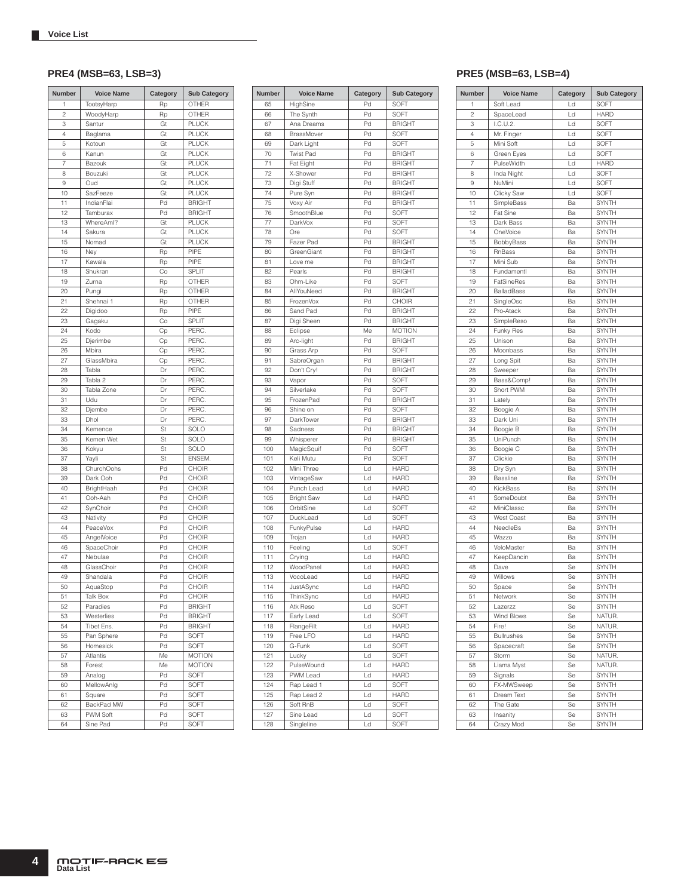## PRE4 (MSB=63, LSB=3)

| Number | Voice Name | Category | Sub Category |
|---|---|---|---|
| 1 | TootsyHarp | Rp | OTHER |
| 2 | WoodyHarp | Rp | OTHER |
| 3 | Santur | Gt | PLUCK |
| 4 | Baglama | Gt | PLUCK |
| 5 | Kotoun | Gt | PLUCK |
| 6 | Kanun | Gt | PLUCK |
| 7 | Bazouk | Gt | PLUCK |
| 8 | Bouzuki | Gt | PLUCK |
| 9 | Oud | Gt | PLUCK |
| 10 | SazFeeze | Gt | PLUCK |
| 11 | IndianFlai | Pd | BRIGHT |
| 12 | Tamburax | Pd | BRIGHT |
| 13 | WhereAmI? | Gt | PLUCK |
| 14 | Sakura | Gt | PLUCK |
| 15 | Nomad | Gt | PLUCK |
| 16 | Ney | Rp | PIPE |
| 17 | Kawala | Rp | PIPE |
| 18 | Shukran | Co | SPLIT |
| 19 | Zurna | Rp | OTHER |
| 20 | Pungi | Rp | OTHER |
| 21 | Shehnai 1 | Rp | OTHER |
| 22 | Digidoo | Rp | PIPE |
| 23 | Gagaku | Co | SPLIT |
| 24 | Kodo | Cp | PERC. |
| 25 | Djerimbe | Cp | PERC. |
| 26 | Mbira | Cp | PERC. |
| 27 | GlassMbira | Cp | PERC. |
| 28 | Tabla | Dr | PERC. |
| 29 | Tabla 2 | Dr | PERC. |
| 30 | Tabla Zone | Dr | PERC. |
| 31 | Udu | Dr | PERC. |
| 32 | Djembe | Dr | PERC. |
| 33 | Dhol | Dr | PERC. |
| 34 | Kemence | St | SOLO |
| 35 | Kemen Wet | St | SOLO |
| 36 | Kokyu | St | SOLO |
| 37 | Yayli | St | ENSEM. |
| 38 | ChurchOohs | Pd | CHOIR |
| 39 | Dark Ooh | Pd | CHOIR |
| 40 | BrightHaah | Pd | CHOIR |
| 41 | Ooh-Aah | Pd | CHOIR |
| 42 | SynChoir | Pd | CHOIR |
| 43 | Nativity | Pd | CHOIR |
| 44 | PeaceVox | Pd | CHOIR |
| 45 | AngelVoice | Pd | CHOIR |
| 46 | SpaceChoir | Pd | CHOIR |
| 47 | Nebulae | Pd | CHOIR |
| 48 | GlassChoir | Pd | CHOIR |
| 49 | Shandala | Pd | CHOIR |
| 50 | AquaStop | Pd | CHOIR |
| 51 | Talk Box | Pd | CHOIR |
| 52 | Paradies | Pd | BRIGHT |
| 53 | Westerlies | Pd | BRIGHT |
| 54 | Tibet Ens. | Pd | BRIGHT |
| 55 | Pan Sphere | Pd | SOFT |
| 56 | Homesick | Pd | SOFT |
| 57 | Atlantis | Me | MOTION |
| 58 | Forest | Me | MOTION |
| 59 | Analog | Pd | SOFT |
| 60 | MellowAnlg | Pd | SOFT |
| 61 | Square | Pd | SOFT |
| 62 | BackPad MW | Pd | SOFT |
| 63 | PWM Soft | Pd | SOFT |
| 64 | Sine Pad | Pd | SOFT |
| 65 | HighSine | Pd | SOFT |
| 66 | The Synth | Pd | SOFT |
| 67 | Ana Dreams | Pd | BRIGHT |
| 68 | BrassMover | Pd | SOFT |
| 69 | Dark Light | Pd | SOFT |
| 70 | Twist Pad | Pd | BRIGHT |
| 71 | Fat Eight | Pd | BRIGHT |
| 72 | X-Shower | Pd | BRIGHT |
| 73 | Digi Stuff | Pd | BRIGHT |
| 74 | Pure Syn | Pd | BRIGHT |
| 75 | Voxy Air | Pd | BRIGHT |
| 76 | SmoothBlue | Pd | SOFT |
| 77 | DarkVox | Pd | SOFT |
| 78 | Ore | Pd | SOFT |
| 79 | Fazer Pad | Pd | BRIGHT |
| 80 | GreenGiant | Pd | BRIGHT |
| 81 | Love me | Pd | BRIGHT |
| 82 | Pearls | Pd | BRIGHT |
| 83 | Ohm-Like | Pd | SOFT |
| 84 | AllYouNeed | Pd | BRIGHT |
| 85 | FrozenVox | Pd | CHOIR |
| 86 | Sand Pad | Pd | BRIGHT |
| 87 | Digi Sheen | Pd | BRIGHT |
| 88 | Eclipse | Me | MOTION |
| 89 | Arc-light | Pd | BRIGHT |
| 90 | Grass Arp | Pd | SOFT |
| 91 | SabreOrgan | Pd | BRIGHT |
| 92 | Don't Cry! | Pd | BRIGHT |
| 93 | Vapor | Pd | SOFT |
| 94 | Silverlake | Pd | SOFT |
| 95 | FrozenPad | Pd | BRIGHT |
| 96 | Shine on | Pd | SOFT |
| 97 | DarkTower | Pd | BRIGHT |
| 98 | Sadness | Pd | BRIGHT |
| 99 | Whisperer | Pd | BRIGHT |
| 100 | MagicSquif | Pd | SOFT |
| 101 | Keli Mutu | Pd | SOFT |
| 102 | Mini Three | Ld | HARD |
| 103 | VintageSaw | Ld | HARD |
| 104 | Punch Lead | Ld | HARD |
| 105 | Bright Saw | Ld | HARD |
| 106 | OrbitSine | Ld | SOFT |
| 107 | DuckLead | Ld | SOFT |
| 108 | FunkyPulse | Ld | HARD |
| 109 | Trojan | Ld | HARD |
| 110 | Feeling | Ld | SOFT |
| 111 | Crying | Ld | HARD |
| 112 | WoodPanel | Ld | HARD |
| 113 | VocoLead | Ld | HARD |
| 114 | JustASync | Ld | HARD |
| 115 | ThinkSync | Ld | HARD |
| 116 | Atk Reso | Ld | SOFT |
| 117 | Early Lead | Ld | SOFT |
| 118 | FlangeFilt | Ld | HARD |
| 119 | Free LFO | Ld | HARD |
| 120 | G-Funk | Ld | SOFT |
| 121 | Lucky | Ld | SOFT |
| 122 | PulseWound | Ld | HARD |
| 123 | PWM Lead | Ld | HARD |
| 124 | Rap Lead 1 | Ld | SOFT |
| 125 | Rap Lead 2 | Ld | HARD |
| 126 | Soft RnB | Ld | SOFT |
| 127 | Sine Lead | Ld | SOFT |
| 128 | Singleline | Ld | SOFT |

## PRE5 (MSB=63, LSB=4)

| Number | Voice Name | Category | Sub Category |
|---|---|---|---|
| 1 | Soft Lead | Ld | SOFT |
| 2 | SpaceLead | Ld | HARD |
| 3 | I.C.U.2. | Ld | SOFT |
| 4 | Mr. Finger | Ld | SOFT |
| 5 | Mini Soft | Ld | SOFT |
| 6 | Green Eyes | Ld | SOFT |
| 7 | PulseWidth | Ld | HARD |
| 8 | Inda Night | Ld | SOFT |
| 9 | NuMini | Ld | SOFT |
| 10 | Clicky Saw | Ld | SOFT |
| 11 | SimpleBass | Ba | SYNTH |
| 12 | Fat Sine | Ba | SYNTH |
| 13 | Dark Bass | Ba | SYNTH |
| 14 | OneVoice | Ba | SYNTH |
| 15 | BobbyBass | Ba | SYNTH |
| 16 | RnBass | Ba | SYNTH |
| 17 | Mini Sub | Ba | SYNTH |
| 18 | Fundamentl | Ba | SYNTH |
| 19 | FatSineRes | Ba | SYNTH |
| 20 | BalladBass | Ba | SYNTH |
| 21 | SingleOsc | Ba | SYNTH |
| 22 | Pro-Atack | Ba | SYNTH |
| 23 | SimpleReso | Ba | SYNTH |
| 24 | Funky Res | Ba | SYNTH |
| 25 | Unison | Ba | SYNTH |
| 26 | Moonbass | Ba | SYNTH |
| 27 | Long Spit | Ba | SYNTH |
| 28 | Sweeper | Ba | SYNTH |
| 29 | Bass&Comp! | Ba | SYNTH |
| 30 | Short PWM | Ba | SYNTH |
| 31 | Lately | Ba | SYNTH |
| 32 | Boogie A | Ba | SYNTH |
| 33 | Dark Uni | Ba | SYNTH |
| 34 | Boogie B | Ba | SYNTH |
| 35 | UniPunch | Ba | SYNTH |
| 36 | Boogie C | Ba | SYNTH |
| 37 | Clickie | Ba | SYNTH |
| 38 | Dry Syn | Ba | SYNTH |
| 39 | Bassline | Ba | SYNTH |
| 40 | KickBass | Ba | SYNTH |
| 41 | SomeDoubt | Ba | SYNTH |
| 42 | MiniClassc | Ba | SYNTH |
| 43 | West Coast | Ba | SYNTH |
| 44 | NeedleBs | Ba | SYNTH |
| 45 | Wazzo | Ba | SYNTH |
| 46 | VeloMaster | Ba | SYNTH |
| 47 | KeepDancin | Ba | SYNTH |
| 48 | Dave | Se | SYNTH |
| 49 | Willows | Se | SYNTH |
| 50 | Space | Se | SYNTH |
| 51 | Network | Se | SYNTH |
| 52 | Lazerzz | Se | SYNTH |
| 53 | Wind Blows | Se | NATUR. |
| 54 | Fire! | Se | NATUR. |
| 55 | Bullrushes | Se | SYNTH |
| 56 | Spacecraft | Se | SYNTH |
| 57 | Storm | Se | NATUR. |
| 58 | Liama Myst | Se | NATUR. |
| 59 | Signals | Se | SYNTH |
| 60 | FX-MWSweep | Se | SYNTH |
| 61 | Dream Text | Se | SYNTH |
| 62 | The Gate | Se | SYNTH |
| 63 | Insanity | Se | SYNTH |
| 64 | Crazy Mod | Se | SYNTH |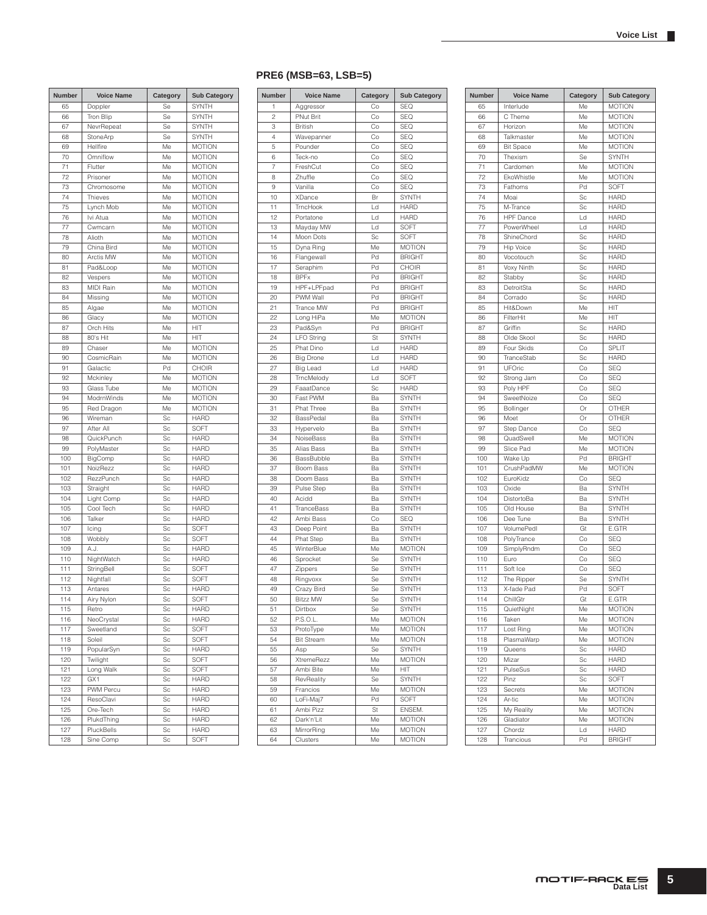| Number | Voice Name | Category | Sub Category |
|---|---|---|---|
| 65 | Doppler | Se | SYNTH |
| 66 | Tron Blip | Se | SYNTH |
| 67 | NevrRepeat | Se | SYNTH |
| 68 | StoneArp | Se | SYNTH |
| 69 | Hellfire | Me | MOTION |
| 70 | Omniflow | Me | MOTION |
| 71 | Flutter | Me | MOTION |
| 72 | Prisoner | Me | MOTION |
| 73 | Chromosome | Me | MOTION |
| 74 | Thieves | Me | MOTION |
| 75 | Lynch Mob | Me | MOTION |
| 76 | Ivi Atua | Me | MOTION |
| 77 | Cwmcarn | Me | MOTION |
| 78 | Alioth | Me | MOTION |
| 79 | China Bird | Me | MOTION |
| 80 | Arctis MW | Me | MOTION |
| 81 | Pad&Loop | Me | MOTION |
| 82 | Vespers | Me | MOTION |
| 83 | MIDI Rain | Me | MOTION |
| 84 | Missing | Me | MOTION |
| 85 | Algae | Me | MOTION |
| 86 | Glacy | Me | MOTION |
| 87 | Orch Hits | Me | HIT |
| 88 | 80's Hit | Me | HIT |
| 89 | Chaser | Me | MOTION |
| 90 | CosmicRain | Me | MOTION |
| 91 | Galactic | Pd | CHOIR |
| 92 | Mckinley | Me | MOTION |
| 93 | Glass Tube | Me | MOTION |
| 94 | ModrnWinds | Me | MOTION |
| 95 | Red Dragon | Me | MOTION |
| 96 | Wireman | Sc | HARD |
| 97 | After All | Sc | SOFT |
| 98 | QuickPunch | Sc | HARD |
| 99 | PolyMaster | Sc | HARD |
| 100 | BigComp | Sc | HARD |
| 101 | NoizRezz | Sc | HARD |
| 102 | RezzPunch | Sc | HARD |
| 103 | Straight | Sc | HARD |
| 104 | Light Comp | Sc | HARD |
| 105 | Cool Tech | Sc | HARD |
| 106 | Talker | Sc | HARD |
| 107 | Icing | Sc | SOFT |
| 108 | Wobbly | Sc | SOFT |
| 109 | A.J. | Sc | HARD |
| 110 | NightWatch | Sc | HARD |
| 111 | StringBell | Sc | SOFT |
| 112 | Nightfall | Sc | SOFT |
| 113 | Antares | Sc | HARD |
| 114 | Airy Nylon | Sc | SOFT |
| 115 | Retro | Sc | HARD |
| 116 | NeoCrystal | Sc | HARD |
| 117 | Sweetland | Sc | SOFT |
| 118 | Soleil | Sc | SOFT |
| 119 | PopularSyn | Sc | HARD |
| 120 | Twilight | Sc | SOFT |
| 121 | Long Walk | Sc | SOFT |
| 122 | GX1 | Sc | HARD |
| 123 | PWM Percu | Sc | HARD |
| 124 | ResoClavi | Sc | HARD |
| 125 | Ore-Tech | Sc | HARD |
| 126 | PlukdThing | Sc | HARD |
| 127 | PluckBells | Sc | HARD |
| 128 | Sine Comp | Sc | SOFT |

## PRE6 (MSB=63, LSB=5)

| Number | Voice Name | Category | Sub Category |
|---|---|---|---|
| 1 | Aggressor | Co | SEQ |
| 2 | PNut Brit | Co | SEQ |
| 3 | British | Co | SEQ |
| 4 | Wavepanner | Co | SEQ |
| 5 | Pounder | Co | SEQ |
| 6 | Teck-no | Co | SEQ |
| 7 | FreshCut | Co | SEQ |
| 8 | Zhuffle | Co | SEQ |
| 9 | Vanilla | Co | SEQ |
| 10 | XDance | Br | SYNTH |
| 11 | TrncHook | Ld | HARD |
| 12 | Portatone | Ld | HARD |
| 13 | Mayday MW | Ld | SOFT |
| 14 | Moon Dots | Sc | SOFT |
| 15 | Dyna Ring | Me | MOTION |
| 16 | Flangewall | Pd | BRIGHT |
| 17 | Seraphim | Pd | CHOIR |
| 18 | BPFx | Pd | BRIGHT |
| 19 | HPF+LPFpad | Pd | BRIGHT |
| 20 | PWM Wall | Pd | BRIGHT |
| 21 | Trance MW | Pd | BRIGHT |
| 22 | Long HiPa | Me | MOTION |
| 23 | Pad&Syn | Pd | BRIGHT |
| 24 | LFO String | St | SYNTH |
| 25 | Phat Dino | Ld | HARD |
| 26 | Big Drone | Ld | HARD |
| 27 | Big Lead | Ld | HARD |
| 28 | TrncMelody | Ld | SOFT |
| 29 | FaaatDance | Sc | HARD |
| 30 | Fast PWM | Ba | SYNTH |
| 31 | Phat Three | Ba | SYNTH |
| 32 | BassPedal | Ba | SYNTH |
| 33 | Hypervelo | Ba | SYNTH |
| 34 | NoiseBass | Ba | SYNTH |
| 35 | Alias Bass | Ba | SYNTH |
| 36 | BassBubble | Ba | SYNTH |
| 37 | Boom Bass | Ba | SYNTH |
| 38 | Doom Bass | Ba | SYNTH |
| 39 | Pulse Step | Ba | SYNTH |
| 40 | Acidd | Ba | SYNTH |
| 41 | TranceBass | Ba | SYNTH |
| 42 | Ambi Bass | Co | SEQ |
| 43 | Deep Point | Ba | SYNTH |
| 44 | Phat Step | Ba | SYNTH |
| 45 | WinterBlue | Me | MOTION |
| 46 | Sprocket | Se | SYNTH |
| 47 | Zippers | Se | SYNTH |
| 48 | Ringvoxx | Se | SYNTH |
| 49 | Crazy Bird | Se | SYNTH |
| 50 | Bitzz MW | Se | SYNTH |
| 51 | Dirtbox | Se | SYNTH |
| 52 | P.S.O.L. | Me | MOTION |
| 53 | ProtoType | Me | MOTION |
| 54 | Bit Stream | Me | MOTION |
| 55 | Asp | Se | SYNTH |
| 56 | XtremeRezz | Me | MOTION |
| 57 | Ambi Bite | Me | HIT |
| 58 | RevReality | Se | SYNTH |
| 59 | Francios | Me | MOTION |
| 60 | LoFi-Maj7 | Pd | SOFT |
| 61 | Ambi Pizz | St | ENSEM. |
| 62 | Dark'n'Lit | Me | MOTION |
| 63 | MirrorRing | Me | MOTION |
| 64 | Clusters | Me | MOTION |
| 65 | Interlude | Me | MOTION |
| 66 | C Theme | Me | MOTION |
| 67 | Horizon | Me | MOTION |
| 68 | Talkmaster | Me | MOTION |
| 69 | Bit Space | Me | MOTION |
| 70 | Thexism | Se | SYNTH |
| 71 | Cardomen | Me | MOTION |
| 72 | EkoWhistle | Me | MOTION |
| 73 | Fathoms | Pd | SOFT |
| 74 | Moai | Sc | HARD |
| 75 | M-Trance | Sc | HARD |
| 76 | HPF Dance | Ld | HARD |
| 77 | PowerWheel | Ld | HARD |
| 78 | ShineChord | Sc | HARD |
| 79 | Hip Voice | Sc | HARD |
| 80 | Vocotouch | Sc | HARD |
| 81 | Voxy Ninth | Sc | HARD |
| 82 | Stabby | Sc | HARD |
| 83 | DetroitSta | Sc | HARD |
| 84 | Corrado | Sc | HARD |
| 85 | Hit&Down | Me | HIT |
| 86 | FilterHit | Me | HIT |
| 87 | Griffin | Sc | HARD |
| 88 | Olde Skool | Sc | HARD |
| 89 | Four Skids | Co | SPLIT |
| 90 | TranceStab | Sc | HARD |
| 91 | UFOric | Co | SEQ |
| 92 | Strong Jam | Co | SEQ |
| 93 | Poly HPF | Co | SEQ |
| 94 | SweetNoize | Co | SEQ |
| 95 | Bollinger | Or | OTHER |
| 96 | Moet | Or | OTHER |
| 97 | Step Dance | Co | SEQ |
| 98 | QuadSwell | Me | MOTION |
| 99 | Slice Pad | Me | MOTION |
| 100 | Wake Up | Pd | BRIGHT |
| 101 | CrushPadMW | Me | MOTION |
| 102 | EuroKidz | Co | SEQ |
| 103 | Oxide | Ba | SYNTH |
| 104 | DistortoBa | Ba | SYNTH |
| 105 | Old House | Ba | SYNTH |
| 106 | Dee Tune | Ba | SYNTH |
| 107 | VolumePedl | Gt | E.GTR |
| 108 | PolyTrance | Co | SEQ |
| 109 | SimplyRndm | Co | SEQ |
| 110 | Euro | Co | SEQ |
| 111 | Soft Ice | Co | SEQ |
| 112 | The Ripper | Se | SYNTH |
| 113 | X-fade Pad | Pd | SOFT |
| 114 | ChillGtr | Gt | E.GTR |
| 115 | QuietNight | Me | MOTION |
| 116 | Taken | Me | MOTION |
| 117 | Lost Ring | Me | MOTION |
| 118 | PlasmaWarp | Me | MOTION |
| 119 | Queens | Sc | HARD |
| 120 | Mizar | Sc | HARD |
| 121 | PulseSus | Sc | HARD |
| 122 | Pinz | Sc | SOFT |
| 123 | Secrets | Me | MOTION |
| 124 | Ar-tic | Me | MOTION |
| 125 | My Reality | Me | MOTION |
| 126 | Gladiator | Me | MOTION |
| 127 | Chordz | Ld | HARD |
| 128 | Trancious | Pd | BRIGHT |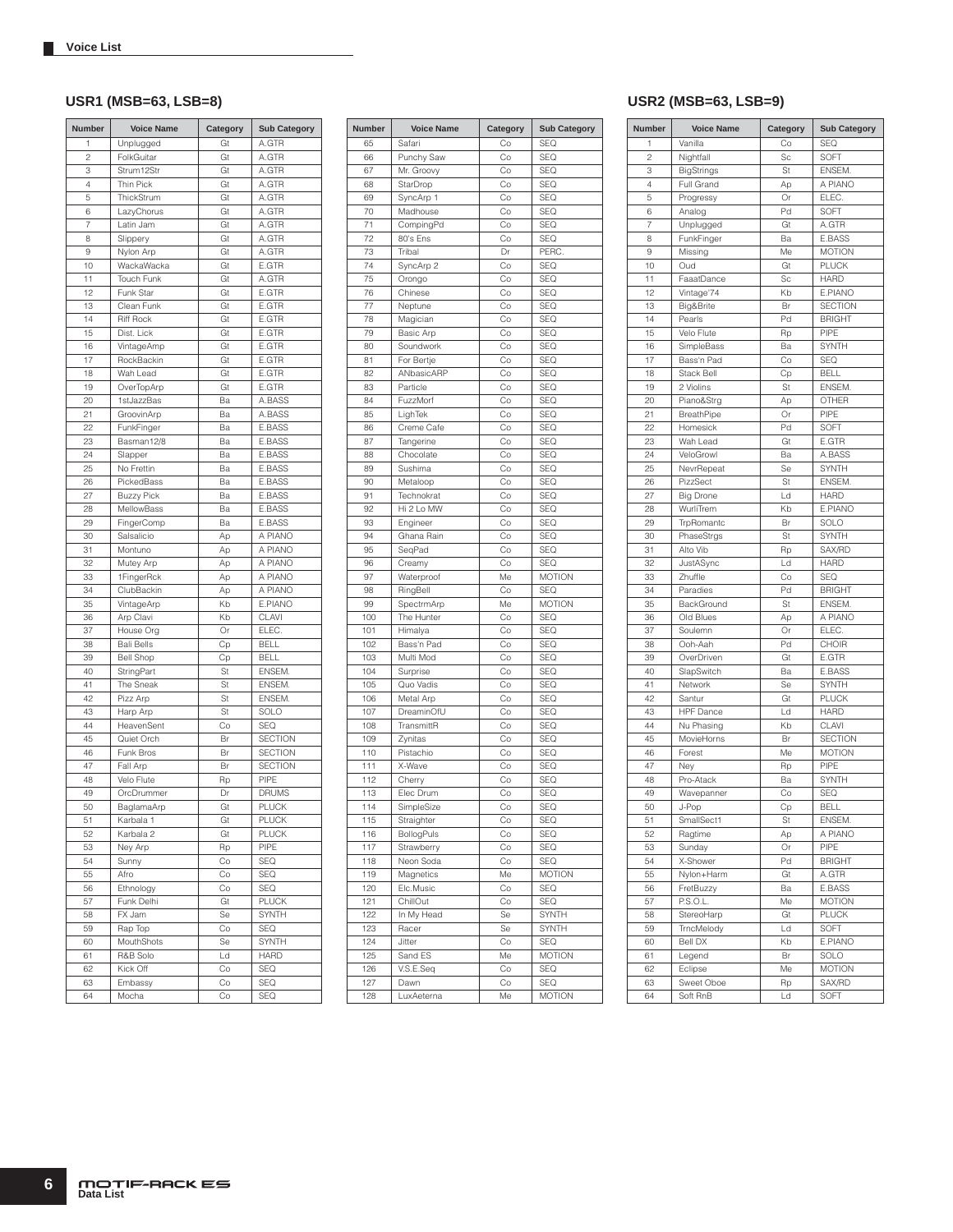## USR1 (MSB=63, LSB=8)

| Number | Voice Name | Category | Sub Category |
|---|---|---|---|
| 1 | Unplugged | Gt | A.GTR |
| 2 | FolkGuitar | Gt | A.GTR |
| 3 | Strum12Str | Gt | A.GTR |
| 4 | Thin Pick | Gt | A.GTR |
| 5 | ThickStrum | Gt | A.GTR |
| 6 | LazyChorus | Gt | A.GTR |
| 7 | Latin Jam | Gt | A.GTR |
| 8 | Slippery | Gt | A.GTR |
| 9 | Nylon Arp | Gt | A.GTR |
| 10 | WackaWacka | Gt | E.GTR |
| 11 | Touch Funk | Gt | A.GTR |
| 12 | Funk Star | Gt | E.GTR |
| 13 | Clean Funk | Gt | E.GTR |
| 14 | Riff Rock | Gt | E.GTR |
| 15 | Dist. Lick | Gt | E.GTR |
| 16 | VintageAmp | Gt | E.GTR |
| 17 | RockBackin | Gt | E.GTR |
| 18 | Wah Lead | Gt | E.GTR |
| 19 | OverTopArp | Gt | E.GTR |
| 20 | 1stJazzBas | Ba | A.BASS |
| 21 | GroovinArp | Ba | A.BASS |
| 22 | FunkFinger | Ba | E.BASS |
| 23 | Basman12/8 | Ba | E.BASS |
| 24 | Slapper | Ba | E.BASS |
| 25 | No Frettin | Ba | E.BASS |
| 26 | PickedBass | Ba | E.BASS |
| 27 | Buzzy Pick | Ba | E.BASS |
| 28 | MellowBass | Ba | E.BASS |
| 29 | FingerComp | Ba | E.BASS |
| 30 | Salsalicio | Ap | A PIANO |
| 31 | Montuno | Ap | A PIANO |
| 32 | Mutey Arp | Ap | A PIANO |
| 33 | 1FingerRck | Ap | A PIANO |
| 34 | ClubBackin | Ap | A PIANO |
| 35 | VintageArp | Kb | E.PIANO |
| 36 | Arp Clavi | Kb | CLAVI |
| 37 | House Org | Or | ELEC. |
| 38 | Bali Bells | Cp | BELL |
| 39 | Bell Shop | Cp | BELL |
| 40 | StringPart | St | ENSEM. |
| 41 | The Sneak | St | ENSEM. |
| 42 | Pizz Arp | St | ENSEM. |
| 43 | Harp Arp | St | SOLO |
| 44 | HeavenSent | Co | SEQ |
| 45 | Quiet Orch | Br | SECTION |
| 46 | Funk Bros | Br | SECTION |
| 47 | Fall Arp | Br | SECTION |
| 48 | Velo Flute | Rp | PIPE |
| 49 | OrcDrummer | Dr | DRUMS |
| 50 | BaglamaArp | Gt | PLUCK |
| 51 | Karbala 1 | Gt | PLUCK |
| 52 | Karbala 2 | Gt | PLUCK |
| 53 | Ney Arp | Rp | PIPE |
| 54 | Sunny | Co | SEQ |
| 55 | Afro | Co | SEQ |
| 56 | Ethnology | Co | SEQ |
| 57 | Funk Delhi | Gt | PLUCK |
| 58 | FX Jam | Se | SYNTH |
| 59 | Rap Top | Co | SEQ |
| 60 | MouthShots | Se | SYNTH |
| 61 | R&B Solo | Ld | HARD |
| 62 | Kick Off | Co | SEQ |
| 63 | Embassy | Co | SEQ |
| 64 | Mocha | Co | SEQ |
| 65 | Safari | Co | SEQ |
| 66 | Punchy Saw | Co | SEQ |
| 67 | Mr. Groovy | Co | SEQ |
| 68 | StarDrop | Co | SEQ |
| 69 | SyncArp 1 | Co | SEQ |
| 70 | Madhouse | Co | SEQ |
| 71 | CompingPd | Co | SEQ |
| 72 | 80's Ens | Co | SEQ |
| 73 | Tribal | Dr | PERC. |
| 74 | SyncArp 2 | Co | SEQ |
| 75 | Orongo | Co | SEQ |
| 76 | Chinese | Co | SEQ |
| 77 | Neptune | Co | SEQ |
| 78 | Magician | Co | SEQ |
| 79 | Basic Arp | Co | SEQ |
| 80 | Soundwork | Co | SEQ |
| 81 | For Bertje | Co | SEQ |
| 82 | ANbasicARP | Co | SEQ |
| 83 | Particle | Co | SEQ |
| 84 | FuzzMorf | Co | SEQ |
| 85 | LighTek | Co | SEQ |
| 86 | Creme Cafe | Co | SEQ |
| 87 | Tangerine | Co | SEQ |
| 88 | Chocolate | Co | SEQ |
| 89 | Sushima | Co | SEQ |
| 90 | Metaloop | Co | SEQ |
| 91 | Technokrat | Co | SEQ |
| 92 | Hi 2 Lo MW | Co | SEQ |
| 93 | Engineer | Co | SEQ |
| 94 | Ghana Rain | Co | SEQ |
| 95 | SeqPad | Co | SEQ |
| 96 | Creamy | Co | SEQ |
| 97 | Waterproof | Me | MOTION |
| 98 | RingBell | Co | SEQ |
| 99 | SpectrmArp | Me | MOTION |
| 100 | The Hunter | Co | SEQ |
| 101 | Himalya | Co | SEQ |
| 102 | Bass'n Pad | Co | SEQ |
| 103 | Multi Mod | Co | SEQ |
| 104 | Surprise | Co | SEQ |
| 105 | Quo Vadis | Co | SEQ |
| 106 | Metal Arp | Co | SEQ |
| 107 | DreaminOfU | Co | SEQ |
| 108 | TransmittR | Co | SEQ |
| 109 | Zynitas | Co | SEQ |
| 110 | Pistachio | Co | SEQ |
| 111 | X-Wave | Co | SEQ |
| 112 | Cherry | Co | SEQ |
| 113 | Elec Drum | Co | SEQ |
| 114 | SimpleSize | Co | SEQ |
| 115 | Straighter | Co | SEQ |
| 116 | BollogPuls | Co | SEQ |
| 117 | Strawberry | Co | SEQ |
| 118 | Neon Soda | Co | SEQ |
| 119 | Magnetics | Me | MOTION |
| 120 | Elc.Music | Co | SEQ |
| 121 | ChillOut | Co | SEQ |
| 122 | In My Head | Se | SYNTH |
| 123 | Racer | Se | SYNTH |
| 124 | Jitter | Co | SEQ |
| 125 | Sand ES | Me | MOTION |
| 126 | V.S.E.Seq | Co | SEQ |
| 127 | Dawn | Co | SEQ |
| 128 | LuxAeterna | Me | MOTION |

## USR2 (MSB=63, LSB=9)

| Number | Voice Name | Category | Sub Category |
|---|---|---|---|
| 1 | Vanilla | Co | SEQ |
| 2 | Nightfall | Sc | SOFT |
| 3 | BigStrings | St | ENSEM. |
| 4 | Full Grand | Ap | A PIANO |
| 5 | Progressy | Or | ELEC. |
| 6 | Analog | Pd | SOFT |
| 7 | Unplugged | Gt | A.GTR |
| 8 | FunkFinger | Ba | E.BASS |
| 9 | Missing | Me | MOTION |
| 10 | Oud | Gt | PLUCK |
| 11 | FaaatDance | Sc | HARD |
| 12 | Vintage'74 | Kb | E.PIANO |
| 13 | Big&Brite | Br | SECTION |
| 14 | Pearls | Pd | BRIGHT |
| 15 | Velo Flute | Rp | PIPE |
| 16 | SimpleBass | Ba | SYNTH |
| 17 | Bass'n Pad | Co | SEQ |
| 18 | Stack Bell | Cp | BELL |
| 19 | 2 Violins | St | ENSEM. |
| 20 | Piano&Strg | Ap | OTHER |
| 21 | BreathPipe | Or | PIPE |
| 22 | Homesick | Pd | SOFT |
| 23 | Wah Lead | Gt | E.GTR |
| 24 | VeloGrowl | Ba | A.BASS |
| 25 | NevrRepeat | Se | SYNTH |
| 26 | PizzSect | St | ENSEM. |
| 27 | Big Drone | Ld | HARD |
| 28 | WurliTrem | Kb | E.PIANO |
| 29 | TrpRomantc | Br | SOLO |
| 30 | PhaseStrgs | St | SYNTH |
| 31 | Alto Vib | Rp | SAX/RD |
| 32 | JustASync | Ld | HARD |
| 33 | Zhuffle | Co | SEQ |
| 34 | Paradies | Pd | BRIGHT |
| 35 | BackGround | St | ENSEM. |
| 36 | Old Blues | Ap | A PIANO |
| 37 | Soulemn | Or | ELEC. |
| 38 | Ooh-Aah | Pd | CHOIR |
| 39 | OverDriven | Gt | E.GTR |
| 40 | SlapSwitch | Ba | E.BASS |
| 41 | Network | Se | SYNTH |
| 42 | Santur | Gt | PLUCK |
| 43 | HPF Dance | Ld | HARD |
| 44 | Nu Phasing | Kb | CLAVI |
| 45 | MovieHorns | Br | SECTION |
| 46 | Forest | Me | MOTION |
| 47 | Ney | Rp | PIPE |
| 48 | Pro-Atack | Ba | SYNTH |
| 49 | Wavepanner | Co | SEQ |
| 50 | J-Pop | Cp | BELL |
| 51 | SmallSect1 | St | ENSEM. |
| 52 | Ragtime | Ap | A PIANO |
| 53 | Sunday | Or | PIPE |
| 54 | X-Shower | Pd | BRIGHT |
| 55 | Nylon+Harm | Gt | A.GTR |
| 56 | FretBuzzy | Ba | E.BASS |
| 57 | P.S.O.L. | Me | MOTION |
| 58 | StereoHarp | Gt | PLUCK |
| 59 | TrncMelody | Ld | SOFT |
| 60 | Bell DX | Kb | E.PIANO |
| 61 | Legend | Br | SOLO |
| 62 | Eclipse | Me | MOTION |
| 63 | Sweet Oboe | Rp | SAX/RD |
| 64 | Soft RnB | Ld | SOFT |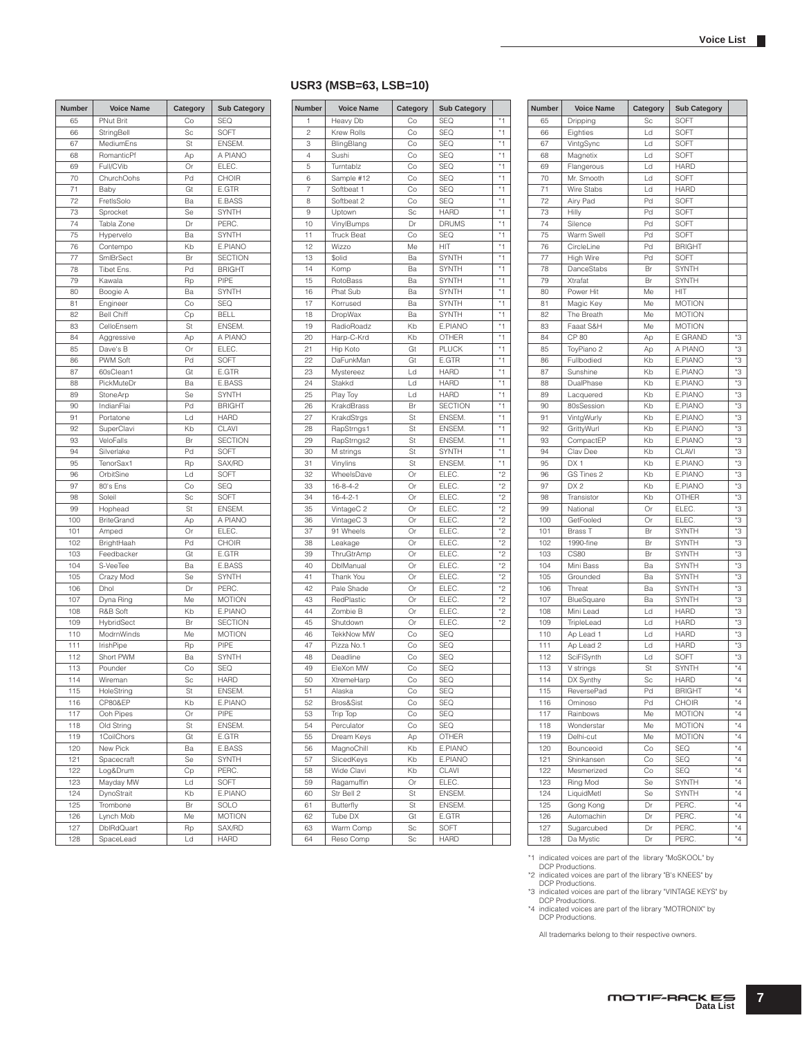| Number | Voice Name | Category | Sub Category |
|---|---|---|---|
| 65 | PNut Brit | Co | SEQ |
| 66 | StringBell | Sc | SOFT |
| 67 | MediumEns | St | ENSEM. |
| 68 | RomanticPf | Ap | A PIANO |
| 69 | Full/CVib | Or | ELEC. |
| 70 | ChurchOohs | Pd | CHOIR |
| 71 | Baby | Gt | E.GTR |
| 72 | FretlsSolo | Ba | E.BASS |
| 73 | Sprocket | Se | SYNTH |
| 74 | Tabla Zone | Dr | PERC. |
| 75 | Hypervelo | Ba | SYNTH |
| 76 | Contempo | Kb | E.PIANO |
| 77 | SmlBrSect | Br | SECTION |
| 78 | Tibet Ens. | Pd | BRIGHT |
| 79 | Kawala | Rp | PIPE |
| 80 | Boogie A | Ba | SYNTH |
| 81 | Engineer | Co | SEQ |
| 82 | Bell Chiff | Cp | BELL |
| 83 | CelloEnsem | St | ENSEM. |
| 84 | Aggressive | Ap | A PIANO |
| 85 | Dave's B | Or | ELEC. |
| 86 | PWM Soft | Pd | SOFT |
| 87 | 60sClean1 | Gt | E.GTR |
| 88 | PickMuteDr | Ba | E.BASS |
| 89 | StoneArp | Se | SYNTH |
| 90 | IndianFlai | Pd | BRIGHT |
| 91 | Portatone | Ld | HARD |
| 92 | SuperClavi | Kb | CLAVI |
| 93 | VeloFalls | Br | SECTION |
| 94 | Silverlake | Pd | SOFT |
| 95 | TenorSax1 | Rp | SAX/RD |
| 96 | OrbitSine | Ld | SOFT |
| 97 | 80's Ens | Co | SEQ |
| 98 | Soleil | Sc | SOFT |
| 99 | Hophead | St | ENSEM. |
| 100 | BriteGrand | Ap | A PIANO |
| 101 | Amped | Or | ELEC. |
| 102 | BrightHaah | Pd | CHOIR |
| 103 | Feedbacker | Gt | E.GTR |
| 104 | S-VeeTee | Ba | E.BASS |
| 105 | Crazy Mod | Se | SYNTH |
| 106 | Dhol | Dr | PERC. |
| 107 | Dyna Ring | Me | MOTION |
| 108 | R&B Soft | Kb | E.PIANO |
| 109 | HybridSect | Br | SECTION |
| 110 | ModrnWinds | Me | MOTION |
| 111 | IrishPipe | Rp | PIPE |
| 112 | Short PWM | Ba | SYNTH |
| 113 | Pounder | Co | SEQ |
| 114 | Wireman | Sc | HARD |
| 115 | HoleString | St | ENSEM. |
| 116 | CP80&EP | Kb | E.PIANO |
| 117 | Ooh Pipes | Or | PIPE |
| 118 | Old String | St | ENSEM. |
| 119 | 1CoilChors | Gt | E.GTR |
| 120 | New Pick | Ba | E.BASS |
| 121 | Spacecraft | Se | SYNTH |
| 122 | Log&Drum | Cp | PERC. |
| 123 | Mayday MW | Ld | SOFT |
| 124 | DynoStrait | Kb | E.PIANO |
| 125 | Trombone | Br | SOLO |
| 126 | Lynch Mob | Me | MOTION |
| 127 | DblRdQuart | Rp | SAX/RD |
| 128 | SpaceLead | Ld | HARD |

## USR3 (MSB=63, LSB=10)

| Number | Voice Name | Category | Sub Category | |
|---|---|---|---|---|
| 1 | Heavy Db | Co | SEQ | *1 |
| 2 | Krew Rolls | Co | SEQ | *1 |
| 3 | BlingBlang | Co | SEQ | *1 |
| 4 | Sushi | Co | SEQ | *1 |
| 5 | Turntablz | Co | SEQ | *1 |
| 6 | Sample #12 | Co | SEQ | *1 |
| 7 | Softbeat 1 | Co | SEQ | *1 |
| 8 | Softbeat 2 | Co | SEQ | *1 |
| 9 | Uptown | Sc | HARD | *1 |
| 10 | VinylBumps | Dr | DRUMS | *1 |
| 11 | Truck Beat | Co | SEQ | *1 |
| 12 | Wizzo | Me | HIT | *1 |
| 13 | $olid | Ba | SYNTH | *1 |
| 14 | Komp | Ba | SYNTH | *1 |
| 15 | RotoBass | Ba | SYNTH | *1 |
| 16 | Phat Sub | Ba | SYNTH | *1 |
| 17 | Korrused | Ba | SYNTH | *1 |
| 18 | DropWax | Ba | SYNTH | *1 |
| 19 | RadioRoadz | Kb | E.PIANO | *1 |
| 20 | Harp-C-Krd | Kb | OTHER | *1 |
| 21 | Hip Koto | Gt | PLUCK | *1 |
| 22 | DaFunkMan | Gt | E.GTR | *1 |
| 23 | Mystereez | Ld | HARD | *1 |
| 24 | Stakkd | Ld | HARD | *1 |
| 25 | Play Toy | Ld | HARD | *1 |
| 26 | KrakdBrass | Br | SECTION | *1 |
| 27 | KrakdStrgs | St | ENSEM. | *1 |
| 28 | RapStrngs1 | St | ENSEM. | *1 |
| 29 | RapStrngs2 | St | ENSEM. | *1 |
| 30 | M strings | St | SYNTH | *1 |
| 31 | Vinylins | St | ENSEM. | *1 |
| 32 | WheelsDave | Or | ELEC. | *2 |
| 33 | 16-8-4-2 | Or | ELEC. | *2 |
| 34 | 16-4-2-1 | Or | ELEC. | *2 |
| 35 | VintageC 2 | Or | ELEC. | *2 |
| 36 | VintageC 3 | Or | ELEC. | *2 |
| 37 | 91 Wheels | Or | ELEC. | *2 |
| 38 | Leakage | Or | ELEC. | *2 |
| 39 | ThruGtrAmp | Or | ELEC. | *2 |
| 40 | DblManual | Or | ELEC. | *2 |
| 41 | Thank You | Or | ELEC. | *2 |
| 42 | Pale Shade | Or | ELEC. | *2 |
| 43 | RedPlastic | Or | ELEC. | *2 |
| 44 | Zombie B | Or | ELEC. | *2 |
| 45 | Shutdown | Or | ELEC. | *2 |
| 46 | TekkNow MW | Co | SEQ | |
| 47 | Pizza No.1 | Co | SEQ | |
| 48 | Deadline | Co | SEQ | |
| 49 | EleXon MW | Co | SEQ | |
| 50 | XtremeHarp | Co | SEQ | |
| 51 | Alaska | Co | SEQ | |
| 52 | Bros&Sist | Co | SEQ | |
| 53 | Trip Top | Co | SEQ | |
| 54 | Perculator | Co | SEQ | |
| 55 | Dream Keys | Ap | OTHER | |
| 56 | MagnoChill | Kb | E.PIANO | |
| 57 | SlicedKeys | Kb | E.PIANO | |
| 58 | Wide Clavi | Kb | CLAVI | |
| 59 | Ragamuffin | Or | ELEC. | |
| 60 | Str Bell 2 | St | ENSEM. | |
| 61 | Butterfly | St | ENSEM. | |
| 62 | Tube DX | Gt | E.GTR | |
| 63 | Warm Comp | Sc | SOFT | |
| 64 | Reso Comp | Sc | HARD | |
| 65 | Dripping | Sc | SOFT | |
| 66 | Eighties | Ld | SOFT | |
| 67 | VintgSync | Ld | SOFT | |
| 68 | Magnetix | Ld | SOFT | |
| 69 | Flangerous | Ld | HARD | |
| 70 | Mr. Smooth | Ld | SOFT | |
| 71 | Wire Stabs | Ld | HARD | |
| 72 | Airy Pad | Pd | SOFT | |
| 73 | Hilly | Pd | SOFT | |
| 74 | Silence | Pd | SOFT | |
| 75 | Warm Swell | Pd | SOFT | |
| 76 | CircleLine | Pd | BRIGHT | |
| 77 | High Wire | Pd | SOFT | |
| 78 | DanceStabs | Br | SYNTH | |
| 79 | Xtrafat | Br | SYNTH | |
| 80 | Power Hit | Me | HIT | |
| 81 | Magic Key | Me | MOTION | |
| 82 | The Breath | Me | MOTION | |
| 83 | Faaat S&H | Me | MOTION | |
| 84 | CP 80 | Ap | E GRAND | *3 |
| 85 | ToyPiano 2 | Ap | A PIANO | *3 |
| 86 | Fullbodied | Kb | E.PIANO | *3 |
| 87 | Sunshine | Kb | E.PIANO | *3 |
| 88 | DualPhase | Kb | E.PIANO | *3 |
| 89 | Lacquered | Kb | E.PIANO | *3 |
| 90 | 80sSession | Kb | E.PIANO | *3 |
| 91 | VintgWurly | Kb | E.PIANO | *3 |
| 92 | GrittyWurl | Kb | E.PIANO | *3 |
| 93 | CompactEP | Kb | E.PIANO | *3 |
| 94 | Clav Dee | Kb | CLAVI | *3 |
| 95 | DX 1 | Kb | E.PIANO | *3 |
| 96 | GS Tines 2 | Kb | E.PIANO | *3 |
| 97 | DX 2 | Kb | E.PIANO | *3 |
| 98 | Transistor | Kb | OTHER | *3 |
| 99 | National | Or | ELEC. | *3 |
| 100 | GetFooled | Or | ELEC. | *3 |
| 101 | Brass T | Br | SYNTH | *3 |
| 102 | 1990-fine | Br | SYNTH | *3 |
| 103 | CS80 | Br | SYNTH | *3 |
| 104 | Mini Bass | Ba | SYNTH | *3 |
| 105 | Grounded | Ba | SYNTH | *3 |
| 106 | Threat | Ba | SYNTH | *3 |
| 107 | BlueSquare | Ba | SYNTH | *3 |
| 108 | Mini Lead | Ld | HARD | *3 |
| 109 | TripleLead | Ld | HARD | *3 |
| 110 | Ap Lead 1 | Ld | HARD | *3 |
| 111 | Ap Lead 2 | Ld | HARD | *3 |
| 112 | SciFiSynth | Ld | SOFT | *3 |
| 113 | V strings | St | SYNTH | *4 |
| 114 | DX Synthy | Sc | HARD | *4 |
| 115 | ReversePad | Pd | BRIGHT | *4 |
| 116 | Ominoso | Pd | CHOIR | *4 |
| 117 | Rainbows | Me | MOTION | *4 |
| 118 | Wonderstar | Me | MOTION | *4 |
| 119 | Delhi-cut | Me | MOTION | *4 |
| 120 | Bounceoid | Co | SEQ | *4 |
| 121 | Shinkansen | Co | SEQ | *4 |
| 122 | Mesmerized | Co | SEQ | *4 |
| 123 | Ring Mod | Se | SYNTH | *4 |
| 124 | LiquidMetl | Se | SYNTH | *4 |
| 125 | Gong Kong | Dr | PERC. | *4 |
| 126 | Automachin | Dr | PERC. | *4 |
| 127 | Sugarcubed | Dr | PERC. | *4 |
| 128 | Da Mystic | Dr | PERC. | *4 |

*1 indicated voices are part of the library "MoSKOOL" by DCP Productions.
*2 indicated voices are part of the library "B's KNEES" by DCP Productions.
*3 indicated voices are part of the library "VINTAGE KEYS" by DCP Productions.
*4 indicated voices are part of the library "MOTRONIX" by DCP Productions.

All trademarks belong to their respective owners.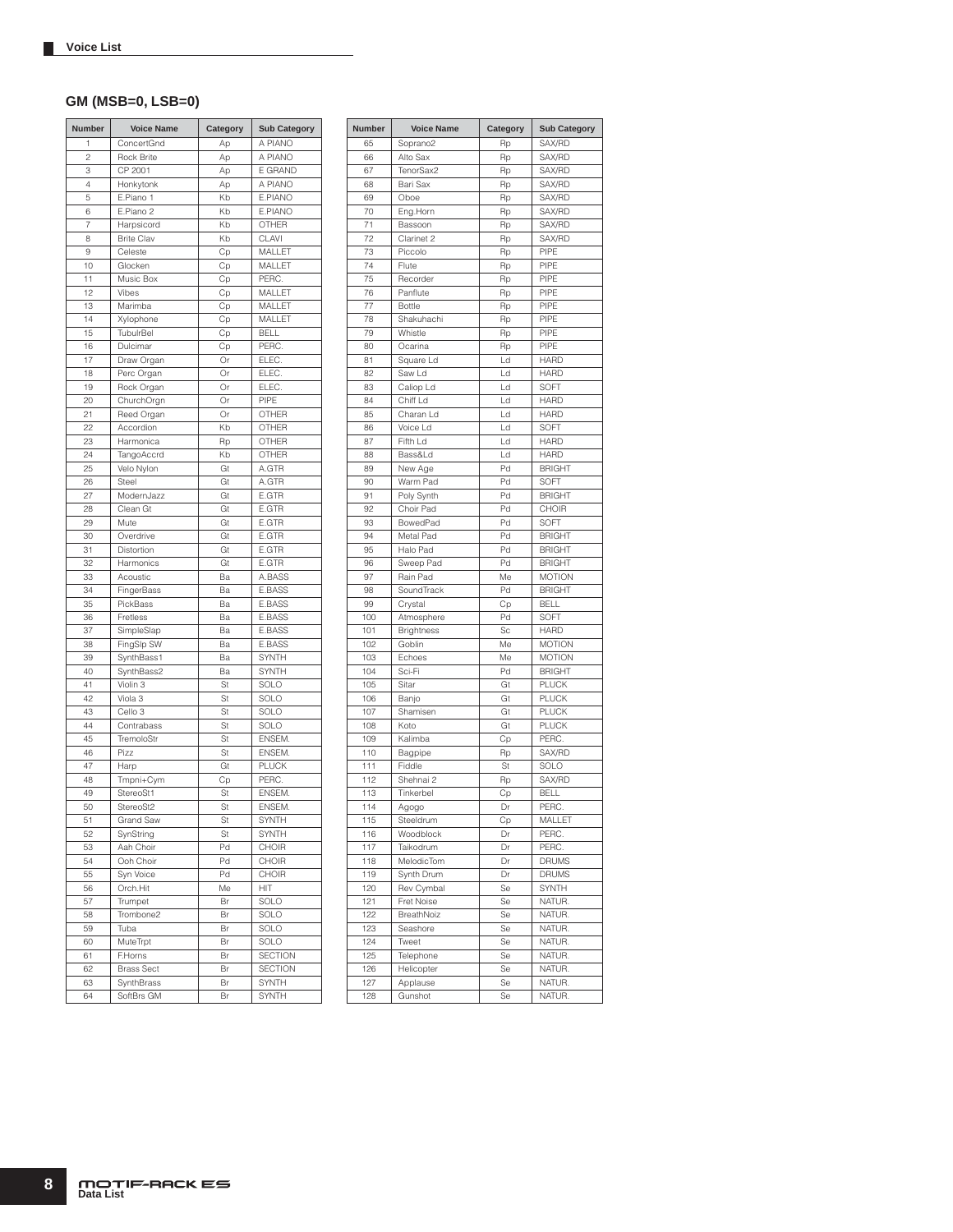## GM (MSB=0, LSB=0)

| Number | Voice Name | Category | Sub Category |
|---|---|---|---|
| 1 | ConcertGnd | Ap | A PIANO |
| 2 | Rock Brite | Ap | A PIANO |
| 3 | CP 2001 | Ap | E GRAND |
| 4 | Honkytonk | Ap | A PIANO |
| 5 | E.Piano 1 | Kb | E.PIANO |
| 6 | E.Piano 2 | Kb | E.PIANO |
| 7 | Harpsicord | Kb | OTHER |
| 8 | Brite Clav | Kb | CLAVI |
| 9 | Celeste | Cp | MALLET |
| 10 | Glocken | Cp | MALLET |
| 11 | Music Box | Cp | PERC. |
| 12 | Vibes | Cp | MALLET |
| 13 | Marimba | Cp | MALLET |
| 14 | Xylophone | Cp | MALLET |
| 15 | TubulrBel | Cp | BELL |
| 16 | Dulcimar | Cp | PERC. |
| 17 | Draw Organ | Or | ELEC. |
| 18 | Perc Organ | Or | ELEC. |
| 19 | Rock Organ | Or | ELEC. |
| 20 | ChurchOrgn | Or | PIPE |
| 21 | Reed Organ | Or | OTHER |
| 22 | Accordion | Kb | OTHER |
| 23 | Harmonica | Rp | OTHER |
| 24 | TangoAccrd | Kb | OTHER |
| 25 | Velo Nylon | Gt | A.GTR |
| 26 | Steel | Gt | A.GTR |
| 27 | ModernJazz | Gt | E.GTR |
| 28 | Clean Gt | Gt | E.GTR |
| 29 | Mute | Gt | E.GTR |
| 30 | Overdrive | Gt | E.GTR |
| 31 | Distortion | Gt | E.GTR |
| 32 | Harmonics | Gt | E.GTR |
| 33 | Acoustic | Ba | A.BASS |
| 34 | FingerBass | Ba | E.BASS |
| 35 | PickBass | Ba | E.BASS |
| 36 | Fretless | Ba | E.BASS |
| 37 | SimpleSlap | Ba | E.BASS |
| 38 | FingSlp SW | Ba | E.BASS |
| 39 | SynthBass1 | Ba | SYNTH |
| 40 | SynthBass2 | Ba | SYNTH |
| 41 | Violin 3 | St | SOLO |
| 42 | Viola 3 | St | SOLO |
| 43 | Cello 3 | St | SOLO |
| 44 | Contrabass | St | SOLO |
| 45 | TremoloStr | St | ENSEM. |
| 46 | Pizz | St | ENSEM. |
| 47 | Harp | Gt | PLUCK |
| 48 | Tmpni+Cym | Cp | PERC. |
| 49 | StereoSt1 | St | ENSEM. |
| 50 | StereoSt2 | St | ENSEM. |
| 51 | Grand Saw | St | SYNTH |
| 52 | SynString | St | SYNTH |
| 53 | Aah Choir | Pd | CHOIR |
| 54 | Ooh Choir | Pd | CHOIR |
| 55 | Syn Voice | Pd | CHOIR |
| 56 | Orch.Hit | Me | HIT |
| 57 | Trumpet | Br | SOLO |
| 58 | Trombone2 | Br | SOLO |
| 59 | Tuba | Br | SOLO |
| 60 | MuteTrpt | Br | SOLO |
| 61 | F.Horns | Br | SECTION |
| 62 | Brass Sect | Br | SECTION |
| 63 | SynthBrass | Br | SYNTH |
| 64 | SoftBrs GM | Br | SYNTH |
| 65 | Soprano2 | Rp | SAX/RD |
| 66 | Alto Sax | Rp | SAX/RD |
| 67 | TenorSax2 | Rp | SAX/RD |
| 68 | Bari Sax | Rp | SAX/RD |
| 69 | Oboe | Rp | SAX/RD |
| 70 | Eng.Horn | Rp | SAX/RD |
| 71 | Bassoon | Rp | SAX/RD |
| 72 | Clarinet 2 | Rp | SAX/RD |
| 73 | Piccolo | Rp | PIPE |
| 74 | Flute | Rp | PIPE |
| 75 | Recorder | Rp | PIPE |
| 76 | Panflute | Rp | PIPE |
| 77 | Bottle | Rp | PIPE |
| 78 | Shakuhachi | Rp | PIPE |
| 79 | Whistle | Rp | PIPE |
| 80 | Ocarina | Rp | PIPE |
| 81 | Square Ld | Ld | HARD |
| 82 | Saw Ld | Ld | HARD |
| 83 | Caliop Ld | Ld | SOFT |
| 84 | Chiff Ld | Ld | HARD |
| 85 | Charan Ld | Ld | HARD |
| 86 | Voice Ld | Ld | SOFT |
| 87 | Fifth Ld | Ld | HARD |
| 88 | Bass&Ld | Ld | HARD |
| 89 | New Age | Pd | BRIGHT |
| 90 | Warm Pad | Pd | SOFT |
| 91 | Poly Synth | Pd | BRIGHT |
| 92 | Choir Pad | Pd | CHOIR |
| 93 | BowedPad | Pd | SOFT |
| 94 | Metal Pad | Pd | BRIGHT |
| 95 | Halo Pad | Pd | BRIGHT |
| 96 | Sweep Pad | Pd | BRIGHT |
| 97 | Rain Pad | Me | MOTION |
| 98 | SoundTrack | Pd | BRIGHT |
| 99 | Crystal | Cp | BELL |
| 100 | Atmosphere | Pd | SOFT |
| 101 | Brightness | Sc | HARD |
| 102 | Goblin | Me | MOTION |
| 103 | Echoes | Me | MOTION |
| 104 | Sci-Fi | Pd | BRIGHT |
| 105 | Sitar | Gt | PLUCK |
| 106 | Banjo | Gt | PLUCK |
| 107 | Shamisen | Gt | PLUCK |
| 108 | Koto | Gt | PLUCK |
| 109 | Kalimba | Cp | PERC. |
| 110 | Bagpipe | Rp | SAX/RD |
| 111 | Fiddle | St | SOLO |
| 112 | Shehnai 2 | Rp | SAX/RD |
| 113 | Tinkerbel | Cp | BELL |
| 114 | Agogo | Dr | PERC. |
| 115 | Steeldrum | Cp | MALLET |
| 116 | Woodblock | Dr | PERC. |
| 117 | Taikodrum | Dr | PERC. |
| 118 | MelodicTom | Dr | DRUMS |
| 119 | Synth Drum | Dr | DRUMS |
| 120 | Rev Cymbal | Se | SYNTH |
| 121 | Fret Noise | Se | NATUR. |
| 122 | BreathNoiz | Se | NATUR. |
| 123 | Seashore | Se | NATUR. |
| 124 | Tweet | Se | NATUR. |
| 125 | Telephone | Se | NATUR. |
| 126 | Helicopter | Se | NATUR. |
| 127 | Applause | Se | NATUR. |
| 128 | Gunshot | Se | NATUR. |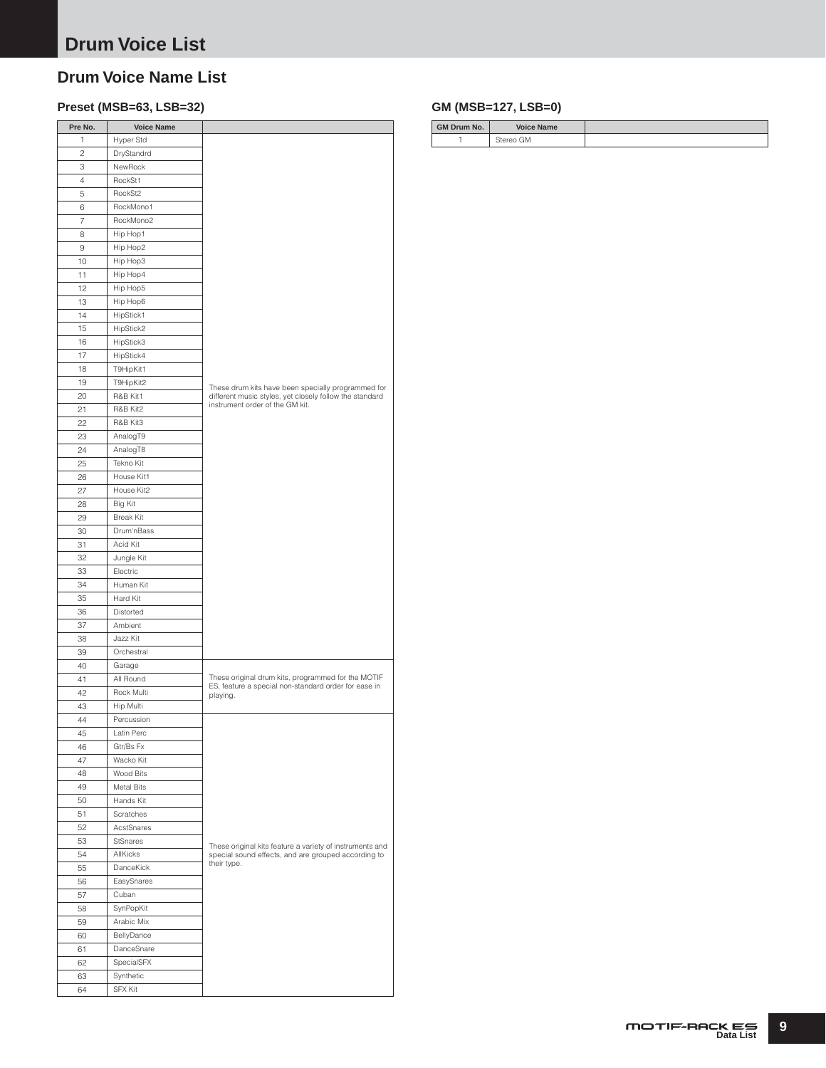# Drum Voice List

## Drum Voice Name List

### Preset (MSB=63, LSB=32)

| Pre No. | Voice Name | |
|---|---|---|
| 1 | Hyper Std | These drum kits have been specially programmed for different music styles, yet closely follow the standard instrument order of the GM kit. |
| 2 | DryStandrd | |
| 3 | NewRock | |
| 4 | RockSt1 | |
| 5 | RockSt2 | |
| 6 | RockMono1 | |
| 7 | RockMono2 | |
| 8 | Hip Hop1 | |
| 9 | Hip Hop2 | |
| 10 | Hip Hop3 | |
| 11 | Hip Hop4 | |
| 12 | Hip Hop5 | |
| 13 | Hip Hop6 | |
| 14 | HipStick1 | |
| 15 | HipStick2 | |
| 16 | HipStick3 | |
| 17 | HipStick4 | |
| 18 | T9HipKit1 | |
| 19 | T9HipKit2 | |
| 20 | R&B Kit1 | |
| 21 | R&B Kit2 | |
| 22 | R&B Kit3 | |
| 23 | AnalogT9 | |
| 24 | AnalogT8 | |
| 25 | Tekno Kit | |
| 26 | House Kit1 | |
| 27 | House Kit2 | |
| 28 | Big Kit | |
| 29 | Break Kit | |
| 30 | Drum'nBass | |
| 31 | Acid Kit | |
| 32 | Jungle Kit | |
| 33 | Electric | |
| 34 | Human Kit | |
| 35 | Hard Kit | |
| 36 | Distorted | |
| 37 | Ambient | |
| 38 | Jazz Kit | |
| 39 | Orchestral | |
| 40 | Garage | These original drum kits, programmed for the MOTIF ES, feature a special non-standard order for ease in playing. |
| 41 | All Round | |
| 42 | Rock Multi | |
| 43 | Hip Multi | |
| 44 | Percussion | These original kits feature a variety of instruments and special sound effects, and are grouped according to their type. |
| 45 | Latin Perc | |
| 46 | Gtr/Bs Fx | |
| 47 | Wacko Kit | |
| 48 | Wood Bits | |
| 49 | Metal Bits | |
| 50 | Hands Kit | |
| 51 | Scratches | |
| 52 | AcstSnares | |
| 53 | StSnares | |
| 54 | AllKicks | |
| 55 | DanceKick | |
| 56 | EasySnares | |
| 57 | Cuban | |
| 58 | SynPopKit | |
| 59 | Arabic Mix | |
| 60 | BellyDance | |
| 61 | DanceSnare | |
| 62 | SpecialSFX | |
| 63 | Synthetic | |
| 64 | SFX Kit | |

### GM (MSB=127, LSB=0)

| GM Drum No. | Voice Name | |
|---|---|---|
| 1 | Stereo GM | |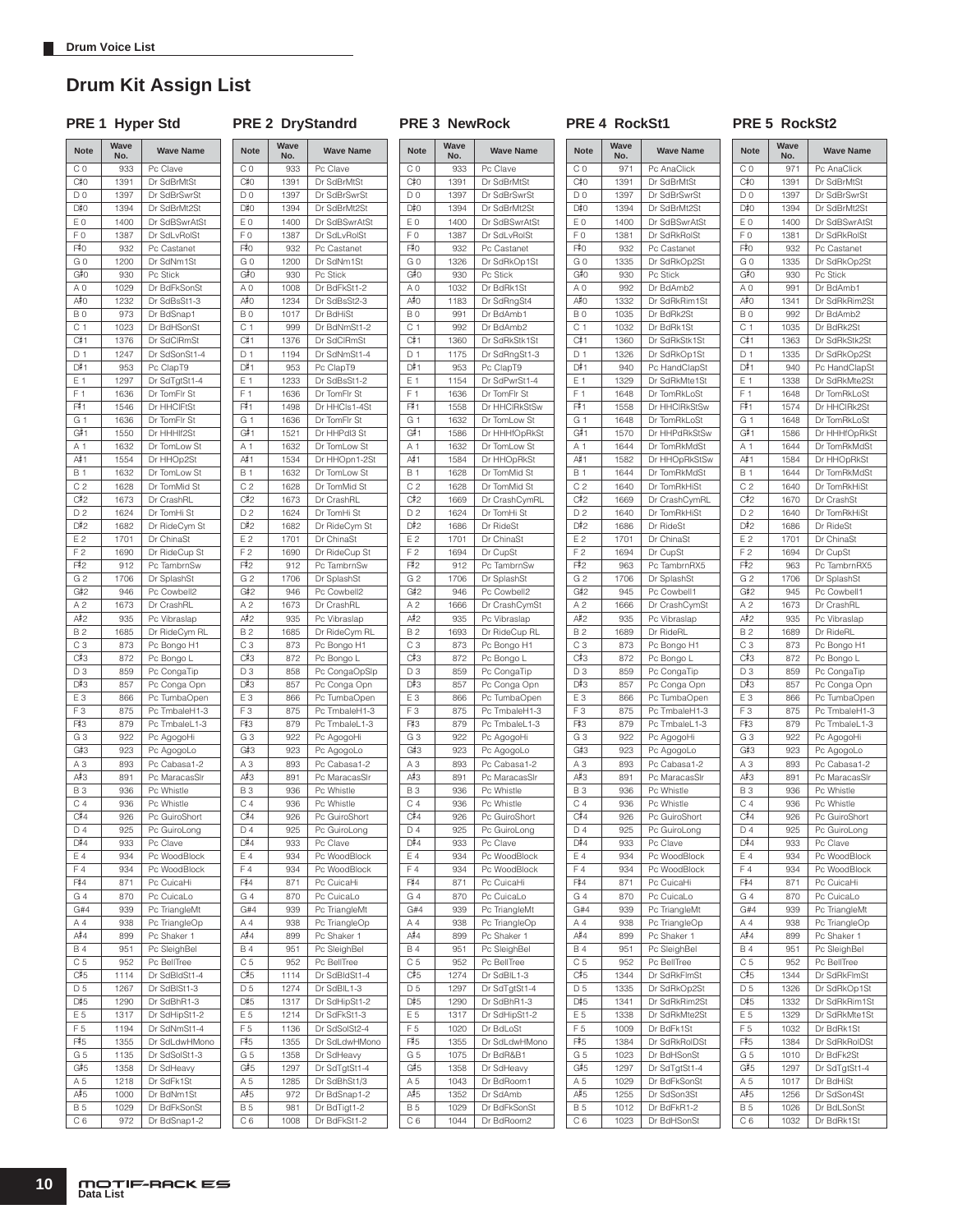# Drum Kit Assign List

## PRE 1 Hyper Std

| Note | Wave No. | Wave Name |
|---|---|---|
| C 0 | 933 | Pc Clave |
| C♯0 | 1391 | Dr SdBrMtSt |
| D 0 | 1397 | Dr SdBrSwrSt |
| D♯0 | 1394 | Dr SdBrMt2St |
| E 0 | 1400 | Dr SdBSwrAtSt |
| F 0 | 1387 | Dr SdLvRolSt |
| F♯0 | 932 | Pc Castanet |
| G 0 | 1200 | Dr SdNm1St |
| G♯0 | 930 | Pc Stick |
| A 0 | 1029 | Dr BdFkSonSt |
| A♯0 | 1232 | Dr SdBsSt1-3 |
| B 0 | 973 | Dr BdSnap1 |
| C 1 | 1023 | Dr BdHSonSt |
| C♯1 | 1376 | Dr SdClRmSt |
| D 1 | 1247 | Dr SdSonSt1-4 |
| D♯1 | 953 | Pc ClapT9 |
| E 1 | 1297 | Dr SdTgtSt1-4 |
| F 1 | 1636 | Dr TomFlr St |
| F♯1 | 1546 | Dr HHClFtSt |
| G 1 | 1636 | Dr TomFlr St |
| G♯1 | 1550 | Dr HHHlf2St |
| A 1 | 1632 | Dr TomLow St |
| A♯1 | 1554 | Dr HHOp2St |
| B 1 | 1632 | Dr TomLow St |
| C 2 | 1628 | Dr TomMid St |
| C♯2 | 1673 | Dr CrashRL |
| D 2 | 1624 | Dr TomHi St |
| D♯2 | 1682 | Dr RideCym St |
| E 2 | 1701 | Dr ChinaSt |
| F 2 | 1690 | Dr RideCup St |
| F♯2 | 912 | Pc TambrnSw |
| G 2 | 1706 | Dr SplashSt |
| G♯2 | 946 | Pc Cowbell2 |
| A 2 | 1673 | Dr CrashRL |
| A♯2 | 935 | Pc Vibraslap |
| B 2 | 1685 | Dr RideCym RL |
| C 3 | 873 | Pc Bongo H1 |
| C♯3 | 872 | Pc Bongo L |
| D 3 | 859 | Pc CongaTip |
| D♯3 | 857 | Pc Conga Opn |
| E 3 | 866 | Pc TumbaOpen |
| F 3 | 875 | Pc TmbaleH1-3 |
| F♯3 | 879 | Pc TmbaleL1-3 |
| G 3 | 922 | Pc AgogoHi |
| G♯3 | 923 | Pc AgogoLo |
| A 3 | 893 | Pc Cabasa1-2 |
| A♯3 | 891 | Pc MaracasSlr |
| B 3 | 936 | Pc Whistle |
| C 4 | 936 | Pc Whistle |
| C♯4 | 926 | Pc GuiroShort |
| D 4 | 925 | Pc GuiroLong |
| D♯4 | 933 | Pc Clave |
| E 4 | 934 | Pc WoodBlock |
| F 4 | 934 | Pc WoodBlock |
| F♯4 | 871 | Pc CuicaHi |
| G 4 | 870 | Pc CuicaLo |
| G#4 | 939 | Pc TriangleMt |
| A 4 | 938 | Pc TriangleOp |
| A♯4 | 899 | Pc Shaker 1 |
| B 4 | 951 | Pc SleighBel |
| C 5 | 952 | Pc BellTree |
| C♯5 | 1114 | Dr SdBldSt1-4 |
| D 5 | 1267 | Dr SdBlSt1-3 |
| D♯5 | 1290 | Dr SdBhR1-3 |
| E 5 | 1317 | Dr SdHipSt1-2 |
| F 5 | 1194 | Dr SdNmSt1-4 |
| F♯5 | 1355 | Dr SdLdwHMono |
| G 5 | 1135 | Dr SdSolSt1-3 |
| G♯5 | 1358 | Dr SdHeavy |
| A 5 | 1218 | Dr SdFk1St |
| A♯5 | 1000 | Dr BdNm1St |
| B 5 | 1029 | Dr BdFkSonSt |
| C 6 | 972 | Dr BdSnap1-2 |

## PRE 2 DryStandrd

| Note | Wave No. | Wave Name |
|---|---|---|
| C 0 | 933 | Pc Clave |
| C♯0 | 1391 | Dr SdBrMtSt |
| D 0 | 1397 | Dr SdBrSwrSt |
| D♯0 | 1394 | Dr SdBrMt2St |
| E 0 | 1400 | Dr SdBSwrAtSt |
| F 0 | 1387 | Dr SdLvRolSt |
| F♯0 | 932 | Pc Castanet |
| G 0 | 1200 | Dr SdNm1St |
| G♯0 | 930 | Pc Stick |
| A 0 | 1008 | Dr BdFkSt1-2 |
| A♯0 | 1234 | Dr SdBsSt2-3 |
| B 0 | 1017 | Dr BdHiSt |
| C 1 | 999 | Dr BdNmSt1-2 |
| C♯1 | 1376 | Dr SdClRmSt |
| D 1 | 1194 | Dr SdNmSt1-4 |
| D♯1 | 953 | Pc ClapT9 |
| E 1 | 1233 | Dr SdBsSt1-2 |
| F 1 | 1636 | Dr TomFlr St |
| F♯1 | 1498 | Dr HHCls1-4St |
| G 1 | 1636 | Dr TomFlr St |
| G♯1 | 1521 | Dr HHPdl3 St |
| A 1 | 1632 | Dr TomLow St |
| A♯1 | 1534 | Dr HHOpn1-2St |
| B 1 | 1632 | Dr TomLow St |
| C 2 | 1628 | Dr TomMid St |
| C♯2 | 1673 | Dr CrashRL |
| D 2 | 1624 | Dr TomHi St |
| D♯2 | 1682 | Dr RideCym St |
| E 2 | 1701 | Dr ChinaSt |
| F 2 | 1690 | Dr RideCup St |
| F♯2 | 912 | Pc TambrnSw |
| G 2 | 1706 | Dr SplashSt |
| G♯2 | 946 | Pc Cowbell2 |
| A 2 | 1673 | Dr CrashRL |
| A♯2 | 935 | Pc Vibraslap |
| B 2 | 1685 | Dr RideCym RL |
| C 3 | 873 | Pc Bongo H1 |
| C♯3 | 872 | Pc Bongo L |
| D 3 | 858 | Pc CongaOpSlp |
| D♯3 | 857 | Pc Conga Opn |
| E 3 | 866 | Pc TumbaOpen |
| F 3 | 875 | Pc TmbaleH1-3 |
| F♯3 | 879 | Pc TmbaleL1-3 |
| G 3 | 922 | Pc AgogoHi |
| G♯3 | 923 | Pc AgogoLo |
| A 3 | 893 | Pc Cabasa1-2 |
| A♯3 | 891 | Pc MaracasSlr |
| B 3 | 936 | Pc Whistle |
| C 4 | 936 | Pc Whistle |
| C♯4 | 926 | Pc GuiroShort |
| D 4 | 925 | Pc GuiroLong |
| D♯4 | 933 | Pc Clave |
| E 4 | 934 | Pc WoodBlock |
| F 4 | 934 | Pc WoodBlock |
| F♯4 | 871 | Pc CuicaHi |
| G 4 | 870 | Pc CuicaLo |
| G#4 | 939 | Pc TriangleMt |
| A 4 | 938 | Pc TriangleOp |
| A♯4 | 899 | Pc Shaker 1 |
| B 4 | 951 | Pc SleighBel |
| C 5 | 952 | Pc BellTree |
| C♯5 | 1114 | Dr SdBldSt1-4 |
| D 5 | 1274 | Dr SdBlL1-3 |
| D♯5 | 1317 | Dr SdHipSt1-2 |
| E 5 | 1214 | Dr SdFkSt1-3 |
| F 5 | 1136 | Dr SdSolSt2-4 |
| F♯5 | 1355 | Dr SdLdwHMono |
| G 5 | 1358 | Dr SdHeavy |
| G♯5 | 1297 | Dr SdTgtSt1-4 |
| A 5 | 1285 | Dr SdBhSt1/3 |
| A♯5 | 972 | Dr BdSnap1-2 |
| B 5 | 981 | Dr BdTigt1-2 |
| C 6 | 1008 | Dr BdFkSt1-2 |

## PRE 3 NewRock

| Note | Wave No. | Wave Name |
|---|---|---|
| C 0 | 933 | Pc Clave |
| C♯0 | 1391 | Dr SdBrMtSt |
| D 0 | 1397 | Dr SdBrSwrSt |
| D♯0 | 1394 | Dr SdBrMt2St |
| E 0 | 1400 | Dr SdBSwrAtSt |
| F 0 | 1387 | Dr SdLvRolSt |
| F♯0 | 932 | Pc Castanet |
| G 0 | 1326 | Dr SdRkOp1St |
| G♯0 | 930 | Pc Stick |
| A 0 | 1032 | Dr BdRk1St |
| A♯0 | 1183 | Dr SdRngSt4 |
| B 0 | 991 | Dr BdAmb1 |
| C 1 | 992 | Dr BdAmb2 |
| C♯1 | 1360 | Dr SdRkStk1St |
| D 1 | 1175 | Dr SdRngSt1-3 |
| D♯1 | 953 | Pc ClapT9 |
| E 1 | 1154 | Dr SdPwrSt1-4 |
| F 1 | 1636 | Dr TomFlr St |
| F♯1 | 1558 | Dr HHClRkStSw |
| G 1 | 1632 | Dr TomLow St |
| G♯1 | 1586 | Dr HHHfOpRkSt |
| A 1 | 1632 | Dr TomLow St |
| A♯1 | 1584 | Dr HHOpRkSt |
| B 1 | 1628 | Dr TomMid St |
| C 2 | 1628 | Dr TomMid St |
| C♯2 | 1669 | Dr CrashCymRL |
| D 2 | 1624 | Dr TomHi St |
| D♯2 | 1686 | Dr RideSt |
| E 2 | 1701 | Dr ChinaSt |
| F 2 | 1694 | Dr CupSt |
| F♯2 | 912 | Pc TambrnSw |
| G 2 | 1706 | Dr SplashSt |
| G♯2 | 946 | Pc Cowbell2 |
| A 2 | 1666 | Dr CrashCymSt |
| A♯2 | 935 | Pc Vibraslap |
| B 2 | 1693 | Dr RideCup RL |
| C 3 | 873 | Pc Bongo H1 |
| C♯3 | 872 | Pc Bongo L |
| D 3 | 859 | Pc CongaTip |
| D♯3 | 857 | Pc Conga Opn |
| E 3 | 866 | Pc TumbaOpen |
| F 3 | 875 | Pc TmbaleH1-3 |
| F♯3 | 879 | Pc TmbaleL1-3 |
| G 3 | 922 | Pc AgogoHi |
| G♯3 | 923 | Pc AgogoLo |
| A 3 | 893 | Pc Cabasa1-2 |
| A♯3 | 891 | Pc MaracasSlr |
| B 3 | 936 | Pc Whistle |
| C 4 | 936 | Pc Whistle |
| C♯4 | 926 | Pc GuiroShort |
| D 4 | 925 | Pc GuiroLong |
| D♯4 | 933 | Pc Clave |
| E 4 | 934 | Pc WoodBlock |
| F 4 | 934 | Pc WoodBlock |
| F♯4 | 871 | Pc CuicaHi |
| G 4 | 870 | Pc CuicaLo |
| G#4 | 939 | Pc TriangleMt |
| A 4 | 938 | Pc TriangleOp |
| A♯4 | 899 | Pc Shaker 1 |
| B 4 | 951 | Pc SleighBel |
| C 5 | 952 | Pc BellTree |
| C♯5 | 1274 | Dr SdBlL1-3 |
| D 5 | 1297 | Dr SdTgtSt1-4 |
| D♯5 | 1290 | Dr SdBhR1-3 |
| E 5 | 1317 | Dr SdHipSt1-2 |
| F 5 | 1020 | Dr BdLoSt |
| F♯5 | 1355 | Dr SdLdwHMono |
| G 5 | 1075 | Dr BdR&B1 |
| G♯5 | 1358 | Dr SdHeavy |
| A 5 | 1043 | Dr BdRoom1 |
| A♯5 | 1352 | Dr SdAmb |
| B 5 | 1029 | Dr BdFkSonSt |
| C 6 | 1044 | Dr BdRoom2 |

## PRE 4 RockSt1

| Note | Wave No. | Wave Name |
|---|---|---|
| C 0 | 971 | Pc AnaClick |
| C♯0 | 1391 | Dr SdBrMtSt |
| D 0 | 1397 | Dr SdBrSwrSt |
| D♯0 | 1394 | Dr SdBrMt2St |
| E 0 | 1400 | Dr SdBSwrAtSt |
| F 0 | 1381 | Dr SdRkRolSt |
| F♯0 | 932 | Pc Castanet |
| G 0 | 1335 | Dr SdRkOp2St |
| G♯0 | 930 | Pc Stick |
| A 0 | 992 | Dr BdAmb2 |
| A♯0 | 1332 | Dr SdRkRim1St |
| B 0 | 1035 | Dr BdRk2St |
| C 1 | 1032 | Dr BdRk1St |
| C♯1 | 1360 | Dr SdRkStk1St |
| D 1 | 1326 | Dr SdRkOp1St |
| D♯1 | 940 | Pc HandClapSt |
| E 1 | 1329 | Dr SdRkMte1St |
| F 1 | 1648 | Dr TomRkLoSt |
| F♯1 | 1558 | Dr HHClRkStSw |
| G 1 | 1648 | Dr TomRkLoSt |
| G♯1 | 1570 | Dr HHPdRkStSw |
| A 1 | 1644 | Dr TomRkMdSt |
| A♯1 | 1582 | Dr HHOpRkStSw |
| B 1 | 1644 | Dr TomRkMdSt |
| C 2 | 1640 | Dr TomRkHiSt |
| C♯2 | 1669 | Dr CrashCymRL |
| D 2 | 1640 | Dr TomRkHiSt |
| D♯2 | 1686 | Dr RideSt |
| E 2 | 1701 | Dr ChinaSt |
| F 2 | 1694 | Dr CupSt |
| F♯2 | 963 | Pc TambrnRX5 |
| G 2 | 1706 | Dr SplashSt |
| G♯2 | 945 | Pc Cowbell1 |
| A 2 | 1666 | Dr CrashCymSt |
| A♯2 | 935 | Pc Vibraslap |
| B 2 | 1689 | Dr RideRL |
| C 3 | 873 | Pc Bongo H1 |
| C♯3 | 872 | Pc Bongo L |
| D 3 | 859 | Pc CongaTip |
| D♯3 | 857 | Pc Conga Opn |
| E 3 | 866 | Pc TumbaOpen |
| F 3 | 875 | Pc TmbaleH1-3 |
| F♯3 | 879 | Pc TmbaleL1-3 |
| G 3 | 922 | Pc AgogoHi |
| G♯3 | 923 | Pc AgogoLo |
| A 3 | 893 | Pc Cabasa1-2 |
| A♯3 | 891 | Pc MaracasSlr |
| B 3 | 936 | Pc Whistle |
| C 4 | 936 | Pc Whistle |
| C♯4 | 926 | Pc GuiroShort |
| D 4 | 925 | Pc GuiroLong |
| D♯4 | 933 | Pc Clave |
| E 4 | 934 | Pc WoodBlock |
| F 4 | 934 | Pc WoodBlock |
| F♯4 | 871 | Pc CuicaHi |
| G 4 | 870 | Pc CuicaLo |
| G#4 | 939 | Pc TriangleMt |
| A 4 | 938 | Pc TriangleOp |
| A♯4 | 899 | Pc Shaker 1 |
| B 4 | 951 | Pc SleighBel |
| C 5 | 952 | Pc BellTree |
| C♯5 | 1344 | Dr SdRkFlmSt |
| D 5 | 1335 | Dr SdRkOp2St |
| D♯5 | 1341 | Dr SdRkRim2St |
| E 5 | 1338 | Dr SdRkMte2St |
| F 5 | 1009 | Dr BdFk1St |
| F♯5 | 1384 | Dr SdRkRolDSt |
| G 5 | 1023 | Dr BdHSonSt |
| G♯5 | 1297 | Dr SdTgtSt1-4 |
| A 5 | 1029 | Dr BdFkSonSt |
| A♯5 | 1255 | Dr SdSon3St |
| B 5 | 1012 | Dr BdFkR1-2 |
| C 6 | 1023 | Dr BdHSonSt |

## PRE 5 RockSt2

| Note | Wave No. | Wave Name |
|---|---|---|
| C 0 | 971 | Pc AnaClick |
| C♯0 | 1391 | Dr SdBrMtSt |
| D 0 | 1397 | Dr SdBrSwrSt |
| D♯0 | 1394 | Dr SdBrMt2St |
| E 0 | 1400 | Dr SdBSwrAtSt |
| F 0 | 1381 | Dr SdRkRolSt |
| F♯0 | 932 | Pc Castanet |
| G 0 | 1335 | Dr SdRkOp2St |
| G♯0 | 930 | Pc Stick |
| A 0 | 991 | Dr BdAmb1 |
| A♯0 | 1341 | Dr SdRkRim2St |
| B 0 | 992 | Dr BdAmb2 |
| C 1 | 1035 | Dr BdRk2St |
| C♯1 | 1363 | Dr SdRkStk2St |
| D 1 | 1335 | Dr SdRkOp2St |
| D♯1 | 940 | Pc HandClapSt |
| E 1 | 1338 | Dr SdRkMte2St |
| F 1 | 1648 | Dr TomRkLoSt |
| F♯1 | 1574 | Dr HHClRk2St |
| G 1 | 1648 | Dr TomRkLoSt |
| G♯1 | 1586 | Dr HHHfOpRkSt |
| A 1 | 1644 | Dr TomRkMdSt |
| A♯1 | 1584 | Dr HHOpRkSt |
| B 1 | 1644 | Dr TomRkMdSt |
| C 2 | 1640 | Dr TomRkHiSt |
| C♯2 | 1670 | Dr CrashSt |
| D 2 | 1640 | Dr TomRkHiSt |
| D♯2 | 1686 | Dr RideSt |
| E 2 | 1701 | Dr ChinaSt |
| F 2 | 1694 | Dr CupSt |
| F♯2 | 963 | Pc TambrnRX5 |
| G 2 | 1706 | Dr SplashSt |
| G♯2 | 945 | Pc Cowbell1 |
| A 2 | 1673 | Dr CrashRL |
| A♯2 | 935 | Pc Vibraslap |
| B 2 | 1689 | Dr RideRL |
| C 3 | 873 | Pc Bongo H1 |
| C♯3 | 872 | Pc Bongo L |
| D 3 | 859 | Pc CongaTip |
| D♯3 | 857 | Pc Conga Opn |
| E 3 | 866 | Pc TumbaOpen |
| F 3 | 875 | Pc TmbaleH1-3 |
| F♯3 | 879 | Pc TmbaleL1-3 |
| G 3 | 922 | Pc AgogoHi |
| G♯3 | 923 | Pc AgogoLo |
| A 3 | 893 | Pc Cabasa1-2 |
| A♯3 | 891 | Pc MaracasSlr |
| B 3 | 936 | Pc Whistle |
| C 4 | 936 | Pc Whistle |
| C♯4 | 926 | Pc GuiroShort |
| D 4 | 925 | Pc GuiroLong |
| D♯4 | 933 | Pc Clave |
| E 4 | 934 | Pc WoodBlock |
| F 4 | 934 | Pc WoodBlock |
| F♯4 | 871 | Pc CuicaHi |
| G 4 | 870 | Pc CuicaLo |
| G#4 | 939 | Pc TriangleMt |
| A 4 | 938 | Pc TriangleOp |
| A♯4 | 899 | Pc Shaker 1 |
| B 4 | 951 | Pc SleighBel |
| C 5 | 952 | Pc BellTree |
| C♯5 | 1344 | Dr SdRkFlmSt |
| D 5 | 1326 | Dr SdRkOp1St |
| D♯5 | 1332 | Dr SdRkRim1St |
| E 5 | 1329 | Dr SdRkMte1St |
| F 5 | 1032 | Dr BdRk1St |
| F♯5 | 1384 | Dr SdRkRolDSt |
| G 5 | 1010 | Dr BdFk2St |
| G♯5 | 1297 | Dr SdTgtSt1-4 |
| A 5 | 1017 | Dr BdHiSt |
| A♯5 | 1256 | Dr SdSon4St |
| B 5 | 1026 | Dr BdLSonSt |
| C 6 | 1032 | Dr BdRk1St |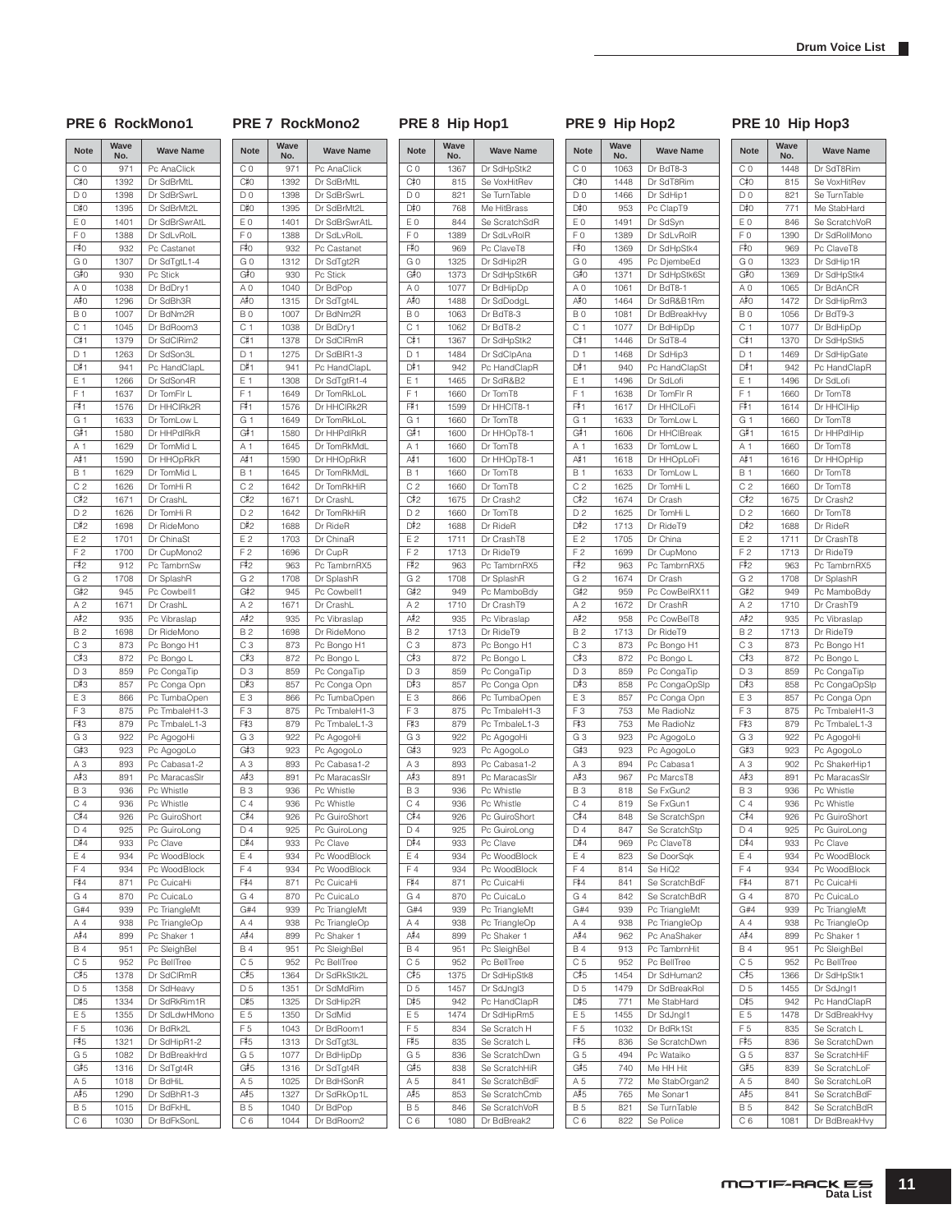## PRE 6 RockMono1

| Note | Wave No. | Wave Name |
|---|---|---|
| C 0 | 971 | Pc AnaClick |
| C♯0 | 1392 | Dr SdBrMtL |
| D 0 | 1398 | Dr SdBrSwrL |
| D♯0 | 1395 | Dr SdBrMt2L |
| E 0 | 1401 | Dr SdBrSwrAtL |
| F 0 | 1388 | Dr SdLvRolL |
| F♯0 | 932 | Pc Castanet |
| G 0 | 1307 | Dr SdTgtL1-4 |
| G♯0 | 930 | Pc Stick |
| A 0 | 1038 | Dr BdDry1 |
| A♯0 | 1296 | Dr SdBh3R |
| B 0 | 1007 | Dr BdNm2R |
| C 1 | 1045 | Dr BdRoom3 |
| C♯1 | 1379 | Dr SdClRim2 |
| D 1 | 1263 | Dr SdSon3L |
| D♯1 | 941 | Pc HandClapL |
| E 1 | 1266 | Dr SdSon4R |
| F 1 | 1637 | Dr TomFlr L |
| F♯1 | 1576 | Dr HHClRk2R |
| G 1 | 1633 | Dr TomLow L |
| G♯1 | 1580 | Dr HHPdlRkR |
| A 1 | 1629 | Dr TomMid L |
| A♯1 | 1590 | Dr HHOpRkR |
| B 1 | 1629 | Dr TomMid L |
| C 2 | 1626 | Dr TomHi R |
| C♯2 | 1671 | Dr CrashL |
| D 2 | 1626 | Dr TomHi R |
| D♯2 | 1698 | Dr RideMono |
| E 2 | 1701 | Dr ChinaSt |
| F 2 | 1700 | Dr CupMono2 |
| F♯2 | 912 | Pc TambrnSw |
| G 2 | 1708 | Dr SplashR |
| G♯2 | 945 | Pc Cowbell1 |
| A 2 | 1671 | Dr CrashL |
| A♯2 | 935 | Pc Vibraslap |
| B 2 | 1698 | Dr RideMono |
| C 3 | 873 | Pc Bongo H1 |
| C♯3 | 872 | Pc Bongo L |
| D 3 | 859 | Pc CongaTip |
| D♯3 | 857 | Pc Conga Opn |
| E 3 | 866 | Pc TumbaOpen |
| F 3 | 875 | Pc TmbaleH1-3 |
| F♯3 | 879 | Pc TmbaleL1-3 |
| G 3 | 922 | Pc AgogoHi |
| G♯3 | 923 | Pc AgogoLo |
| A 3 | 893 | Pc Cabasa1-2 |
| A♯3 | 891 | Pc MaracasSlr |
| B 3 | 936 | Pc Whistle |
| C 4 | 936 | Pc Whistle |
| C♯4 | 926 | Pc GuiroShort |
| D 4 | 925 | Pc GuiroLong |
| D♯4 | 933 | Pc Clave |
| E 4 | 934 | Pc WoodBlock |
| F 4 | 934 | Pc WoodBlock |
| F♯4 | 871 | Pc CuicaHi |
| G 4 | 870 | Pc CuicaLo |
| G#4 | 939 | Pc TriangleMt |
| A 4 | 938 | Pc TriangleOp |
| A♯4 | 899 | Pc Shaker 1 |
| B 4 | 951 | Pc SleighBel |
| C 5 | 952 | Pc BellTree |
| C♯5 | 1378 | Dr SdClRmR |
| D 5 | 1358 | Dr SdHeavy |
| D♯5 | 1334 | Dr SdRkRim1R |
| E 5 | 1355 | Dr SdLdwHMono |
| F 5 | 1036 | Dr BdRk2L |
| F♯5 | 1321 | Dr SdHipR1-2 |
| G 5 | 1082 | Dr BdBreakHrd |
| G♯5 | 1316 | Dr SdTgt4R |
| A 5 | 1018 | Dr BdHiL |
| A♯5 | 1290 | Dr SdBhR1-3 |
| B 5 | 1015 | Dr BdFkHL |
| C 6 | 1030 | Dr BdFkSonL |

## PRE 7 RockMono2

| Note | Wave No. | Wave Name |
|---|---|---|
| C 0 | 971 | Pc AnaClick |
| C♯0 | 1392 | Dr SdBrMtL |
| D 0 | 1398 | Dr SdBrSwrL |
| D♯0 | 1395 | Dr SdBrMt2L |
| E 0 | 1401 | Dr SdBrSwrAtL |
| F 0 | 1388 | Dr SdLvRolL |
| F♯0 | 932 | Pc Castanet |
| G 0 | 1312 | Dr SdTgt2R |
| G♯0 | 930 | Pc Stick |
| A 0 | 1040 | Dr BdPop |
| A♯0 | 1315 | Dr SdTgt4L |
| B 0 | 1007 | Dr BdNm2R |
| C 1 | 1038 | Dr BdDry1 |
| C♯1 | 1378 | Dr SdClRmR |
| D 1 | 1275 | Dr SdBlR1-3 |
| D♯1 | 941 | Pc HandClapL |
| E 1 | 1308 | Dr SdTgtR1-4 |
| F 1 | 1649 | Dr TomRkLoL |
| F♯1 | 1576 | Dr HHClRk2R |
| G 1 | 1649 | Dr TomRkLoL |
| G♯1 | 1580 | Dr HHPdlRkR |
| A 1 | 1645 | Dr TomRkMdL |
| A♯1 | 1590 | Dr HHOpRkR |
| B 1 | 1645 | Dr TomRkMdL |
| C 2 | 1642 | Dr TomRkHiR |
| C♯2 | 1671 | Dr CrashL |
| D 2 | 1642 | Dr TomRkHiR |
| D♯2 | 1688 | Dr RideR |
| E 2 | 1703 | Dr ChinaR |
| F 2 | 1696 | Dr CupR |
| F♯2 | 963 | Pc TambrnRX5 |
| G 2 | 1708 | Dr SplashR |
| G♯2 | 945 | Pc Cowbell1 |
| A 2 | 1671 | Dr CrashL |
| A♯2 | 935 | Pc Vibraslap |
| B 2 | 1698 | Dr RideMono |
| C 3 | 873 | Pc Bongo H1 |
| C♯3 | 872 | Pc Bongo L |
| D 3 | 859 | Pc CongaTip |
| D♯3 | 857 | Pc Conga Opn |
| E 3 | 866 | Pc TumbaOpen |
| F 3 | 875 | Pc TmbaleH1-3 |
| F♯3 | 879 | Pc TmbaleL1-3 |
| G 3 | 922 | Pc AgogoHi |
| G♯3 | 923 | Pc AgogoLo |
| A 3 | 893 | Pc Cabasa1-2 |
| A♯3 | 891 | Pc MaracasSlr |
| B 3 | 936 | Pc Whistle |
| C 4 | 936 | Pc Whistle |
| C♯4 | 926 | Pc GuiroShort |
| D 4 | 925 | Pc GuiroLong |
| D♯4 | 933 | Pc Clave |
| E 4 | 934 | Pc WoodBlock |
| F 4 | 934 | Pc WoodBlock |
| F♯4 | 871 | Pc CuicaHi |
| G 4 | 870 | Pc CuicaLo |
| G#4 | 939 | Pc TriangleMt |
| A 4 | 938 | Pc TriangleOp |
| A♯4 | 899 | Pc Shaker 1 |
| B 4 | 951 | Pc SleighBel |
| C 5 | 952 | Pc BellTree |
| C♯5 | 1364 | Dr SdRkStk2L |
| D 5 | 1351 | Dr SdMdRim |
| D♯5 | 1325 | Dr SdHip2R |
| E 5 | 1350 | Dr SdMid |
| F 5 | 1043 | Dr BdRoom1 |
| F♯5 | 1313 | Dr SdTgt3L |
| G 5 | 1077 | Dr BdHipDp |
| G♯5 | 1316 | Dr SdTgt4R |
| A 5 | 1025 | Dr BdHSonR |
| A♯5 | 1327 | Dr SdRkOp1L |
| B 5 | 1040 | Dr BdPop |
| C 6 | 1044 | Dr BdRoom2 |

## PRE 8 Hip Hop1

| Note | Wave No. | Wave Name |
|---|---|---|
| C 0 | 1367 | Dr SdHpStk2 |
| C♯0 | 815 | Se VoxHitRev |
| D 0 | 821 | Se TurnTable |
| D♯0 | 768 | Me HitBrass |
| E 0 | 844 | Se ScratchSdR |
| F 0 | 1389 | Dr SdLvRolR |
| F♯0 | 969 | Pc ClaveT8 |
| G 0 | 1325 | Dr SdHip2R |
| G♯0 | 1373 | Dr SdHpStk6R |
| A 0 | 1077 | Dr BdHipDp |
| A♯0 | 1488 | Dr SdDodgL |
| B 0 | 1063 | Dr BdT8-3 |
| C 1 | 1062 | Dr BdT8-2 |
| C♯1 | 1367 | Dr SdHpStk2 |
| D 1 | 1484 | Dr SdClpAna |
| D♯1 | 942 | Pc HandClapR |
| E 1 | 1465 | Dr SdR&B2 |
| F 1 | 1660 | Dr TomT8 |
| F♯1 | 1599 | Dr HHClT8-1 |
| G 1 | 1660 | Dr TomT8 |
| G♯1 | 1600 | Dr HHOpT8-1 |
| A 1 | 1660 | Dr TomT8 |
| A♯1 | 1600 | Dr HHOpT8-1 |
| B 1 | 1660 | Dr TomT8 |
| C 2 | 1660 | Dr TomT8 |
| C♯2 | 1675 | Dr Crash2 |
| D 2 | 1660 | Dr TomT8 |
| D♯2 | 1688 | Dr RideR |
| E 2 | 1711 | Dr CrashT8 |
| F 2 | 1713 | Dr RideT9 |
| F♯2 | 963 | Pc TambrnRX5 |
| G 2 | 1708 | Dr SplashR |
| G♯2 | 949 | Pc MamboBdy |
| A 2 | 1710 | Dr CrashT9 |
| A♯2 | 935 | Pc Vibraslap |
| B 2 | 1713 | Dr RideT9 |
| C 3 | 873 | Pc Bongo H1 |
| C♯3 | 872 | Pc Bongo L |
| D 3 | 859 | Pc CongaTip |
| D♯3 | 857 | Pc Conga Opn |
| E 3 | 866 | Pc TumbaOpen |
| F 3 | 875 | Pc TmbaleH1-3 |
| F♯3 | 879 | Pc TmbaleL1-3 |
| G 3 | 922 | Pc AgogoHi |
| G♯3 | 923 | Pc AgogoLo |
| A 3 | 893 | Pc Cabasa1-2 |
| A♯3 | 891 | Pc MaracasSlr |
| B 3 | 936 | Pc Whistle |
| C 4 | 936 | Pc Whistle |
| C♯4 | 926 | Pc GuiroShort |
| D 4 | 925 | Pc GuiroLong |
| D♯4 | 933 | Pc Clave |
| E 4 | 934 | Pc WoodBlock |
| F 4 | 934 | Pc WoodBlock |
| F♯4 | 871 | Pc CuicaHi |
| G 4 | 870 | Pc CuicaLo |
| G#4 | 939 | Pc TriangleMt |
| A 4 | 938 | Pc TriangleOp |
| A♯4 | 899 | Pc Shaker 1 |
| B 4 | 951 | Pc SleighBel |
| C 5 | 952 | Pc BellTree |
| C♯5 | 1375 | Dr SdHipStk8 |
| D 5 | 1457 | Dr SdJngl3 |
| D♯5 | 942 | Pc HandClapR |
| E 5 | 1474 | Dr SdHipRm5 |
| F 5 | 834 | Se Scratch H |
| F♯5 | 835 | Se Scratch L |
| G 5 | 836 | Se ScratchDwn |
| G♯5 | 838 | Se ScratchHiR |
| A 5 | 841 | Se ScratchBdF |
| A♯5 | 853 | Se ScratchCmb |
| B 5 | 846 | Se ScratchVoR |
| C 6 | 1080 | Dr BdBreak2 |

## PRE 9 Hip Hop2

| Note | Wave No. | Wave Name |
|---|---|---|
| C 0 | 1063 | Dr BdT8-3 |
| C♯0 | 1448 | Dr SdT8Rim |
| D 0 | 1466 | Dr SdHip1 |
| D♯0 | 953 | Pc ClapT9 |
| E 0 | 1491 | Dr SdSyn |
| F 0 | 1389 | Dr SdLvRolR |
| F♯0 | 1369 | Dr SdHpStk4 |
| G 0 | 495 | Pc DjembeEd |
| G♯0 | 1371 | Dr SdHpStk6St |
| A 0 | 1061 | Dr BdT8-1 |
| A♯0 | 1464 | Dr SdR&B1Rm |
| B 0 | 1081 | Dr BdBreakHvy |
| C 1 | 1077 | Dr BdHipDp |
| C♯1 | 1446 | Dr SdT8-4 |
| D 1 | 1468 | Dr SdHip3 |
| D♯1 | 940 | Pc HandClapSt |
| E 1 | 1496 | Dr SdLofi |
| F 1 | 1638 | Dr TomFlr R |
| F♯1 | 1617 | Dr HHClLoFi |
| G 1 | 1633 | Dr TomLow L |
| G♯1 | 1606 | Dr HHClBreak |
| A 1 | 1633 | Dr TomLow L |
| A♯1 | 1618 | Dr HHOpLoFi |
| B 1 | 1633 | Dr TomLow L |
| C 2 | 1625 | Dr TomHi L |
| C♯2 | 1674 | Dr Crash |
| D 2 | 1625 | Dr TomHi L |
| D♯2 | 1713 | Dr RideT9 |
| E 2 | 1705 | Dr China |
| F 2 | 1699 | Dr CupMono |
| F♯2 | 963 | Pc TambrnRX5 |
| G 2 | 1674 | Dr Crash |
| G♯2 | 959 | Pc CowBelRX11 |
| A 2 | 1672 | Dr CrashR |
| A♯2 | 958 | Pc CowBelT8 |
| B 2 | 1713 | Dr RideT9 |
| C 3 | 873 | Pc Bongo H1 |
| C♯3 | 872 | Pc Bongo L |
| D 3 | 859 | Pc CongaTip |
| D♯3 | 858 | Pc CongaOpSlp |
| E 3 | 857 | Pc Conga Opn |
| F 3 | 753 | Me RadioNz |
| F♯3 | 753 | Me RadioNz |
| G 3 | 923 | Pc AgogoLo |
| G♯3 | 923 | Pc AgogoLo |
| A 3 | 894 | Pc Cabasa1 |
| A♯3 | 967 | Pc MarcsT8 |
| B 3 | 818 | Se FxGun2 |
| C 4 | 819 | Se FxGun1 |
| C♯4 | 848 | Se ScratchSpn |
| D 4 | 847 | Se ScratchStp |
| D♯4 | 969 | Pc ClaveT8 |
| E 4 | 823 | Se DoorSqk |
| F 4 | 814 | Se HiQ2 |
| F♯4 | 841 | Se ScratchBdF |
| G 4 | 842 | Se ScratchBdR |
| G#4 | 939 | Pc TriangleMt |
| A 4 | 938 | Pc TriangleOp |
| A♯4 | 962 | Pc AnaShaker |
| B 4 | 913 | Pc TambrnHit |
| C 5 | 952 | Pc BellTree |
| C♯5 | 1454 | Dr SdHuman2 |
| D 5 | 1479 | Dr SdBreakRol |
| D♯5 | 771 | Me StabHard |
| E 5 | 1455 | Dr SdJngl1 |
| F 5 | 1032 | Dr BdRk1St |
| F♯5 | 836 | Se ScratchDwn |
| G 5 | 494 | Pc Wataiko |
| G♯5 | 740 | Me HH Hit |
| A 5 | 772 | Me StabOrgan2 |
| A♯5 | 765 | Me Sonar1 |
| B 5 | 821 | Se TurnTable |
| C 6 | 822 | Se Police |

## PRE 10 Hip Hop3

| Note | Wave No. | Wave Name |
|---|---|---|
| C 0 | 1448 | Dr SdT8Rim |
| C♯0 | 815 | Se VoxHitRev |
| D 0 | 821 | Se TurnTable |
| D♯0 | 771 | Me StabHard |
| E 0 | 846 | Se ScratchVoR |
| F 0 | 1390 | Dr SdRollMono |
| F♯0 | 969 | Pc ClaveT8 |
| G 0 | 1323 | Dr SdHip1R |
| G♯0 | 1369 | Dr SdHpStk4 |
| A 0 | 1065 | Dr BdAnCR |
| A♯0 | 1472 | Dr SdHipRm3 |
| B 0 | 1056 | Dr BdT9-3 |
| C 1 | 1077 | Dr BdHipDp |
| C♯1 | 1370 | Dr SdHpStk5 |
| D 1 | 1469 | Dr SdHipGate |
| D♯1 | 942 | Pc HandClapR |
| E 1 | 1496 | Dr SdLofi |
| F 1 | 1660 | Dr TomT8 |
| F♯1 | 1614 | Dr HHClHip |
| G 1 | 1660 | Dr TomT8 |
| G♯1 | 1615 | Dr HHPdlHip |
| A 1 | 1660 | Dr TomT8 |
| A♯1 | 1616 | Dr HHOpHip |
| B 1 | 1660 | Dr TomT8 |
| C 2 | 1660 | Dr TomT8 |
| C♯2 | 1675 | Dr Crash2 |
| D 2 | 1660 | Dr TomT8 |
| D♯2 | 1688 | Dr RideR |
| E 2 | 1711 | Dr CrashT8 |
| F 2 | 1713 | Dr RideT9 |
| F♯2 | 963 | Pc TambrnRX5 |
| G 2 | 1708 | Dr SplashR |
| G♯2 | 949 | Pc MamboBdy |
| A 2 | 1710 | Dr CrashT9 |
| A♯2 | 935 | Pc Vibraslap |
| B 2 | 1713 | Dr RideT9 |
| C 3 | 873 | Pc Bongo H1 |
| C♯3 | 872 | Pc Bongo L |
| D 3 | 859 | Pc CongaTip |
| D♯3 | 858 | Pc CongaOpSlp |
| E 3 | 857 | Pc Conga Opn |
| F 3 | 875 | Pc TmbaleH1-3 |
| F♯3 | 879 | Pc TmbaleL1-3 |
| G 3 | 922 | Pc AgogoHi |
| G♯3 | 923 | Pc AgogoLo |
| A 3 | 902 | Pc ShakerHip1 |
| A♯3 | 891 | Pc MaracasSlr |
| B 3 | 936 | Pc Whistle |
| C 4 | 936 | Pc Whistle |
| C♯4 | 926 | Pc GuiroShort |
| D 4 | 925 | Pc GuiroLong |
| D♯4 | 933 | Pc Clave |
| E 4 | 934 | Pc WoodBlock |
| F 4 | 934 | Pc WoodBlock |
| F♯4 | 871 | Pc CuicaHi |
| G 4 | 870 | Pc CuicaLo |
| G#4 | 939 | Pc TriangleMt |
| A 4 | 938 | Pc TriangleOp |
| A♯4 | 899 | Pc Shaker 1 |
| B 4 | 951 | Pc SleighBel |
| C 5 | 952 | Pc BellTree |
| C♯5 | 1366 | Dr SdHpStk1 |
| D 5 | 1455 | Dr SdJngl1 |
| D♯5 | 942 | Pc HandClapR |
| E 5 | 1478 | Dr SdBreakHvy |
| F 5 | 835 | Se Scratch L |
| F♯5 | 836 | Se ScratchDwn |
| G 5 | 837 | Se ScratchHiF |
| G♯5 | 839 | Se ScratchLoF |
| A 5 | 840 | Se ScratchLoR |
| A♯5 | 841 | Se ScratchBdF |
| B 5 | 842 | Se ScratchBdR |
| C 6 | 1081 | Dr BdBreakHvy |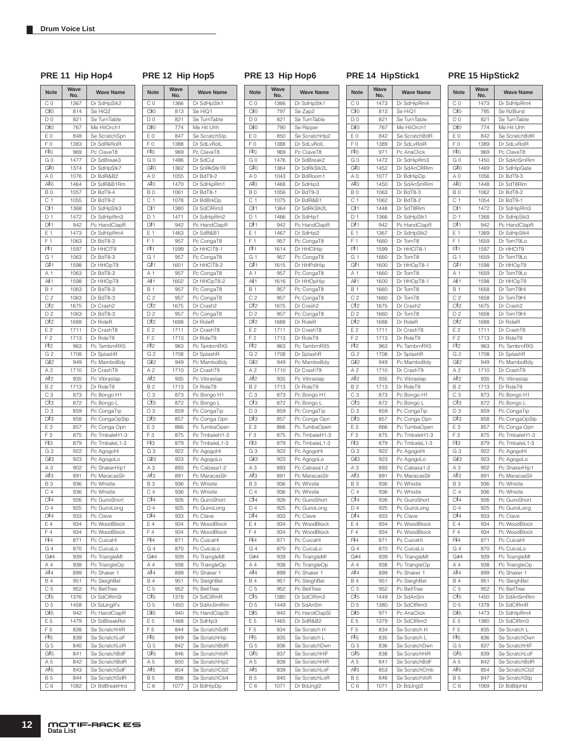# Drum Voice List

## PRE 11 Hip Hop4

| Note | Wave No. | Wave Name |
|---|---|---|
| C 0 | 1367 | Dr SdHpStk2 |
| C♯0 | 814 | Se HiQ2 |
| D 0 | 821 | Se TurnTable |
| D♯0 | 767 | Me HitOrch1 |
| E 0 | 848 | Se ScratchSpn |
| F 0 | 1383 | Dr SdRkRolR |
| F♯0 | 969 | Pc ClaveT8 |
| G 0 | 1477 | Dr SdBreak3 |
| G♯0 | 1374 | Dr SdHpStk7 |
| A 0 | 1076 | Dr BdR&B2 |
| A♯0 | 1464 | Dr SdR&B1Rm |
| B 0 | 1057 | Dr BdT9-4 |
| C 1 | 1055 | Dr BdT9-2 |
| C♯1 | 1368 | Dr SdHpStk3 |
| D 1 | 1472 | Dr SdHipRm3 |
| D♯1 | 942 | Pc HandClapR |
| E 1 | 1473 | Dr SdHipRm4 |
| F 1 | 1063 | Dr BdT8-3 |
| F♯1 | 1597 | Dr HHClT9 |
| G 1 | 1063 | Dr BdT8-3 |
| G♯1 | 1598 | Dr HHOpT9 |
| A 1 | 1063 | Dr BdT8-3 |
| A♯1 | 1598 | Dr HHOpT9 |
| B 1 | 1063 | Dr BdT8-3 |
| C 2 | 1063 | Dr BdT8-3 |
| C♯2 | 1675 | Dr Crash2 |
| D 2 | 1063 | Dr BdT8-3 |
| D♯2 | 1688 | Dr RideR |
| E 2 | 1711 | Dr CrashT8 |
| F 2 | 1713 | Dr RideT9 |
| F♯2 | 963 | Pc TambrnRX5 |
| G 2 | 1708 | Dr SplashR |
| G♯2 | 949 | Pc MamboBdy |
| A 2 | 1710 | Dr CrashT9 |
| A♯2 | 935 | Pc Vibraslap |
| B 2 | 1713 | Dr RideT9 |
| C 3 | 873 | Pc Bongo H1 |
| C♯3 | 872 | Pc Bongo L |
| D 3 | 859 | Pc CongaTip |
| D♯3 | 858 | Pc CongaOpSlp |
| E 3 | 857 | Pc Conga Opn |
| F 3 | 875 | Pc TmbaleH1-3 |
| F♯3 | 879 | Pc TmbaleL1-3 |
| G 3 | 922 | Pc AgogoHi |
| G♯3 | 923 | Pc AgogoLo |
| A 3 | 902 | Pc ShakerHip1 |
| A♯3 | 891 | Pc MaracasSlr |
| B 3 | 936 | Pc Whistle |
| C 4 | 936 | Pc Whistle |
| C♯4 | 926 | Pc GuiroShort |
| D 4 | 925 | Pc GuiroLong |
| D♯4 | 933 | Pc Clave |
| E 4 | 934 | Pc WoodBlock |
| F 4 | 934 | Pc WoodBlock |
| F♯4 | 871 | Pc CuicaHi |
| G 4 | 870 | Pc CuicaLo |
| G#4 | 939 | Pc TriangleMt |
| A 4 | 938 | Pc TriangleOp |
| A♯4 | 899 | Pc Shaker 1 |
| B 4 | 951 | Pc SleighBel |
| C 5 | 952 | Pc BellTree |
| C♯5 | 1376 | Dr SdClRmSt |
| D 5 | 1458 | Dr SdJnglFx |
| D♯5 | 942 | Pc HandClapR |
| E 5 | 1479 | Dr SdBreakRol |
| F 5 | 838 | Se ScratchHiR |
| F♯5 | 839 | Se ScratchLoF |
| G 5 | 840 | Se ScratchLoR |
| G♯5 | 841 | Se ScratchBdF |
| A 5 | 842 | Se ScratchBdR |
| A♯5 | 843 | Se ScratchSdF |
| B 5 | 844 | Se ScratchSdR |
| C 6 | 1082 | Dr BdBreakHrd |

## PRE 12 Hip Hop5

| Note | Wave No. | Wave Name |
|---|---|---|
| C 0 | 1366 | Dr SdHpStk1 |
| C♯0 | 813 | Se HiQ1 |
| D 0 | 821 | Se TurnTable |
| D♯0 | 774 | Me Hit Uhh |
| E 0 | 847 | Se ScratchStp |
| F 0 | 1388 | Dr SdLvRolL |
| F♯0 | 969 | Pc ClaveT8 |
| G 0 | 1486 | Dr SdCut |
| G♯0 | 1362 | Dr SnRkStk1R |
| A 0 | 1055 | Dr BdT9-2 |
| A♯0 | 1470 | Dr SdHipRm1 |
| B 0 | 1061 | Dr BdT8-1 |
| C 1 | 1078 | Dr BdBrkDp |
| C♯1 | 1380 | Dr SdClRim3 |
| D 1 | 1471 | Dr SdHipRm2 |
| D♯1 | 942 | Pc HandClapR |
| E 1 | 1463 | Dr SdR&B1 |
| F 1 | 957 | Pc CongaT8 |
| F♯1 | 1599 | Dr HHClT8-1 |
| G 1 | 957 | Pc CongaT8 |
| G♯1 | 1601 | Dr HHClT8-2 |
| A 1 | 957 | Pc CongaT8 |
| A♯1 | 1602 | Dr HHOpT8-2 |
| B 1 | 957 | Pc CongaT8 |
| C 2 | 957 | Pc CongaT8 |
| C♯2 | 1675 | Dr Crash2 |
| D 2 | 957 | Pc CongaT8 |
| D♯2 | 1688 | Dr RideR |
| E 2 | 1711 | Dr CrashT8 |
| F 2 | 1713 | Dr RideT9 |
| F♯2 | 963 | Pc TambrnRX5 |
| G 2 | 1708 | Dr SplashR |
| G♯2 | 949 | Pc MamboBdy |
| A 2 | 1710 | Dr CrashT9 |
| A♯2 | 935 | Pc Vibraslap |
| B 2 | 1713 | Dr RideT9 |
| C 3 | 873 | Pc Bongo H1 |
| C♯3 | 872 | Pc Bongo L |
| D 3 | 859 | Pc CongaTip |
| D♯3 | 857 | Pc Conga Opn |
| E 3 | 866 | Pc TumbaOpen |
| F 3 | 875 | Pc TmbaleH1-3 |
| F♯3 | 879 | Pc TmbaleL1-3 |
| G 3 | 922 | Pc AgogoHi |
| G♯3 | 923 | Pc AgogoLo |
| A 3 | 893 | Pc Cabasa1-2 |
| A♯3 | 891 | Pc MaracasSlr |
| B 3 | 936 | Pc Whistle |
| C 4 | 936 | Pc Whistle |
| C♯4 | 926 | Pc GuiroShort |
| D 4 | 925 | Pc GuiroLong |
| D♯4 | 933 | Pc Clave |
| E 4 | 934 | Pc WoodBlock |
| F 4 | 934 | Pc WoodBlock |
| F♯4 | 871 | Pc CuicaHi |
| G 4 | 870 | Pc CuicaLo |
| G#4 | 939 | Pc TriangleMt |
| A 4 | 938 | Pc TriangleOp |
| A♯4 | 899 | Pc Shaker 1 |
| B 4 | 951 | Pc SleighBel |
| C 5 | 952 | Pc BellTree |
| C♯5 | 1378 | Dr SdClRmR |
| D 5 | 1450 | Dr SdAnSmRim |
| D♯5 | 940 | Pc HandClapSt |
| E 5 | 1468 | Dr SdHip3 |
| F 5 | 844 | Se ScratchSdR |
| F♯5 | 849 | Se ScratchHip |
| G 5 | 842 | Se ScratchBdR |
| G♯5 | 846 | Se ScratchVoR |
| A 5 | 850 | Se ScratchHp2 |
| A♯5 | 854 | Se ScratchCb2 |
| B 5 | 856 | Se ScratchCb4 |
| C 6 | 1077 | Dr BdHipDp |

## PRE 13 Hip Hop6

| Note | Wave No. | Wave Name |
|---|---|---|
| C 0 | 1366 | Dr SdHpStk1 |
| C♯0 | 797 | Se Zap2 |
| D 0 | 821 | Se TurnTable |
| D♯0 | 790 | Se Ripper |
| E 0 | 850 | Se ScratchHp2 |
| F 0 | 1388 | Dr SdLvRolL |
| F♯0 | 969 | Pc ClaveT8 |
| G 0 | 1476 | Dr SdBreak2 |
| G♯0 | 1364 | Dr SdRkStk2L |
| A 0 | 1043 | Dr BdRoom1 |
| A♯0 | 1468 | Dr SdHip3 |
| B 0 | 1056 | Dr BdT9-3 |
| C 1 | 1075 | Dr BdR&B1 |
| C♯1 | 1364 | Dr SdRkStk2L |
| D 1 | 1466 | Dr SdHip1 |
| D♯1 | 942 | Pc HandClapR |
| E 1 | 1467 | Dr SdHip2 |
| F 1 | 957 | Pc CongaT8 |
| F♯1 | 1614 | Dr HHClHip |
| G 1 | 957 | Pc CongaT8 |
| G♯1 | 1615 | Dr HHPdlHip |
| A 1 | 957 | Pc CongaT8 |
| A♯1 | 1616 | Dr HHOpHip |
| B 1 | 957 | Pc CongaT8 |
| C 2 | 957 | Pc CongaT8 |
| C♯2 | 1675 | Dr Crash2 |
| D 2 | 957 | Pc CongaT8 |
| D♯2 | 1688 | Dr RideR |
| E 2 | 1711 | Dr CrashT8 |
| F 2 | 1713 | Dr RideT9 |
| F♯2 | 963 | Pc TambrnRX5 |
| G 2 | 1708 | Dr SplashR |
| G♯2 | 949 | Pc MamboBdy |
| A 2 | 1710 | Dr CrashT9 |
| A♯2 | 935 | Pc Vibraslap |
| B 2 | 1713 | Dr RideT9 |
| C 3 | 873 | Pc Bongo H1 |
| C♯3 | 872 | Pc Bongo L |
| D 3 | 859 | Pc CongaTip |
| D♯3 | 857 | Pc Conga Opn |
| E 3 | 866 | Pc TumbaOpen |
| F 3 | 875 | Pc TmbaleH1-3 |
| F♯3 | 879 | Pc TmbaleL1-3 |
| G 3 | 922 | Pc AgogoHi |
| G♯3 | 923 | Pc AgogoLo |
| A 3 | 893 | Pc Cabasa1-2 |
| A♯3 | 891 | Pc MaracasSlr |
| B 3 | 936 | Pc Whistle |
| C 4 | 936 | Pc Whistle |
| C♯4 | 926 | Pc GuiroShort |
| D 4 | 925 | Pc GuiroLong |
| D♯4 | 933 | Pc Clave |
| E 4 | 934 | Pc WoodBlock |
| F 4 | 934 | Pc WoodBlock |
| F♯4 | 871 | Pc CuicaHi |
| G 4 | 870 | Pc CuicaLo |
| G#4 | 939 | Pc TriangleMt |
| A 4 | 938 | Pc TriangleOp |
| A♯4 | 899 | Pc Shaker 1 |
| B 4 | 951 | Pc SleighBel |
| C 5 | 952 | Pc BellTree |
| C♯5 | 1380 | Dr SdClRim3 |
| D 5 | 1449 | Dr SdAnSm |
| D♯5 | 940 | Pc HandClapSt |
| E 5 | 1465 | Dr SdR&B2 |
| F 5 | 834 | Se Scratch H |
| F♯5 | 835 | Se Scratch L |
| G 5 | 836 | Se ScratchDwn |
| G♯5 | 837 | Se ScratchHiF |
| A 5 | 838 | Se ScratchHiR |
| A♯5 | 839 | Se ScratchLoF |
| B 5 | 840 | Se ScratchLoR |
| C 6 | 1071 | Dr BdJngl2 |

## PRE 14 HipStick1

| Note | Wave No. | Wave Name |
|---|---|---|
| C 0 | 1473 | Dr SdHipRm4 |
| C♯0 | 813 | Se HiQ1 |
| D 0 | 821 | Se TurnTable |
| D♯0 | 767 | Me HitOrch1 |
| E 0 | 842 | Se ScratchBdR |
| F 0 | 1389 | Dr SdLvRolR |
| F♯0 | 971 | Pc AnaClick |
| G 0 | 1472 | Dr SdHipRm3 |
| G♯0 | 1452 | Dr SdAnCRRim |
| A 0 | 1077 | Dr BdHipDp |
| A♯0 | 1450 | Dr SdAnSmRim |
| B 0 | 1063 | Dr BdT8-3 |
| C 1 | 1062 | Dr BdT8-2 |
| C♯1 | 1448 | Dr SdT8Rim |
| D 1 | 1366 | Dr SdHpStk1 |
| D♯1 | 942 | Pc HandClapR |
| E 1 | 1367 | Dr SdHpStk2 |
| F 1 | 1660 | Dr TomT8 |
| F♯1 | 1599 | Dr HHClT8-1 |
| G 1 | 1660 | Dr TomT8 |
| G♯1 | 1600 | Dr HHOpT8-1 |
| A 1 | 1660 | Dr TomT8 |
| A♯1 | 1600 | Dr HHOpT8-1 |
| B 1 | 1660 | Dr TomT8 |
| C 2 | 1660 | Dr TomT8 |
| C♯2 | 1675 | Dr Crash2 |
| D 2 | 1660 | Dr TomT8 |
| D♯2 | 1688 | Dr RideR |
| E 2 | 1711 | Dr CrashT8 |
| F 2 | 1713 | Dr RideT9 |
| F♯2 | 963 | Pc TambrnRX5 |
| G 2 | 1708 | Dr SplashR |
| G♯2 | 949 | Pc MamboBdy |
| A 2 | 1710 | Dr CrashT9 |
| A♯2 | 935 | Pc Vibraslap |
| B 2 | 1713 | Dr RideT9 |
| C 3 | 873 | Pc Bongo H1 |
| C♯3 | 872 | Pc Bongo L |
| D 3 | 859 | Pc CongaTip |
| D♯3 | 857 | Pc Conga Opn |
| E 3 | 866 | Pc TumbaOpen |
| F 3 | 875 | Pc TmbaleH1-3 |
| F♯3 | 879 | Pc TmbaleL1-3 |
| G 3 | 922 | Pc AgogoHi |
| G♯3 | 923 | Pc AgogoLo |
| A 3 | 893 | Pc Cabasa1-2 |
| A♯3 | 891 | Pc MaracasSlr |
| B 3 | 936 | Pc Whistle |
| C 4 | 936 | Pc Whistle |
| C♯4 | 926 | Pc GuiroShort |
| D 4 | 925 | Pc GuiroLong |
| D♯4 | 933 | Pc Clave |
| E 4 | 934 | Pc WoodBlock |
| F 4 | 934 | Pc WoodBlock |
| F♯4 | 871 | Pc CuicaHi |
| G 4 | 870 | Pc CuicaLo |
| G#4 | 939 | Pc TriangleMt |
| A 4 | 938 | Pc TriangleOp |
| A♯4 | 899 | Pc Shaker 1 |
| B 4 | 951 | Pc SleighBel |
| C 5 | 952 | Pc BellTree |
| C♯5 | 1449 | Dr SdAnSm |
| D 5 | 1380 | Dr SdClRim3 |
| D♯5 | 971 | Pc AnaClick |
| E 5 | 1379 | Dr SdClRim2 |
| F 5 | 834 | Se Scratch H |
| F♯5 | 835 | Se Scratch L |
| G 5 | 836 | Se ScratchDwn |
| G♯5 | 838 | Se ScratchHiR |
| A 5 | 841 | Se ScratchBdF |
| A♯5 | 853 | Se ScratchCmb |
| B 5 | 846 | Se ScratchVoR |
| C 6 | 1071 | Dr BdJngl2 |

## PRE 15 HipStick2

| Note | Wave No. | Wave Name |
|---|---|---|
| C 0 | 1473 | Dr SdHipRm4 |
| C♯0 | 795 | Se NzBurst |
| D 0 | 821 | Se TurnTable |
| D♯0 | 774 | Me Hit Uhh |
| E 0 | 842 | Se ScratchBdR |
| F 0 | 1389 | Dr SdLvRolR |
| F♯0 | 969 | Pc ClaveT8 |
| G 0 | 1450 | Dr SdAnSmRim |
| G♯0 | 1469 | Dr SdHipGate |
| A 0 | 1056 | Dr BdT9-3 |
| A♯0 | 1448 | Dr SdT8Rim |
| B 0 | 1062 | Dr BdT8-2 |
| C 1 | 1054 | Dr BdT9-1 |
| C♯1 | 1472 | Dr SdHipRm3 |
| D 1 | 1368 | Dr SdHpStk3 |
| D♯1 | 942 | Pc HandClapR |
| E 1 | 1369 | Dr SdHpStk4 |
| F 1 | 1659 | Dr TomT9Lo |
| F♯1 | 1597 | Dr HHClT9 |
| G 1 | 1659 | Dr TomT9Lo |
| G♯1 | 1598 | Dr HHOpT9 |
| A 1 | 1659 | Dr TomT9Lo |
| A♯1 | 1598 | Dr HHOpT9 |
| B 1 | 1658 | Dr TomT9Hi |
| C 2 | 1658 | Dr TomT9Hi |
| C♯2 | 1675 | Dr Crash2 |
| D 2 | 1658 | Dr TomT9Hi |
| D♯2 | 1688 | Dr RideR |
| E 2 | 1711 | Dr CrashT8 |
| F 2 | 1713 | Dr RideT9 |
| F♯2 | 963 | Pc TambrnRX5 |
| G 2 | 1708 | Dr SplashR |
| G♯2 | 949 | Pc MamboBdy |
| A 2 | 1710 | Dr CrashT9 |
| A♯2 | 935 | Pc Vibraslap |
| B 2 | 1713 | Dr RideT9 |
| C 3 | 873 | Pc Bongo H1 |
| C♯3 | 872 | Pc Bongo L |
| D 3 | 859 | Pc CongaTip |
| D♯3 | 858 | Pc CongaOpSlp |
| E 3 | 857 | Pc Conga Opn |
| F 3 | 875 | Pc TmbaleH1-3 |
| F♯3 | 879 | Pc TmbaleL1-3 |
| G 3 | 922 | Pc AgogoHi |
| G♯3 | 923 | Pc AgogoLo |
| A 3 | 902 | Pc ShakerHip1 |
| A♯3 | 891 | Pc MaracasSlr |
| B 3 | 936 | Pc Whistle |
| C 4 | 936 | Pc Whistle |
| C♯4 | 926 | Pc GuiroShort |
| D 4 | 925 | Pc GuiroLong |
| D♯4 | 933 | Pc Clave |
| E 4 | 934 | Pc WoodBlock |
| F 4 | 934 | Pc WoodBlock |
| F♯4 | 871 | Pc CuicaHi |
| G 4 | 870 | Pc CuicaLo |
| G#4 | 939 | Pc TriangleMt |
| A 4 | 938 | Pc TriangleOp |
| A♯4 | 899 | Pc Shaker 1 |
| B 4 | 951 | Pc SleighBel |
| C 5 | 952 | Pc BellTree |
| C♯5 | 1450 | Dr SdAnSmRim |
| D 5 | 1378 | Dr SdClRmR |
| D♯5 | 1473 | Dr SdHipRm4 |
| E 5 | 1380 | Dr SdClRim3 |
| F 5 | 835 | Se Scratch L |
| F♯5 | 836 | Se ScratchDwn |
| G 5 | 837 | Se ScratchHiF |
| G♯5 | 839 | Se ScratchLoF |
| A 5 | 842 | Se ScratchBdR |
| A♯5 | 854 | Se ScratchCb2 |
| B 5 | 847 | Se ScratchStp |
| C 6 | 1069 | Dr BdBlpHd |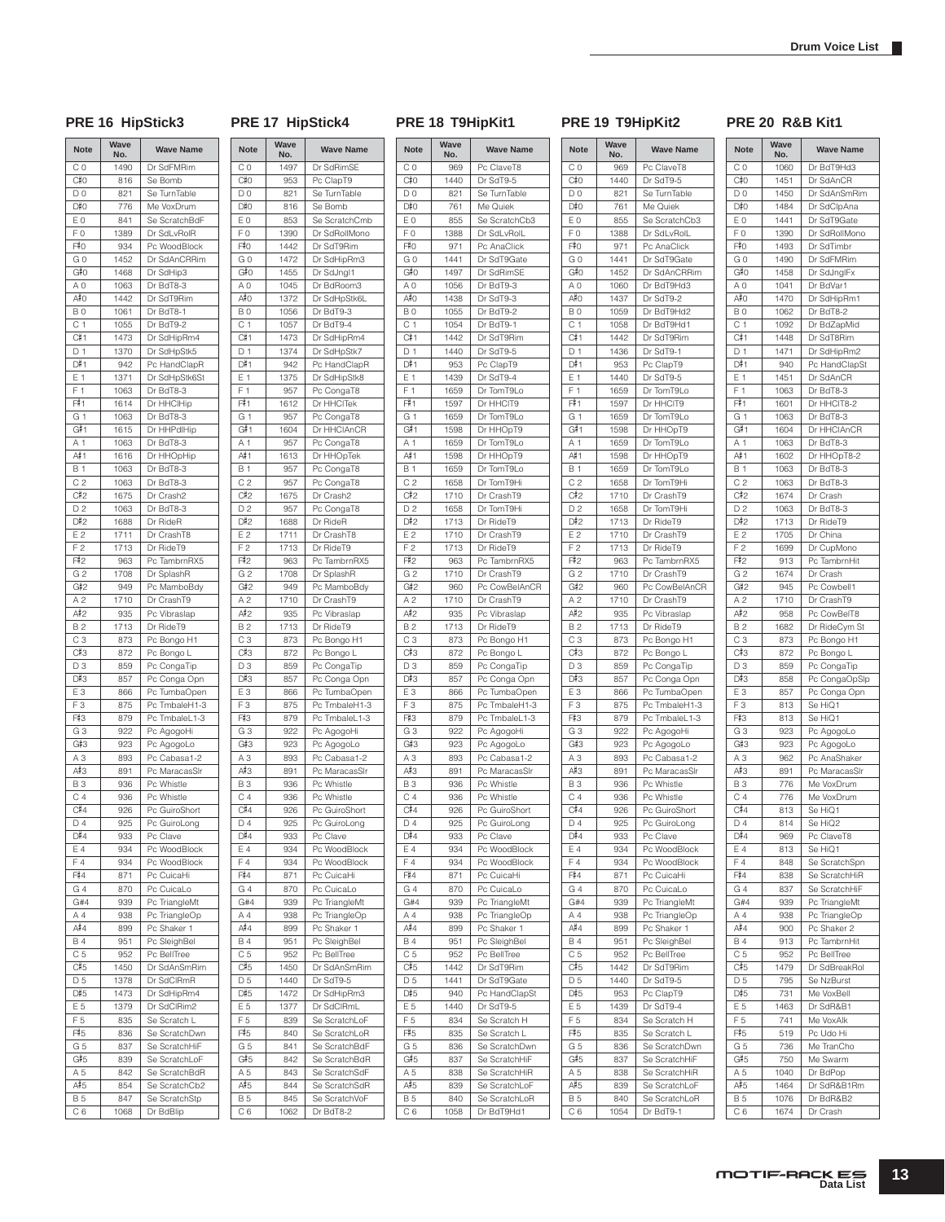## PRE 16 HipStick3

| Note | Wave No. | Wave Name |
|---|---|---|
| C 0 | 1490 | Dr SdFMRim |
| C♯0 | 816 | Se Bomb |
| D 0 | 821 | Se TurnTable |
| D♯0 | 776 | Me VoxDrum |
| E 0 | 841 | Se ScratchBdF |
| F 0 | 1389 | Dr SdLvRolR |
| F♯0 | 934 | Pc WoodBlock |
| G 0 | 1452 | Dr SdAnCRRim |
| G♯0 | 1468 | Dr SdHip3 |
| A 0 | 1063 | Dr BdT8-3 |
| A♯0 | 1442 | Dr SdT9Rim |
| B 0 | 1061 | Dr BdT8-1 |
| C 1 | 1055 | Dr BdT9-2 |
| C♯1 | 1473 | Dr SdHipRm4 |
| D 1 | 1370 | Dr SdHpStk5 |
| D♯1 | 942 | Pc HandClapR |
| E 1 | 1371 | Dr SdHpStk6St |
| F 1 | 1063 | Dr BdT8-3 |
| F♯1 | 1614 | Dr HHClHip |
| G 1 | 1063 | Dr BdT8-3 |
| G♯1 | 1615 | Dr HHPdlHip |
| A 1 | 1063 | Dr BdT8-3 |
| A♯1 | 1616 | Dr HHOpHip |
| B 1 | 1063 | Dr BdT8-3 |
| C 2 | 1063 | Dr BdT8-3 |
| C♯2 | 1675 | Dr Crash2 |
| D 2 | 1063 | Dr BdT8-3 |
| D♯2 | 1688 | Dr RideR |
| E 2 | 1711 | Dr CrashT8 |
| F 2 | 1713 | Dr RideT9 |
| F♯2 | 963 | Pc TambrnRX5 |
| G 2 | 1708 | Dr SplashR |
| G♯2 | 949 | Pc MamboBdy |
| A 2 | 1710 | Dr CrashT9 |
| A♯2 | 935 | Pc Vibraslap |
| B 2 | 1713 | Dr RideT9 |
| C 3 | 873 | Pc Bongo H1 |
| C♯3 | 872 | Pc Bongo L |
| D 3 | 859 | Pc CongaTip |
| D♯3 | 857 | Pc Conga Opn |
| E 3 | 866 | Pc TumbaOpen |
| F 3 | 875 | Pc TmbaleH1-3 |
| F♯3 | 879 | Pc TmbaleL1-3 |
| G 3 | 922 | Pc AgogoHi |
| G♯3 | 923 | Pc AgogoLo |
| A 3 | 893 | Pc Cabasa1-2 |
| A♯3 | 891 | Pc MaracasSlr |
| B 3 | 936 | Pc Whistle |
| C 4 | 936 | Pc Whistle |
| C♯4 | 926 | Pc GuiroShort |
| D 4 | 925 | Pc GuiroLong |
| D♯4 | 933 | Pc Clave |
| E 4 | 934 | Pc WoodBlock |
| F 4 | 934 | Pc WoodBlock |
| F♯4 | 871 | Pc CuicaHi |
| G 4 | 870 | Pc CuicaLo |
| G#4 | 939 | Pc TriangleMt |
| A 4 | 938 | Pc TriangleOp |
| A♯4 | 899 | Pc Shaker 1 |
| B 4 | 951 | Pc SleighBel |
| C 5 | 952 | Pc BellTree |
| C♯5 | 1450 | Dr SdAnSmRim |
| D 5 | 1378 | Dr SdClRmR |
| D♯5 | 1473 | Dr SdHipRm4 |
| E 5 | 1379 | Dr SdClRim2 |
| F 5 | 835 | Se Scratch L |
| F♯5 | 836 | Se ScratchDwn |
| G 5 | 837 | Se ScratchHiF |
| G♯5 | 839 | Se ScratchLoF |
| A 5 | 842 | Se ScratchBdR |
| A♯5 | 854 | Se ScratchCb2 |
| B 5 | 847 | Se ScratchStp |
| C 6 | 1068 | Dr BdBlip |

## PRE 17 HipStick4

| Note | Wave No. | Wave Name |
|---|---|---|
| C 0 | 1497 | Dr SdRimSE |
| C♯0 | 953 | Pc ClapT9 |
| D 0 | 821 | Se TurnTable |
| D♯0 | 816 | Se Bomb |
| E 0 | 853 | Se ScratchCmb |
| F 0 | 1390 | Dr SdRollMono |
| F♯0 | 1442 | Dr SdT9Rim |
| G 0 | 1472 | Dr SdHipRm3 |
| G♯0 | 1455 | Dr SdJngl1 |
| A 0 | 1045 | Dr BdRoom3 |
| A♯0 | 1372 | Dr SdHpStk6L |
| B 0 | 1056 | Dr BdT9-3 |
| C 1 | 1057 | Dr BdT9-4 |
| C♯1 | 1473 | Dr SdHipRm4 |
| D 1 | 1374 | Dr SdHpStk7 |
| D♯1 | 942 | Pc HandClapR |
| E 1 | 1375 | Dr SdHpStk8 |
| F 1 | 957 | Pc CongaT8 |
| F♯1 | 1612 | Dr HHClTek |
| G 1 | 957 | Pc CongaT8 |
| G♯1 | 1604 | Dr HHClAnCR |
| A 1 | 957 | Pc CongaT8 |
| A♯1 | 1613 | Dr HHOpTek |
| B 1 | 957 | Pc CongaT8 |
| C 2 | 957 | Pc CongaT8 |
| C♯2 | 1675 | Dr Crash2 |
| D 2 | 957 | Pc CongaT8 |
| D♯2 | 1688 | Dr RideR |
| E 2 | 1711 | Dr CrashT8 |
| F 2 | 1713 | Dr RideT9 |
| F♯2 | 963 | Pc TambrnRX5 |
| G 2 | 1708 | Dr SplashR |
| G♯2 | 949 | Pc MamboBdy |
| A 2 | 1710 | Dr CrashT9 |
| A♯2 | 935 | Pc Vibraslap |
| B 2 | 1713 | Dr RideT9 |
| C 3 | 873 | Pc Bongo H1 |
| C♯3 | 872 | Pc Bongo L |
| D 3 | 859 | Pc CongaTip |
| D♯3 | 857 | Pc Conga Opn |
| E 3 | 866 | Pc TumbaOpen |
| F 3 | 875 | Pc TmbaleH1-3 |
| F♯3 | 879 | Pc TmbaleL1-3 |
| G 3 | 922 | Pc AgogoHi |
| G♯3 | 923 | Pc AgogoLo |
| A 3 | 893 | Pc Cabasa1-2 |
| A♯3 | 891 | Pc MaracasSlr |
| B 3 | 936 | Pc Whistle |
| C 4 | 936 | Pc Whistle |
| C♯4 | 926 | Pc GuiroShort |
| D 4 | 925 | Pc GuiroLong |
| D♯4 | 933 | Pc Clave |
| E 4 | 934 | Pc WoodBlock |
| F 4 | 934 | Pc WoodBlock |
| F♯4 | 871 | Pc CuicaHi |
| G 4 | 870 | Pc CuicaLo |
| G#4 | 939 | Pc TriangleMt |
| A 4 | 938 | Pc TriangleOp |
| A♯4 | 899 | Pc Shaker 1 |
| B 4 | 951 | Pc SleighBel |
| C 5 | 952 | Pc BellTree |
| C♯5 | 1450 | Dr SdAnSmRim |
| D 5 | 1440 | Dr SdT9-5 |
| D♯5 | 1472 | Dr SdHipRm3 |
| E 5 | 1377 | Dr SdClRmL |
| F 5 | 839 | Se ScratchLoF |
| F♯5 | 840 | Se ScratchLoR |
| G 5 | 841 | Se ScratchBdF |
| G♯5 | 842 | Se ScratchBdR |
| A 5 | 843 | Se ScratchSdF |
| A♯5 | 844 | Se ScratchSdR |
| B 5 | 845 | Se ScratchVoF |
| C 6 | 1062 | Dr BdT8-2 |

## PRE 18 T9HipKit1

| Note | Wave No. | Wave Name |
|---|---|---|
| C 0 | 969 | Pc ClaveT8 |
| C♯0 | 1440 | Dr SdT9-5 |
| D 0 | 821 | Se TurnTable |
| D♯0 | 761 | Me Quiek |
| E 0 | 855 | Se ScratchCb3 |
| F 0 | 1388 | Dr SdLvRolL |
| F♯0 | 971 | Pc AnaClick |
| G 0 | 1441 | Dr SdT9Gate |
| G♯0 | 1497 | Dr SdRimSE |
| A 0 | 1056 | Dr BdT9-3 |
| A♯0 | 1438 | Dr SdT9-3 |
| B 0 | 1055 | Dr BdT9-2 |
| C 1 | 1054 | Dr BdT9-1 |
| C♯1 | 1442 | Dr SdT9Rim |
| D 1 | 1440 | Dr SdT9-5 |
| D♯1 | 953 | Pc ClapT9 |
| E 1 | 1439 | Dr SdT9-4 |
| F 1 | 1659 | Dr TomT9Lo |
| F♯1 | 1597 | Dr HHClT9 |
| G 1 | 1659 | Dr TomT9Lo |
| G♯1 | 1598 | Dr HHOpT9 |
| A 1 | 1659 | Dr TomT9Lo |
| A♯1 | 1598 | Dr HHOpT9 |
| B 1 | 1659 | Dr TomT9Lo |
| C 2 | 1658 | Dr TomT9Hi |
| C♯2 | 1710 | Dr CrashT9 |
| D 2 | 1658 | Dr TomT9Hi |
| D♯2 | 1713 | Dr RideT9 |
| E 2 | 1710 | Dr CrashT9 |
| F 2 | 1713 | Dr RideT9 |
| F♯2 | 963 | Pc TambrnRX5 |
| G 2 | 1710 | Dr CrashT9 |
| G♯2 | 960 | Pc CowBelAnCR |
| A 2 | 1710 | Dr CrashT9 |
| A♯2 | 935 | Pc Vibraslap |
| B 2 | 1713 | Dr RideT9 |
| C 3 | 873 | Pc Bongo H1 |
| C♯3 | 872 | Pc Bongo L |
| D 3 | 859 | Pc CongaTip |
| D♯3 | 857 | Pc Conga Opn |
| E 3 | 866 | Pc TumbaOpen |
| F 3 | 875 | Pc TmbaleH1-3 |
| F♯3 | 879 | Pc TmbaleL1-3 |
| G 3 | 922 | Pc AgogoHi |
| G♯3 | 923 | Pc AgogoLo |
| A 3 | 893 | Pc Cabasa1-2 |
| A♯3 | 891 | Pc MaracasSlr |
| B 3 | 936 | Pc Whistle |
| C 4 | 936 | Pc Whistle |
| C♯4 | 926 | Pc GuiroShort |
| D 4 | 925 | Pc GuiroLong |
| D♯4 | 933 | Pc Clave |
| E 4 | 934 | Pc WoodBlock |
| F 4 | 934 | Pc WoodBlock |
| F♯4 | 871 | Pc CuicaHi |
| G 4 | 870 | Pc CuicaLo |
| G#4 | 939 | Pc TriangleMt |
| A 4 | 938 | Pc TriangleOp |
| A♯4 | 899 | Pc Shaker 1 |
| B 4 | 951 | Pc SleighBel |
| C 5 | 952 | Pc BellTree |
| C♯5 | 1442 | Dr SdT9Rim |
| D 5 | 1441 | Dr SdT9Gate |
| D♯5 | 940 | Pc HandClapSt |
| E 5 | 1440 | Dr SdT9-5 |
| F 5 | 834 | Se Scratch H |
| F♯5 | 835 | Se Scratch L |
| G 5 | 836 | Se ScratchDwn |
| G♯5 | 837 | Se ScratchHiF |
| A 5 | 838 | Se ScratchHiR |
| A♯5 | 839 | Se ScratchLoF |
| B 5 | 840 | Se ScratchLoR |
| C 6 | 1058 | Dr BdT9Hd1 |

## PRE 19 T9HipKit2

| Note | Wave No. | Wave Name |
|---|---|---|
| C 0 | 969 | Pc ClaveT8 |
| C♯0 | 1440 | Dr SdT9-5 |
| D 0 | 821 | Se TurnTable |
| D♯0 | 761 | Me Quiek |
| E 0 | 855 | Se ScratchCb3 |
| F 0 | 1388 | Dr SdLvRolL |
| F♯0 | 971 | Pc AnaClick |
| G 0 | 1441 | Dr SdT9Gate |
| G♯0 | 1452 | Dr SdAnCRRim |
| A 0 | 1060 | Dr BdT9Hd3 |
| A♯0 | 1437 | Dr SdT9-2 |
| B 0 | 1059 | Dr BdT9Hd2 |
| C 1 | 1058 | Dr BdT9Hd1 |
| C♯1 | 1442 | Dr SdT9Rim |
| D 1 | 1436 | Dr SdT9-1 |
| D♯1 | 953 | Pc ClapT9 |
| E 1 | 1440 | Dr SdT9-5 |
| F 1 | 1659 | Dr TomT9Lo |
| F♯1 | 1597 | Dr HHClT9 |
| G 1 | 1659 | Dr TomT9Lo |
| G♯1 | 1598 | Dr HHOpT9 |
| A 1 | 1659 | Dr TomT9Lo |
| A♯1 | 1598 | Dr HHOpT9 |
| B 1 | 1659 | Dr TomT9Lo |
| C 2 | 1658 | Dr TomT9Hi |
| C♯2 | 1710 | Dr CrashT9 |
| D 2 | 1658 | Dr TomT9Hi |
| D♯2 | 1713 | Dr RideT9 |
| E 2 | 1710 | Dr CrashT9 |
| F 2 | 1713 | Dr RideT9 |
| F♯2 | 963 | Pc TambrnRX5 |
| G 2 | 1710 | Dr CrashT9 |
| G♯2 | 960 | Pc CowBelAnCR |
| A 2 | 1710 | Dr CrashT9 |
| A♯2 | 935 | Pc Vibraslap |
| B 2 | 1713 | Dr RideT9 |
| C 3 | 873 | Pc Bongo H1 |
| C♯3 | 872 | Pc Bongo L |
| D 3 | 859 | Pc CongaTip |
| D♯3 | 857 | Pc Conga Opn |
| E 3 | 866 | Pc TumbaOpen |
| F 3 | 875 | Pc TmbaleH1-3 |
| F♯3 | 879 | Pc TmbaleL1-3 |
| G 3 | 922 | Pc AgogoHi |
| G♯3 | 923 | Pc AgogoLo |
| A 3 | 893 | Pc Cabasa1-2 |
| A♯3 | 891 | Pc MaracasSlr |
| B 3 | 936 | Pc Whistle |
| C 4 | 936 | Pc Whistle |
| C♯4 | 926 | Pc GuiroShort |
| D 4 | 925 | Pc GuiroLong |
| D♯4 | 933 | Pc Clave |
| E 4 | 934 | Pc WoodBlock |
| F 4 | 934 | Pc WoodBlock |
| F♯4 | 871 | Pc CuicaHi |
| G 4 | 870 | Pc CuicaLo |
| G#4 | 939 | Pc TriangleMt |
| A 4 | 938 | Pc TriangleOp |
| A♯4 | 899 | Pc Shaker 1 |
| B 4 | 951 | Pc SleighBel |
| C 5 | 952 | Pc BellTree |
| C♯5 | 1442 | Dr SdT9Rim |
| D 5 | 1440 | Dr SdT9-5 |
| D♯5 | 953 | Pc ClapT9 |
| E 5 | 1439 | Dr SdT9-4 |
| F 5 | 834 | Se Scratch H |
| F♯5 | 835 | Se Scratch L |
| G 5 | 836 | Se ScratchDwn |
| G♯5 | 837 | Se ScratchHiF |
| A 5 | 838 | Se ScratchHiR |
| A♯5 | 839 | Se ScratchLoF |
| B 5 | 840 | Se ScratchLoR |
| C 6 | 1054 | Dr BdT9-1 |

## PRE 20 R&B Kit1

| Note | Wave No. | Wave Name |
|---|---|---|
| C 0 | 1060 | Dr BdT9Hd3 |
| C♯0 | 1451 | Dr SdAnCR |
| D 0 | 1450 | Dr SdAnSmRim |
| D♯0 | 1484 | Dr SdClpAna |
| E 0 | 1441 | Dr SdT9Gate |
| F 0 | 1390 | Dr SdRollMono |
| F♯0 | 1493 | Dr SdTimbr |
| G 0 | 1490 | Dr SdFMRim |
| G♯0 | 1458 | Dr SdJnglFx |
| A 0 | 1041 | Dr BdVar1 |
| A♯0 | 1470 | Dr SdHipRm1 |
| B 0 | 1062 | Dr BdT8-2 |
| C 1 | 1092 | Dr BdZapMid |
| C♯1 | 1448 | Dr SdT8Rim |
| D 1 | 1471 | Dr SdHipRm2 |
| D♯1 | 940 | Pc HandClapSt |
| E 1 | 1451 | Dr SdAnCR |
| F 1 | 1063 | Dr BdT8-3 |
| F♯1 | 1601 | Dr HHClT8-2 |
| G 1 | 1063 | Dr BdT8-3 |
| G♯1 | 1604 | Dr HHClAnCR |
| A 1 | 1063 | Dr BdT8-3 |
| A♯1 | 1602 | Dr HHOpT8-2 |
| B 1 | 1063 | Dr BdT8-3 |
| C 2 | 1063 | Dr BdT8-3 |
| C♯2 | 1674 | Dr Crash |
| D 2 | 1063 | Dr BdT8-3 |
| D♯2 | 1713 | Dr RideT9 |
| E 2 | 1705 | Dr China |
| F 2 | 1699 | Dr CupMono |
| F♯2 | 913 | Pc TambrnHit |
| G 2 | 1674 | Dr Crash |
| G♯2 | 945 | Pc Cowbell1 |
| A 2 | 1710 | Dr CrashT9 |
| A♯2 | 958 | Pc CowBelT8 |
| B 2 | 1682 | Dr RideCym St |
| C 3 | 873 | Pc Bongo H1 |
| C♯3 | 872 | Pc Bongo L |
| D 3 | 859 | Pc CongaTip |
| D♯3 | 858 | Pc CongaOpSlp |
| E 3 | 857 | Pc Conga Opn |
| F 3 | 813 | Se HiQ1 |
| F♯3 | 813 | Se HiQ1 |
| G 3 | 923 | Pc AgogoLo |
| G♯3 | 923 | Pc AgogoLo |
| A 3 | 962 | Pc AnaShaker |
| A♯3 | 891 | Pc MaracasSlr |
| B 3 | 776 | Me VoxDrum |
| C 4 | 776 | Me VoxDrum |
| C♯4 | 813 | Se HiQ1 |
| D 4 | 814 | Se HiQ2 |
| D♯4 | 969 | Pc ClaveT8 |
| E 4 | 813 | Se HiQ1 |
| F 4 | 848 | Se ScratchSpn |
| F♯4 | 838 | Se ScratchHiR |
| G 4 | 837 | Se ScratchHiF |
| G#4 | 939 | Pc TriangleMt |
| A 4 | 938 | Pc TriangleOp |
| A♯4 | 900 | Pc Shaker 2 |
| B 4 | 913 | Pc TambrnHit |
| C 5 | 952 | Pc BellTree |
| C♯5 | 1479 | Dr SdBreakRol |
| D 5 | 795 | Se NzBurst |
| D♯5 | 731 | Me VoxBell |
| E 5 | 1463 | Dr SdR&B1 |
| F 5 | 741 | Me VoxAlk |
| F♯5 | 519 | Pc Udo Hi |
| G 5 | 736 | Me TranCho |
| G♯5 | 750 | Me Swarm |
| A 5 | 1040 | Dr BdPop |
| A♯5 | 1464 | Dr SdR&B1Rm |
| B 5 | 1076 | Dr BdR&B2 |
| C 6 | 1674 | Dr Crash |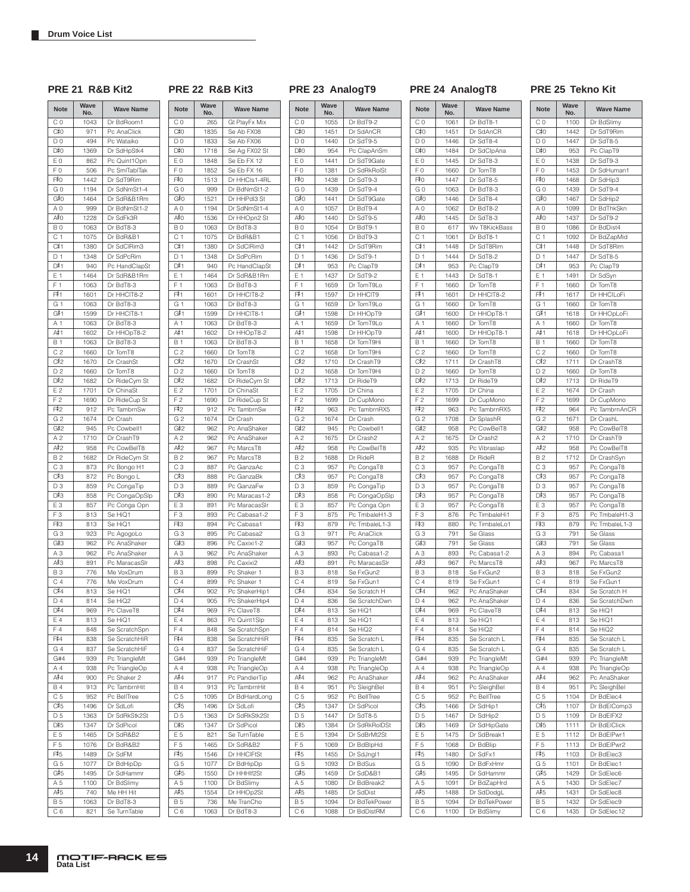## Drum Voice List

### PRE 21 R&B Kit2

| Note | Wave No. | Wave Name |
|---|---|---|
| C 0 | 1043 | Dr BdRoom1 |
| C♯0 | 971 | Pc AnaClick |
| D 0 | 494 | Pc Wataiko |
| D♯0 | 1369 | Dr SdHpStk4 |
| E 0 | 862 | Pc Quint1Opn |
| F 0 | 506 | Pc SmlTablTak |
| F♯0 | 1442 | Dr SdT9Rim |
| G 0 | 1194 | Dr SdNmSt1-4 |
| G♯0 | 1464 | Dr SdR&B1Rm |
| A 0 | 999 | Dr BdNmSt1-2 |
| A♯0 | 1228 | Dr SdFk3R |
| B 0 | 1063 | Dr BdT8-3 |
| C 1 | 1075 | Dr BdR&B1 |
| C♯1 | 1380 | Dr SdClRim3 |
| D 1 | 1348 | Dr SdPcRim |
| D♯1 | 940 | Pc HandClapSt |
| E 1 | 1464 | Dr SdR&B1Rm |
| F 1 | 1063 | Dr BdT8-3 |
| F♯1 | 1601 | Dr HHClT8-2 |
| G 1 | 1063 | Dr BdT8-3 |
| G♯1 | 1599 | Dr HHClT8-1 |
| A 1 | 1063 | Dr BdT8-3 |
| A♯1 | 1602 | Dr HHOpT8-2 |
| B 1 | 1063 | Dr BdT8-3 |
| C 2 | 1660 | Dr TomT8 |
| C♯2 | 1670 | Dr CrashSt |
| D 2 | 1660 | Dr TomT8 |
| D♯2 | 1682 | Dr RideCym St |
| E 2 | 1701 | Dr ChinaSt |
| F 2 | 1690 | Dr RideCup St |
| F♯2 | 912 | Pc TambrnSw |
| G 2 | 1674 | Dr Crash |
| G♯2 | 945 | Pc Cowbell1 |
| A 2 | 1710 | Dr CrashT9 |
| A♯2 | 958 | Pc CowBelT8 |
| B 2 | 1682 | Dr RideCym St |
| C 3 | 873 | Pc Bongo H1 |
| C♯3 | 872 | Pc Bongo L |
| D 3 | 859 | Pc CongaTip |
| D♯3 | 858 | Pc CongaOpSlp |
| E 3 | 857 | Pc Conga Opn |
| F 3 | 813 | Se HiQ1 |
| F♯3 | 813 | Se HiQ1 |
| G 3 | 923 | Pc AgogoLo |
| G♯3 | 962 | Pc AnaShaker |
| A 3 | 962 | Pc AnaShaker |
| A♯3 | 891 | Pc MaracasSlr |
| B 3 | 776 | Me VoxDrum |
| C 4 | 776 | Me VoxDrum |
| C♯4 | 813 | Se HiQ1 |
| D 4 | 814 | Se HiQ2 |
| D♯4 | 969 | Pc ClaveT8 |
| E 4 | 813 | Se HiQ1 |
| F 4 | 848 | Se ScratchSpn |
| F♯4 | 838 | Se ScratchHiR |
| G 4 | 837 | Se ScratchHiF |
| G#4 | 939 | Pc TriangleMt |
| A 4 | 938 | Pc TriangleOp |
| A♯4 | 900 | Pc Shaker 2 |
| B 4 | 913 | Pc TambrnHit |
| C 5 | 952 | Pc BellTree |
| C♯5 | 1496 | Dr SdLofi |
| D 5 | 1363 | Dr SdRkStk2St |
| D♯5 | 1347 | Dr SdPicol |
| E 5 | 1465 | Dr SdR&B2 |
| F 5 | 1076 | Dr BdR&B2 |
| F♯5 | 1489 | Dr SdFM |
| G 5 | 1077 | Dr BdHipDp |
| G♯5 | 1495 | Dr SdHammr |
| A 5 | 1100 | Dr BdSlimy |
| A♯5 | 740 | Me HH Hit |
| B 5 | 1063 | Dr BdT8-3 |
| C 6 | 821 | Se TurnTable |

### PRE 22 R&B Kit3

| Note | Wave No. | Wave Name |
|---|---|---|
| C 0 | 265 | Gt PlayFx Mix |
| C♯0 | 1835 | Se Ab FX08 |
| D 0 | 1833 | Se Ab FX06 |
| D♯0 | 1718 | Se Ag FX02 St |
| E 0 | 1848 | Se Eb FX 12 |
| F 0 | 1852 | Se Eb FX 16 |
| F♯0 | 1513 | Dr HHCls1-4RL |
| G 0 | 999 | Dr BdNmSt1-2 |
| G♯0 | 1521 | Dr HHPdl3 St |
| A 0 | 1194 | Dr SdNmSt1-4 |
| A♯0 | 1536 | Dr HHOpn2 St |
| B 0 | 1063 | Dr BdT8-3 |
| C 1 | 1075 | Dr BdR&B1 |
| C♯1 | 1380 | Dr SdClRim3 |
| D 1 | 1348 | Dr SdPcRim |
| D♯1 | 940 | Pc HandClapSt |
| E 1 | 1464 | Dr SdR&B1Rm |
| F 1 | 1063 | Dr BdT8-3 |
| F♯1 | 1601 | Dr HHClT8-2 |
| G 1 | 1063 | Dr BdT8-3 |
| G♯1 | 1599 | Dr HHClT8-1 |
| A 1 | 1063 | Dr BdT8-3 |
| A♯1 | 1602 | Dr HHOpT8-2 |
| B 1 | 1063 | Dr BdT8-3 |
| C 2 | 1660 | Dr TomT8 |
| C♯2 | 1670 | Dr CrashSt |
| D 2 | 1660 | Dr TomT8 |
| D♯2 | 1682 | Dr RideCym St |
| E 2 | 1701 | Dr ChinaSt |
| F 2 | 1690 | Dr RideCup St |
| F♯2 | 912 | Pc TambrnSw |
| G 2 | 1674 | Dr Crash |
| G♯2 | 962 | Pc AnaShaker |
| A 2 | 962 | Pc AnaShaker |
| A♯2 | 967 | Pc MarcsT8 |
| B 2 | 967 | Pc MarcsT8 |
| C 3 | 887 | Pc GanzaAc |
| C♯3 | 888 | Pc GanzaBk |
| D 3 | 889 | Pc GanzaFw |
| D♯3 | 890 | Pc Maracas1-2 |
| E 3 | 891 | Pc MaracasSlr |
| F 3 | 893 | Pc Cabasa1-2 |
| F♯3 | 894 | Pc Cabasa1 |
| G 3 | 895 | Pc Cabasa2 |
| G♯3 | 896 | Pc Caxixi1-2 |
| A 3 | 962 | Pc AnaShaker |
| A♯3 | 898 | Pc Caxixi2 |
| B 3 | 899 | Pc Shaker 1 |
| C 4 | 899 | Pc Shaker 1 |
| C♯4 | 902 | Pc ShakerHip1 |
| D 4 | 905 | Pc ShakerHip4 |
| D♯4 | 969 | Pc ClaveT8 |
| E 4 | 863 | Pc Quint1Slp |
| F 4 | 848 | Se ScratchSpn |
| F♯4 | 838 | Se ScratchHiR |
| G 4 | 837 | Se ScratchHiF |
| G#4 | 939 | Pc TriangleMt |
| A 4 | 938 | Pc TriangleOp |
| A♯4 | 917 | Pc PandierTip |
| B 4 | 913 | Pc TambrnHit |
| C 5 | 1095 | Dr BdHardLong |
| C♯5 | 1496 | Dr SdLofi |
| D 5 | 1363 | Dr SdRkStk2St |
| D♯5 | 1347 | Dr SdPicol |
| E 5 | 821 | Se TurnTable |
| F 5 | 1465 | Dr SdR&B2 |
| F♯5 | 1546 | Dr HHClFtSt |
| G 5 | 1077 | Dr BdHipDp |
| G♯5 | 1550 | Dr HHHlf2St |
| A 5 | 1100 | Dr BdSlimy |
| A♯5 | 1554 | Dr HHOp2St |
| B 5 | 736 | Me TranCho |
| C 6 | 1063 | Dr BdT8-3 |

### PRE 23 AnalogT9

| Note | Wave No. | Wave Name |
|---|---|---|
| C 0 | 1055 | Dr BdT9-2 |
| C♯0 | 1451 | Dr SdAnCR |
| D 0 | 1440 | Dr SdT9-5 |
| D♯0 | 954 | Pc ClapAnSm |
| E 0 | 1441 | Dr SdT9Gate |
| F 0 | 1381 | Dr SdRkRolSt |
| F♯0 | 1438 | Dr SdT9-3 |
| G 0 | 1439 | Dr SdT9-4 |
| G♯0 | 1441 | Dr SdT9Gate |
| A 0 | 1057 | Dr BdT9-4 |
| A♯0 | 1440 | Dr SdT9-5 |
| B 0 | 1054 | Dr BdT9-1 |
| C 1 | 1056 | Dr BdT9-3 |
| C♯1 | 1442 | Dr SdT9Rim |
| D 1 | 1436 | Dr SdT9-1 |
| D♯1 | 953 | Pc ClapT9 |
| E 1 | 1437 | Dr SdT9-2 |
| F 1 | 1659 | Dr TomT9Lo |
| F♯1 | 1597 | Dr HHClT9 |
| G 1 | 1659 | Dr TomT9Lo |
| G♯1 | 1598 | Dr HHOpT9 |
| A 1 | 1659 | Dr TomT9Lo |
| A♯1 | 1598 | Dr HHOpT9 |
| B 1 | 1658 | Dr TomT9Hi |
| C 2 | 1658 | Dr TomT9Hi |
| C♯2 | 1710 | Dr CrashT9 |
| D 2 | 1658 | Dr TomT9Hi |
| D♯2 | 1713 | Dr RideT9 |
| E 2 | 1705 | Dr China |
| F 2 | 1699 | Dr CupMono |
| F♯2 | 963 | Pc TambrnRX5 |
| G 2 | 1674 | Dr Crash |
| G♯2 | 945 | Pc Cowbell1 |
| A 2 | 1675 | Dr Crash2 |
| A♯2 | 958 | Pc CowBelT8 |
| B 2 | 1688 | Dr RideR |
| C 3 | 957 | Pc CongaT8 |
| C♯3 | 957 | Pc CongaT8 |
| D 3 | 859 | Pc CongaTip |
| D♯3 | 858 | Pc CongaOpSlp |
| E 3 | 857 | Pc Conga Opn |
| F 3 | 875 | Pc TmbaleH1-3 |
| F♯3 | 879 | Pc TmbaleL1-3 |
| G 3 | 971 | Pc AnaClick |
| G♯3 | 957 | Pc CongaT8 |
| A 3 | 893 | Pc Cabasa1-2 |
| A♯3 | 891 | Pc MaracasSlr |
| B 3 | 818 | Se FxGun2 |
| C 4 | 819 | Se FxGun1 |
| C♯4 | 834 | Se Scratch H |
| D 4 | 836 | Se ScratchDwn |
| D♯4 | 813 | Se HiQ1 |
| E 4 | 813 | Se HiQ1 |
| F 4 | 814 | Se HiQ2 |
| F♯4 | 835 | Se Scratch L |
| G 4 | 835 | Se Scratch L |
| G#4 | 939 | Pc TriangleMt |
| A 4 | 938 | Pc TriangleOp |
| A♯4 | 962 | Pc AnaShaker |
| B 4 | 951 | Pc SleighBel |
| C 5 | 952 | Pc BellTree |
| C♯5 | 1347 | Dr SdPicol |
| D 5 | 1447 | Dr SdT8-5 |
| D♯5 | 1384 | Dr SdRkRolDSt |
| E 5 | 1394 | Dr SdBrMt2St |
| F 5 | 1069 | Dr BdBlpHd |
| F♯5 | 1455 | Dr SdJngl1 |
| G 5 | 1093 | Dr BdSus |
| G♯5 | 1459 | Dr SdD&B1 |
| A 5 | 1080 | Dr BdBreak2 |
| A♯5 | 1485 | Dr SdDist |
| B 5 | 1094 | Dr BdTekPower |
| C 6 | 1088 | Dr BdDistRM |

### PRE 24 AnalogT8

| Note | Wave No. | Wave Name |
|---|---|---|
| C 0 | 1061 | Dr BdT8-1 |
| C♯0 | 1451 | Dr SdAnCR |
| D 0 | 1446 | Dr SdT8-4 |
| D♯0 | 1484 | Dr SdClpAna |
| E 0 | 1445 | Dr SdT8-3 |
| F 0 | 1660 | Dr TomT8 |
| F♯0 | 1447 | Dr SdT8-5 |
| G 0 | 1063 | Dr BdT8-3 |
| G♯0 | 1446 | Dr SdT8-4 |
| A 0 | 1062 | Dr BdT8-2 |
| A♯0 | 1445 | Dr SdT8-3 |
| B 0 | 617 | Wv T8KickBass |
| C 1 | 1061 | Dr BdT8-1 |
| C♯1 | 1448 | Dr SdT8Rim |
| D 1 | 1444 | Dr SdT8-2 |
| D♯1 | 953 | Pc ClapT9 |
| E 1 | 1443 | Dr SdT8-1 |
| F 1 | 1660 | Dr TomT8 |
| F♯1 | 1601 | Dr HHClT8-2 |
| G 1 | 1660 | Dr TomT8 |
| G♯1 | 1600 | Dr HHOpT8-1 |
| A 1 | 1660 | Dr TomT8 |
| A♯1 | 1600 | Dr HHOpT8-1 |
| B 1 | 1660 | Dr TomT8 |
| C 2 | 1660 | Dr TomT8 |
| C♯2 | 1711 | Dr CrashT8 |
| D 2 | 1660 | Dr TomT8 |
| D♯2 | 1713 | Dr RideT9 |
| E 2 | 1705 | Dr China |
| F 2 | 1699 | Dr CupMono |
| F♯2 | 963 | Pc TambrnRX5 |
| G 2 | 1708 | Dr SplashR |
| G♯2 | 958 | Pc CowBelT8 |
| A 2 | 1675 | Dr Crash2 |
| A♯2 | 935 | Pc Vibraslap |
| B 2 | 1688 | Dr RideR |
| C 3 | 957 | Pc CongaT8 |
| C♯3 | 957 | Pc CongaT8 |
| D 3 | 957 | Pc CongaT8 |
| D♯3 | 957 | Pc CongaT8 |
| E 3 | 957 | Pc CongaT8 |
| F 3 | 876 | Pc TimbaleHi1 |
| F♯3 | 880 | Pc TimbaleLo1 |
| G 3 | 791 | Se Glass |
| G♯3 | 791 | Se Glass |
| A 3 | 893 | Pc Cabasa1-2 |
| A♯3 | 967 | Pc MarcsT8 |
| B 3 | 818 | Se FxGun2 |
| C 4 | 819 | Se FxGun1 |
| C♯4 | 962 | Pc AnaShaker |
| D 4 | 962 | Pc AnaShaker |
| D♯4 | 969 | Pc ClaveT8 |
| E 4 | 813 | Se HiQ1 |
| F 4 | 814 | Se HiQ2 |
| F♯4 | 835 | Se Scratch L |
| G 4 | 835 | Se Scratch L |
| G#4 | 939 | Pc TriangleMt |
| A 4 | 938 | Pc TriangleOp |
| A♯4 | 962 | Pc AnaShaker |
| B 4 | 951 | Pc SleighBel |
| C 5 | 952 | Pc BellTree |
| C♯5 | 1466 | Dr SdHip1 |
| D 5 | 1467 | Dr SdHip2 |
| D♯5 | 1469 | Dr SdHipGate |
| E 5 | 1475 | Dr SdBreak1 |
| F 5 | 1068 | Dr BdBlip |
| F♯5 | 1480 | Dr SdFx1 |
| G 5 | 1090 | Dr BdFxHmr |
| G♯5 | 1495 | Dr SdHammr |
| A 5 | 1091 | Dr BdZapHrd |
| A♯5 | 1488 | Dr SdDodgL |
| B 5 | 1094 | Dr BdTekPower |
| C 6 | 1100 | Dr BdSlimy |

### PRE 25 Tekno Kit

| Note | Wave No. | Wave Name |
|---|---|---|
| C 0 | 1100 | Dr BdSlimy |
| C♯0 | 1442 | Dr SdT9Rim |
| D 0 | 1447 | Dr SdT8-5 |
| D♯0 | 953 | Pc ClapT9 |
| E 0 | 1438 | Dr SdT9-3 |
| F 0 | 1453 | Dr SdHuman1 |
| F♯0 | 1468 | Dr SdHip3 |
| G 0 | 1439 | Dr SdT9-4 |
| G♯0 | 1467 | Dr SdHip2 |
| A 0 | 1099 | Dr BdThkSkn |
| A♯0 | 1437 | Dr SdT9-2 |
| B 0 | 1086 | Dr BdDist4 |
| C 1 | 1092 | Dr BdZapMid |
| C♯1 | 1448 | Dr SdT8Rim |
| D 1 | 1447 | Dr SdT8-5 |
| D♯1 | 953 | Pc ClapT9 |
| E 1 | 1491 | Dr SdSyn |
| F 1 | 1660 | Dr TomT8 |
| F♯1 | 1617 | Dr HHClLoFi |
| G 1 | 1660 | Dr TomT8 |
| G♯1 | 1618 | Dr HHOpLoFi |
| A 1 | 1660 | Dr TomT8 |
| A♯1 | 1618 | Dr HHOpLoFi |
| B 1 | 1660 | Dr TomT8 |
| C 2 | 1660 | Dr TomT8 |
| C♯2 | 1711 | Dr CrashT8 |
| D 2 | 1660 | Dr TomT8 |
| D♯2 | 1713 | Dr RideT9 |
| E 2 | 1674 | Dr Crash |
| F 2 | 1699 | Dr CupMono |
| F♯2 | 964 | Pc TambrnACR |
| G 2 | 1671 | Dr CrashL |
| G♯2 | 958 | Pc CowBelT8 |
| A 2 | 1710 | Dr CrashT9 |
| A♯2 | 958 | Pc CowBelT8 |
| B 2 | 1712 | Dr CrashSyn |
| C 3 | 957 | Pc CongaT8 |
| C♯3 | 957 | Pc CongaT8 |
| D 3 | 957 | Pc CongaT8 |
| D♯3 | 957 | Pc CongaT8 |
| E 3 | 957 | Pc CongaT8 |
| F 3 | 875 | Pc TmbaleH1-3 |
| F♯3 | 879 | Pc TmbaleL1-3 |
| G 3 | 791 | Se Glass |
| G♯3 | 791 | Se Glass |
| A 3 | 894 | Pc Cabasa1 |
| A♯3 | 967 | Pc MarcsT8 |
| B 3 | 818 | Se FxGun2 |
| C 4 | 819 | Se FxGun1 |
| C♯4 | 834 | Se Scratch H |
| D 4 | 836 | Se ScratchDwn |
| D♯4 | 813 | Se HiQ1 |
| E 4 | 813 | Se HiQ1 |
| F 4 | 814 | Se HiQ2 |
| F♯4 | 835 | Se Scratch L |
| G 4 | 835 | Se Scratch L |
| G#4 | 939 | Pc TriangleMt |
| A 4 | 938 | Pc TriangleOp |
| A♯4 | 962 | Pc AnaShaker |
| B 4 | 951 | Pc SleighBel |
| C 5 | 1104 | Dr BdElec4 |
| C♯5 | 1107 | Dr BdElComp3 |
| D 5 | 1109 | Dr BdElFX2 |
| D♯5 | 1111 | Dr BdElClick |
| E 5 | 1112 | Dr BdElPwr1 |
| F 5 | 1113 | Dr BdElPwr2 |
| F♯5 | 1103 | Dr BdElec3 |
| G 5 | 1101 | Dr BdElec1 |
| G♯5 | 1429 | Dr SdElec6 |
| A 5 | 1430 | Dr SdElec7 |
| A♯5 | 1431 | Dr SdElec8 |
| B 5 | 1432 | Dr SdElec9 |
| C 6 | 1435 | Dr SdElec12 |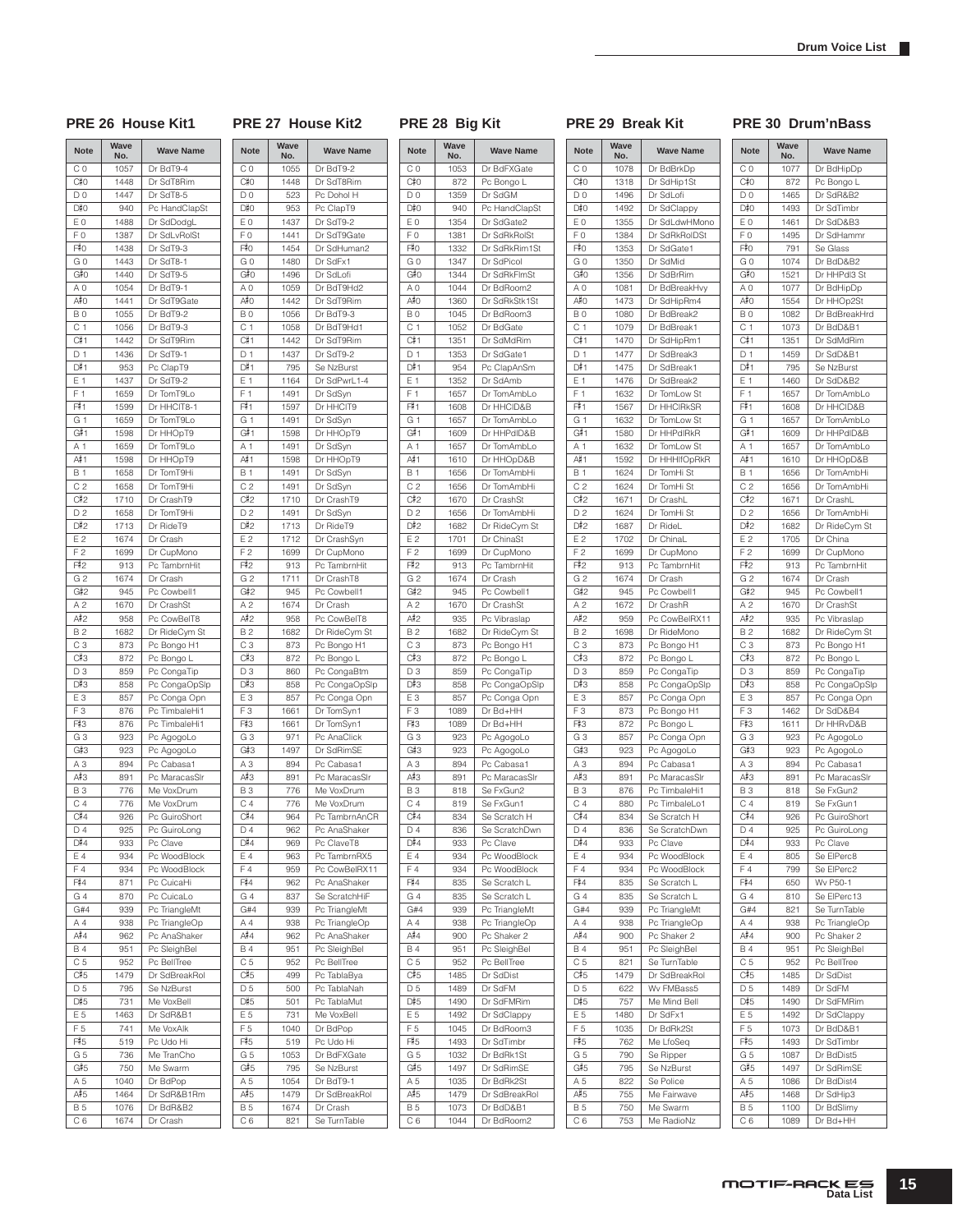## PRE 26 House Kit1

| Note | Wave No. | Wave Name |
|---|---|---|
| C 0 | 1057 | Dr BdT9-4 |
| C♯0 | 1448 | Dr SdT8Rim |
| D 0 | 1447 | Dr SdT8-5 |
| D♯0 | 940 | Pc HandClapSt |
| E 0 | 1488 | Dr SdDodgL |
| F 0 | 1387 | Dr SdLvRolSt |
| F♯0 | 1438 | Dr SdT9-3 |
| G 0 | 1443 | Dr SdT8-1 |
| G♯0 | 1440 | Dr SdT9-5 |
| A 0 | 1054 | Dr BdT9-1 |
| A♯0 | 1441 | Dr SdT9Gate |
| B 0 | 1055 | Dr BdT9-2 |
| C 1 | 1056 | Dr BdT9-3 |
| C♯1 | 1442 | Dr SdT9Rim |
| D 1 | 1436 | Dr SdT9-1 |
| D♯1 | 953 | Pc ClapT9 |
| E 1 | 1437 | Dr SdT9-2 |
| F 1 | 1659 | Dr TomT9Lo |
| F♯1 | 1599 | Dr HHClT8-1 |
| G 1 | 1659 | Dr TomT9Lo |
| G♯1 | 1598 | Dr HHOpT9 |
| A 1 | 1659 | Dr TomT9Lo |
| A♯1 | 1598 | Dr HHOpT9 |
| B 1 | 1658 | Dr TomT9Hi |
| C 2 | 1658 | Dr TomT9Hi |
| C♯2 | 1710 | Dr CrashT9 |
| D 2 | 1658 | Dr TomT9Hi |
| D♯2 | 1713 | Dr RideT9 |
| E 2 | 1674 | Dr Crash |
| F 2 | 1699 | Dr CupMono |
| F♯2 | 913 | Pc TambrnHit |
| G 2 | 1674 | Dr Crash |
| G♯2 | 945 | Pc Cowbell1 |
| A 2 | 1670 | Dr CrashSt |
| A♯2 | 958 | Pc CowBelT8 |
| B 2 | 1682 | Dr RideCym St |
| C 3 | 873 | Pc Bongo H1 |
| C♯3 | 872 | Pc Bongo L |
| D 3 | 859 | Pc CongaTip |
| D♯3 | 858 | Pc CongaOpSlp |
| E 3 | 857 | Pc Conga Opn |
| F 3 | 876 | Pc TimbaleHi1 |
| F♯3 | 876 | Pc TimbaleHi1 |
| G 3 | 923 | Pc AgogoLo |
| G♯3 | 923 | Pc AgogoLo |
| A 3 | 894 | Pc Cabasa1 |
| A♯3 | 891 | Pc MaracasSlr |
| B 3 | 776 | Me VoxDrum |
| C 4 | 776 | Me VoxDrum |
| C♯4 | 926 | Pc GuiroShort |
| D 4 | 925 | Pc GuiroLong |
| D♯4 | 933 | Pc Clave |
| E 4 | 934 | Pc WoodBlock |
| F 4 | 934 | Pc WoodBlock |
| F♯4 | 871 | Pc CuicaHi |
| G 4 | 870 | Pc CuicaLo |
| G#4 | 939 | Pc TriangleMt |
| A 4 | 938 | Pc TriangleOp |
| A♯4 | 962 | Pc AnaShaker |
| B 4 | 951 | Pc SleighBel |
| C 5 | 952 | Pc BellTree |
| C♯5 | 1479 | Dr SdBreakRol |
| D 5 | 795 | Se NzBurst |
| D♯5 | 731 | Me VoxBell |
| E 5 | 1463 | Dr SdR&B1 |
| F 5 | 741 | Me VoxAlk |
| F♯5 | 519 | Pc Udo Hi |
| G 5 | 736 | Me TranCho |
| G♯5 | 750 | Me Swarm |
| A 5 | 1040 | Dr BdPop |
| A♯5 | 1464 | Dr SdR&B1Rm |
| B 5 | 1076 | Dr BdR&B2 |
| C 6 | 1674 | Dr Crash |

## PRE 27 House Kit2

| Note | Wave No. | Wave Name |
|---|---|---|
| C 0 | 1055 | Dr BdT9-2 |
| C♯0 | 1448 | Dr SdT8Rim |
| D 0 | 523 | Pc Dohol H |
| D♯0 | 953 | Pc ClapT9 |
| E 0 | 1437 | Dr SdT9-2 |
| F 0 | 1441 | Dr SdT9Gate |
| F♯0 | 1454 | Dr SdHuman2 |
| G 0 | 1480 | Dr SdFx1 |
| G♯0 | 1496 | Dr SdLofi |
| A 0 | 1059 | Dr BdT9Hd2 |
| A♯0 | 1442 | Dr SdT9Rim |
| B 0 | 1056 | Dr BdT9-3 |
| C 1 | 1058 | Dr BdT9Hd1 |
| C♯1 | 1442 | Dr SdT9Rim |
| D 1 | 1437 | Dr SdT9-2 |
| D♯1 | 795 | Se NzBurst |
| E 1 | 1164 | Dr SdPwrL1-4 |
| F 1 | 1491 | Dr SdSyn |
| F♯1 | 1597 | Dr HHClT9 |
| G 1 | 1491 | Dr SdSyn |
| G♯1 | 1598 | Dr HHOpT9 |
| A 1 | 1491 | Dr SdSyn |
| A♯1 | 1598 | Dr HHOpT9 |
| B 1 | 1491 | Dr SdSyn |
| C 2 | 1491 | Dr SdSyn |
| C♯2 | 1710 | Dr CrashT9 |
| D 2 | 1491 | Dr SdSyn |
| D♯2 | 1713 | Dr RideT9 |
| E 2 | 1712 | Dr CrashSyn |
| F 2 | 1699 | Dr CupMono |
| F♯2 | 913 | Pc TambrnHit |
| G 2 | 1711 | Dr CrashT8 |
| G♯2 | 945 | Pc Cowbell1 |
| A 2 | 1674 | Dr Crash |
| A♯2 | 958 | Pc CowBelT8 |
| B 2 | 1682 | Dr RideCym St |
| C 3 | 873 | Pc Bongo H1 |
| C♯3 | 872 | Pc Bongo L |
| D 3 | 860 | Pc CongaBtm |
| D♯3 | 858 | Pc CongaOpSlp |
| E 3 | 857 | Pc Conga Opn |
| F 3 | 1661 | Dr TomSyn1 |
| F♯3 | 1661 | Dr TomSyn1 |
| G 3 | 971 | Pc AnaClick |
| G♯3 | 1497 | Dr SdRimSE |
| A 3 | 894 | Pc Cabasa1 |
| A♯3 | 891 | Pc MaracasSlr |
| B 3 | 776 | Me VoxDrum |
| C 4 | 776 | Me VoxDrum |
| C♯4 | 964 | Pc TambrnAnCR |
| D 4 | 962 | Pc AnaShaker |
| D♯4 | 969 | Pc ClaveT8 |
| E 4 | 963 | Pc TambrnRX5 |
| F 4 | 959 | Pc CowBelRX11 |
| F♯4 | 962 | Pc AnaShaker |
| G 4 | 837 | Se ScratchHiF |
| G#4 | 939 | Pc TriangleMt |
| A 4 | 938 | Pc TriangleOp |
| A♯4 | 962 | Pc AnaShaker |
| B 4 | 951 | Pc SleighBel |
| C 5 | 952 | Pc BellTree |
| C♯5 | 499 | Pc TablaBya |
| D 5 | 500 | Pc TablaNah |
| D♯5 | 501 | Pc TablaMut |
| E 5 | 731 | Me VoxBell |
| F 5 | 1040 | Dr BdPop |
| F♯5 | 519 | Pc Udo Hi |
| G 5 | 1053 | Dr BdFXGate |
| G♯5 | 795 | Se NzBurst |
| A 5 | 1054 | Dr BdT9-1 |
| A♯5 | 1479 | Dr SdBreakRol |
| B 5 | 1674 | Dr Crash |
| C 6 | 821 | Se TurnTable |

## PRE 28 Big Kit

| Note | Wave No. | Wave Name |
|---|---|---|
| C 0 | 1053 | Dr BdFXGate |
| C♯0 | 872 | Pc Bongo L |
| D 0 | 1359 | Dr SdGM |
| D♯0 | 940 | Pc HandClapSt |
| E 0 | 1354 | Dr SdGate2 |
| F 0 | 1381 | Dr SdRkRolSt |
| F♯0 | 1332 | Dr SdRkRim1St |
| G 0 | 1347 | Dr SdPicol |
| G♯0 | 1344 | Dr SdRkFlmSt |
| A 0 | 1044 | Dr BdRoom2 |
| A♯0 | 1360 | Dr SdRkStk1St |
| B 0 | 1045 | Dr BdRoom3 |
| C 1 | 1052 | Dr BdGate |
| C♯1 | 1351 | Dr SdMdRim |
| D 1 | 1353 | Dr SdGate1 |
| D♯1 | 954 | Pc ClapAnSm |
| E 1 | 1352 | Dr SdAmb |
| F 1 | 1657 | Dr TomAmbLo |
| F♯1 | 1608 | Dr HHClD&B |
| G 1 | 1657 | Dr TomAmbLo |
| G♯1 | 1609 | Dr HHPdlD&B |
| A 1 | 1657 | Dr TomAmbLo |
| A♯1 | 1610 | Dr HHOpD&B |
| B 1 | 1656 | Dr TomAmbHi |
| C 2 | 1656 | Dr TomAmbHi |
| C♯2 | 1670 | Dr CrashSt |
| D 2 | 1656 | Dr TomAmbHi |
| D♯2 | 1682 | Dr RideCym St |
| E 2 | 1701 | Dr ChinaSt |
| F 2 | 1699 | Dr CupMono |
| F♯2 | 913 | Pc TambrnHit |
| G 2 | 1674 | Dr Crash |
| G♯2 | 945 | Pc Cowbell1 |
| A 2 | 1670 | Dr CrashSt |
| A♯2 | 935 | Pc Vibraslap |
| B 2 | 1682 | Dr RideCym St |
| C 3 | 873 | Pc Bongo H1 |
| C♯3 | 872 | Pc Bongo L |
| D 3 | 859 | Pc CongaTip |
| D♯3 | 858 | Pc CongaOpSlp |
| E 3 | 857 | Pc Conga Opn |
| F 3 | 1089 | Dr Bd+HH |
| F♯3 | 1089 | Dr Bd+HH |
| G 3 | 923 | Pc AgogoLo |
| G♯3 | 923 | Pc AgogoLo |
| A 3 | 894 | Pc Cabasa1 |
| A♯3 | 891 | Pc MaracasSlr |
| B 3 | 818 | Se FxGun2 |
| C 4 | 819 | Se FxGun1 |
| C♯4 | 834 | Se Scratch H |
| D 4 | 836 | Se ScratchDwn |
| D♯4 | 933 | Pc Clave |
| E 4 | 934 | Pc WoodBlock |
| F 4 | 934 | Pc WoodBlock |
| F♯4 | 835 | Se Scratch L |
| G 4 | 835 | Se Scratch L |
| G#4 | 939 | Pc TriangleMt |
| A 4 | 938 | Pc TriangleOp |
| A♯4 | 900 | Pc Shaker 2 |
| B 4 | 951 | Pc SleighBel |
| C 5 | 952 | Pc BellTree |
| C♯5 | 1485 | Dr SdDist |
| D 5 | 1489 | Dr SdFM |
| D♯5 | 1490 | Dr SdFMRim |
| E 5 | 1492 | Dr SdClappy |
| F 5 | 1045 | Dr BdRoom3 |
| F♯5 | 1493 | Dr SdTimbr |
| G 5 | 1032 | Dr BdRk1St |
| G♯5 | 1497 | Dr SdRimSE |
| A 5 | 1035 | Dr BdRk2St |
| A♯5 | 1479 | Dr SdBreakRol |
| B 5 | 1073 | Dr BdD&B1 |
| C 6 | 1044 | Dr BdRoom2 |

## PRE 29 Break Kit

| Note | Wave No. | Wave Name |
|---|---|---|
| C 0 | 1078 | Dr BdBrkDp |
| C♯0 | 1318 | Dr SdHip1St |
| D 0 | 1496 | Dr SdLofi |
| D♯0 | 1492 | Dr SdClappy |
| E 0 | 1355 | Dr SdLdwHMono |
| F 0 | 1384 | Dr SdRkRolDSt |
| F♯0 | 1353 | Dr SdGate1 |
| G 0 | 1350 | Dr SdMid |
| G♯0 | 1356 | Dr SdBrRim |
| A 0 | 1081 | Dr BdBreakHvy |
| A♯0 | 1473 | Dr SdHipRm4 |
| B 0 | 1080 | Dr BdBreak2 |
| C 1 | 1079 | Dr BdBreak1 |
| C♯1 | 1470 | Dr SdHipRm1 |
| D 1 | 1477 | Dr SdBreak3 |
| D♯1 | 1475 | Dr SdBreak1 |
| E 1 | 1476 | Dr SdBreak2 |
| F 1 | 1632 | Dr TomLow St |
| F♯1 | 1567 | Dr HHClRkSR |
| G 1 | 1632 | Dr TomLow St |
| G♯1 | 1580 | Dr HHPdlRkR |
| A 1 | 1632 | Dr TomLow St |
| A♯1 | 1592 | Dr HHHfOpRkR |
| B 1 | 1624 | Dr TomHi St |
| C 2 | 1624 | Dr TomHi St |
| C♯2 | 1671 | Dr CrashL |
| D 2 | 1624 | Dr TomHi St |
| D♯2 | 1687 | Dr RideL |
| E 2 | 1702 | Dr ChinaL |
| F 2 | 1699 | Dr CupMono |
| F♯2 | 913 | Pc TambrnHit |
| G 2 | 1674 | Dr Crash |
| G♯2 | 945 | Pc Cowbell1 |
| A 2 | 1672 | Dr CrashR |
| A♯2 | 959 | Pc CowBelRX11 |
| B 2 | 1698 | Dr RideMono |
| C 3 | 873 | Pc Bongo H1 |
| C♯3 | 872 | Pc Bongo L |
| D 3 | 859 | Pc CongaTip |
| D♯3 | 858 | Pc CongaOpSlp |
| E 3 | 857 | Pc Conga Opn |
| F 3 | 873 | Pc Bongo H1 |
| F♯3 | 872 | Pc Bongo L |
| G 3 | 857 | Pc Conga Opn |
| G♯3 | 923 | Pc AgogoLo |
| A 3 | 894 | Pc Cabasa1 |
| A♯3 | 891 | Pc MaracasSlr |
| B 3 | 876 | Pc TimbaleHi1 |
| C 4 | 880 | Pc TimbaleLo1 |
| C♯4 | 834 | Se Scratch H |
| D 4 | 836 | Se ScratchDwn |
| D♯4 | 933 | Pc Clave |
| E 4 | 934 | Pc WoodBlock |
| F 4 | 934 | Pc WoodBlock |
| F♯4 | 835 | Se Scratch L |
| G 4 | 835 | Se Scratch L |
| G#4 | 939 | Pc TriangleMt |
| A 4 | 938 | Pc TriangleOp |
| A♯4 | 900 | Pc Shaker 2 |
| B 4 | 951 | Pc SleighBel |
| C 5 | 821 | Se TurnTable |
| C♯5 | 1479 | Dr SdBreakRol |
| D 5 | 622 | Wv FMBass5 |
| D♯5 | 757 | Me Mind Bell |
| E 5 | 1480 | Dr SdFx1 |
| F 5 | 1035 | Dr BdRk2St |
| F♯5 | 762 | Me LfoSeq |
| G 5 | 790 | Se Ripper |
| G♯5 | 795 | Se NzBurst |
| A 5 | 822 | Se Police |
| A♯5 | 755 | Me Fairwave |
| B 5 | 750 | Me Swarm |
| C 6 | 753 | Me RadioNz |

## PRE 30 Drum'nBass

| Note | Wave No. | Wave Name |
|---|---|---|
| C 0 | 1077 | Dr BdHipDp |
| C♯0 | 872 | Pc Bongo L |
| D 0 | 1465 | Dr SdR&B2 |
| D♯0 | 1493 | Dr SdTimbr |
| E 0 | 1461 | Dr SdD&B3 |
| F 0 | 1495 | Dr SdHammr |
| F♯0 | 791 | Se Glass |
| G 0 | 1074 | Dr BdD&B2 |
| G♯0 | 1521 | Dr HHPdl3 St |
| A 0 | 1077 | Dr BdHipDp |
| A♯0 | 1554 | Dr HHOp2St |
| B 0 | 1082 | Dr BdBreakHrd |
| C 1 | 1073 | Dr BdD&B1 |
| C♯1 | 1351 | Dr SdMdRim |
| D 1 | 1459 | Dr SdD&B1 |
| D♯1 | 795 | Se NzBurst |
| E 1 | 1460 | Dr SdD&B2 |
| F 1 | 1657 | Dr TomAmbLo |
| F♯1 | 1608 | Dr HHClD&B |
| G 1 | 1657 | Dr TomAmbLo |
| G♯1 | 1609 | Dr HHPdlD&B |
| A 1 | 1657 | Dr TomAmbLo |
| A♯1 | 1610 | Dr HHOpD&B |
| B 1 | 1656 | Dr TomAmbHi |
| C 2 | 1656 | Dr TomAmbHi |
| C♯2 | 1671 | Dr CrashL |
| D 2 | 1656 | Dr TomAmbHi |
| D♯2 | 1682 | Dr RideCym St |
| E 2 | 1705 | Dr China |
| F 2 | 1699 | Dr CupMono |
| F♯2 | 913 | Pc TambrnHit |
| G 2 | 1674 | Dr Crash |
| G♯2 | 945 | Pc Cowbell1 |
| A 2 | 1670 | Dr CrashSt |
| A♯2 | 935 | Pc Vibraslap |
| B 2 | 1682 | Dr RideCym St |
| C 3 | 873 | Pc Bongo H1 |
| C♯3 | 872 | Pc Bongo L |
| D 3 | 859 | Pc CongaTip |
| D♯3 | 858 | Pc CongaOpSlp |
| E 3 | 857 | Pc Conga Opn |
| F 3 | 1462 | Dr SdD&B4 |
| F♯3 | 1611 | Dr HHRvD&B |
| G 3 | 923 | Pc AgogoLo |
| G♯3 | 923 | Pc AgogoLo |
| A 3 | 894 | Pc Cabasa1 |
| A♯3 | 891 | Pc MaracasSlr |
| B 3 | 818 | Se FxGun2 |
| C 4 | 819 | Se FxGun1 |
| C♯4 | 926 | Pc GuiroShort |
| D 4 | 925 | Pc GuiroLong |
| D♯4 | 933 | Pc Clave |
| E 4 | 805 | Se ElPerc8 |
| F 4 | 799 | Se ElPerc2 |
| F♯4 | 650 | Wv P50-1 |
| G 4 | 810 | Se ElPerc13 |
| G#4 | 821 | Se TurnTable |
| A 4 | 938 | Pc TriangleOp |
| A♯4 | 900 | Pc Shaker 2 |
| B 4 | 951 | Pc SleighBel |
| C 5 | 952 | Pc BellTree |
| C♯5 | 1485 | Dr SdDist |
| D 5 | 1489 | Dr SdFM |
| D♯5 | 1490 | Dr SdFMRim |
| E 5 | 1492 | Dr SdClappy |
| F 5 | 1073 | Dr BdD&B1 |
| F♯5 | 1493 | Dr SdTimbr |
| G 5 | 1087 | Dr BdDist5 |
| G♯5 | 1497 | Dr SdRimSE |
| A 5 | 1086 | Dr BdDist4 |
| A♯5 | 1468 | Dr SdHip3 |
| B 5 | 1100 | Dr BdSlimy |
| C 6 | 1089 | Dr Bd+HH |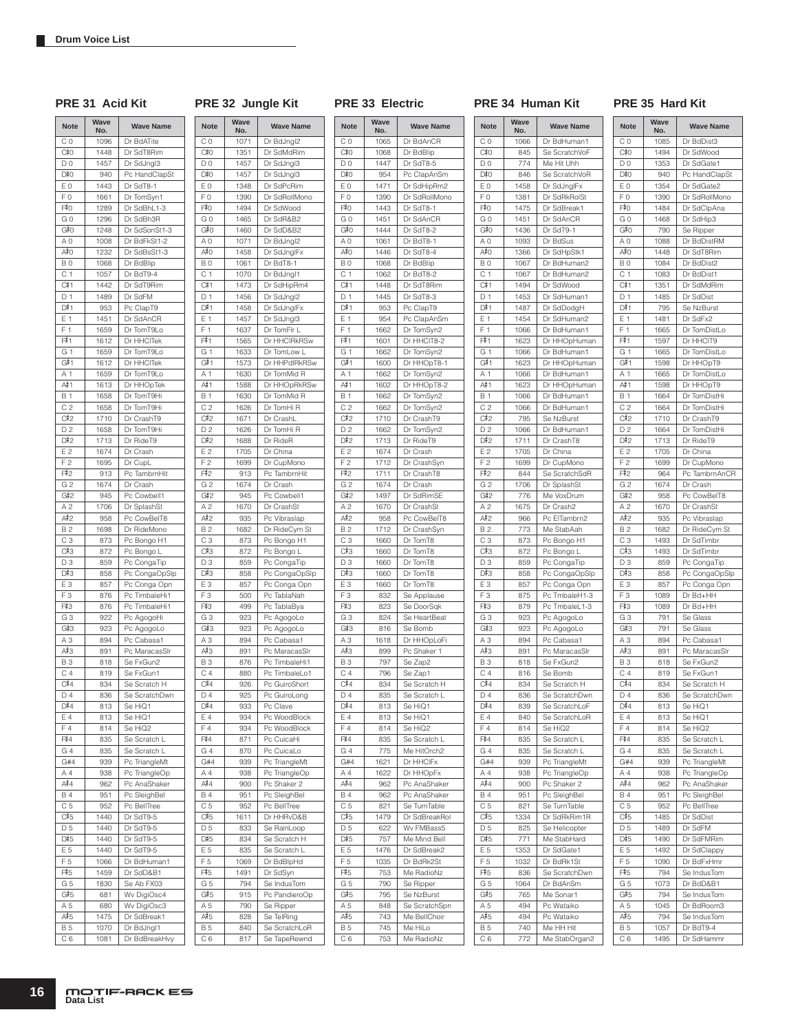## Drum Voice List

### PRE 31 Acid Kit

| Note | Wave No. | Wave Name |
|---|---|---|
| C 0 | 1096 | Dr BdATite |
| C♯0 | 1448 | Dr SdT8Rim |
| D 0 | 1457 | Dr SdJngl3 |
| D♯0 | 940 | Pc HandClapSt |
| E 0 | 1443 | Dr SdT8-1 |
| F 0 | 1661 | Dr TomSyn1 |
| F♯0 | 1289 | Dr SdBhL1-3 |
| G 0 | 1296 | Dr SdBh3R |
| G♯0 | 1248 | Dr SdSonSt1-3 |
| A 0 | 1008 | Dr BdFkSt1-2 |
| A♯0 | 1232 | Dr SdBsSt1-3 |
| B 0 | 1068 | Dr BdBlip |
| C 1 | 1057 | Dr BdT9-4 |
| C♯1 | 1442 | Dr SdT9Rim |
| D 1 | 1489 | Dr SdFM |
| D♯1 | 953 | Pc ClapT9 |
| E 1 | 1451 | Dr SdAnCR |
| F 1 | 1659 | Dr TomT9Lo |
| F♯1 | 1612 | Dr HHClTek |
| G 1 | 1659 | Dr TomT9Lo |
| G♯1 | 1612 | Dr HHClTek |
| A 1 | 1659 | Dr TomT9Lo |
| A♯1 | 1613 | Dr HHOpTek |
| B 1 | 1658 | Dr TomT9Hi |
| C 2 | 1658 | Dr TomT9Hi |
| C♯2 | 1710 | Dr CrashT9 |
| D 2 | 1658 | Dr TomT9Hi |
| D♯2 | 1713 | Dr RideT9 |
| E 2 | 1674 | Dr Crash |
| F 2 | 1695 | Dr CupL |
| F♯2 | 913 | Pc TambrnHit |
| G 2 | 1674 | Dr Crash |
| G♯2 | 945 | Pc Cowbell1 |
| A 2 | 1706 | Dr SplashSt |
| A♯2 | 958 | Pc CowBelT8 |
| B 2 | 1698 | Dr RideMono |
| C 3 | 873 | Pc Bongo H1 |
| C♯3 | 872 | Pc Bongo L |
| D 3 | 859 | Pc CongaTip |
| D♯3 | 858 | Pc CongaOpSlp |
| E 3 | 857 | Pc Conga Opn |
| F 3 | 876 | Pc TimbaleHi1 |
| F♯3 | 876 | Pc TimbaleHi1 |
| G 3 | 922 | Pc AgogoHi |
| G♯3 | 923 | Pc AgogoLo |
| A 3 | 894 | Pc Cabasa1 |
| A♯3 | 891 | Pc MaracasSlr |
| B 3 | 818 | Se FxGun2 |
| C 4 | 819 | Se FxGun1 |
| C♯4 | 834 | Se Scratch H |
| D 4 | 836 | Se ScratchDwn |
| D♯4 | 813 | Se HiQ1 |
| E 4 | 813 | Se HiQ1 |
| F 4 | 814 | Se HiQ2 |
| F♯4 | 835 | Se Scratch L |
| G 4 | 835 | Se Scratch L |
| G#4 | 939 | Pc TriangleMt |
| A 4 | 938 | Pc TriangleOp |
| A♯4 | 962 | Pc AnaShaker |
| B 4 | 951 | Pc SleighBel |
| C 5 | 952 | Pc BellTree |
| C♯5 | 1440 | Dr SdT9-5 |
| D 5 | 1440 | Dr SdT9-5 |
| D♯5 | 1440 | Dr SdT9-5 |
| E 5 | 1440 | Dr SdT9-5 |
| F 5 | 1066 | Dr BdHuman1 |
| F♯5 | 1459 | Dr SdD&B1 |
| G 5 | 1830 | Se Ab FX03 |
| G♯5 | 681 | Wv DigiOsc4 |
| A 5 | 680 | Wv DigiOsc3 |
| A♯5 | 1475 | Dr SdBreak1 |
| B 5 | 1070 | Dr BdJngl1 |
| C 6 | 1081 | Dr BdBreakHvy |

### PRE 32 Jungle Kit

| Note | Wave No. | Wave Name |
|---|---|---|
| C 0 | 1071 | Dr BdJngl2 |
| C♯0 | 1351 | Dr SdMdRim |
| D 0 | 1457 | Dr SdJngl3 |
| D♯0 | 1457 | Dr SdJngl3 |
| E 0 | 1348 | Dr SdPcRim |
| F 0 | 1390 | Dr SdRollMono |
| F♯0 | 1494 | Dr SdWood |
| G 0 | 1465 | Dr SdR&B2 |
| G♯0 | 1460 | Dr SdD&B2 |
| A 0 | 1071 | Dr BdJngl2 |
| A♯0 | 1458 | Dr SdJnglFx |
| B 0 | 1061 | Dr BdT8-1 |
| C 1 | 1070 | Dr BdJngl1 |
| C♯1 | 1473 | Dr SdHipRm4 |
| D 1 | 1456 | Dr SdJngl2 |
| D♯1 | 1458 | Dr SdJnglFx |
| E 1 | 1457 | Dr SdJngl3 |
| F 1 | 1637 | Dr TomFlr L |
| F♯1 | 1565 | Dr HHClRkRSw |
| G 1 | 1633 | Dr TomLow L |
| G♯1 | 1573 | Dr HHPdlRkRSw |
| A 1 | 1630 | Dr TomMid R |
| A♯1 | 1588 | Dr HHOpRkRSw |
| B 1 | 1630 | Dr TomMid R |
| C 2 | 1626 | Dr TomHi R |
| C♯2 | 1671 | Dr CrashL |
| D 2 | 1626 | Dr TomHi R |
| D♯2 | 1688 | Dr RideR |
| E 2 | 1705 | Dr China |
| F 2 | 1699 | Dr CupMono |
| F♯2 | 913 | Pc TambrnHit |
| G 2 | 1674 | Dr Crash |
| G♯2 | 945 | Pc Cowbell1 |
| A 2 | 1670 | Dr CrashSt |
| A♯2 | 935 | Pc Vibraslap |
| B 2 | 1682 | Dr RideCym St |
| C 3 | 873 | Pc Bongo H1 |
| C♯3 | 872 | Pc Bongo L |
| D 3 | 859 | Pc CongaTip |
| D♯3 | 858 | Pc CongaOpSlp |
| E 3 | 857 | Pc Conga Opn |
| F 3 | 500 | Pc TablaNah |
| F♯3 | 499 | Pc TablaBya |
| G 3 | 923 | Pc AgogoLo |
| G♯3 | 923 | Pc AgogoLo |
| A 3 | 894 | Pc Cabasa1 |
| A♯3 | 891 | Pc MaracasSlr |
| B 3 | 876 | Pc TimbaleHi1 |
| C 4 | 880 | Pc TimbaleLo1 |
| C♯4 | 926 | Pc GuiroShort |
| D 4 | 925 | Pc GuiroLong |
| D♯4 | 933 | Pc Clave |
| E 4 | 934 | Pc WoodBlock |
| F 4 | 934 | Pc WoodBlock |
| F♯4 | 871 | Pc CuicaHi |
| G 4 | 870 | Pc CuicaLo |
| G#4 | 939 | Pc TriangleMt |
| A 4 | 938 | Pc TriangleOp |
| A♯4 | 900 | Pc Shaker 2 |
| B 4 | 951 | Pc SleighBel |
| C 5 | 952 | Pc BellTree |
| C♯5 | 1611 | Dr HHRvD&B |
| D 5 | 833 | Se RainLoop |
| D♯5 | 834 | Se Scratch H |
| E 5 | 835 | Se Scratch L |
| F 5 | 1069 | Dr BdBlpHd |
| F♯5 | 1491 | Dr SdSyn |
| G 5 | 794 | Se IndusTom |
| G♯5 | 915 | Pc PandieroOp |
| A 5 | 790 | Se Ripper |
| A♯5 | 828 | Se TelRing |
| B 5 | 840 | Se ScratchLoR |
| C 6 | 817 | Se TapeRewnd |

### PRE 33 Electric

| Note | Wave No. | Wave Name |
|---|---|---|
| C 0 | 1065 | Dr BdAnCR |
| C♯0 | 1068 | Dr BdBlip |
| D 0 | 1447 | Dr SdT8-5 |
| D♯0 | 954 | Pc ClapAnSm |
| E 0 | 1471 | Dr SdHipRm2 |
| F 0 | 1390 | Dr SdRollMono |
| F♯0 | 1443 | Dr SdT8-1 |
| G 0 | 1451 | Dr SdAnCR |
| G♯0 | 1444 | Dr SdT8-2 |
| A 0 | 1061 | Dr BdT8-1 |
| A♯0 | 1446 | Dr SdT8-4 |
| B 0 | 1068 | Dr BdBlip |
| C 1 | 1062 | Dr BdT8-2 |
| C♯1 | 1448 | Dr SdT8Rim |
| D 1 | 1445 | Dr SdT8-3 |
| D♯1 | 953 | Pc ClapT9 |
| E 1 | 954 | Pc ClapAnSm |
| F 1 | 1662 | Dr TomSyn2 |
| F♯1 | 1601 | Dr HHClT8-2 |
| G 1 | 1662 | Dr TomSyn2 |
| G♯1 | 1600 | Dr HHOpT8-1 |
| A 1 | 1662 | Dr TomSyn2 |
| A♯1 | 1602 | Dr HHOpT8-2 |
| B 1 | 1662 | Dr TomSyn2 |
| C 2 | 1662 | Dr TomSyn2 |
| C♯2 | 1710 | Dr CrashT9 |
| D 2 | 1662 | Dr TomSyn2 |
| D♯2 | 1713 | Dr RideT9 |
| E 2 | 1674 | Dr Crash |
| F 2 | 1712 | Dr CrashSyn |
| F♯2 | 1711 | Dr CrashT8 |
| G 2 | 1674 | Dr Crash |
| G♯2 | 1497 | Dr SdRimSE |
| A 2 | 1670 | Dr CrashSt |
| A♯2 | 958 | Pc CowBelT8 |
| B 2 | 1712 | Dr CrashSyn |
| C 3 | 1660 | Dr TomT8 |
| C♯3 | 1660 | Dr TomT8 |
| D 3 | 1660 | Dr TomT8 |
| D♯3 | 1660 | Dr TomT8 |
| E 3 | 1660 | Dr TomT8 |
| F 3 | 832 | Se Applause |
| F♯3 | 823 | Se DoorSqk |
| G 3 | 824 | Se HeartBeat |
| G♯3 | 816 | Se Bomb |
| A 3 | 1618 | Dr HHOpLoFi |
| A♯3 | 899 | Pc Shaker 1 |
| B 3 | 797 | Se Zap2 |
| C 4 | 796 | Se Zap1 |
| C♯4 | 834 | Se Scratch H |
| D 4 | 835 | Se Scratch L |
| D♯4 | 813 | Se HiQ1 |
| E 4 | 813 | Se HiQ1 |
| F 4 | 814 | Se HiQ2 |
| F♯4 | 835 | Se Scratch L |
| G 4 | 775 | Me HitOrch2 |
| G#4 | 1621 | Dr HHClFx |
| A 4 | 1622 | Dr HHOpFx |
| A♯4 | 962 | Pc AnaShaker |
| B 4 | 962 | Pc AnaShaker |
| C 5 | 821 | Se TurnTable |
| C♯5 | 1479 | Dr SdBreakRol |
| D 5 | 622 | Wv FMBass5 |
| D♯5 | 757 | Me Mind Bell |
| E 5 | 1476 | Dr SdBreak2 |
| F 5 | 1035 | Dr BdRk2St |
| F♯5 | 753 | Me RadioNz |
| G 5 | 790 | Se Ripper |
| G♯5 | 795 | Se NzBurst |
| A 5 | 848 | Se ScratchSpn |
| A♯5 | 743 | Me BellChoir |
| B 5 | 745 | Me HiLo |
| C 6 | 753 | Me RadioNz |

### PRE 34 Human Kit

| Note | Wave No. | Wave Name |
|---|---|---|
| C 0 | 1066 | Dr BdHuman1 |
| C♯0 | 845 | Se ScratchVoF |
| D 0 | 774 | Me Hit Uhh |
| D♯0 | 846 | Se ScratchVoR |
| E 0 | 1458 | Dr SdJnglFx |
| F 0 | 1381 | Dr SdRkRolSt |
| F♯0 | 1475 | Dr SdBreak1 |
| G 0 | 1451 | Dr SdAnCR |
| G♯0 | 1436 | Dr SdT9-1 |
| A 0 | 1093 | Dr BdSus |
| A♯0 | 1366 | Dr SdHpStk1 |
| B 0 | 1067 | Dr BdHuman2 |
| C 1 | 1067 | Dr BdHuman2 |
| C♯1 | 1494 | Dr SdWood |
| D 1 | 1453 | Dr SdHuman1 |
| D♯1 | 1487 | Dr SdDodgH |
| E 1 | 1454 | Dr SdHuman2 |
| F 1 | 1066 | Dr BdHuman1 |
| F♯1 | 1623 | Dr HHOpHuman |
| G 1 | 1066 | Dr BdHuman1 |
| G♯1 | 1623 | Dr HHOpHuman |
| A 1 | 1066 | Dr BdHuman1 |
| A♯1 | 1623 | Dr HHOpHuman |
| B 1 | 1066 | Dr BdHuman1 |
| C 2 | 1066 | Dr BdHuman1 |
| C♯2 | 795 | Se NzBurst |
| D 2 | 1066 | Dr BdHuman1 |
| D♯2 | 1711 | Dr CrashT8 |
| E 2 | 1705 | Dr China |
| F 2 | 1699 | Dr CupMono |
| F♯2 | 844 | Se ScratchSdR |
| G 2 | 1706 | Dr SplashSt |
| G♯2 | 776 | Me VoxDrum |
| A 2 | 1675 | Dr Crash2 |
| A♯2 | 966 | Pc ElTambrn2 |
| B 2 | 773 | Me StabAah |
| C 3 | 873 | Pc Bongo H1 |
| C♯3 | 872 | Pc Bongo L |
| D 3 | 859 | Pc CongaTip |
| D♯3 | 858 | Pc CongaOpSlp |
| E 3 | 857 | Pc Conga Opn |
| F 3 | 875 | Pc TmbaleH1-3 |
| F♯3 | 879 | Pc TmbaleL1-3 |
| G 3 | 923 | Pc AgogoLo |
| G♯3 | 923 | Pc AgogoLo |
| A 3 | 894 | Pc Cabasa1 |
| A♯3 | 891 | Pc MaracasSlr |
| B 3 | 818 | Se FxGun2 |
| C 4 | 816 | Se Bomb |
| C♯4 | 834 | Se Scratch H |
| D 4 | 836 | Se ScratchDwn |
| D♯4 | 839 | Se ScratchLoF |
| E 4 | 840 | Se ScratchLoR |
| F 4 | 814 | Se HiQ2 |
| F♯4 | 835 | Se Scratch L |
| G 4 | 835 | Se Scratch L |
| G#4 | 939 | Pc TriangleMt |
| A 4 | 938 | Pc TriangleOp |
| A♯4 | 900 | Pc Shaker 2 |
| B 4 | 951 | Pc SleighBel |
| C 5 | 821 | Se TurnTable |
| C♯5 | 1334 | Dr SdRkRim1R |
| D 5 | 825 | Se Helicopter |
| D♯5 | 771 | Me StabHard |
| E 5 | 1353 | Dr SdGate1 |
| F 5 | 1032 | Dr BdRk1St |
| F♯5 | 836 | Se ScratchDwn |
| G 5 | 1064 | Dr BdAnSm |
| G♯5 | 765 | Me Sonar1 |
| A 5 | 494 | Pc Wataiko |
| A♯5 | 494 | Pc Wataiko |
| B 5 | 740 | Me HH Hit |
| C 6 | 772 | Me StabOrgan2 |

### PRE 35 Hard Kit

| Note | Wave No. | Wave Name |
|---|---|---|
| C 0 | 1085 | Dr BdDist3 |
| C♯0 | 1494 | Dr SdWood |
| D 0 | 1353 | Dr SdGate1 |
| D♯0 | 940 | Pc HandClapSt |
| E 0 | 1354 | Dr SdGate2 |
| F 0 | 1390 | Dr SdRollMono |
| F♯0 | 1484 | Dr SdClpAna |
| G 0 | 1468 | Dr SdHip3 |
| G♯0 | 790 | Se Ripper |
| A 0 | 1088 | Dr BdDistRM |
| A♯0 | 1448 | Dr SdT8Rim |
| B 0 | 1084 | Dr BdDist2 |
| C 1 | 1083 | Dr BdDist1 |
| C♯1 | 1351 | Dr SdMdRim |
| D 1 | 1485 | Dr SdDist |
| D♯1 | 795 | Se NzBurst |
| E 1 | 1481 | Dr SdFx2 |
| F 1 | 1665 | Dr TomDistLo |
| F♯1 | 1597 | Dr HHClT9 |
| G 1 | 1665 | Dr TomDistLo |
| G♯1 | 1598 | Dr HHOpT9 |
| A 1 | 1665 | Dr TomDistLo |
| A♯1 | 1598 | Dr HHOpT9 |
| B 1 | 1664 | Dr TomDistHi |
| C 2 | 1664 | Dr TomDistHi |
| C♯2 | 1710 | Dr CrashT9 |
| D 2 | 1664 | Dr TomDistHi |
| D♯2 | 1713 | Dr RideT9 |
| E 2 | 1705 | Dr China |
| F 2 | 1699 | Dr CupMono |
| F♯2 | 964 | Pc TambrnACR |
| G 2 | 1674 | Dr Crash |
| G♯2 | 958 | Pc CowBelT8 |
| A 2 | 1670 | Dr CrashSt |
| A♯2 | 935 | Pc Vibraslap |
| B 2 | 1682 | Dr RideCym St |
| C 3 | 1493 | Dr SdTimbr |
| C♯3 | 1493 | Dr SdTimbr |
| D 3 | 859 | Pc CongaTip |
| D♯3 | 858 | Pc CongaOpSlp |
| E 3 | 857 | Pc Conga Opn |
| F 3 | 1089 | Dr Bd+HH |
| F♯3 | 1089 | Dr Bd+HH |
| G 3 | 791 | Se Glass |
| G♯3 | 791 | Se Glass |
| A 3 | 894 | Pc Cabasa1 |
| A♯3 | 891 | Pc MaracasSlr |
| B 3 | 818 | Se FxGun2 |
| C 4 | 819 | Se FxGun1 |
| C♯4 | 834 | Se Scratch H |
| D 4 | 836 | Se ScratchDwn |
| D♯4 | 813 | Se HiQ1 |
| E 4 | 813 | Se HiQ1 |
| F 4 | 814 | Se HiQ2 |
| F♯4 | 835 | Se Scratch L |
| G 4 | 835 | Se Scratch L |
| G#4 | 939 | Pc TriangleMt |
| A 4 | 938 | Pc TriangleOp |
| A♯4 | 962 | Pc AnaShaker |
| B 4 | 951 | Pc SleighBel |
| C 5 | 952 | Pc BellTree |
| C♯5 | 1485 | Dr SdDist |
| D 5 | 1489 | Dr SdFM |
| D♯5 | 1490 | Dr SdFMRim |
| E 5 | 1492 | Dr SdClappy |
| F 5 | 1090 | Dr BdFxHmr |
| F♯5 | 794 | Se IndusTom |
| G 5 | 1073 | Dr BdD&B1 |
| G♯5 | 794 | Se IndusTom |
| A 5 | 1045 | Dr BdRoom3 |
| A♯5 | 794 | Se IndusTom |
| B 5 | 1057 | Dr BdT9-4 |
| C 6 | 1495 | Dr SdHammr |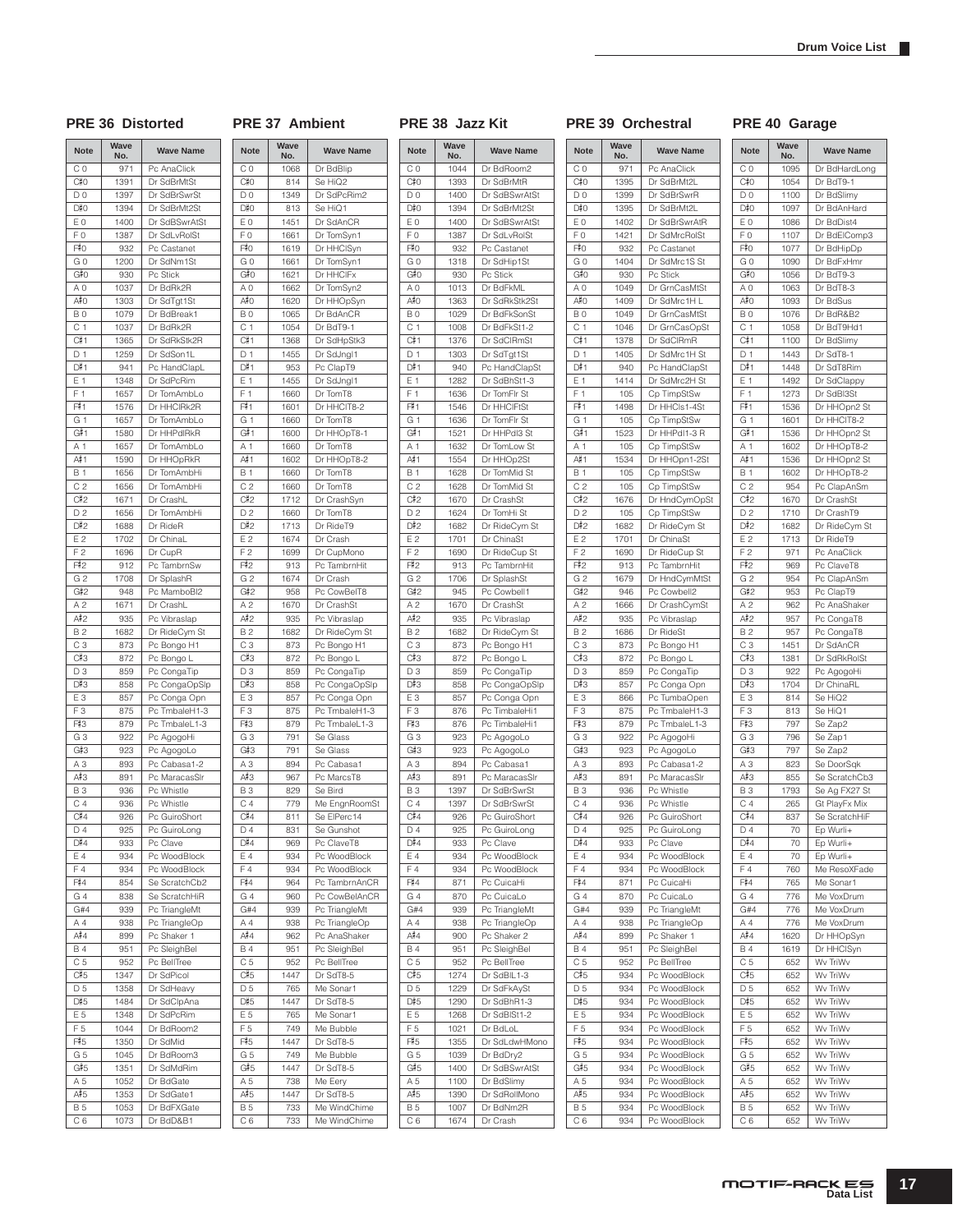## PRE 36 Distorted

| Note | Wave No. | Wave Name |
|---|---|---|
| C 0 | 971 | Pc AnaClick |
| C♯0 | 1391 | Dr SdBrMtSt |
| D 0 | 1397 | Dr SdBrSwrSt |
| D♯0 | 1394 | Dr SdBrMt2St |
| E 0 | 1400 | Dr SdBSwrAtSt |
| F 0 | 1387 | Dr SdLvRolSt |
| F♯0 | 932 | Pc Castanet |
| G 0 | 1200 | Dr SdNm1St |
| G♯0 | 930 | Pc Stick |
| A 0 | 1037 | Dr BdRk2R |
| A♯0 | 1303 | Dr SdTgt1St |
| B 0 | 1079 | Dr BdBreak1 |
| C 1 | 1037 | Dr BdRk2R |
| C♯1 | 1365 | Dr SdRkStk2R |
| D 1 | 1259 | Dr SdSon1L |
| D♯1 | 941 | Pc HandClapL |
| E 1 | 1348 | Dr SdPcRim |
| F 1 | 1657 | Dr TomAmbLo |
| F♯1 | 1576 | Dr HHClRk2R |
| G 1 | 1657 | Dr TomAmbLo |
| G♯1 | 1580 | Dr HHPdlRkR |
| A 1 | 1657 | Dr TomAmbLo |
| A♯1 | 1590 | Dr HHOpRkR |
| B 1 | 1656 | Dr TomAmbHi |
| C 2 | 1656 | Dr TomAmbHi |
| C♯2 | 1671 | Dr CrashL |
| D 2 | 1656 | Dr TomAmbHi |
| D♯2 | 1688 | Dr RideR |
| E 2 | 1702 | Dr ChinaL |
| F 2 | 1696 | Dr CupR |
| F♯2 | 912 | Pc TambrnSw |
| G 2 | 1708 | Dr SplashR |
| G♯2 | 948 | Pc MamboBl2 |
| A 2 | 1671 | Dr CrashL |
| A♯2 | 935 | Pc Vibraslap |
| B 2 | 1682 | Dr RideCym St |
| C 3 | 873 | Pc Bongo H1 |
| C♯3 | 872 | Pc Bongo L |
| D 3 | 859 | Pc CongaTip |
| D♯3 | 858 | Pc CongaOpSlp |
| E 3 | 857 | Pc Conga Opn |
| F 3 | 875 | Pc TmbaleH1-3 |
| F♯3 | 879 | Pc TmbaleL1-3 |
| G 3 | 922 | Pc AgogoHi |
| G♯3 | 923 | Pc AgogoLo |
| A 3 | 893 | Pc Cabasa1-2 |
| A♯3 | 891 | Pc MaracasSlr |
| B 3 | 936 | Pc Whistle |
| C 4 | 936 | Pc Whistle |
| C♯4 | 926 | Pc GuiroShort |
| D 4 | 925 | Pc GuiroLong |
| D♯4 | 933 | Pc Clave |
| E 4 | 934 | Pc WoodBlock |
| F 4 | 934 | Pc WoodBlock |
| F♯4 | 854 | Se ScratchCb2 |
| G 4 | 838 | Se ScratchHiR |
| G#4 | 939 | Pc TriangleMt |
| A 4 | 938 | Pc TriangleOp |
| A♯4 | 899 | Pc Shaker 1 |
| B 4 | 951 | Pc SleighBel |
| C 5 | 952 | Pc BellTree |
| C♯5 | 1347 | Dr SdPicol |
| D 5 | 1358 | Dr SdHeavy |
| D♯5 | 1484 | Dr SdClpAna |
| E 5 | 1348 | Dr SdPcRim |
| F 5 | 1044 | Dr BdRoom2 |
| F♯5 | 1350 | Dr SdMid |
| G 5 | 1045 | Dr BdRoom3 |
| G♯5 | 1351 | Dr SdMdRim |
| A 5 | 1052 | Dr BdGate |
| A♯5 | 1353 | Dr SdGate1 |
| B 5 | 1053 | Dr BdFXGate |
| C 6 | 1073 | Dr BdD&B1 |

## PRE 37 Ambient

| Note | Wave No. | Wave Name |
|---|---|---|
| C 0 | 1068 | Dr BdBlip |
| C♯0 | 814 | Se HiQ2 |
| D 0 | 1349 | Dr SdPcRim2 |
| D♯0 | 813 | Se HiQ1 |
| E 0 | 1451 | Dr SdAnCR |
| F 0 | 1661 | Dr TomSyn1 |
| F♯0 | 1619 | Dr HHClSyn |
| G 0 | 1661 | Dr TomSyn1 |
| G♯0 | 1621 | Dr HHClFx |
| A 0 | 1662 | Dr TomSyn2 |
| A♯0 | 1620 | Dr HHOpSyn |
| B 0 | 1065 | Dr BdAnCR |
| C 1 | 1054 | Dr BdT9-1 |
| C♯1 | 1368 | Dr SdHpStk3 |
| D 1 | 1455 | Dr SdJngl1 |
| D♯1 | 953 | Pc ClapT9 |
| E 1 | 1455 | Dr SdJngl1 |
| F 1 | 1660 | Dr TomT8 |
| F♯1 | 1601 | Dr HHClT8-2 |
| G 1 | 1660 | Dr TomT8 |
| G♯1 | 1600 | Dr HHOpT8-1 |
| A 1 | 1660 | Dr TomT8 |
| A♯1 | 1602 | Dr HHOpT8-2 |
| B 1 | 1660 | Dr TomT8 |
| C 2 | 1660 | Dr TomT8 |
| C♯2 | 1712 | Dr CrashSyn |
| D 2 | 1660 | Dr TomT8 |
| D♯2 | 1713 | Dr RideT9 |
| E 2 | 1674 | Dr Crash |
| F 2 | 1699 | Dr CupMono |
| F♯2 | 913 | Pc TambrnHit |
| G 2 | 1674 | Dr Crash |
| G♯2 | 958 | Pc CowBelT8 |
| A 2 | 1670 | Dr CrashSt |
| A♯2 | 935 | Pc Vibraslap |
| B 2 | 1682 | Dr RideCym St |
| C 3 | 873 | Pc Bongo H1 |
| C♯3 | 872 | Pc Bongo L |
| D 3 | 859 | Pc CongaTip |
| D♯3 | 858 | Pc CongaOpSlp |
| E 3 | 857 | Pc Conga Opn |
| F 3 | 875 | Pc TmbaleH1-3 |
| F♯3 | 879 | Pc TmbaleL1-3 |
| G 3 | 791 | Se Glass |
| G♯3 | 791 | Se Glass |
| A 3 | 894 | Pc Cabasa1 |
| A♯3 | 967 | Pc MarcsT8 |
| B 3 | 829 | Se Bird |
| C 4 | 779 | Me EngnRoomSt |
| C♯4 | 811 | Se ElPerc14 |
| D 4 | 831 | Se Gunshot |
| D♯4 | 969 | Pc ClaveT8 |
| E 4 | 934 | Pc WoodBlock |
| F 4 | 934 | Pc WoodBlock |
| F♯4 | 964 | Pc TambrnAnCR |
| G 4 | 960 | Pc CowBelAnCR |
| G#4 | 939 | Pc TriangleMt |
| A 4 | 938 | Pc TriangleOp |
| A♯4 | 962 | Pc AnaShaker |
| B 4 | 951 | Pc SleighBel |
| C 5 | 952 | Pc BellTree |
| C♯5 | 1447 | Dr SdT8-5 |
| D 5 | 765 | Me Sonar1 |
| D♯5 | 1447 | Dr SdT8-5 |
| E 5 | 765 | Me Sonar1 |
| F 5 | 749 | Me Bubble |
| F♯5 | 1447 | Dr SdT8-5 |
| G 5 | 749 | Me Bubble |
| G♯5 | 1447 | Dr SdT8-5 |
| A 5 | 738 | Me Eery |
| A♯5 | 1447 | Dr SdT8-5 |
| B 5 | 733 | Me WindChime |
| C 6 | 733 | Me WindChime |

## PRE 38 Jazz Kit

| Note | Wave No. | Wave Name |
|---|---|---|
| C 0 | 1044 | Dr BdRoom2 |
| C♯0 | 1393 | Dr SdBrMtR |
| D 0 | 1400 | Dr SdBSwrAtSt |
| D♯0 | 1394 | Dr SdBrMt2St |
| E 0 | 1400 | Dr SdBSwrAtSt |
| F 0 | 1387 | Dr SdLvRolSt |
| F♯0 | 932 | Pc Castanet |
| G 0 | 1318 | Dr SdHip1St |
| G♯0 | 930 | Pc Stick |
| A 0 | 1013 | Dr BdFkML |
| A♯0 | 1363 | Dr SdRkStk2St |
| B 0 | 1029 | Dr BdFkSonSt |
| C 1 | 1008 | Dr BdFkSt1-2 |
| C♯1 | 1376 | Dr SdClRmSt |
| D 1 | 1303 | Dr SdTgt1St |
| D♯1 | 940 | Pc HandClapSt |
| E 1 | 1282 | Dr SdBhSt1-3 |
| F 1 | 1636 | Dr TomFlr St |
| F♯1 | 1546 | Dr HHClFtSt |
| G 1 | 1636 | Dr TomFlr St |
| G♯1 | 1521 | Dr HHPdl3 St |
| A 1 | 1632 | Dr TomLow St |
| A♯1 | 1554 | Dr HHOp2St |
| B 1 | 1628 | Dr TomMid St |
| C 2 | 1628 | Dr TomMid St |
| C♯2 | 1670 | Dr CrashSt |
| D 2 | 1624 | Dr TomHi St |
| D♯2 | 1682 | Dr RideCym St |
| E 2 | 1701 | Dr ChinaSt |
| F 2 | 1690 | Dr RideCup St |
| F♯2 | 913 | Pc TambrnHit |
| G 2 | 1706 | Dr SplashSt |
| G♯2 | 945 | Pc Cowbell1 |
| A 2 | 1670 | Dr CrashSt |
| A♯2 | 935 | Pc Vibraslap |
| B 2 | 1682 | Dr RideCym St |
| C 3 | 873 | Pc Bongo H1 |
| C♯3 | 872 | Pc Bongo L |
| D 3 | 859 | Pc CongaTip |
| D♯3 | 858 | Pc CongaOpSlp |
| E 3 | 857 | Pc Conga Opn |
| F 3 | 876 | Pc TimbaleHi1 |
| F♯3 | 876 | Pc TimbaleHi1 |
| G 3 | 923 | Pc AgogoLo |
| G♯3 | 923 | Pc AgogoLo |
| A 3 | 894 | Pc Cabasa1 |
| A♯3 | 891 | Pc MaracasSlr |
| B 3 | 1397 | Dr SdBrSwrSt |
| C 4 | 1397 | Dr SdBrSwrSt |
| C♯4 | 926 | Pc GuiroShort |
| D 4 | 925 | Pc GuiroLong |
| D♯4 | 933 | Pc Clave |
| E 4 | 934 | Pc WoodBlock |
| F 4 | 934 | Pc WoodBlock |
| F♯4 | 871 | Pc CuicaHi |
| G 4 | 870 | Pc CuicaLo |
| G#4 | 939 | Pc TriangleMt |
| A 4 | 938 | Pc TriangleOp |
| A♯4 | 900 | Pc Shaker 2 |
| B 4 | 951 | Pc SleighBel |
| C 5 | 952 | Pc BellTree |
| C♯5 | 1274 | Dr SdBlL1-3 |
| D 5 | 1229 | Dr SdFkAySt |
| D♯5 | 1290 | Dr SdBhR1-3 |
| E 5 | 1268 | Dr SdBlSt1-2 |
| F 5 | 1021 | Dr BdLoL |
| F♯5 | 1355 | Dr SdLdwHMono |
| G 5 | 1039 | Dr BdDry2 |
| G♯5 | 1400 | Dr SdBSwrAtSt |
| A 5 | 1100 | Dr BdSlimy |
| A♯5 | 1390 | Dr SdRollMono |
| B 5 | 1007 | Dr BdNm2R |
| C 6 | 1674 | Dr Crash |

## PRE 39 Orchestral

| Note | Wave No. | Wave Name |
|---|---|---|
| C 0 | 971 | Pc AnaClick |
| C♯0 | 1395 | Dr SdBrMt2L |
| D 0 | 1399 | Dr SdBrSwrR |
| D♯0 | 1395 | Dr SdBrMt2L |
| E 0 | 1402 | Dr SdBrSwrAtR |
| F 0 | 1421 | Dr SdMrcRolSt |
| F♯0 | 932 | Pc Castanet |
| G 0 | 1404 | Dr SdMrc1S St |
| G♯0 | 930 | Pc Stick |
| A 0 | 1049 | Dr GrnCasMtSt |
| A♯0 | 1409 | Dr SdMrc1H L |
| B 0 | 1049 | Dr GrnCasMtSt |
| C 1 | 1046 | Dr GrnCasOpSt |
| C♯1 | 1378 | Dr SdClRmR |
| D 1 | 1405 | Dr SdMrc1H St |
| D♯1 | 940 | Pc HandClapSt |
| E 1 | 1414 | Dr SdMrc2H St |
| F 1 | 105 | Cp TimpStSw |
| F♯1 | 1498 | Dr HHCls1-4St |
| G 1 | 105 | Cp TimpStSw |
| G♯1 | 1523 | Dr HHPdl1-3 R |
| A 1 | 105 | Cp TimpStSw |
| A♯1 | 1534 | Dr HHOpn1-2St |
| B 1 | 105 | Cp TimpStSw |
| C 2 | 105 | Cp TimpStSw |
| C♯2 | 1676 | Dr HndCymOpSt |
| D 2 | 105 | Cp TimpStSw |
| D♯2 | 1682 | Dr RideCym St |
| E 2 | 1701 | Dr ChinaSt |
| F 2 | 1690 | Dr RideCup St |
| F♯2 | 913 | Pc TambrnHit |
| G 2 | 1679 | Dr HndCymMtSt |
| G♯2 | 946 | Pc Cowbell2 |
| A 2 | 1666 | Dr CrashCymSt |
| A♯2 | 935 | Pc Vibraslap |
| B 2 | 1686 | Dr RideSt |
| C 3 | 873 | Pc Bongo H1 |
| C♯3 | 872 | Pc Bongo L |
| D 3 | 859 | Pc CongaTip |
| D♯3 | 857 | Pc Conga Opn |
| E 3 | 866 | Pc TumbaOpen |
| F 3 | 875 | Pc TmbaleH1-3 |
| F♯3 | 879 | Pc TmbaleL1-3 |
| G 3 | 922 | Pc AgogoHi |
| G♯3 | 923 | Pc AgogoLo |
| A 3 | 893 | Pc Cabasa1-2 |
| A♯3 | 891 | Pc MaracasSlr |
| B 3 | 936 | Pc Whistle |
| C 4 | 936 | Pc Whistle |
| C♯4 | 926 | Pc GuiroShort |
| D 4 | 925 | Pc GuiroLong |
| D♯4 | 933 | Pc Clave |
| E 4 | 934 | Pc WoodBlock |
| F 4 | 934 | Pc WoodBlock |
| F♯4 | 871 | Pc CuicaHi |
| G 4 | 870 | Pc CuicaLo |
| G#4 | 939 | Pc TriangleMt |
| A 4 | 938 | Pc TriangleOp |
| A♯4 | 899 | Pc Shaker 1 |
| B 4 | 951 | Pc SleighBel |
| C 5 | 952 | Pc BellTree |
| C♯5 | 934 | Pc WoodBlock |
| D 5 | 934 | Pc WoodBlock |
| D♯5 | 934 | Pc WoodBlock |
| E 5 | 934 | Pc WoodBlock |
| F 5 | 934 | Pc WoodBlock |
| F♯5 | 934 | Pc WoodBlock |
| G 5 | 934 | Pc WoodBlock |
| G♯5 | 934 | Pc WoodBlock |
| A 5 | 934 | Pc WoodBlock |
| A♯5 | 934 | Pc WoodBlock |
| B 5 | 934 | Pc WoodBlock |
| C 6 | 934 | Pc WoodBlock |

## PRE 40 Garage

| Note | Wave No. | Wave Name |
|---|---|---|
| C 0 | 1095 | Dr BdHardLong |
| C♯0 | 1054 | Dr BdT9-1 |
| D 0 | 1100 | Dr BdSlimy |
| D♯0 | 1097 | Dr BdAnHard |
| E 0 | 1086 | Dr BdDist4 |
| F 0 | 1107 | Dr BdElComp3 |
| F♯0 | 1077 | Dr BdHipDp |
| G 0 | 1090 | Dr BdFxHmr |
| G♯0 | 1056 | Dr BdT9-3 |
| A 0 | 1063 | Dr BdT8-3 |
| A♯0 | 1093 | Dr BdSus |
| B 0 | 1076 | Dr BdR&B2 |
| C 1 | 1058 | Dr BdT9Hd1 |
| C♯1 | 1100 | Dr BdSlimy |
| D 1 | 1443 | Dr SdT8-1 |
| D♯1 | 1448 | Dr SdT8Rim |
| E 1 | 1492 | Dr SdClappy |
| F 1 | 1273 | Dr SdBl3St |
| F♯1 | 1536 | Dr HHOpn2 St |
| G 1 | 1601 | Dr HHClT8-2 |
| G♯1 | 1536 | Dr HHOpn2 St |
| A 1 | 1602 | Dr HHOpT8-2 |
| A♯1 | 1536 | Dr HHOpn2 St |
| B 1 | 1602 | Dr HHOpT8-2 |
| C 2 | 954 | Pc ClapAnSm |
| C♯2 | 1670 | Dr CrashSt |
| D 2 | 1710 | Dr CrashT9 |
| D♯2 | 1682 | Dr RideCym St |
| E 2 | 1713 | Dr RideT9 |
| F 2 | 971 | Pc AnaClick |
| F♯2 | 969 | Pc ClaveT8 |
| G 2 | 954 | Pc ClapAnSm |
| G♯2 | 953 | Pc ClapT9 |
| A 2 | 962 | Pc AnaShaker |
| A♯2 | 957 | Pc CongaT8 |
| B 2 | 957 | Pc CongaT8 |
| C 3 | 1451 | Dr SdAnCR |
| C♯3 | 1381 | Dr SdRkRolSt |
| D 3 | 922 | Pc AgogoHi |
| D♯3 | 1704 | Dr ChinaRL |
| E 3 | 814 | Se HiQ2 |
| F 3 | 813 | Se HiQ1 |
| F♯3 | 797 | Se Zap2 |
| G 3 | 796 | Se Zap1 |
| G♯3 | 797 | Se Zap2 |
| A 3 | 823 | Se DoorSqk |
| A♯3 | 855 | Se ScratchCb3 |
| B 3 | 1793 | Se Ag FX27 St |
| C 4 | 265 | Gt PlayFx Mix |
| C♯4 | 837 | Se ScratchHiF |
| D 4 | 70 | Ep Wurli+ |
| D♯4 | 70 | Ep Wurli+ |
| E 4 | 70 | Ep Wurli+ |
| F 4 | 760 | Me ResoXFade |
| F♯4 | 765 | Me Sonar1 |
| G 4 | 776 | Me VoxDrum |
| G#4 | 776 | Me VoxDrum |
| A 4 | 776 | Me VoxDrum |
| A♯4 | 1620 | Dr HHOpSyn |
| B 4 | 1619 | Dr HHClSyn |
| C 5 | 652 | Wv TriWv |
| C♯5 | 652 | Wv TriWv |
| D 5 | 652 | Wv TriWv |
| D♯5 | 652 | Wv TriWv |
| E 5 | 652 | Wv TriWv |
| F 5 | 652 | Wv TriWv |
| F♯5 | 652 | Wv TriWv |
| G 5 | 652 | Wv TriWv |
| G♯5 | 652 | Wv TriWv |
| A 5 | 652 | Wv TriWv |
| A♯5 | 652 | Wv TriWv |
| B 5 | 652 | Wv TriWv |
| C 6 | 652 | Wv TriWv |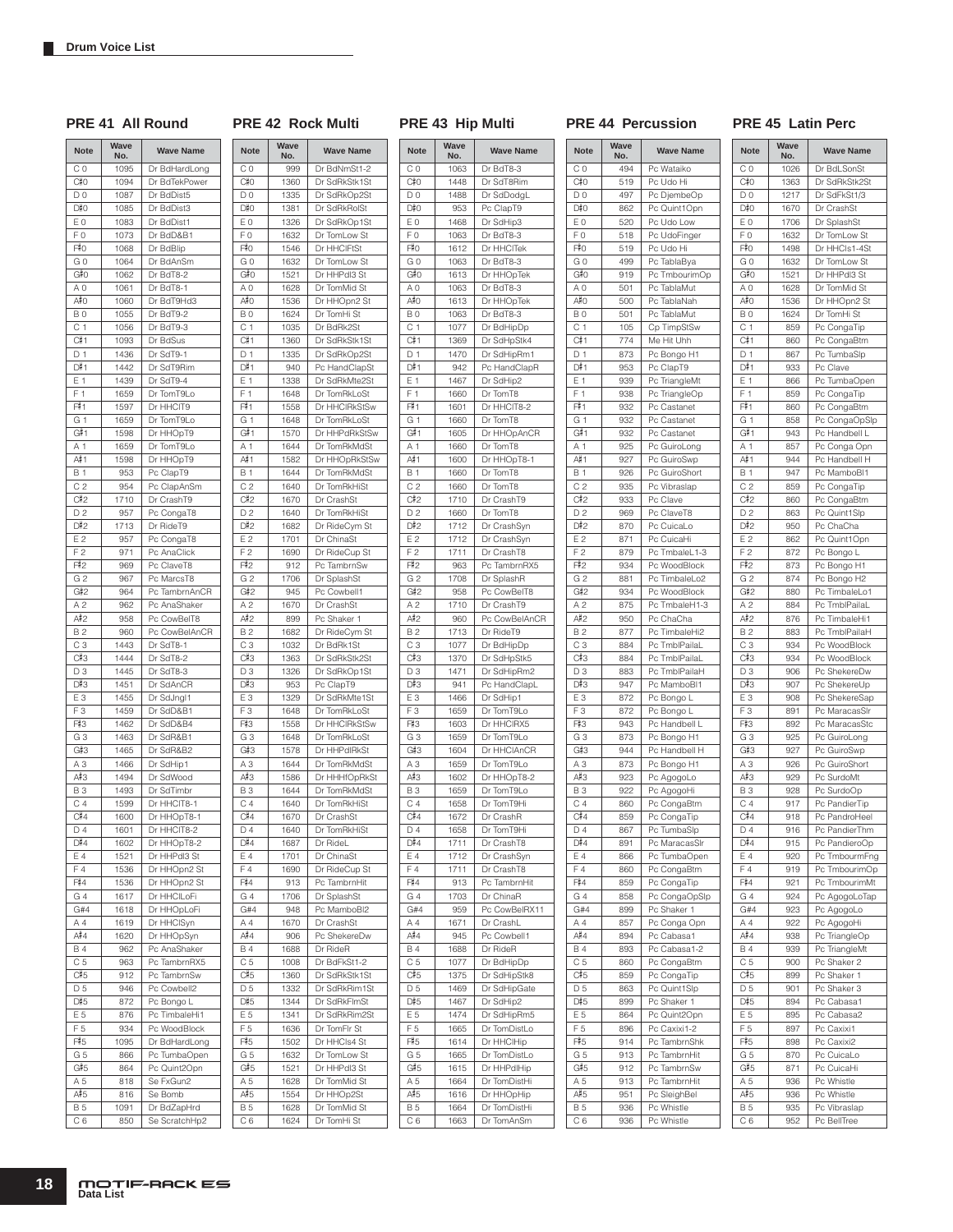## Drum Voice List

### PRE 41 All Round

| Note | Wave No. | Wave Name |
|---|---|---|
| C 0 | 1095 | Dr BdHardLong |
| C♯0 | 1094 | Dr BdTekPower |
| D 0 | 1087 | Dr BdDist5 |
| D♯0 | 1085 | Dr BdDist3 |
| E 0 | 1083 | Dr BdDist1 |
| F 0 | 1073 | Dr BdD&B1 |
| F♯0 | 1068 | Dr BdBlip |
| G 0 | 1064 | Dr BdAnSm |
| G♯0 | 1062 | Dr BdT8-2 |
| A 0 | 1061 | Dr BdT8-1 |
| A♯0 | 1060 | Dr BdT9Hd3 |
| B 0 | 1055 | Dr BdT9-2 |
| C 1 | 1056 | Dr BdT9-3 |
| C♯1 | 1093 | Dr BdSus |
| D 1 | 1436 | Dr SdT9-1 |
| D♯1 | 1442 | Dr SdT9Rim |
| E 1 | 1439 | Dr SdT9-4 |
| F 1 | 1659 | Dr TomT9Lo |
| F♯1 | 1597 | Dr HHClT9 |
| G 1 | 1659 | Dr TomT9Lo |
| G♯1 | 1598 | Dr HHOpT9 |
| A 1 | 1659 | Dr TomT9Lo |
| A♯1 | 1598 | Dr HHOpT9 |
| B 1 | 953 | Pc ClapT9 |
| C 2 | 954 | Pc ClapAnSm |
| C♯2 | 1710 | Dr CrashT9 |
| D 2 | 957 | Pc CongaT8 |
| D♯2 | 1713 | Dr RideT9 |
| E 2 | 957 | Pc CongaT8 |
| F 2 | 971 | Pc AnaClick |
| F♯2 | 969 | Pc ClaveT8 |
| G 2 | 967 | Pc MarcsT8 |
| G♯2 | 964 | Pc TambrnAnCR |
| A 2 | 962 | Pc AnaShaker |
| A♯2 | 958 | Pc CowBelT8 |
| B 2 | 960 | Pc CowBelAnCR |
| C 3 | 1443 | Dr SdT8-1 |
| C♯3 | 1444 | Dr SdT8-2 |
| D 3 | 1445 | Dr SdT8-3 |
| D♯3 | 1451 | Dr SdAnCR |
| E 3 | 1455 | Dr SdJngl1 |
| F 3 | 1459 | Dr SdD&B1 |
| F♯3 | 1462 | Dr SdD&B4 |
| G 3 | 1463 | Dr SdR&B1 |
| G♯3 | 1465 | Dr SdR&B2 |
| A 3 | 1466 | Dr SdHip1 |
| A♯3 | 1494 | Dr SdWood |
| B 3 | 1493 | Dr SdTimbr |
| C 4 | 1599 | Dr HHClT8-1 |
| C♯4 | 1600 | Dr HHOpT8-1 |
| D 4 | 1601 | Dr HHClT8-2 |
| D♯4 | 1602 | Dr HHOpT8-2 |
| E 4 | 1521 | Dr HHPdl3 St |
| F 4 | 1536 | Dr HHOpn2 St |
| F♯4 | 1536 | Dr HHOpn2 St |
| G 4 | 1617 | Dr HHClLoFi |
| G#4 | 1618 | Dr HHOpLoFi |
| A 4 | 1619 | Dr HHClSyn |
| A♯4 | 1620 | Dr HHOpSyn |
| B 4 | 962 | Pc AnaShaker |
| C 5 | 963 | Pc TambrnRX5 |
| C♯5 | 912 | Pc TambrnSw |
| D 5 | 946 | Pc Cowbell2 |
| D♯5 | 872 | Pc Bongo L |
| E 5 | 876 | Pc TimbaleHi1 |
| F 5 | 934 | Pc WoodBlock |
| F♯5 | 1095 | Dr BdHardLong |
| G 5 | 866 | Pc TumbaOpen |
| G♯5 | 864 | Pc Quint2Opn |
| A 5 | 818 | Se FxGun2 |
| A♯5 | 816 | Se Bomb |
| B 5 | 1091 | Dr BdZapHrd |
| C 6 | 850 | Se ScratchHp2 |

### PRE 42 Rock Multi

| Note | Wave No. | Wave Name |
|---|---|---|
| C 0 | 999 | Dr BdNmSt1-2 |
| C♯0 | 1360 | Dr SdRkStk1St |
| D 0 | 1335 | Dr SdRkOp2St |
| D♯0 | 1381 | Dr SdRkRolSt |
| E 0 | 1326 | Dr SdRkOp1St |
| F 0 | 1632 | Dr TomLow St |
| F♯0 | 1546 | Dr HHClFtSt |
| G 0 | 1632 | Dr TomLow St |
| G♯0 | 1521 | Dr HHPdl3 St |
| A 0 | 1628 | Dr TomMid St |
| A♯0 | 1536 | Dr HHOpn2 St |
| B 0 | 1624 | Dr TomHi St |
| C 1 | 1035 | Dr BdRk2St |
| C♯1 | 1360 | Dr SdRkStk1St |
| D 1 | 1335 | Dr SdRkOp2St |
| D♯1 | 940 | Pc HandClapSt |
| E 1 | 1338 | Dr SdRkMte2St |
| F 1 | 1648 | Dr TomRkLoSt |
| F♯1 | 1558 | Dr HHClRkStSw |
| G 1 | 1648 | Dr TomRkLoSt |
| G♯1 | 1570 | Dr HHPdRkStSw |
| A 1 | 1644 | Dr TomRkMdSt |
| A♯1 | 1582 | Dr HHOpRkStSw |
| B 1 | 1644 | Dr TomRkMdSt |
| C 2 | 1640 | Dr TomRkHiSt |
| C♯2 | 1670 | Dr CrashSt |
| D 2 | 1640 | Dr TomRkHiSt |
| D♯2 | 1682 | Dr RideCym St |
| E 2 | 1701 | Dr ChinaSt |
| F 2 | 1690 | Dr RideCup St |
| F♯2 | 912 | Pc TambrnSw |
| G 2 | 1706 | Dr SplashSt |
| G♯2 | 945 | Pc Cowbell1 |
| A 2 | 1670 | Dr CrashSt |
| A♯2 | 899 | Pc Shaker 1 |
| B 2 | 1682 | Dr RideCym St |
| C 3 | 1032 | Dr BdRk1St |
| C♯3 | 1363 | Dr SdRkStk2St |
| D 3 | 1326 | Dr SdRkOp1St |
| D♯3 | 953 | Pc ClapT9 |
| E 3 | 1329 | Dr SdRkMte1St |
| F 3 | 1648 | Dr TomRkLoSt |
| F♯3 | 1558 | Dr HHClRkStSw |
| G 3 | 1648 | Dr TomRkLoSt |
| G♯3 | 1578 | Dr HHPdlRkSt |
| A 3 | 1644 | Dr TomRkMdSt |
| A♯3 | 1586 | Dr HHHfOpRkSt |
| B 3 | 1644 | Dr TomRkMdSt |
| C 4 | 1640 | Dr TomRkHiSt |
| C♯4 | 1670 | Dr CrashSt |
| D 4 | 1640 | Dr TomRkHiSt |
| D♯4 | 1687 | Dr RideL |
| E 4 | 1701 | Dr ChinaSt |
| F 4 | 1690 | Dr RideCup St |
| F♯4 | 913 | Pc TambrnHit |
| G 4 | 1706 | Dr SplashSt |
| G#4 | 948 | Pc MamboBl2 |
| A 4 | 1670 | Dr CrashSt |
| A♯4 | 906 | Pc ShekereDw |
| B 4 | 1688 | Dr RideR |
| C 5 | 1008 | Dr BdFkSt1-2 |
| C♯5 | 1360 | Dr SdRkStk1St |
| D 5 | 1332 | Dr SdRkRim1St |
| D♯5 | 1344 | Dr SdRkFlmSt |
| E 5 | 1341 | Dr SdRkRim2St |
| F 5 | 1636 | Dr TomFlr St |
| F♯5 | 1502 | Dr HHCls4 St |
| G 5 | 1632 | Dr TomLow St |
| G♯5 | 1521 | Dr HHPdl3 St |
| A 5 | 1628 | Dr TomMid St |
| A♯5 | 1554 | Dr HHOp2St |
| B 5 | 1628 | Dr TomMid St |
| C 6 | 1624 | Dr TomHi St |

### PRE 43 Hip Multi

| Note | Wave No. | Wave Name |
|---|---|---|
| C 0 | 1063 | Dr BdT8-3 |
| C♯0 | 1448 | Dr SdT8Rim |
| D 0 | 1488 | Dr SdDodgL |
| D♯0 | 953 | Pc ClapT9 |
| E 0 | 1468 | Dr SdHip3 |
| F 0 | 1063 | Dr BdT8-3 |
| F♯0 | 1612 | Dr HHClTek |
| G 0 | 1063 | Dr BdT8-3 |
| G♯0 | 1613 | Dr HHOpTek |
| A 0 | 1063 | Dr BdT8-3 |
| A♯0 | 1613 | Dr HHOpTek |
| B 0 | 1063 | Dr BdT8-3 |
| C 1 | 1077 | Dr BdHipDp |
| C♯1 | 1369 | Dr SdHpStk4 |
| D 1 | 1470 | Dr SdHipRm1 |
| D♯1 | 942 | Pc HandClapR |
| E 1 | 1467 | Dr SdHip2 |
| F 1 | 1660 | Dr TomT8 |
| F♯1 | 1601 | Dr HHClT8-2 |
| G 1 | 1660 | Dr TomT8 |
| G♯1 | 1605 | Dr HHOpAnCR |
| A 1 | 1660 | Dr TomT8 |
| A♯1 | 1600 | Dr HHOpT8-1 |
| B 1 | 1660 | Dr TomT8 |
| C 2 | 1660 | Dr TomT8 |
| C♯2 | 1710 | Dr CrashT9 |
| D 2 | 1660 | Dr TomT8 |
| D♯2 | 1712 | Dr CrashSyn |
| E 2 | 1712 | Dr CrashSyn |
| F 2 | 1711 | Dr CrashT8 |
| F♯2 | 963 | Pc TambrnRX5 |
| G 2 | 1708 | Dr SplashR |
| G♯2 | 958 | Pc CowBelT8 |
| A 2 | 1710 | Dr CrashT9 |
| A♯2 | 960 | Pc CowBelAnCR |
| B 2 | 1713 | Dr RideT9 |
| C 3 | 1077 | Dr BdHipDp |
| C♯3 | 1370 | Dr SdHpStk5 |
| D 3 | 1471 | Dr SdHipRm2 |
| D♯3 | 941 | Pc HandClapL |
| E 3 | 1466 | Dr SdHip1 |
| F 3 | 1659 | Dr TomT9Lo |
| F♯3 | 1603 | Dr HHClRX5 |
| G 3 | 1659 | Dr TomT9Lo |
| G♯3 | 1604 | Dr HHClAnCR |
| A 3 | 1659 | Dr TomT9Lo |
| A♯3 | 1602 | Dr HHOpT8-2 |
| B 3 | 1659 | Dr TomT9Lo |
| C 4 | 1658 | Dr TomT9Hi |
| C♯4 | 1672 | Dr CrashR |
| D 4 | 1658 | Dr TomT9Hi |
| D♯4 | 1711 | Dr CrashT8 |
| E 4 | 1712 | Dr CrashSyn |
| F 4 | 1711 | Dr CrashT8 |
| F♯4 | 913 | Pc TambrnHit |
| G 4 | 1703 | Dr ChinaR |
| G#4 | 959 | Pc CowBelRX11 |
| A 4 | 1671 | Dr CrashL |
| A♯4 | 945 | Pc Cowbell1 |
| B 4 | 1688 | Dr RideR |
| C 5 | 1077 | Dr BdHipDp |
| C♯5 | 1375 | Dr SdHipStk8 |
| D 5 | 1469 | Dr SdHipGate |
| D♯5 | 1467 | Dr SdHip2 |
| E 5 | 1474 | Dr SdHipRm5 |
| F 5 | 1665 | Dr TomDistLo |
| F♯5 | 1614 | Dr HHClHip |
| G 5 | 1665 | Dr TomDistLo |
| G♯5 | 1615 | Dr HHPdlHip |
| A 5 | 1664 | Dr TomDistHi |
| A♯5 | 1616 | Dr HHOpHip |
| B 5 | 1664 | Dr TomDistHi |
| C 6 | 1663 | Dr TomAnSm |

### PRE 44 Percussion

| Note | Wave No. | Wave Name |
|---|---|---|
| C 0 | 494 | Pc Wataiko |
| C♯0 | 519 | Pc Udo Hi |
| D 0 | 497 | Pc DjembeOp |
| D♯0 | 862 | Pc Quint1Opn |
| E 0 | 520 | Pc Udo Low |
| F 0 | 518 | Pc UdoFinger |
| F♯0 | 519 | Pc Udo Hi |
| G 0 | 499 | Pc TablaBya |
| G♯0 | 919 | Pc TmbourimOp |
| A 0 | 501 | Pc TablaMut |
| A♯0 | 500 | Pc TablaNah |
| B 0 | 501 | Pc TablaMut |
| C 1 | 105 | Cp TimpStSw |
| C♯1 | 774 | Me Hit Uhh |
| D 1 | 873 | Pc Bongo H1 |
| D♯1 | 953 | Pc ClapT9 |
| E 1 | 939 | Pc TriangleMt |
| F 1 | 938 | Pc TriangleOp |
| F♯1 | 932 | Pc Castanet |
| G 1 | 932 | Pc Castanet |
| G♯1 | 932 | Pc Castanet |
| A 1 | 925 | Pc GuiroLong |
| A♯1 | 927 | Pc GuiroSwp |
| B 1 | 926 | Pc GuiroShort |
| C 2 | 935 | Pc Vibraslap |
| C♯2 | 933 | Pc Clave |
| D 2 | 969 | Pc ClaveT8 |
| D♯2 | 870 | Pc CuicaLo |
| E 2 | 871 | Pc CuicaHi |
| F 2 | 879 | Pc TmbaleL1-3 |
| F♯2 | 934 | Pc WoodBlock |
| G 2 | 881 | Pc TimbaleLo2 |
| G♯2 | 934 | Pc WoodBlock |
| A 2 | 875 | Pc TmbaleH1-3 |
| A♯2 | 950 | Pc ChaCha |
| B 2 | 877 | Pc TimbaleHi2 |
| C 3 | 884 | Pc TmblPailaL |
| C♯3 | 884 | Pc TmblPailaL |
| D 3 | 883 | Pc TmblPailaH |
| D♯3 | 947 | Pc MamboBl1 |
| E 3 | 872 | Pc Bongo L |
| F 3 | 872 | Pc Bongo L |
| F♯3 | 943 | Pc Handbell L |
| G 3 | 873 | Pc Bongo H1 |
| G♯3 | 944 | Pc Handbell H |
| A 3 | 873 | Pc Bongo H1 |
| A♯3 | 923 | Pc AgogoLo |
| B 3 | 922 | Pc AgogoHi |
| C 4 | 860 | Pc CongaBtm |
| C♯4 | 859 | Pc CongaTip |
| D 4 | 867 | Pc TumbaSlp |
| D♯4 | 891 | Pc MaracasSlr |
| E 4 | 866 | Pc TumbaOpen |
| F 4 | 860 | Pc CongaBtm |
| F♯4 | 859 | Pc CongaTip |
| G 4 | 858 | Pc CongaOpSlp |
| G#4 | 899 | Pc Shaker 1 |
| A 4 | 857 | Pc Conga Opn |
| A♯4 | 894 | Pc Cabasa1 |
| B 4 | 893 | Pc Cabasa1-2 |
| C 5 | 860 | Pc CongaBtm |
| C♯5 | 859 | Pc CongaTip |
| D 5 | 863 | Pc Quint1Slp |
| D♯5 | 899 | Pc Shaker 1 |
| E 5 | 864 | Pc Quint2Opn |
| F 5 | 896 | Pc Caxixi1-2 |
| F♯5 | 914 | Pc TambrnShk |
| G 5 | 913 | Pc TambrnHit |
| G♯5 | 912 | Pc TambrnSw |
| A 5 | 913 | Pc TambrnHit |
| A♯5 | 951 | Pc SleighBel |
| B 5 | 936 | Pc Whistle |
| C 6 | 936 | Pc Whistle |

### PRE 45 Latin Perc

| Note | Wave No. | Wave Name |
|---|---|---|
| C 0 | 1026 | Dr BdLSonSt |
| C♯0 | 1363 | Dr SdRkStk2St |
| D 0 | 1217 | Dr SdFkSt1/3 |
| D♯0 | 1670 | Dr CrashSt |
| E 0 | 1706 | Dr SplashSt |
| F 0 | 1632 | Dr TomLow St |
| F♯0 | 1498 | Dr HHCls1-4St |
| G 0 | 1632 | Dr TomLow St |
| G♯0 | 1521 | Dr HHPdl3 St |
| A 0 | 1628 | Dr TomMid St |
| A♯0 | 1536 | Dr HHOpn2 St |
| B 0 | 1624 | Dr TomHi St |
| C 1 | 859 | Pc CongaTip |
| C♯1 | 860 | Pc CongaBtm |
| D 1 | 867 | Pc TumbaSlp |
| D♯1 | 933 | Pc Clave |
| E 1 | 866 | Pc TumbaOpen |
| F 1 | 859 | Pc CongaTip |
| F♯1 | 860 | Pc CongaBtm |
| G 1 | 858 | Pc CongaOpSlp |
| G♯1 | 943 | Pc Handbell L |
| A 1 | 857 | Pc Conga Opn |
| A♯1 | 944 | Pc Handbell H |
| B 1 | 947 | Pc MamboBl1 |
| C 2 | 859 | Pc CongaTip |
| C♯2 | 860 | Pc CongaBtm |
| D 2 | 863 | Pc Quint1Slp |
| D♯2 | 950 | Pc ChaCha |
| E 2 | 862 | Pc Quint1Opn |
| F 2 | 872 | Pc Bongo L |
| F♯2 | 873 | Pc Bongo H1 |
| G 2 | 874 | Pc Bongo H2 |
| G♯2 | 880 | Pc TimbaleLo1 |
| A 2 | 884 | Pc TmblPailaL |
| A♯2 | 876 | Pc TimbaleHi1 |
| B 2 | 883 | Pc TmblPailaH |
| C 3 | 934 | Pc WoodBlock |
| C♯3 | 934 | Pc WoodBlock |
| D 3 | 906 | Pc ShekereDw |
| D♯3 | 907 | Pc ShekereUp |
| E 3 | 908 | Pc ShekereSap |
| F 3 | 891 | Pc MaracasSlr |
| F♯3 | 892 | Pc MaracasStc |
| G 3 | 925 | Pc GuiroLong |
| G♯3 | 927 | Pc GuiroSwp |
| A 3 | 926 | Pc GuiroShort |
| A♯3 | 929 | Pc SurdoMt |
| B 3 | 928 | Pc SurdoOp |
| C 4 | 917 | Pc PandierTip |
| C♯4 | 918 | Pc PandroHeel |
| D 4 | 916 | Pc PandierThm |
| D♯4 | 915 | Pc PandieroOp |
| E 4 | 920 | Pc TmbourmFng |
| F 4 | 919 | Pc TmbourimOp |
| F♯4 | 921 | Pc TmbourimMt |
| G 4 | 924 | Pc AgogoLoTap |
| G#4 | 923 | Pc AgogoLo |
| A 4 | 922 | Pc AgogoHi |
| A♯4 | 938 | Pc TriangleOp |
| B 4 | 939 | Pc TriangleMt |
| C 5 | 900 | Pc Shaker 2 |
| C♯5 | 899 | Pc Shaker 1 |
| D 5 | 901 | Pc Shaker 3 |
| D♯5 | 894 | Pc Cabasa1 |
| E 5 | 895 | Pc Cabasa2 |
| F 5 | 897 | Pc Caxixi1 |
| F♯5 | 898 | Pc Caxixi2 |
| G 5 | 870 | Pc CuicaLo |
| G♯5 | 871 | Pc CuicaHi |
| A 5 | 936 | Pc Whistle |
| A♯5 | 936 | Pc Whistle |
| B 5 | 935 | Pc Vibraslap |
| C 6 | 952 | Pc BellTree |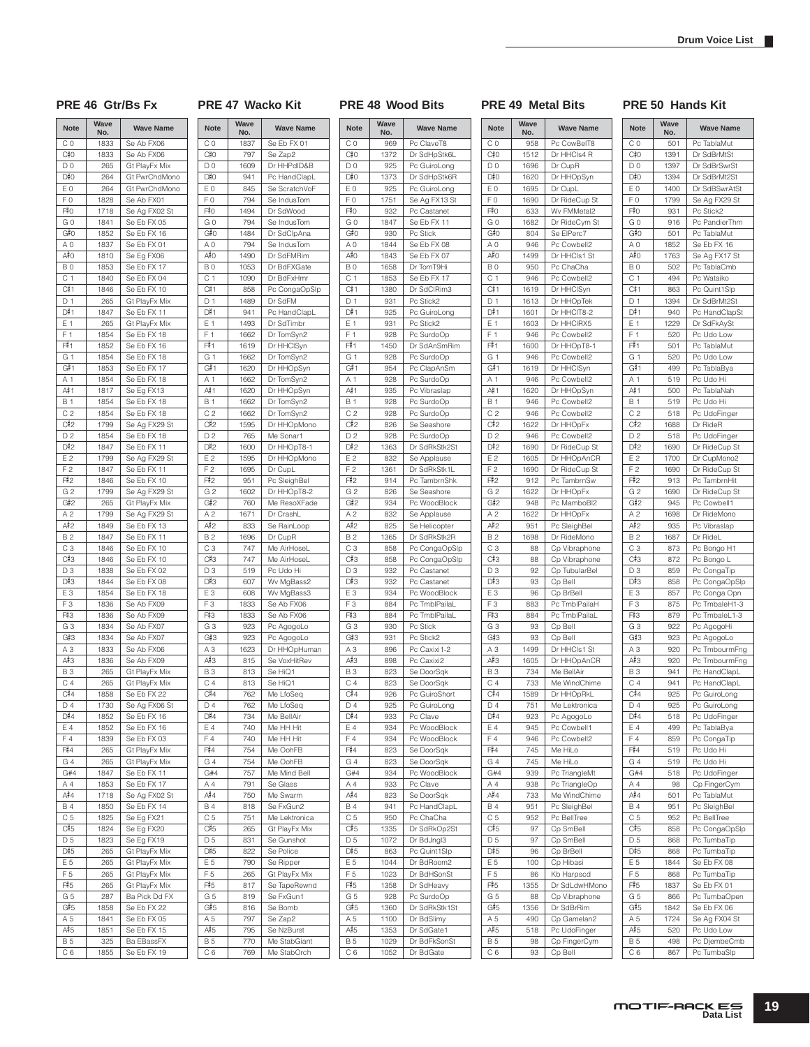## Drum Voice List

### PRE 46 Gtr/Bs Fx

| Note | Wave No. | Wave Name |
|---|---|---|
| C 0 | 1833 | Se Ab FX06 |
| C♯0 | 1833 | Se Ab FX06 |
| D 0 | 265 | Gt PlayFx Mix |
| D♯0 | 264 | Gt PwrChdMono |
| E 0 | 264 | Gt PwrChdMono |
| F 0 | 1828 | Se Ab FX01 |
| F♯0 | 1718 | Se Ag FX02 St |
| G 0 | 1841 | Se Eb FX 05 |
| G♯0 | 1852 | Se Eb FX 16 |
| A 0 | 1837 | Se Eb FX 01 |
| A♯0 | 1810 | Se Eg FX06 |
| B 0 | 1853 | Se Eb FX 17 |
| C 1 | 1840 | Se Eb FX 04 |
| C♯1 | 1846 | Se Eb FX 10 |
| D 1 | 265 | Gt PlayFx Mix |
| D♯1 | 1847 | Se Eb FX 11 |
| E 1 | 265 | Gt PlayFx Mix |
| F 1 | 1854 | Se Eb FX 18 |
| F♯1 | 1852 | Se Eb FX 16 |
| G 1 | 1854 | Se Eb FX 18 |
| G♯1 | 1853 | Se Eb FX 17 |
| A 1 | 1854 | Se Eb FX 18 |
| A♯1 | 1817 | Se Eg FX13 |
| B 1 | 1854 | Se Eb FX 18 |
| C 2 | 1854 | Se Eb FX 18 |
| C♯2 | 1799 | Se Ag FX29 St |
| D 2 | 1854 | Se Eb FX 18 |
| D♯2 | 1847 | Se Eb FX 11 |
| E 2 | 1799 | Se Ag FX29 St |
| F 2 | 1847 | Se Eb FX 11 |
| F♯2 | 1846 | Se Eb FX 10 |
| G 2 | 1799 | Se Ag FX29 St |
| G♯2 | 265 | Gt PlayFx Mix |
| A 2 | 1799 | Se Ag FX29 St |
| A♯2 | 1849 | Se Eb FX 13 |
| B 2 | 1847 | Se Eb FX 11 |
| C 3 | 1846 | Se Eb FX 10 |
| C♯3 | 1846 | Se Eb FX 10 |
| D 3 | 1838 | Se Eb FX 02 |
| D♯3 | 1844 | Se Eb FX 08 |
| E 3 | 1854 | Se Eb FX 18 |
| F 3 | 1836 | Se Ab FX09 |
| F♯3 | 1836 | Se Ab FX09 |
| G 3 | 1834 | Se Ab FX07 |
| G♯3 | 1834 | Se Ab FX07 |
| A 3 | 1833 | Se Ab FX06 |
| A♯3 | 1836 | Se Ab FX09 |
| B 3 | 265 | Gt PlayFx Mix |
| C 4 | 265 | Gt PlayFx Mix |
| C♯4 | 1858 | Se Eb FX 22 |
| D 4 | 1730 | Se Ag FX06 St |
| D♯4 | 1852 | Se Eb FX 16 |
| E 4 | 1852 | Se Eb FX 16 |
| F 4 | 1839 | Se Eb FX 03 |
| F♯4 | 265 | Gt PlayFx Mix |
| G 4 | 265 | Gt PlayFx Mix |
| G#4 | 1847 | Se Eb FX 11 |
| A 4 | 1853 | Se Eb FX 17 |
| A♯4 | 1718 | Se Ag FX02 St |
| B 4 | 1850 | Se Eb FX 14 |
| C 5 | 1825 | Se Eg FX21 |
| C♯5 | 1824 | Se Eg FX20 |
| D 5 | 1823 | Se Eg FX19 |
| D♯5 | 265 | Gt PlayFx Mix |
| E 5 | 265 | Gt PlayFx Mix |
| F 5 | 265 | Gt PlayFx Mix |
| F♯5 | 265 | Gt PlayFx Mix |
| G 5 | 287 | Ba Pick Dd FX |
| G♯5 | 1858 | Se Eb FX 22 |
| A 5 | 1841 | Se Eb FX 05 |
| A♯5 | 1851 | Se Eb FX 15 |
| B 5 | 325 | Ba EBassFX |
| C 6 | 1855 | Se Eb FX 19 |

### PRE 47 Wacko Kit

| Note | Wave No. | Wave Name |
|---|---|---|
| C 0 | 1837 | Se Eb FX 01 |
| C♯0 | 797 | Se Zap2 |
| D 0 | 1609 | Dr HHPdlD&B |
| D♯0 | 941 | Pc HandClapL |
| E 0 | 845 | Se ScratchVoF |
| F 0 | 794 | Se IndusTom |
| F♯0 | 1494 | Dr SdWood |
| G 0 | 794 | Se IndusTom |
| G♯0 | 1484 | Dr SdClpAna |
| A 0 | 794 | Se IndusTom |
| A♯0 | 1490 | Dr SdFMRim |
| B 0 | 1053 | Dr BdFXGate |
| C 1 | 1090 | Dr BdFxHmr |
| C♯1 | 858 | Pc CongaOpSlp |
| D 1 | 1489 | Dr SdFM |
| D♯1 | 941 | Pc HandClapL |
| E 1 | 1493 | Dr SdTimbr |
| F 1 | 1662 | Dr TomSyn2 |
| F♯1 | 1619 | Dr HHClSyn |
| G 1 | 1662 | Dr TomSyn2 |
| G♯1 | 1620 | Dr HHOpSyn |
| A 1 | 1662 | Dr TomSyn2 |
| A♯1 | 1620 | Dr HHOpSyn |
| B 1 | 1662 | Dr TomSyn2 |
| C 2 | 1662 | Dr TomSyn2 |
| C♯2 | 1595 | Dr HHOpMono |
| D 2 | 765 | Me Sonar1 |
| D♯2 | 1600 | Dr HHOpT8-1 |
| E 2 | 1595 | Dr HHOpMono |
| F 2 | 1695 | Dr CupL |
| F♯2 | 951 | Pc SleighBel |
| G 2 | 1602 | Dr HHOpT8-2 |
| G♯2 | 760 | Me ResoXFade |
| A 2 | 1671 | Dr CrashL |
| A♯2 | 833 | Se RainLoop |
| B 2 | 1696 | Dr CupR |
| C 3 | 747 | Me AirHoseL |
| C♯3 | 747 | Me AirHoseL |
| D 3 | 519 | Pc Udo Hi |
| D♯3 | 607 | Wv MgBass2 |
| E 3 | 608 | Wv MgBass3 |
| F 3 | 1833 | Se Ab FX06 |
| F♯3 | 1833 | Se Ab FX06 |
| G 3 | 923 | Pc AgogoLo |
| G♯3 | 923 | Pc AgogoLo |
| A 3 | 1623 | Dr HHOpHuman |
| A♯3 | 815 | Se VoxHitRev |
| B 3 | 813 | Se HiQ1 |
| C 4 | 813 | Se HiQ1 |
| C♯4 | 762 | Me LfoSeq |
| D 4 | 762 | Me LfoSeq |
| D♯4 | 734 | Me BellAir |
| E 4 | 740 | Me HH Hit |
| F 4 | 740 | Me HH Hit |
| F♯4 | 754 | Me OohFB |
| G 4 | 754 | Me OohFB |
| G#4 | 757 | Me Mind Bell |
| A 4 | 791 | Se Glass |
| A♯4 | 750 | Me Swarm |
| B 4 | 818 | Se FxGun2 |
| C 5 | 751 | Me Lektronica |
| C♯5 | 265 | Gt PlayFx Mix |
| D 5 | 831 | Se Gunshot |
| D♯5 | 822 | Se Police |
| E 5 | 790 | Se Ripper |
| F 5 | 265 | Gt PlayFx Mix |
| F♯5 | 817 | Se TapeRewnd |
| G 5 | 819 | Se FxGun1 |
| G♯5 | 816 | Se Bomb |
| A 5 | 797 | Se Zap2 |
| A♯5 | 795 | Se NzBurst |
| B 5 | 770 | Me StabGiant |
| C 6 | 769 | Me StabOrch |

### PRE 48 Wood Bits

| Note | Wave No. | Wave Name |
|---|---|---|
| C 0 | 969 | Pc ClaveT8 |
| C♯0 | 1372 | Dr SdHpStk6L |
| D 0 | 925 | Pc GuiroLong |
| D♯0 | 1373 | Dr SdHpStk6R |
| E 0 | 925 | Pc GuiroLong |
| F 0 | 1751 | Se Ag FX13 St |
| F♯0 | 932 | Pc Castanet |
| G 0 | 1847 | Se Eb FX 11 |
| G♯0 | 930 | Pc Stick |
| A 0 | 1844 | Se Eb FX 08 |
| A♯0 | 1843 | Se Eb FX 07 |
| B 0 | 1658 | Dr TomT9Hi |
| C 1 | 1853 | Se Eb FX 17 |
| C♯1 | 1380 | Dr SdClRim3 |
| D 1 | 931 | Pc Stick2 |
| D♯1 | 925 | Pc GuiroLong |
| E 1 | 931 | Pc Stick2 |
| F 1 | 928 | Pc SurdoOp |
| F♯1 | 1450 | Dr SdAnSmRim |
| G 1 | 928 | Pc SurdoOp |
| G♯1 | 954 | Pc ClapAnSm |
| A 1 | 928 | Pc SurdoOp |
| A♯1 | 935 | Pc Vibraslap |
| B 1 | 928 | Pc SurdoOp |
| C 2 | 928 | Pc SurdoOp |
| C♯2 | 826 | Se Seashore |
| D 2 | 928 | Pc SurdoOp |
| D♯2 | 1363 | Dr SdRkStk2St |
| E 2 | 832 | Se Applause |
| F 2 | 1361 | Dr SdRkStk1L |
| F♯2 | 914 | Pc TambrnShk |
| G 2 | 826 | Se Seashore |
| G♯2 | 934 | Pc WoodBlock |
| A 2 | 832 | Se Applause |
| A♯2 | 825 | Se Helicopter |
| B 2 | 1365 | Dr SdRkStk2R |
| C 3 | 858 | Pc CongaOpSlp |
| C♯3 | 858 | Pc CongaOpSlp |
| D 3 | 932 | Pc Castanet |
| D♯3 | 932 | Pc Castanet |
| E 3 | 934 | Pc WoodBlock |
| F 3 | 884 | Pc TmblPailaL |
| F♯3 | 884 | Pc TmblPailaL |
| G 3 | 930 | Pc Stick |
| G♯3 | 931 | Pc Stick2 |
| A 3 | 896 | Pc Caxixi1-2 |
| A♯3 | 898 | Pc Caxixi2 |
| B 3 | 823 | Se DoorSqk |
| C 4 | 823 | Se DoorSqk |
| C♯4 | 926 | Pc GuiroShort |
| D 4 | 925 | Pc GuiroLong |
| D♯4 | 933 | Pc Clave |
| E 4 | 934 | Pc WoodBlock |
| F 4 | 934 | Pc WoodBlock |
| F♯4 | 823 | Se DoorSqk |
| G 4 | 823 | Se DoorSqk |
| G#4 | 934 | Pc WoodBlock |
| A 4 | 933 | Pc Clave |
| A♯4 | 823 | Se DoorSqk |
| B 4 | 941 | Pc HandClapL |
| C 5 | 950 | Pc ChaCha |
| C♯5 | 1335 | Dr SdRkOp2St |
| D 5 | 1072 | Dr BdJngl3 |
| D♯5 | 863 | Pc Quint1Slp |
| E 5 | 1044 | Dr BdRoom2 |
| F 5 | 1023 | Dr BdHSonSt |
| F♯5 | 1358 | Dr SdHeavy |
| G 5 | 928 | Pc SurdoOp |
| G♯5 | 1360 | Dr SdRkStk1St |
| A 5 | 1100 | Dr BdSlimy |
| A♯5 | 1353 | Dr SdGate1 |
| B 5 | 1029 | Dr BdFkSonSt |
| C 6 | 1052 | Dr BdGate |

### PRE 49 Metal Bits

| Note | Wave No. | Wave Name |
|---|---|---|
| C 0 | 958 | Pc CowBelT8 |
| C♯0 | 1512 | Dr HHCls4 R |
| D 0 | 1696 | Dr CupR |
| D♯0 | 1620 | Dr HHOpSyn |
| E 0 | 1695 | Dr CupL |
| F 0 | 1690 | Dr RideCup St |
| F♯0 | 633 | Wv FMMetal2 |
| G 0 | 1682 | Dr RideCym St |
| G♯0 | 804 | Se ElPerc7 |
| A 0 | 946 | Pc Cowbell2 |
| A♯0 | 1499 | Dr HHCls1 St |
| B 0 | 950 | Pc ChaCha |
| C 1 | 946 | Pc Cowbell2 |
| C♯1 | 1619 | Dr HHClSyn |
| D 1 | 1613 | Dr HHOpTek |
| D♯1 | 1601 | Dr HHClT8-2 |
| E 1 | 1603 | Dr HHClRX5 |
| F 1 | 946 | Pc Cowbell2 |
| F♯1 | 1600 | Dr HHOpT8-1 |
| G 1 | 946 | Pc Cowbell2 |
| G♯1 | 1619 | Dr HHClSyn |
| A 1 | 946 | Pc Cowbell2 |
| A♯1 | 1620 | Dr HHOpSyn |
| B 1 | 946 | Pc Cowbell2 |
| C 2 | 946 | Pc Cowbell2 |
| C♯2 | 1622 | Dr HHOpFx |
| D 2 | 946 | Pc Cowbell2 |
| D♯2 | 1690 | Dr RideCup St |
| E 2 | 1605 | Dr HHOpAnCR |
| F 2 | 1690 | Dr RideCup St |
| F♯2 | 912 | Pc TambrnSw |
| G 2 | 1622 | Dr HHOpFx |
| G♯2 | 948 | Pc MamboBl2 |
| A 2 | 1622 | Dr HHOpFx |
| A♯2 | 951 | Pc SleighBel |
| B 2 | 1698 | Dr RideMono |
| C 3 | 88 | Cp Vibraphone |
| C♯3 | 88 | Cp Vibraphone |
| D 3 | 92 | Cp TubularBel |
| D♯3 | 93 | Cp Bell |
| E 3 | 96 | Cp BrBell |
| F 3 | 883 | Pc TmblPailaH |
| F♯3 | 884 | Pc TmblPailaL |
| G 3 | 93 | Cp Bell |
| G♯3 | 93 | Cp Bell |
| A 3 | 1499 | Dr HHCls1 St |
| A♯3 | 1605 | Dr HHOpAnCR |
| B 3 | 734 | Me BellAir |
| C 4 | 733 | Me WindChime |
| C♯4 | 1589 | Dr HHOpRkL |
| D 4 | 751 | Me Lektronica |
| D♯4 | 923 | Pc AgogoLo |
| E 4 | 945 | Pc Cowbell1 |
| F 4 | 946 | Pc Cowbell2 |
| F♯4 | 745 | Me HiLo |
| G 4 | 745 | Me HiLo |
| G#4 | 939 | Pc TriangleMt |
| A 4 | 938 | Pc TriangleOp |
| A♯4 | 733 | Me WindChime |
| B 4 | 951 | Pc SleighBel |
| C 5 | 952 | Pc BellTree |
| C♯5 | 97 | Cp SmBell |
| D 5 | 97 | Cp SmBell |
| D♯5 | 96 | Cp BrBell |
| E 5 | 100 | Cp Hibasi |
| F 5 | 86 | Kb Harpscd |
| F♯5 | 1355 | Dr SdLdwHMono |
| G 5 | 88 | Cp Vibraphone |
| G♯5 | 1356 | Dr SdBrRim |
| A 5 | 490 | Cp Gamelan2 |
| A♯5 | 518 | Pc UdoFinger |
| B 5 | 98 | Cp FingerCym |
| C 6 | 93 | Cp Bell |

### PRE 50 Hands Kit

| Note | Wave No. | Wave Name |
|---|---|---|
| C 0 | 501 | Pc TablaMut |
| C♯0 | 1391 | Dr SdBrMtSt |
| D 0 | 1397 | Dr SdBrSwrSt |
| D♯0 | 1394 | Dr SdBrMt2St |
| E 0 | 1400 | Dr SdBSwrAtSt |
| F 0 | 1799 | Se Ag FX29 St |
| F♯0 | 931 | Pc Stick2 |
| G 0 | 916 | Pc PandierThm |
| G♯0 | 501 | Pc TablaMut |
| A 0 | 1852 | Se Eb FX 16 |
| A♯0 | 1763 | Se Ag FX17 St |
| B 0 | 502 | Pc TablaCmb |
| C 1 | 494 | Pc Wataiko |
| C♯1 | 863 | Pc Quint1Slp |
| D 1 | 1394 | Dr SdBrMt2St |
| D♯1 | 940 | Pc HandClapSt |
| E 1 | 1229 | Dr SdFkAySt |
| F 1 | 520 | Pc Udo Low |
| F♯1 | 501 | Pc TablaMut |
| G 1 | 520 | Pc Udo Low |
| G♯1 | 499 | Pc TablaBya |
| A 1 | 519 | Pc Udo Hi |
| A♯1 | 500 | Pc TablaNah |
| B 1 | 519 | Pc Udo Hi |
| C 2 | 518 | Pc UdoFinger |
| C♯2 | 1688 | Dr RideR |
| D 2 | 518 | Pc UdoFinger |
| D♯2 | 1690 | Dr RideCup St |
| E 2 | 1700 | Dr CupMono2 |
| F 2 | 1690 | Dr RideCup St |
| F♯2 | 913 | Pc TambrnHit |
| G 2 | 1690 | Dr RideCup St |
| G♯2 | 945 | Pc Cowbell1 |
| A 2 | 1698 | Dr RideMono |
| A♯2 | 935 | Pc Vibraslap |
| B 2 | 1687 | Dr RideL |
| C 3 | 873 | Pc Bongo H1 |
| C♯3 | 872 | Pc Bongo L |
| D 3 | 859 | Pc CongaTip |
| D♯3 | 858 | Pc CongaOpSlp |
| E 3 | 857 | Pc Conga Opn |
| F 3 | 875 | Pc TmbaleH1-3 |
| F♯3 | 879 | Pc TmbaleL1-3 |
| G 3 | 922 | Pc AgogoHi |
| G♯3 | 923 | Pc AgogoLo |
| A 3 | 920 | Pc TmbourmFng |
| A♯3 | 920 | Pc TmbourmFng |
| B 3 | 941 | Pc HandClapL |
| C 4 | 941 | Pc HandClapL |
| C♯4 | 925 | Pc GuiroLong |
| D 4 | 925 | Pc GuiroLong |
| D♯4 | 518 | Pc UdoFinger |
| E 4 | 499 | Pc TablaBya |
| F 4 | 859 | Pc CongaTip |
| F♯4 | 519 | Pc Udo Hi |
| G 4 | 519 | Pc Udo Hi |
| G#4 | 518 | Pc UdoFinger |
| A 4 | 98 | Cp FingerCym |
| A♯4 | 501 | Pc TablaMut |
| B 4 | 951 | Pc SleighBel |
| C 5 | 952 | Pc BellTree |
| C♯5 | 858 | Pc CongaOpSlp |
| D 5 | 868 | Pc TumbaTip |
| D♯5 | 868 | Pc TumbaTip |
| E 5 | 1844 | Se Eb FX 08 |
| F 5 | 868 | Pc TumbaTip |
| F♯5 | 1837 | Se Eb FX 01 |
| G 5 | 866 | Pc TumbaOpen |
| G♯5 | 1842 | Se Eb FX 06 |
| A 5 | 1724 | Se Ag FX04 St |
| A♯5 | 520 | Pc Udo Low |
| B 5 | 498 | Pc DjembeCmb |
| C 6 | 867 | Pc TumbaSlp |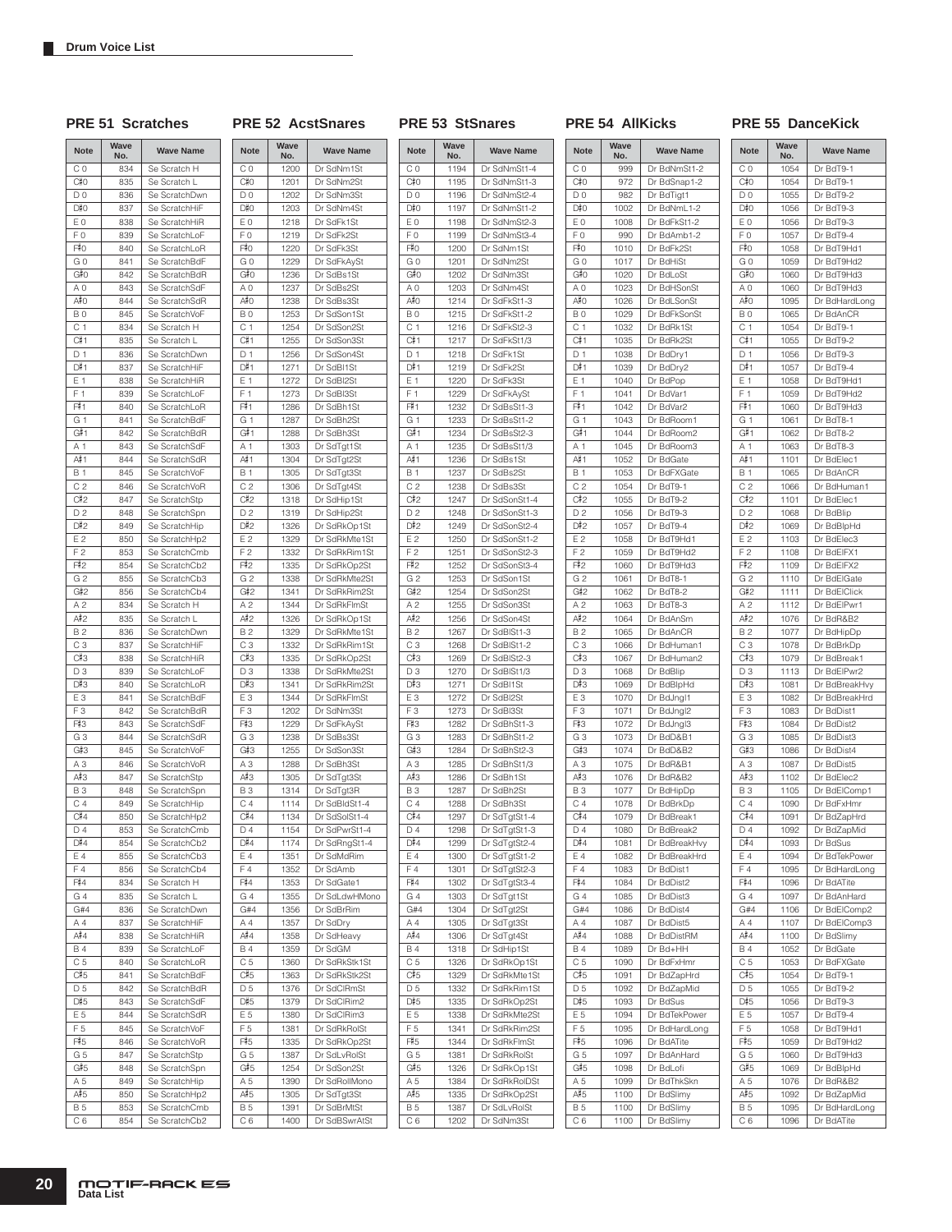## Drum Voice List

### PRE 51 Scratches

| Note | Wave No. | Wave Name |
|---|---|---|
| C 0 | 834 | Se Scratch H |
| C♯0 | 835 | Se Scratch L |
| D 0 | 836 | Se ScratchDwn |
| D♯0 | 837 | Se ScratchHiF |
| E 0 | 838 | Se ScratchHiR |
| F 0 | 839 | Se ScratchLoF |
| F♯0 | 840 | Se ScratchLoR |
| G 0 | 841 | Se ScratchBdF |
| G♯0 | 842 | Se ScratchBdR |
| A 0 | 843 | Se ScratchSdF |
| A♯0 | 844 | Se ScratchSdR |
| B 0 | 845 | Se ScratchVoF |
| C 1 | 834 | Se Scratch H |
| C♯1 | 835 | Se Scratch L |
| D 1 | 836 | Se ScratchDwn |
| D♯1 | 837 | Se ScratchHiF |
| E 1 | 838 | Se ScratchHiR |
| F 1 | 839 | Se ScratchLoF |
| F♯1 | 840 | Se ScratchLoR |
| G 1 | 841 | Se ScratchBdF |
| G♯1 | 842 | Se ScratchBdR |
| A 1 | 843 | Se ScratchSdF |
| A♯1 | 844 | Se ScratchSdR |
| B 1 | 845 | Se ScratchVoF |
| C 2 | 846 | Se ScratchVoR |
| C♯2 | 847 | Se ScratchStp |
| D 2 | 848 | Se ScratchSpn |
| D♯2 | 849 | Se ScratchHip |
| E 2 | 850 | Se ScratchHp2 |
| F 2 | 853 | Se ScratchCmb |
| F♯2 | 854 | Se ScratchCb2 |
| G 2 | 855 | Se ScratchCb3 |
| G♯2 | 856 | Se ScratchCb4 |
| A 2 | 834 | Se Scratch H |
| A♯2 | 835 | Se Scratch L |
| B 2 | 836 | Se ScratchDwn |
| C 3 | 837 | Se ScratchHiF |
| C♯3 | 838 | Se ScratchHiR |
| D 3 | 839 | Se ScratchLoF |
| D♯3 | 840 | Se ScratchLoR |
| E 3 | 841 | Se ScratchBdF |
| F 3 | 842 | Se ScratchBdR |
| F♯3 | 843 | Se ScratchSdF |
| G 3 | 844 | Se ScratchSdR |
| G♯3 | 845 | Se ScratchVoF |
| A 3 | 846 | Se ScratchVoR |
| A♯3 | 847 | Se ScratchStp |
| B 3 | 848 | Se ScratchSpn |
| C 4 | 849 | Se ScratchHip |
| C♯4 | 850 | Se ScratchHp2 |
| D 4 | 853 | Se ScratchCmb |
| D♯4 | 854 | Se ScratchCb2 |
| E 4 | 855 | Se ScratchCb3 |
| F 4 | 856 | Se ScratchCb4 |
| F♯4 | 834 | Se Scratch H |
| G 4 | 835 | Se Scratch L |
| G#4 | 836 | Se ScratchDwn |
| A 4 | 837 | Se ScratchHiF |
| A♯4 | 838 | Se ScratchHiR |
| B 4 | 839 | Se ScratchLoF |
| C 5 | 840 | Se ScratchLoR |
| C♯5 | 841 | Se ScratchBdF |
| D 5 | 842 | Se ScratchBdR |
| D♯5 | 843 | Se ScratchSdF |
| E 5 | 844 | Se ScratchSdR |
| F 5 | 845 | Se ScratchVoF |
| F♯5 | 846 | Se ScratchVoR |
| G 5 | 847 | Se ScratchStp |
| G♯5 | 848 | Se ScratchSpn |
| A 5 | 849 | Se ScratchHip |
| A♯5 | 850 | Se ScratchHp2 |
| B 5 | 853 | Se ScratchCmb |
| C 6 | 854 | Se ScratchCb2 |

### PRE 52 AcstSnares

| Note | Wave No. | Wave Name |
|---|---|---|
| C 0 | 1200 | Dr SdNm1St |
| C♯0 | 1201 | Dr SdNm2St |
| D 0 | 1202 | Dr SdNm3St |
| D♯0 | 1203 | Dr SdNm4St |
| E 0 | 1218 | Dr SdFk1St |
| F 0 | 1219 | Dr SdFk2St |
| F♯0 | 1220 | Dr SdFk3St |
| G 0 | 1229 | Dr SdFkAySt |
| G♯0 | 1236 | Dr SdBs1St |
| A 0 | 1237 | Dr SdBs2St |
| A♯0 | 1238 | Dr SdBs3St |
| B 0 | 1253 | Dr SdSon1St |
| C 1 | 1254 | Dr SdSon2St |
| C♯1 | 1255 | Dr SdSon3St |
| D 1 | 1256 | Dr SdSon4St |
| D♯1 | 1271 | Dr SdBl1St |
| E 1 | 1272 | Dr SdBl2St |
| F 1 | 1273 | Dr SdBl3St |
| F♯1 | 1286 | Dr SdBh1St |
| G 1 | 1287 | Dr SdBh2St |
| G♯1 | 1288 | Dr SdBh3St |
| A 1 | 1303 | Dr SdTgt1St |
| A♯1 | 1304 | Dr SdTgt2St |
| B 1 | 1305 | Dr SdTgt3St |
| C 2 | 1306 | Dr SdTgt4St |
| C♯2 | 1318 | Dr SdHip1St |
| D 2 | 1319 | Dr SdHip2St |
| D♯2 | 1326 | Dr SdRkOp1St |
| E 2 | 1329 | Dr SdRkMte1St |
| F 2 | 1332 | Dr SdRkRim1St |
| F♯2 | 1335 | Dr SdRkOp2St |
| G 2 | 1338 | Dr SdRkMte2St |
| G♯2 | 1341 | Dr SdRkRim2St |
| A 2 | 1344 | Dr SdRkFlmSt |
| A♯2 | 1326 | Dr SdRkOp1St |
| B 2 | 1329 | Dr SdRkMte1St |
| C 3 | 1332 | Dr SdRkRim1St |
| C♯3 | 1335 | Dr SdRkOp2St |
| D 3 | 1338 | Dr SdRkMte2St |
| D♯3 | 1341 | Dr SdRkRim2St |
| E 3 | 1344 | Dr SdRkFlmSt |
| F 3 | 1202 | Dr SdNm3St |
| F♯3 | 1229 | Dr SdFkAySt |
| G 3 | 1238 | Dr SdBs3St |
| G♯3 | 1255 | Dr SdSon3St |
| A 3 | 1288 | Dr SdBh3St |
| A♯3 | 1305 | Dr SdTgt3St |
| B 3 | 1314 | Dr SdTgt3R |
| C 4 | 1114 | Dr SdBldSt1-4 |
| C♯4 | 1134 | Dr SdSolSt1-4 |
| D 4 | 1154 | Dr SdPwrSt1-4 |
| D♯4 | 1174 | Dr SdRngSt1-4 |
| E 4 | 1351 | Dr SdMdRim |
| F 4 | 1352 | Dr SdAmb |
| F♯4 | 1353 | Dr SdGate1 |
| G 4 | 1355 | Dr SdLdwHMono |
| G#4 | 1356 | Dr SdBrRim |
| A 4 | 1357 | Dr SdDry |
| A♯4 | 1358 | Dr SdHeavy |
| B 4 | 1359 | Dr SdGM |
| C 5 | 1360 | Dr SdRkStk1St |
| C♯5 | 1363 | Dr SdRkStk2St |
| D 5 | 1376 | Dr SdClRmSt |
| D♯5 | 1379 | Dr SdClRim2 |
| E 5 | 1380 | Dr SdClRim3 |
| F 5 | 1381 | Dr SdRkRolSt |
| F♯5 | 1335 | Dr SdRkOp2St |
| G 5 | 1387 | Dr SdLvRolSt |
| G♯5 | 1254 | Dr SdSon2St |
| A 5 | 1390 | Dr SdRollMono |
| A♯5 | 1305 | Dr SdTgt3St |
| B 5 | 1391 | Dr SdBrMtSt |
| C 6 | 1400 | Dr SdBSwrAtSt |

### PRE 53 StSnares

| Note | Wave No. | Wave Name |
|---|---|---|
| C 0 | 1194 | Dr SdNmSt1-4 |
| C♯0 | 1195 | Dr SdNmSt1-3 |
| D 0 | 1196 | Dr SdNmSt2-4 |
| D♯0 | 1197 | Dr SdNmSt1-2 |
| E 0 | 1198 | Dr SdNmSt2-3 |
| F 0 | 1199 | Dr SdNmSt3-4 |
| F♯0 | 1200 | Dr SdNm1St |
| G 0 | 1201 | Dr SdNm2St |
| G♯0 | 1202 | Dr SdNm3St |
| A 0 | 1203 | Dr SdNm4St |
| A♯0 | 1214 | Dr SdFkSt1-3 |
| B 0 | 1215 | Dr SdFkSt1-2 |
| C 1 | 1216 | Dr SdFkSt2-3 |
| C♯1 | 1217 | Dr SdFkSt1/3 |
| D 1 | 1218 | Dr SdFk1St |
| D♯1 | 1219 | Dr SdFk2St |
| E 1 | 1220 | Dr SdFk3St |
| F 1 | 1229 | Dr SdFkAySt |
| F♯1 | 1232 | Dr SdBsSt1-3 |
| G 1 | 1233 | Dr SdBsSt1-2 |
| G♯1 | 1234 | Dr SdBsSt2-3 |
| A 1 | 1235 | Dr SdBsSt1/3 |
| A♯1 | 1236 | Dr SdBs1St |
| B 1 | 1237 | Dr SdBs2St |
| C 2 | 1238 | Dr SdBs3St |
| C♯2 | 1247 | Dr SdSonSt1-4 |
| D 2 | 1248 | Dr SdSonSt1-3 |
| D♯2 | 1249 | Dr SdSonSt2-4 |
| E 2 | 1250 | Dr SdSonSt1-2 |
| F 2 | 1251 | Dr SdSonSt2-3 |
| F♯2 | 1252 | Dr SdSonSt3-4 |
| G 2 | 1253 | Dr SdSon1St |
| G♯2 | 1254 | Dr SdSon2St |
| A 2 | 1255 | Dr SdSon3St |
| A♯2 | 1256 | Dr SdSon4St |
| B 2 | 1267 | Dr SdBlSt1-3 |
| C 3 | 1268 | Dr SdBlSt1-2 |
| C♯3 | 1269 | Dr SdBlSt2-3 |
| D 3 | 1270 | Dr SdBlSt1/3 |
| D♯3 | 1271 | Dr SdBl1St |
| E 3 | 1272 | Dr SdBl2St |
| F 3 | 1273 | Dr SdBl3St |
| F♯3 | 1282 | Dr SdBhSt1-3 |
| G 3 | 1283 | Dr SdBhSt1-2 |
| G♯3 | 1284 | Dr SdBhSt2-3 |
| A 3 | 1285 | Dr SdBhSt1/3 |
| A♯3 | 1286 | Dr SdBh1St |
| B 3 | 1287 | Dr SdBh2St |
| C 4 | 1288 | Dr SdBh3St |
| C♯4 | 1297 | Dr SdTgtSt1-4 |
| D 4 | 1298 | Dr SdTgtSt1-3 |
| D♯4 | 1299 | Dr SdTgtSt2-4 |
| E 4 | 1300 | Dr SdTgtSt1-2 |
| F 4 | 1301 | Dr SdTgtSt2-3 |
| F♯4 | 1302 | Dr SdTgtSt3-4 |
| G 4 | 1303 | Dr SdTgt1St |
| G#4 | 1304 | Dr SdTgt2St |
| A 4 | 1305 | Dr SdTgt3St |
| A♯4 | 1306 | Dr SdTgt4St |
| B 4 | 1318 | Dr SdHip1St |
| C 5 | 1326 | Dr SdRkOp1St |
| C♯5 | 1329 | Dr SdRkMte1St |
| D 5 | 1332 | Dr SdRkRim1St |
| D♯5 | 1335 | Dr SdRkOp2St |
| E 5 | 1338 | Dr SdRkMte2St |
| F 5 | 1341 | Dr SdRkRim2St |
| F♯5 | 1344 | Dr SdRkFlmSt |
| G 5 | 1381 | Dr SdRkRolSt |
| G♯5 | 1326 | Dr SdRkOp1St |
| A 5 | 1384 | Dr SdRkRolDSt |
| A♯5 | 1335 | Dr SdRkOp2St |
| B 5 | 1387 | Dr SdLvRolSt |
| C 6 | 1202 | Dr SdNm3St |

### PRE 54 AllKicks

| Note | Wave No. | Wave Name |
|---|---|---|
| C 0 | 999 | Dr BdNmSt1-2 |
| C♯0 | 972 | Dr BdSnap1-2 |
| D 0 | 982 | Dr BdTigt1 |
| D♯0 | 1002 | Dr BdNmL1-2 |
| E 0 | 1008 | Dr BdFkSt1-2 |
| F 0 | 990 | Dr BdAmb1-2 |
| F♯0 | 1010 | Dr BdFk2St |
| G 0 | 1017 | Dr BdHiSt |
| G♯0 | 1020 | Dr BdLoSt |
| A 0 | 1023 | Dr BdHSonSt |
| A♯0 | 1026 | Dr BdLSonSt |
| B 0 | 1029 | Dr BdFkSonSt |
| C 1 | 1032 | Dr BdRk1St |
| C♯1 | 1035 | Dr BdRk2St |
| D 1 | 1038 | Dr BdDry1 |
| D♯1 | 1039 | Dr BdDry2 |
| E 1 | 1040 | Dr BdPop |
| F 1 | 1041 | Dr BdVar1 |
| F♯1 | 1042 | Dr BdVar2 |
| G 1 | 1043 | Dr BdRoom1 |
| G♯1 | 1044 | Dr BdRoom2 |
| A 1 | 1045 | Dr BdRoom3 |
| A♯1 | 1052 | Dr BdGate |
| B 1 | 1053 | Dr BdFXGate |
| C 2 | 1054 | Dr BdT9-1 |
| C♯2 | 1055 | Dr BdT9-2 |
| D 2 | 1056 | Dr BdT9-3 |
| D♯2 | 1057 | Dr BdT9-4 |
| E 2 | 1058 | Dr BdT9Hd1 |
| F 2 | 1059 | Dr BdT9Hd2 |
| F♯2 | 1060 | Dr BdT9Hd3 |
| G 2 | 1061 | Dr BdT8-1 |
| G♯2 | 1062 | Dr BdT8-2 |
| A 2 | 1063 | Dr BdT8-3 |
| A♯2 | 1064 | Dr BdAnSm |
| B 2 | 1065 | Dr BdAnCR |
| C 3 | 1066 | Dr BdHuman1 |
| C♯3 | 1067 | Dr BdHuman2 |
| D 3 | 1068 | Dr BdBlip |
| D♯3 | 1069 | Dr BdBlpHd |
| E 3 | 1070 | Dr BdJngl1 |
| F 3 | 1071 | Dr BdJngl2 |
| F♯3 | 1072 | Dr BdJngl3 |
| G 3 | 1073 | Dr BdD&B1 |
| G♯3 | 1074 | Dr BdD&B2 |
| A 3 | 1075 | Dr BdR&B1 |
| A♯3 | 1076 | Dr BdR&B2 |
| B 3 | 1077 | Dr BdHipDp |
| C 4 | 1078 | Dr BdBrkDp |
| C♯4 | 1079 | Dr BdBreak1 |
| D 4 | 1080 | Dr BdBreak2 |
| D♯4 | 1081 | Dr BdBreakHvy |
| E 4 | 1082 | Dr BdBreakHrd |
| F 4 | 1083 | Dr BdDist1 |
| F♯4 | 1084 | Dr BdDist2 |
| G 4 | 1085 | Dr BdDist3 |
| G#4 | 1086 | Dr BdDist4 |
| A 4 | 1087 | Dr BdDist5 |
| A♯4 | 1088 | Dr BdDistRM |
| B 4 | 1089 | Dr Bd+HH |
| C 5 | 1090 | Dr BdFxHmr |
| C♯5 | 1091 | Dr BdZapHrd |
| D 5 | 1092 | Dr BdZapMid |
| D♯5 | 1093 | Dr BdSus |
| E 5 | 1094 | Dr BdTekPower |
| F 5 | 1095 | Dr BdHardLong |
| F♯5 | 1096 | Dr BdATite |
| G 5 | 1097 | Dr BdAnHard |
| G♯5 | 1098 | Dr BdLofi |
| A 5 | 1099 | Dr BdThkSkn |
| A♯5 | 1100 | Dr BdSlimy |
| B 5 | 1100 | Dr BdSlimy |
| C 6 | 1100 | Dr BdSlimy |

### PRE 55 DanceKick

| Note | Wave No. | Wave Name |
|---|---|---|
| C 0 | 1054 | Dr BdT9-1 |
| C♯0 | 1054 | Dr BdT9-1 |
| D 0 | 1055 | Dr BdT9-2 |
| D♯0 | 1056 | Dr BdT9-3 |
| E 0 | 1056 | Dr BdT9-3 |
| F 0 | 1057 | Dr BdT9-4 |
| F♯0 | 1058 | Dr BdT9Hd1 |
| G 0 | 1059 | Dr BdT9Hd2 |
| G♯0 | 1060 | Dr BdT9Hd3 |
| A 0 | 1060 | Dr BdT9Hd3 |
| A♯0 | 1095 | Dr BdHardLong |
| B 0 | 1065 | Dr BdAnCR |
| C 1 | 1054 | Dr BdT9-1 |
| C♯1 | 1055 | Dr BdT9-2 |
| D 1 | 1056 | Dr BdT9-3 |
| D♯1 | 1057 | Dr BdT9-4 |
| E 1 | 1058 | Dr BdT9Hd1 |
| F 1 | 1059 | Dr BdT9Hd2 |
| F♯1 | 1060 | Dr BdT9Hd3 |
| G 1 | 1061 | Dr BdT8-1 |
| G♯1 | 1062 | Dr BdT8-2 |
| A 1 | 1063 | Dr BdT8-3 |
| A♯1 | 1101 | Dr BdElec1 |
| B 1 | 1065 | Dr BdAnCR |
| C 2 | 1066 | Dr BdHuman1 |
| C♯2 | 1101 | Dr BdElec1 |
| D 2 | 1068 | Dr BdBlip |
| D♯2 | 1069 | Dr BdBlpHd |
| E 2 | 1103 | Dr BdElec3 |
| F 2 | 1108 | Dr BdElFX1 |
| F♯2 | 1109 | Dr BdElFX2 |
| G 2 | 1110 | Dr BdElGate |
| G♯2 | 1111 | Dr BdElClick |
| A 2 | 1112 | Dr BdElPwr1 |
| A♯2 | 1076 | Dr BdR&B2 |
| B 2 | 1077 | Dr BdHipDp |
| C 3 | 1078 | Dr BdBrkDp |
| C♯3 | 1079 | Dr BdBreak1 |
| D 3 | 1113 | Dr BdElPwr2 |
| D♯3 | 1081 | Dr BdBreakHvy |
| E 3 | 1082 | Dr BdBreakHrd |
| F 3 | 1083 | Dr BdDist1 |
| F♯3 | 1084 | Dr BdDist2 |
| G 3 | 1085 | Dr BdDist3 |
| G♯3 | 1086 | Dr BdDist4 |
| A 3 | 1087 | Dr BdDist5 |
| A♯3 | 1102 | Dr BdElec2 |
| B 3 | 1105 | Dr BdElComp1 |
| C 4 | 1090 | Dr BdFxHmr |
| C♯4 | 1091 | Dr BdZapHrd |
| D 4 | 1092 | Dr BdZapMid |
| D♯4 | 1093 | Dr BdSus |
| E 4 | 1094 | Dr BdTekPower |
| F 4 | 1095 | Dr BdHardLong |
| F♯4 | 1096 | Dr BdATite |
| G 4 | 1097 | Dr BdAnHard |
| G#4 | 1106 | Dr BdElComp2 |
| A 4 | 1107 | Dr BdElComp3 |
| A♯4 | 1100 | Dr BdSlimy |
| B 4 | 1052 | Dr BdGate |
| C 5 | 1053 | Dr BdFXGate |
| C♯5 | 1054 | Dr BdT9-1 |
| D 5 | 1055 | Dr BdT9-2 |
| D♯5 | 1056 | Dr BdT9-3 |
| E 5 | 1057 | Dr BdT9-4 |
| F 5 | 1058 | Dr BdT9Hd1 |
| F♯5 | 1059 | Dr BdT9Hd2 |
| G 5 | 1060 | Dr BdT9Hd3 |
| G♯5 | 1069 | Dr BdBlpHd |
| A 5 | 1076 | Dr BdR&B2 |
| A♯5 | 1092 | Dr BdZapMid |
| B 5 | 1095 | Dr BdHardLong |
| C 6 | 1096 | Dr BdATite |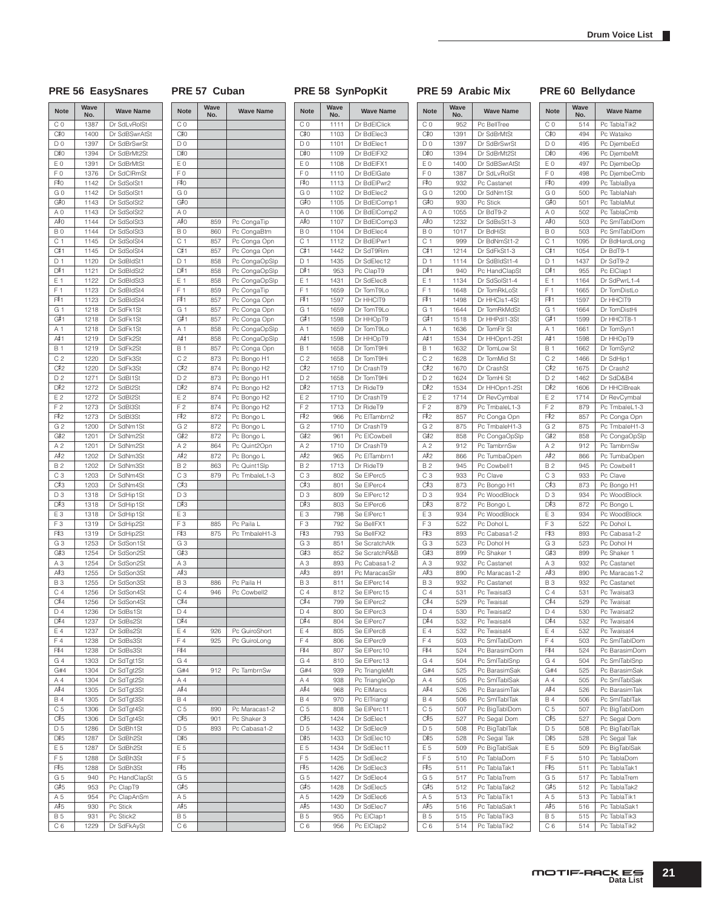## PRE 56 EasySnares

| Note | Wave No. | Wave Name |
|---|---|---|
| C 0 | 1387 | Dr SdLvRolSt |
| C♯0 | 1400 | Dr SdBSwrAtSt |
| D 0 | 1397 | Dr SdBrSwrSt |
| D♯0 | 1394 | Dr SdBrMt2St |
| E 0 | 1391 | Dr SdBrMtSt |
| F 0 | 1376 | Dr SdClRmSt |
| F♯0 | 1142 | Dr SdSolSt1 |
| G 0 | 1142 | Dr SdSolSt1 |
| G♯0 | 1143 | Dr SdSolSt2 |
| A 0 | 1143 | Dr SdSolSt2 |
| A♯0 | 1144 | Dr SdSolSt3 |
| B 0 | 1144 | Dr SdSolSt3 |
| C 1 | 1145 | Dr SdSolSt4 |
| C♯1 | 1145 | Dr SdSolSt4 |
| D 1 | 1120 | Dr SdBldSt1 |
| D♯1 | 1121 | Dr SdBldSt2 |
| E 1 | 1122 | Dr SdBldSt3 |
| F 1 | 1123 | Dr SdBldSt4 |
| F♯1 | 1123 | Dr SdBldSt4 |
| G 1 | 1218 | Dr SdFk1St |
| G♯1 | 1218 | Dr SdFk1St |
| A 1 | 1218 | Dr SdFk1St |
| A♯1 | 1219 | Dr SdFk2St |
| B 1 | 1219 | Dr SdFk2St |
| C 2 | 1220 | Dr SdFk3St |
| C♯2 | 1220 | Dr SdFk3St |
| D 2 | 1271 | Dr SdBl1St |
| D♯2 | 1272 | Dr SdBl2St |
| E 2 | 1272 | Dr SdBl2St |
| F 2 | 1273 | Dr SdBl3St |
| F♯2 | 1273 | Dr SdBl3St |
| G 2 | 1200 | Dr SdNm1St |
| G♯2 | 1201 | Dr SdNm2St |
| A 2 | 1201 | Dr SdNm2St |
| A♯2 | 1202 | Dr SdNm3St |
| B 2 | 1202 | Dr SdNm3St |
| C 3 | 1203 | Dr SdNm4St |
| C♯3 | 1203 | Dr SdNm4St |
| D 3 | 1318 | Dr SdHip1St |
| D♯3 | 1318 | Dr SdHip1St |
| E 3 | 1318 | Dr SdHip1St |
| F 3 | 1319 | Dr SdHip2St |
| F♯3 | 1319 | Dr SdHip2St |
| G 3 | 1253 | Dr SdSon1St |
| G♯3 | 1254 | Dr SdSon2St |
| A 3 | 1254 | Dr SdSon2St |
| A♯3 | 1255 | Dr SdSon3St |
| B 3 | 1255 | Dr SdSon3St |
| C 4 | 1256 | Dr SdSon4St |
| C♯4 | 1256 | Dr SdSon4St |
| D 4 | 1236 | Dr SdBs1St |
| D♯4 | 1237 | Dr SdBs2St |
| E 4 | 1237 | Dr SdBs2St |
| F 4 | 1238 | Dr SdBs3St |
| F♯4 | 1238 | Dr SdBs3St |
| G 4 | 1303 | Dr SdTgt1St |
| G#4 | 1304 | Dr SdTgt2St |
| A 4 | 1304 | Dr SdTgt2St |
| A♯4 | 1305 | Dr SdTgt3St |
| B 4 | 1305 | Dr SdTgt3St |
| C 5 | 1306 | Dr SdTgt4St |
| C♯5 | 1306 | Dr SdTgt4St |
| D 5 | 1286 | Dr SdBh1St |
| D♯5 | 1287 | Dr SdBh2St |
| E 5 | 1287 | Dr SdBh2St |
| F 5 | 1288 | Dr SdBh3St |
| F♯5 | 1288 | Dr SdBh3St |
| G 5 | 940 | Pc HandClapSt |
| G♯5 | 953 | Pc ClapT9 |
| A 5 | 954 | Pc ClapAnSm |
| A♯5 | 930 | Pc Stick |
| B 5 | 931 | Pc Stick2 |
| C 6 | 1229 | Dr SdFkAySt |

## PRE 57 Cuban

| Note | Wave No. | Wave Name |
|---|---|---|
| C 0 | | |
| C♯0 | | |
| D 0 | | |
| D♯0 | | |
| E 0 | | |
| F 0 | | |
| F♯0 | | |
| G 0 | | |
| G♯0 | | |
| A 0 | | |
| A♯0 | 859 | Pc CongaTip |
| B 0 | 860 | Pc CongaBtm |
| C 1 | 857 | Pc Conga Opn |
| C♯1 | 857 | Pc Conga Opn |
| D 1 | 858 | Pc CongaOpSlp |
| D♯1 | 858 | Pc CongaOpSlp |
| E 1 | 858 | Pc CongaOpSlp |
| F 1 | 859 | Pc CongaTip |
| F♯1 | 857 | Pc Conga Opn |
| G 1 | 857 | Pc Conga Opn |
| G♯1 | 857 | Pc Conga Opn |
| A 1 | 858 | Pc CongaOpSlp |
| A♯1 | 858 | Pc CongaOpSlp |
| B 1 | 857 | Pc Conga Opn |
| C 2 | 873 | Pc Bongo H1 |
| C♯2 | 874 | Pc Bongo H2 |
| D 2 | 873 | Pc Bongo H1 |
| D♯2 | 874 | Pc Bongo H2 |
| E 2 | 874 | Pc Bongo H2 |
| F 2 | 874 | Pc Bongo H2 |
| F♯2 | 872 | Pc Bongo L |
| G 2 | 872 | Pc Bongo L |
| G♯2 | 872 | Pc Bongo L |
| A 2 | 864 | Pc Quint2Opn |
| A♯2 | 872 | Pc Bongo L |
| B 2 | 863 | Pc Quint1Slp |
| C 3 | 879 | Pc TmbaleL1-3 |
| C♯3 | | |
| D 3 | | |
| D♯3 | | |
| E 3 | | |
| F 3 | 885 | Pc Paila L |
| F♯3 | 875 | Pc TmbaleH1-3 |
| G 3 | | |
| G♯3 | | |
| A 3 | | |
| A♯3 | | |
| B 3 | 886 | Pc Paila H |
| C 4 | 946 | Pc Cowbell2 |
| C♯4 | | |
| D 4 | | |
| D♯4 | | |
| E 4 | 926 | Pc GuiroShort |
| F 4 | 925 | Pc GuiroLong |
| F♯4 | | |
| G 4 | | |
| G#4 | 912 | Pc TambrnSw |
| A 4 | | |
| A♯4 | | |
| B 4 | | |
| C 5 | 890 | Pc Maracas1-2 |
| C♯5 | 901 | Pc Shaker 3 |
| D 5 | 893 | Pc Cabasa1-2 |
| D♯5 | | |
| E 5 | | |
| F 5 | | |
| F♯5 | | |
| G 5 | | |
| G♯5 | | |
| A 5 | | |
| A♯5 | | |
| B 5 | | |
| C 6 | | |

## PRE 58 SynPopKit

| Note | Wave No. | Wave Name |
|---|---|---|
| C 0 | 1111 | Dr BdElClick |
| C♯0 | 1103 | Dr BdElec3 |
| D 0 | 1101 | Dr BdElec1 |
| D♯0 | 1109 | Dr BdElFX2 |
| E 0 | 1108 | Dr BdElFX1 |
| F 0 | 1110 | Dr BdElGate |
| F♯0 | 1113 | Dr BdElPwr2 |
| G 0 | 1102 | Dr BdElec2 |
| G♯0 | 1105 | Dr BdElComp1 |
| A 0 | 1106 | Dr BdElComp2 |
| A♯0 | 1107 | Dr BdElComp3 |
| B 0 | 1104 | Dr BdElec4 |
| C 1 | 1112 | Dr BdElPwr1 |
| C♯1 | 1442 | Dr SdT9Rim |
| D 1 | 1435 | Dr SdElec12 |
| D♯1 | 953 | Pc ClapT9 |
| E 1 | 1431 | Dr SdElec8 |
| F 1 | 1659 | Dr TomT9Lo |
| F♯1 | 1597 | Dr HHClT9 |
| G 1 | 1659 | Dr TomT9Lo |
| G♯1 | 1598 | Dr HHOpT9 |
| A 1 | 1659 | Dr TomT9Lo |
| A♯1 | 1598 | Dr HHOpT9 |
| B 1 | 1658 | Dr TomT9Hi |
| C 2 | 1658 | Dr TomT9Hi |
| C♯2 | 1710 | Dr CrashT9 |
| D 2 | 1658 | Dr TomT9Hi |
| D♯2 | 1713 | Dr RideT9 |
| E 2 | 1710 | Dr CrashT9 |
| F 2 | 1713 | Dr RideT9 |
| F♯2 | 966 | Pc ElTambrn2 |
| G 2 | 1710 | Dr CrashT9 |
| G♯2 | 961 | Pc ElCowbell |
| A 2 | 1710 | Dr CrashT9 |
| A♯2 | 965 | Pc ElTambrn1 |
| B 2 | 1713 | Dr RideT9 |
| C 3 | 802 | Se ElPerc5 |
| C♯3 | 801 | Se ElPerc4 |
| D 3 | 809 | Se ElPerc12 |
| D♯3 | 803 | Se ElPerc6 |
| E 3 | 798 | Se ElPerc1 |
| F 3 | 792 | Se BellFX1 |
| F♯3 | 793 | Se BellFX2 |
| G 3 | 851 | Se ScratchAtk |
| G♯3 | 852 | Se ScratchR&B |
| A 3 | 893 | Pc Cabasa1-2 |
| A♯3 | 891 | Pc MaracasSlr |
| B 3 | 811 | Se ElPerc14 |
| C 4 | 812 | Se ElPerc15 |
| C♯4 | 799 | Se ElPerc2 |
| D 4 | 800 | Se ElPerc3 |
| D♯4 | 804 | Se ElPerc7 |
| E 4 | 805 | Se ElPerc8 |
| F 4 | 806 | Se ElPerc9 |
| F♯4 | 807 | Se ElPerc10 |
| G 4 | 810 | Se ElPerc13 |
| G#4 | 939 | Pc TriangleMt |
| A 4 | 938 | Pc TriangleOp |
| A♯4 | 968 | Pc ElMarcs |
| B 4 | 970 | Pc ElTriangl |
| C 5 | 808 | Se ElPerc11 |
| C♯5 | 1424 | Dr SdElec1 |
| D 5 | 1432 | Dr SdElec9 |
| D♯5 | 1433 | Dr SdElec10 |
| E 5 | 1434 | Dr SdElec11 |
| F 5 | 1425 | Dr SdElec2 |
| F♯5 | 1426 | Dr SdElec3 |
| G 5 | 1427 | Dr SdElec4 |
| G♯5 | 1428 | Dr SdElec5 |
| A 5 | 1429 | Dr SdElec6 |
| A♯5 | 1430 | Dr SdElec7 |
| B 5 | 955 | Pc ElClap1 |
| C 6 | 956 | Pc ElClap2 |

## PRE 59 Arabic Mix

| Note | Wave No. | Wave Name |
|---|---|---|
| C 0 | 952 | Pc BellTree |
| C♯0 | 1391 | Dr SdBrMtSt |
| D 0 | 1397 | Dr SdBrSwrSt |
| D♯0 | 1394 | Dr SdBrMt2St |
| E 0 | 1400 | Dr SdBSwrAtSt |
| F 0 | 1387 | Dr SdLvRolSt |
| F♯0 | 932 | Pc Castanet |
| G 0 | 1200 | Dr SdNm1St |
| G♯0 | 930 | Pc Stick |
| A 0 | 1055 | Dr BdT9-2 |
| A♯0 | 1232 | Dr SdBsSt1-3 |
| B 0 | 1017 | Dr BdHiSt |
| C 1 | 999 | Dr BdNmSt1-2 |
| C♯1 | 1214 | Dr SdFkSt1-3 |
| D 1 | 1114 | Dr SdBldSt1-4 |
| D♯1 | 940 | Pc HandClapSt |
| E 1 | 1134 | Dr SdSolSt1-4 |
| F 1 | 1648 | Dr TomRkLoSt |
| F♯1 | 1498 | Dr HHCls1-4St |
| G 1 | 1644 | Dr TomRkMdSt |
| G♯1 | 1518 | Dr HHPdl1-3St |
| A 1 | 1636 | Dr TomFlr St |
| A♯1 | 1534 | Dr HHOpn1-2St |
| B 1 | 1632 | Dr TomLow St |
| C 2 | 1628 | Dr TomMid St |
| C♯2 | 1670 | Dr CrashSt |
| D 2 | 1624 | Dr TomHi St |
| D♯2 | 1534 | Dr HHOpn1-2St |
| E 2 | 1714 | Dr RevCymbal |
| F 2 | 879 | Pc TmbaleL1-3 |
| F♯2 | 857 | Pc Conga Opn |
| G 2 | 875 | Pc TmbaleH1-3 |
| G♯2 | 858 | Pc CongaOpSlp |
| A 2 | 912 | Pc TambrnSw |
| A♯2 | 866 | Pc TumbaOpen |
| B 2 | 945 | Pc Cowbell1 |
| C 3 | 933 | Pc Clave |
| C♯3 | 873 | Pc Bongo H1 |
| D 3 | 934 | Pc WoodBlock |
| D♯3 | 872 | Pc Bongo L |
| E 3 | 934 | Pc WoodBlock |
| F 3 | 522 | Pc Dohol L |
| F♯3 | 893 | Pc Cabasa1-2 |
| G 3 | 523 | Pc Dohol H |
| G♯3 | 899 | Pc Shaker 1 |
| A 3 | 932 | Pc Castanet |
| A♯3 | 890 | Pc Maracas1-2 |
| B 3 | 932 | Pc Castanet |
| C 4 | 531 | Pc Twaisat3 |
| C♯4 | 529 | Pc Twaisat |
| D 4 | 530 | Pc Twaisat2 |
| D♯4 | 532 | Pc Twaisat4 |
| E 4 | 532 | Pc Twaisat4 |
| F 4 | 503 | Pc SmlTablDom |
| F♯4 | 524 | Pc BarasimDom |
| G 4 | 504 | Pc SmlTablSnp |
| G#4 | 525 | Pc BarasimSak |
| A 4 | 505 | Pc SmlTablSak |
| A♯4 | 526 | Pc BarasimTak |
| B 4 | 506 | Pc SmlTablTak |
| C 5 | 507 | Pc BigTablDom |
| C♯5 | 527 | Pc Segal Dom |
| D 5 | 508 | Pc BigTablTak |
| D♯5 | 528 | Pc Segal Tak |
| E 5 | 509 | Pc BigTablSak |
| F 5 | 510 | Pc TablaDom |
| F♯5 | 511 | Pc TablaTak1 |
| G 5 | 517 | Pc TablaTrem |
| G♯5 | 512 | Pc TablaTak2 |
| A 5 | 513 | Pc TablaTik1 |
| A♯5 | 516 | Pc TablaSak1 |
| B 5 | 515 | Pc TablaTik3 |
| C 6 | 514 | Pc TablaTik2 |

## PRE 60 Bellydance

| Note | Wave No. | Wave Name |
|---|---|---|
| C 0 | 514 | Pc TablaTik2 |
| C♯0 | 494 | Pc Wataiko |
| D 0 | 495 | Pc DjembeEd |
| D♯0 | 496 | Pc DjembeMt |
| E 0 | 497 | Pc DjembeOp |
| F 0 | 498 | Pc DjembeCmb |
| F♯0 | 499 | Pc TablaBya |
| G 0 | 500 | Pc TablaNah |
| G♯0 | 501 | Pc TablaMut |
| A 0 | 502 | Pc TablaCmb |
| A♯0 | 503 | Pc SmlTablDom |
| B 0 | 503 | Pc SmlTablDom |
| C 1 | 1095 | Dr BdHardLong |
| C♯1 | 1054 | Dr BdT9-1 |
| D 1 | 1437 | Dr SdT9-2 |
| D♯1 | 955 | Pc ElClap1 |
| E 1 | 1164 | Dr SdPwrL1-4 |
| F 1 | 1665 | Dr TomDistLo |
| F♯1 | 1597 | Dr HHClT9 |
| G 1 | 1664 | Dr TomDistHi |
| G♯1 | 1599 | Dr HHClT8-1 |
| A 1 | 1661 | Dr TomSyn1 |
| A♯1 | 1598 | Dr HHOpT9 |
| B 1 | 1662 | Dr TomSyn2 |
| C 2 | 1466 | Dr SdHip1 |
| C♯2 | 1675 | Dr Crash2 |
| D 2 | 1462 | Dr SdD&B4 |
| D♯2 | 1606 | Dr HHClBreak |
| E 2 | 1714 | Dr RevCymbal |
| F 2 | 879 | Pc TmbaleL1-3 |
| F♯2 | 857 | Pc Conga Opn |
| G 2 | 875 | Pc TmbaleH1-3 |
| G♯2 | 858 | Pc CongaOpSlp |
| A 2 | 912 | Pc TambrnSw |
| A♯2 | 866 | Pc TumbaOpen |
| B 2 | 945 | Pc Cowbell1 |
| C 3 | 933 | Pc Clave |
| C♯3 | 873 | Pc Bongo H1 |
| D 3 | 934 | Pc WoodBlock |
| D♯3 | 872 | Pc Bongo L |
| E 3 | 934 | Pc WoodBlock |
| F 3 | 522 | Pc Dohol L |
| F♯3 | 893 | Pc Cabasa1-2 |
| G 3 | 523 | Pc Dohol H |
| G♯3 | 899 | Pc Shaker 1 |
| A 3 | 932 | Pc Castanet |
| A♯3 | 890 | Pc Maracas1-2 |
| B 3 | 932 | Pc Castanet |
| C 4 | 531 | Pc Twaisat3 |
| C♯4 | 529 | Pc Twaisat |
| D 4 | 530 | Pc Twaisat2 |
| D♯4 | 532 | Pc Twaisat4 |
| E 4 | 532 | Pc Twaisat4 |
| F 4 | 503 | Pc SmlTablDom |
| F♯4 | 524 | Pc BarasimDom |
| G 4 | 504 | Pc SmlTablSnp |
| G#4 | 525 | Pc BarasimSak |
| A 4 | 505 | Pc SmlTablSak |
| A♯4 | 526 | Pc BarasimTak |
| B 4 | 506 | Pc SmlTablTak |
| C 5 | 507 | Pc BigTablDom |
| C♯5 | 527 | Pc Segal Dom |
| D 5 | 508 | Pc BigTablTak |
| D♯5 | 528 | Pc Segal Tak |
| E 5 | 509 | Pc BigTablSak |
| F 5 | 510 | Pc TablaDom |
| F♯5 | 511 | Pc TablaTak1 |
| G 5 | 517 | Pc TablaTrem |
| G♯5 | 512 | Pc TablaTak2 |
| A 5 | 513 | Pc TablaTik1 |
| A♯5 | 516 | Pc TablaSak1 |
| B 5 | 515 | Pc TablaTik3 |
| C 6 | 514 | Pc TablaTik2 |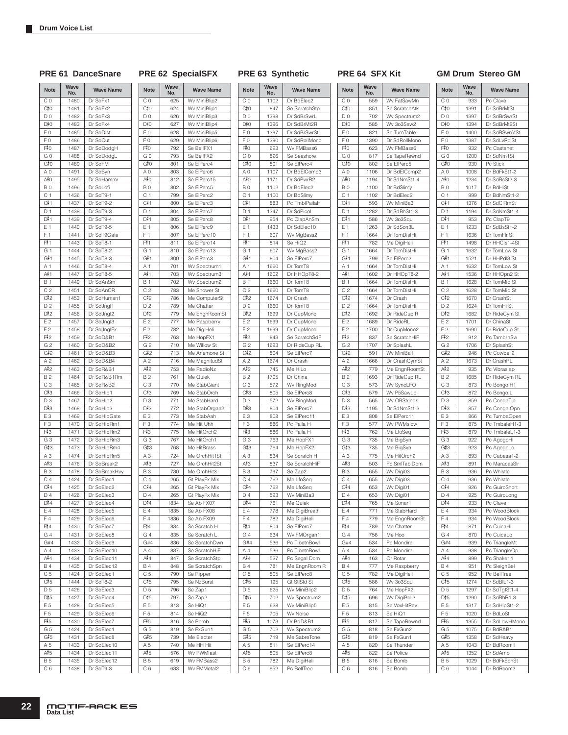## Drum Voice List

### PRE 61 DanceSnare

| Note | Wave No. | Wave Name |
|---|---|---|
| C 0 | 1480 | Dr SdFx1 |
| C♯0 | 1481 | Dr SdFx2 |
| D 0 | 1482 | Dr SdFx3 |
| D♯0 | 1483 | Dr SdFx4 |
| E 0 | 1485 | Dr SdDist |
| F 0 | 1486 | Dr SdCut |
| F♯0 | 1487 | Dr SdDodgH |
| G 0 | 1488 | Dr SdDodgL |
| G♯0 | 1489 | Dr SdFM |
| A 0 | 1491 | Dr SdSyn |
| A♯0 | 1495 | Dr SdHammr |
| B 0 | 1496 | Dr SdLofi |
| C 1 | 1436 | Dr SdT9-1 |
| C♯1 | 1437 | Dr SdT9-2 |
| D 1 | 1438 | Dr SdT9-3 |
| D♯1 | 1439 | Dr SdT9-4 |
| E 1 | 1440 | Dr SdT9-5 |
| F 1 | 1441 | Dr SdT9Gate |
| F♯1 | 1443 | Dr SdT8-1 |
| G 1 | 1444 | Dr SdT8-2 |
| G♯1 | 1445 | Dr SdT8-3 |
| A 1 | 1446 | Dr SdT8-4 |
| A♯1 | 1447 | Dr SdT8-5 |
| B 1 | 1449 | Dr SdAnSm |
| C 2 | 1451 | Dr SdAnCR |
| C♯2 | 1453 | Dr SdHuman1 |
| D 2 | 1455 | Dr SdJngl1 |
| D♯2 | 1456 | Dr SdJngl2 |
| E 2 | 1457 | Dr SdJngl3 |
| F 2 | 1458 | Dr SdJnglFx |
| F♯2 | 1459 | Dr SdD&B1 |
| G 2 | 1460 | Dr SdD&B2 |
| G♯2 | 1461 | Dr SdD&B3 |
| A 2 | 1462 | Dr SdD&B4 |
| A♯2 | 1463 | Dr SdR&B1 |
| B 2 | 1464 | Dr SdR&B1Rm |
| C 3 | 1465 | Dr SdR&B2 |
| C♯3 | 1466 | Dr SdHip1 |
| D 3 | 1467 | Dr SdHip2 |
| D♯3 | 1468 | Dr SdHip3 |
| E 3 | 1469 | Dr SdHipGate |
| F 3 | 1470 | Dr SdHipRm1 |
| F♯3 | 1471 | Dr SdHipRm2 |
| G 3 | 1472 | Dr SdHipRm3 |
| G♯3 | 1473 | Dr SdHipRm4 |
| A 3 | 1474 | Dr SdHipRm5 |
| A♯3 | 1476 | Dr SdBreak2 |
| B 3 | 1478 | Dr SdBreakHvy |
| C 4 | 1424 | Dr SdElec1 |
| C♯4 | 1425 | Dr SdElec2 |
| D 4 | 1426 | Dr SdElec3 |
| D♯4 | 1427 | Dr SdElec4 |
| E 4 | 1428 | Dr SdElec5 |
| F 4 | 1429 | Dr SdElec6 |
| F♯4 | 1430 | Dr SdElec7 |
| G 4 | 1431 | Dr SdElec8 |
| G#4 | 1432 | Dr SdElec9 |
| A 4 | 1433 | Dr SdElec10 |
| A♯4 | 1434 | Dr SdElec11 |
| B 4 | 1435 | Dr SdElec12 |
| C 5 | 1424 | Dr SdElec1 |
| C♯5 | 1444 | Dr SdT8-2 |
| D 5 | 1426 | Dr SdElec3 |
| D♯5 | 1427 | Dr SdElec4 |
| E 5 | 1428 | Dr SdElec5 |
| F 5 | 1429 | Dr SdElec6 |
| F♯5 | 1430 | Dr SdElec7 |
| G 5 | 1424 | Dr SdElec1 |
| G♯5 | 1431 | Dr SdElec8 |
| A 5 | 1433 | Dr SdElec10 |
| A♯5 | 1434 | Dr SdElec11 |
| B 5 | 1435 | Dr SdElec12 |
| C 6 | 1438 | Dr SdT9-3 |

### PRE 62 SpecialSFX

| Note | Wave No. | Wave Name |
|---|---|---|
| C 0 | 625 | Wv MiniBlip2 |
| C♯0 | 624 | Wv MiniBlip1 |
| D 0 | 626 | Wv MiniBlip3 |
| D♯0 | 627 | Wv MiniBlip4 |
| E 0 | 628 | Wv MiniBlip5 |
| F 0 | 629 | Wv MiniBlip6 |
| F♯0 | 792 | Se BellFX1 |
| G 0 | 793 | Se BellFX2 |
| G♯0 | 801 | Se ElPerc4 |
| A 0 | 803 | Se ElPerc6 |
| A♯0 | 812 | Se ElPerc15 |
| B 0 | 802 | Se ElPerc5 |
| C 1 | 799 | Se ElPerc2 |
| C♯1 | 800 | Se ElPerc3 |
| D 1 | 804 | Se ElPerc7 |
| D♯1 | 805 | Se ElPerc8 |
| E 1 | 806 | Se ElPerc9 |
| F 1 | 807 | Se ElPerc10 |
| F♯1 | 811 | Se ElPerc14 |
| G 1 | 810 | Se ElPerc13 |
| G♯1 | 800 | Se ElPerc3 |
| A 1 | 701 | Wv Spectrum1 |
| A♯1 | 703 | Wv Spectrum3 |
| B 1 | 702 | Wv Spectrum2 |
| C 2 | 783 | Me Shower St |
| C♯2 | 786 | Me ComputerSt |
| D 2 | 789 | Me Chatter |
| D♯2 | 779 | Me EngnRoomSt |
| E 2 | 777 | Me Raspberry |
| F 2 | 782 | Me DigiHeli |
| F♯2 | 763 | Me HopFX1 |
| G 2 | 710 | Me Willow St |
| G♯2 | 713 | Me Anemone St |
| A 2 | 716 | Me MagnitudSt |
| A♯2 | 753 | Me RadioNz |
| B 2 | 761 | Me Quiek |
| C 3 | 770 | Me StabGiant |
| C♯3 | 769 | Me StabOrch |
| D 3 | 771 | Me StabHard |
| D♯3 | 772 | Me StabOrgan2 |
| E 3 | 773 | Me StabAah |
| F 3 | 774 | Me Hit Uhh |
| F♯3 | 775 | Me HitOrch2 |
| G 3 | 767 | Me HitOrch1 |
| G♯3 | 768 | Me HitBrass |
| A 3 | 724 | Me OrchHit1St |
| A♯3 | 727 | Me OrchHit2St |
| B 3 | 730 | Me OrchHit3 |
| C 4 | 265 | Gt PlayFx Mix |
| C♯4 | 265 | Gt PlayFx Mix |
| D 4 | 265 | Gt PlayFx Mix |
| D♯4 | 1834 | Se Ab FX07 |
| E 4 | 1835 | Se Ab FX08 |
| F 4 | 1836 | Se Ab FX09 |
| F♯4 | 834 | Se Scratch H |
| G 4 | 835 | Se Scratch L |
| G#4 | 836 | Se ScratchDwn |
| A 4 | 837 | Se ScratchHiF |
| A♯4 | 847 | Se ScratchStp |
| B 4 | 848 | Se ScratchSpn |
| C 5 | 790 | Se Ripper |
| C♯5 | 795 | Se NzBurst |
| D 5 | 796 | Se Zap1 |
| D♯5 | 797 | Se Zap2 |
| E 5 | 813 | Se HiQ1 |
| F 5 | 814 | Se HiQ2 |
| F♯5 | 816 | Se Bomb |
| G 5 | 819 | Se FxGun1 |
| G♯5 | 739 | Me Electer |
| A 5 | 740 | Me HH Hit |
| A♯5 | 576 | Wv PWMfast |
| B 5 | 619 | Wv FMBass2 |
| C 6 | 633 | Wv FMMetal2 |

### PRE 63 Synthetic

| Note | Wave No. | Wave Name |
|---|---|---|
| C 0 | 1102 | Dr BdElec2 |
| C♯0 | 847 | Se ScratchStp |
| D 0 | 1398 | Dr SdBrSwrL |
| D♯0 | 1396 | Dr SdBrMt2R |
| E 0 | 1397 | Dr SdBrSwrSt |
| F 0 | 1390 | Dr SdRollMono |
| F♯0 | 623 | Wv FMBass6 |
| G 0 | 826 | Se Seashore |
| G♯0 | 801 | Se ElPerc4 |
| A 0 | 1107 | Dr BdElComp3 |
| A♯0 | 1171 | Dr SdPwrR2 |
| B 0 | 1102 | Dr BdElec2 |
| C 1 | 1100 | Dr BdSlimy |
| C♯1 | 883 | Pc TmblPailaH |
| D 1 | 1347 | Dr SdPicol |
| D♯1 | 954 | Pc ClapAnSm |
| E 1 | 1433 | Dr SdElec10 |
| F 1 | 607 | Wv MgBass2 |
| F♯1 | 814 | Se HiQ2 |
| G 1 | 607 | Wv MgBass2 |
| G♯1 | 804 | Se ElPerc7 |
| A 1 | 1660 | Dr TomT8 |
| A♯1 | 1602 | Dr HHOpT8-2 |
| B 1 | 1660 | Dr TomT8 |
| C 2 | 1660 | Dr TomT8 |
| C♯2 | 1674 | Dr Crash |
| D 2 | 1660 | Dr TomT8 |
| D♯2 | 1699 | Dr CupMono |
| E 2 | 1699 | Dr CupMono |
| F 2 | 1699 | Dr CupMono |
| F♯2 | 843 | Se ScratchSdF |
| G 2 | 1693 | Dr RideCup RL |
| G♯2 | 804 | Se ElPerc7 |
| A 2 | 1674 | Dr Crash |
| A♯2 | 745 | Me HiLo |
| B 2 | 1705 | Dr China |
| C 3 | 572 | Wv RingMod |
| C♯3 | 805 | Se ElPerc8 |
| D 3 | 572 | Wv RingMod |
| D♯3 | 804 | Se ElPerc7 |
| E 3 | 808 | Se ElPerc11 |
| F 3 | 886 | Pc Paila H |
| F♯3 | 886 | Pc Paila H |
| G 3 | 763 | Me HopFX1 |
| G♯3 | 764 | Me HopFX2 |
| A 3 | 834 | Se Scratch H |
| A♯3 | 837 | Se ScratchHiF |
| B 3 | 797 | Se Zap2 |
| C 4 | 762 | Me LfoSeq |
| C♯4 | 762 | Me LfoSeq |
| D 4 | 593 | Wv MiniBa3 |
| D♯4 | 761 | Me Quiek |
| E 4 | 778 | Me DigiBreath |
| F 4 | 782 | Me DigiHeli |
| F♯4 | 804 | Se ElPerc7 |
| G 4 | 634 | Wv FMOrgan1 |
| G#4 | 536 | Pc TibetnBowl |
| A 4 | 536 | Pc TibetnBowl |
| A♯4 | 527 | Pc Segal Dom |
| B 4 | 781 | Me EngnRoom R |
| C 5 | 805 | Se ElPerc8 |
| C♯5 | 195 | Gt StlSld St |
| D 5 | 625 | Wv MiniBlip2 |
| D♯5 | 702 | Wv Spectrum2 |
| E 5 | 628 | Wv MiniBlip5 |
| F 5 | 705 | Wv Noise |
| F♯5 | 1073 | Dr BdD&B1 |
| G 5 | 702 | Wv Spectrum2 |
| G♯5 | 719 | Me SabreTone |
| A 5 | 811 | Se ElPerc14 |
| A♯5 | 805 | Se ElPerc8 |
| B 5 | 782 | Me DigiHeli |
| C 6 | 952 | Pc BellTree |

### PRE 64 SFX Kit

| Note | Wave No. | Wave Name |
|---|---|---|
| C 0 | 559 | Wv FatSawMn |
| C♯0 | 851 | Se ScratchAtk |
| D 0 | 702 | Wv Spectrum2 |
| D♯0 | 585 | Wv 3o3Saw2 |
| E 0 | 821 | Se TurnTable |
| F 0 | 1390 | Dr SdRollMono |
| F♯0 | 623 | Wv FMBass6 |
| G 0 | 817 | Se TapeRewnd |
| G♯0 | 802 | Se ElPerc5 |
| A 0 | 1106 | Dr BdElComp2 |
| A♯0 | 1194 | Dr SdNmSt1-4 |
| B 0 | 1100 | Dr BdSlimy |
| C 1 | 1102 | Dr BdElec2 |
| C♯1 | 593 | Wv MiniBa3 |
| D 1 | 1282 | Dr SdBhSt1-3 |
| D♯1 | 586 | Wv 3o3Squ |
| E 1 | 1263 | Dr SdSon3L |
| F 1 | 1664 | Dr TomDistHi |
| F♯1 | 782 | Me DigiHeli |
| G 1 | 1664 | Dr TomDistHi |
| G♯1 | 799 | Se ElPerc2 |
| A 1 | 1664 | Dr TomDistHi |
| A♯1 | 1602 | Dr HHOpT8-2 |
| B 1 | 1664 | Dr TomDistHi |
| C 2 | 1664 | Dr TomDistHi |
| C♯2 | 1674 | Dr Crash |
| D 2 | 1664 | Dr TomDistHi |
| D♯2 | 1692 | Dr RideCup R |
| E 2 | 1689 | Dr RideRL |
| F 2 | 1700 | Dr CupMono2 |
| F♯2 | 837 | Se ScratchHiF |
| G 2 | 1707 | Dr SplashL |
| G♯2 | 591 | Wv MiniBa1 |
| A 2 | 1666 | Dr CrashCymSt |
| A♯2 | 779 | Me EngnRoomSt |
| B 2 | 1693 | Dr RideCup RL |
| C 3 | 573 | Wv SyncLFO |
| C♯3 | 579 | Wv P5SawLp |
| D 3 | 565 | Wv OBStrings |
| D♯3 | 1195 | Dr SdNmSt1-3 |
| E 3 | 808 | Se ElPerc11 |
| F 3 | 577 | Wv PWMslow |
| F♯3 | 762 | Me LfoSeq |
| G 3 | 735 | Me BigSyn |
| G♯3 | 735 | Me BigSyn |
| A 3 | 775 | Me HitOrch2 |
| A♯3 | 503 | Pc SmlTablDom |
| B 3 | 655 | Wv Digi03 |
| C 4 | 655 | Wv Digi03 |
| C♯4 | 653 | Wv Digi01 |
| D 4 | 653 | Wv Digi01 |
| D♯4 | 765 | Me Sonar1 |
| E 4 | 771 | Me StabHard |
| F 4 | 779 | Me EngnRoomSt |
| F♯4 | 789 | Me Chatter |
| G 4 | 756 | Me Hoo |
| G#4 | 534 | Pc Mondira |
| A 4 | 534 | Pc Mondira |
| A♯4 | 163 | Or Rotar |
| B 4 | 777 | Me Raspberry |
| C 5 | 782 | Me DigiHeli |
| C♯5 | 586 | Wv 3o3Squ |
| D 5 | 764 | Me HopFX2 |
| D♯5 | 696 | Wv DigiBell3 |
| E 5 | 815 | Se VoxHitRev |
| F 5 | 813 | Se HiQ1 |
| F♯5 | 817 | Se TapeRewnd |
| G 5 | 818 | Se FxGun2 |
| G♯5 | 819 | Se FxGun1 |
| A 5 | 820 | Se Thunder |
| A♯5 | 822 | Se Police |
| B 5 | 816 | Se Bomb |
| C 6 | 816 | Se Bomb |

### GM Drum Stereo GM

| Note | Wave No. | Wave Name |
|---|---|---|
| C 0 | 933 | Pc Clave |
| C♯0 | 1391 | Dr SdBrMtSt |
| D 0 | 1397 | Dr SdBrSwrSt |
| D♯0 | 1394 | Dr SdBrMt2St |
| E 0 | 1400 | Dr SdBSwrAtSt |
| F 0 | 1387 | Dr SdLvRolSt |
| F♯0 | 932 | Pc Castanet |
| G 0 | 1200 | Dr SdNm1St |
| G♯0 | 930 | Pc Stick |
| A 0 | 1008 | Dr BdFkSt1-2 |
| A♯0 | 1234 | Dr SdBsSt2-3 |
| B 0 | 1017 | Dr BdHiSt |
| C 1 | 999 | Dr BdNmSt1-2 |
| C♯1 | 1376 | Dr SdClRmSt |
| D 1 | 1194 | Dr SdNmSt1-4 |
| D♯1 | 953 | Pc ClapT9 |
| E 1 | 1233 | Dr SdBsSt1-2 |
| F 1 | 1636 | Dr TomFlr St |
| F♯1 | 1498 | Dr HHCls1-4St |
| G 1 | 1632 | Dr TomLow St |
| G♯1 | 1521 | Dr HHPdl3 St |
| A 1 | 1632 | Dr TomLow St |
| A♯1 | 1536 | Dr HHOpn2 St |
| B 1 | 1628 | Dr TomMid St |
| C 2 | 1628 | Dr TomMid St |
| C♯2 | 1670 | Dr CrashSt |
| D 2 | 1624 | Dr TomHi St |
| D♯2 | 1682 | Dr RideCym St |
| E 2 | 1701 | Dr ChinaSt |
| F 2 | 1690 | Dr RideCup St |
| F♯2 | 912 | Pc TambrnSw |
| G 2 | 1706 | Dr SplashSt |
| G♯2 | 946 | Pc Cowbell2 |
| A 2 | 1673 | Dr CrashRL |
| A♯2 | 935 | Pc Vibraslap |
| B 2 | 1685 | Dr RideCym RL |
| C 3 | 873 | Pc Bongo H1 |
| C♯3 | 872 | Pc Bongo L |
| D 3 | 859 | Pc CongaTip |
| D♯3 | 857 | Pc Conga Opn |
| E 3 | 866 | Pc TumbaOpen |
| F 3 | 875 | Pc TmbaleH1-3 |
| F♯3 | 879 | Pc TmbaleL1-3 |
| G 3 | 922 | Pc AgogoHi |
| G♯3 | 923 | Pc AgogoLo |
| A 3 | 893 | Pc Cabasa1-2 |
| A♯3 | 891 | Pc MaracasSlr |
| B 3 | 936 | Pc Whistle |
| C 4 | 936 | Pc Whistle |
| C♯4 | 926 | Pc GuiroShort |
| D 4 | 925 | Pc GuiroLong |
| D♯4 | 933 | Pc Clave |
| E 4 | 934 | Pc WoodBlock |
| F 4 | 934 | Pc WoodBlock |
| F♯4 | 871 | Pc CuicaHi |
| G 4 | 870 | Pc CuicaLo |
| G#4 | 939 | Pc TriangleMt |
| A 4 | 938 | Pc TriangleOp |
| A♯4 | 899 | Pc Shaker 1 |
| B 4 | 951 | Pc SleighBel |
| C 5 | 952 | Pc BellTree |
| C♯5 | 1274 | Dr SdBlL1-3 |
| D 5 | 1297 | Dr SdTgtSt1-4 |
| D♯5 | 1290 | Dr SdBhR1-3 |
| E 5 | 1317 | Dr SdHipSt1-2 |
| F 5 | 1020 | Dr BdLoSt |
| F♯5 | 1355 | Dr SdLdwHMono |
| G 5 | 1075 | Dr BdR&B1 |
| G♯5 | 1358 | Dr SdHeavy |
| A 5 | 1043 | Dr BdRoom1 |
| A♯5 | 1352 | Dr SdAmb |
| B 5 | 1029 | Dr BdFkSonSt |
| C 6 | 1044 | Dr BdRoom2 |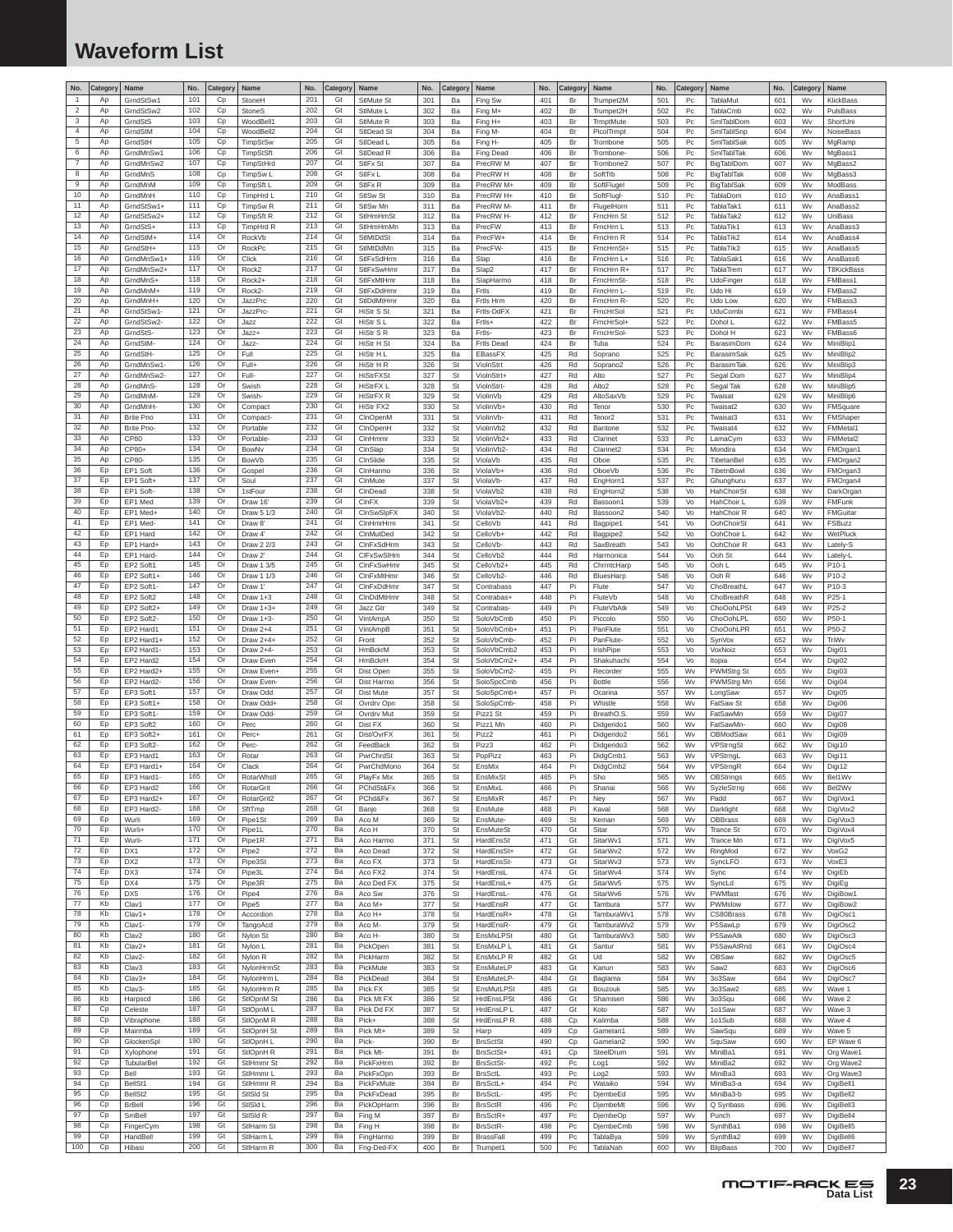# Waveform List

| No. | Category | Name | No. | Category | Name | No. | Category | Name | No. | Category | Name | No. | Category | Name | No. | Category | Name | No. | Category | Name |
|---|---|---|---|---|---|---|---|---|---|---|---|---|---|---|---|---|---|---|---|---|
| 1 | Ap | GrndStSw1 | 101 | Cp | StoneH | 201 | Gt | StlMute St | 301 | Ba | Fing Sw | 401 | Br | Trumpet2M | 501 | Pc | TablaMut | 601 | Wv | KlickBass |
| 2 | Ap | GrndStSw2 | 102 | Cp | StoneS | 202 | Gt | StlMute L | 302 | Ba | Fing M+ | 402 | Br | Trumpet2H | 502 | Pc | TablaCmb | 602 | Wv | PulsBass |
| 3 | Ap | GrndStS | 103 | Cp | WoodBell1 | 203 | Gt | StlMute R | 303 | Ba | Fing H+ | 403 | Br | TrmptMute | 503 | Pc | SmlTablDom | 603 | Wv | ShortUni |
| 4 | Ap | GrndStM | 104 | Cp | WoodBell2 | 204 | Gt | StlDead St | 304 | Ba | Fing M- | 404 | Br | PicolTrmpt | 504 | Pc | SmlTablSnp | 604 | Wv | NoiseBass |
| 5 | Ap | GrndStH | 105 | Cp | TimpStSw | 205 | Gt | StlDead L | 305 | Ba | Fing H- | 405 | Br | Trombone | 505 | Pc | SmlTablSak | 605 | Wv | MgRamp |
| 6 | Ap | GrndMnSw1 | 106 | Cp | TimpStSft | 206 | Gt | StlDead R | 306 | Ba | Fing Dead | 406 | Br | Trombone- | 506 | Pc | SmlTablTak | 606 | Wv | MgBass1 |
| 7 | Ap | GrndMnSw2 | 107 | Cp | TimpStHrd | 207 | Gt | StlFx St | 307 | Ba | PrecRW M | 407 | Br | Trombone2 | 507 | Pc | BigTablDom | 607 | Wv | MgBass2 |
| 8 | Ap | GrndMnS | 108 | Cp | TimpSw L | 208 | Gt | StlFx L | 308 | Ba | PrecRW H | 408 | Br | SoftTrb | 508 | Pc | BigTablTak | 608 | Wv | MgBass3 |
| 9 | Ap | GrndMnM | 109 | Cp | TimpSft L | 209 | Gt | StlFx R | 309 | Ba | PrecRW M+ | 409 | Br | SoftFlugel | 509 | Pc | BigTablSak | 609 | Wv | ModBass |
| 10 | Ap | GrndMnH | 110 | Cp | TimpHrd L | 210 | Gt | StlSw St | 310 | Ba | PrecRW H+ | 410 | Br | SoftFlugl- | 510 | Pc | TablaDom | 610 | Wv | AnaBass1 |
| 11 | Ap | GrndStSw1+ | 111 | Cp | TimpSw R | 211 | Gt | StlSw Mn | 311 | Ba | PrecRW M- | 411 | Br | FlugelHorn | 511 | Pc | TablaTak1 | 611 | Wv | AnaBass2 |
| 12 | Ap | GrndStSw2+ | 112 | Cp | TimpSft R | 212 | Gt | StlHmHmSt | 312 | Ba | PrecRW H- | 412 | Br | FrncHrn St | 512 | Pc | TablaTak2 | 612 | Wv | UniBass |
| 13 | Ap | GrndStS+ | 113 | Cp | TimpHrd R | 213 | Gt | StlHmHmMn | 313 | Ba | PrecFW | 413 | Br | FrncHrn L | 513 | Pc | TablaTik1 | 613 | Wv | AnaBass3 |
| 14 | Ap | GrndStM+ | 114 | Or | RockVb | 214 | Gt | StlMtDdSt | 314 | Ba | PrecFW+ | 414 | Br | FrncHrn R | 514 | Pc | TablaTik2 | 614 | Wv | AnaBass4 |
| 15 | Ap | GrndStH+ | 115 | Or | RockPc | 215 | Gt | StlMtDdMn | 315 | Ba | PrecFW- | 415 | Br | FrncHrnSt+ | 515 | Pc | TablaTik3 | 615 | Wv | AnaBass5 |
| 16 | Ap | GrndMnSw1+ | 116 | Or | Click | 216 | Gt | StlFxSdHrm | 316 | Ba | Slap | 416 | Br | FrncHrn L+ | 516 | Pc | TablaSak1 | 616 | Wv | AnaBass6 |
| 17 | Ap | GrndMnSw2+ | 117 | Or | Rock2 | 217 | Gt | StlFxSwHmr | 317 | Ba | Slap2 | 417 | Br | FrncHrn R+ | 517 | Pc | TablaTrem | 617 | Wv | T8KickBass |
| 18 | Ap | GrndMnS+ | 118 | Or | Rock2+ | 218 | Gt | StlFxMtHmr | 318 | Ba | SlapHarmo | 418 | Br | FrncHrnSt- | 518 | Pc | UdoFinger | 618 | Wv | FMBass1 |
| 19 | Ap | GrndMnM+ | 119 | Or | Rock2- | 219 | Gt | StlFxDdHmr | 319 | Ba | Frtls | 419 | Br | FrncHrn L- | 519 | Pc | Udo Hi | 619 | Wv | FMBass2 |
| 20 | Ap | GrndMnH+ | 120 | Or | JazzPrc | 220 | Gt | StlDdMtHmr | 320 | Ba | Frtls Hrm | 420 | Br | FrncHrn R- | 520 | Pc | Udo Low | 620 | Wv | FMBass3 |
| 21 | Ap | GrndStSw1- | 121 | Or | JazzPrc- | 221 | Gt | HiStr S St | 321 | Ba | Frtls-DdFX | 421 | Br | FrncHrSol | 521 | Pc | UduCombi | 621 | Wv | FMBass4 |
| 22 | Ap | GrndStSw2- | 122 | Or | Jazz | 222 | Gt | HiStr S L | 322 | Ba | Frtls+ | 422 | Br | FrncHrSol+ | 522 | Pc | Dohol L | 622 | Wv | FMBass5 |
| 23 | Ap | GrndStS- | 123 | Or | Jazz+ | 223 | Gt | HiStr S R | 323 | Ba | Frtls- | 423 | Br | FrncHrSol- | 523 | Pc | Dohol H | 623 | Wv | FMBass6 |
| 24 | Ap | GrndStM- | 124 | Or | Jazz- | 224 | Gt | HiStr H St | 324 | Ba | Frtls Dead | 424 | Br | Tuba | 524 | Pc | BarasimDom | 624 | Wv | MiniBlip1 |
| 25 | Ap | GrndStH- | 125 | Or | Full | 225 | Gt | HiStr H L | 325 | Ba | EBassFX | 425 | Rd | Soprano | 525 | Pc | BarasimSak | 625 | Wv | MiniBlip2 |
| 26 | Ap | GrndMnSw1- | 126 | Or | Full+ | 226 | Gt | HiStr H R | 326 | St | ViolnStrt | 426 | Rd | Soprano2 | 526 | Pc | BarasimTak | 626 | Wv | MiniBlip3 |
| 27 | Ap | GrndMnSw2- | 127 | Or | Full- | 227 | Gt | HiStrFXSt | 327 | St | ViolnStrt+ | 427 | Rd | Alto | 527 | Pc | Segal Dom | 627 | Wv | MiniBlip4 |
| 28 | Ap | GrndMnS- | 128 | Or | Swish | 228 | Gt | HiStrFX L | 328 | St | ViolnStrt- | 428 | Rd | Alto2 | 528 | Pc | Segal Tak | 628 | Wv | MiniBlip5 |
| 29 | Ap | GrndMnM- | 129 | Or | Swish- | 229 | Gt | HiStrFX R | 329 | St | ViolinVb | 429 | Rd | AltoSaxVb | 529 | Pc | Twaisat | 629 | Wv | MiniBlip6 |
| 30 | Ap | GrndMnH- | 130 | Or | Compact | 230 | Gt | HiStr FX2 | 330 | St | ViolinVb+ | 430 | Rd | Tenor | 530 | Pc | Twaisat2 | 630 | Wv | FMSquare |
| 31 | Ap | Brite Pno | 131 | Or | Compact- | 231 | Gt | ClnOpenM | 331 | St | ViolinVb- | 431 | Rd | Tenor2 | 531 | Pc | Twaisat3 | 631 | Wv | FMShaper |
| 32 | Ap | Brite Pno- | 132 | Or | Portable | 232 | Gt | ClnOpenH | 332 | St | ViolinVb2 | 432 | Rd | Baritone | 532 | Pc | Twaisat4 | 632 | Wv | FMMetal1 |
| 33 | Ap | CP80 | 133 | Or | Portable- | 233 | Gt | ClnHmmr | 333 | St | ViolinVb2+ | 433 | Rd | Clarinet | 533 | Pc | LamaCym | 633 | Wv | FMMetal2 |
| 34 | Ap | CP80+ | 134 | Or | BowNv | 234 | Gt | ClnSlap | 334 | St | ViolinVb2- | 434 | Rd | Clarinet2 | 534 | Pc | Mondira | 634 | Wv | FMOrgan1 |
| 35 | Ap | CP80- | 135 | Or | BowVb | 235 | Gt | ClnSlide | 335 | St | ViolaVb | 435 | Rd | Oboe | 535 | Pc | TibetanBel | 635 | Wv | FMOrgan2 |
| 36 | Ep | EP1 Soft | 136 | Or | Gospel | 236 | Gt | ClnHarmo | 336 | St | ViolaVb+ | 436 | Rd | OboeVb | 536 | Pc | TibetnBowl | 636 | Wv | FMOrgan3 |
| 37 | Ep | EP1 Soft+ | 137 | Or | Soul | 237 | Gt | ClnMute | 337 | St | ViolaVb- | 437 | Rd | EngHorn1 | 537 | Pc | Ghunghuru | 637 | Wv | FMOrgan4 |
| 38 | Ep | EP1 Soft- | 138 | Or | 1stFour | 238 | Gt | ClnDead | 338 | St | ViolaVb2 | 438 | Rd | EngHorn2 | 538 | Vo | HahChoirSt | 638 | Wv | DarkOrgan |
| 39 | Ep | EP1 Med | 139 | Or | Draw 16' | 239 | Gt | ClnFX | 339 | St | ViolaVb2+ | 439 | Rd | Bassoon1 | 539 | Vo | HahChoir L | 639 | Wv | FMFunk |
| 40 | Ep | EP1 Med+ | 140 | Or | Draw 5 1/3 | 240 | Gt | ClnSwSlpFX | 340 | St | ViolaVb2- | 440 | Rd | Bassoon2 | 540 | Vo | HahChoir R | 640 | Wv | FMGuitar |
| 41 | Ep | EP1 Med- | 141 | Or | Draw 8' | 241 | Gt | ClnHmrHrm | 341 | St | CelloVb | 441 | Rd | Bagpipe1 | 541 | Vo | OohChoirSt | 641 | Wv | FSBuzz |
| 42 | Ep | EP1 Hard | 142 | Or | Draw 4' | 242 | Gt | ClnMutDed | 342 | St | CelloVb+ | 442 | Rd | Bagpipe2 | 542 | Vo | OohChoir L | 642 | Wv | WetPluck |
| 43 | Ep | EP1 Hard+ | 143 | Or | Draw 2 2/3 | 243 | Gt | ClnFxSdHrm | 343 | St | CelloVb- | 443 | Rd | SaxBreath | 543 | Vo | OohChoir R | 643 | Wv | Lately-S |
| 44 | Ep | EP1 Hard- | 144 | Or | Draw 2' | 244 | Gt | ClFxSwSlHm | 344 | St | CelloVb2 | 444 | Rd | Harmonica | 544 | Vo | Ooh St | 644 | Wv | Lately-L |
| 45 | Ep | EP2 Soft1 | 145 | Or | Draw 1 3/5 | 245 | Gt | ClnFxSwHmr | 345 | St | CelloVb2+ | 445 | Rd | ChrmtcHarp | 545 | Vo | Ooh L | 645 | Wv | P10-1 |
| 46 | Ep | EP2 Soft1+ | 146 | Or | Draw 1 1/3 | 246 | Gt | ClnFxMtHmr | 346 | St | CelloVb2- | 446 | Rd | BluesHarp | 546 | Vo | Ooh R | 646 | Wv | P10-2 |
| 47 | Ep | EP2 Soft1- | 147 | Or | Draw 1' | 247 | Gt | ClnFxDdHmr | 347 | St | Contrabass | 447 | Pi | Flute | 547 | Vo | ChoBreathL | 647 | Wv | P10-3 |
| 48 | Ep | EP2 Soft2 | 148 | Or | Draw 1+3 | 248 | Gt | ClnDdMtHmr | 348 | St | Contrabas+ | 448 | Pi | FluteVb | 548 | Vo | ChoBreathR | 648 | Wv | P25-1 |
| 49 | Ep | EP2 Soft2+ | 149 | Or | Draw 1+3+ | 249 | Gt | Jazz Gtr | 349 | St | Contrabas- | 449 | Pi | FluteVbAtk | 549 | Vo | ChoOohLPSt | 649 | Wv | P25-2 |
| 50 | Ep | EP2 Soft2- | 150 | Or | Draw 1+3- | 250 | Gt | VintAmpA | 350 | St | SoloVbCmb | 450 | Pi | Piccolo | 550 | Vo | ChoOohLPL | 650 | Wv | P50-1 |
| 51 | Ep | EP2 Hard1 | 151 | Or | Draw 2+4 | 251 | Gt | VintAmpB | 351 | St | SoloVbCmb+ | 451 | Pi | PanFlute | 551 | Vo | ChoOohLPR | 651 | Wv | P50-2 |
| 52 | Ep | EP2 Hard1+ | 152 | Or | Draw 2+4+ | 252 | Gt | Front | 352 | St | SoloVbCmb- | 452 | Pi | PanFlute- | 552 | Vo | SynVox | 652 | Wv | TriWv |
| 53 | Ep | EP2 Hard1- | 153 | Or | Draw 2+4- | 253 | Gt | HmBckrM | 353 | St | SoloVbCmb2 | 453 | Pi | IrishPipe | 553 | Vo | VoxNoiz | 653 | Wv | Digi01 |
| 54 | Ep | EP2 Hard2 | 154 | Or | Draw Even | 254 | Gt | HmBckrH | 354 | St | SoloVbCm2+ | 454 | Pi | Shakuhachi | 554 | Vo | Itopia | 654 | Wv | Digi02 |
| 55 | Ep | EP2 Hard2+ | 155 | Or | Draw Even+ | 255 | Gt | Dist Open | 355 | St | SoloVbCm2- | 455 | Pi | Recorder | 555 | Wv | PWMStrg St | 655 | Wv | Digi03 |
| 56 | Ep | EP2 Hard2- | 156 | Or | Draw Even- | 256 | Gt | Dist Harmo | 356 | St | SoloSpcCmb | 456 | Pi | Bottle | 556 | Wv | PWMStrg Mn | 656 | Wv | Digi04 |
| 57 | Ep | EP3 Soft1 | 157 | Or | Draw Odd | 257 | Gt | Dist Mute | 357 | St | SoloSpCmb+ | 457 | Pi | Ocarina | 557 | Wv | LongSaw | 657 | Wv | Digi05 |
| 58 | Ep | EP3 Soft1+ | 158 | Or | Draw Odd+ | 258 | Gt | Ovrdrv Opn | 358 | St | SoloSpCmb- | 458 | Pi | Whistle | 558 | Wv | FatSaw St | 658 | Wv | Digi06 |
| 59 | Ep | EP3 Soft1- | 159 | Or | Draw Odd- | 259 | Gt | Ovrdrv Mut | 359 | St | Pizz1 St | 459 | Pi | BreathO.S. | 559 | Wv | FatSawMn | 659 | Wv | Digi07 |
| 60 | Ep | EP3 Soft2 | 160 | Or | Perc | 260 | Gt | Dist FX | 360 | St | Pizz1 Mn | 460 | Pi | Didgerido1 | 560 | Wv | FatSawMn- | 660 | Wv | Digi08 |
| 61 | Ep | EP3 Soft2+ | 161 | Or | Perc+ | 261 | Gt | Dist/OvrFX | 361 | St | Pizz2 | 461 | Pi | Didgerido2 | 561 | Wv | OBModSaw | 661 | Wv | Digi09 |
| 62 | Ep | EP3 Soft2- | 162 | Or | Perc- | 262 | Gt | FeedBack | 362 | St | Pizz3 | 462 | Pi | Didgerido3 | 562 | Wv | VPStrngSt | 662 | Wv | Digi10 |
| 63 | Ep | EP3 Hard1 | 163 | Or | Rotar | 263 | Gt | PwrChrdSt | 363 | St | PopPizz | 463 | Pi | DidgCmb1 | 563 | Wv | VPStrngL | 663 | Wv | Digi11 |
| 64 | Ep | EP3 Hard1+ | 164 | Or | Clack | 264 | Gt | PwrChdMono | 364 | St | EnsMix | 464 | Pi | DidgCmb2 | 564 | Wv | VPStrngR | 664 | Wv | Digi12 |
| 65 | Ep | EP3 Hard1- | 165 | Or | RotarWhstl | 265 | Gt | PlayFx Mix | 365 | St | EnsMixSt | 465 | Pi | Sho | 565 | Wv | OBStrings | 665 | Wv | Bel1Wv |
| 66 | Ep | EP3 Hard2 | 166 | Or | RotarGrit | 266 | Gt | PChdSt&Fx | 366 | St | EnsMixL | 466 | Pi | Shanai | 566 | Wv | SyzleStrng | 666 | Wv | Bel2Wv |
| 67 | Ep | EP3 Hard2+ | 167 | Or | RotarGrit2 | 267 | Gt | PChd&Fx | 367 | St | EnsMixR | 467 | Pi | Ney | 567 | Wv | Padd | 667 | Wv | DigiVox1 |
| 68 | Ep | EP3 Hard2- | 168 | Or | SftTmp | 268 | Gt | Banjo | 368 | St | EnsMute | 468 | Pi | Kaval | 568 | Wv | Darklight | 668 | Wv | DigiVox2 |
| 69 | Ep | Wurli | 169 | Or | Pipe1St | 269 | Ba | Aco M | 369 | St | EnsMute- | 469 | St | Keman | 569 | Wv | OBBrass | 669 | Wv | DigiVox3 |
| 70 | Ep | Wurli+ | 170 | Or | Pipe1L | 270 | Ba | Aco H | 370 | St | EnsMuteSt | 470 | Gt | Sitar | 570 | Wv | Trance St | 670 | Wv | DigiVox4 |
| 71 | Ep | Wurli- | 171 | Or | Pipe1R | 271 | Ba | Aco Harmo | 371 | St | HardEnsSt | 471 | Gt | SitarWv1 | 571 | Wv | Trance Mn | 671 | Wv | DigiVox5 |
| 72 | Ep | DX1 | 172 | Or | Pipe2 | 272 | Ba | Aco Dead | 372 | St | HardEnsSt+ | 472 | Gt | SitarWv2 | 572 | Wv | RingMod | 672 | Wv | VoxG2 |
| 73 | Ep | DX2 | 173 | Or | Pipe3St | 273 | Ba | Aco FX | 373 | St | HardEnsSt- | 473 | Gt | SitarWv3 | 573 | Wv | SyncLFO | 673 | Wv | VoxE3 |
| 74 | Ep | DX3 | 174 | Or | Pipe3L | 274 | Ba | Aco FX2 | 374 | St | HardEnsL | 474 | Gt | SitarWv4 | 574 | Wv | Sync | 674 | Wv | DigiEb |
| 75 | Ep | DX4 | 175 | Or | Pipe3R | 275 | Ba | Aco Ded FX | 375 | St | HardEnsL+ | 475 | Gt | SitarWv5 | 575 | Wv | SyncLd | 675 | Wv | DigiEg |
| 76 | Ep | DX5 | 176 | Or | Pipe4 | 276 | Ba | Aco Sw | 376 | St | HardEnsL- | 476 | Gt | SitarWv6 | 576 | Wv | PWMfast | 676 | Wv | DigiBow1 |
| 77 | Kb | Clav1 | 177 | Or | Pipe5 | 277 | Ba | Aco M+ | 377 | St | HardEnsR | 477 | Gt | Tambura | 577 | Wv | PWMslow | 677 | Wv | DigiBow2 |
| 78 | Kb | Clav1+ | 178 | Or | Accordion | 278 | Ba | Aco H+ | 378 | St | HardEnsR+ | 478 | Gt | TamburaWv1 | 578 | Wv | CS80Brass | 678 | Wv | DigiOsc1 |
| 79 | Kb | Clav1- | 179 | Or | TangoAcd | 279 | Ba | Aco M- | 379 | St | HardEnsR- | 479 | Gt | TamburaWv2 | 579 | Wv | P5SawLp | 679 | Wv | DigiOsc2 |
| 80 | Kb | Clav2 | 180 | Gt | Nylon St | 280 | Ba | Aco H- | 380 | St | EnsMxLPSt | 480 | Gt | TamburaWv3 | 580 | Wv | P5SawAtk | 680 | Wv | DigiOsc3 |
| 81 | Kb | Clav2+ | 181 | Gt | Nylon L | 281 | Ba | PickOpen | 381 | St | EnsMxLP L | 481 | Gt | Santur | 581 | Wv | P5SawAtRnd | 681 | Wv | DigiOsc4 |
| 82 | Kb | Clav2- | 182 | Gt | Nylon R | 282 | Ba | PickHarm | 382 | St | EnsMxLP R | 482 | Gt | Ud | 582 | Wv | OBSaw | 682 | Wv | DigiOsc5 |
| 83 | Kb | Clav3 | 183 | Gt | NylonHrmSt | 283 | Ba | PickMute | 383 | St | EnsMuteLP | 483 | Gt | Kanun | 583 | Wv | Saw2 | 683 | Wv | DigiOsc6 |
| 84 | Kb | Clav3+ | 184 | Gt | NylonHrm L | 284 | Ba | PickDead | 384 | St | EnsMuteLP- | 484 | Gt | Baglama | 584 | Wv | 3o3Saw | 684 | Wv | DigiOsc7 |
| 85 | Kb | Clav3- | 185 | Gt | NylonHrm R | 285 | Ba | Pick FX | 385 | St | EnsMutLPSt | 485 | Gt | Bouzouk | 585 | Wv | 3o3Saw2 | 685 | Wv | Wave 1 |
| 86 | Kb | Harpscd | 186 | Gt | StlOpnM St | 286 | Ba | Pick Mt FX | 386 | St | HrdEnsLPSt | 486 | Gt | Shamisen | 586 | Wv | 3o3Squ | 686 | Wv | Wave 2 |
| 87 | Cp | Celeste | 187 | Gt | StlOpnM L | 287 | Ba | Pick Dd FX | 387 | St | HrdEnsLP L | 487 | Gt | Koto | 587 | Wv | 1o1Saw | 687 | Wv | Wave 3 |
| 88 | Cp | Vibraphone | 188 | Gt | StlOpnM R | 288 | Ba | Pick+ | 388 | St | HrdEnsLP R | 488 | Cp | Kalimba | 588 | Wv | 1o1Sub | 688 | Wv | Wave 4 |
| 89 | Cp | Mairmba | 189 | Gt | StlOpnH St | 289 | Ba | Pick Mt+ | 389 | St | Harp | 489 | Cp | Gamelan1 | 589 | Wv | SawSqu | 689 | Wv | Wave 5 |
| 90 | Cp | GlockenSpl | 190 | Gt | StlOpnH L | 290 | Ba | Pick- | 390 | Br | BrsSctSt | 490 | Cp | Gamelan2 | 590 | Wv | SquSaw | 690 | Wv | EP Wave 6 |
| 91 | Cp | Xylophone | 191 | Gt | StlOpnH R | 291 | Ba | Pick Mt- | 391 | Br | BrsSctSt+ | 491 | Cp | SteelDrum | 591 | Wv | MiniBa1 | 691 | Wv | Org Wave1 |
| 92 | Cp | TubularBel | 192 | Gt | StlHmmr St | 292 | Ba | PickFxHrm | 392 | Br | BrsSctSt- | 492 | Pc | Log1 | 592 | Wv | MiniBa2 | 692 | Wv | Org Wave2 |
| 93 | Cp | Bell | 193 | Gt | StlHmmr L | 293 | Ba | PickFxOpn | 393 | Br | BrsSctL | 493 | Pc | Log2 | 593 | Wv | MiniBa3 | 693 | Wv | Org Wave3 |
| 94 | Cp | BellSt1 | 194 | Gt | StlHmmr R | 294 | Ba | PickFxMute | 394 | Br | BrsSctL+ | 494 | Pc | Wataiko | 594 | Wv | MiniBa3-a | 694 | Wv | DigiBell1 |
| 95 | Cp | BellSt2 | 195 | Gt | StlSld St | 295 | Ba | PickFxDead | 395 | Br | BrsSctL- | 495 | Pc | DjembeEd | 595 | Wv | MiniBa3-b | 695 | Wv | DigiBell2 |
| 96 | Cp | BrBell | 196 | Gt | StlSld L | 296 | Ba | PickOpHarm | 396 | Br | BrsSctR | 496 | Pc | DjembeMt | 596 | Wv | Q Synbass | 696 | Wv | DigiBell3 |
| 97 | Cp | SmBell | 197 | Gt | StlSld R | 297 | Ba | Fing M | 397 | Br | BrsSctR+ | 497 | Pc | DjembeOp | 597 | Wv | Punch | 697 | Wv | DigiBell4 |
| 98 | Cp | FingerCym | 198 | Gt | StlHarm St | 298 | Ba | Fing H | 398 | Br | BrsSctR- | 498 | Pc | DjembeCmb | 598 | Wv | SynthBa1 | 698 | Wv | DigiBell5 |
| 99 | Cp | HandBell | 199 | Gt | StlHarm L | 299 | Ba | FingHarmo | 399 | Br | BrassFall | 499 | Pc | TablaBya | 599 | Wv | SynthBa2 | 699 | Wv | DigiBell6 |
| 100 | Cp | Hibasi | 200 | Gt | StlHarm R | 300 | Ba | Fng-Ded-FX | 400 | Br | Trumpet1 | 500 | Pc | TablaNah | 600 | Wv | BlipBass | 700 | Wv | DigiBell7 |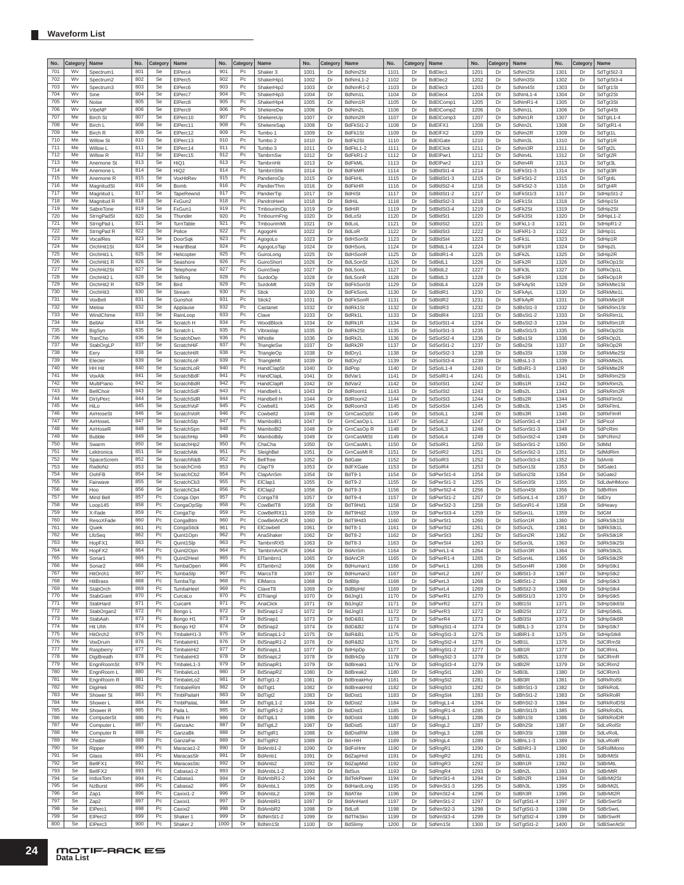## Waveform List

| No. | Category | Name | No. | Category | Name | No. | Category | Name | No. | Category | Name | No. | Category | Name | No. | Category | Name | No. | Category | Name |
|---|---|---|---|---|---|---|---|---|---|---|---|---|---|---|---|---|---|---|---|---|
| 701 | Wv | Spectrum1 | 801 | Se | ElPerc4 | 901 | Pc | Shaker 3 | 1001 | Dr | BdNm2St | 1101 | Dr | BdElec1 | 1201 | Dr | SdNm2St | 1301 | Dr | SdTgtSt2-3 |
| 702 | Wv | Spectrum2 | 802 | Se | ElPerc5 | 902 | Pc | ShakerHip1 | 1002 | Dr | BdNmL1-2 | 1102 | Dr | BdElec2 | 1202 | Dr | SdNm3St | 1302 | Dr | SdTgtSt3-4 |
| 703 | Wv | Spectrum3 | 803 | Se | ElPerc6 | 903 | Pc | ShakerHip2 | 1003 | Dr | BdNmR1-2 | 1103 | Dr | BdElec3 | 1203 | Dr | SdNm4St | 1303 | Dr | SdTgt1St |
| 704 | Wv | Sine | 804 | Se | ElPerc7 | 904 | Pc | ShakerHip3 | 1004 | Dr | BdNm1L | 1104 | Dr | BdElec4 | 1204 | Dr | SdNmL1-4 | 1304 | Dr | SdTgt2St |
| 705 | Wv | Noise | 805 | Se | ElPerc8 | 905 | Pc | ShakerHip4 | 1005 | Dr | BdNm1R | 1105 | Dr | BdElComp1 | 1205 | Dr | SdNmR1-4 | 1305 | Dr | SdTgt3St |
| 706 | Wv | VibeNP | 806 | Se | ElPerc9 | 906 | Pc | ShekereDw | 1006 | Dr | BdNm2L | 1106 | Dr | BdElComp2 | 1206 | Dr | SdNm1L | 1306 | Dr | SdTgt4St |
| 707 | Me | Birch St | 807 | Se | ElPerc10 | 907 | Pc | ShekereUp | 1007 | Dr | BdNm2R | 1107 | Dr | BdElComp3 | 1207 | Dr | SdNm1R | 1307 | Dr | SdTgtL1-4 |
| 708 | Me | Birch L | 808 | Se | ElPerc11 | 908 | Pc | ShekereSap | 1008 | Dr | BdFkSt1-2 | 1108 | Dr | BdElFX1 | 1208 | Dr | SdNm2L | 1308 | Dr | SdTgtR1-4 |
| 709 | Me | Birch R | 809 | Se | ElPerc12 | 909 | Pc | Tumbo 1 | 1009 | Dr | BdFk1St | 1109 | Dr | BdElFX2 | 1209 | Dr | SdNm2R | 1309 | Dr | SdTgt1L |
| 710 | Me | Willow St | 810 | Se | ElPerc13 | 910 | Pc | Tumbo 2 | 1010 | Dr | BdFk2St | 1110 | Dr | BdElGate | 1210 | Dr | SdNm3L | 1310 | Dr | SdTgt1R |
| 711 | Me | Willow L | 811 | Se | ElPerc14 | 911 | Pc | Tumbo 3 | 1011 | Dr | BdFkL1-2 | 1111 | Dr | BdElClick | 1211 | Dr | SdNm3R | 1311 | Dr | SdTgt2L |
| 712 | Me | Willow R | 812 | Se | ElPerc15 | 912 | Pc | TambrnSw | 1012 | Dr | BdFkR1-2 | 1112 | Dr | BdElPwr1 | 1212 | Dr | SdNm4L | 1312 | Dr | SdTgt2R |
| 713 | Me | Anemone St | 813 | Se | HiQ1 | 913 | Pc | TambrnHit | 1013 | Dr | BdFkML | 1113 | Dr | BdElPwr2 | 1213 | Dr | SdNm4R | 1313 | Dr | SdTgt3L |
| 714 | Me | Anemone L | 814 | Se | HiQ2 | 914 | Pc | TambrnShk | 1014 | Dr | BdFkMR | 1114 | Dr | SdBldSt1-4 | 1214 | Dr | SdFkSt1-3 | 1314 | Dr | SdTgt3R |
| 715 | Me | Anemone R | 815 | Se | VoxHitRev | 915 | Pc | PandieroOp | 1015 | Dr | BdFkHL | 1115 | Dr | SdBldSt1-3 | 1215 | Dr | SdFkSt1-2 | 1315 | Dr | SdTgt4L |
| 716 | Me | MagnitudSt | 816 | Se | Bomb | 916 | Pc | PandierThm | 1016 | Dr | BdFkHR | 1116 | Dr | SdBldSt2-4 | 1216 | Dr | SdFkSt2-3 | 1316 | Dr | SdTgt4R |
| 717 | Me | Magnitud L | 817 | Se | TapeRewnd | 917 | Pc | PandierTip | 1017 | Dr | BdHiSt | 1117 | Dr | SdBldSt1-2 | 1217 | Dr | SdFkSt1/3 | 1317 | Dr | SdHipSt1-2 |
| 718 | Me | Magnitud R | 818 | Se | FxGun2 | 918 | Pc | PandroHeel | 1018 | Dr | BdHiL | 1118 | Dr | SdBldSt2-3 | 1218 | Dr | SdFk1St | 1318 | Dr | SdHip1St |
| 719 | Me | SabreTone | 819 | Se | FxGun1 | 919 | Pc | TmbourimOp | 1019 | Dr | BdHiR | 1119 | Dr | SdBldSt3-4 | 1219 | Dr | SdFk2St | 1319 | Dr | SdHip2St |
| 720 | Me | StrngPadSt | 820 | Se | Thunder | 920 | Pc | TmbourmFng | 1020 | Dr | BdLoSt | 1120 | Dr | SdBldSt1 | 1220 | Dr | SdFk3St | 1320 | Dr | SdHipL1-2 |
| 721 | Me | StrngPad L | 821 | Se | TurnTable | 921 | Pc | TmbourimMt | 1021 | Dr | BdLoL | 1121 | Dr | SdBldSt2 | 1221 | Dr | SdFkL1-3 | 1321 | Dr | SdHipR1-2 |
| 722 | Me | StrngPad R | 822 | Se | Police | 922 | Pc | AgogoHi | 1022 | Dr | BdLoR | 1122 | Dr | SdBldSt3 | 1222 | Dr | SdFkR1-3 | 1322 | Dr | SdHip1L |
| 723 | Me | VocalRes | 823 | Se | DoorSqk | 923 | Pc | AgogoLo | 1023 | Dr | BdHSonSt | 1123 | Dr | SdBldSt4 | 1223 | Dr | SdFk1L | 1323 | Dr | SdHip1R |
| 724 | Me | OrchHit1St | 824 | Se | HeartBeat | 924 | Pc | AgogoLoTap | 1024 | Dr | BdHSonL | 1124 | Dr | SdBldL1-4 | 1224 | Dr | SdFk1R | 1324 | Dr | SdHip2L |
| 725 | Me | OrchHit1 L | 825 | Se | Helicopter | 925 | Pc | GuiroLong | 1025 | Dr | BdHSonR | 1125 | Dr | SdBldR1-4 | 1225 | Dr | SdFk2L | 1325 | Dr | SdHip2R |
| 726 | Me | OrchHit1 R | 826 | Se | Seashore | 926 | Pc | GuiroShort | 1026 | Dr | BdLSonSt | 1126 | Dr | SdBldL1 | 1226 | Dr | SdFk2R | 1326 | Dr | SdRkOp1St |
| 727 | Me | OrchHit2St | 827 | Se | Telephone | 927 | Pc | GuiroSwp | 1027 | Dr | BdLSonL | 1127 | Dr | SdBldL2 | 1227 | Dr | SdFk3L | 1327 | Dr | SdRkOp1L |
| 728 | Me | OrchHit2 L | 828 | Se | TelRing | 928 | Pc | SurdoOp | 1028 | Dr | BdLSonR | 1128 | Dr | SdBldL3 | 1228 | Dr | SdFk3R | 1328 | Dr | SdRkOp1R |
| 729 | Me | OrchHit2 R | 829 | Se | Bird | 929 | Pc | SurdoMt | 1029 | Dr | BdFkSonSt | 1129 | Dr | SdBldL4 | 1229 | Dr | SdFkAySt | 1329 | Dr | SdRkMte1St |
| 730 | Me | OrchHit3 | 830 | Se | Stream | 930 | Pc | Stick | 1030 | Dr | BdFkSonL | 1130 | Dr | SdBldR1 | 1230 | Dr | SdFkAyL | 1330 | Dr | SdRkMte1L |
| 731 | Me | VoxBell | 831 | Se | Gunshot | 931 | Pc | Stick2 | 1031 | Dr | BdFkSonR | 1131 | Dr | SdBldR2 | 1231 | Dr | SdFkAyR | 1331 | Dr | SdRkMte1R |
| 732 | Me | Melow | 832 | Se | Applause | 932 | Pc | Castanet | 1032 | Dr | BdRk1St | 1132 | Dr | SdBldR3 | 1232 | Dr | SdBsSt1-3 | 1332 | Dr | SdRkRim1St |
| 733 | Me | WindChime | 833 | Se | RainLoop | 933 | Pc | Clave | 1033 | Dr | BdRk1L | 1133 | Dr | SdBldR4 | 1233 | Dr | SdBsSt1-2 | 1333 | Dr | SnRkRim1L |
| 734 | Me | BellAir | 834 | Se | Scratch H | 934 | Pc | WoodBlock | 1034 | Dr | BdRk1R | 1134 | Dr | SdSolSt1-4 | 1234 | Dr | SdBsSt2-3 | 1334 | Dr | SdRkRim1R |
| 735 | Me | BigSyn | 835 | Se | Scratch L | 935 | Pc | Vibraslap | 1035 | Dr | BdRk2St | 1135 | Dr | SdSolSt1-3 | 1235 | Dr | SdBsSt1/3 | 1335 | Dr | SdRkOp2St |
| 736 | Me | TranCho | 836 | Se | ScratchDwn | 936 | Pc | Whistle | 1036 | Dr | BdRk2L | 1136 | Dr | SdSolSt2-4 | 1236 | Dr | SdBs1St | 1336 | Dr | SdRkOp2L |
| 737 | Me | StabOrgLP | 837 | Se | ScratchHiF | 937 | Pc | TriangleSw | 1037 | Dr | BdRk2R | 1137 | Dr | SdSolSt1-2 | 1237 | Dr | SdBs2St | 1337 | Dr | SdRkOp2R |
| 738 | Me | Eery | 838 | Se | ScratchHiR | 938 | Pc | TriangleOp | 1038 | Dr | BdDry1 | 1138 | Dr | SdSolSt2-3 | 1238 | Dr | SdBs3St | 1338 | Dr | SdRkMte2St |
| 739 | Me | Electer | 839 | Se | ScratchLoF | 939 | Pc | TriangleMt | 1039 | Dr | BdDry2 | 1139 | Dr | SdSolSt3-4 | 1239 | Dr | SdBsL1-3 | 1339 | Dr | SdRkMte2L |
| 740 | Me | HH Hit | 840 | Se | ScratchLoR | 940 | Pc | HandClapSt | 1040 | Dr | BdPop | 1140 | Dr | SdSolL1-4 | 1240 | Dr | SdBsR1-3 | 1340 | Dr | SdRkMte2R |
| 741 | Me | VoxAlk | 841 | Se | ScratchBdF | 941 | Pc | HandClapL | 1041 | Dr | BdVar1 | 1141 | Dr | SdSolR1-4 | 1241 | Dr | SdBs1L | 1341 | Dr | SdRkRim2St |
| 742 | Me | MultiPiano | 842 | Se | ScratchBdR | 942 | Pc | HandClapR | 1042 | Dr | BdVar2 | 1142 | Dr | SdSolSt1 | 1242 | Dr | SdBs1R | 1342 | Dr | SdRkRim2L |
| 743 | Me | BellChoir | 843 | Se | ScratchSdF | 943 | Pc | Handbell L | 1043 | Dr | BdRoom1 | 1143 | Dr | SdSolSt2 | 1243 | Dr | SdBs2L | 1343 | Dr | SdRkRim2R |
| 744 | Me | DirtyPerc | 844 | Se | ScratchSdR | 944 | Pc | Handbell H | 1044 | Dr | BdRoom2 | 1144 | Dr | SdSolSt3 | 1244 | Dr | SdBs2R | 1344 | Dr | SdRkFlmSt |
| 745 | Me | HiLo | 845 | Se | ScratchVoF | 945 | Pc | Cowbell1 | 1045 | Dr | BdRoom3 | 1145 | Dr | SdSolSt4 | 1245 | Dr | SdBs3L | 1345 | Dr | SdRkFlmL |
| 746 | Me | AirHoseSt | 846 | Se | ScratchVoR | 946 | Pc | Cowbell2 | 1046 | Dr | GrnCasOpSt | 1146 | Dr | SdSolL1 | 1246 | Dr | SdBs3R | 1346 | Dr | SdRkFlmR |
| 747 | Me | AirHoseL | 847 | Se | ScratchStp | 947 | Pc | MamboBl1 | 1047 | Dr | GrnCasOp L | 1147 | Dr | SdSolL2 | 1247 | Dr | SdSonSt1-4 | 1347 | Dr | SdPicol |
| 748 | Me | AirHoseR | 848 | Se | ScratchSpn | 948 | Pc | MamboBl2 | 1048 | Dr | GrnCasOp R | 1148 | Dr | SdSolL3 | 1248 | Dr | SdSonSt1-3 | 1348 | Dr | SdPcRim |
| 749 | Me | Bubble | 849 | Se | ScratchHip | 949 | Pc | MamboBdy | 1049 | Dr | GrnCasMtSt | 1149 | Dr | SdSolL4 | 1249 | Dr | SdSonSt2-4 | 1349 | Dr | SdPcRim2 |
| 750 | Me | Swarm | 850 | Se | ScratchHp2 | 950 | Pc | ChaCha | 1050 | Dr | GrnCasMt L | 1150 | Dr | SdSolR1 | 1250 | Dr | SdSonSt1-2 | 1350 | Dr | SdMid |
| 751 | Me | Lektronica | 851 | Se | ScratchAtk | 951 | Pc | SleighBel | 1051 | Dr | GrnCasMt R | 1151 | Dr | SdSolR2 | 1251 | Dr | SdSonSt2-3 | 1351 | Dr | SdMdRim |
| 752 | Me | SpaceScrem | 852 | Se | ScratchR&B | 952 | Pc | BellTree | 1052 | Dr | BdGate | 1152 | Dr | SdSolR3 | 1252 | Dr | SdSonSt3-4 | 1352 | Dr | SdAmb |
| 753 | Me | RadioNz | 853 | Se | ScratchCmb | 953 | Pc | ClapT9 | 1053 | Dr | BdFXGate | 1153 | Dr | SdSolR4 | 1253 | Dr | SdSon1St | 1353 | Dr | SdGate1 |
| 754 | Me | OohFB | 854 | Se | ScratchCb2 | 954 | Pc | ClapAnSm | 1054 | Dr | BdT9-1 | 1154 | Dr | SdPwrSt1-4 | 1254 | Dr | SdSon2St | 1354 | Dr | SdGate2 |
| 755 | Me | Fairwave | 855 | Se | ScratchCb3 | 955 | Pc | ElClap1 | 1055 | Dr | BdT9-2 | 1155 | Dr | SdPwrSt1-3 | 1255 | Dr | SdSon3St | 1355 | Dr | SdLdwHMono |
| 756 | Me | Hoo | 856 | Se | ScratchCb4 | 956 | Pc | ElClap2 | 1056 | Dr | BdT9-3 | 1156 | Dr | SdPwrSt2-4 | 1256 | Dr | SdSon4St | 1356 | Dr | SdBrRim |
| 757 | Me | Mind Bell | 857 | Pc | Conga Opn | 957 | Pc | CongaT8 | 1057 | Dr | BdT9-4 | 1157 | Dr | SdPwrSt1-2 | 1257 | Dr | SdSonL1-4 | 1357 | Dr | SdDry |
| 758 | Me | Loop145 | 858 | Pc | CongaOpSlp | 958 | Pc | CowBelT8 | 1058 | Dr | BdT9Hd1 | 1158 | Dr | SdPwrSt2-3 | 1258 | Dr | SdSonR1-4 | 1358 | Dr | SdHeavy |
| 759 | Me | X-Fade | 859 | Pc | CongaTip | 959 | Pc | CowBelRX11 | 1059 | Dr | BdT9Hd2 | 1159 | Dr | SdPwrSt3-4 | 1259 | Dr | SdSon1L | 1359 | Dr | SdGM |
| 760 | Me | ResoXFade | 860 | Pc | CongaBtm | 960 | Pc | CowBelAnCR | 1060 | Dr | BdT9Hd3 | 1160 | Dr | SdPwrSt1 | 1260 | Dr | SdSon1R | 1360 | Dr | SdRkStk1St |
| 761 | Me | Quiek | 861 | Pc | CongaStick | 961 | Pc | ElCowbell | 1061 | Dr | BdT8-1 | 1161 | Dr | SdPwrSt2 | 1261 | Dr | SdSon2L | 1361 | Dr | SdRkStk1L |
| 762 | Me | LfoSeq | 862 | Pc | Quint1Opn | 962 | Pc | AnaShaker | 1062 | Dr | BdT8-2 | 1162 | Dr | SdPwrSt3 | 1262 | Dr | SdSon2R | 1362 | Dr | SnRkStk1R |
| 763 | Me | HopFX1 | 863 | Pc | Quint1Slp | 963 | Pc | TambrnRX5 | 1063 | Dr | BdT8-3 | 1163 | Dr | SdPwrSt4 | 1263 | Dr | SdSon3L | 1363 | Dr | SdRkStk2St |
| 764 | Me | HopFX2 | 864 | Pc | Quint2Opn | 964 | Pc | TambrnAnCR | 1064 | Dr | BdAnSm | 1164 | Dr | SdPwrL1-4 | 1264 | Dr | SdSon3R | 1364 | Dr | SdRkStk2L |
| 765 | Me | Sonar1 | 865 | Pc | Quint2Heel | 965 | Pc | ElTambrn1 | 1065 | Dr | BdAnCR | 1165 | Dr | SdPwrR1-4 | 1265 | Dr | SdSon4L | 1365 | Dr | SdRkStk2R |
| 766 | Me | Sonar2 | 866 | Pc | TumbaOpen | 966 | Pc | ElTambrn2 | 1066 | Dr | BdHuman1 | 1166 | Dr | SdPwrL1 | 1266 | Dr | SdSon4R | 1366 | Dr | SdHpStk1 |
| 767 | Me | HitOrch1 | 867 | Pc | TumbaSlp | 967 | Pc | MarcsT8 | 1067 | Dr | BdHuman2 | 1167 | Dr | SdPwrL2 | 1267 | Dr | SdBlSt1-3 | 1367 | Dr | SdHpStk2 |
| 768 | Me | HitBrass | 868 | Pc | TumbaTip | 968 | Pc | ElMarcs | 1068 | Dr | BdBlip | 1168 | Dr | SdPwrL3 | 1268 | Dr | SdBlSt1-2 | 1368 | Dr | SdHpStk3 |
| 769 | Me | StabOrch | 869 | Pc | TumbaHeel | 969 | Pc | ClaveT8 | 1069 | Dr | BdBlpHd | 1169 | Dr | SdPwrL4 | 1269 | Dr | SdBlSt2-3 | 1369 | Dr | SdHpStk4 |
| 770 | Me | StabGiant | 870 | Pc | CuicaLo | 970 | Pc | ElTriangl | 1070 | Dr | BdJngl1 | 1170 | Dr | SdPwrR1 | 1270 | Dr | SdBlSt1/3 | 1370 | Dr | SdHpStk5 |
| 771 | Me | StabHard | 871 | Pc | CuicaHi | 971 | Pc | AnaClick | 1071 | Dr | BdJngl2 | 1171 | Dr | SdPwrR2 | 1271 | Dr | SdBl1St | 1371 | Dr | SdHpStk6St |
| 772 | Me | StabOrgan2 | 872 | Pc | Bongo L | 972 | Dr | BdSnap1-2 | 1072 | Dr | BdJngl3 | 1172 | Dr | SdPwrR3 | 1272 | Dr | SdBl2St | 1372 | Dr | SdHpStk6L |
| 773 | Me | StabAah | 873 | Pc | Bongo H1 | 973 | Dr | BdSnap1 | 1073 | Dr | BdD&B1 | 1173 | Dr | SdPwrR4 | 1273 | Dr | SdBl3St | 1373 | Dr | SdHpStk6R |
| 774 | Me | Hit Uhh | 874 | Pc | Bongo H2 | 974 | Dr | BdSnap2 | 1074 | Dr | BdD&B2 | 1174 | Dr | SdRngSt1-4 | 1274 | Dr | SdBlL1-3 | 1374 | Dr | SdHpStk7 |
| 775 | Me | HitOrch2 | 875 | Pc | TmbaleH1-3 | 975 | Dr | BdSnapL1-2 | 1075 | Dr | BdR&B1 | 1175 | Dr | SdRngSt1-3 | 1275 | Dr | SdBlR1-3 | 1375 | Dr | SdHpStk8 |
| 776 | Me | VoxDrum | 876 | Pc | TimbaleHi1 | 976 | Dr | BdSnapR1-2 | 1076 | Dr | BdR&B2 | 1176 | Dr | SdRngSt2-4 | 1276 | Dr | SdBl1L | 1376 | Dr | SdClRmSt |
| 777 | Me | Raspberry | 877 | Pc | TimbaleHi2 | 977 | Dr | BdSnapL1 | 1077 | Dr | BdHipDp | 1177 | Dr | SdRngSt1-2 | 1277 | Dr | SdBl1R | 1377 | Dr | SdClRmL |
| 778 | Me | DigiBreath | 878 | Pc | TimbaleHi3 | 978 | Dr | BdSnapL2 | 1078 | Dr | BdBrkDp | 1178 | Dr | SdRngSt2-3 | 1278 | Dr | SdBl2L | 1378 | Dr | SdClRmR |
| 779 | Me | EngnRoomSt | 879 | Pc | TmbaleL1-3 | 979 | Dr | BdSnapR1 | 1079 | Dr | BdBreak1 | 1179 | Dr | SdRngSt3-4 | 1279 | Dr | SdBl2R | 1379 | Dr | SdClRim2 |
| 780 | Me | EngnRoom L | 880 | Pc | TimbaleLo1 | 980 | Dr | BdSnapR2 | 1080 | Dr | BdBreak2 | 1180 | Dr | SdRngSt1 | 1280 | Dr | SdBl3L | 1380 | Dr | SdClRim3 |
| 781 | Me | EngnRoom R | 881 | Pc | TimbaleLo2 | 981 | Dr | BdTigt1-2 | 1081 | Dr | BdBreakHvy | 1181 | Dr | SdRngSt2 | 1281 | Dr | SdBl3R | 1381 | Dr | SdRkRolSt |
| 782 | Me | DigiHeli | 882 | Pc | TimbaleRim | 982 | Dr | BdTigt1 | 1082 | Dr | BdBreakHrd | 1182 | Dr | SdRngSt3 | 1282 | Dr | SdBhSt1-3 | 1382 | Dr | SdRkRolL |
| 783 | Me | Shower St | 883 | Pc | TmblPailaH | 983 | Dr | BdTigt2 | 1083 | Dr | BdDist1 | 1183 | Dr | SdRngSt4 | 1283 | Dr | SdBhSt1-2 | 1383 | Dr | SdRkRolR |
| 784 | Me | Shower L | 884 | Pc | TmblPailaL | 984 | Dr | BdTigtL1-2 | 1084 | Dr | BdDist2 | 1184 | Dr | SdRngL1-4 | 1284 | Dr | SdBhSt2-3 | 1384 | Dr | SdRkRolDSt |
| 785 | Me | Shower R | 885 | Pc | Paila L | 985 | Dr | BdTigtR1-2 | 1085 | Dr | BdDist3 | 1185 | Dr | SdRngR1-4 | 1285 | Dr | SdBhSt1/3 | 1385 | Dr | SdRkRolDL |
| 786 | Me | ComputerSt | 886 | Pc | Paila H | 986 | Dr | BdTigtL1 | 1086 | Dr | BdDist4 | 1186 | Dr | SdRngL1 | 1286 | Dr | SdBh1St | 1386 | Dr | SdRkRolDR |
| 787 | Me | Computer L | 887 | Pc | GanzaAc | 987 | Dr | BdTigtL2 | 1087 | Dr | BdDist5 | 1187 | Dr | SdRngL2 | 1287 | Dr | SdBh2St | 1387 | Dr | SdLvRolSt |
| 788 | Me | Computer R | 888 | Pc | GanzaBk | 988 | Dr | BdTigtR1 | 1088 | Dr | BdDistRM | 1188 | Dr | SdRngL3 | 1288 | Dr | SdBh3St | 1388 | Dr | SdLvRolL |
| 789 | Me | Chatter | 889 | Pc | GanzaFw | 989 | Dr | BdTigtR2 | 1089 | Dr | Bd+HH | 1189 | Dr | SdRngL4 | 1289 | Dr | SdBhL1-3 | 1389 | Dr | SdLvRolR |
| 790 | Se | Ripper | 890 | Pc | Maracas1-2 | 990 | Dr | BdAmb1-2 | 1090 | Dr | BdFxHmr | 1190 | Dr | SdRngR1 | 1290 | Dr | SdBhR1-3 | 1390 | Dr | SdRollMono |
| 791 | Se | Glass | 891 | Pc | MaracasSlr | 991 | Dr | BdAmb1 | 1091 | Dr | BdZapHrd | 1191 | Dr | SdRngR2 | 1291 | Dr | SdBh1L | 1391 | Dr | SdBrMtSt |
| 792 | Se | BellFX1 | 892 | Pc | MaracasStc | 992 | Dr | BdAmb2 | 1092 | Dr | BdZapMid | 1192 | Dr | SdRngR3 | 1292 | Dr | SdBh1R | 1392 | Dr | SdBrMtL |
| 793 | Se | BellFX2 | 893 | Pc | Cabasa1-2 | 993 | Dr | BdAmbL1-2 | 1093 | Dr | BdSus | 1193 | Dr | SdRngR4 | 1293 | Dr | SdBh2L | 1393 | Dr | SdBrMtR |
| 794 | Se | IndusTom | 894 | Pc | Cabasa1 | 994 | Dr | BdAmbR1-2 | 1094 | Dr | BdTekPower | 1194 | Dr | SdNmSt1-4 | 1294 | Dr | SdBh2R | 1394 | Dr | SdBrMt2St |
| 795 | Se | NzBurst | 895 | Pc | Cabasa2 | 995 | Dr | BdAmbL1 | 1095 | Dr | BdHardLong | 1195 | Dr | SdNmSt1-3 | 1295 | Dr | SdBh3L | 1395 | Dr | SdBrMt2L |
| 796 | Se | Zap1 | 896 | Pc | Caxixi1-2 | 996 | Dr | BdAmbL2 | 1096 | Dr | BdAtite | 1196 | Dr | SdNmSt2-4 | 1296 | Dr | SdBh3R | 1396 | Dr | SdBrMt2R |
| 797 | Se | Zap2 | 897 | Pc | Caxixi1 | 997 | Dr | BdAmbR1 | 1097 | Dr | BdAnHard | 1197 | Dr | SdNmSt1-2 | 1297 | Dr | SdTgtSt1-4 | 1397 | Dr | SdBrSwrSt |
| 798 | Se | ElPerc1 | 898 | Pc | Caxixi2 | 998 | Dr | BdAmbR2 | 1098 | Dr | BdLofi | 1198 | Dr | SdNmSt2-3 | 1298 | Dr | SdTgtSt1-3 | 1398 | Dr | SdBrSwrL |
| 799 | Se | ElPerc2 | 899 | Pc | Shaker 1 | 999 | Dr | BdNmSt1-2 | 1099 | Dr | BdThkSkn | 1199 | Dr | SdNmSt3-4 | 1299 | Dr | SdTgtSt2-4 | 1399 | Dr | SdBrSwrR |
| 800 | Se | ElPerc3 | 900 | Pc | Shaker 2 | 1000 | Dr | BdNm1St | 1100 | Dr | BdSlimy | 1200 | Dr | SdNm1St | 1300 | Dr | SdTgtSt1-2 | 1400 | Dr | SdBSwrAtSt |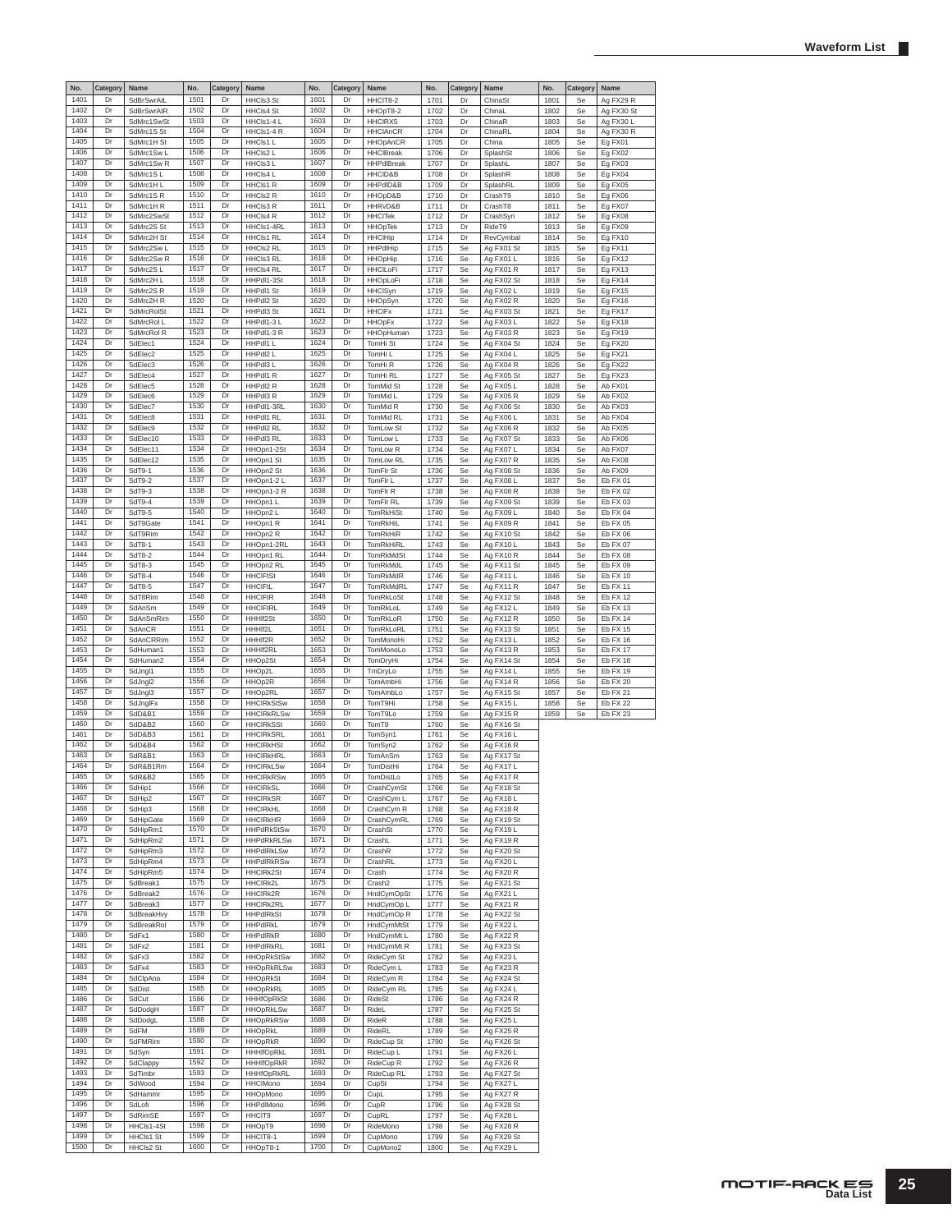| No. | Category | Name | No. | Category | Name | No. | Category | Name | No. | Category | Name | No. | Category | Name |
|---|---|---|---|---|---|---|---|---|---|---|---|---|---|---|
| 1401 | Dr | SdBrSwrAtL | 1501 | Dr | HHCls3 St | 1601 | Dr | HHClT8-2 | 1701 | Dr | ChinaSt | 1801 | Se | Ag FX29 R |
| 1402 | Dr | SdBrSwrAtR | 1502 | Dr | HHCls4 St | 1602 | Dr | HHOpT8-2 | 1702 | Dr | ChinaL | 1802 | Se | Ag FX30 St |
| 1403 | Dr | SdMrc1SwSt | 1503 | Dr | HHCls1-4 L | 1603 | Dr | HHClRX5 | 1703 | Dr | ChinaR | 1803 | Se | Ag FX30 L |
| 1404 | Dr | SdMrc1S St | 1504 | Dr | HHCls1-4 R | 1604 | Dr | HHClAnCR | 1704 | Dr | ChinaRL | 1804 | Se | Ag FX30 R |
| 1405 | Dr | SdMrc1H St | 1505 | Dr | HHCls1 L | 1605 | Dr | HHOpAnCR | 1705 | Dr | China | 1805 | Se | Eg FX01 |
| 1406 | Dr | SdMrc1Sw L | 1506 | Dr | HHCls2 L | 1606 | Dr | HHClBreak | 1706 | Dr | SplashSt | 1806 | Se | Eg FX02 |
| 1407 | Dr | SdMrc1Sw R | 1507 | Dr | HHCls3 L | 1607 | Dr | HHPdlBreak | 1707 | Dr | SplashL | 1807 | Se | Eg FX03 |
| 1408 | Dr | SdMrc1S L | 1508 | Dr | HHCls4 L | 1608 | Dr | HHClD&B | 1708 | Dr | SplashR | 1808 | Se | Eg FX04 |
| 1409 | Dr | SdMrc1H L | 1509 | Dr | HHCls1 R | 1609 | Dr | HHPdlD&B | 1709 | Dr | SplashRL | 1809 | Se | Eg FX05 |
| 1410 | Dr | SdMrc1S R | 1510 | Dr | HHCls2 R | 1610 | Dr | HHOpD&B | 1710 | Dr | CrashT9 | 1810 | Se | Eg FX06 |
| 1411 | Dr | SdMrc1H R | 1511 | Dr | HHCls3 R | 1611 | Dr | HHRvD&B | 1711 | Dr | CrashT8 | 1811 | Se | Eg FX07 |
| 1412 | Dr | SdMrc2SwSt | 1512 | Dr | HHCls4 R | 1612 | Dr | HHClTek | 1712 | Dr | CrashSyn | 1812 | Se | Eg FX08 |
| 1413 | Dr | SdMrc2S St | 1513 | Dr | HHCls1-4RL | 1613 | Dr | HHOpTek | 1713 | Dr | RideT9 | 1813 | Se | Eg FX09 |
| 1414 | Dr | SdMrc2H St | 1514 | Dr | HHCls1 RL | 1614 | Dr | HHClHip | 1714 | Dr | RevCymbal | 1814 | Se | Eg FX10 |
| 1415 | Dr | SdMrc2Sw L | 1515 | Dr | HHCls2 RL | 1615 | Dr | HHPdlHip | 1715 | Se | Ag FX01 St | 1815 | Se | Eg FX11 |
| 1416 | Dr | SdMrc2Sw R | 1516 | Dr | HHCls3 RL | 1616 | Dr | HHOpHip | 1716 | Se | Ag FX01 L | 1816 | Se | Eg FX12 |
| 1417 | Dr | SdMrc2S L | 1517 | Dr | HHCls4 RL | 1617 | Dr | HHClLoFi | 1717 | Se | Ag FX01 R | 1817 | Se | Eg FX13 |
| 1418 | Dr | SdMrc2H L | 1518 | Dr | HHPdl1-3St | 1618 | Dr | HHOpLoFi | 1718 | Se | Ag FX02 St | 1818 | Se | Eg FX14 |
| 1419 | Dr | SdMrc2S R | 1519 | Dr | HHPdl1 St | 1619 | Dr | HHClSyn | 1719 | Se | Ag FX02 L | 1819 | Se | Eg FX15 |
| 1420 | Dr | SdMrc2H R | 1520 | Dr | HHPdl2 St | 1620 | Dr | HHOpSyn | 1720 | Se | Ag FX02 R | 1820 | Se | Eg FX16 |
| 1421 | Dr | SdMrcRolSt | 1521 | Dr | HHPdl3 St | 1621 | Dr | HHClFx | 1721 | Se | Ag FX03 St | 1821 | Se | Eg FX17 |
| 1422 | Dr | SdMrcRol L | 1522 | Dr | HHPdl1-3 L | 1622 | Dr | HHOpFx | 1722 | Se | Ag FX03 L | 1822 | Se | Eg FX18 |
| 1423 | Dr | SdMrcRol R | 1523 | Dr | HHPdl1-3 R | 1623 | Dr | HHOpHuman | 1723 | Se | Ag FX03 R | 1823 | Se | Eg FX19 |
| 1424 | Dr | SdElec1 | 1524 | Dr | HHPdl1 L | 1624 | Dr | TomHi St | 1724 | Se | Ag FX04 St | 1824 | Se | Eg FX20 |
| 1425 | Dr | SdElec2 | 1525 | Dr | HHPdl2 L | 1625 | Dr | TomHi L | 1725 | Se | Ag FX04 L | 1825 | Se | Eg FX21 |
| 1426 | Dr | SdElec3 | 1526 | Dr | HHPdl3 L | 1626 | Dr | TomHi R | 1726 | Se | Ag FX04 R | 1826 | Se | Eg FX22 |
| 1427 | Dr | SdElec4 | 1527 | Dr | HHPdl1 R | 1627 | Dr | TomHi RL | 1727 | Se | Ag FX05 St | 1827 | Se | Eg FX23 |
| 1428 | Dr | SdElec5 | 1528 | Dr | HHPdl2 R | 1628 | Dr | TomMid St | 1728 | Se | Ag FX05 L | 1828 | Se | Ab FX01 |
| 1429 | Dr | SdElec6 | 1529 | Dr | HHPdl3 R | 1629 | Dr | TomMid L | 1729 | Se | Ag FX05 R | 1829 | Se | Ab FX02 |
| 1430 | Dr | SdElec7 | 1530 | Dr | HHPdl1-3RL | 1630 | Dr | TomMid R | 1730 | Se | Ag FX06 St | 1830 | Se | Ab FX03 |
| 1431 | Dr | SdElec8 | 1531 | Dr | HHPdl1 RL | 1631 | Dr | TomMid RL | 1731 | Se | Ag FX06 L | 1831 | Se | Ab FX04 |
| 1432 | Dr | SdElec9 | 1532 | Dr | HHPdl2 RL | 1632 | Dr | TomLow St | 1732 | Se | Ag FX06 R | 1832 | Se | Ab FX05 |
| 1433 | Dr | SdElec10 | 1533 | Dr | HHPdl3 RL | 1633 | Dr | TomLow L | 1733 | Se | Ag FX07 St | 1833 | Se | Ab FX06 |
| 1434 | Dr | SdElec11 | 1534 | Dr | HHOpn1-2St | 1634 | Dr | TomLow R | 1734 | Se | Ag FX07 L | 1834 | Se | Ab FX07 |
| 1435 | Dr | SdElec12 | 1535 | Dr | HHOpn1 St | 1635 | Dr | TomLow RL | 1735 | Se | Ag FX07 R | 1835 | Se | Ab FX08 |
| 1436 | Dr | SdT9-1 | 1536 | Dr | HHOpn2 St | 1636 | Dr | TomFlr St | 1736 | Se | Ag FX08 St | 1836 | Se | Ab FX09 |
| 1437 | Dr | SdT9-2 | 1537 | Dr | HHOpn1-2 L | 1637 | Dr | TomFlr L | 1737 | Se | Ag FX08 L | 1837 | Se | Eb FX 01 |
| 1438 | Dr | SdT9-3 | 1538 | Dr | HHOpn1-2 R | 1638 | Dr | TomFlr R | 1738 | Se | Ag FX08 R | 1838 | Se | Eb FX 02 |
| 1439 | Dr | SdT9-4 | 1539 | Dr | HHOpn1 L | 1639 | Dr | TomFlr RL | 1739 | Se | Ag FX09 St | 1839 | Se | Eb FX 03 |
| 1440 | Dr | SdT9-5 | 1540 | Dr | HHOpn2 L | 1640 | Dr | TomRkHiSt | 1740 | Se | Ag FX09 L | 1840 | Se | Eb FX 04 |
| 1441 | Dr | SdT9Gate | 1541 | Dr | HHOpn1 R | 1641 | Dr | TomRkHiL | 1741 | Se | Ag FX09 R | 1841 | Se | Eb FX 05 |
| 1442 | Dr | SdT9Rim | 1542 | Dr | HHOpn2 R | 1642 | Dr | TomRkHiR | 1742 | Se | Ag FX10 St | 1842 | Se | Eb FX 06 |
| 1443 | Dr | SdT8-1 | 1543 | Dr | HHOpn1-2RL | 1643 | Dr | TomRkHiRL | 1743 | Se | Ag FX10 L | 1843 | Se | Eb FX 07 |
| 1444 | Dr | SdT8-2 | 1544 | Dr | HHOpn1 RL | 1644 | Dr | TomRkMdSt | 1744 | Se | Ag FX10 R | 1844 | Se | Eb FX 08 |
| 1445 | Dr | SdT8-3 | 1545 | Dr | HHOpn2 RL | 1645 | Dr | TomRkMdL | 1745 | Se | Ag FX11 St | 1845 | Se | Eb FX 09 |
| 1446 | Dr | SdT8-4 | 1546 | Dr | HHClFtSt | 1646 | Dr | TomRkMdR | 1746 | Se | Ag FX11 L | 1846 | Se | Eb FX 10 |
| 1447 | Dr | SdT8-5 | 1547 | Dr | HHClFtL | 1647 | Dr | TomRkMdRL | 1747 | Se | Ag FX11 R | 1847 | Se | Eb FX 11 |
| 1448 | Dr | SdT8Rim | 1548 | Dr | HHClFtR | 1648 | Dr | TomRkLoSt | 1748 | Se | Ag FX12 St | 1848 | Se | Eb FX 12 |
| 1449 | Dr | SdAnSm | 1549 | Dr | HHClFtRL | 1649 | Dr | TomRkLoL | 1749 | Se | Ag FX12 L | 1849 | Se | Eb FX 13 |
| 1450 | Dr | SdAnSmRim | 1550 | Dr | HHHlf2St | 1650 | Dr | TomRkLoR | 1750 | Se | Ag FX12 R | 1850 | Se | Eb FX 14 |
| 1451 | Dr | SdAnCR | 1551 | Dr | HHHlf2L | 1651 | Dr | TomRkLoRL | 1751 | Se | Ag FX13 St | 1851 | Se | Eb FX 15 |
| 1452 | Dr | SdAnCRRim | 1552 | Dr | HHHlf2R | 1652 | Dr | TomMonoHi | 1752 | Se | Ag FX13 L | 1852 | Se | Eb FX 16 |
| 1453 | Dr | SdHuman1 | 1553 | Dr | HHHlf2RL | 1653 | Dr | TomMonoLo | 1753 | Se | Ag FX13 R | 1853 | Se | Eb FX 17 |
| 1454 | Dr | SdHuman2 | 1554 | Dr | HHOp2St | 1654 | Dr | TomDryHi | 1754 | Se | Ag FX14 St | 1854 | Se | Eb FX 18 |
| 1455 | Dr | SdJngl1 | 1555 | Dr | HHOp2L | 1655 | Dr | TmDryLo | 1755 | Se | Ag FX14 L | 1855 | Se | Eb FX 19 |
| 1456 | Dr | SdJngl2 | 1556 | Dr | HHOp2R | 1656 | Dr | TomAmbHi | 1756 | Se | Ag FX14 R | 1856 | Se | Eb FX 20 |
| 1457 | Dr | SdJngl3 | 1557 | Dr | HHOp2RL | 1657 | Dr | TomAmbLo | 1757 | Se | Ag FX15 St | 1857 | Se | Eb FX 21 |
| 1458 | Dr | SdJnglFx | 1558 | Dr | HHClRkStSw | 1658 | Dr | TomT9Hi | 1758 | Se | Ag FX15 L | 1858 | Se | Eb FX 22 |
| 1459 | Dr | SdD&B1 | 1559 | Dr | HHClRkRLSw | 1659 | Dr | TomT9Lo | 1759 | Se | Ag FX15 R | 1859 | Se | Eb FX 23 |
| 1460 | Dr | SdD&B2 | 1560 | Dr | HHClRkSSt | 1660 | Dr | TomT8 | 1760 | Se | Ag FX16 St | | | |
| 1461 | Dr | SdD&B3 | 1561 | Dr | HHClRkSRL | 1661 | Dr | TomSyn1 | 1761 | Se | Ag FX16 L | | | |
| 1462 | Dr | SdD&B4 | 1562 | Dr | HHClRkHSt | 1662 | Dr | TomSyn2 | 1762 | Se | Ag FX16 R | | | |
| 1463 | Dr | SdR&B1 | 1563 | Dr | HHClRkHRL | 1663 | Dr | TomAnSm | 1763 | Se | Ag FX17 St | | | |
| 1464 | Dr | SdR&B1Rm | 1564 | Dr | HHClRkLSw | 1664 | Dr | TomDistHi | 1764 | Se | Ag FX17 L | | | |
| 1465 | Dr | SdR&B2 | 1565 | Dr | HHClRkRSw | 1665 | Dr | TomDistLo | 1765 | Se | Ag FX17 R | | | |
| 1466 | Dr | SdHip1 | 1566 | Dr | HHClRkSL | 1666 | Dr | CrashCymSt | 1766 | Se | Ag FX18 St | | | |
| 1467 | Dr | SdHip2 | 1567 | Dr | HHClRkSR | 1667 | Dr | CrashCym L | 1767 | Se | Ag FX18 L | | | |
| 1468 | Dr | SdHip3 | 1568 | Dr | HHClRkHL | 1668 | Dr | CrashCym R | 1768 | Se | Ag FX18 R | | | |
| 1469 | Dr | SdHipGate | 1569 | Dr | HHClRkHR | 1669 | Dr | CrashCymRL | 1769 | Se | Ag FX19 St | | | |
| 1470 | Dr | SdHipRm1 | 1570 | Dr | HHPdRkStSw | 1670 | Dr | CrashSt | 1770 | Se | Ag FX19 L | | | |
| 1471 | Dr | SdHipRm2 | 1571 | Dr | HHPdRkRLSw | 1671 | Dr | CrashL | 1771 | Se | Ag FX19 R | | | |
| 1472 | Dr | SdHipRm3 | 1572 | Dr | HHPdlRkLSw | 1672 | Dr | CrashR | 1772 | Se | Ag FX20 St | | | |
| 1473 | Dr | SdHipRm4 | 1573 | Dr | HHPdlRkRSw | 1673 | Dr | CrashRL | 1773 | Se | Ag FX20 L | | | |
| 1474 | Dr | SdHipRm5 | 1574 | Dr | HHClRk2St | 1674 | Dr | Crash | 1774 | Se | Ag FX20 R | | | |
| 1475 | Dr | SdBreak1 | 1575 | Dr | HHClRk2L | 1675 | Dr | Crash2 | 1775 | Se | Ag FX21 St | | | |
| 1476 | Dr | SdBreak2 | 1576 | Dr | HHClRk2R | 1676 | Dr | HndCymOpSt | 1776 | Se | Ag FX21 L | | | |
| 1477 | Dr | SdBreak3 | 1577 | Dr | HHClRk2RL | 1677 | Dr | HndCymOp L | 1777 | Se | Ag FX21 R | | | |
| 1478 | Dr | SdBreakHvy | 1578 | Dr | HHPdlRkSt | 1678 | Dr | HndCymOp R | 1778 | Se | Ag FX22 St | | | |
| 1479 | Dr | SdBreakRol | 1579 | Dr | HHPdlRkL | 1679 | Dr | HndCymMtSt | 1779 | Se | Ag FX22 L | | | |
| 1480 | Dr | SdFx1 | 1580 | Dr | HHPdlRkR | 1680 | Dr | HndCymMt L | 1780 | Se | Ag FX22 R | | | |
| 1481 | Dr | SdFx2 | 1581 | Dr | HHPdlRkRL | 1681 | Dr | HndCymMt R | 1781 | Se | Ag FX23 St | | | |
| 1482 | Dr | SdFx3 | 1582 | Dr | HHOpRkStSw | 1682 | Dr | RideCym St | 1782 | Se | Ag FX23 L | | | |
| 1483 | Dr | SdFx4 | 1583 | Dr | HHOpRkRLSw | 1683 | Dr | RideCym L | 1783 | Se | Ag FX23 R | | | |
| 1484 | Dr | SdClpAna | 1584 | Dr | HHOpRkSt | 1684 | Dr | RideCym R | 1784 | Se | Ag FX24 St | | | |
| 1485 | Dr | SdDist | 1585 | Dr | HHOpRkRL | 1685 | Dr | RideCym RL | 1785 | Se | Ag FX24 L | | | |
| 1486 | Dr | SdCut | 1586 | Dr | HHHfOpRkSt | 1686 | Dr | RideSt | 1786 | Se | Ag FX24 R | | | |
| 1487 | Dr | SdDodgH | 1587 | Dr | HHOpRkLSw | 1687 | Dr | RideL | 1787 | Se | Ag FX25 St | | | |
| 1488 | Dr | SdDodgL | 1588 | Dr | HHOpRkRSw | 1688 | Dr | RideR | 1788 | Se | Ag FX25 L | | | |
| 1489 | Dr | SdFM | 1589 | Dr | HHOpRkL | 1689 | Dr | RideRL | 1789 | Se | Ag FX25 R | | | |
| 1490 | Dr | SdFMRim | 1590 | Dr | HHOpRkR | 1690 | Dr | RideCup St | 1790 | Se | Ag FX26 St | | | |
| 1491 | Dr | SdSyn | 1591 | Dr | HHHfOpRkL | 1691 | Dr | RideCup L | 1791 | Se | Ag FX26 L | | | |
| 1492 | Dr | SdClappy | 1592 | Dr | HHHfOpRkR | 1692 | Dr | RideCup R | 1792 | Se | Ag FX26 R | | | |
| 1493 | Dr | SdTimbr | 1593 | Dr | HHHfOpRkRL | 1693 | Dr | RideCup RL | 1793 | Se | Ag FX27 St | | | |
| 1494 | Dr | SdWood | 1594 | Dr | HHClMono | 1694 | Dr | CupSt | 1794 | Se | Ag FX27 L | | | |
| 1495 | Dr | SdHammr | 1595 | Dr | HHOpMono | 1695 | Dr | CupL | 1795 | Se | Ag FX27 R | | | |
| 1496 | Dr | SdLofi | 1596 | Dr | HHPdlMono | 1696 | Dr | CupR | 1796 | Se | Ag FX28 St | | | |
| 1497 | Dr | SdRimSE | 1597 | Dr | HHClT9 | 1697 | Dr | CupRL | 1797 | Se | Ag FX28 L | | | |
| 1498 | Dr | HHCls1-4St | 1598 | Dr | HHOpT9 | 1698 | Dr | RideMono | 1798 | Se | Ag FX28 R | | | |
| 1499 | Dr | HHCls1 St | 1599 | Dr | HHClT8-1 | 1699 | Dr | CupMono | 1799 | Se | Ag FX29 St | | | |
| 1500 | Dr | HHCls2 St | 1600 | Dr | HHOpT8-1 | 1700 | Dr | CupMono2 | 1800 | Se | Ag FX29 L | | | |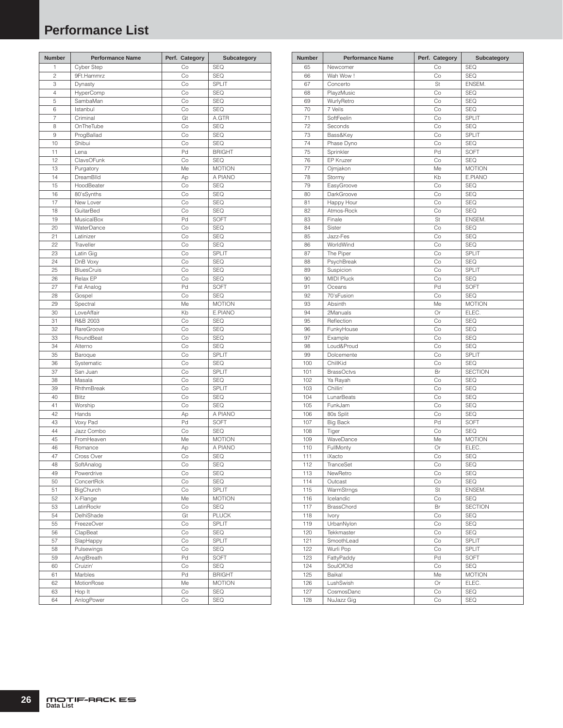# Performance List

| Number | Performance Name | Perf. Category | Subcategory |
|---|---|---|---|
| 1 | Cyber Step | Co | SEQ |
| 2 | 9Ft.Hammrz | Co | SEQ |
| 3 | Dynasty | Co | SPLIT |
| 4 | HyperComp | Co | SEQ |
| 5 | SambaMan | Co | SEQ |
| 6 | Istanbul | Co | SEQ |
| 7 | Criminal | Gt | A.GTR |
| 8 | OnTheTube | Co | SEQ |
| 9 | ProgBallad | Co | SEQ |
| 10 | Shibui | Co | SEQ |
| 11 | Lena | Pd | BRIGHT |
| 12 | ClavsOFunk | Co | SEQ |
| 13 | Purgatory | Me | MOTION |
| 14 | DreamBlld | Ap | A PIANO |
| 15 | HoodBeater | Co | SEQ |
| 16 | 80'sSynths | Co | SEQ |
| 17 | New Lover | Co | SEQ |
| 18 | GuitarBed | Co | SEQ |
| 19 | MusicalBox | Pd | SOFT |
| 20 | WaterDance | Co | SEQ |
| 21 | Latinizer | Co | SEQ |
| 22 | Traveller | Co | SEQ |
| 23 | Latin Gig | Co | SPLIT |
| 24 | DnB Voxy | Co | SEQ |
| 25 | BluesCruis | Co | SEQ |
| 26 | Relax EP | Co | SEQ |
| 27 | Fat Analog | Pd | SOFT |
| 28 | Gospel | Co | SEQ |
| 29 | Spectral | Me | MOTION |
| 30 | LoveAffair | Kb | E.PIANO |
| 31 | R&B 2003 | Co | SEQ |
| 32 | RareGroove | Co | SEQ |
| 33 | RoundBeat | Co | SEQ |
| 34 | Alterno | Co | SEQ |
| 35 | Baroque | Co | SPLIT |
| 36 | Systematic | Co | SEQ |
| 37 | San Juan | Co | SPLIT |
| 38 | Masala | Co | SEQ |
| 39 | RhthmBreak | Co | SPLIT |
| 40 | Blitz | Co | SEQ |
| 41 | Worship | Co | SEQ |
| 42 | Hands | Ap | A PIANO |
| 43 | Voxy Pad | Pd | SOFT |
| 44 | Jazz Combo | Co | SEQ |
| 45 | FromHeaven | Me | MOTION |
| 46 | Romance | Ap | A PIANO |
| 47 | Cross Over | Co | SEQ |
| 48 | SoftAnalog | Co | SEQ |
| 49 | Powerdrive | Co | SEQ |
| 50 | ConcertRck | Co | SEQ |
| 51 | BigChurch | Co | SPLIT |
| 52 | X-Flange | Me | MOTION |
| 53 | LatinRockr | Co | SEQ |
| 54 | DelhiShade | Gt | PLUCK |
| 55 | FreezeOver | Co | SPLIT |
| 56 | ClapBeat | Co | SEQ |
| 57 | SlapHappy | Co | SPLIT |
| 58 | Pulsewings | Co | SEQ |
| 59 | AnglBreath | Pd | SOFT |
| 60 | Cruizin' | Co | SEQ |
| 61 | Marbles | Pd | BRIGHT |
| 62 | MotionRose | Me | MOTION |
| 63 | Hop It | Co | SEQ |
| 64 | AnlogPower | Co | SEQ |
| 65 | Newcomer | Co | SEQ |
| 66 | Wah Wow ! | Co | SEQ |
| 67 | Concerto | St | ENSEM. |
| 68 | PlayzMusic | Co | SEQ |
| 69 | WurlyRetro | Co | SEQ |
| 70 | 7 Veils | Co | SEQ |
| 71 | SoftFeelin | Co | SPLIT |
| 72 | Seconds | Co | SEQ |
| 73 | Bass&Key | Co | SPLIT |
| 74 | Phase Dyno | Co | SEQ |
| 75 | Sprinkler | Pd | SOFT |
| 76 | EP Kruzer | Co | SEQ |
| 77 | Ojmjakon | Me | MOTION |
| 78 | Stormy | Kb | E.PIANO |
| 79 | EasyGroove | Co | SEQ |
| 80 | DarkGroove | Co | SEQ |
| 81 | Happy Hour | Co | SEQ |
| 82 | Atmos-Rock | Co | SEQ |
| 83 | Finale | St | ENSEM. |
| 84 | Sister | Co | SEQ |
| 85 | Jazz-Fes | Co | SEQ |
| 86 | WorldWind | Co | SEQ |
| 87 | The Piper | Co | SPLIT |
| 88 | PsychBreak | Co | SEQ |
| 89 | Suspicion | Co | SPLIT |
| 90 | MIDI Pluck | Co | SEQ |
| 91 | Oceans | Pd | SOFT |
| 92 | 70'sFusion | Co | SEQ |
| 93 | Absinth | Me | MOTION |
| 94 | 2Manuals | Or | ELEC. |
| 95 | Reflection | Co | SEQ |
| 96 | FunkyHouse | Co | SEQ |
| 97 | Example | Co | SEQ |
| 98 | Loud&Proud | Co | SEQ |
| 99 | Dolcemente | Co | SPLIT |
| 100 | ChillKid | Co | SEQ |
| 101 | BrassOctvs | Br | SECTION |
| 102 | Ya Rayah | Co | SEQ |
| 103 | Chillin' | Co | SEQ |
| 104 | LunarBeats | Co | SEQ |
| 105 | FunkJam | Co | SEQ |
| 106 | 80s Split | Co | SEQ |
| 107 | Big Back | Pd | SOFT |
| 108 | Tiger | Co | SEQ |
| 109 | WaveDance | Me | MOTION |
| 110 | FullMonty | Or | ELEC. |
| 111 | iXacto | Co | SEQ |
| 112 | TranceSet | Co | SEQ |
| 113 | NewRetro | Co | SEQ |
| 114 | Outcast | Co | SEQ |
| 115 | WarmStrngs | St | ENSEM. |
| 116 | Icelandic | Co | SEQ |
| 117 | BrassChord | Br | SECTION |
| 118 | Ivory | Co | SEQ |
| 119 | UrbanNylon | Co | SEQ |
| 120 | Tekkmaster | Co | SEQ |
| 121 | SmoothLead | Co | SPLIT |
| 122 | Wurli Pop | Co | SPLIT |
| 123 | FattyPaddy | Pd | SOFT |
| 124 | SoulOfOld | Co | SEQ |
| 125 | Baikal | Me | MOTION |
| 126 | LushSwish | Or | ELEC. |
| 127 | CosmosDanc | Co | SEQ |
| 128 | NuJazz Gig | Co | SEQ |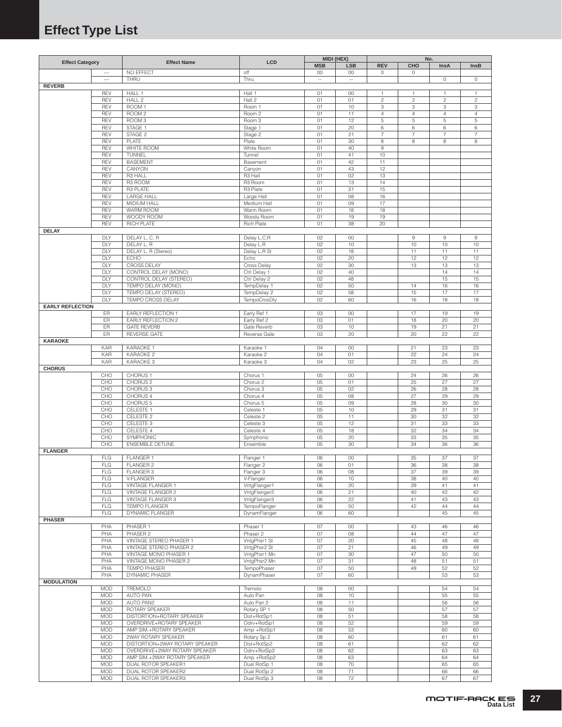# Effect Type List

| Effect Category | | Effect Name | LCD | MIDI (HEX) | | No. | | | |
|---|---|---|---|---|---|---|---|---|---|
| | | | | MSB | LSB | REV | CHO | InsA | InsB |
| | --- | NO EFFECT | off | 00 | 00 | 0 | 0 | | |
| | --- | THRU | Thru | -- | -- | | | 0 | 0 |
| **REVERB** | | | | | | | | | |
| | REV | HALL 1 | Hall 1 | 01 | 00 | 1 | 1 | 1 | 1 |
| | REV | HALL 2 | Hall 2 | 01 | 01 | 2 | 2 | 2 | 2 |
| | REV | ROOM 1 | Room 1 | 01 | 10 | 3 | 3 | 3 | 3 |
| | REV | ROOM 2 | Room 2 | 01 | 11 | 4 | 4 | 4 | 4 |
| | REV | ROOM 3 | Room 3 | 01 | 12 | 5 | 5 | 5 | 5 |
| | REV | STAGE 1 | Stage 1 | 01 | 20 | 6 | 6 | 6 | 6 |
| | REV | STAGE 2 | Stage 2 | 01 | 21 | 7 | 7 | 7 | 7 |
| | REV | PLATE | Plate | 01 | 30 | 8 | 8 | 8 | 8 |
| | REV | WHITE ROOM | White Room | 01 | 40 | 9 | | | |
| | REV | TUNNEL | Tunnel | 01 | 41 | 10 | | | |
| | REV | BASEMENT | Basement | 01 | 42 | 11 | | | |
| | REV | CANYON | Canyon | 01 | 43 | 12 | | | |
| | REV | R3 HALL | R3 Hall | 01 | 02 | 13 | | | |
| | REV | R3 ROOM | R3 Room | 01 | 13 | 14 | | | |
| | REV | R3 PLATE | R3 Plate | 01 | 31 | 15 | | | |
| | REV | LARGE HALL | Large Hall | 01 | 08 | 16 | | | |
| | REV | MIDIUM HALL | Medium Hall | 01 | 09 | 17 | | | |
| | REV | WARM ROOM | Warm Room | 01 | 18 | 18 | | | |
| | REV | WOODY ROOM | Woody Room | 01 | 19 | 19 | | | |
| | REV | RICH PLATE | Rich Plate | 01 | 38 | 20 | | | |
| **DELAY** | | | | | | | | | |
| | DLY | DELAY L, C, R | Delay L,C,R | 02 | 00 | | 9 | 9 | 9 |
| | DLY | DELAY L, R | Delay L,R | 02 | 10 | | 10 | 10 | 10 |
| | DLY | DELAY L, R (Stereo) | Delay L,R St | 02 | 18 | | 11 | 11 | 11 |
| | DLY | ECHO | Echo | 02 | 20 | | 12 | 12 | 12 |
| | DLY | CROSS DELAY | Cross Delay | 02 | 30 | | 13 | 13 | 13 |
| | DLY | CONTROL DELAY (MONO) | Ctrl Delay 1 | 02 | 40 | | | 14 | 14 |
| | DLY | CONTROL DELAY (STEREO) | Ctrl Delay 2 | 02 | 48 | | | 15 | 15 |
| | DLY | TEMPO DELAY (MONO) | TempDelay 1 | 02 | 50 | | 14 | 16 | 16 |
| | DLY | TEMPO DELAY (STEREO) | TempDelay 2 | 02 | 58 | | 15 | 17 | 17 |
| | DLY | TEMPO CROSS DELAY | TempoCrosDly | 02 | 60 | | 16 | 18 | 18 |
| **EARLY REFLECTION** | | | | | | | | | |
| | ER | EARLY REFLECTION 1 | Early Ref 1 | 03 | 00 | | 17 | 19 | 19 |
| | ER | EARLY REFLECTION 2 | Early Ref 2 | 03 | 01 | | 18 | 20 | 20 |
| | ER | GATE REVERB | Gate Reverb | 03 | 10 | | 19 | 21 | 21 |
| | ER | REVERSE GATE | Reverse Gate | 03 | 20 | | 20 | 22 | 22 |
| **KARAOKE** | | | | | | | | | |
| | KAR | KARAOKE 1 | Karaoke 1 | 04 | 00 | | 21 | 23 | 23 |
| | KAR | KARAOKE 2 | Karaoke 2 | 04 | 01 | | 22 | 24 | 24 |
| | KAR | KARAOKE 3 | Karaoke 3 | 04 | 02 | | 23 | 25 | 25 |
| **CHORUS** | | | | | | | | | |
| | CHO | CHORUS 1 | Chorus 1 | 05 | 00 | | 24 | 26 | 26 |
| | CHO | CHORUS 2 | Chorus 2 | 05 | 01 | | 25 | 27 | 27 |
| | CHO | CHORUS 3 | Chorus 3 | 05 | 02 | | 26 | 28 | 28 |
| | CHO | CHORUS 4 | Chorus 4 | 05 | 08 | | 27 | 29 | 29 |
| | CHO | CHORUS 5 | Chorus 5 | 05 | 09 | | 28 | 30 | 30 |
| | CHO | CELESTE 1 | Celeste 1 | 05 | 10 | | 29 | 31 | 31 |
| | CHO | CELESTE 2 | Celeste 2 | 05 | 11 | | 30 | 32 | 32 |
| | CHO | CELESTE 3 | Celeste 3 | 05 | 12 | | 31 | 33 | 33 |
| | CHO | CELESTE 4 | Celeste 4 | 05 | 18 | | 32 | 34 | 34 |
| | CHO | SYMPHONIC | Symphonic | 05 | 20 | | 33 | 35 | 35 |
| | CHO | ENSEMBLE DETUNE | Ensemble | 05 | 30 | | 34 | 36 | 36 |
| **FLANGER** | | | | | | | | | |
| | FLG | FLANGER 1 | Flanger 1 | 06 | 00 | | 35 | 37 | 37 |
| | FLG | FLANGER 2 | Flanger 2 | 06 | 01 | | 36 | 38 | 38 |
| | FLG | FLANGER 3 | Flanger 3 | 06 | 08 | | 37 | 39 | 39 |
| | FLG | V-FLANGER | V-Flanger | 06 | 10 | | 38 | 40 | 40 |
| | FLG | VINTAGE FLANGER 1 | VntgFlanger1 | 06 | 20 | | 39 | 41 | 41 |
| | FLG | VINTAGE FLANGER 2 | VntgFlanger2 | 06 | 21 | | 40 | 42 | 42 |
| | FLG | VINTAGE FLANGER 3 | VntgFlanger3 | 06 | 22 | | 41 | 43 | 43 |
| | FLG | TEMPO FLANGER | TempoFlanger | 06 | 50 | | 42 | 44 | 44 |
| | FLG | DYNAMIC FLANGER | DynamFlanger | 06 | 60 | | | 45 | 45 |
| **PHASER** | | | | | | | | | |
| | PHA | PHASER 1 | Phaser 1 | 07 | 00 | | 43 | 46 | 46 |
| | PHA | PHASER 2 | Phaser 2 | 07 | 08 | | 44 | 47 | 47 |
| | PHA | VINTAGE STEREO PHASER 1 | VntgPhsr1 St | 07 | 20 | | 45 | 48 | 48 |
| | PHA | VINTAGE STEREO PHASER 2 | VntgPhsr2 St | 07 | 21 | | 46 | 49 | 49 |
| | PHA | VINTAGE MONO PHASER 1 | VntgPhsr1 Mn | 07 | 30 | | 47 | 50 | 50 |
| | PHA | VINTAGE MONO PHASER 2 | VntgPhsr2 Mn | 07 | 31 | | 48 | 51 | 51 |
| | PHA | TEMPO PHASER | TempoPhaser | 07 | 50 | | 49 | 52 | 52 |
| | PHA | DYNAMIC PHASER | DynamPhaser | 07 | 60 | | | 53 | 53 |
| **MODULATION** | | | | | | | | | |
| | MOD | TREMOLO | Tremolo | 08 | 00 | | | 54 | 54 |
| | MOD | AUTO PAN | Auto Pan | 08 | 10 | | | 55 | 55 |
| | MOD | AUTO PAN2 | Auto Pan 2 | 08 | 11 | | | 56 | 56 |
| | MOD | ROTARY SPEAKER | Rotary SP 1 | 08 | 50 | | | 57 | 57 |
| | MOD | DISTORTION+ROTARY SPEAKER | Dist+RotSp1 | 08 | 51 | | | 58 | 58 |
| | MOD | OVERDRIVE+ROTARY SPEAKER | Odrv+RotSp1 | 08 | 52 | | | 59 | 59 |
| | MOD | AMP SIM.+ROTARY SPEAKER | Amp +RotSp1 | 08 | 53 | | | 60 | 60 |
| | MOD | 2WAY ROTARY SPEAKER | Rotary Sp 2 | 08 | 60 | | | 61 | 61 |
| | MOD | DISTORTION+2WAY ROTARY SPEAKER | Dist+RotSp2 | 08 | 61 | | | 62 | 62 |
| | MOD | OVERDRIVE+2WAY ROTARY SPEAKER | Odrv+RotSp2 | 08 | 62 | | | 63 | 63 |
| | MOD | AMP SIM.+2WAY ROTARY SPEAKER | Amp +RotSp2 | 08 | 63 | | | 64 | 64 |
| | MOD | DUAL ROTOR SPEAKER1 | Dual RotSp 1 | 08 | 70 | | | 65 | 65 |
| | MOD | DUAL ROTOR SPEAKER2 | Dual RotSp 2 | 08 | 71 | | | 66 | 66 |
| | MOD | DUAL ROTOR SPEAKER3 | Dual RotSp 3 | 08 | 72 | | | 67 | 67 |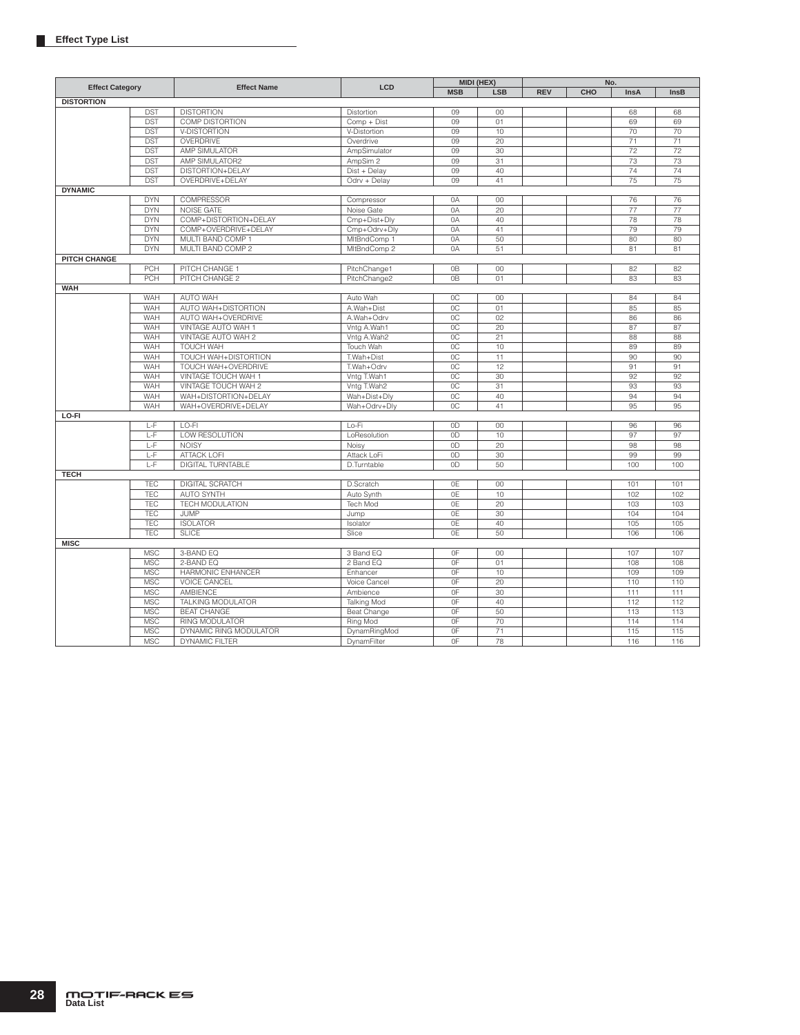## Effect Type List

| Effect Category | | Effect Name | LCD | MIDI (HEX) | | No. | | | |
|---|---|---|---|---|---|---|---|---|---|
| | | | | MSB | LSB | REV | CHO | InsA | InsB |
| **DISTORTION** | | | | | | | | | |
| | DST | DISTORTION | Distortion | 09 | 00 | | | 68 | 68 |
| | DST | COMP DISTORTION | Comp + Dist | 09 | 01 | | | 69 | 69 |
| | DST | V-DISTORTION | V-Distortion | 09 | 10 | | | 70 | 70 |
| | DST | OVERDRIVE | Overdrive | 09 | 20 | | | 71 | 71 |
| | DST | AMP SIMULATOR | AmpSimulator | 09 | 30 | | | 72 | 72 |
| | DST | AMP SIMULATOR2 | AmpSim 2 | 09 | 31 | | | 73 | 73 |
| | DST | DISTORTION+DELAY | Dist + Delay | 09 | 40 | | | 74 | 74 |
| | DST | OVERDRIVE+DELAY | Odrv + Delay | 09 | 41 | | | 75 | 75 |
| **DYNAMIC** | | | | | | | | | |
| | DYN | COMPRESSOR | Compressor | 0A | 00 | | | 76 | 76 |
| | DYN | NOISE GATE | Noise Gate | 0A | 20 | | | 77 | 77 |
| | DYN | COMP+DISTORTION+DELAY | Cmp+Dist+Dly | 0A | 40 | | | 78 | 78 |
| | DYN | COMP+OVERDRIVE+DELAY | Cmp+Odrv+Dly | 0A | 41 | | | 79 | 79 |
| | DYN | MULTI BAND COMP 1 | MltBndComp 1 | 0A | 50 | | | 80 | 80 |
| | DYN | MULTI BAND COMP 2 | MltBndComp 2 | 0A | 51 | | | 81 | 81 |
| **PITCH CHANGE** | | | | | | | | | |
| | PCH | PITCH CHANGE 1 | PitchChange1 | 0B | 00 | | | 82 | 82 |
| | PCH | PITCH CHANGE 2 | PitchChange2 | 0B | 01 | | | 83 | 83 |
| **WAH** | | | | | | | | | |
| | WAH | AUTO WAH | Auto Wah | 0C | 00 | | | 84 | 84 |
| | WAH | AUTO WAH+DISTORTION | A.Wah+Dist | 0C | 01 | | | 85 | 85 |
| | WAH | AUTO WAH+OVERDRIVE | A.Wah+Odrv | 0C | 02 | | | 86 | 86 |
| | WAH | VINTAGE AUTO WAH 1 | Vntg A.Wah1 | 0C | 20 | | | 87 | 87 |
| | WAH | VINTAGE AUTO WAH 2 | Vntg A.Wah2 | 0C | 21 | | | 88 | 88 |
| | WAH | TOUCH WAH | Touch Wah | 0C | 10 | | | 89 | 89 |
| | WAH | TOUCH WAH+DISTORTION | T.Wah+Dist | 0C | 11 | | | 90 | 90 |
| | WAH | TOUCH WAH+OVERDRIVE | T.Wah+Odrv | 0C | 12 | | | 91 | 91 |
| | WAH | VINTAGE TOUCH WAH 1 | Vntg T.Wah1 | 0C | 30 | | | 92 | 92 |
| | WAH | VINTAGE TOUCH WAH 2 | Vntg T.Wah2 | 0C | 31 | | | 93 | 93 |
| | WAH | WAH+DISTORTION+DELAY | Wah+Dist+Dly | 0C | 40 | | | 94 | 94 |
| | WAH | WAH+OVERDRIVE+DELAY | Wah+Odrv+Dly | 0C | 41 | | | 95 | 95 |
| **LO-FI** | | | | | | | | | |
| | L-F | LO-FI | Lo-Fi | 0D | 00 | | | 96 | 96 |
| | L-F | LOW RESOLUTION | LoResolution | 0D | 10 | | | 97 | 97 |
| | L-F | NOISY | Noisy | 0D | 20 | | | 98 | 98 |
| | L-F | ATTACK LOFI | Attack LoFi | 0D | 30 | | | 99 | 99 |
| | L-F | DIGITAL TURNTABLE | D.Turntable | 0D | 50 | | | 100 | 100 |
| **TECH** | | | | | | | | | |
| | TEC | DIGITAL SCRATCH | D.Scratch | 0E | 00 | | | 101 | 101 |
| | TEC | AUTO SYNTH | Auto Synth | 0E | 10 | | | 102 | 102 |
| | TEC | TECH MODULATION | Tech Mod | 0E | 20 | | | 103 | 103 |
| | TEC | JUMP | Jump | 0E | 30 | | | 104 | 104 |
| | TEC | ISOLATOR | Isolator | 0E | 40 | | | 105 | 105 |
| | TEC | SLICE | Slice | 0E | 50 | | | 106 | 106 |
| **MISC** | | | | | | | | | |
| | MSC | 3-BAND EQ | 3 Band EQ | 0F | 00 | | | 107 | 107 |
| | MSC | 2-BAND EQ | 2 Band EQ | 0F | 01 | | | 108 | 108 |
| | MSC | HARMONIC ENHANCER | Enhancer | 0F | 10 | | | 109 | 109 |
| | MSC | VOICE CANCEL | Voice Cancel | 0F | 20 | | | 110 | 110 |
| | MSC | AMBIENCE | Ambience | 0F | 30 | | | 111 | 111 |
| | MSC | TALKING MODULATOR | Talking Mod | 0F | 40 | | | 112 | 112 |
| | MSC | BEAT CHANGE | Beat Change | 0F | 50 | | | 113 | 113 |
| | MSC | RING MODULATOR | Ring Mod | 0F | 70 | | | 114 | 114 |
| | MSC | DYNAMIC RING MODULATOR | DynamRingMod | 0F | 71 | | | 115 | 115 |
| | MSC | DYNAMIC FILTER | DynamFilter | 0F | 78 | | | 116 | 116 |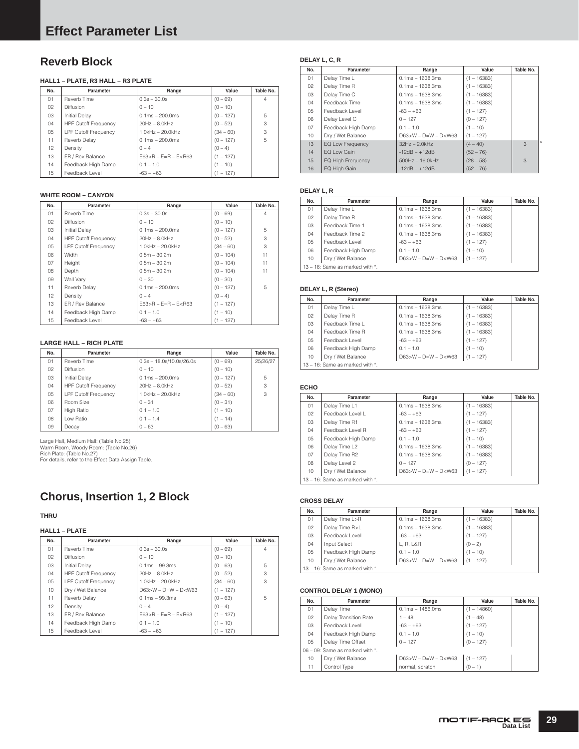# Effect Parameter List

## Reverb Block

### HALL1 – PLATE, R3 HALL – R3 PLATE

| No. | Parameter | Range | Value | Table No. |
|---|---|---|---|---|
| 01 | Reverb Time | 0.3s – 30.0s | (0 – 69) | 4 |
| 02 | Diffusion | 0 – 10 | (0 – 10) | |
| 03 | Initial Delay | 0.1ms – 200.0ms | (0 – 127) | 5 |
| 04 | HPF Cutoff Frequency | 20Hz – 8.0kHz | (0 – 52) | 3 |
| 05 | LPF Cutoff Frequency | 1.0kHz – 20.0kHz | (34 – 60) | 3 |
| 11 | Reverb Delay | 0.1ms – 200.0ms | (0 – 127) | 5 |
| 12 | Density | 0 – 4 | (0 – 4) | |
| 13 | ER / Rev Balance | E63>R – E=R – E<R63 | (1 – 127) | |
| 14 | Feedback High Damp | 0.1 – 1.0 | (1 – 10) | |
| 15 | Feedback Level | -63 – +63 | (1 – 127) | |

### WHITE ROOM – CANYON

| No. | Parameter | Range | Value | Table No. |
|---|---|---|---|---|
| 01 | Reverb Time | 0.3s – 30.0s | (0 – 69) | 4 |
| 02 | Diffusion | 0 – 10 | (0 – 10) | |
| 03 | Initial Delay | 0.1ms – 200.0ms | (0 – 127) | 5 |
| 04 | HPF Cutoff Frequency | 20Hz – 8.0kHz | (0 – 52) | 3 |
| 05 | LPF Cutoff Frequency | 1.0kHz – 20.0kHz | (34 – 60) | 3 |
| 06 | Width | 0.5m – 30.2m | (0 – 104) | 11 |
| 07 | Height | 0.5m – 30.2m | (0 – 104) | 11 |
| 08 | Depth | 0.5m – 30.2m | (0 – 104) | 11 |
| 09 | Wall Vary | 0 – 30 | (0 – 30) | |
| 11 | Reverb Delay | 0.1ms – 200.0ms | (0 – 127) | 5 |
| 12 | Density | 0 – 4 | (0 – 4) | |
| 13 | ER / Rev Balance | E63>R – E=R – E<R63 | (1 – 127) | |
| 14 | Feedback High Damp | 0.1 – 1.0 | (1 – 10) | |
| 15 | Feedback Level | -63 – +63 | (1 – 127) | |

### LARGE HALL – RICH PLATE

| No. | Parameter | Range | Value | Table No. |
|---|---|---|---|---|
| 01 | Reverb Time | 0.3s – 18.0s/10.0s/26.0s | (0 – 69) | 25/26/27 |
| 02 | Diffusion | 0 – 10 | (0 – 10) | |
| 03 | Initial Delay | 0.1ms – 200.0ms | (0 – 127) | 5 |
| 04 | HPF Cutoff Frequency | 20Hz – 8.0kHz | (0 – 52) | 3 |
| 05 | LPF Cutoff Frequency | 1.0kHz – 20.0kHz | (34 – 60) | 3 |
| 06 | Room Size | 0 – 31 | (0 – 31) | |
| 07 | High Ratio | 0.1 – 1.0 | (1 – 10) | |
| 08 | Low Ratio | 0.1 – 1.4 | (1 – 14) | |
| 09 | Decay | 0 – 63 | (0 – 63) | |

Large Hall, Medium Hall: (Table No.25)
Warm Room, Woody Room: (Table No.26)
Rich Plate: (Table No.27)
For details, refer to the Effect Data Assign Table.

## Chorus, Insertion 1, 2 Block

### THRU

### HALL1 – PLATE

| No. | Parameter | Range | Value | Table No. |
|---|---|---|---|---|
| 01 | Reverb Time | 0.3s – 30.0s | (0 – 69) | 4 |
| 02 | Diffusion | 0 – 10 | (0 – 10) | |
| 03 | Initial Delay | 0.1ms – 99.3ms | (0 – 63) | 5 |
| 04 | HPF Cutoff Frequency | 20Hz – 8.0kHz | (0 – 52) | 3 |
| 05 | LPF Cutoff Frequency | 1.0kHz – 20.0kHz | (34 – 60) | 3 |
| 10 | Dry / Wet Balance | D63>W – D=W – D<W63 | (1 – 127) | |
| 11 | Reverb Delay | 0.1ms – 99.3ms | (0 – 63) | 5 |
| 12 | Density | 0 – 4 | (0 – 4) | |
| 13 | ER / Rev Balance | E63>R – E=R – E<R63 | (1 – 127) | |
| 14 | Feedback High Damp | 0.1 – 1.0 | (1 – 10) | |
| 15 | Feedback Level | -63 – +63 | (1 – 127) | |

### DELAY L, C, R

| No. | Parameter | Range | Value | Table No. |
|---|---|---|---|---|
| 01 | Delay Time L | 0.1ms – 1638.3ms | (1 – 16383) | |
| 02 | Delay Time R | 0.1ms – 1638.3ms | (1 – 16383) | |
| 03 | Delay Time C | 0.1ms – 1638.3ms | (1 – 16383) | |
| 04 | Feedback Time | 0.1ms – 1638.3ms | (1 – 16383) | |
| 05 | Feedback Level | -63 – +63 | (1 – 127) | |
| 06 | Delay Level C | 0 – 127 | (0 – 127) | |
| 07 | Feedback High Damp | 0.1 – 1.0 | (1 – 10) | |
| 10 | Dry / Wet Balance | D63>W – D=W – D<W63 | (1 – 127) | |
| 13 | EQ Low Frequency | 32Hz – 2.0kHz | (4 – 40) | 3 * |
| 14 | EQ Low Gain | -12dB – +12dB | (52 – 76) | |
| 15 | EQ High Frequency | 500Hz – 16.0kHz | (28 – 58) | 3 |
| 16 | EQ High Gain | -12dB – +12dB | (52 – 76) | |

### DELAY L, R

| No. | Parameter | Range | Value | Table No. |
|---|---|---|---|---|
| 01 | Delay Time L | 0.1ms – 1638.3ms | (1 – 16383) | |
| 02 | Delay Time R | 0.1ms – 1638.3ms | (1 – 16383) | |
| 03 | Feedback Time 1 | 0.1ms – 1638.3ms | (1 – 16383) | |
| 04 | Feedback Time 2 | 0.1ms – 1638.3ms | (1 – 16383) | |
| 05 | Feedback Level | -63 – +63 | (1 – 127) | |
| 06 | Feedback High Damp | 0.1 – 1.0 | (1 – 10) | |
| 10 | Dry / Wet Balance | D63>W – D=W – D<W63 | (1 – 127) | |
| 13 – 16: Same as marked with *. | | | | |

### DELAY L, R (Stereo)

| No. | Parameter | Range | Value | Table No. |
|---|---|---|---|---|
| 01 | Delay Time L | 0.1ms – 1638.3ms | (1 – 16383) | |
| 02 | Delay Time R | 0.1ms – 1638.3ms | (1 – 16383) | |
| 03 | Feedback Time L | 0.1ms – 1638.3ms | (1 – 16383) | |
| 04 | Feedback Time R | 0.1ms – 1638.3ms | (1 – 16383) | |
| 05 | Feedback Level | -63 – +63 | (1 – 127) | |
| 06 | Feedback High Damp | 0.1 – 1.0 | (1 – 10) | |
| 10 | Dry / Wet Balance | D63>W – D=W – D<W63 | (1 – 127) | |
| 13 – 16: Same as marked with *. | | | | |

### ECHO

| No. | Parameter | Range | Value | Table No. |
|---|---|---|---|---|
| 01 | Delay Time L1 | 0.1ms – 1638.3ms | (1 – 16383) | |
| 02 | Feedback Level L | -63 – +63 | (1 – 127) | |
| 03 | Delay Time R1 | 0.1ms – 1638.3ms | (1 – 16383) | |
| 04 | Feedback Level R | -63 – +63 | (1 – 127) | |
| 05 | Feedback High Damp | 0.1 – 1.0 | (1 – 10) | |
| 06 | Delay Time L2 | 0.1ms – 1638.3ms | (1 – 16383) | |
| 07 | Delay Time R2 | 0.1ms – 1638.3ms | (1 – 16383) | |
| 08 | Delay Level 2 | 0 – 127 | (0 – 127) | |
| 10 | Dry / Wet Balance | D63>W – D=W – D<W63 | (1 – 127) | |
| 13 – 16: Same as marked with *. | | | | |

### CROSS DELAY

| No. | Parameter | Range | Value | Table No. |
|---|---|---|---|---|
| 01 | Delay Time L>R | 0.1ms – 1638.3ms | (1 – 16383) | |
| 02 | Delay Time R>L | 0.1ms – 1638.3ms | (1 – 16383) | |
| 03 | Feedback Level | -63 – +63 | (1 – 127) | |
| 04 | Input Select | L, R, L&R | (0 – 2) | |
| 05 | Feedback High Damp | 0.1 – 1.0 | (1 – 10) | |
| 10 | Dry / Wet Balance | D63>W – D=W – D<W63 | (1 – 127) | |
| 13 – 16: Same as marked with *. | | | | |

### CONTROL DELAY 1 (MONO)

| No. | Parameter | Range | Value | Table No. |
|---|---|---|---|---|
| 01 | Delay Time | 0.1ms – 1486.0ms | (1 – 14860) | |
| 02 | Delay Transition Rate | 1 – 48 | (1 – 48) | |
| 03 | Feedback Level | -63 – +63 | (1 – 127) | |
| 04 | Feedback High Damp | 0.1 – 1.0 | (1 – 10) | |
| 05 | Delay Time Offset | 0 – 127 | (0 – 127) | |
| 06 – 09: Same as marked with *. | | | | |
| 10 | Dry / Wet Balance | D63>W – D=W – D<W63 | (1 – 127) | |
| 11 | Control Type | normal, scratch | (0 – 1) | |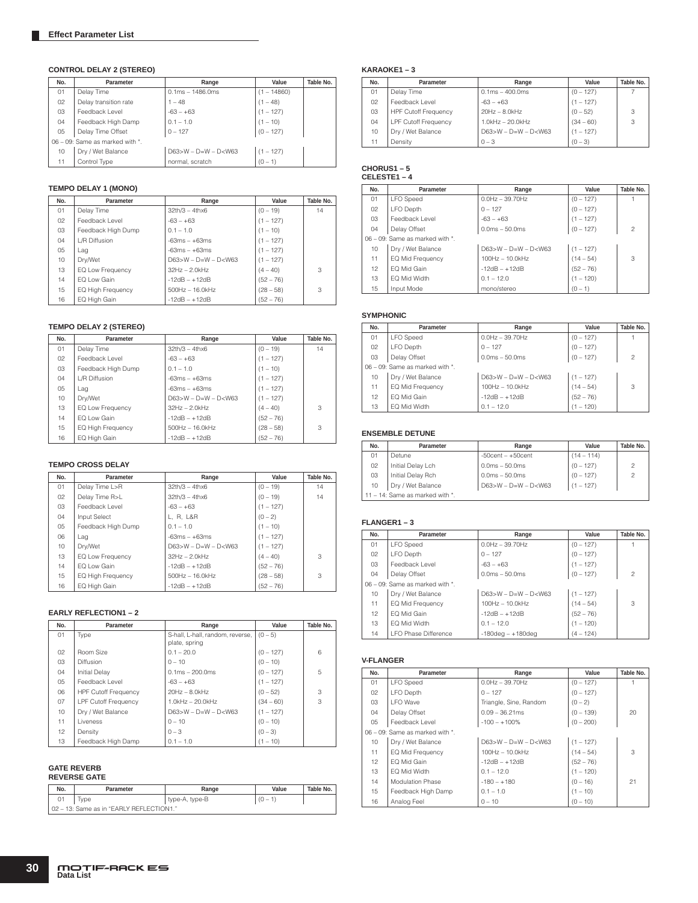## Effect Parameter List

### CONTROL DELAY 2 (STEREO)

| No. | Parameter | Range | Value | Table No. |
|---|---|---|---|---|
| 01 | Delay Time | 0.1ms – 1486.0ms | (1 – 14860) | |
| 02 | Delay transition rate | 1 – 48 | (1 – 48) | |
| 03 | Feedback Level | -63 – +63 | (1 – 127) | |
| 04 | Feedback High Damp | 0.1 – 1.0 | (1 – 10) | |
| 05 | Delay Time Offset | 0 – 127 | (0 – 127) | |
| 06 – 09: Same as marked with *. | | | | |
| 10 | Dry / Wet Balance | D63>W – D=W – D<W63 | (1 – 127) | |
| 11 | Control Type | normal, scratch | (0 – 1) | |

### TEMPO DELAY 1 (MONO)

| No. | Parameter | Range | Value | Table No. |
|---|---|---|---|---|
| 01 | Delay Time | 32th/3 – 4thx6 | (0 – 19) | 14 |
| 02 | Feedback Level | -63 – +63 | (1 – 127) | |
| 03 | Feedback High Dump | 0.1 – 1.0 | (1 – 10) | |
| 04 | L/R Diffusion | -63ms – +63ms | (1 – 127) | |
| 05 | Lag | -63ms – +63ms | (1 – 127) | |
| 10 | Dry/Wet | D63>W – D=W – D<W63 | (1 – 127) | |
| 13 | EQ Low Frequency | 32Hz – 2.0kHz | (4 – 40) | 3 |
| 14 | EQ Low Gain | -12dB – +12dB | (52 – 76) | |
| 15 | EQ High Frequency | 500Hz – 16.0kHz | (28 – 58) | 3 |
| 16 | EQ High Gain | -12dB – +12dB | (52 – 76) | |

### TEMPO DELAY 2 (STEREO)

| No. | Parameter | Range | Value | Table No. |
|---|---|---|---|---|
| 01 | Delay Time | 32th/3 – 4thx6 | (0 – 19) | 14 |
| 02 | Feedback Level | -63 – +63 | (1 – 127) | |
| 03 | Feedback High Dump | 0.1 – 1.0 | (1 – 10) | |
| 04 | L/R Diffusion | -63ms – +63ms | (1 – 127) | |
| 05 | Lag | -63ms – +63ms | (1 – 127) | |
| 10 | Dry/Wet | D63>W – D=W – D<W63 | (1 – 127) | |
| 13 | EQ Low Frequency | 32Hz – 2.0kHz | (4 – 40) | 3 |
| 14 | EQ Low Gain | -12dB – +12dB | (52 – 76) | |
| 15 | EQ High Frequency | 500Hz – 16.0kHz | (28 – 58) | 3 |
| 16 | EQ High Gain | -12dB – +12dB | (52 – 76) | |

### TEMPO CROSS DELAY

| No. | Parameter | Range | Value | Table No. |
|---|---|---|---|---|
| 01 | Delay Time L>R | 32th/3 – 4thx6 | (0 – 19) | 14 |
| 02 | Delay Time R>L | 32th/3 – 4thx6 | (0 – 19) | 14 |
| 03 | Feedback Level | -63 – +63 | (1 – 127) | |
| 04 | Input Select | L, R, L&R | (0 – 2) | |
| 05 | Feedback High Dump | 0.1 – 1.0 | (1 – 10) | |
| 06 | Lag | -63ms – +63ms | (1 – 127) | |
| 10 | Dry/Wet | D63>W – D=W – D<W63 | (1 – 127) | |
| 13 | EQ Low Frequency | 32Hz – 2.0kHz | (4 – 40) | 3 |
| 14 | EQ Low Gain | -12dB – +12dB | (52 – 76) | |
| 15 | EQ High Frequency | 500Hz – 16.0kHz | (28 – 58) | 3 |
| 16 | EQ High Gain | -12dB – +12dB | (52 – 76) | |

### EARLY REFLECTION1 – 2

| No. | Parameter | Range | Value | Table No. |
|---|---|---|---|---|
| 01 | Type | S-hall, L-hall, random, reverse, plate, spring | (0 – 5) | |
| 02 | Room Size | 0.1 – 20.0 | (0 – 127) | 6 |
| 03 | Diffusion | 0 – 10 | (0 – 10) | |
| 04 | Initial Delay | 0.1ms – 200.0ms | (0 – 127) | 5 |
| 05 | Feedback Level | -63 – +63 | (1 – 127) | |
| 06 | HPF Cutoff Frequency | 20Hz – 8.0kHz | (0 – 52) | 3 |
| 07 | LPF Cutoff Frequency | 1.0kHz – 20.0kHz | (34 – 60) | 3 |
| 10 | Dry / Wet Balance | D63>W – D=W – D<W63 | (1 – 127) | |
| 11 | Liveness | 0 – 10 | (0 – 10) | |
| 12 | Density | 0 – 3 | (0 – 3) | |
| 13 | Feedback High Damp | 0.1 – 1.0 | (1 – 10) | |

### GATE REVERB
### REVERSE GATE

| No. | Parameter | Range | Value | Table No. |
|---|---|---|---|---|
| 01 | Type | type-A, type-B | (0 – 1) | |
| 02 – 13: Same as in "EARLY REFLECTION1." | | | | |

### KARAOKE1 – 3

| No. | Parameter | Range | Value | Table No. |
|---|---|---|---|---|
| 01 | Delay Time | 0.1ms – 400.0ms | (0 – 127) | 7 |
| 02 | Feedback Level | -63 – +63 | (1 – 127) | |
| 03 | HPF Cutoff Frequency | 20Hz – 8.0kHz | (0 – 52) | 3 |
| 04 | LPF Cutoff Frequency | 1.0kHz – 20.0kHz | (34 – 60) | 3 |
| 10 | Dry / Wet Balance | D63>W – D=W – D<W63 | (1 – 127) | |
| 11 | Density | 0 – 3 | (0 – 3) | |

### CHORUS1 – 5
### CELESTE1 – 4

| No. | Parameter | Range | Value | Table No. |
|---|---|---|---|---|
| 01 | LFO Speed | 0.0Hz – 39.70Hz | (0 – 127) | 1 |
| 02 | LFO Depth | 0 – 127 | (0 – 127) | |
| 03 | Feedback Level | -63 – +63 | (1 – 127) | |
| 04 | Delay Offset | 0.0ms – 50.0ms | (0 – 127) | 2 |
| 06 – 09: Same as marked with *. | | | | |
| 10 | Dry / Wet Balance | D63>W – D=W – D<W63 | (1 – 127) | |
| 11 | EQ Mid Frequency | 100Hz – 10.0kHz | (14 – 54) | 3 |
| 12 | EQ Mid Gain | -12dB – +12dB | (52 – 76) | |
| 13 | EQ Mid Width | 0.1 – 12.0 | (1 – 120) | |
| 15 | Input Mode | mono/stereo | (0 – 1) | |

### SYMPHONIC

| No. | Parameter | Range | Value | Table No. |
|---|---|---|---|---|
| 01 | LFO Speed | 0.0Hz – 39.70Hz | (0 – 127) | 1 |
| 02 | LFO Depth | 0 – 127 | (0 – 127) | |
| 03 | Delay Offset | 0.0ms – 50.0ms | (0 – 127) | 2 |
| 06 – 09: Same as marked with *. | | | | |
| 10 | Dry / Wet Balance | D63>W – D=W – D<W63 | (1 – 127) | |
| 11 | EQ Mid Frequency | 100Hz – 10.0kHz | (14 – 54) | 3 |
| 12 | EQ Mid Gain | -12dB – +12dB | (52 – 76) | |
| 13 | EQ Mid Width | 0.1 – 12.0 | (1 – 120) | |

### ENSEMBLE DETUNE

| No. | Parameter | Range | Value | Table No. |
|---|---|---|---|---|
| 01 | Detune | -50cent – +50cent | (14 – 114) | |
| 02 | Initial Delay Lch | 0.0ms – 50.0ms | (0 – 127) | 2 |
| 03 | Initial Delay Rch | 0.0ms – 50.0ms | (0 – 127) | 2 |
| 10 | Dry / Wet Balance | D63>W – D=W – D<W63 | (1 – 127) | |
| 11 – 14: Same as marked with *. | | | | |

### FLANGER1 – 3

| No. | Parameter | Range | Value | Table No. |
|---|---|---|---|---|
| 01 | LFO Speed | 0.0Hz – 39.70Hz | (0 – 127) | 1 |
| 02 | LFO Depth | 0 – 127 | (0 – 127) | |
| 03 | Feedback Level | -63 – +63 | (1 – 127) | |
| 04 | Delay Offset | 0.0ms – 50.0ms | (0 – 127) | 2 |
| 06 – 09: Same as marked with *. | | | | |
| 10 | Dry / Wet Balance | D63>W – D=W – D<W63 | (1 – 127) | |
| 11 | EQ Mid Frequency | 100Hz – 10.0kHz | (14 – 54) | 3 |
| 12 | EQ Mid Gain | -12dB – +12dB | (52 – 76) | |
| 13 | EQ Mid Width | 0.1 – 12.0 | (1 – 120) | |
| 14 | LFO Phase Difference | -180deg – +180deg | (4 – 124) | |

### V-FLANGER

| No. | Parameter | Range | Value | Table No. |
|---|---|---|---|---|
| 01 | LFO Speed | 0.0Hz – 39.70Hz | (0 – 127) | 1 |
| 02 | LFO Depth | 0 – 127 | (0 – 127) | |
| 03 | LFO Wave | Triangle, Sine, Random | (0 – 2) | |
| 04 | Delay Offset | 0.09 – 36.21ms | (0 – 139) | 20 |
| 05 | Feedback Level | -100 – +100% | (0 – 200) | |
| 06 – 09: Same as marked with *. | | | | |
| 10 | Dry / Wet Balance | D63>W – D=W – D<W63 | (1 – 127) | |
| 11 | EQ Mid Frequency | 100Hz – 10.0kHz | (14 – 54) | 3 |
| 12 | EQ Mid Gain | -12dB – +12dB | (52 – 76) | |
| 13 | EQ Mid Width | 0.1 – 12.0 | (1 – 120) | |
| 14 | Modulation Phase | -180 – +180 | (0 – 16) | 21 |
| 15 | Feedback High Damp | 0.1 – 1.0 | (1 – 10) | |
| 16 | Analog Feel | 0 – 10 | (0 – 10) | |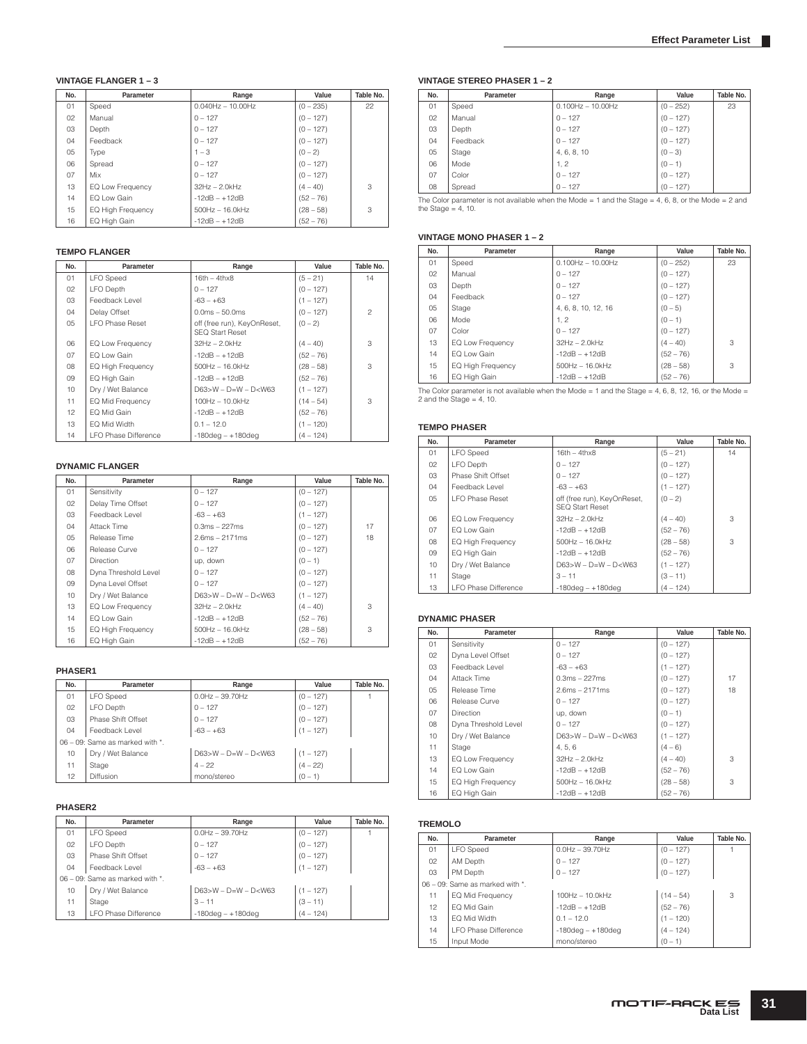### VINTAGE FLANGER 1 – 3

| No. | Parameter | Range | Value | Table No. |
|---|---|---|---|---|
| 01 | Speed | 0.040Hz – 10.00Hz | (0 – 235) | 22 |
| 02 | Manual | 0 – 127 | (0 – 127) | |
| 03 | Depth | 0 – 127 | (0 – 127) | |
| 04 | Feedback | 0 – 127 | (0 – 127) | |
| 05 | Type | 1 – 3 | (0 – 2) | |
| 06 | Spread | 0 – 127 | (0 – 127) | |
| 07 | Mix | 0 – 127 | (0 – 127) | |
| 13 | EQ Low Frequency | 32Hz – 2.0kHz | (4 – 40) | 3 |
| 14 | EQ Low Gain | -12dB – +12dB | (52 – 76) | |
| 15 | EQ High Frequency | 500Hz – 16.0kHz | (28 – 58) | 3 |
| 16 | EQ High Gain | -12dB – +12dB | (52 – 76) | |

### TEMPO FLANGER

| No. | Parameter | Range | Value | Table No. |
|---|---|---|---|---|
| 01 | LFO Speed | 16th – 4thx8 | (5 – 21) | 14 |
| 02 | LFO Depth | 0 – 127 | (0 – 127) | |
| 03 | Feedback Level | -63 – +63 | (1 – 127) | |
| 04 | Delay Offset | 0.0ms – 50.0ms | (0 – 127) | 2 |
| 05 | LFO Phase Reset | off (free run), KeyOnReset, SEQ Start Reset | (0 – 2) | |
| 06 | EQ Low Frequency | 32Hz – 2.0kHz | (4 – 40) | 3 |
| 07 | EQ Low Gain | -12dB – +12dB | (52 – 76) | |
| 08 | EQ High Frequency | 500Hz – 16.0kHz | (28 – 58) | 3 |
| 09 | EQ High Gain | -12dB – +12dB | (52 – 76) | |
| 10 | Dry / Wet Balance | D63>W – D=W – D<W63 | (1 – 127) | |
| 11 | EQ Mid Frequency | 100Hz – 10.0kHz | (14 – 54) | 3 |
| 12 | EQ Mid Gain | -12dB – +12dB | (52 – 76) | |
| 13 | EQ Mid Width | 0.1 – 12.0 | (1 – 120) | |
| 14 | LFO Phase Difference | -180deg – +180deg | (4 – 124) | |

### DYNAMIC FLANGER

| No. | Parameter | Range | Value | Table No. |
|---|---|---|---|---|
| 01 | Sensitivity | 0 – 127 | (0 – 127) | |
| 02 | Delay Time Offset | 0 – 127 | (0 – 127) | |
| 03 | Feedback Level | -63 – +63 | (1 – 127) | |
| 04 | Attack Time | 0.3ms – 227ms | (0 – 127) | 17 |
| 05 | Release Time | 2.6ms – 2171ms | (0 – 127) | 18 |
| 06 | Release Curve | 0 – 127 | (0 – 127) | |
| 07 | Direction | up, down | (0 – 1) | |
| 08 | Dyna Threshold Level | 0 – 127 | (0 – 127) | |
| 09 | Dyna Level Offset | 0 – 127 | (0 – 127) | |
| 10 | Dry / Wet Balance | D63>W – D=W – D<W63 | (1 – 127) | |
| 13 | EQ Low Frequency | 32Hz – 2.0kHz | (4 – 40) | 3 |
| 14 | EQ Low Gain | -12dB – +12dB | (52 – 76) | |
| 15 | EQ High Frequency | 500Hz – 16.0kHz | (28 – 58) | 3 |
| 16 | EQ High Gain | -12dB – +12dB | (52 – 76) | |

### PHASER1

| No. | Parameter | Range | Value | Table No. |
|---|---|---|---|---|
| 01 | LFO Speed | 0.0Hz – 39.70Hz | (0 – 127) | 1 |
| 02 | LFO Depth | 0 – 127 | (0 – 127) | |
| 03 | Phase Shift Offset | 0 – 127 | (0 – 127) | |
| 04 | Feedback Level | -63 – +63 | (1 – 127) | |
| 06 – 09: Same as marked with *. | | | | |
| 10 | Dry / Wet Balance | D63>W – D=W – D<W63 | (1 – 127) | |
| 11 | Stage | 4 – 22 | (4 – 22) | |
| 12 | Diffusion | mono/stereo | (0 – 1) | |

### PHASER2

| No. | Parameter | Range | Value | Table No. |
|---|---|---|---|---|
| 01 | LFO Speed | 0.0Hz – 39.70Hz | (0 – 127) | 1 |
| 02 | LFO Depth | 0 – 127 | (0 – 127) | |
| 03 | Phase Shift Offset | 0 – 127 | (0 – 127) | |
| 04 | Feedback Level | -63 – +63 | (1 – 127) | |
| 06 – 09: Same as marked with *. | | | | |
| 10 | Dry / Wet Balance | D63>W – D=W – D<W63 | (1 – 127) | |
| 11 | Stage | 3 – 11 | (3 – 11) | |
| 13 | LFO Phase Difference | -180deg – +180deg | (4 – 124) | |

### VINTAGE STEREO PHASER 1 – 2

| No. | Parameter | Range | Value | Table No. |
|---|---|---|---|---|
| 01 | Speed | 0.100Hz – 10.00Hz | (0 – 252) | 23 |
| 02 | Manual | 0 – 127 | (0 – 127) | |
| 03 | Depth | 0 – 127 | (0 – 127) | |
| 04 | Feedback | 0 – 127 | (0 – 127) | |
| 05 | Stage | 4, 6, 8, 10 | (0 – 3) | |
| 06 | Mode | 1, 2 | (0 – 1) | |
| 07 | Color | 0 – 127 | (0 – 127) | |
| 08 | Spread | 0 – 127 | (0 – 127) | |

The Color parameter is not available when the Mode = 1 and the Stage = 4, 6, 8, or the Mode = 2 and the Stage = 4, 10.

### VINTAGE MONO PHASER 1 – 2

| No. | Parameter | Range | Value | Table No. |
|---|---|---|---|---|
| 01 | Speed | 0.100Hz – 10.00Hz | (0 – 252) | 23 |
| 02 | Manual | 0 – 127 | (0 – 127) | |
| 03 | Depth | 0 – 127 | (0 – 127) | |
| 04 | Feedback | 0 – 127 | (0 – 127) | |
| 05 | Stage | 4, 6, 8, 10, 12, 16 | (0 – 5) | |
| 06 | Mode | 1, 2 | (0 – 1) | |
| 07 | Color | 0 – 127 | (0 – 127) | |
| 13 | EQ Low Frequency | 32Hz – 2.0kHz | (4 – 40) | 3 |
| 14 | EQ Low Gain | -12dB – +12dB | (52 – 76) | |
| 15 | EQ High Frequency | 500Hz – 16.0kHz | (28 – 58) | 3 |
| 16 | EQ High Gain | -12dB – +12dB | (52 – 76) | |

The Color parameter is not available when the Mode = 1 and the Stage = 4, 6, 8, 12, 16, or the Mode = 2 and the Stage = 4, 10.

### TEMPO PHASER

| No. | Parameter | Range | Value | Table No. |
|---|---|---|---|---|
| 01 | LFO Speed | 16th – 4thx8 | (5 – 21) | 14 |
| 02 | LFO Depth | 0 – 127 | (0 – 127) | |
| 03 | Phase Shift Offset | 0 – 127 | (0 – 127) | |
| 04 | Feedback Level | -63 – +63 | (1 – 127) | |
| 05 | LFO Phase Reset | off (free run), KeyOnReset, SEQ Start Reset | (0 – 2) | |
| 06 | EQ Low Frequency | 32Hz – 2.0kHz | (4 – 40) | 3 |
| 07 | EQ Low Gain | -12dB – +12dB | (52 – 76) | |
| 08 | EQ High Frequency | 500Hz – 16.0kHz | (28 – 58) | 3 |
| 09 | EQ High Gain | -12dB – +12dB | (52 – 76) | |
| 10 | Dry / Wet Balance | D63>W – D=W – D<W63 | (1 – 127) | |
| 11 | Stage | 3 – 11 | (3 – 11) | |
| 13 | LFO Phase Difference | -180deg – +180deg | (4 – 124) | |

### DYNAMIC PHASER

| No. | Parameter | Range | Value | Table No. |
|---|---|---|---|---|
| 01 | Sensitivity | 0 – 127 | (0 – 127) | |
| 02 | Dyna Level Offset | 0 – 127 | (0 – 127) | |
| 03 | Feedback Level | -63 – +63 | (1 – 127) | |
| 04 | Attack Time | 0.3ms – 227ms | (0 – 127) | 17 |
| 05 | Release Time | 2.6ms – 2171ms | (0 – 127) | 18 |
| 06 | Release Curve | 0 – 127 | (0 – 127) | |
| 07 | Direction | up, down | (0 – 1) | |
| 08 | Dyna Threshold Level | 0 – 127 | (0 – 127) | |
| 10 | Dry / Wet Balance | D63>W – D=W – D<W63 | (1 – 127) | |
| 11 | Stage | 4, 5, 6 | (4 – 6) | |
| 13 | EQ Low Frequency | 32Hz – 2.0kHz | (4 – 40) | 3 |
| 14 | EQ Low Gain | -12dB – +12dB | (52 – 76) | |
| 15 | EQ High Frequency | 500Hz – 16.0kHz | (28 – 58) | 3 |
| 16 | EQ High Gain | -12dB – +12dB | (52 – 76) | |

### TREMOLO

| No. | Parameter | Range | Value | Table No. |
|---|---|---|---|---|
| 01 | LFO Speed | 0.0Hz – 39.70Hz | (0 – 127) | 1 |
| 02 | AM Depth | 0 – 127 | (0 – 127) | |
| 03 | PM Depth | 0 – 127 | (0 – 127) | |
| 06 – 09: Same as marked with *. | | | | |
| 11 | EQ Mid Frequency | 100Hz – 10.0kHz | (14 – 54) | 3 |
| 12 | EQ Mid Gain | -12dB – +12dB | (52 – 76) | |
| 13 | EQ Mid Width | 0.1 – 12.0 | (1 – 120) | |
| 14 | LFO Phase Difference | -180deg – +180deg | (4 – 124) | |
| 15 | Input Mode | mono/stereo | (0 – 1) | |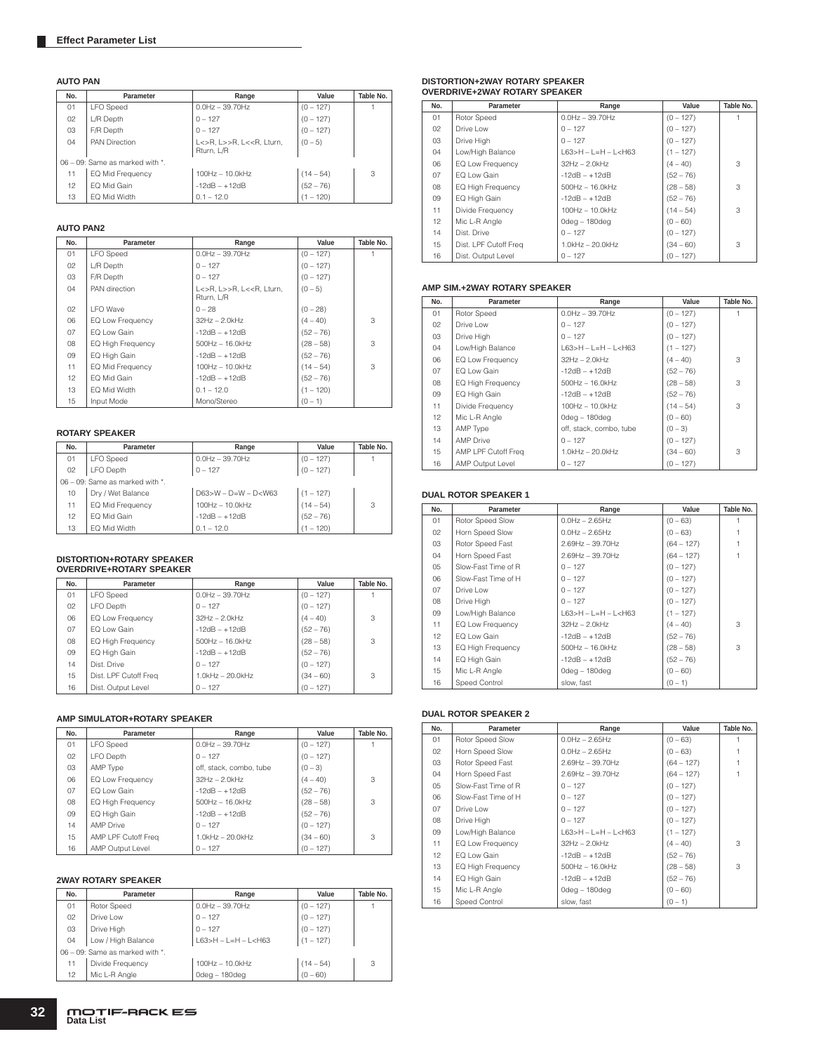## Effect Parameter List

### AUTO PAN

| No. | Parameter | Range | Value | Table No. |
|---|---|---|---|---|
| 01 | LFO Speed | 0.0Hz – 39.70Hz | (0 – 127) | 1 |
| 02 | L/R Depth | 0 – 127 | (0 – 127) | |
| 03 | F/R Depth | 0 – 127 | (0 – 127) | |
| 04 | PAN Direction | L<>R, L>>R, L<<R, Lturn, Rturn, L/R | (0 – 5) | |
| 06 – 09: Same as marked with *. | | | | |
| 11 | EQ Mid Frequency | 100Hz – 10.0kHz | (14 – 54) | 3 |
| 12 | EQ Mid Gain | -12dB – +12dB | (52 – 76) | |
| 13 | EQ Mid Width | 0.1 – 12.0 | (1 – 120) | |

### AUTO PAN2

| No. | Parameter | Range | Value | Table No. |
|---|---|---|---|---|
| 01 | LFO Speed | 0.0Hz – 39.70Hz | (0 – 127) | 1 |
| 02 | L/R Depth | 0 – 127 | (0 – 127) | |
| 03 | F/R Depth | 0 – 127 | (0 – 127) | |
| 04 | PAN direction | L<>R, L>>R, L<<R, Lturn, Rturn, L/R | (0 – 5) | |
| 02 | LFO Wave | 0 – 28 | (0 – 28) | |
| 06 | EQ Low Frequency | 32Hz – 2.0kHz | (4 – 40) | 3 |
| 07 | EQ Low Gain | -12dB – +12dB | (52 – 76) | |
| 08 | EQ High Frequency | 500Hz – 16.0kHz | (28 – 58) | 3 |
| 09 | EQ High Gain | -12dB – +12dB | (52 – 76) | |
| 11 | EQ Mid Frequency | 100Hz – 10.0kHz | (14 – 54) | 3 |
| 12 | EQ Mid Gain | -12dB – +12dB | (52 – 76) | |
| 13 | EQ Mid Width | 0.1 – 12.0 | (1 – 120) | |
| 15 | Input Mode | Mono/Stereo | (0 – 1) | |

### ROTARY SPEAKER

| No. | Parameter | Range | Value | Table No. |
|---|---|---|---|---|
| 01 | LFO Speed | 0.0Hz – 39.70Hz | (0 – 127) | 1 |
| 02 | LFO Depth | 0 – 127 | (0 – 127) | |
| 06 – 09: Same as marked with *. | | | | |
| 10 | Dry / Wet Balance | D63>W – D=W – D<W63 | (1 – 127) | |
| 11 | EQ Mid Frequency | 100Hz – 10.0kHz | (14 – 54) | 3 |
| 12 | EQ Mid Gain | -12dB – +12dB | (52 – 76) | |
| 13 | EQ Mid Width | 0.1 – 12.0 | (1 – 120) | |

### DISTORTION+ROTARY SPEAKER
### OVERDRIVE+ROTARY SPEAKER

| No. | Parameter | Range | Value | Table No. |
|---|---|---|---|---|
| 01 | LFO Speed | 0.0Hz – 39.70Hz | (0 – 127) | 1 |
| 02 | LFO Depth | 0 – 127 | (0 – 127) | |
| 06 | EQ Low Frequency | 32Hz – 2.0kHz | (4 – 40) | 3 |
| 07 | EQ Low Gain | -12dB – +12dB | (52 – 76) | |
| 08 | EQ High Frequency | 500Hz – 16.0kHz | (28 – 58) | 3 |
| 09 | EQ High Gain | -12dB – +12dB | (52 – 76) | |
| 14 | Dist. Drive | 0 – 127 | (0 – 127) | |
| 15 | Dist. LPF Cutoff Freq | 1.0kHz – 20.0kHz | (34 – 60) | 3 |
| 16 | Dist. Output Level | 0 – 127 | (0 – 127) | |

### AMP SIMULATOR+ROTARY SPEAKER

| No. | Parameter | Range | Value | Table No. |
|---|---|---|---|---|
| 01 | LFO Speed | 0.0Hz – 39.70Hz | (0 – 127) | 1 |
| 02 | LFO Depth | 0 – 127 | (0 – 127) | |
| 03 | AMP Type | off, stack, combo, tube | (0 – 3) | |
| 06 | EQ Low Frequency | 32Hz – 2.0kHz | (4 – 40) | 3 |
| 07 | EQ Low Gain | -12dB – +12dB | (52 – 76) | |
| 08 | EQ High Frequency | 500Hz – 16.0kHz | (28 – 58) | 3 |
| 09 | EQ High Gain | -12dB – +12dB | (52 – 76) | |
| 14 | AMP Drive | 0 – 127 | (0 – 127) | |
| 15 | AMP LPF Cutoff Freq | 1.0kHz – 20.0kHz | (34 – 60) | 3 |
| 16 | AMP Output Level | 0 – 127 | (0 – 127) | |

### 2WAY ROTARY SPEAKER

| No. | Parameter | Range | Value | Table No. |
|---|---|---|---|---|
| 01 | Rotor Speed | 0.0Hz – 39.70Hz | (0 – 127) | 1 |
| 02 | Drive Low | 0 – 127 | (0 – 127) | |
| 03 | Drive High | 0 – 127 | (0 – 127) | |
| 04 | Low / High Balance | L63>H – L=H – L<H63 | (1 – 127) | |
| 06 – 09: Same as marked with *. | | | | |
| 11 | Divide Frequency | 100Hz – 10.0kHz | (14 – 54) | 3 |
| 12 | Mic L-R Angle | 0deg – 180deg | (0 – 60) | |

### DISTORTION+2WAY ROTARY SPEAKER
### OVERDRIVE+2WAY ROTARY SPEAKER

| No. | Parameter | Range | Value | Table No. |
|---|---|---|---|---|
| 01 | Rotor Speed | 0.0Hz – 39.70Hz | (0 – 127) | 1 |
| 02 | Drive Low | 0 – 127 | (0 – 127) | |
| 03 | Drive High | 0 – 127 | (0 – 127) | |
| 04 | Low/High Balance | L63>H – L=H – L<H63 | (1 – 127) | |
| 06 | EQ Low Frequency | 32Hz – 2.0kHz | (4 – 40) | 3 |
| 07 | EQ Low Gain | -12dB – +12dB | (52 – 76) | |
| 08 | EQ High Frequency | 500Hz – 16.0kHz | (28 – 58) | 3 |
| 09 | EQ High Gain | -12dB – +12dB | (52 – 76) | |
| 11 | Divide Frequency | 100Hz – 10.0kHz | (14 – 54) | 3 |
| 12 | Mic L-R Angle | 0deg – 180deg | (0 – 60) | |
| 14 | Dist. Drive | 0 – 127 | (0 – 127) | |
| 15 | Dist. LPF Cutoff Freq | 1.0kHz – 20.0kHz | (34 – 60) | 3 |
| 16 | Dist. Output Level | 0 – 127 | (0 – 127) | |

### AMP SIM.+2WAY ROTARY SPEAKER

| No. | Parameter | Range | Value | Table No. |
|---|---|---|---|---|
| 01 | Rotor Speed | 0.0Hz – 39.70Hz | (0 – 127) | 1 |
| 02 | Drive Low | 0 – 127 | (0 – 127) | |
| 03 | Drive High | 0 – 127 | (0 – 127) | |
| 04 | Low/High Balance | L63>H – L=H – L<H63 | (1 – 127) | |
| 06 | EQ Low Frequency | 32Hz – 2.0kHz | (4 – 40) | 3 |
| 07 | EQ Low Gain | -12dB – +12dB | (52 – 76) | |
| 08 | EQ High Frequency | 500Hz – 16.0kHz | (28 – 58) | 3 |
| 09 | EQ High Gain | -12dB – +12dB | (52 – 76) | |
| 11 | Divide Frequency | 100Hz – 10.0kHz | (14 – 54) | 3 |
| 12 | Mic L-R Angle | 0deg – 180deg | (0 – 60) | |
| 13 | AMP Type | off, stack, combo, tube | (0 – 3) | |
| 14 | AMP Drive | 0 – 127 | (0 – 127) | |
| 15 | AMP LPF Cutoff Freq | 1.0kHz – 20.0kHz | (34 – 60) | 3 |
| 16 | AMP Output Level | 0 – 127 | (0 – 127) | |

### DUAL ROTOR SPEAKER 1

| No. | Parameter | Range | Value | Table No. |
|---|---|---|---|---|
| 01 | Rotor Speed Slow | 0.0Hz – 2.65Hz | (0 – 63) | 1 |
| 02 | Horn Speed Slow | 0.0Hz – 2.65Hz | (0 – 63) | 1 |
| 03 | Rotor Speed Fast | 2.69Hz – 39.70Hz | (64 – 127) | 1 |
| 04 | Horn Speed Fast | 2.69Hz – 39.70Hz | (64 – 127) | 1 |
| 05 | Slow-Fast Time of R | 0 – 127 | (0 – 127) | |
| 06 | Slow-Fast Time of H | 0 – 127 | (0 – 127) | |
| 07 | Drive Low | 0 – 127 | (0 – 127) | |
| 08 | Drive High | 0 – 127 | (0 – 127) | |
| 09 | Low/High Balance | L63>H – L=H – L<H63 | (1 – 127) | |
| 11 | EQ Low Frequency | 32Hz – 2.0kHz | (4 – 40) | 3 |
| 12 | EQ Low Gain | -12dB – +12dB | (52 – 76) | |
| 13 | EQ High Frequency | 500Hz – 16.0kHz | (28 – 58) | 3 |
| 14 | EQ High Gain | -12dB – +12dB | (52 – 76) | |
| 15 | Mic L-R Angle | 0deg – 180deg | (0 – 60) | |
| 16 | Speed Control | slow, fast | (0 – 1) | |

### DUAL ROTOR SPEAKER 2

| No. | Parameter | Range | Value | Table No. |
|---|---|---|---|---|
| 01 | Rotor Speed Slow | 0.0Hz – 2.65Hz | (0 – 63) | 1 |
| 02 | Horn Speed Slow | 0.0Hz – 2.65Hz | (0 – 63) | 1 |
| 03 | Rotor Speed Fast | 2.69Hz – 39.70Hz | (64 – 127) | 1 |
| 04 | Horn Speed Fast | 2.69Hz – 39.70Hz | (64 – 127) | 1 |
| 05 | Slow-Fast Time of R | 0 – 127 | (0 – 127) | |
| 06 | Slow-Fast Time of H | 0 – 127 | (0 – 127) | |
| 07 | Drive Low | 0 – 127 | (0 – 127) | |
| 08 | Drive High | 0 – 127 | (0 – 127) | |
| 09 | Low/High Balance | L63>H – L=H – L<H63 | (1 – 127) | |
| 11 | EQ Low Frequency | 32Hz – 2.0kHz | (4 – 40) | 3 |
| 12 | EQ Low Gain | -12dB – +12dB | (52 – 76) | |
| 13 | EQ High Frequency | 500Hz – 16.0kHz | (28 – 58) | 3 |
| 14 | EQ High Gain | -12dB – +12dB | (52 – 76) | |
| 15 | Mic L-R Angle | 0deg – 180deg | (0 – 60) | |
| 16 | Speed Control | slow, fast | (0 – 1) | |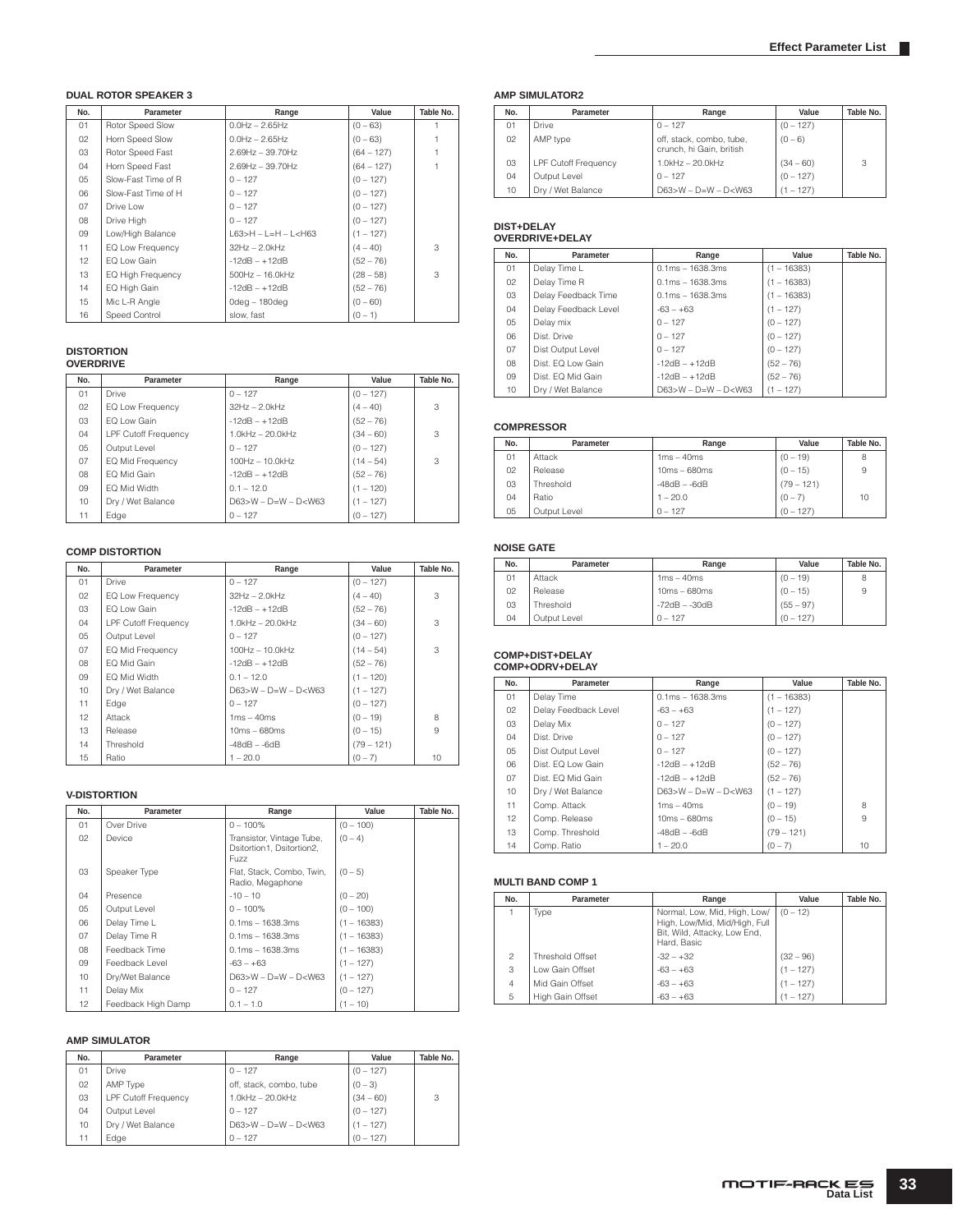#### DUAL ROTOR SPEAKER 3

| No. | Parameter | Range | Value | Table No. |
|---|---|---|---|---|
| 01 | Rotor Speed Slow | 0.0Hz – 2.65Hz | (0 – 63) | 1 |
| 02 | Horn Speed Slow | 0.0Hz – 2.65Hz | (0 – 63) | 1 |
| 03 | Rotor Speed Fast | 2.69Hz – 39.70Hz | (64 – 127) | 1 |
| 04 | Horn Speed Fast | 2.69Hz – 39.70Hz | (64 – 127) | 1 |
| 05 | Slow-Fast Time of R | 0 – 127 | (0 – 127) | |
| 06 | Slow-Fast Time of H | 0 – 127 | (0 – 127) | |
| 07 | Drive Low | 0 – 127 | (0 – 127) | |
| 08 | Drive High | 0 – 127 | (0 – 127) | |
| 09 | Low/High Balance | L63>H – L=H – L<H63 | (1 – 127) | |
| 11 | EQ Low Frequency | 32Hz – 2.0kHz | (4 – 40) | 3 |
| 12 | EQ Low Gain | -12dB – +12dB | (52 – 76) | |
| 13 | EQ High Frequency | 500Hz – 16.0kHz | (28 – 58) | 3 |
| 14 | EQ High Gain | -12dB – +12dB | (52 – 76) | |
| 15 | Mic L-R Angle | 0deg – 180deg | (0 – 60) | |
| 16 | Speed Control | slow, fast | (0 – 1) | |

#### DISTORTION
#### OVERDRIVE

| No. | Parameter | Range | Value | Table No. |
|---|---|---|---|---|
| 01 | Drive | 0 – 127 | (0 – 127) | |
| 02 | EQ Low Frequency | 32Hz – 2.0kHz | (4 – 40) | 3 |
| 03 | EQ Low Gain | -12dB – +12dB | (52 – 76) | |
| 04 | LPF Cutoff Frequency | 1.0kHz – 20.0kHz | (34 – 60) | 3 |
| 05 | Output Level | 0 – 127 | (0 – 127) | |
| 07 | EQ Mid Frequency | 100Hz – 10.0kHz | (14 – 54) | 3 |
| 08 | EQ Mid Gain | -12dB – +12dB | (52 – 76) | |
| 09 | EQ Mid Width | 0.1 – 12.0 | (1 – 120) | |
| 10 | Dry / Wet Balance | D63>W – D=W – D<W63 | (1 – 127) | |
| 11 | Edge | 0 – 127 | (0 – 127) | |

#### COMP DISTORTION

| No. | Parameter | Range | Value | Table No. |
|---|---|---|---|---|
| 01 | Drive | 0 – 127 | (0 – 127) | |
| 02 | EQ Low Frequency | 32Hz – 2.0kHz | (4 – 40) | 3 |
| 03 | EQ Low Gain | -12dB – +12dB | (52 – 76) | |
| 04 | LPF Cutoff Frequency | 1.0kHz – 20.0kHz | (34 – 60) | 3 |
| 05 | Output Level | 0 – 127 | (0 – 127) | |
| 07 | EQ Mid Frequency | 100Hz – 10.0kHz | (14 – 54) | 3 |
| 08 | EQ Mid Gain | -12dB – +12dB | (52 – 76) | |
| 09 | EQ Mid Width | 0.1 – 12.0 | (1 – 120) | |
| 10 | Dry / Wet Balance | D63>W – D=W – D<W63 | (1 – 127) | |
| 11 | Edge | 0 – 127 | (0 – 127) | |
| 12 | Attack | 1ms – 40ms | (0 – 19) | 8 |
| 13 | Release | 10ms – 680ms | (0 – 15) | 9 |
| 14 | Threshold | -48dB – -6dB | (79 – 121) | |
| 15 | Ratio | 1 – 20.0 | (0 – 7) | 10 |

#### V-DISTORTION

| No. | Parameter | Range | Value | Table No. |
|---|---|---|---|---|
| 01 | Over Drive | 0 – 100% | (0 – 100) | |
| 02 | Device | Transistor, Vintage Tube, Dsitortion1, Dsitortion2, Fuzz | (0 – 4) | |
| 03 | Speaker Type | Flat, Stack, Combo, Twin, Radio, Megaphone | (0 – 5) | |
| 04 | Presence | -10 – 10 | (0 – 20) | |
| 05 | Output Level | 0 – 100% | (0 – 100) | |
| 06 | Delay Time L | 0.1ms – 1638.3ms | (1 – 16383) | |
| 07 | Delay Time R | 0.1ms – 1638.3ms | (1 – 16383) | |
| 08 | Feedback Time | 0.1ms – 1638.3ms | (1 – 16383) | |
| 09 | Feedback Level | -63 – +63 | (1 – 127) | |
| 10 | Dry/Wet Balance | D63>W – D=W – D<W63 | (1 – 127) | |
| 11 | Delay Mix | 0 – 127 | (0 – 127) | |
| 12 | Feedback High Damp | 0.1 – 1.0 | (1 – 10) | |

#### AMP SIMULATOR

| No. | Parameter | Range | Value | Table No. |
|---|---|---|---|---|
| 01 | Drive | 0 – 127 | (0 – 127) | |
| 02 | AMP Type | off, stack, combo, tube | (0 – 3) | |
| 03 | LPF Cutoff Frequency | 1.0kHz – 20.0kHz | (34 – 60) | 3 |
| 04 | Output Level | 0 – 127 | (0 – 127) | |
| 10 | Dry / Wet Balance | D63>W – D=W – D<W63 | (1 – 127) | |
| 11 | Edge | 0 – 127 | (0 – 127) | |

#### AMP SIMULATOR2

| No. | Parameter | Range | Value | Table No. |
|---|---|---|---|---|
| 01 | Drive | 0 – 127 | (0 – 127) | |
| 02 | AMP type | off, stack, combo, tube, crunch, hi Gain, british | (0 – 6) | |
| 03 | LPF Cutoff Frequency | 1.0kHz – 20.0kHz | (34 – 60) | 3 |
| 04 | Output Level | 0 – 127 | (0 – 127) | |
| 10 | Dry / Wet Balance | D63>W – D=W – D<W63 | (1 – 127) | |

#### DIST+DELAY
#### OVERDRIVE+DELAY

| No. | Parameter | Range | Value | Table No. |
|---|---|---|---|---|
| 01 | Delay Time L | 0.1ms – 1638.3ms | (1 – 16383) | |
| 02 | Delay Time R | 0.1ms – 1638.3ms | (1 – 16383) | |
| 03 | Delay Feedback Time | 0.1ms – 1638.3ms | (1 – 16383) | |
| 04 | Delay Feedback Level | -63 – +63 | (1 – 127) | |
| 05 | Delay mix | 0 – 127 | (0 – 127) | |
| 06 | Dist. Drive | 0 – 127 | (0 – 127) | |
| 07 | Dist Output Level | 0 – 127 | (0 – 127) | |
| 08 | Dist. EQ Low Gain | -12dB – +12dB | (52 – 76) | |
| 09 | Dist. EQ Mid Gain | -12dB – +12dB | (52 – 76) | |
| 10 | Dry / Wet Balance | D63>W – D=W – D<W63 | (1 – 127) | |

#### COMPRESSOR

| No. | Parameter | Range | Value | Table No. |
|---|---|---|---|---|
| 01 | Attack | 1ms – 40ms | (0 – 19) | 8 |
| 02 | Release | 10ms – 680ms | (0 – 15) | 9 |
| 03 | Threshold | -48dB – -6dB | (79 – 121) | |
| 04 | Ratio | 1 – 20.0 | (0 – 7) | 10 |
| 05 | Output Level | 0 – 127 | (0 – 127) | |

#### NOISE GATE

| No. | Parameter | Range | Value | Table No. |
|---|---|---|---|---|
| 01 | Attack | 1ms – 40ms | (0 – 19) | 8 |
| 02 | Release | 10ms – 680ms | (0 – 15) | 9 |
| 03 | Threshold | -72dB – -30dB | (55 – 97) | |
| 04 | Output Level | 0 – 127 | (0 – 127) | |

#### COMP+DIST+DELAY
#### COMP+ODRV+DELAY

| No. | Parameter | Range | Value | Table No. |
|---|---|---|---|---|
| 01 | Delay Time | 0.1ms – 1638.3ms | (1 – 16383) | |
| 02 | Delay Feedback Level | -63 – +63 | (1 – 127) | |
| 03 | Delay Mix | 0 – 127 | (0 – 127) | |
| 04 | Dist. Drive | 0 – 127 | (0 – 127) | |
| 05 | Dist Output Level | 0 – 127 | (0 – 127) | |
| 06 | Dist. EQ Low Gain | -12dB – +12dB | (52 – 76) | |
| 07 | Dist. EQ Mid Gain | -12dB – +12dB | (52 – 76) | |
| 10 | Dry / Wet Balance | D63>W – D=W – D<W63 | (1 – 127) | |
| 11 | Comp. Attack | 1ms – 40ms | (0 – 19) | 8 |
| 12 | Comp. Release | 10ms – 680ms | (0 – 15) | 9 |
| 13 | Comp. Threshold | -48dB – -6dB | (79 – 121) | |
| 14 | Comp. Ratio | 1 – 20.0 | (0 – 7) | 10 |

#### MULTI BAND COMP 1

| No. | Parameter | Range | Value | Table No. |
|---|---|---|---|---|
| 1 | Type | Normal, Low, Mid, High, Low/High, Low/Mid, Mid/High, Full Bit, Wild, Attacky, Low End, Hard, Basic | (0 – 12) | |
| 2 | Threshold Offset | -32 – +32 | (32 – 96) | |
| 3 | Low Gain Offset | -63 – +63 | (1 – 127) | |
| 4 | Mid Gain Offset | -63 – +63 | (1 – 127) | |
| 5 | High Gain Offset | -63 – +63 | (1 – 127) | |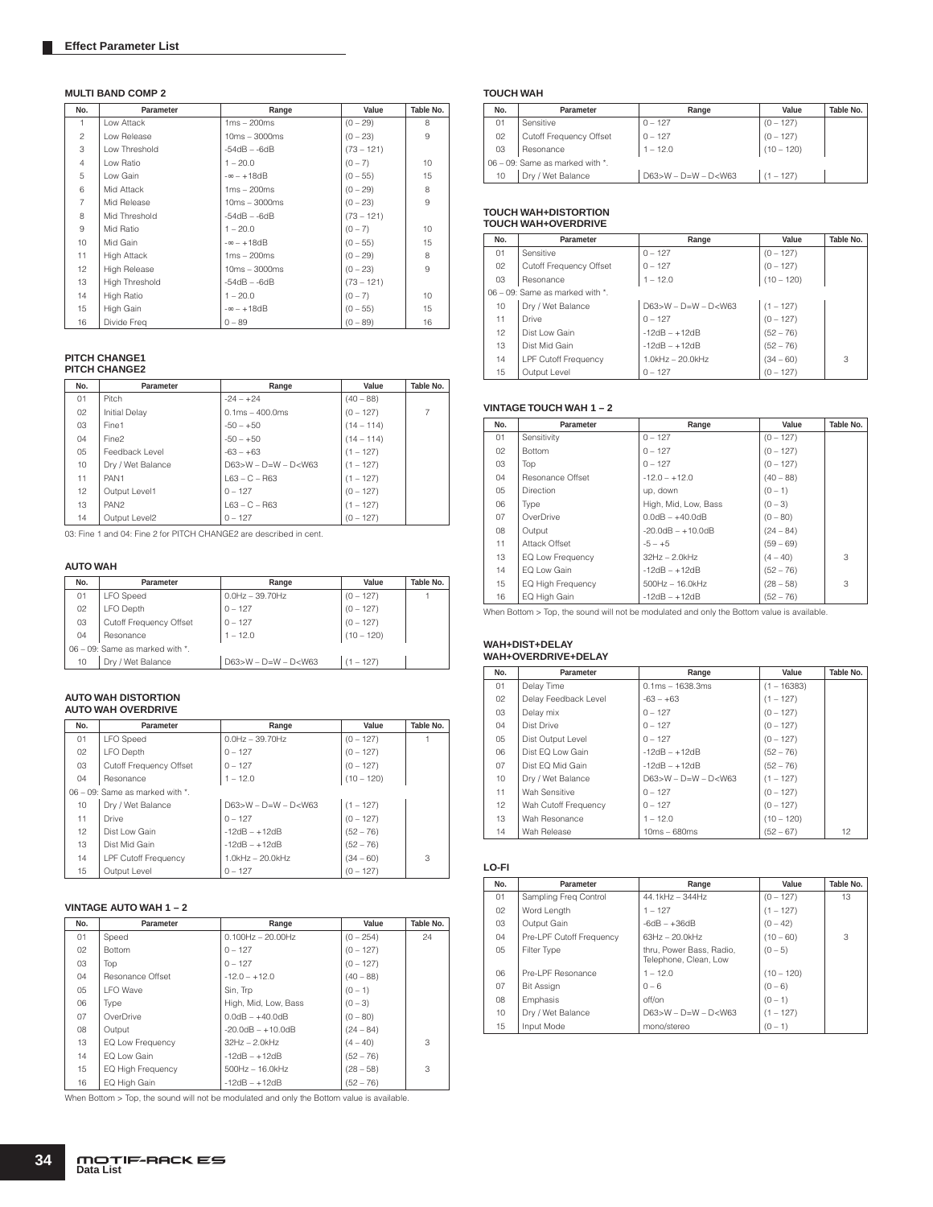## Effect Parameter List

### MULTI BAND COMP 2

| No. | Parameter | Range | Value | Table No. |
|---|---|---|---|---|
| 1 | Low Attack | 1ms – 200ms | (0 – 29) | 8 |
| 2 | Low Release | 10ms – 3000ms | (0 – 23) | 9 |
| 3 | Low Threshold | -54dB – -6dB | (73 – 121) | |
| 4 | Low Ratio | 1 – 20.0 | (0 – 7) | 10 |
| 5 | Low Gain | -∞ – +18dB | (0 – 55) | 15 |
| 6 | Mid Attack | 1ms – 200ms | (0 – 29) | 8 |
| 7 | Mid Release | 10ms – 3000ms | (0 – 23) | 9 |
| 8 | Mid Threshold | -54dB – -6dB | (73 – 121) | |
| 9 | Mid Ratio | 1 – 20.0 | (0 – 7) | 10 |
| 10 | Mid Gain | -∞ – +18dB | (0 – 55) | 15 |
| 11 | High Attack | 1ms – 200ms | (0 – 29) | 8 |
| 12 | High Release | 10ms – 3000ms | (0 – 23) | 9 |
| 13 | High Threshold | -54dB – -6dB | (73 – 121) | |
| 14 | High Ratio | 1 – 20.0 | (0 – 7) | 10 |
| 15 | High Gain | -∞ – +18dB | (0 – 55) | 15 |
| 16 | Divide Freq | 0 – 89 | (0 – 89) | 16 |

### PITCH CHANGE1
### PITCH CHANGE2

| No. | Parameter | Range | Value | Table No. |
|---|---|---|---|---|
| 01 | Pitch | -24 – +24 | (40 – 88) | |
| 02 | Initial Delay | 0.1ms – 400.0ms | (0 – 127) | 7 |
| 03 | Fine1 | -50 – +50 | (14 – 114) | |
| 04 | Fine2 | -50 – +50 | (14 – 114) | |
| 05 | Feedback Level | -63 – +63 | (1 – 127) | |
| 10 | Dry / Wet Balance | D63>W – D=W – D<W63 | (1 – 127) | |
| 11 | PAN1 | L63 – C – R63 | (1 – 127) | |
| 12 | Output Level1 | 0 – 127 | (0 – 127) | |
| 13 | PAN2 | L63 – C – R63 | (1 – 127) | |
| 14 | Output Level2 | 0 – 127 | (0 – 127) | |

03: Fine 1 and 04: Fine 2 for PITCH CHANGE2 are described in cent.

### AUTO WAH

| No. | Parameter | Range | Value | Table No. |
|---|---|---|---|---|
| 01 | LFO Speed | 0.0Hz – 39.70Hz | (0 – 127) | 1 |
| 02 | LFO Depth | 0 – 127 | (0 – 127) | |
| 03 | Cutoff Frequency Offset | 0 – 127 | (0 – 127) | |
| 04 | Resonance | 1 – 12.0 | (10 – 120) | |
| 06 – 09: Same as marked with *. | | | | |
| 10 | Dry / Wet Balance | D63>W – D=W – D<W63 | (1 – 127) | |

### AUTO WAH DISTORTION
### AUTO WAH OVERDRIVE

| No. | Parameter | Range | Value | Table No. |
|---|---|---|---|---|
| 01 | LFO Speed | 0.0Hz – 39.70Hz | (0 – 127) | 1 |
| 02 | LFO Depth | 0 – 127 | (0 – 127) | |
| 03 | Cutoff Frequency Offset | 0 – 127 | (0 – 127) | |
| 04 | Resonance | 1 – 12.0 | (10 – 120) | |
| 06 – 09: Same as marked with *. | | | | |
| 10 | Dry / Wet Balance | D63>W – D=W – D<W63 | (1 – 127) | |
| 11 | Drive | 0 – 127 | (0 – 127) | |
| 12 | Dist Low Gain | -12dB – +12dB | (52 – 76) | |
| 13 | Dist Mid Gain | -12dB – +12dB | (52 – 76) | |
| 14 | LPF Cutoff Frequency | 1.0kHz – 20.0kHz | (34 – 60) | 3 |
| 15 | Output Level | 0 – 127 | (0 – 127) | |

### VINTAGE AUTO WAH 1 – 2

| No. | Parameter | Range | Value | Table No. |
|---|---|---|---|---|
| 01 | Speed | 0.100Hz – 20.00Hz | (0 – 254) | 24 |
| 02 | Bottom | 0 – 127 | (0 – 127) | |
| 03 | Top | 0 – 127 | (0 – 127) | |
| 04 | Resonance Offset | -12.0 – +12.0 | (40 – 88) | |
| 05 | LFO Wave | Sin, Trp | (0 – 1) | |
| 06 | Type | High, Mid, Low, Bass | (0 – 3) | |
| 07 | OverDrive | 0.0dB – +40.0dB | (0 – 80) | |
| 08 | Output | -20.0dB – +10.0dB | (24 – 84) | |
| 13 | EQ Low Frequency | 32Hz – 2.0kHz | (4 – 40) | 3 |
| 14 | EQ Low Gain | -12dB – +12dB | (52 – 76) | |
| 15 | EQ High Frequency | 500Hz – 16.0kHz | (28 – 58) | 3 |
| 16 | EQ High Gain | -12dB – +12dB | (52 – 76) | |

When Bottom > Top, the sound will not be modulated and only the Bottom value is available.

### TOUCH WAH

| No. | Parameter | Range | Value | Table No. |
|---|---|---|---|---|
| 01 | Sensitive | 0 – 127 | (0 – 127) | |
| 02 | Cutoff Frequency Offset | 0 – 127 | (0 – 127) | |
| 03 | Resonance | 1 – 12.0 | (10 – 120) | |
| 06 – 09: Same as marked with *. | | | | |
| 10 | Dry / Wet Balance | D63>W – D=W – D<W63 | (1 – 127) | |

### TOUCH WAH+DISTORTION
### TOUCH WAH+OVERDRIVE

| No. | Parameter | Range | Value | Table No. |
|---|---|---|---|---|
| 01 | Sensitive | 0 – 127 | (0 – 127) | |
| 02 | Cutoff Frequency Offset | 0 – 127 | (0 – 127) | |
| 03 | Resonance | 1 – 12.0 | (10 – 120) | |
| 06 – 09: Same as marked with *. | | | | |
| 10 | Dry / Wet Balance | D63>W – D=W – D<W63 | (1 – 127) | |
| 11 | Drive | 0 – 127 | (0 – 127) | |
| 12 | Dist Low Gain | -12dB – +12dB | (52 – 76) | |
| 13 | Dist Mid Gain | -12dB – +12dB | (52 – 76) | |
| 14 | LPF Cutoff Frequency | 1.0kHz – 20.0kHz | (34 – 60) | 3 |
| 15 | Output Level | 0 – 127 | (0 – 127) | |

### VINTAGE TOUCH WAH 1 – 2

| No. | Parameter | Range | Value | Table No. |
|---|---|---|---|---|
| 01 | Sensitivity | 0 – 127 | (0 – 127) | |
| 02 | Bottom | 0 – 127 | (0 – 127) | |
| 03 | Top | 0 – 127 | (0 – 127) | |
| 04 | Resonance Offset | -12.0 – +12.0 | (40 – 88) | |
| 05 | Direction | up, down | (0 – 1) | |
| 06 | Type | High, Mid, Low, Bass | (0 – 3) | |
| 07 | OverDrive | 0.0dB – +40.0dB | (0 – 80) | |
| 08 | Output | -20.0dB – +10.0dB | (24 – 84) | |
| 11 | Attack Offset | -5 – +5 | (59 – 69) | |
| 13 | EQ Low Frequency | 32Hz – 2.0kHz | (4 – 40) | 3 |
| 14 | EQ Low Gain | -12dB – +12dB | (52 – 76) | |
| 15 | EQ High Frequency | 500Hz – 16.0kHz | (28 – 58) | 3 |
| 16 | EQ High Gain | -12dB – +12dB | (52 – 76) | |

When Bottom > Top, the sound will not be modulated and only the Bottom value is available.

### WAH+DIST+DELAY
### WAH+OVERDRIVE+DELAY

| No. | Parameter | Range | Value | Table No. |
|---|---|---|---|---|
| 01 | Delay Time | 0.1ms – 1638.3ms | (1 – 16383) | |
| 02 | Delay Feedback Level | -63 – +63 | (1 – 127) | |
| 03 | Delay mix | 0 – 127 | (0 – 127) | |
| 04 | Dist Drive | 0 – 127 | (0 – 127) | |
| 05 | Dist Output Level | 0 – 127 | (0 – 127) | |
| 06 | Dist EQ Low Gain | -12dB – +12dB | (52 – 76) | |
| 07 | Dist EQ Mid Gain | -12dB – +12dB | (52 – 76) | |
| 10 | Dry / Wet Balance | D63>W – D=W – D<W63 | (1 – 127) | |
| 11 | Wah Sensitive | 0 – 127 | (0 – 127) | |
| 12 | Wah Cutoff Frequency | 0 – 127 | (0 – 127) | |
| 13 | Wah Resonance | 1 – 12.0 | (10 – 120) | |
| 14 | Wah Release | 10ms – 680ms | (52 – 67) | 12 |

### LO-FI

| No. | Parameter | Range | Value | Table No. |
|---|---|---|---|---|
| 01 | Sampling Freq Control | 44.1kHz – 344Hz | (0 – 127) | 13 |
| 02 | Word Length | 1 – 127 | (1 – 127) | |
| 03 | Output Gain | -6dB – +36dB | (0 – 42) | |
| 04 | Pre-LPF Cutoff Frequency | 63Hz – 20.0kHz | (10 – 60) | 3 |
| 05 | Filter Type | thru, Power Bass, Radio, Telephone, Clean, Low | (0 – 5) | |
| 06 | Pre-LPF Resonance | 1 – 12.0 | (10 – 120) | |
| 07 | Bit Assign | 0 – 6 | (0 – 6) | |
| 08 | Emphasis | off/on | (0 – 1) | |
| 10 | Dry / Wet Balance | D63>W – D=W – D<W63 | (1 – 127) | |
| 15 | Input Mode | mono/stereo | (0 – 1) | |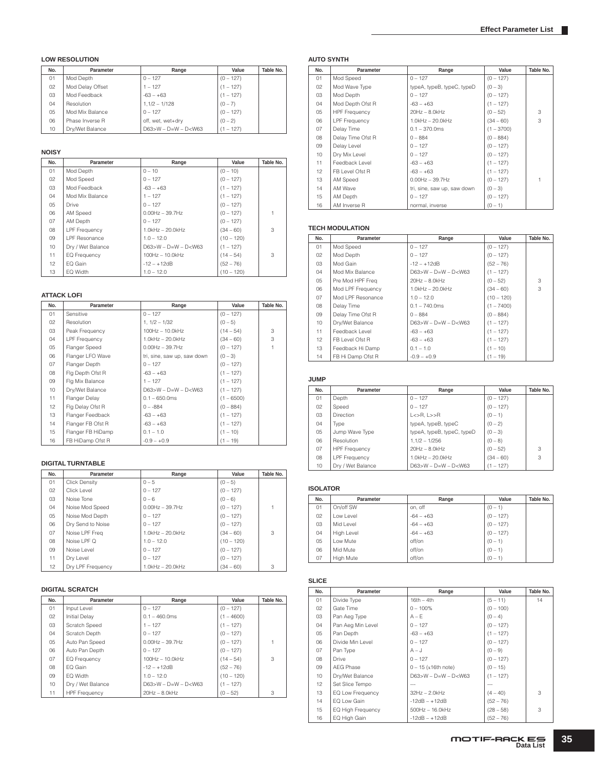### LOW RESOLUTION

| No. | Parameter | Range | Value | Table No. |
|---|---|---|---|---|
| 01 | Mod Depth | 0 – 127 | (0 – 127) | |
| 02 | Mod Delay Offset | 1 – 127 | (1 – 127) | |
| 03 | Mod Feedback | -63 – +63 | (1 – 127) | |
| 04 | Resolution | 1,1/2 – 1/128 | (0 – 7) | |
| 05 | Mod Mix Balance | 0 – 127 | (0 – 127) | |
| 06 | Phase Inverse R | off, wet, wet+dry | (0 – 2) | |
| 10 | Dry/Wet Balance | D63>W – D=W – D<W63 | (1 – 127) | |

### NOISY

| No. | Parameter | Range | Value | Table No. |
|---|---|---|---|---|
| 01 | Mod Depth | 0 – 10 | (0 – 10) | |
| 02 | Mod Speed | 0 – 127 | (0 – 127) | |
| 03 | Mod Feedback | -63 – +63 | (1 – 127) | |
| 04 | Mod Mix Balance | 1 – 127 | (1 – 127) | |
| 05 | Drive | 0 – 127 | (0 – 127) | |
| 06 | AM Speed | 0.00Hz – 39.7Hz | (0 – 127) | 1 |
| 07 | AM Depth | 0 – 127 | (0 – 127) | |
| 08 | LPF Frequency | 1.0kHz – 20.0kHz | (34 – 60) | 3 |
| 09 | LPF Resonance | 1.0 – 12.0 | (10 – 120) | |
| 10 | Dry / Wet Balance | D63>W – D=W – D<W63 | (1 – 127) | |
| 11 | EQ Frequency | 100Hz – 10.0kHz | (14 – 54) | 3 |
| 12 | EQ Gain | -12 – +12dB | (52 – 76) | |
| 13 | EQ Width | 1.0 – 12.0 | (10 – 120) | |

### ATTACK LOFI

| No. | Parameter | Range | Value | Table No. |
|---|---|---|---|---|
| 01 | Sensitive | 0 – 127 | (0 – 127) | |
| 02 | Resolution | 1, 1/2 – 1/32 | (0 – 5) | |
| 03 | Peak Frequency | 100Hz – 10.0kHz | (14 – 54) | 3 |
| 04 | LPF Frequency | 1.0kHz – 20.0kHz | (34 – 60) | 3 |
| 05 | Flanger Speed | 0.00Hz – 39.7Hz | (0 – 127) | 1 |
| 06 | Flanger LFO Wave | tri, sine, saw up, saw down | (0 – 3) | |
| 07 | Flanger Depth | 0 – 127 | (0 – 127) | |
| 08 | Flg Depth Ofst R | -63 – +63 | (1 – 127) | |
| 09 | Flg Mix Balance | 1 – 127 | (1 – 127) | |
| 10 | Dry/Wet Balance | D63>W – D=W – D<W63 | (1 – 127) | |
| 11 | Flanger Delay | 0.1 – 650.0ms | (1 – 6500) | |
| 12 | Flg Delay Ofst R | 0 – -884 | (0 – 884) | |
| 13 | Flanger Feedback | -63 – +63 | (1 – 127) | |
| 14 | Flanger FB Ofst R | -63 – +63 | (1 – 127) | |
| 15 | Flanger FB HiDamp | 0.1 – 1.0 | (1 – 10) | |
| 16 | FB HiDamp Ofst R | -0.9 – +0.9 | (1 – 19) | |

### DIGITAL TURNTABLE

| No. | Parameter | Range | Value | Table No. |
|---|---|---|---|---|
| 01 | Click Density | 0 – 5 | (0 – 5) | |
| 02 | Click Level | 0 – 127 | (0 – 127) | |
| 03 | Noise Tone | 0 – 6 | (0 – 6) | |
| 04 | Noise Mod Speed | 0.00Hz – 39.7Hz | (0 – 127) | 1 |
| 05 | Noise Mod Depth | 0 – 127 | (0 – 127) | |
| 06 | Dry Send to Noise | 0 – 127 | (0 – 127) | |
| 07 | Noise LPF Freq | 1.0kHz – 20.0kHz | (34 – 60) | 3 |
| 08 | Noise LPF Q | 1.0 – 12.0 | (10 – 120) | |
| 09 | Noise Level | 0 – 127 | (0 – 127) | |
| 11 | Dry Level | 0 – 127 | (0 – 127) | |
| 12 | Dry LPF Frequency | 1.0kHz – 20.0kHz | (34 – 60) | 3 |

### DIGITAL SCRATCH

| No. | Parameter | Range | Value | Table No. |
|---|---|---|---|---|
| 01 | Input Level | 0 – 127 | (0 – 127) | |
| 02 | Initial Delay | 0.1 – 460.0ms | (1 – 4600) | |
| 03 | Scratch Speed | 1 – 127 | (1 – 127) | |
| 04 | Scratch Depth | 0 – 127 | (0 – 127) | |
| 05 | Auto Pan Speed | 0.00Hz – 39.7Hz | (0 – 127) | 1 |
| 06 | Auto Pan Depth | 0 – 127 | (0 – 127) | |
| 07 | EQ Frequency | 100Hz – 10.0kHz | (14 – 54) | 3 |
| 08 | EQ Gain | -12 – +12dB | (52 – 76) | |
| 09 | EQ Width | 1.0 – 12.0 | (10 – 120) | |
| 10 | Dry / Wet Balance | D63>W – D=W – D<W63 | (1 – 127) | |
| 11 | HPF Frequency | 20Hz – 8.0kHz | (0 – 52) | 3 |

### AUTO SYNTH

| No. | Parameter | Range | Value | Table No. |
|---|---|---|---|---|
| 01 | Mod Speed | 0 – 127 | (0 – 127) | |
| 02 | Mod Wave Type | typeA, typeB, typeC, typeD | (0 – 3) | |
| 03 | Mod Depth | 0 – 127 | (0 – 127) | |
| 04 | Mod Depth Ofst R | -63 – +63 | (1 – 127) | |
| 05 | HPF Frequency | 20Hz – 8.0kHz | (0 – 52) | 3 |
| 06 | LPF Frequency | 1.0kHz – 20.0kHz | (34 – 60) | 3 |
| 07 | Delay Time | 0.1 – 370.0ms | (1 – 3700) | |
| 08 | Delay Time Ofst R | 0 – 884 | (0 – 884) | |
| 09 | Delay Level | 0 – 127 | (0 – 127) | |
| 10 | Dry Mix Level | 0 – 127 | (0 – 127) | |
| 11 | Feedback Level | -63 – +63 | (1 – 127) | |
| 12 | FB Level Ofst R | -63 – +63 | (1 – 127) | |
| 13 | AM Speed | 0.00Hz – 39.7Hz | (0 – 127) | 1 |
| 14 | AM Wave | tri, sine, saw up, saw down | (0 – 3) | |
| 15 | AM Depth | 0 – 127 | (0 – 127) | |
| 16 | AM Inverse R | normal, inverse | (0 – 1) | |

### TECH MODULATION

| No. | Parameter | Range | Value | Table No. |
|---|---|---|---|---|
| 01 | Mod Speed | 0 – 127 | (0 – 127) | |
| 02 | Mod Depth | 0 – 127 | (0 – 127) | |
| 03 | Mod Gain | -12 – +12dB | (52 – 76) | |
| 04 | Mod Mix Balance | D63>W – D=W – D<W63 | (1 – 127) | |
| 05 | Pre Mod HPF Freq | 20Hz – 8.0kHz | (0 – 52) | 3 |
| 06 | Mod LPF Frequency | 1.0kHz – 20.0kHz | (34 – 60) | 3 |
| 07 | Mod LPF Resonance | 1.0 – 12.0 | (10 – 120) | |
| 08 | Delay Time | 0.1 – 740.0ms | (1 – 7400) | |
| 09 | Delay Time Ofst R | 0 – 884 | (0 – 884) | |
| 10 | Dry/Wet Balance | D63>W – D=W – D<W63 | (1 – 127) | |
| 11 | Feedback Level | -63 – +63 | (1 – 127) | |
| 12 | FB Level Ofst R | -63 – +63 | (1 – 127) | |
| 13 | Feedback Hi Damp | 0.1 – 1.0 | (1 – 10) | |
| 14 | FB Hi Damp Ofst R | -0.9 – +0.9 | (1 – 19) | |

### JUMP

| No. | Parameter | Range | Value | Table No. |
|---|---|---|---|---|
| 01 | Depth | 0 – 127 | (0 – 127) | |
| 02 | Speed | 0 – 127 | (0 – 127) | |
| 03 | Direction | L<>R, L>>R | (0 – 1) | |
| 04 | Type | typeA, typeB, typeC | (0 – 2) | |
| 05 | Jump Wave Type | typeA, typeB, typeC, typeD | (0 – 3) | |
| 06 | Resolution | 1,1/2 – 1/256 | (0 – 8) | |
| 07 | HPF Frequency | 20Hz – 8.0kHz | (0 – 52) | 3 |
| 08 | LPF Frequency | 1.0kHz – 20.0kHz | (34 – 60) | 3 |
| 10 | Dry / Wet Balance | D63>W – D=W – D<W63 | (1 – 127) | |

### ISOLATOR

| No. | Parameter | Range | Value | Table No. |
|---|---|---|---|---|
| 01 | On/off SW | on, off | (0 – 1) | |
| 02 | Low Level | -64 – +63 | (0 – 127) | |
| 03 | Mid Level | -64 – +63 | (0 – 127) | |
| 04 | High Level | -64 – +63 | (0 – 127) | |
| 05 | Low Mute | off/on | (0 – 1) | |
| 06 | Mid Mute | off/on | (0 – 1) | |
| 07 | High Mute | off/on | (0 – 1) | |

### SLICE

| No. | Parameter | Range | Value | Table No. |
|---|---|---|---|---|
| 01 | Divide Type | 16th – 4th | (5 – 11) | 14 |
| 02 | Gate Time | 0 – 100% | (0 – 100) | |
| 03 | Pan Aeg Type | A – E | (0 – 4) | |
| 04 | Pan Aeg Min Level | 0 – 127 | (0 – 127) | |
| 05 | Pan Depth | -63 – +63 | (1 – 127) | |
| 06 | Divide Min Level | 0 – 127 | (0 – 127) | |
| 07 | Pan Type | A – J | (0 – 9) | |
| 08 | Drive | 0 – 127 | (0 – 127) | |
| 09 | AEG Phase | 0 – 15 (x16th note) | (0 – 15) | |
| 10 | Dry/Wet Balance | D63>W – D=W – D<W63 | (1 – 127) | |
| 12 | Set Slice Tempo | --- | --- | |
| 13 | EQ Low Frequency | 32Hz – 2.0kHz | (4 – 40) | 3 |
| 14 | EQ Low Gain | -12dB – +12dB | (52 – 76) | |
| 15 | EQ High Frequency | 500Hz – 16.0kHz | (28 – 58) | 3 |
| 16 | EQ High Gain | -12dB – +12dB | (52 – 76) | |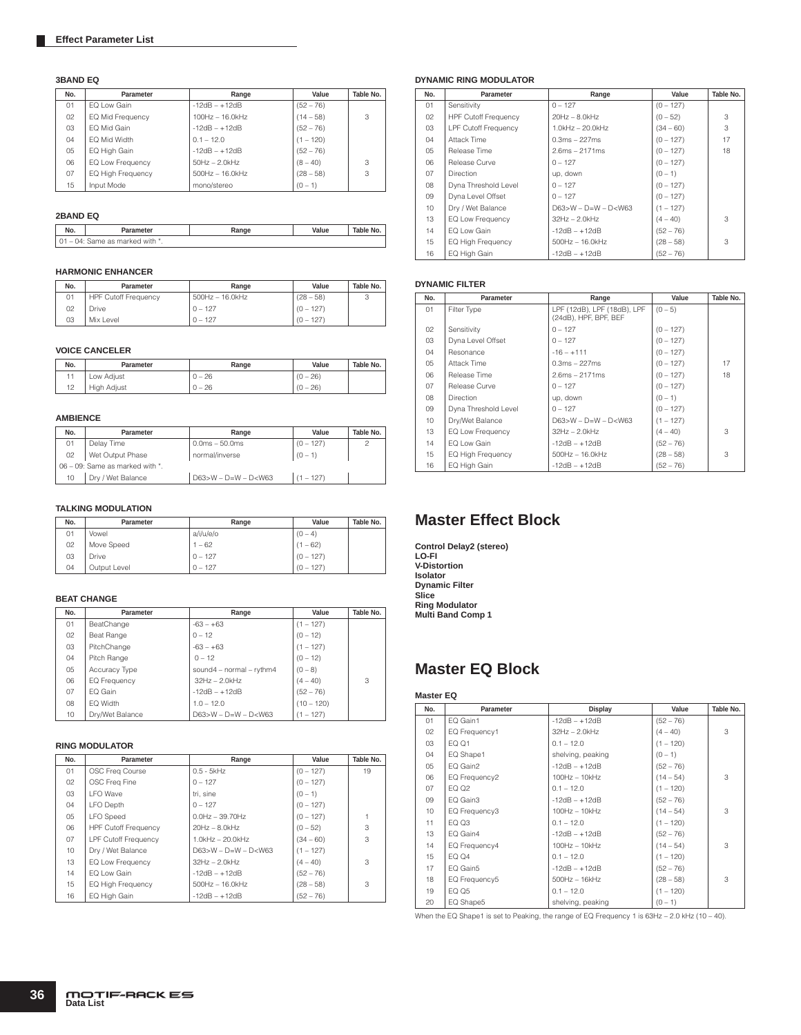## Effect Parameter List

### 3BAND EQ

| No. | Parameter | Range | Value | Table No. |
|---|---|---|---|---|
| 01 | EQ Low Gain | -12dB – +12dB | (52 – 76) | |
| 02 | EQ Mid Frequency | 100Hz – 16.0kHz | (14 – 58) | 3 |
| 03 | EQ Mid Gain | -12dB – +12dB | (52 – 76) | |
| 04 | EQ Mid Width | 0.1 – 12.0 | (1 – 120) | |
| 05 | EQ High Gain | -12dB – +12dB | (52 – 76) | |
| 06 | EQ Low Frequency | 50Hz – 2.0kHz | (8 – 40) | 3 |
| 07 | EQ High Frequency | 500Hz – 16.0kHz | (28 – 58) | 3 |
| 15 | Input Mode | mono/stereo | (0 – 1) | |

### 2BAND EQ

| No. | Parameter | Range | Value | Table No. |
|---|---|---|---|---|
| 01 – 04: Same as marked with *. | | | | |

### HARMONIC ENHANCER

| No. | Parameter | Range | Value | Table No. |
|---|---|---|---|---|
| 01 | HPF Cutoff Frequency | 500Hz – 16.0kHz | (28 – 58) | 3 |
| 02 | Drive | 0 – 127 | (0 – 127) | |
| 03 | Mix Level | 0 – 127 | (0 – 127) | |

### VOICE CANCELER

| No. | Parameter | Range | Value | Table No. |
|---|---|---|---|---|
| 11 | Low Adjust | 0 – 26 | (0 – 26) | |
| 12 | High Adjust | 0 – 26 | (0 – 26) | |

### AMBIENCE

| No. | Parameter | Range | Value | Table No. |
|---|---|---|---|---|
| 01 | Delay Time | 0.0ms – 50.0ms | (0 – 127) | 2 |
| 02 | Wet Output Phase | normal/inverse | (0 – 1) | |
| 06 – 09: Same as marked with *. | | | | |
| 10 | Dry / Wet Balance | D63>W – D=W – D<W63 | (1 – 127) | |

### TALKING MODULATION

| No. | Parameter | Range | Value | Table No. |
|---|---|---|---|---|
| 01 | Vowel | a/i/u/e/o | (0 – 4) | |
| 02 | Move Speed | 1 – 62 | (1 – 62) | |
| 03 | Drive | 0 – 127 | (0 – 127) | |
| 04 | Output Level | 0 – 127 | (0 – 127) | |

### BEAT CHANGE

| No. | Parameter | Range | Value | Table No. |
|---|---|---|---|---|
| 01 | BeatChange | -63 – +63 | (1 – 127) | |
| 02 | Beat Range | 0 – 12 | (0 – 12) | |
| 03 | PitchChange | -63 – +63 | (1 – 127) | |
| 04 | Pitch Range | 0 – 12 | (0 – 12) | |
| 05 | Accuracy Type | sound4 – normal – rythm4 | (0 – 8) | |
| 06 | EQ Frequency | 32Hz – 2.0kHz | (4 – 40) | 3 |
| 07 | EQ Gain | -12dB – +12dB | (52 – 76) | |
| 08 | EQ Width | 1.0 – 12.0 | (10 – 120) | |
| 10 | Dry/Wet Balance | D63>W – D=W – D<W63 | (1 – 127) | |

### RING MODULATOR

| No. | Parameter | Range | Value | Table No. |
|---|---|---|---|---|
| 01 | OSC Freq Course | 0.5 - 5kHz | (0 – 127) | 19 |
| 02 | OSC Freq Fine | 0 – 127 | (0 – 127) | |
| 03 | LFO Wave | tri, sine | (0 – 1) | |
| 04 | LFO Depth | 0 – 127 | (0 – 127) | |
| 05 | LFO Speed | 0.0Hz – 39.70Hz | (0 – 127) | 1 |
| 06 | HPF Cutoff Frequency | 20Hz – 8.0kHz | (0 – 52) | 3 |
| 07 | LPF Cutoff Frequency | 1.0kHz – 20.0kHz | (34 – 60) | 3 |
| 10 | Dry / Wet Balance | D63>W – D=W – D<W63 | (1 – 127) | |
| 13 | EQ Low Frequency | 32Hz – 2.0kHz | (4 – 40) | 3 |
| 14 | EQ Low Gain | -12dB – +12dB | (52 – 76) | |
| 15 | EQ High Frequency | 500Hz – 16.0kHz | (28 – 58) | 3 |
| 16 | EQ High Gain | -12dB – +12dB | (52 – 76) | |

### DYNAMIC RING MODULATOR

| No. | Parameter | Range | Value | Table No. |
|---|---|---|---|---|
| 01 | Sensitivity | 0 – 127 | (0 – 127) | |
| 02 | HPF Cutoff Frequency | 20Hz – 8.0kHz | (0 – 52) | 3 |
| 03 | LPF Cutoff Frequency | 1.0kHz – 20.0kHz | (34 – 60) | 3 |
| 04 | Attack Time | 0.3ms – 227ms | (0 – 127) | 17 |
| 05 | Release Time | 2.6ms – 2171ms | (0 – 127) | 18 |
| 06 | Release Curve | 0 – 127 | (0 – 127) | |
| 07 | Direction | up, down | (0 – 1) | |
| 08 | Dyna Threshold Level | 0 – 127 | (0 – 127) | |
| 09 | Dyna Level Offset | 0 – 127 | (0 – 127) | |
| 10 | Dry / Wet Balance | D63>W – D=W – D<W63 | (1 – 127) | |
| 13 | EQ Low Frequency | 32Hz – 2.0kHz | (4 – 40) | 3 |
| 14 | EQ Low Gain | -12dB – +12dB | (52 – 76) | |
| 15 | EQ High Frequency | 500Hz – 16.0kHz | (28 – 58) | 3 |
| 16 | EQ High Gain | -12dB – +12dB | (52 – 76) | |

### DYNAMIC FILTER

| No. | Parameter | Range | Value | Table No. |
|---|---|---|---|---|
| 01 | Filter Type | LPF (12dB), LPF (18dB), LPF (24dB), HPF, BPF, BEF | (0 – 5) | |
| 02 | Sensitivity | 0 – 127 | (0 – 127) | |
| 03 | Dyna Level Offset | 0 – 127 | (0 – 127) | |
| 04 | Resonance | -16 – +111 | (0 – 127) | |
| 05 | Attack Time | 0.3ms – 227ms | (0 – 127) | 17 |
| 06 | Release Time | 2.6ms – 2171ms | (0 – 127) | 18 |
| 07 | Release Curve | 0 – 127 | (0 – 127) | |
| 08 | Direction | up, down | (0 – 1) | |
| 09 | Dyna Threshold Level | 0 – 127 | (0 – 127) | |
| 10 | Dry/Wet Balance | D63>W – D=W – D<W63 | (1 – 127) | |
| 13 | EQ Low Frequency | 32Hz – 2.0kHz | (4 – 40) | 3 |
| 14 | EQ Low Gain | -12dB – +12dB | (52 – 76) | |
| 15 | EQ High Frequency | 500Hz – 16.0kHz | (28 – 58) | 3 |
| 16 | EQ High Gain | -12dB – +12dB | (52 – 76) | |

# Master Effect Block

**Control Delay2 (stereo)**
**LO-FI**
**V-Distortion**
**Isolator**
**Dynamic Filter**
**Slice**
**Ring Modulator**
**Multi Band Comp 1**

# Master EQ Block

### Master EQ

| No. | Parameter | Display | Value | Table No. |
|---|---|---|---|---|
| 01 | EQ Gain1 | -12dB – +12dB | (52 – 76) | |
| 02 | EQ Frequency1 | 32Hz – 2.0kHz | (4 – 40) | 3 |
| 03 | EQ Q1 | 0.1 – 12.0 | (1 – 120) | |
| 04 | EQ Shape1 | shelving, peaking | (0 – 1) | |
| 05 | EQ Gain2 | -12dB – +12dB | (52 – 76) | |
| 06 | EQ Frequency2 | 100Hz – 10kHz | (14 – 54) | 3 |
| 07 | EQ Q2 | 0.1 – 12.0 | (1 – 120) | |
| 09 | EQ Gain3 | -12dB – +12dB | (52 – 76) | |
| 10 | EQ Frequency3 | 100Hz – 10kHz | (14 – 54) | 3 |
| 11 | EQ Q3 | 0.1 – 12.0 | (1 – 120) | |
| 13 | EQ Gain4 | -12dB – +12dB | (52 – 76) | |
| 14 | EQ Frequency4 | 100Hz – 10kHz | (14 – 54) | 3 |
| 15 | EQ Q4 | 0.1 – 12.0 | (1 – 120) | |
| 17 | EQ Gain5 | -12dB – +12dB | (52 – 76) | |
| 18 | EQ Frequency5 | 500Hz – 16kHz | (28 – 58) | 3 |
| 19 | EQ Q5 | 0.1 – 12.0 | (1 – 120) | |
| 20 | EQ Shape5 | shelving, peaking | (0 – 1) | |

When the EQ Shape1 is set to Peaking, the range of EQ Frequency 1 is 63Hz – 2.0 kHz (10 – 40).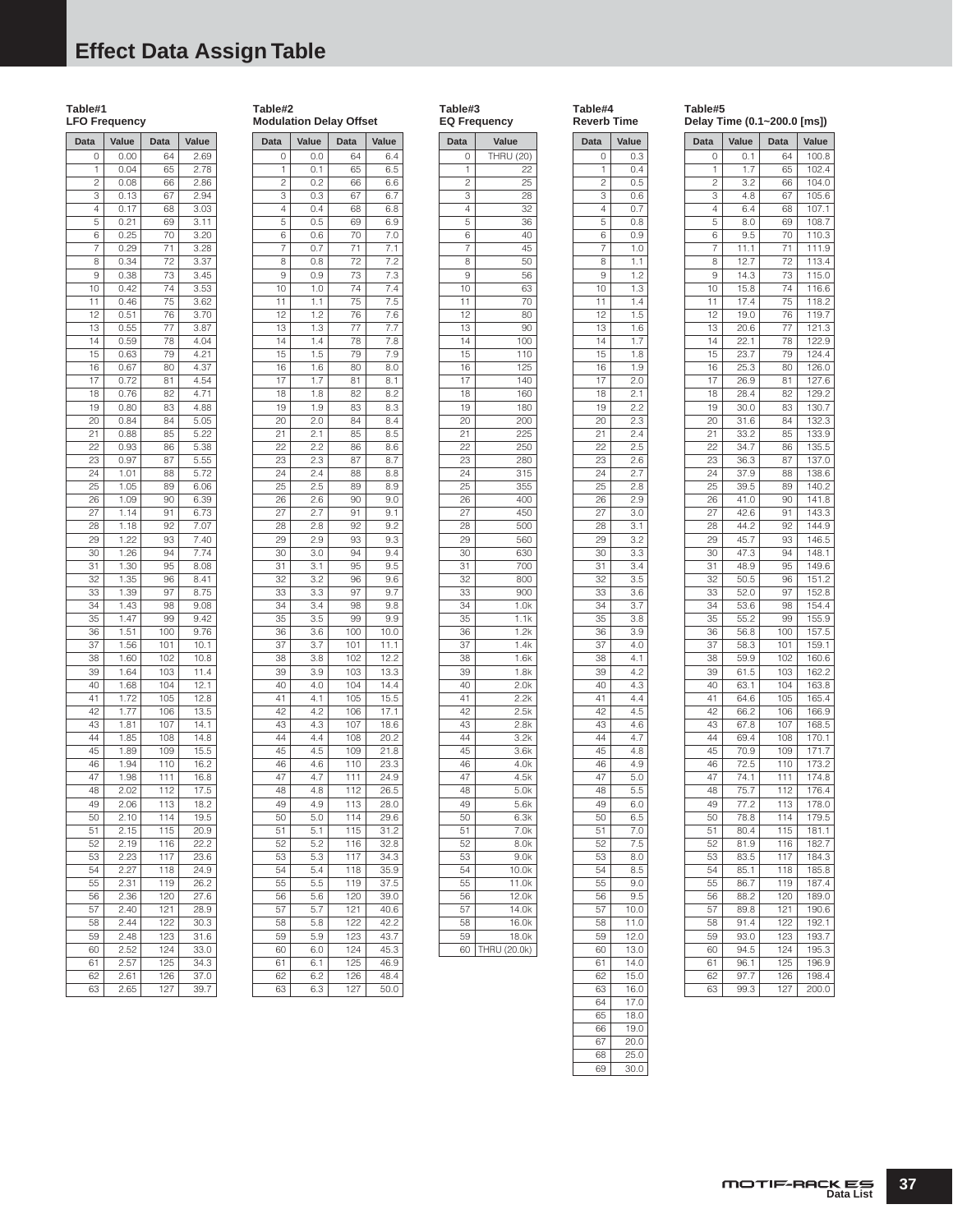# Effect Data Assign Table

**Table#1**
**LFO Frequency**

| Data | Value | Data | Value |
|---|---|---|---|
| 0 | 0.00 | 64 | 2.69 |
| 1 | 0.04 | 65 | 2.78 |
| 2 | 0.08 | 66 | 2.86 |
| 3 | 0.13 | 67 | 2.94 |
| 4 | 0.17 | 68 | 3.03 |
| 5 | 0.21 | 69 | 3.11 |
| 6 | 0.25 | 70 | 3.20 |
| 7 | 0.29 | 71 | 3.28 |
| 8 | 0.34 | 72 | 3.37 |
| 9 | 0.38 | 73 | 3.45 |
| 10 | 0.42 | 74 | 3.53 |
| 11 | 0.46 | 75 | 3.62 |
| 12 | 0.51 | 76 | 3.70 |
| 13 | 0.55 | 77 | 3.87 |
| 14 | 0.59 | 78 | 4.04 |
| 15 | 0.63 | 79 | 4.21 |
| 16 | 0.67 | 80 | 4.37 |
| 17 | 0.72 | 81 | 4.54 |
| 18 | 0.76 | 82 | 4.71 |
| 19 | 0.80 | 83 | 4.88 |
| 20 | 0.84 | 84 | 5.05 |
| 21 | 0.88 | 85 | 5.22 |
| 22 | 0.93 | 86 | 5.38 |
| 23 | 0.97 | 87 | 5.55 |
| 24 | 1.01 | 88 | 5.72 |
| 25 | 1.05 | 89 | 6.06 |
| 26 | 1.09 | 90 | 6.39 |
| 27 | 1.14 | 91 | 6.73 |
| 28 | 1.18 | 92 | 7.07 |
| 29 | 1.22 | 93 | 7.40 |
| 30 | 1.26 | 94 | 7.74 |
| 31 | 1.30 | 95 | 8.08 |
| 32 | 1.35 | 96 | 8.41 |
| 33 | 1.39 | 97 | 8.75 |
| 34 | 1.43 | 98 | 9.08 |
| 35 | 1.47 | 99 | 9.42 |
| 36 | 1.51 | 100 | 9.76 |
| 37 | 1.56 | 101 | 10.1 |
| 38 | 1.60 | 102 | 10.8 |
| 39 | 1.64 | 103 | 11.4 |
| 40 | 1.68 | 104 | 12.1 |
| 41 | 1.72 | 105 | 12.8 |
| 42 | 1.77 | 106 | 13.5 |
| 43 | 1.81 | 107 | 14.1 |
| 44 | 1.85 | 108 | 14.8 |
| 45 | 1.89 | 109 | 15.5 |
| 46 | 1.94 | 110 | 16.2 |
| 47 | 1.98 | 111 | 16.8 |
| 48 | 2.02 | 112 | 17.5 |
| 49 | 2.06 | 113 | 18.2 |
| 50 | 2.10 | 114 | 19.5 |
| 51 | 2.15 | 115 | 20.9 |
| 52 | 2.19 | 116 | 22.2 |
| 53 | 2.23 | 117 | 23.6 |
| 54 | 2.27 | 118 | 24.9 |
| 55 | 2.31 | 119 | 26.2 |
| 56 | 2.36 | 120 | 27.6 |
| 57 | 2.40 | 121 | 28.9 |
| 58 | 2.44 | 122 | 30.3 |
| 59 | 2.48 | 123 | 31.6 |
| 60 | 2.52 | 124 | 33.0 |
| 61 | 2.57 | 125 | 34.3 |
| 62 | 2.61 | 126 | 37.0 |
| 63 | 2.65 | 127 | 39.7 |

**Table#2**
**Modulation Delay Offset**

| Data | Value | Data | Value |
|---|---|---|---|
| 0 | 0.0 | 64 | 6.4 |
| 1 | 0.1 | 65 | 6.5 |
| 2 | 0.2 | 66 | 6.6 |
| 3 | 0.3 | 67 | 6.7 |
| 4 | 0.4 | 68 | 6.8 |
| 5 | 0.5 | 69 | 6.9 |
| 6 | 0.6 | 70 | 7.0 |
| 7 | 0.7 | 71 | 7.1 |
| 8 | 0.8 | 72 | 7.2 |
| 9 | 0.9 | 73 | 7.3 |
| 10 | 1.0 | 74 | 7.4 |
| 11 | 1.1 | 75 | 7.5 |
| 12 | 1.2 | 76 | 7.6 |
| 13 | 1.3 | 77 | 7.7 |
| 14 | 1.4 | 78 | 7.8 |
| 15 | 1.5 | 79 | 7.9 |
| 16 | 1.6 | 80 | 8.0 |
| 17 | 1.7 | 81 | 8.1 |
| 18 | 1.8 | 82 | 8.2 |
| 19 | 1.9 | 83 | 8.3 |
| 20 | 2.0 | 84 | 8.4 |
| 21 | 2.1 | 85 | 8.5 |
| 22 | 2.2 | 86 | 8.6 |
| 23 | 2.3 | 87 | 8.7 |
| 24 | 2.4 | 88 | 8.8 |
| 25 | 2.5 | 89 | 8.9 |
| 26 | 2.6 | 90 | 9.0 |
| 27 | 2.7 | 91 | 9.1 |
| 28 | 2.8 | 92 | 9.2 |
| 29 | 2.9 | 93 | 9.3 |
| 30 | 3.0 | 94 | 9.4 |
| 31 | 3.1 | 95 | 9.5 |
| 32 | 3.2 | 96 | 9.6 |
| 33 | 3.3 | 97 | 9.7 |
| 34 | 3.4 | 98 | 9.8 |
| 35 | 3.5 | 99 | 9.9 |
| 36 | 3.6 | 100 | 10.0 |
| 37 | 3.7 | 101 | 11.1 |
| 38 | 3.8 | 102 | 12.2 |
| 39 | 3.9 | 103 | 13.3 |
| 40 | 4.0 | 104 | 14.4 |
| 41 | 4.1 | 105 | 15.5 |
| 42 | 4.2 | 106 | 17.1 |
| 43 | 4.3 | 107 | 18.6 |
| 44 | 4.4 | 108 | 20.2 |
| 45 | 4.5 | 109 | 21.8 |
| 46 | 4.6 | 110 | 23.3 |
| 47 | 4.7 | 111 | 24.9 |
| 48 | 4.8 | 112 | 26.5 |
| 49 | 4.9 | 113 | 28.0 |
| 50 | 5.0 | 114 | 29.6 |
| 51 | 5.1 | 115 | 31.2 |
| 52 | 5.2 | 116 | 32.8 |
| 53 | 5.3 | 117 | 34.3 |
| 54 | 5.4 | 118 | 35.9 |
| 55 | 5.5 | 119 | 37.5 |
| 56 | 5.6 | 120 | 39.0 |
| 57 | 5.7 | 121 | 40.6 |
| 58 | 5.8 | 122 | 42.2 |
| 59 | 5.9 | 123 | 43.7 |
| 60 | 6.0 | 124 | 45.3 |
| 61 | 6.1 | 125 | 46.9 |
| 62 | 6.2 | 126 | 48.4 |
| 63 | 6.3 | 127 | 50.0 |

**Table#3**
**EQ Frequency**

| Data | Value |
|---|---|
| 0 | THRU (20) |
| 1 | 22 |
| 2 | 25 |
| 3 | 28 |
| 4 | 32 |
| 5 | 36 |
| 6 | 40 |
| 7 | 45 |
| 8 | 50 |
| 9 | 56 |
| 10 | 63 |
| 11 | 70 |
| 12 | 80 |
| 13 | 90 |
| 14 | 100 |
| 15 | 110 |
| 16 | 125 |
| 17 | 140 |
| 18 | 160 |
| 19 | 180 |
| 20 | 200 |
| 21 | 225 |
| 22 | 250 |
| 23 | 280 |
| 24 | 315 |
| 25 | 355 |
| 26 | 400 |
| 27 | 450 |
| 28 | 500 |
| 29 | 560 |
| 30 | 630 |
| 31 | 700 |
| 32 | 800 |
| 33 | 900 |
| 34 | 1.0k |
| 35 | 1.1k |
| 36 | 1.2k |
| 37 | 1.4k |
| 38 | 1.6k |
| 39 | 1.8k |
| 40 | 2.0k |
| 41 | 2.2k |
| 42 | 2.5k |
| 43 | 2.8k |
| 44 | 3.2k |
| 45 | 3.6k |
| 46 | 4.0k |
| 47 | 4.5k |
| 48 | 5.0k |
| 49 | 5.6k |
| 50 | 6.3k |
| 51 | 7.0k |
| 52 | 8.0k |
| 53 | 9.0k |
| 54 | 10.0k |
| 55 | 11.0k |
| 56 | 12.0k |
| 57 | 14.0k |
| 58 | 16.0k |
| 59 | 18.0k |
| 60 | THRU (20.0k) |

**Table#4**
**Reverb Time**

| Data | Value |
|---|---|
| 0 | 0.3 |
| 1 | 0.4 |
| 2 | 0.5 |
| 3 | 0.6 |
| 4 | 0.7 |
| 5 | 0.8 |
| 6 | 0.9 |
| 7 | 1.0 |
| 8 | 1.1 |
| 9 | 1.2 |
| 10 | 1.3 |
| 11 | 1.4 |
| 12 | 1.5 |
| 13 | 1.6 |
| 14 | 1.7 |
| 15 | 1.8 |
| 16 | 1.9 |
| 17 | 2.0 |
| 18 | 2.1 |
| 19 | 2.2 |
| 20 | 2.3 |
| 21 | 2.4 |
| 22 | 2.5 |
| 23 | 2.6 |
| 24 | 2.7 |
| 25 | 2.8 |
| 26 | 2.9 |
| 27 | 3.0 |
| 28 | 3.1 |
| 29 | 3.2 |
| 30 | 3.3 |
| 31 | 3.4 |
| 32 | 3.5 |
| 33 | 3.6 |
| 34 | 3.7 |
| 35 | 3.8 |
| 36 | 3.9 |
| 37 | 4.0 |
| 38 | 4.1 |
| 39 | 4.2 |
| 40 | 4.3 |
| 41 | 4.4 |
| 42 | 4.5 |
| 43 | 4.6 |
| 44 | 4.7 |
| 45 | 4.8 |
| 46 | 4.9 |
| 47 | 5.0 |
| 48 | 5.5 |
| 49 | 6.0 |
| 50 | 6.5 |
| 51 | 7.0 |
| 52 | 7.5 |
| 53 | 8.0 |
| 54 | 8.5 |
| 55 | 9.0 |
| 56 | 9.5 |
| 57 | 10.0 |
| 58 | 11.0 |
| 59 | 12.0 |
| 60 | 13.0 |
| 61 | 14.0 |
| 62 | 15.0 |
| 63 | 16.0 |
| 64 | 17.0 |
| 65 | 18.0 |
| 66 | 19.0 |
| 67 | 20.0 |
| 68 | 25.0 |
| 69 | 30.0 |

**Table#5**
**Delay Time (0.1~200.0 [ms])**

| Data | Value | Data | Value |
|---|---|---|---|
| 0 | 0.1 | 64 | 100.8 |
| 1 | 1.7 | 65 | 102.4 |
| 2 | 3.2 | 66 | 104.0 |
| 3 | 4.8 | 67 | 105.6 |
| 4 | 6.4 | 68 | 107.1 |
| 5 | 8.0 | 69 | 108.7 |
| 6 | 9.5 | 70 | 110.3 |
| 7 | 11.1 | 71 | 111.9 |
| 8 | 12.7 | 72 | 113.4 |
| 9 | 14.3 | 73 | 115.0 |
| 10 | 15.8 | 74 | 116.6 |
| 11 | 17.4 | 75 | 118.2 |
| 12 | 19.0 | 76 | 119.7 |
| 13 | 20.6 | 77 | 121.3 |
| 14 | 22.1 | 78 | 122.9 |
| 15 | 23.7 | 79 | 124.4 |
| 16 | 25.3 | 80 | 126.0 |
| 17 | 26.9 | 81 | 127.6 |
| 18 | 28.4 | 82 | 129.2 |
| 19 | 30.0 | 83 | 130.7 |
| 20 | 31.6 | 84 | 132.3 |
| 21 | 33.2 | 85 | 133.9 |
| 22 | 34.7 | 86 | 135.5 |
| 23 | 36.3 | 87 | 137.0 |
| 24 | 37.9 | 88 | 138.6 |
| 25 | 39.5 | 89 | 140.2 |
| 26 | 41.0 | 90 | 141.8 |
| 27 | 42.6 | 91 | 143.3 |
| 28 | 44.2 | 92 | 144.9 |
| 29 | 45.7 | 93 | 146.5 |
| 30 | 47.3 | 94 | 148.1 |
| 31 | 48.9 | 95 | 149.6 |
| 32 | 50.5 | 96 | 151.2 |
| 33 | 52.0 | 97 | 152.8 |
| 34 | 53.6 | 98 | 154.4 |
| 35 | 55.2 | 99 | 155.9 |
| 36 | 56.8 | 100 | 157.5 |
| 37 | 58.3 | 101 | 159.1 |
| 38 | 59.9 | 102 | 160.6 |
| 39 | 61.5 | 103 | 162.2 |
| 40 | 63.1 | 104 | 163.8 |
| 41 | 64.6 | 105 | 165.4 |
| 42 | 66.2 | 106 | 166.9 |
| 43 | 67.8 | 107 | 168.5 |
| 44 | 69.4 | 108 | 170.1 |
| 45 | 70.9 | 109 | 171.7 |
| 46 | 72.5 | 110 | 173.2 |
| 47 | 74.1 | 111 | 174.8 |
| 48 | 75.7 | 112 | 176.4 |
| 49 | 77.2 | 113 | 178.0 |
| 50 | 78.8 | 114 | 179.5 |
| 51 | 80.4 | 115 | 181.1 |
| 52 | 81.9 | 116 | 182.7 |
| 53 | 83.5 | 117 | 184.3 |
| 54 | 85.1 | 118 | 185.8 |
| 55 | 86.7 | 119 | 187.4 |
| 56 | 88.2 | 120 | 189.0 |
| 57 | 89.8 | 121 | 190.6 |
| 58 | 91.4 | 122 | 192.1 |
| 59 | 93.0 | 123 | 193.7 |
| 60 | 94.5 | 124 | 195.3 |
| 61 | 96.1 | 125 | 196.9 |
| 62 | 97.7 | 126 | 198.4 |
| 63 | 99.3 | 127 | 200.0 |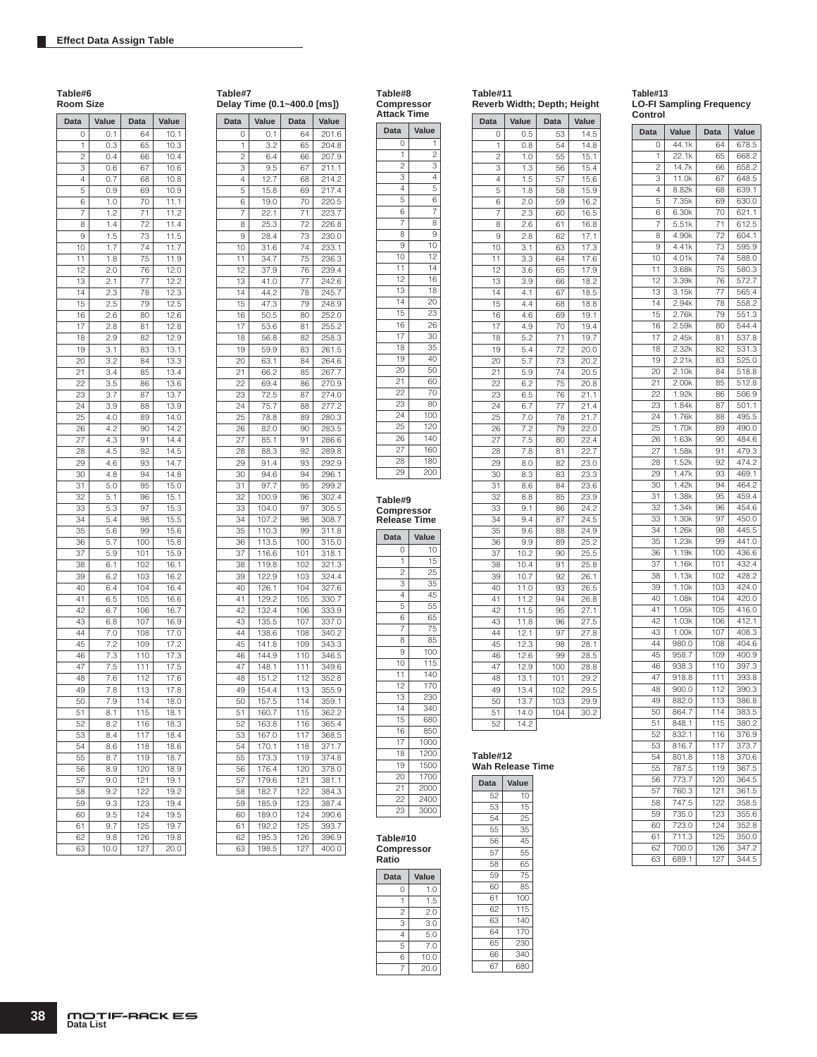## Effect Data Assign Table

**Table#6**
**Room Size**

| Data | Value | Data | Value |
|---|---|---|---|
| 0 | 0.1 | 64 | 10.1 |
| 1 | 0.3 | 65 | 10.3 |
| 2 | 0.4 | 66 | 10.4 |
| 3 | 0.6 | 67 | 10.6 |
| 4 | 0.7 | 68 | 10.8 |
| 5 | 0.9 | 69 | 10.9 |
| 6 | 1.0 | 70 | 11.1 |
| 7 | 1.2 | 71 | 11.2 |
| 8 | 1.4 | 72 | 11.4 |
| 9 | 1.5 | 73 | 11.5 |
| 10 | 1.7 | 74 | 11.7 |
| 11 | 1.8 | 75 | 11.9 |
| 12 | 2.0 | 76 | 12.0 |
| 13 | 2.1 | 77 | 12.2 |
| 14 | 2.3 | 78 | 12.3 |
| 15 | 2.5 | 79 | 12.5 |
| 16 | 2.6 | 80 | 12.6 |
| 17 | 2.8 | 81 | 12.8 |
| 18 | 2.9 | 82 | 12.9 |
| 19 | 3.1 | 83 | 13.1 |
| 20 | 3.2 | 84 | 13.3 |
| 21 | 3.4 | 85 | 13.4 |
| 22 | 3.5 | 86 | 13.6 |
| 23 | 3.7 | 87 | 13.7 |
| 24 | 3.9 | 88 | 13.9 |
| 25 | 4.0 | 89 | 14.0 |
| 26 | 4.2 | 90 | 14.2 |
| 27 | 4.3 | 91 | 14.4 |
| 28 | 4.5 | 92 | 14.5 |
| 29 | 4.6 | 93 | 14.7 |
| 30 | 4.8 | 94 | 14.8 |
| 31 | 5.0 | 95 | 15.0 |
| 32 | 5.1 | 96 | 15.1 |
| 33 | 5.3 | 97 | 15.3 |
| 34 | 5.4 | 98 | 15.5 |
| 35 | 5.6 | 99 | 15.6 |
| 36 | 5.7 | 100 | 15.8 |
| 37 | 5.9 | 101 | 15.9 |
| 38 | 6.1 | 102 | 16.1 |
| 39 | 6.2 | 103 | 16.2 |
| 40 | 6.4 | 104 | 16.4 |
| 41 | 6.5 | 105 | 16.6 |
| 42 | 6.7 | 106 | 16.7 |
| 43 | 6.8 | 107 | 16.9 |
| 44 | 7.0 | 108 | 17.0 |
| 45 | 7.2 | 109 | 17.2 |
| 46 | 7.3 | 110 | 17.3 |
| 47 | 7.5 | 111 | 17.5 |
| 48 | 7.6 | 112 | 17.6 |
| 49 | 7.8 | 113 | 17.8 |
| 50 | 7.9 | 114 | 18.0 |
| 51 | 8.1 | 115 | 18.1 |
| 52 | 8.2 | 116 | 18.3 |
| 53 | 8.4 | 117 | 18.4 |
| 54 | 8.6 | 118 | 18.6 |
| 55 | 8.7 | 119 | 18.7 |
| 56 | 8.9 | 120 | 18.9 |
| 57 | 9.0 | 121 | 19.1 |
| 58 | 9.2 | 122 | 19.2 |
| 59 | 9.3 | 123 | 19.4 |
| 60 | 9.5 | 124 | 19.5 |
| 61 | 9.7 | 125 | 19.7 |
| 62 | 9.8 | 126 | 19.8 |
| 63 | 10.0 | 127 | 20.0 |

**Table#7**
**Delay Time (0.1~400.0 [ms])**

| Data | Value | Data | Value |
|---|---|---|---|
| 0 | 0.1 | 64 | 201.6 |
| 1 | 3.2 | 65 | 204.8 |
| 2 | 6.4 | 66 | 207.9 |
| 3 | 9.5 | 67 | 211.1 |
| 4 | 12.7 | 68 | 214.2 |
| 5 | 15.8 | 69 | 217.4 |
| 6 | 19.0 | 70 | 220.5 |
| 7 | 22.1 | 71 | 223.7 |
| 8 | 25.3 | 72 | 226.8 |
| 9 | 28.4 | 73 | 230.0 |
| 10 | 31.6 | 74 | 233.1 |
| 11 | 34.7 | 75 | 236.3 |
| 12 | 37.9 | 76 | 239.4 |
| 13 | 41.0 | 77 | 242.6 |
| 14 | 44.2 | 78 | 245.7 |
| 15 | 47.3 | 79 | 248.9 |
| 16 | 50.5 | 80 | 252.0 |
| 17 | 53.6 | 81 | 255.2 |
| 18 | 56.8 | 82 | 258.3 |
| 19 | 59.9 | 83 | 261.5 |
| 20 | 63.1 | 84 | 264.6 |
| 21 | 66.2 | 85 | 267.7 |
| 22 | 69.4 | 86 | 270.9 |
| 23 | 72.5 | 87 | 274.0 |
| 24 | 75.7 | 88 | 277.2 |
| 25 | 78.8 | 89 | 280.3 |
| 26 | 82.0 | 90 | 283.5 |
| 27 | 85.1 | 91 | 286.6 |
| 28 | 88.3 | 92 | 289.8 |
| 29 | 91.4 | 93 | 292.9 |
| 30 | 94.6 | 94 | 296.1 |
| 31 | 97.7 | 95 | 299.2 |
| 32 | 100.9 | 96 | 302.4 |
| 33 | 104.0 | 97 | 305.5 |
| 34 | 107.2 | 98 | 308.7 |
| 35 | 110.3 | 99 | 311.8 |
| 36 | 113.5 | 100 | 315.0 |
| 37 | 116.6 | 101 | 318.1 |
| 38 | 119.8 | 102 | 321.3 |
| 39 | 122.9 | 103 | 324.4 |
| 40 | 126.1 | 104 | 327.6 |
| 41 | 129.2 | 105 | 330.7 |
| 42 | 132.4 | 106 | 333.9 |
| 43 | 135.5 | 107 | 337.0 |
| 44 | 138.6 | 108 | 340.2 |
| 45 | 141.8 | 109 | 343.3 |
| 46 | 144.9 | 110 | 346.5 |
| 47 | 148.1 | 111 | 349.6 |
| 48 | 151.2 | 112 | 352.8 |
| 49 | 154.4 | 113 | 355.9 |
| 50 | 157.5 | 114 | 359.1 |
| 51 | 160.7 | 115 | 362.2 |
| 52 | 163.8 | 116 | 365.4 |
| 53 | 167.0 | 117 | 368.5 |
| 54 | 170.1 | 118 | 371.7 |
| 55 | 173.3 | 119 | 374.8 |
| 56 | 176.4 | 120 | 378.0 |
| 57 | 179.6 | 121 | 381.1 |
| 58 | 182.7 | 122 | 384.3 |
| 59 | 185.9 | 123 | 387.4 |
| 60 | 189.0 | 124 | 390.6 |
| 61 | 192.2 | 125 | 393.7 |
| 62 | 195.3 | 126 | 396.9 |
| 63 | 198.5 | 127 | 400.0 |

**Table#8**
**Compressor Attack Time**

| Data | Value |
|---|---|
| 0 | 1 |
| 1 | 2 |
| 2 | 3 |
| 3 | 4 |
| 4 | 5 |
| 5 | 6 |
| 6 | 7 |
| 7 | 8 |
| 8 | 9 |
| 9 | 10 |
| 10 | 12 |
| 11 | 14 |
| 12 | 16 |
| 13 | 18 |
| 14 | 20 |
| 15 | 23 |
| 16 | 26 |
| 17 | 30 |
| 18 | 35 |
| 19 | 40 |
| 20 | 50 |
| 21 | 60 |
| 22 | 70 |
| 23 | 80 |
| 24 | 100 |
| 25 | 120 |
| 26 | 140 |
| 27 | 160 |
| 28 | 180 |
| 29 | 200 |

**Table#9**
**Compressor Release Time**

| Data | Value |
|---|---|
| 0 | 10 |
| 1 | 15 |
| 2 | 25 |
| 3 | 35 |
| 4 | 45 |
| 5 | 55 |
| 6 | 65 |
| 7 | 75 |
| 8 | 85 |
| 9 | 100 |
| 10 | 115 |
| 11 | 140 |
| 12 | 170 |
| 13 | 230 |
| 14 | 340 |
| 15 | 680 |
| 16 | 850 |
| 17 | 1000 |
| 18 | 1200 |
| 19 | 1500 |
| 20 | 1700 |
| 21 | 2000 |
| 22 | 2400 |
| 23 | 3000 |

**Table#10**
**Compressor Ratio**

| Data | Value |
|---|---|
| 0 | 1.0 |
| 1 | 1.5 |
| 2 | 2.0 |
| 3 | 3.0 |
| 4 | 5.0 |
| 5 | 7.0 |
| 6 | 10.0 |
| 7 | 20.0 |

**Table#11**
**Reverb Width; Depth; Height**

| Data | Value | Data | Value |
|---|---|---|---|
| 0 | 0.5 | 53 | 14.5 |
| 1 | 0.8 | 54 | 14.8 |
| 2 | 1.0 | 55 | 15.1 |
| 3 | 1.3 | 56 | 15.4 |
| 4 | 1.5 | 57 | 15.6 |
| 5 | 1.8 | 58 | 15.9 |
| 6 | 2.0 | 59 | 16.2 |
| 7 | 2.3 | 60 | 16.5 |
| 8 | 2.6 | 61 | 16.8 |
| 9 | 2.8 | 62 | 17.1 |
| 10 | 3.1 | 63 | 17.3 |
| 11 | 3.3 | 64 | 17.6 |
| 12 | 3.6 | 65 | 17.9 |
| 13 | 3.9 | 66 | 18.2 |
| 14 | 4.1 | 67 | 18.5 |
| 15 | 4.4 | 68 | 18.8 |
| 16 | 4.6 | 69 | 19.1 |
| 17 | 4.9 | 70 | 19.4 |
| 18 | 5.2 | 71 | 19.7 |
| 19 | 5.4 | 72 | 20.0 |
| 20 | 5.7 | 73 | 20.2 |
| 21 | 5.9 | 74 | 20.5 |
| 22 | 6.2 | 75 | 20.8 |
| 23 | 6.5 | 76 | 21.1 |
| 24 | 6.7 | 77 | 21.4 |
| 25 | 7.0 | 78 | 21.7 |
| 26 | 7.2 | 79 | 22.0 |
| 27 | 7.5 | 80 | 22.4 |
| 28 | 7.8 | 81 | 22.7 |
| 29 | 8.0 | 82 | 23.0 |
| 30 | 8.3 | 83 | 23.3 |
| 31 | 8.6 | 84 | 23.6 |
| 32 | 8.8 | 85 | 23.9 |
| 33 | 9.1 | 86 | 24.2 |
| 34 | 9.4 | 87 | 24.5 |
| 35 | 9.6 | 88 | 24.9 |
| 36 | 9.9 | 89 | 25.2 |
| 37 | 10.2 | 90 | 25.5 |
| 38 | 10.4 | 91 | 25.8 |
| 39 | 10.7 | 92 | 26.1 |
| 40 | 11.0 | 93 | 26.5 |
| 41 | 11.2 | 94 | 26.8 |
| 42 | 11.5 | 95 | 27.1 |
| 43 | 11.8 | 96 | 27.5 |
| 44 | 12.1 | 97 | 27.8 |
| 45 | 12.3 | 98 | 28.1 |
| 46 | 12.6 | 99 | 28.5 |
| 47 | 12.9 | 100 | 28.8 |
| 48 | 13.1 | 101 | 29.2 |
| 49 | 13.4 | 102 | 29.5 |
| 50 | 13.7 | 103 | 29.9 |
| 51 | 14.0 | 104 | 30.2 |
| 52 | 14.2 | | |

**Table#12**
**Wah Release Time**

| Data | Value |
|---|---|
| 52 | 10 |
| 53 | 15 |
| 54 | 25 |
| 55 | 35 |
| 56 | 45 |
| 57 | 55 |
| 58 | 65 |
| 59 | 75 |
| 60 | 85 |
| 61 | 100 |
| 62 | 115 |
| 63 | 140 |
| 64 | 170 |
| 65 | 230 |
| 66 | 340 |
| 67 | 680 |

**Table#13**
**LO-FI Sampling Frequency Control**

| Data | Value | Data | Value |
|---|---|---|---|
| 0 | 44.1k | 64 | 678.5 |
| 1 | 22.1k | 65 | 668.2 |
| 2 | 14.7k | 66 | 658.2 |
| 3 | 11.0k | 67 | 648.5 |
| 4 | 8.82k | 68 | 639.1 |
| 5 | 7.35k | 69 | 630.0 |
| 6 | 6.30k | 70 | 621.1 |
| 7 | 5.51k | 71 | 612.5 |
| 8 | 4.90k | 72 | 604.1 |
| 9 | 4.41k | 73 | 595.9 |
| 10 | 4.01k | 74 | 588.0 |
| 11 | 3.68k | 75 | 580.3 |
| 12 | 3.39k | 76 | 572.7 |
| 13 | 3.15k | 77 | 565.4 |
| 14 | 2.94k | 78 | 558.2 |
| 15 | 2.76k | 79 | 551.3 |
| 16 | 2.59k | 80 | 544.4 |
| 17 | 2.45k | 81 | 537.8 |
| 18 | 2.32k | 82 | 531.3 |
| 19 | 2.21k | 83 | 525.0 |
| 20 | 2.10k | 84 | 518.8 |
| 21 | 2.00k | 85 | 512.8 |
| 22 | 1.92k | 86 | 506.9 |
| 23 | 1.84k | 87 | 501.1 |
| 24 | 1.76k | 88 | 495.5 |
| 25 | 1.70k | 89 | 490.0 |
| 26 | 1.63k | 90 | 484.6 |
| 27 | 1.58k | 91 | 479.3 |
| 28 | 1.52k | 92 | 474.2 |
| 29 | 1.47k | 93 | 469.1 |
| 30 | 1.42k | 94 | 464.2 |
| 31 | 1.38k | 95 | 459.4 |
| 32 | 1.34k | 96 | 454.6 |
| 33 | 1.30k | 97 | 450.0 |
| 34 | 1.26k | 98 | 445.5 |
| 35 | 1.23k | 99 | 441.0 |
| 36 | 1.19k | 100 | 436.6 |
| 37 | 1.16k | 101 | 432.4 |
| 38 | 1.13k | 102 | 428.2 |
| 39 | 1.10k | 103 | 424.0 |
| 40 | 1.08k | 104 | 420.0 |
| 41 | 1.05k | 105 | 416.0 |
| 42 | 1.03k | 106 | 412.1 |
| 43 | 1.00k | 107 | 408.3 |
| 44 | 980.0 | 108 | 404.6 |
| 45 | 958.7 | 109 | 400.9 |
| 46 | 938.3 | 110 | 397.3 |
| 47 | 918.8 | 111 | 393.8 |
| 48 | 900.0 | 112 | 390.3 |
| 49 | 882.0 | 113 | 386.8 |
| 50 | 864.7 | 114 | 383.5 |
| 51 | 848.1 | 115 | 380.2 |
| 52 | 832.1 | 116 | 376.9 |
| 53 | 816.7 | 117 | 373.7 |
| 54 | 801.8 | 118 | 370.6 |
| 55 | 787.5 | 119 | 367.5 |
| 56 | 773.7 | 120 | 364.5 |
| 57 | 760.3 | 121 | 361.5 |
| 58 | 747.5 | 122 | 358.5 |
| 59 | 735.0 | 123 | 355.6 |
| 60 | 723.0 | 124 | 352.8 |
| 61 | 711.3 | 125 | 350.0 |
| 62 | 700.0 | 126 | 347.2 |
| 63 | 689.1 | 127 | 344.5 |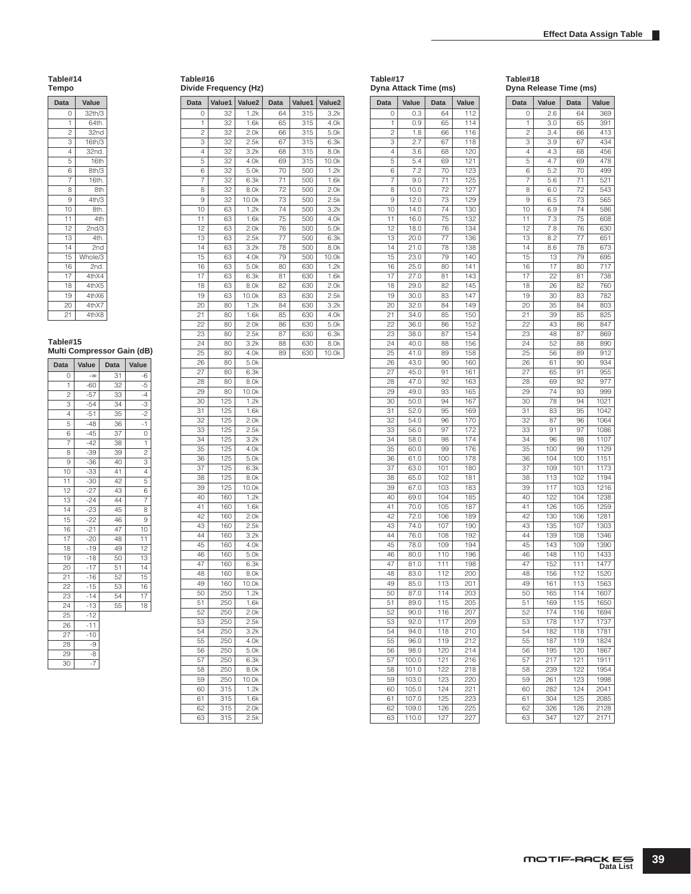## Table#14 Tempo

| Data | Value |
|---|---|
| 0 | 32th/3 |
| 1 | 64th. |
| 2 | 32nd |
| 3 | 16th/3 |
| 4 | 32nd. |
| 5 | 16th |
| 6 | 8th/3 |
| 7 | 16th. |
| 8 | 8th |
| 9 | 4th/3 |
| 10 | 8th. |
| 11 | 4th |
| 12 | 2nd/3 |
| 13 | 4th. |
| 14 | 2nd |
| 15 | Whole/3 |
| 16 | 2nd. |
| 17 | 4thX4 |
| 18 | 4thX5 |
| 19 | 4thX6 |
| 20 | 4thX7 |
| 21 | 4thX8 |

## Table#15 Multi Compressor Gain (dB)

| Data | Value | Data | Value |
|---|---|---|---|
| 0 | -∞ | 31 | -6 |
| 1 | -60 | 32 | -5 |
| 2 | -57 | 33 | -4 |
| 3 | -54 | 34 | -3 |
| 4 | -51 | 35 | -2 |
| 5 | -48 | 36 | -1 |
| 6 | -45 | 37 | 0 |
| 7 | -42 | 38 | 1 |
| 8 | -39 | 39 | 2 |
| 9 | -36 | 40 | 3 |
| 10 | -33 | 41 | 4 |
| 11 | -30 | 42 | 5 |
| 12 | -27 | 43 | 6 |
| 13 | -24 | 44 | 7 |
| 14 | -23 | 45 | 8 |
| 15 | -22 | 46 | 9 |
| 16 | -21 | 47 | 10 |
| 17 | -20 | 48 | 11 |
| 18 | -19 | 49 | 12 |
| 19 | -18 | 50 | 13 |
| 20 | -17 | 51 | 14 |
| 21 | -16 | 52 | 15 |
| 22 | -15 | 53 | 16 |
| 23 | -14 | 54 | 17 |
| 24 | -13 | 55 | 18 |
| 25 | -12 | | |
| 26 | -11 | | |
| 27 | -10 | | |
| 28 | -9 | | |
| 29 | -8 | | |
| 30 | -7 | | |

## Table#16 Divide Frequency (Hz)

| Data | Value1 | Value2 | Data | Value1 | Value2 |
|---|---|---|---|---|---|
| 0 | 32 | 1.2k | 64 | 315 | 3.2k |
| 1 | 32 | 1.6k | 65 | 315 | 4.0k |
| 2 | 32 | 2.0k | 66 | 315 | 5.0k |
| 3 | 32 | 2.5k | 67 | 315 | 6.3k |
| 4 | 32 | 3.2k | 68 | 315 | 8.0k |
| 5 | 32 | 4.0k | 69 | 315 | 10.0k |
| 6 | 32 | 5.0k | 70 | 500 | 1.2k |
| 7 | 32 | 6.3k | 71 | 500 | 1.6k |
| 8 | 32 | 8.0k | 72 | 500 | 2.0k |
| 9 | 32 | 10.0k | 73 | 500 | 2.5k |
| 10 | 63 | 1.2k | 74 | 500 | 3.2k |
| 11 | 63 | 1.6k | 75 | 500 | 4.0k |
| 12 | 63 | 2.0k | 76 | 500 | 5.0k |
| 13 | 63 | 2.5k | 77 | 500 | 6.3k |
| 14 | 63 | 3.2k | 78 | 500 | 8.0k |
| 15 | 63 | 4.0k | 79 | 500 | 10.0k |
| 16 | 63 | 5.0k | 80 | 630 | 1.2k |
| 17 | 63 | 6.3k | 81 | 630 | 1.6k |
| 18 | 63 | 8.0k | 82 | 630 | 2.0k |
| 19 | 63 | 10.0k | 83 | 630 | 2.5k |
| 20 | 80 | 1.2k | 84 | 630 | 3.2k |
| 21 | 80 | 1.6k | 85 | 630 | 4.0k |
| 22 | 80 | 2.0k | 86 | 630 | 5.0k |
| 23 | 80 | 2.5k | 87 | 630 | 6.3k |
| 24 | 80 | 3.2k | 88 | 630 | 8.0k |
| 25 | 80 | 4.0k | 89 | 630 | 10.0k |
| 26 | 80 | 5.0k | | | |
| 27 | 80 | 6.3k | | | |
| 28 | 80 | 8.0k | | | |
| 29 | 80 | 10.0k | | | |
| 30 | 125 | 1.2k | | | |
| 31 | 125 | 1.6k | | | |
| 32 | 125 | 2.0k | | | |
| 33 | 125 | 2.5k | | | |
| 34 | 125 | 3.2k | | | |
| 35 | 125 | 4.0k | | | |
| 36 | 125 | 5.0k | | | |
| 37 | 125 | 6.3k | | | |
| 38 | 125 | 8.0k | | | |
| 39 | 125 | 10.0k | | | |
| 40 | 160 | 1.2k | | | |
| 41 | 160 | 1.6k | | | |
| 42 | 160 | 2.0k | | | |
| 43 | 160 | 2.5k | | | |
| 44 | 160 | 3.2k | | | |
| 45 | 160 | 4.0k | | | |
| 46 | 160 | 5.0k | | | |
| 47 | 160 | 6.3k | | | |
| 48 | 160 | 8.0k | | | |
| 49 | 160 | 10.0k | | | |
| 50 | 250 | 1.2k | | | |
| 51 | 250 | 1.6k | | | |
| 52 | 250 | 2.0k | | | |
| 53 | 250 | 2.5k | | | |
| 54 | 250 | 3.2k | | | |
| 55 | 250 | 4.0k | | | |
| 56 | 250 | 5.0k | | | |
| 57 | 250 | 6.3k | | | |
| 58 | 250 | 8.0k | | | |
| 59 | 250 | 10.0k | | | |
| 60 | 315 | 1.2k | | | |
| 61 | 315 | 1.6k | | | |
| 62 | 315 | 2.0k | | | |
| 63 | 315 | 2.5k | | | |

## Table#17 Dyna Attack Time (ms)

| Data | Value | Data | Value |
|---|---|---|---|
| 0 | 0.3 | 64 | 112 |
| 1 | 0.9 | 65 | 114 |
| 2 | 1.8 | 66 | 116 |
| 3 | 2.7 | 67 | 118 |
| 4 | 3.6 | 68 | 120 |
| 5 | 5.4 | 69 | 121 |
| 6 | 7.2 | 70 | 123 |
| 7 | 9.0 | 71 | 125 |
| 8 | 10.0 | 72 | 127 |
| 9 | 12.0 | 73 | 129 |
| 10 | 14.0 | 74 | 130 |
| 11 | 16.0 | 75 | 132 |
| 12 | 18.0 | 76 | 134 |
| 13 | 20.0 | 77 | 136 |
| 14 | 21.0 | 78 | 138 |
| 15 | 23.0 | 79 | 140 |
| 16 | 25.0 | 80 | 141 |
| 17 | 27.0 | 81 | 143 |
| 18 | 29.0 | 82 | 145 |
| 19 | 30.0 | 83 | 147 |
| 20 | 32.0 | 84 | 149 |
| 21 | 34.0 | 85 | 150 |
| 22 | 36.0 | 86 | 152 |
| 23 | 38.0 | 87 | 154 |
| 24 | 40.0 | 88 | 156 |
| 25 | 41.0 | 89 | 158 |
| 26 | 43.0 | 90 | 160 |
| 27 | 45.0 | 91 | 161 |
| 28 | 47.0 | 92 | 163 |
| 29 | 49.0 | 93 | 165 |
| 30 | 50.0 | 94 | 167 |
| 31 | 52.0 | 95 | 169 |
| 32 | 54.0 | 96 | 170 |
| 33 | 56.0 | 97 | 172 |
| 34 | 58.0 | 98 | 174 |
| 35 | 60.0 | 99 | 176 |
| 36 | 61.0 | 100 | 178 |
| 37 | 63.0 | 101 | 180 |
| 38 | 65.0 | 102 | 181 |
| 39 | 67.0 | 103 | 183 |
| 40 | 69.0 | 104 | 185 |
| 41 | 70.0 | 105 | 187 |
| 42 | 72.0 | 106 | 189 |
| 43 | 74.0 | 107 | 190 |
| 44 | 76.0 | 108 | 192 |
| 45 | 78.0 | 109 | 194 |
| 46 | 80.0 | 110 | 196 |
| 47 | 81.0 | 111 | 198 |
| 48 | 83.0 | 112 | 200 |
| 49 | 85.0 | 113 | 201 |
| 50 | 87.0 | 114 | 203 |
| 51 | 89.0 | 115 | 205 |
| 52 | 90.0 | 116 | 207 |
| 53 | 92.0 | 117 | 209 |
| 54 | 94.0 | 118 | 210 |
| 55 | 96.0 | 119 | 212 |
| 56 | 98.0 | 120 | 214 |
| 57 | 100.0 | 121 | 216 |
| 58 | 101.0 | 122 | 218 |
| 59 | 103.0 | 123 | 220 |
| 60 | 105.0 | 124 | 221 |
| 61 | 107.0 | 125 | 223 |
| 62 | 109.0 | 126 | 225 |
| 63 | 110.0 | 127 | 227 |

## Table#18 Dyna Release Time (ms)

| Data | Value | Data | Value |
|---|---|---|---|
| 0 | 2.6 | 64 | 369 |
| 1 | 3.0 | 65 | 391 |
| 2 | 3.4 | 66 | 413 |
| 3 | 3.9 | 67 | 434 |
| 4 | 4.3 | 68 | 456 |
| 5 | 4.7 | 69 | 478 |
| 6 | 5.2 | 70 | 499 |
| 7 | 5.6 | 71 | 521 |
| 8 | 6.0 | 72 | 543 |
| 9 | 6.5 | 73 | 565 |
| 10 | 6.9 | 74 | 586 |
| 11 | 7.3 | 75 | 608 |
| 12 | 7.8 | 76 | 630 |
| 13 | 8.2 | 77 | 651 |
| 14 | 8.6 | 78 | 673 |
| 15 | 13 | 79 | 695 |
| 16 | 17 | 80 | 717 |
| 17 | 22 | 81 | 738 |
| 18 | 26 | 82 | 760 |
| 19 | 30 | 83 | 782 |
| 20 | 35 | 84 | 803 |
| 21 | 39 | 85 | 825 |
| 22 | 43 | 86 | 847 |
| 23 | 48 | 87 | 869 |
| 24 | 52 | 88 | 890 |
| 25 | 56 | 89 | 912 |
| 26 | 61 | 90 | 934 |
| 27 | 65 | 91 | 955 |
| 28 | 69 | 92 | 977 |
| 29 | 74 | 93 | 999 |
| 30 | 78 | 94 | 1021 |
| 31 | 83 | 95 | 1042 |
| 32 | 87 | 96 | 1064 |
| 33 | 91 | 97 | 1086 |
| 34 | 96 | 98 | 1107 |
| 35 | 100 | 99 | 1129 |
| 36 | 104 | 100 | 1151 |
| 37 | 109 | 101 | 1173 |
| 38 | 113 | 102 | 1194 |
| 39 | 117 | 103 | 1216 |
| 40 | 122 | 104 | 1238 |
| 41 | 126 | 105 | 1259 |
| 42 | 130 | 106 | 1281 |
| 43 | 135 | 107 | 1303 |
| 44 | 139 | 108 | 1346 |
| 45 | 143 | 109 | 1390 |
| 46 | 148 | 110 | 1433 |
| 47 | 152 | 111 | 1477 |
| 48 | 156 | 112 | 1520 |
| 49 | 161 | 113 | 1563 |
| 50 | 165 | 114 | 1607 |
| 51 | 169 | 115 | 1650 |
| 52 | 174 | 116 | 1694 |
| 53 | 178 | 117 | 1737 |
| 54 | 182 | 118 | 1781 |
| 55 | 187 | 119 | 1824 |
| 56 | 195 | 120 | 1867 |
| 57 | 217 | 121 | 1911 |
| 58 | 239 | 122 | 1954 |
| 59 | 261 | 123 | 1998 |
| 60 | 282 | 124 | 2041 |
| 61 | 304 | 125 | 2085 |
| 62 | 326 | 126 | 2128 |
| 63 | 347 | 127 | 2171 |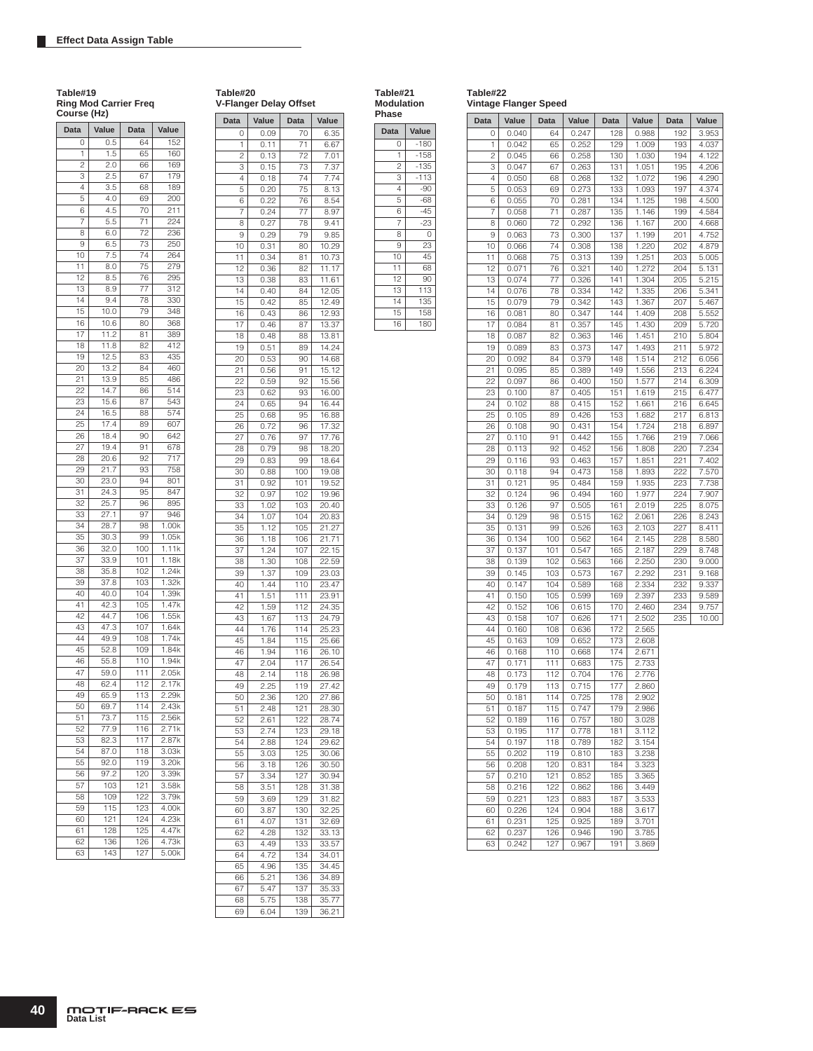## Effect Data Assign Table

### Table#19
**Ring Mod Carrier Freq Course (Hz)**

| Data | Value | Data | Value |
|---|---|---|---|
| 0 | 0.5 | 64 | 152 |
| 1 | 1.5 | 65 | 160 |
| 2 | 2.0 | 66 | 169 |
| 3 | 2.5 | 67 | 179 |
| 4 | 3.5 | 68 | 189 |
| 5 | 4.0 | 69 | 200 |
| 6 | 4.5 | 70 | 211 |
| 7 | 5.5 | 71 | 224 |
| 8 | 6.0 | 72 | 236 |
| 9 | 6.5 | 73 | 250 |
| 10 | 7.5 | 74 | 264 |
| 11 | 8.0 | 75 | 279 |
| 12 | 8.5 | 76 | 295 |
| 13 | 8.9 | 77 | 312 |
| 14 | 9.4 | 78 | 330 |
| 15 | 10.0 | 79 | 348 |
| 16 | 10.6 | 80 | 368 |
| 17 | 11.2 | 81 | 389 |
| 18 | 11.8 | 82 | 412 |
| 19 | 12.5 | 83 | 435 |
| 20 | 13.2 | 84 | 460 |
| 21 | 13.9 | 85 | 486 |
| 22 | 14.7 | 86 | 514 |
| 23 | 15.6 | 87 | 543 |
| 24 | 16.5 | 88 | 574 |
| 25 | 17.4 | 89 | 607 |
| 26 | 18.4 | 90 | 642 |
| 27 | 19.4 | 91 | 678 |
| 28 | 20.6 | 92 | 717 |
| 29 | 21.7 | 93 | 758 |
| 30 | 23.0 | 94 | 801 |
| 31 | 24.3 | 95 | 847 |
| 32 | 25.7 | 96 | 895 |
| 33 | 27.1 | 97 | 946 |
| 34 | 28.7 | 98 | 1.00k |
| 35 | 30.3 | 99 | 1.05k |
| 36 | 32.0 | 100 | 1.11k |
| 37 | 33.9 | 101 | 1.18k |
| 38 | 35.8 | 102 | 1.24k |
| 39 | 37.8 | 103 | 1.32k |
| 40 | 40.0 | 104 | 1.39k |
| 41 | 42.3 | 105 | 1.47k |
| 42 | 44.7 | 106 | 1.55k |
| 43 | 47.3 | 107 | 1.64k |
| 44 | 49.9 | 108 | 1.74k |
| 45 | 52.8 | 109 | 1.84k |
| 46 | 55.8 | 110 | 1.94k |
| 47 | 59.0 | 111 | 2.05k |
| 48 | 62.4 | 112 | 2.17k |
| 49 | 65.9 | 113 | 2.29k |
| 50 | 69.7 | 114 | 2.43k |
| 51 | 73.7 | 115 | 2.56k |
| 52 | 77.9 | 116 | 2.71k |
| 53 | 82.3 | 117 | 2.87k |
| 54 | 87.0 | 118 | 3.03k |
| 55 | 92.0 | 119 | 3.20k |
| 56 | 97.2 | 120 | 3.39k |
| 57 | 103 | 121 | 3.58k |
| 58 | 109 | 122 | 3.79k |
| 59 | 115 | 123 | 4.00k |
| 60 | 121 | 124 | 4.23k |
| 61 | 128 | 125 | 4.47k |
| 62 | 136 | 126 | 4.73k |
| 63 | 143 | 127 | 5.00k |

### Table#20
**V-Flanger Delay Offset**

| Data | Value | Data | Value |
|---|---|---|---|
| 0 | 0.09 | 70 | 6.35 |
| 1 | 0.11 | 71 | 6.67 |
| 2 | 0.13 | 72 | 7.01 |
| 3 | 0.15 | 73 | 7.37 |
| 4 | 0.18 | 74 | 7.74 |
| 5 | 0.20 | 75 | 8.13 |
| 6 | 0.22 | 76 | 8.54 |
| 7 | 0.24 | 77 | 8.97 |
| 8 | 0.27 | 78 | 9.41 |
| 9 | 0.29 | 79 | 9.85 |
| 10 | 0.31 | 80 | 10.29 |
| 11 | 0.34 | 81 | 10.73 |
| 12 | 0.36 | 82 | 11.17 |
| 13 | 0.38 | 83 | 11.61 |
| 14 | 0.40 | 84 | 12.05 |
| 15 | 0.42 | 85 | 12.49 |
| 16 | 0.43 | 86 | 12.93 |
| 17 | 0.46 | 87 | 13.37 |
| 18 | 0.48 | 88 | 13.81 |
| 19 | 0.51 | 89 | 14.24 |
| 20 | 0.53 | 90 | 14.68 |
| 21 | 0.56 | 91 | 15.12 |
| 22 | 0.59 | 92 | 15.56 |
| 23 | 0.62 | 93 | 16.00 |
| 24 | 0.65 | 94 | 16.44 |
| 25 | 0.68 | 95 | 16.88 |
| 26 | 0.72 | 96 | 17.32 |
| 27 | 0.76 | 97 | 17.76 |
| 28 | 0.79 | 98 | 18.20 |
| 29 | 0.83 | 99 | 18.64 |
| 30 | 0.88 | 100 | 19.08 |
| 31 | 0.92 | 101 | 19.52 |
| 32 | 0.97 | 102 | 19.96 |
| 33 | 1.02 | 103 | 20.40 |
| 34 | 1.07 | 104 | 20.83 |
| 35 | 1.12 | 105 | 21.27 |
| 36 | 1.18 | 106 | 21.71 |
| 37 | 1.24 | 107 | 22.15 |
| 38 | 1.30 | 108 | 22.59 |
| 39 | 1.37 | 109 | 23.03 |
| 40 | 1.44 | 110 | 23.47 |
| 41 | 1.51 | 111 | 23.91 |
| 42 | 1.59 | 112 | 24.35 |
| 43 | 1.67 | 113 | 24.79 |
| 44 | 1.76 | 114 | 25.23 |
| 45 | 1.84 | 115 | 25.66 |
| 46 | 1.94 | 116 | 26.10 |
| 47 | 2.04 | 117 | 26.54 |
| 48 | 2.14 | 118 | 26.98 |
| 49 | 2.25 | 119 | 27.42 |
| 50 | 2.36 | 120 | 27.86 |
| 51 | 2.48 | 121 | 28.30 |
| 52 | 2.61 | 122 | 28.74 |
| 53 | 2.74 | 123 | 29.18 |
| 54 | 2.88 | 124 | 29.62 |
| 55 | 3.03 | 125 | 30.06 |
| 56 | 3.18 | 126 | 30.50 |
| 57 | 3.34 | 127 | 30.94 |
| 58 | 3.51 | 128 | 31.38 |
| 59 | 3.69 | 129 | 31.82 |
| 60 | 3.87 | 130 | 32.25 |
| 61 | 4.07 | 131 | 32.69 |
| 62 | 4.28 | 132 | 33.13 |
| 63 | 4.49 | 133 | 33.57 |
| 64 | 4.72 | 134 | 34.01 |
| 65 | 4.96 | 135 | 34.45 |
| 66 | 5.21 | 136 | 34.89 |
| 67 | 5.47 | 137 | 35.33 |
| 68 | 5.75 | 138 | 35.77 |
| 69 | 6.04 | 139 | 36.21 |

### Table#21
**Modulation Phase**

| Data | Value |
|---|---|
| 0 | -180 |
| 1 | -158 |
| 2 | -135 |
| 3 | -113 |
| 4 | -90 |
| 5 | -68 |
| 6 | -45 |
| 7 | -23 |
| 8 | 0 |
| 9 | 23 |
| 10 | 45 |
| 11 | 68 |
| 12 | 90 |
| 13 | 113 |
| 14 | 135 |
| 15 | 158 |
| 16 | 180 |

### Table#22
**Vintage Flanger Speed**

| Data | Value | Data | Value | Data | Value | Data | Value |
|---|---|---|---|---|---|---|---|
| 0 | 0.040 | 64 | 0.247 | 128 | 0.988 | 192 | 3.953 |
| 1 | 0.042 | 65 | 0.252 | 129 | 1.009 | 193 | 4.037 |
| 2 | 0.045 | 66 | 0.258 | 130 | 1.030 | 194 | 4.122 |
| 3 | 0.047 | 67 | 0.263 | 131 | 1.051 | 195 | 4.206 |
| 4 | 0.050 | 68 | 0.268 | 132 | 1.072 | 196 | 4.290 |
| 5 | 0.053 | 69 | 0.273 | 133 | 1.093 | 197 | 4.374 |
| 6 | 0.055 | 70 | 0.281 | 134 | 1.125 | 198 | 4.500 |
| 7 | 0.058 | 71 | 0.287 | 135 | 1.146 | 199 | 4.584 |
| 8 | 0.060 | 72 | 0.292 | 136 | 1.167 | 200 | 4.668 |
| 9 | 0.063 | 73 | 0.300 | 137 | 1.199 | 201 | 4.752 |
| 10 | 0.066 | 74 | 0.308 | 138 | 1.220 | 202 | 4.879 |
| 11 | 0.068 | 75 | 0.313 | 139 | 1.251 | 203 | 5.005 |
| 12 | 0.071 | 76 | 0.321 | 140 | 1.272 | 204 | 5.131 |
| 13 | 0.074 | 77 | 0.326 | 141 | 1.304 | 205 | 5.215 |
| 14 | 0.076 | 78 | 0.334 | 142 | 1.335 | 206 | 5.341 |
| 15 | 0.079 | 79 | 0.342 | 143 | 1.367 | 207 | 5.467 |
| 16 | 0.081 | 80 | 0.347 | 144 | 1.409 | 208 | 5.552 |
| 17 | 0.084 | 81 | 0.357 | 145 | 1.430 | 209 | 5.720 |
| 18 | 0.087 | 82 | 0.363 | 146 | 1.451 | 210 | 5.804 |
| 19 | 0.089 | 83 | 0.373 | 147 | 1.493 | 211 | 5.972 |
| 20 | 0.092 | 84 | 0.379 | 148 | 1.514 | 212 | 6.056 |
| 21 | 0.095 | 85 | 0.389 | 149 | 1.556 | 213 | 6.224 |
| 22 | 0.097 | 86 | 0.400 | 150 | 1.577 | 214 | 6.309 |
| 23 | 0.100 | 87 | 0.405 | 151 | 1.619 | 215 | 6.477 |
| 24 | 0.102 | 88 | 0.415 | 152 | 1.661 | 216 | 6.645 |
| 25 | 0.105 | 89 | 0.426 | 153 | 1.682 | 217 | 6.813 |
| 26 | 0.108 | 90 | 0.431 | 154 | 1.724 | 218 | 6.897 |
| 27 | 0.110 | 91 | 0.442 | 155 | 1.766 | 219 | 7.066 |
| 28 | 0.113 | 92 | 0.452 | 156 | 1.808 | 220 | 7.234 |
| 29 | 0.116 | 93 | 0.463 | 157 | 1.851 | 221 | 7.402 |
| 30 | 0.118 | 94 | 0.473 | 158 | 1.893 | 222 | 7.570 |
| 31 | 0.121 | 95 | 0.484 | 159 | 1.935 | 223 | 7.738 |
| 32 | 0.124 | 96 | 0.494 | 160 | 1.977 | 224 | 7.907 |
| 33 | 0.126 | 97 | 0.505 | 161 | 2.019 | 225 | 8.075 |
| 34 | 0.129 | 98 | 0.515 | 162 | 2.061 | 226 | 8.243 |
| 35 | 0.131 | 99 | 0.526 | 163 | 2.103 | 227 | 8.411 |
| 36 | 0.134 | 100 | 0.562 | 164 | 2.145 | 228 | 8.580 |
| 37 | 0.137 | 101 | 0.547 | 165 | 2.187 | 229 | 8.748 |
| 38 | 0.139 | 102 | 0.563 | 166 | 2.250 | 230 | 9.000 |
| 39 | 0.145 | 103 | 0.573 | 167 | 2.292 | 231 | 9.168 |
| 40 | 0.147 | 104 | 0.589 | 168 | 2.334 | 232 | 9.337 |
| 41 | 0.150 | 105 | 0.599 | 169 | 2.397 | 233 | 9.589 |
| 42 | 0.152 | 106 | 0.615 | 170 | 2.460 | 234 | 9.757 |
| 43 | 0.158 | 107 | 0.626 | 171 | 2.502 | 235 | 10.00 |
| 44 | 0.160 | 108 | 0.636 | 172 | 2.565 | | |
| 45 | 0.163 | 109 | 0.652 | 173 | 2.608 | | |
| 46 | 0.168 | 110 | 0.668 | 174 | 2.671 | | |
| 47 | 0.171 | 111 | 0.683 | 175 | 2.733 | | |
| 48 | 0.173 | 112 | 0.704 | 176 | 2.776 | | |
| 49 | 0.179 | 113 | 0.715 | 177 | 2.860 | | |
| 50 | 0.181 | 114 | 0.725 | 178 | 2.902 | | |
| 51 | 0.187 | 115 | 0.747 | 179 | 2.986 | | |
| 52 | 0.189 | 116 | 0.757 | 180 | 3.028 | | |
| 53 | 0.195 | 117 | 0.778 | 181 | 3.112 | | |
| 54 | 0.197 | 118 | 0.789 | 182 | 3.154 | | |
| 55 | 0.202 | 119 | 0.810 | 183 | 3.238 | | |
| 56 | 0.208 | 120 | 0.831 | 184 | 3.323 | | |
| 57 | 0.210 | 121 | 0.852 | 185 | 3.365 | | |
| 58 | 0.216 | 122 | 0.862 | 186 | 3.449 | | |
| 59 | 0.221 | 123 | 0.883 | 187 | 3.533 | | |
| 60 | 0.226 | 124 | 0.904 | 188 | 3.617 | | |
| 61 | 0.231 | 125 | 0.925 | 189 | 3.701 | | |
| 62 | 0.237 | 126 | 0.946 | 190 | 3.785 | | |
| 63 | 0.242 | 127 | 0.967 | 191 | 3.869 | | |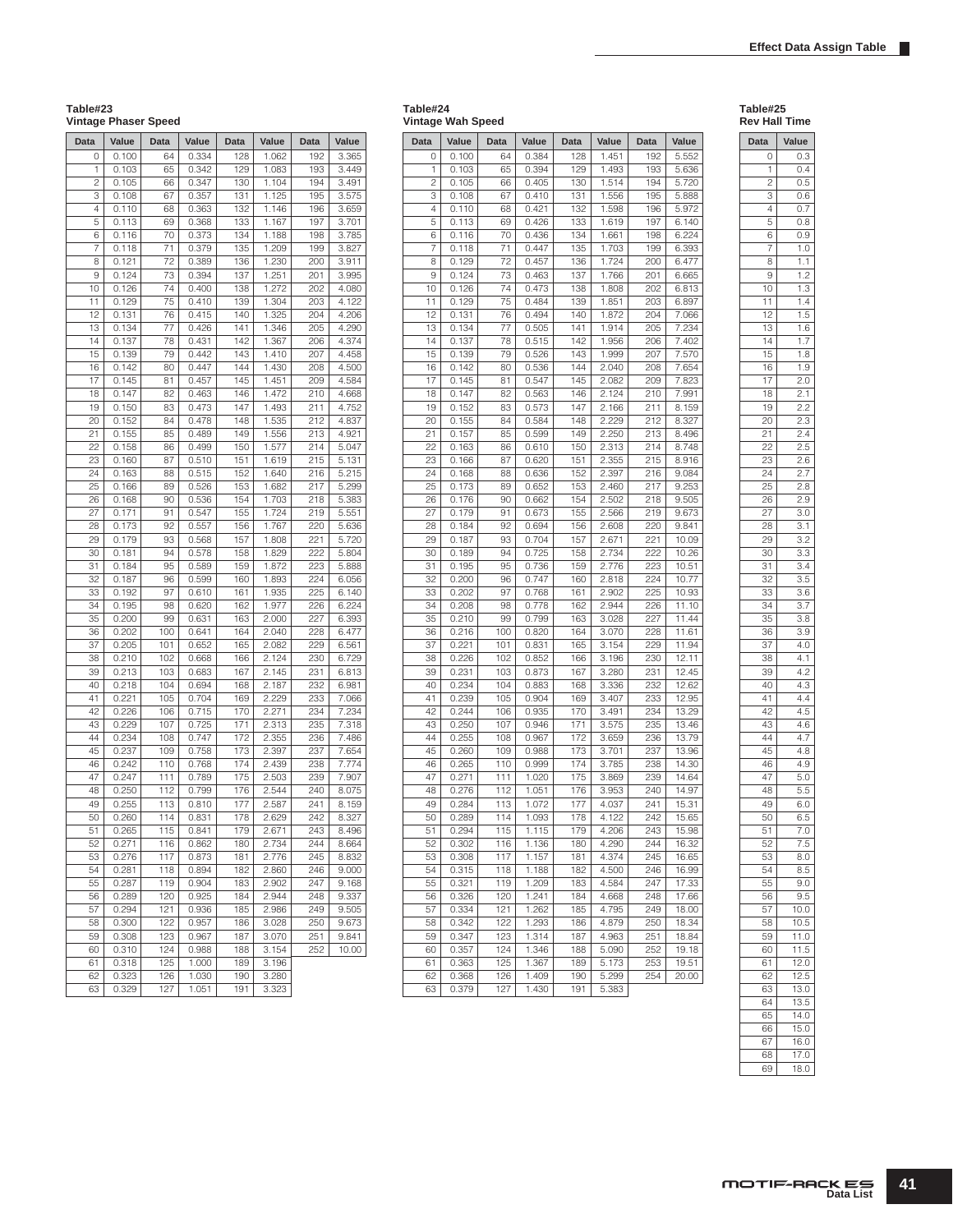## Table#23
### Vintage Phaser Speed

| Data | Value | Data | Value | Data | Value | Data | Value |
|---|---|---|---|---|---|---|---|
| 0 | 0.100 | 64 | 0.334 | 128 | 1.062 | 192 | 3.365 |
| 1 | 0.103 | 65 | 0.342 | 129 | 1.083 | 193 | 3.449 |
| 2 | 0.105 | 66 | 0.347 | 130 | 1.104 | 194 | 3.491 |
| 3 | 0.108 | 67 | 0.357 | 131 | 1.125 | 195 | 3.575 |
| 4 | 0.110 | 68 | 0.363 | 132 | 1.146 | 196 | 3.659 |
| 5 | 0.113 | 69 | 0.368 | 133 | 1.167 | 197 | 3.701 |
| 6 | 0.116 | 70 | 0.373 | 134 | 1.188 | 198 | 3.785 |
| 7 | 0.118 | 71 | 0.379 | 135 | 1.209 | 199 | 3.827 |
| 8 | 0.121 | 72 | 0.389 | 136 | 1.230 | 200 | 3.911 |
| 9 | 0.124 | 73 | 0.394 | 137 | 1.251 | 201 | 3.995 |
| 10 | 0.126 | 74 | 0.400 | 138 | 1.272 | 202 | 4.080 |
| 11 | 0.129 | 75 | 0.410 | 139 | 1.304 | 203 | 4.122 |
| 12 | 0.131 | 76 | 0.415 | 140 | 1.325 | 204 | 4.206 |
| 13 | 0.134 | 77 | 0.426 | 141 | 1.346 | 205 | 4.290 |
| 14 | 0.137 | 78 | 0.431 | 142 | 1.367 | 206 | 4.374 |
| 15 | 0.139 | 79 | 0.442 | 143 | 1.410 | 207 | 4.458 |
| 16 | 0.142 | 80 | 0.447 | 144 | 1.430 | 208 | 4.500 |
| 17 | 0.145 | 81 | 0.457 | 145 | 1.451 | 209 | 4.584 |
| 18 | 0.147 | 82 | 0.463 | 146 | 1.472 | 210 | 4.668 |
| 19 | 0.150 | 83 | 0.473 | 147 | 1.493 | 211 | 4.752 |
| 20 | 0.152 | 84 | 0.478 | 148 | 1.535 | 212 | 4.837 |
| 21 | 0.155 | 85 | 0.489 | 149 | 1.556 | 213 | 4.921 |
| 22 | 0.158 | 86 | 0.499 | 150 | 1.577 | 214 | 5.047 |
| 23 | 0.160 | 87 | 0.510 | 151 | 1.619 | 215 | 5.131 |
| 24 | 0.163 | 88 | 0.515 | 152 | 1.640 | 216 | 5.215 |
| 25 | 0.166 | 89 | 0.526 | 153 | 1.682 | 217 | 5.299 |
| 26 | 0.168 | 90 | 0.536 | 154 | 1.703 | 218 | 5.383 |
| 27 | 0.171 | 91 | 0.547 | 155 | 1.724 | 219 | 5.551 |
| 28 | 0.173 | 92 | 0.557 | 156 | 1.767 | 220 | 5.636 |
| 29 | 0.179 | 93 | 0.568 | 157 | 1.808 | 221 | 5.720 |
| 30 | 0.181 | 94 | 0.578 | 158 | 1.829 | 222 | 5.804 |
| 31 | 0.184 | 95 | 0.589 | 159 | 1.872 | 223 | 5.888 |
| 32 | 0.187 | 96 | 0.599 | 160 | 1.893 | 224 | 6.056 |
| 33 | 0.192 | 97 | 0.610 | 161 | 1.935 | 225 | 6.140 |
| 34 | 0.195 | 98 | 0.620 | 162 | 1.977 | 226 | 6.224 |
| 35 | 0.200 | 99 | 0.631 | 163 | 2.000 | 227 | 6.393 |
| 36 | 0.202 | 100 | 0.641 | 164 | 2.040 | 228 | 6.477 |
| 37 | 0.205 | 101 | 0.652 | 165 | 2.082 | 229 | 6.561 |
| 38 | 0.210 | 102 | 0.668 | 166 | 2.124 | 230 | 6.729 |
| 39 | 0.213 | 103 | 0.683 | 167 | 2.145 | 231 | 6.813 |
| 40 | 0.218 | 104 | 0.694 | 168 | 2.187 | 232 | 6.981 |
| 41 | 0.221 | 105 | 0.704 | 169 | 2.229 | 233 | 7.066 |
| 42 | 0.226 | 106 | 0.715 | 170 | 2.271 | 234 | 7.234 |
| 43 | 0.229 | 107 | 0.725 | 171 | 2.313 | 235 | 7.318 |
| 44 | 0.234 | 108 | 0.747 | 172 | 2.355 | 236 | 7.486 |
| 45 | 0.237 | 109 | 0.758 | 173 | 2.397 | 237 | 7.654 |
| 46 | 0.242 | 110 | 0.768 | 174 | 2.439 | 238 | 7.774 |
| 47 | 0.247 | 111 | 0.789 | 175 | 2.503 | 239 | 7.907 |
| 48 | 0.250 | 112 | 0.799 | 176 | 2.544 | 240 | 8.075 |
| 49 | 0.255 | 113 | 0.810 | 177 | 2.587 | 241 | 8.159 |
| 50 | 0.260 | 114 | 0.831 | 178 | 2.629 | 242 | 8.327 |
| 51 | 0.265 | 115 | 0.841 | 179 | 2.671 | 243 | 8.496 |
| 52 | 0.271 | 116 | 0.862 | 180 | 2.734 | 244 | 8.664 |
| 53 | 0.276 | 117 | 0.873 | 181 | 2.776 | 245 | 8.832 |
| 54 | 0.281 | 118 | 0.894 | 182 | 2.860 | 246 | 9.000 |
| 55 | 0.287 | 119 | 0.904 | 183 | 2.902 | 247 | 9.168 |
| 56 | 0.289 | 120 | 0.925 | 184 | 2.944 | 248 | 9.337 |
| 57 | 0.294 | 121 | 0.936 | 185 | 2.986 | 249 | 9.505 |
| 58 | 0.300 | 122 | 0.957 | 186 | 3.028 | 250 | 9.673 |
| 59 | 0.308 | 123 | 0.967 | 187 | 3.070 | 251 | 9.841 |
| 60 | 0.310 | 124 | 0.988 | 188 | 3.154 | 252 | 10.00 |
| 61 | 0.318 | 125 | 1.000 | 189 | 3.196 | | |
| 62 | 0.323 | 126 | 1.030 | 190 | 3.280 | | |
| 63 | 0.329 | 127 | 1.051 | 191 | 3.323 | | |

## Table#24
### Vintage Wah Speed

| Data | Value | Data | Value | Data | Value | Data | Value |
|---|---|---|---|---|---|---|---|
| 0 | 0.100 | 64 | 0.384 | 128 | 1.451 | 192 | 5.552 |
| 1 | 0.103 | 65 | 0.394 | 129 | 1.493 | 193 | 5.636 |
| 2 | 0.105 | 66 | 0.405 | 130 | 1.514 | 194 | 5.720 |
| 3 | 0.108 | 67 | 0.410 | 131 | 1.556 | 195 | 5.888 |
| 4 | 0.110 | 68 | 0.421 | 132 | 1.598 | 196 | 5.972 |
| 5 | 0.113 | 69 | 0.426 | 133 | 1.619 | 197 | 6.140 |
| 6 | 0.116 | 70 | 0.436 | 134 | 1.661 | 198 | 6.224 |
| 7 | 0.118 | 71 | 0.447 | 135 | 1.703 | 199 | 6.393 |
| 8 | 0.129 | 72 | 0.457 | 136 | 1.724 | 200 | 6.477 |
| 9 | 0.124 | 73 | 0.463 | 137 | 1.766 | 201 | 6.665 |
| 10 | 0.126 | 74 | 0.473 | 138 | 1.808 | 202 | 6.813 |
| 11 | 0.129 | 75 | 0.484 | 139 | 1.851 | 203 | 6.897 |
| 12 | 0.131 | 76 | 0.494 | 140 | 1.872 | 204 | 7.066 |
| 13 | 0.134 | 77 | 0.505 | 141 | 1.914 | 205 | 7.234 |
| 14 | 0.137 | 78 | 0.515 | 142 | 1.956 | 206 | 7.402 |
| 15 | 0.139 | 79 | 0.526 | 143 | 1.999 | 207 | 7.570 |
| 16 | 0.142 | 80 | 0.536 | 144 | 2.040 | 208 | 7.654 |
| 17 | 0.145 | 81 | 0.547 | 145 | 2.082 | 209 | 7.823 |
| 18 | 0.147 | 82 | 0.563 | 146 | 2.124 | 210 | 7.991 |
| 19 | 0.152 | 83 | 0.573 | 147 | 2.166 | 211 | 8.159 |
| 20 | 0.155 | 84 | 0.584 | 148 | 2.229 | 212 | 8.327 |
| 21 | 0.157 | 85 | 0.599 | 149 | 2.250 | 213 | 8.496 |
| 22 | 0.163 | 86 | 0.610 | 150 | 2.313 | 214 | 8.748 |
| 23 | 0.166 | 87 | 0.620 | 151 | 2.355 | 215 | 8.916 |
| 24 | 0.168 | 88 | 0.636 | 152 | 2.397 | 216 | 9.084 |
| 25 | 0.173 | 89 | 0.652 | 153 | 2.460 | 217 | 9.253 |
| 26 | 0.176 | 90 | 0.662 | 154 | 2.502 | 218 | 9.505 |
| 27 | 0.179 | 91 | 0.673 | 155 | 2.566 | 219 | 9.673 |
| 28 | 0.184 | 92 | 0.694 | 156 | 2.608 | 220 | 9.841 |
| 29 | 0.187 | 93 | 0.704 | 157 | 2.671 | 221 | 10.09 |
| 30 | 0.189 | 94 | 0.725 | 158 | 2.734 | 222 | 10.26 |
| 31 | 0.195 | 95 | 0.736 | 159 | 2.776 | 223 | 10.51 |
| 32 | 0.200 | 96 | 0.747 | 160 | 2.818 | 224 | 10.77 |
| 33 | 0.202 | 97 | 0.768 | 161 | 2.902 | 225 | 10.93 |
| 34 | 0.208 | 98 | 0.778 | 162 | 2.944 | 226 | 11.10 |
| 35 | 0.210 | 99 | 0.799 | 163 | 3.028 | 227 | 11.44 |
| 36 | 0.216 | 100 | 0.820 | 164 | 3.070 | 228 | 11.61 |
| 37 | 0.221 | 101 | 0.831 | 165 | 3.154 | 229 | 11.94 |
| 38 | 0.226 | 102 | 0.852 | 166 | 3.196 | 230 | 12.11 |
| 39 | 0.231 | 103 | 0.873 | 167 | 3.280 | 231 | 12.45 |
| 40 | 0.234 | 104 | 0.883 | 168 | 3.336 | 232 | 12.62 |
| 41 | 0.239 | 105 | 0.904 | 169 | 3.407 | 233 | 12.95 |
| 42 | 0.244 | 106 | 0.935 | 170 | 3.491 | 234 | 13.29 |
| 43 | 0.250 | 107 | 0.946 | 171 | 3.575 | 235 | 13.46 |
| 44 | 0.255 | 108 | 0.967 | 172 | 3.659 | 236 | 13.79 |
| 45 | 0.260 | 109 | 0.988 | 173 | 3.701 | 237 | 13.96 |
| 46 | 0.265 | 110 | 0.999 | 174 | 3.785 | 238 | 14.30 |
| 47 | 0.271 | 111 | 1.020 | 175 | 3.869 | 239 | 14.64 |
| 48 | 0.276 | 112 | 1.051 | 176 | 3.953 | 240 | 14.97 |
| 49 | 0.284 | 113 | 1.072 | 177 | 4.037 | 241 | 15.31 |
| 50 | 0.289 | 114 | 1.093 | 178 | 4.122 | 242 | 15.65 |
| 51 | 0.294 | 115 | 1.115 | 179 | 4.206 | 243 | 15.98 |
| 52 | 0.302 | 116 | 1.136 | 180 | 4.290 | 244 | 16.32 |
| 53 | 0.308 | 117 | 1.157 | 181 | 4.374 | 245 | 16.65 |
| 54 | 0.315 | 118 | 1.188 | 182 | 4.500 | 246 | 16.99 |
| 55 | 0.321 | 119 | 1.209 | 183 | 4.584 | 247 | 17.33 |
| 56 | 0.326 | 120 | 1.241 | 184 | 4.668 | 248 | 17.66 |
| 57 | 0.334 | 121 | 1.262 | 185 | 4.795 | 249 | 18.00 |
| 58 | 0.342 | 122 | 1.293 | 186 | 4.879 | 250 | 18.34 |
| 59 | 0.347 | 123 | 1.314 | 187 | 4.963 | 251 | 18.84 |
| 60 | 0.357 | 124 | 1.346 | 188 | 5.090 | 252 | 19.18 |
| 61 | 0.363 | 125 | 1.367 | 189 | 5.173 | 253 | 19.51 |
| 62 | 0.368 | 126 | 1.409 | 190 | 5.299 | 254 | 20.00 |
| 63 | 0.379 | 127 | 1.430 | 191 | 5.383 | | |

## Table#25
### Rev Hall Time

| Data | Value |
|---|---|
| 0 | 0.3 |
| 1 | 0.4 |
| 2 | 0.5 |
| 3 | 0.6 |
| 4 | 0.7 |
| 5 | 0.8 |
| 6 | 0.9 |
| 7 | 1.0 |
| 8 | 1.1 |
| 9 | 1.2 |
| 10 | 1.3 |
| 11 | 1.4 |
| 12 | 1.5 |
| 13 | 1.6 |
| 14 | 1.7 |
| 15 | 1.8 |
| 16 | 1.9 |
| 17 | 2.0 |
| 18 | 2.1 |
| 19 | 2.2 |
| 20 | 2.3 |
| 21 | 2.4 |
| 22 | 2.5 |
| 23 | 2.6 |
| 24 | 2.7 |
| 25 | 2.8 |
| 26 | 2.9 |
| 27 | 3.0 |
| 28 | 3.1 |
| 29 | 3.2 |
| 30 | 3.3 |
| 31 | 3.4 |
| 32 | 3.5 |
| 33 | 3.6 |
| 34 | 3.7 |
| 35 | 3.8 |
| 36 | 3.9 |
| 37 | 4.0 |
| 38 | 4.1 |
| 39 | 4.2 |
| 40 | 4.3 |
| 41 | 4.4 |
| 42 | 4.5 |
| 43 | 4.6 |
| 44 | 4.7 |
| 45 | 4.8 |
| 46 | 4.9 |
| 47 | 5.0 |
| 48 | 5.5 |
| 49 | 6.0 |
| 50 | 6.5 |
| 51 | 7.0 |
| 52 | 7.5 |
| 53 | 8.0 |
| 54 | 8.5 |
| 55 | 9.0 |
| 56 | 9.5 |
| 57 | 10.0 |
| 58 | 10.5 |
| 59 | 11.0 |
| 60 | 11.5 |
| 61 | 12.0 |
| 62 | 12.5 |
| 63 | 13.0 |
| 64 | 13.5 |
| 65 | 14.0 |
| 66 | 15.0 |
| 67 | 16.0 |
| 68 | 17.0 |
| 69 | 18.0 |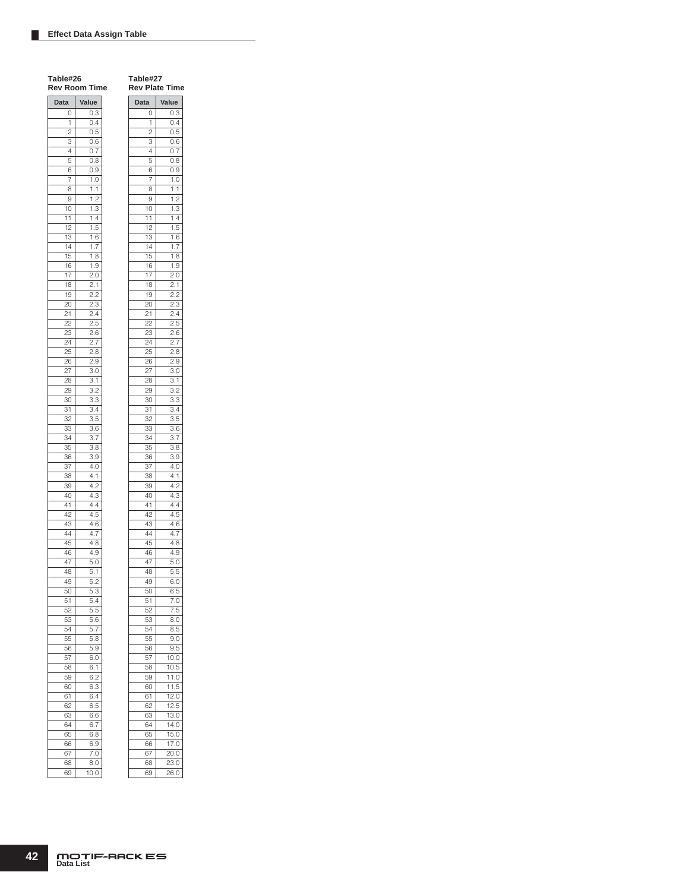## Effect Data Assign Table

**Table#26**
**Rev Room Time**

| Data | Value |
|---|---|
| 0 | 0.3 |
| 1 | 0.4 |
| 2 | 0.5 |
| 3 | 0.6 |
| 4 | 0.7 |
| 5 | 0.8 |
| 6 | 0.9 |
| 7 | 1.0 |
| 8 | 1.1 |
| 9 | 1.2 |
| 10 | 1.3 |
| 11 | 1.4 |
| 12 | 1.5 |
| 13 | 1.6 |
| 14 | 1.7 |
| 15 | 1.8 |
| 16 | 1.9 |
| 17 | 2.0 |
| 18 | 2.1 |
| 19 | 2.2 |
| 20 | 2.3 |
| 21 | 2.4 |
| 22 | 2.5 |
| 23 | 2.6 |
| 24 | 2.7 |
| 25 | 2.8 |
| 26 | 2.9 |
| 27 | 3.0 |
| 28 | 3.1 |
| 29 | 3.2 |
| 30 | 3.3 |
| 31 | 3.4 |
| 32 | 3.5 |
| 33 | 3.6 |
| 34 | 3.7 |
| 35 | 3.8 |
| 36 | 3.9 |
| 37 | 4.0 |
| 38 | 4.1 |
| 39 | 4.2 |
| 40 | 4.3 |
| 41 | 4.4 |
| 42 | 4.5 |
| 43 | 4.6 |
| 44 | 4.7 |
| 45 | 4.8 |
| 46 | 4.9 |
| 47 | 5.0 |
| 48 | 5.1 |
| 49 | 5.2 |
| 50 | 5.3 |
| 51 | 5.4 |
| 52 | 5.5 |
| 53 | 5.6 |
| 54 | 5.7 |
| 55 | 5.8 |
| 56 | 5.9 |
| 57 | 6.0 |
| 58 | 6.1 |
| 59 | 6.2 |
| 60 | 6.3 |
| 61 | 6.4 |
| 62 | 6.5 |
| 63 | 6.6 |
| 64 | 6.7 |
| 65 | 6.8 |
| 66 | 6.9 |
| 67 | 7.0 |
| 68 | 8.0 |
| 69 | 10.0 |

**Table#27**
**Rev Plate Time**

| Data | Value |
|---|---|
| 0 | 0.3 |
| 1 | 0.4 |
| 2 | 0.5 |
| 3 | 0.6 |
| 4 | 0.7 |
| 5 | 0.8 |
| 6 | 0.9 |
| 7 | 1.0 |
| 8 | 1.1 |
| 9 | 1.2 |
| 10 | 1.3 |
| 11 | 1.4 |
| 12 | 1.5 |
| 13 | 1.6 |
| 14 | 1.7 |
| 15 | 1.8 |
| 16 | 1.9 |
| 17 | 2.0 |
| 18 | 2.1 |
| 19 | 2.2 |
| 20 | 2.3 |
| 21 | 2.4 |
| 22 | 2.5 |
| 23 | 2.6 |
| 24 | 2.7 |
| 25 | 2.8 |
| 26 | 2.9 |
| 27 | 3.0 |
| 28 | 3.1 |
| 29 | 3.2 |
| 30 | 3.3 |
| 31 | 3.4 |
| 32 | 3.5 |
| 33 | 3.6 |
| 34 | 3.7 |
| 35 | 3.8 |
| 36 | 3.9 |
| 37 | 4.0 |
| 38 | 4.1 |
| 39 | 4.2 |
| 40 | 4.3 |
| 41 | 4.4 |
| 42 | 4.5 |
| 43 | 4.6 |
| 44 | 4.7 |
| 45 | 4.8 |
| 46 | 4.9 |
| 47 | 5.0 |
| 48 | 5.5 |
| 49 | 6.0 |
| 50 | 6.5 |
| 51 | 7.0 |
| 52 | 7.5 |
| 53 | 8.0 |
| 54 | 8.5 |
| 55 | 9.0 |
| 56 | 9.5 |
| 57 | 10.0 |
| 58 | 10.5 |
| 59 | 11.0 |
| 60 | 11.5 |
| 61 | 12.0 |
| 62 | 12.5 |
| 63 | 13.0 |
| 64 | 14.0 |
| 65 | 15.0 |
| 66 | 17.0 |
| 67 | 20.0 |
| 68 | 23.0 |
| 69 | 26.0 |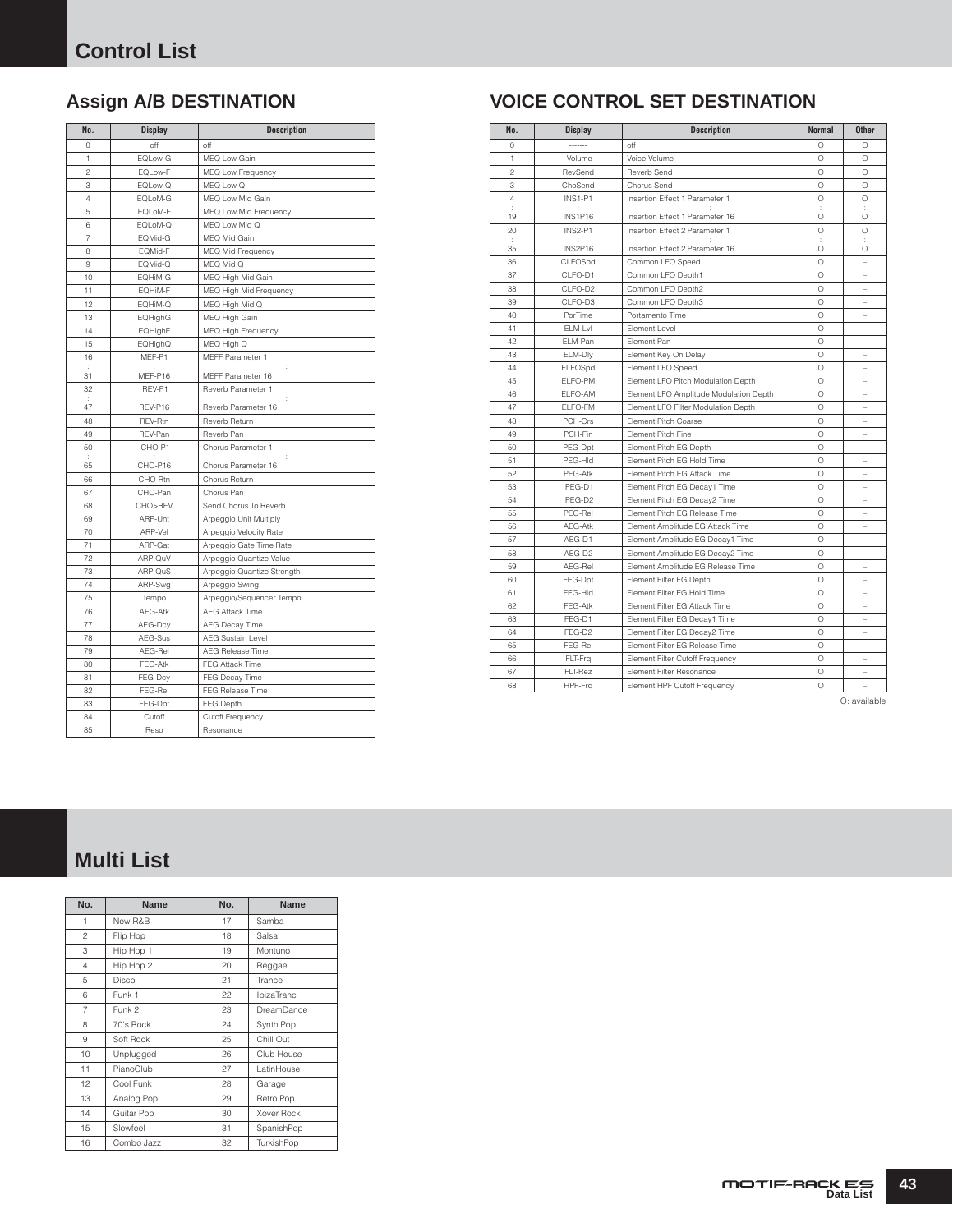# Control List

## Assign A/B DESTINATION

| No. | Display | Description |
|---|---|---|
| 0 | off | off |
| 1 | EQLow-G | MEQ Low Gain |
| 2 | EQLow-F | MEQ Low Frequency |
| 3 | EQLow-Q | MEQ Low Q |
| 4 | EQLoM-G | MEQ Low Mid Gain |
| 5 | EQLoM-F | MEQ Low Mid Frequency |
| 6 | EQLoM-Q | MEQ Low Mid Q |
| 7 | EQMid-G | MEQ Mid Gain |
| 8 | EQMid-F | MEQ Mid Frequency |
| 9 | EQMid-Q | MEQ Mid Q |
| 10 | EQHiM-G | MEQ High Mid Gain |
| 11 | EQHiM-F | MEQ High Mid Frequency |
| 12 | EQHiM-Q | MEQ High Mid Q |
| 13 | EQHighG | MEQ High Gain |
| 14 | EQHighF | MEQ High Frequency |
| 15 | EQHighQ | MEQ High Q |
| 16<br>:<br>31 | MEF-P1<br>:<br>MEF-P16 | MEFF Parameter 1<br>:<br>MEFF Parameter 16 |
| 32<br>:<br>47 | REV-P1<br>:<br>REV-P16 | Reverb Parameter 1<br>:<br>Reverb Parameter 16 |
| 48 | REV-Rtn | Reverb Return |
| 49 | REV-Pan | Reverb Pan |
| 50<br>:<br>65 | CHO-P1<br>:<br>CHO-P16 | Chorus Parameter 1<br>:<br>Chorus Parameter 16 |
| 66 | CHO-Rtn | Chorus Return |
| 67 | CHO-Pan | Chorus Pan |
| 68 | CHO>REV | Send Chorus To Reverb |
| 69 | ARP-Unt | Arpeggio Unit Multiply |
| 70 | ARP-Vel | Arpeggio Velocity Rate |
| 71 | ARP-Gat | Arpeggio Gate Time Rate |
| 72 | ARP-QuV | Arpeggio Quantize Value |
| 73 | ARP-QuS | Arpeggio Quantize Strength |
| 74 | ARP-Swg | Arpeggio Swing |
| 75 | Tempo | Arpeggio/Sequencer Tempo |
| 76 | AEG-Atk | AEG Attack Time |
| 77 | AEG-Dcy | AEG Decay Time |
| 78 | AEG-Sus | AEG Sustain Level |
| 79 | AEG-Rel | AEG Release Time |
| 80 | FEG-Atk | FEG Attack Time |
| 81 | FEG-Dcy | FEG Decay Time |
| 82 | FEG-Rel | FEG Release Time |
| 83 | FEG-Dpt | FEG Depth |
| 84 | Cutoff | Cutoff Frequency |
| 85 | Reso | Resonance |

## VOICE CONTROL SET DESTINATION

| No. | Display | Description | Normal | Other |
|---|---|---|---|---|
| 0 | ------- | off | O | O |
| 1 | Volume | Voice Volume | O | O |
| 2 | RevSend | Reverb Send | O | O |
| 3 | ChoSend | Chorus Send | O | O |
| 4<br>:<br>19 | INS1-P1<br>:<br>INS1P16 | Insertion Effect 1 Parameter 1<br>:<br>Insertion Effect 1 Parameter 16 | O<br>:<br>O | O<br>:<br>O |
| 20<br>:<br>35 | INS2-P1<br>:<br>INS2P16 | Insertion Effect 2 Parameter 1<br>:<br>Insertion Effect 2 Parameter 16 | O<br>:<br>O | O<br>:<br>O |
| 36 | CLFOSpd | Common LFO Speed | O | – |
| 37 | CLFO-D1 | Common LFO Depth1 | O | – |
| 38 | CLFO-D2 | Common LFO Depth2 | O | – |
| 39 | CLFO-D3 | Common LFO Depth3 | O | – |
| 40 | PorTime | Portamento Time | O | – |
| 41 | ELM-Lvl | Element Level | O | – |
| 42 | ELM-Pan | Element Pan | O | – |
| 43 | ELM-Dly | Element Key On Delay | O | – |
| 44 | ELFOSpd | Element LFO Speed | O | – |
| 45 | ELFO-PM | Element LFO Pitch Modulation Depth | O | – |
| 46 | ELFO-AM | Element LFO Amplitude Modulation Depth | O | – |
| 47 | ELFO-FM | Element LFO Filter Modulation Depth | O | – |
| 48 | PCH-Crs | Element Pitch Coarse | O | – |
| 49 | PCH-Fin | Element Pitch Fine | O | – |
| 50 | PEG-Dpt | Element Pitch EG Depth | O | – |
| 51 | PEG-Hld | Element Pitch EG Hold Time | O | – |
| 52 | PEG-Atk | Element Pitch EG Attack Time | O | – |
| 53 | PEG-D1 | Element Pitch EG Decay1 Time | O | – |
| 54 | PEG-D2 | Element Pitch EG Decay2 Time | O | – |
| 55 | PEG-Rel | Element Pitch EG Release Time | O | – |
| 56 | AEG-Atk | Element Amplitude EG Attack Time | O | – |
| 57 | AEG-D1 | Element Amplitude EG Decay1 Time | O | – |
| 58 | AEG-D2 | Element Amplitude EG Decay2 Time | O | – |
| 59 | AEG-Rel | Element Amplitude EG Release Time | O | – |
| 60 | FEG-Dpt | Element Filter EG Depth | O | – |
| 61 | FEG-Hld | Element Filter EG Hold Time | O | – |
| 62 | FEG-Atk | Element Filter EG Attack Time | O | – |
| 63 | FEG-D1 | Element Filter EG Decay1 Time | O | – |
| 64 | FEG-D2 | Element Filter EG Decay2 Time | O | – |
| 65 | FEG-Rel | Element Filter EG Release Time | O | – |
| 66 | FLT-Frq | Element Filter Cutoff Frequency | O | – |
| 67 | FLT-Rez | Element Filter Resonance | O | – |
| 68 | HPF-Frq | Element HPF Cutoff Frequency | O | – |

O: available

# Multi List

| No. | Name | No. | Name |
|---|---|---|---|
| 1 | New R&B | 17 | Samba |
| 2 | Flip Hop | 18 | Salsa |
| 3 | Hip Hop 1 | 19 | Montuno |
| 4 | Hip Hop 2 | 20 | Reggae |
| 5 | Disco | 21 | Trance |
| 6 | Funk 1 | 22 | IbizaTranc |
| 7 | Funk 2 | 23 | DreamDance |
| 8 | 70's Rock | 24 | Synth Pop |
| 9 | Soft Rock | 25 | Chill Out |
| 10 | Unplugged | 26 | Club House |
| 11 | PianoClub | 27 | LatinHouse |
| 12 | Cool Funk | 28 | Garage |
| 13 | Analog Pop | 29 | Retro Pop |
| 14 | Guitar Pop | 30 | Xover Rock |
| 15 | Slowfeel | 31 | SpanishPop |
| 16 | Combo Jazz | 32 | TurkishPop |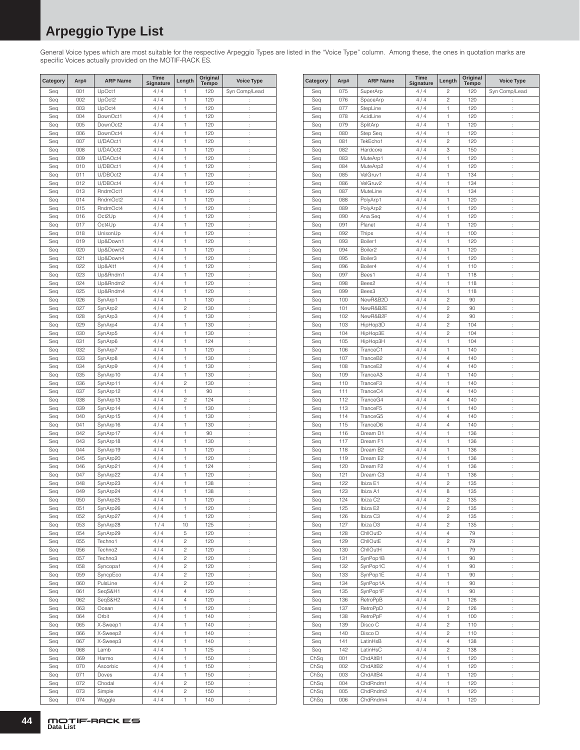# Arpeggio Type List

General Voice types which are most suitable for the respective Arpeggio Types are listed in the "Voice Type" column. Among these, the ones in quotation marks are specific Voices actually provided on the MOTIF-RACK ES.

| Category | Arp# | ARP Name | Time Signature | Length | Original Tempo | Voice Type |
|---|---|---|---|---|---|---|
| Seq | 001 | UpOct1 | 4 / 4 | 1 | 120 | Syn Comp/Lead |
| Seq | 002 | UpOct2 | 4 / 4 | 1 | 120 | : |
| Seq | 003 | UpOct4 | 4 / 4 | 1 | 120 | : |
| Seq | 004 | DownOct1 | 4 / 4 | 1 | 120 | : |
| Seq | 005 | DownOct2 | 4 / 4 | 1 | 120 | : |
| Seq | 006 | DownOct4 | 4 / 4 | 1 | 120 | : |
| Seq | 007 | U/DAOct1 | 4 / 4 | 1 | 120 | : |
| Seq | 008 | U/DAOct2 | 4 / 4 | 1 | 120 | : |
| Seq | 009 | U/DAOct4 | 4 / 4 | 1 | 120 | : |
| Seq | 010 | U/DBOct1 | 4 / 4 | 1 | 120 | : |
| Seq | 011 | U/DBOct2 | 4 / 4 | 1 | 120 | : |
| Seq | 012 | U/DBOct4 | 4 / 4 | 1 | 120 | : |
| Seq | 013 | RndmOct1 | 4 / 4 | 1 | 120 | : |
| Seq | 014 | RndmOct2 | 4 / 4 | 1 | 120 | : |
| Seq | 015 | RndmOct4 | 4 / 4 | 1 | 120 | : |
| Seq | 016 | Oct2Up | 4 / 4 | 1 | 120 | : |
| Seq | 017 | Oct4Up | 4 / 4 | 1 | 120 | : |
| Seq | 018 | UnisonUp | 4 / 4 | 1 | 120 | : |
| Seq | 019 | Up&Down1 | 4 / 4 | 1 | 120 | : |
| Seq | 020 | Up&Down2 | 4 / 4 | 1 | 120 | : |
| Seq | 021 | Up&Down4 | 4 / 4 | 1 | 120 | : |
| Seq | 022 | Up&Alt1 | 4 / 4 | 1 | 120 | : |
| Seq | 023 | Up&Rndm1 | 4 / 4 | 1 | 120 | : |
| Seq | 024 | Up&Rndm2 | 4 / 4 | 1 | 120 | : |
| Seq | 025 | Up&Rndm4 | 4 / 4 | 1 | 120 | : |
| Seq | 026 | SynArp1 | 4 / 4 | 1 | 130 | : |
| Seq | 027 | SynArp2 | 4 / 4 | 2 | 130 | : |
| Seq | 028 | SynArp3 | 4 / 4 | 1 | 130 | : |
| Seq | 029 | SynArp4 | 4 / 4 | 1 | 130 | : |
| Seq | 030 | SynArp5 | 4 / 4 | 1 | 130 | : |
| Seq | 031 | SynArp6 | 4 / 4 | 1 | 124 | : |
| Seq | 032 | SynArp7 | 4 / 4 | 1 | 120 | : |
| Seq | 033 | SynArp8 | 4 / 4 | 1 | 130 | : |
| Seq | 034 | SynArp9 | 4 / 4 | 1 | 130 | : |
| Seq | 035 | SynArp10 | 4 / 4 | 1 | 130 | : |
| Seq | 036 | SynArp11 | 4 / 4 | 2 | 130 | : |
| Seq | 037 | SynArp12 | 4 / 4 | 1 | 90 | : |
| Seq | 038 | SynArp13 | 4 / 4 | 2 | 124 | : |
| Seq | 039 | SynArp14 | 4 / 4 | 1 | 130 | : |
| Seq | 040 | SynArp15 | 4 / 4 | 1 | 130 | : |
| Seq | 041 | SynArp16 | 4 / 4 | 1 | 130 | : |
| Seq | 042 | SynArp17 | 4 / 4 | 1 | 90 | : |
| Seq | 043 | SynArp18 | 4 / 4 | 1 | 130 | : |
| Seq | 044 | SynArp19 | 4 / 4 | 1 | 120 | : |
| Seq | 045 | SynArp20 | 4 / 4 | 1 | 120 | : |
| Seq | 046 | SynArp21 | 4 / 4 | 1 | 124 | : |
| Seq | 047 | SynArp22 | 4 / 4 | 1 | 120 | : |
| Seq | 048 | SynArp23 | 4 / 4 | 1 | 138 | : |
| Seq | 049 | SynArp24 | 4 / 4 | 1 | 138 | : |
| Seq | 050 | SynArp25 | 4 / 4 | 1 | 120 | : |
| Seq | 051 | SynArp26 | 4 / 4 | 1 | 120 | : |
| Seq | 052 | SynArp27 | 4 / 4 | 1 | 120 | : |
| Seq | 053 | SynArp28 | 1 / 4 | 10 | 125 | : |
| Seq | 054 | SynArp29 | 4 / 4 | 5 | 120 | : |
| Seq | 055 | Techno1 | 4 / 4 | 2 | 120 | : |
| Seq | 056 | Techno2 | 4 / 4 | 2 | 120 | : |
| Seq | 057 | Techno3 | 4 / 4 | 2 | 120 | : |
| Seq | 058 | Syncopa1 | 4 / 4 | 2 | 120 | : |
| Seq | 059 | SyncpEco | 4 / 4 | 2 | 120 | : |
| Seq | 060 | PulsLine | 4 / 4 | 2 | 120 | : |
| Seq | 061 | SeqS&H1 | 4 / 4 | 4 | 120 | : |
| Seq | 062 | SeqS&H2 | 4 / 4 | 4 | 120 | : |
| Seq | 063 | Ocean | 4 / 4 | 1 | 120 | : |
| Seq | 064 | Orbit | 4 / 4 | 1 | 140 | : |
| Seq | 065 | X-Sweep1 | 4 / 4 | 1 | 140 | : |
| Seq | 066 | X-Sweep2 | 4 / 4 | 1 | 140 | : |
| Seq | 067 | X-Sweep3 | 4 / 4 | 1 | 140 | : |
| Seq | 068 | Lamb | 4 / 4 | 1 | 125 | : |
| Seq | 069 | Harmo | 4 / 4 | 1 | 150 | : |
| Seq | 070 | Ascorbic | 4 / 4 | 1 | 150 | : |
| Seq | 071 | Doves | 4 / 4 | 1 | 150 | : |
| Seq | 072 | Chodal | 4 / 4 | 2 | 150 | : |
| Seq | 073 | Simple | 4 / 4 | 2 | 150 | : |
| Seq | 074 | Waggle | 4 / 4 | 1 | 140 | : |
| Seq | 075 | SuperArp | 4 / 4 | 2 | 120 | Syn Comp/Lead |
| Seq | 076 | SpaceArp | 4 / 4 | 2 | 120 | : |
| Seq | 077 | StepLine | 4 / 4 | 1 | 120 | : |
| Seq | 078 | AcidLine | 4 / 4 | 1 | 120 | : |
| Seq | 079 | SplitArp | 4 / 4 | 1 | 120 | : |
| Seq | 080 | Step Seq | 4 / 4 | 1 | 120 | : |
| Seq | 081 | TekEcho1 | 4 / 4 | 2 | 120 | : |
| Seq | 082 | Hardcore | 4 / 4 | 3 | 150 | : |
| Seq | 083 | MuteArp1 | 4 / 4 | 1 | 120 | : |
| Seq | 084 | MuteArp2 | 4 / 4 | 1 | 120 | : |
| Seq | 085 | VelGruv1 | 4 / 4 | 1 | 134 | : |
| Seq | 086 | VelGruv2 | 4 / 4 | 1 | 134 | : |
| Seq | 087 | MuteLine | 4 / 4 | 1 | 134 | : |
| Seq | 088 | PolyArp1 | 4 / 4 | 1 | 120 | : |
| Seq | 089 | PolyArp2 | 4 / 4 | 1 | 120 | : |
| Seq | 090 | Ana Seq | 4 / 4 | 1 | 120 | : |
| Seq | 091 | Planet | 4 / 4 | 1 | 120 | : |
| Seq | 092 | Thips | 4 / 4 | 1 | 100 | : |
| Seq | 093 | Boiler1 | 4 / 4 | 1 | 120 | : |
| Seq | 094 | Boiler2 | 4 / 4 | 1 | 120 | : |
| Seq | 095 | Boiler3 | 4 / 4 | 1 | 120 | : |
| Seq | 096 | Boiler4 | 4 / 4 | 1 | 110 | : |
| Seq | 097 | Bees1 | 4 / 4 | 1 | 118 | : |
| Seq | 098 | Bees2 | 4 / 4 | 1 | 118 | : |
| Seq | 099 | Bees3 | 4 / 4 | 1 | 118 | : |
| Seq | 100 | NewR&B2D | 4 / 4 | 2 | 90 | : |
| Seq | 101 | NewR&B2E | 4 / 4 | 2 | 90 | : |
| Seq | 102 | NewR&B2F | 4 / 4 | 2 | 90 | : |
| Seq | 103 | HipHop3D | 4 / 4 | 2 | 104 | : |
| Seq | 104 | HipHop3E | 4 / 4 | 2 | 104 | : |
| Seq | 105 | HipHop3H | 4 / 4 | 1 | 104 | : |
| Seq | 106 | TranceC1 | 4 / 4 | 1 | 140 | : |
| Seq | 107 | TranceB2 | 4 / 4 | 4 | 140 | : |
| Seq | 108 | TranceE2 | 4 / 4 | 4 | 140 | : |
| Seq | 109 | TranceA3 | 4 / 4 | 1 | 140 | : |
| Seq | 110 | TranceF3 | 4 / 4 | 1 | 140 | : |
| Seq | 111 | TranceC4 | 4 / 4 | 4 | 140 | : |
| Seq | 112 | TranceG4 | 4 / 4 | 4 | 140 | : |
| Seq | 113 | TranceF5 | 4 / 4 | 1 | 140 | : |
| Seq | 114 | TranceG5 | 4 / 4 | 4 | 140 | : |
| Seq | 115 | TranceD6 | 4 / 4 | 4 | 140 | : |
| Seq | 116 | Dream D1 | 4 / 4 | 1 | 136 | : |
| Seq | 117 | Dream F1 | 4 / 4 | 1 | 136 | : |
| Seq | 118 | Dream B2 | 4 / 4 | 1 | 136 | : |
| Seq | 119 | Dream E2 | 4 / 4 | 1 | 136 | : |
| Seq | 120 | Dream F2 | 4 / 4 | 1 | 136 | : |
| Seq | 121 | Dream C3 | 4 / 4 | 1 | 136 | : |
| Seq | 122 | Ibiza E1 | 4 / 4 | 2 | 135 | : |
| Seq | 123 | Ibiza A1 | 4 / 4 | 8 | 135 | : |
| Seq | 124 | Ibiza C2 | 4 / 4 | 2 | 135 | : |
| Seq | 125 | Ibiza E2 | 4 / 4 | 2 | 135 | : |
| Seq | 126 | Ibiza C3 | 4 / 4 | 2 | 135 | : |
| Seq | 127 | Ibiza D3 | 4 / 4 | 2 | 135 | : |
| Seq | 128 | ChllOutD | 4 / 4 | 4 | 79 | : |
| Seq | 129 | ChllOutE | 4 / 4 | 2 | 79 | : |
| Seq | 130 | ChllOutH | 4 / 4 | 1 | 79 | : |
| Seq | 131 | SynPop1B | 4 / 4 | 1 | 90 | : |
| Seq | 132 | SynPop1C | 4 / 4 | 1 | 90 | : |
| Seq | 133 | SynPop1E | 4 / 4 | 1 | 90 | : |
| Seq | 134 | SynPop1A | 4 / 4 | 1 | 90 | : |
| Seq | 135 | SynPop1F | 4 / 4 | 1 | 90 | : |
| Seq | 136 | RetroPpB | 4 / 4 | 1 | 126 | : |
| Seq | 137 | RetroPpD | 4 / 4 | 2 | 126 | : |
| Seq | 138 | RetroPpF | 4 / 4 | 1 | 100 | : |
| Seq | 139 | Disco C | 4 / 4 | 2 | 110 | : |
| Seq | 140 | Disco D | 4 / 4 | 2 | 110 | : |
| Seq | 141 | LatinHsB | 4 / 4 | 4 | 138 | : |
| Seq | 142 | LatinHsC | 4 / 4 | 2 | 138 | : |
| ChSq | 001 | ChdAltB1 | 4 / 4 | 1 | 120 | : |
| ChSq | 002 | ChdAltB2 | 4 / 4 | 1 | 120 | : |
| ChSq | 003 | ChdAltB4 | 4 / 4 | 1 | 120 | : |
| ChSq | 004 | ChdRndm1 | 4 / 4 | 1 | 120 | : |
| ChSq | 005 | ChdRndm2 | 4 / 4 | 1 | 120 | : |
| ChSq | 006 | ChdRndm4 | 4 / 4 | 1 | 120 | : |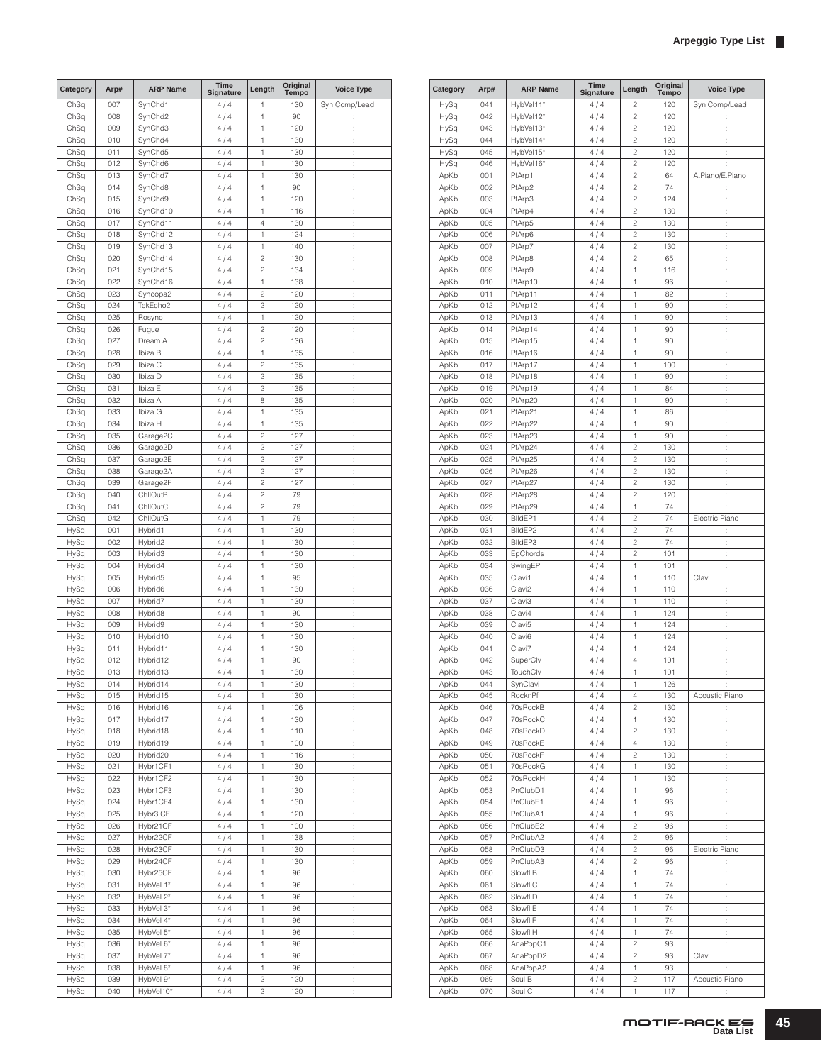| Category | Arp# | ARP Name | Time Signature | Length | Original Tempo | Voice Type |
|---|---|---|---|---|---|---|
| ChSq | 007 | SynChd1 | 4 / 4 | 1 | 130 | Syn Comp/Lead |
| ChSq | 008 | SynChd2 | 4 / 4 | 1 | 90 | : |
| ChSq | 009 | SynChd3 | 4 / 4 | 1 | 120 | : |
| ChSq | 010 | SynChd4 | 4 / 4 | 1 | 130 | : |
| ChSq | 011 | SynChd5 | 4 / 4 | 1 | 130 | : |
| ChSq | 012 | SynChd6 | 4 / 4 | 1 | 130 | : |
| ChSq | 013 | SynChd7 | 4 / 4 | 1 | 130 | : |
| ChSq | 014 | SynChd8 | 4 / 4 | 1 | 90 | : |
| ChSq | 015 | SynChd9 | 4 / 4 | 1 | 120 | : |
| ChSq | 016 | SynChd10 | 4 / 4 | 1 | 116 | : |
| ChSq | 017 | SynChd11 | 4 / 4 | 4 | 130 | : |
| ChSq | 018 | SynChd12 | 4 / 4 | 1 | 124 | : |
| ChSq | 019 | SynChd13 | 4 / 4 | 1 | 140 | : |
| ChSq | 020 | SynChd14 | 4 / 4 | 2 | 130 | : |
| ChSq | 021 | SynChd15 | 4 / 4 | 2 | 134 | : |
| ChSq | 022 | SynChd16 | 4 / 4 | 1 | 138 | : |
| ChSq | 023 | Syncopa2 | 4 / 4 | 2 | 120 | : |
| ChSq | 024 | TekEcho2 | 4 / 4 | 2 | 120 | : |
| ChSq | 025 | Rosync | 4 / 4 | 1 | 120 | : |
| ChSq | 026 | Fugue | 4 / 4 | 2 | 120 | : |
| ChSq | 027 | Dream A | 4 / 4 | 2 | 136 | : |
| ChSq | 028 | Ibiza B | 4 / 4 | 1 | 135 | : |
| ChSq | 029 | Ibiza C | 4 / 4 | 2 | 135 | : |
| ChSq | 030 | Ibiza D | 4 / 4 | 2 | 135 | : |
| ChSq | 031 | Ibiza E | 4 / 4 | 2 | 135 | : |
| ChSq | 032 | Ibiza A | 4 / 4 | 8 | 135 | : |
| ChSq | 033 | Ibiza G | 4 / 4 | 1 | 135 | : |
| ChSq | 034 | Ibiza H | 4 / 4 | 1 | 135 | : |
| ChSq | 035 | Garage2C | 4 / 4 | 2 | 127 | : |
| ChSq | 036 | Garage2D | 4 / 4 | 2 | 127 | : |
| ChSq | 037 | Garage2E | 4 / 4 | 2 | 127 | : |
| ChSq | 038 | Garage2A | 4 / 4 | 2 | 127 | : |
| ChSq | 039 | Garage2F | 4 / 4 | 2 | 127 | : |
| ChSq | 040 | ChllOutB | 4 / 4 | 2 | 79 | : |
| ChSq | 041 | ChllOutC | 4 / 4 | 2 | 79 | : |
| ChSq | 042 | ChllOutG | 4 / 4 | 1 | 79 | : |
| HySq | 001 | Hybrid1 | 4 / 4 | 1 | 130 | : |
| HySq | 002 | Hybrid2 | 4 / 4 | 1 | 130 | : |
| HySq | 003 | Hybrid3 | 4 / 4 | 1 | 130 | : |
| HySq | 004 | Hybrid4 | 4 / 4 | 1 | 130 | : |
| HySq | 005 | Hybrid5 | 4 / 4 | 1 | 95 | : |
| HySq | 006 | Hybrid6 | 4 / 4 | 1 | 130 | : |
| HySq | 007 | Hybrid7 | 4 / 4 | 1 | 130 | : |
| HySq | 008 | Hybrid8 | 4 / 4 | 1 | 90 | : |
| HySq | 009 | Hybrid9 | 4 / 4 | 1 | 130 | : |
| HySq | 010 | Hybrid10 | 4 / 4 | 1 | 130 | : |
| HySq | 011 | Hybrid11 | 4 / 4 | 1 | 130 | : |
| HySq | 012 | Hybrid12 | 4 / 4 | 1 | 90 | : |
| HySq | 013 | Hybrid13 | 4 / 4 | 1 | 130 | : |
| HySq | 014 | Hybrid14 | 4 / 4 | 1 | 130 | : |
| HySq | 015 | Hybrid15 | 4 / 4 | 1 | 130 | : |
| HySq | 016 | Hybrid16 | 4 / 4 | 1 | 106 | : |
| HySq | 017 | Hybrid17 | 4 / 4 | 1 | 130 | : |
| HySq | 018 | Hybrid18 | 4 / 4 | 1 | 110 | : |
| HySq | 019 | Hybrid19 | 4 / 4 | 1 | 100 | : |
| HySq | 020 | Hybrid20 | 4 / 4 | 1 | 116 | : |
| HySq | 021 | Hybr1CF1 | 4 / 4 | 1 | 130 | : |
| HySq | 022 | Hybr1CF2 | 4 / 4 | 1 | 130 | : |
| HySq | 023 | Hybr1CF3 | 4 / 4 | 1 | 130 | : |
| HySq | 024 | Hybr1CF4 | 4 / 4 | 1 | 130 | : |
| HySq | 025 | Hybr3 CF | 4 / 4 | 1 | 120 | : |
| HySq | 026 | Hybr21CF | 4 / 4 | 1 | 100 | : |
| HySq | 027 | Hybr22CF | 4 / 4 | 1 | 138 | : |
| HySq | 028 | Hybr23CF | 4 / 4 | 1 | 130 | : |
| HySq | 029 | Hybr24CF | 4 / 4 | 1 | 130 | : |
| HySq | 030 | Hybr25CF | 4 / 4 | 1 | 96 | : |
| HySq | 031 | HybVel 1* | 4 / 4 | 1 | 96 | : |
| HySq | 032 | HybVel 2* | 4 / 4 | 1 | 96 | : |
| HySq | 033 | HybVel 3* | 4 / 4 | 1 | 96 | : |
| HySq | 034 | HybVel 4* | 4 / 4 | 1 | 96 | : |
| HySq | 035 | HybVel 5* | 4 / 4 | 1 | 96 | : |
| HySq | 036 | HybVel 6* | 4 / 4 | 1 | 96 | : |
| HySq | 037 | HybVel 7* | 4 / 4 | 1 | 96 | : |
| HySq | 038 | HybVel 8* | 4 / 4 | 1 | 96 | : |
| HySq | 039 | HybVel 9* | 4 / 4 | 2 | 120 | : |
| HySq | 040 | HybVel10* | 4 / 4 | 2 | 120 | : |
| HySq | 041 | HybVel11* | 4 / 4 | 2 | 120 | Syn Comp/Lead |
| HySq | 042 | HybVel12* | 4 / 4 | 2 | 120 | : |
| HySq | 043 | HybVel13* | 4 / 4 | 2 | 120 | : |
| HySq | 044 | HybVel14* | 4 / 4 | 2 | 120 | : |
| HySq | 045 | HybVel15* | 4 / 4 | 2 | 120 | : |
| HySq | 046 | HybVel16* | 4 / 4 | 2 | 120 | : |
| ApKb | 001 | PfArp1 | 4 / 4 | 2 | 64 | A.Piano/E.Piano |
| ApKb | 002 | PfArp2 | 4 / 4 | 2 | 74 | : |
| ApKb | 003 | PfArp3 | 4 / 4 | 2 | 124 | : |
| ApKb | 004 | PfArp4 | 4 / 4 | 2 | 130 | : |
| ApKb | 005 | PfArp5 | 4 / 4 | 2 | 130 | : |
| ApKb | 006 | PfArp6 | 4 / 4 | 2 | 130 | : |
| ApKb | 007 | PfArp7 | 4 / 4 | 2 | 130 | : |
| ApKb | 008 | PfArp8 | 4 / 4 | 2 | 65 | : |
| ApKb | 009 | PfArp9 | 4 / 4 | 1 | 116 | : |
| ApKb | 010 | PfArp10 | 4 / 4 | 1 | 96 | : |
| ApKb | 011 | PfArp11 | 4 / 4 | 1 | 82 | : |
| ApKb | 012 | PfArp12 | 4 / 4 | 1 | 90 | : |
| ApKb | 013 | PfArp13 | 4 / 4 | 1 | 90 | : |
| ApKb | 014 | PfArp14 | 4 / 4 | 1 | 90 | : |
| ApKb | 015 | PfArp15 | 4 / 4 | 1 | 90 | : |
| ApKb | 016 | PfArp16 | 4 / 4 | 1 | 90 | : |
| ApKb | 017 | PfArp17 | 4 / 4 | 1 | 100 | : |
| ApKb | 018 | PfArp18 | 4 / 4 | 1 | 90 | : |
| ApKb | 019 | PfArp19 | 4 / 4 | 1 | 84 | : |
| ApKb | 020 | PfArp20 | 4 / 4 | 1 | 90 | : |
| ApKb | 021 | PfArp21 | 4 / 4 | 1 | 86 | : |
| ApKb | 022 | PfArp22 | 4 / 4 | 1 | 90 | : |
| ApKb | 023 | PfArp23 | 4 / 4 | 1 | 90 | : |
| ApKb | 024 | PfArp24 | 4 / 4 | 2 | 130 | : |
| ApKb | 025 | PfArp25 | 4 / 4 | 2 | 130 | : |
| ApKb | 026 | PfArp26 | 4 / 4 | 2 | 130 | : |
| ApKb | 027 | PfArp27 | 4 / 4 | 2 | 130 | : |
| ApKb | 028 | PfArp28 | 4 / 4 | 2 | 120 | : |
| ApKb | 029 | PfArp29 | 4 / 4 | 1 | 74 | : |
| ApKb | 030 | BlldEP1 | 4 / 4 | 2 | 74 | Electric Piano |
| ApKb | 031 | BlldEP2 | 4 / 4 | 2 | 74 | : |
| ApKb | 032 | BlldEP3 | 4 / 4 | 2 | 74 | : |
| ApKb | 033 | EpChords | 4 / 4 | 2 | 101 | : |
| ApKb | 034 | SwingEP | 4 / 4 | 1 | 101 | : |
| ApKb | 035 | Clavi1 | 4 / 4 | 1 | 110 | Clavi |
| ApKb | 036 | Clavi2 | 4 / 4 | 1 | 110 | : |
| ApKb | 037 | Clavi3 | 4 / 4 | 1 | 110 | : |
| ApKb | 038 | Clavi4 | 4 / 4 | 1 | 124 | : |
| ApKb | 039 | Clavi5 | 4 / 4 | 1 | 124 | : |
| ApKb | 040 | Clavi6 | 4 / 4 | 1 | 124 | : |
| ApKb | 041 | Clavi7 | 4 / 4 | 1 | 124 | : |
| ApKb | 042 | SuperClv | 4 / 4 | 4 | 101 | : |
| ApKb | 043 | TouchClv | 4 / 4 | 1 | 101 | : |
| ApKb | 044 | SynClavi | 4 / 4 | 1 | 126 | : |
| ApKb | 045 | RocknPf | 4 / 4 | 4 | 130 | Acoustic Piano |
| ApKb | 046 | 70sRockB | 4 / 4 | 2 | 130 | : |
| ApKb | 047 | 70sRockC | 4 / 4 | 1 | 130 | : |
| ApKb | 048 | 70sRockD | 4 / 4 | 2 | 130 | : |
| ApKb | 049 | 70sRockE | 4 / 4 | 4 | 130 | : |
| ApKb | 050 | 70sRockF | 4 / 4 | 2 | 130 | : |
| ApKb | 051 | 70sRockG | 4 / 4 | 1 | 130 | : |
| ApKb | 052 | 70sRockH | 4 / 4 | 1 | 130 | : |
| ApKb | 053 | PnClubD1 | 4 / 4 | 1 | 96 | : |
| ApKb | 054 | PnClubE1 | 4 / 4 | 1 | 96 | : |
| ApKb | 055 | PnClubA1 | 4 / 4 | 1 | 96 | : |
| ApKb | 056 | PnClubE2 | 4 / 4 | 2 | 96 | : |
| ApKb | 057 | PnClubA2 | 4 / 4 | 2 | 96 | : |
| ApKb | 058 | PnClubD3 | 4 / 4 | 2 | 96 | Electric Piano |
| ApKb | 059 | PnClubA3 | 4 / 4 | 2 | 96 | : |
| ApKb | 060 | Slowfl B | 4 / 4 | 1 | 74 | : |
| ApKb | 061 | Slowfl C | 4 / 4 | 1 | 74 | : |
| ApKb | 062 | Slowfl D | 4 / 4 | 1 | 74 | : |
| ApKb | 063 | Slowfl E | 4 / 4 | 1 | 74 | : |
| ApKb | 064 | Slowfl F | 4 / 4 | 1 | 74 | : |
| ApKb | 065 | Slowfl H | 4 / 4 | 1 | 74 | : |
| ApKb | 066 | AnaPopC1 | 4 / 4 | 2 | 93 | : |
| ApKb | 067 | AnaPopD2 | 4 / 4 | 2 | 93 | Clavi |
| ApKb | 068 | AnaPopA2 | 4 / 4 | 1 | 93 | : |
| ApKb | 069 | Soul B | 4 / 4 | 2 | 117 | Acoustic Piano |
| ApKb | 070 | Soul C | 4 / 4 | 1 | 117 | : |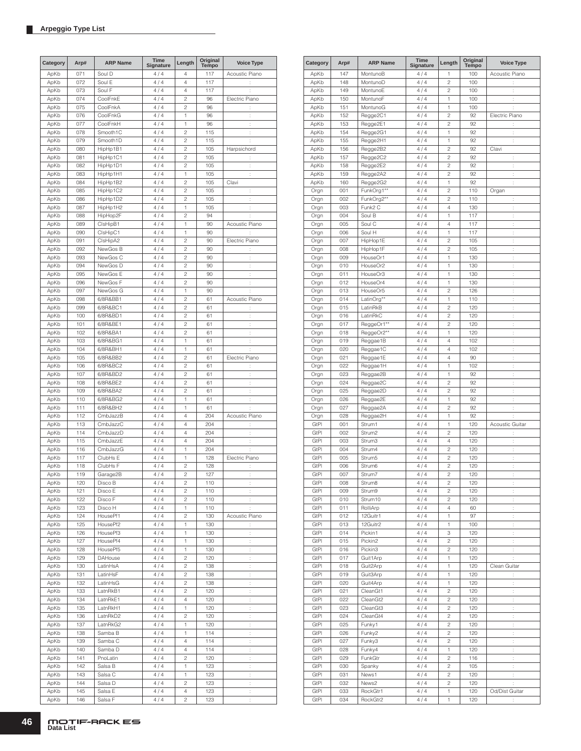## Arpeggio Type List

| Category | Arp# | ARP Name | Time Signature | Length | Original Tempo | Voice Type |
|---|---|---|---|---|---|---|
| ApKb | 071 | Soul D | 4 / 4 | 4 | 117 | Acoustic Piano |
| ApKb | 072 | Soul E | 4 / 4 | 4 | 117 | : |
| ApKb | 073 | Soul F | 4 / 4 | 4 | 117 | : |
| ApKb | 074 | CoolFnkE | 4 / 4 | 2 | 96 | Electric Piano |
| ApKb | 075 | CoolFnkA | 4 / 4 | 2 | 96 | : |
| ApKb | 076 | CoolFnkG | 4 / 4 | 1 | 96 | : |
| ApKb | 077 | CoolFnkH | 4 / 4 | 1 | 96 | : |
| ApKb | 078 | Smooth1C | 4 / 4 | 2 | 115 | : |
| ApKb | 079 | Smooth1D | 4 / 4 | 2 | 115 | : |
| ApKb | 080 | HipHp1B1 | 4 / 4 | 2 | 105 | Harpsichord |
| ApKb | 081 | HipHp1C1 | 4 / 4 | 2 | 105 | : |
| ApKb | 082 | HipHp1D1 | 4 / 4 | 2 | 105 | : |
| ApKb | 083 | HipHp1H1 | 4 / 4 | 1 | 105 | : |
| ApKb | 084 | HipHp1B2 | 4 / 4 | 2 | 105 | Clavi |
| ApKb | 085 | HipHp1C2 | 4 / 4 | 2 | 105 | : |
| ApKb | 086 | HipHp1D2 | 4 / 4 | 2 | 105 | : |
| ApKb | 087 | HipHp1H2 | 4 / 4 | 1 | 105 | : |
| ApKb | 088 | HipHop2F | 4 / 4 | 2 | 94 | : |
| ApKb | 089 | ClsHipB1 | 4 / 4 | 1 | 90 | Acoustic Piano |
| ApKb | 090 | ClsHipC1 | 4 / 4 | 1 | 90 | : |
| ApKb | 091 | ClsHipA2 | 4 / 4 | 2 | 90 | Electric Piano |
| ApKb | 092 | NewGos B | 4 / 4 | 2 | 90 | : |
| ApKb | 093 | NewGos C | 4 / 4 | 2 | 90 | : |
| ApKb | 094 | NewGos D | 4 / 4 | 2 | 90 | : |
| ApKb | 095 | NewGos E | 4 / 4 | 2 | 90 | : |
| ApKb | 096 | NewGos F | 4 / 4 | 2 | 90 | : |
| ApKb | 097 | NewGos G | 4 / 4 | 1 | 90 | : |
| ApKb | 098 | 6/8R&BB1 | 4 / 4 | 2 | 61 | Acoustic Piano |
| ApKb | 099 | 6/8R&BC1 | 4 / 4 | 2 | 61 | : |
| ApKb | 100 | 6/8R&BD1 | 4 / 4 | 2 | 61 | : |
| ApKb | 101 | 6/8R&BE1 | 4 / 4 | 2 | 61 | : |
| ApKb | 102 | 6/8R&BA1 | 4 / 4 | 2 | 61 | : |
| ApKb | 103 | 6/8R&BG1 | 4 / 4 | 1 | 61 | : |
| ApKb | 104 | 6/8R&BH1 | 4 / 4 | 1 | 61 | : |
| ApKb | 105 | 6/8R&BB2 | 4 / 4 | 2 | 61 | Electric Piano |
| ApKb | 106 | 6/8R&BC2 | 4 / 4 | 2 | 61 | : |
| ApKb | 107 | 6/8R&BD2 | 4 / 4 | 2 | 61 | : |
| ApKb | 108 | 6/8R&BE2 | 4 / 4 | 2 | 61 | : |
| ApKb | 109 | 6/8R&BA2 | 4 / 4 | 2 | 61 | : |
| ApKb | 110 | 6/8R&BG2 | 4 / 4 | 1 | 61 | : |
| ApKb | 111 | 6/8R&BH2 | 4 / 4 | 1 | 61 | : |
| ApKb | 112 | CmbJazzB | 4 / 4 | 4 | 204 | Acoustic Piano |
| ApKb | 113 | CmbJazzC | 4 / 4 | 4 | 204 | : |
| ApKb | 114 | CmbJazzD | 4 / 4 | 4 | 204 | : |
| ApKb | 115 | CmbJazzE | 4 / 4 | 4 | 204 | : |
| ApKb | 116 | CmbJazzG | 4 / 4 | 1 | 204 | : |
| ApKb | 117 | ClubHs E | 4 / 4 | 1 | 128 | Electric Piano |
| ApKb | 118 | ClubHs F | 4 / 4 | 2 | 128 | : |
| ApKb | 119 | Garage2B | 4 / 4 | 2 | 127 | : |
| ApKb | 120 | Disco B | 4 / 4 | 2 | 110 | : |
| ApKb | 121 | Disco E | 4 / 4 | 2 | 110 | : |
| ApKb | 122 | Disco F | 4 / 4 | 2 | 110 | : |
| ApKb | 123 | Disco H | 4 / 4 | 1 | 110 | : |
| ApKb | 124 | HousePf1 | 4 / 4 | 2 | 130 | Acoustic Piano |
| ApKb | 125 | HousePf2 | 4 / 4 | 1 | 130 | : |
| ApKb | 126 | HousePf3 | 4 / 4 | 1 | 130 | : |
| ApKb | 127 | HousePf4 | 4 / 4 | 1 | 130 | : |
| ApKb | 128 | HousePf5 | 4 / 4 | 1 | 130 | : |
| ApKb | 129 | DAHouse | 4 / 4 | 2 | 120 | : |
| ApKb | 130 | LatinHsA | 4 / 4 | 2 | 138 | : |
| ApKb | 131 | LatinHsF | 4 / 4 | 2 | 138 | : |
| ApKb | 132 | LatinHsG | 4 / 4 | 2 | 138 | : |
| ApKb | 133 | LatnRkB1 | 4 / 4 | 2 | 120 | : |
| ApKb | 134 | LatnRkE1 | 4 / 4 | 4 | 120 | : |
| ApKb | 135 | LatnRkH1 | 4 / 4 | 1 | 120 | : |
| ApKb | 136 | LatnRkD2 | 4 / 4 | 2 | 120 | : |
| ApKb | 137 | LatnRkG2 | 4 / 4 | 1 | 120 | : |
| ApKb | 138 | Samba B | 4 / 4 | 1 | 114 | : |
| ApKb | 139 | Samba C | 4 / 4 | 4 | 114 | : |
| ApKb | 140 | Samba D | 4 / 4 | 4 | 114 | : |
| ApKb | 141 | PnoLatin | 4 / 4 | 2 | 120 | : |
| ApKb | 142 | Salsa B | 4 / 4 | 1 | 123 | : |
| ApKb | 143 | Salsa C | 4 / 4 | 1 | 123 | : |
| ApKb | 144 | Salsa D | 4 / 4 | 2 | 123 | : |
| ApKb | 145 | Salsa E | 4 / 4 | 4 | 123 | : |
| ApKb | 146 | Salsa F | 4 / 4 | 2 | 123 | : |
| ApKb | 147 | MontunoB | 4 / 4 | 1 | 100 | Acoustic Piano |
| ApKb | 148 | MontunoD | 4 / 4 | 2 | 100 | : |
| ApKb | 149 | MontunoE | 4 / 4 | 2 | 100 | : |
| ApKb | 150 | MontunoF | 4 / 4 | 1 | 100 | : |
| ApKb | 151 | MontunoG | 4 / 4 | 1 | 100 | : |
| ApKb | 152 | Regge2C1 | 4 / 4 | 2 | 92 | Electric Piano |
| ApKb | 153 | Regge2E1 | 4 / 4 | 2 | 92 | : |
| ApKb | 154 | Regge2G1 | 4 / 4 | 1 | 92 | : |
| ApKb | 155 | Regge2H1 | 4 / 4 | 1 | 92 | : |
| ApKb | 156 | Regge2B2 | 4 / 4 | 2 | 92 | Clavi |
| ApKb | 157 | Regge2C2 | 4 / 4 | 2 | 92 | : |
| ApKb | 158 | Regge2E2 | 4 / 4 | 2 | 92 | : |
| ApKb | 159 | Regge2A2 | 4 / 4 | 2 | 92 | : |
| ApKb | 160 | Regge2G2 | 4 / 4 | 1 | 92 | : |
| Orgn | 001 | FunkOrg1** | 4 / 4 | 2 | 110 | Organ |
| Orgn | 002 | FunkOrg2** | 4 / 4 | 2 | 110 | : |
| Orgn | 003 | Funk2 C | 4 / 4 | 4 | 130 | : |
| Orgn | 004 | Soul B | 4 / 4 | 1 | 117 | : |
| Orgn | 005 | Soul C | 4 / 4 | 4 | 117 | : |
| Orgn | 006 | Soul H | 4 / 4 | 1 | 117 | : |
| Orgn | 007 | HipHop1E | 4 / 4 | 2 | 105 | : |
| Orgn | 008 | HipHop1F | 4 / 4 | 2 | 105 | : |
| Orgn | 009 | HouseOr1 | 4 / 4 | 1 | 130 | : |
| Orgn | 010 | HouseOr2 | 4 / 4 | 1 | 130 | : |
| Orgn | 011 | HouseOr3 | 4 / 4 | 1 | 130 | : |
| Orgn | 012 | HouseOr4 | 4 / 4 | 1 | 130 | : |
| Orgn | 013 | HouseOr5 | 4 / 4 | 2 | 126 | : |
| Orgn | 014 | LatinOrg** | 4 / 4 | 1 | 110 | : |
| Orgn | 015 | LatinRkB | 4 / 4 | 2 | 120 | : |
| Orgn | 016 | LatinRkC | 4 / 4 | 2 | 120 | : |
| Orgn | 017 | ReggeOr1** | 4 / 4 | 2 | 120 | : |
| Orgn | 018 | ReggeOr2** | 4 / 4 | 1 | 120 | : |
| Orgn | 019 | Reggae1B | 4 / 4 | 4 | 102 | : |
| Orgn | 020 | Reggae1C | 4 / 4 | 4 | 102 | : |
| Orgn | 021 | Reggae1E | 4 / 4 | 4 | 90 | : |
| Orgn | 022 | Reggae1H | 4 / 4 | 1 | 102 | : |
| Orgn | 023 | Reggae2B | 4 / 4 | 1 | 92 | : |
| Orgn | 024 | Reggae2C | 4 / 4 | 2 | 92 | : |
| Orgn | 025 | Reggae2D | 4 / 4 | 2 | 92 | : |
| Orgn | 026 | Reggae2E | 4 / 4 | 1 | 92 | : |
| Orgn | 027 | Reggae2A | 4 / 4 | 2 | 92 | : |
| Orgn | 028 | Reggae2H | 4 / 4 | 1 | 92 | : |
| GtPl | 001 | Strum1 | 4 / 4 | 1 | 120 | Acoustic Guitar |
| GtPl | 002 | Strum2 | 4 / 4 | 2 | 120 | : |
| GtPl | 003 | Strum3 | 4 / 4 | 4 | 120 | : |
| GtPl | 004 | Strum4 | 4 / 4 | 2 | 120 | : |
| GtPl | 005 | Strum5 | 4 / 4 | 2 | 120 | : |
| GtPl | 006 | Strum6 | 4 / 4 | 2 | 120 | : |
| GtPl | 007 | Strum7 | 4 / 4 | 2 | 120 | : |
| GtPl | 008 | Strum8 | 4 / 4 | 2 | 120 | : |
| GtPl | 009 | Strum9 | 4 / 4 | 2 | 120 | : |
| GtPl | 010 | Strum10 | 4 / 4 | 2 | 120 | : |
| GtPl | 011 | RolliArp | 4 / 4 | 4 | 60 | : |
| GtPl | 012 | 12Guitr1 | 4 / 4 | 1 | 97 | : |
| GtPl | 013 | 12Guitr2 | 4 / 4 | 1 | 100 | : |
| GtPl | 014 | Pickin1 | 4 / 4 | 3 | 120 | : |
| GtPl | 015 | Pickin2 | 4 / 4 | 2 | 120 | : |
| GtPl | 016 | Pickin3 | 4 / 4 | 2 | 120 | : |
| GtPl | 017 | Guit1Arp | 4 / 4 | 1 | 120 | : |
| GtPl | 018 | Guit2Arp | 4 / 4 | 1 | 120 | Clean Guitar |
| GtPl | 019 | Guit3Arp | 4 / 4 | 1 | 120 | : |
| GtPl | 020 | Guit4Arp | 4 / 4 | 1 | 120 | : |
| GtPl | 021 | CleanGt1 | 4 / 4 | 2 | 120 | : |
| GtPl | 022 | CleanGt2 | 4 / 4 | 2 | 120 | : |
| GtPl | 023 | CleanGt3 | 4 / 4 | 2 | 120 | : |
| GtPl | 024 | CleanGt4 | 4 / 4 | 2 | 120 | : |
| GtPl | 025 | Funky1 | 4 / 4 | 2 | 120 | : |
| GtPl | 026 | Funky2 | 4 / 4 | 2 | 120 | : |
| GtPl | 027 | Funky3 | 4 / 4 | 2 | 120 | : |
| GtPl | 028 | Funky4 | 4 / 4 | 1 | 120 | : |
| GtPl | 029 | FunkGtr | 4 / 4 | 2 | 116 | : |
| GtPl | 030 | Spanky | 4 / 4 | 2 | 105 | : |
| GtPl | 031 | News1 | 4 / 4 | 2 | 120 | : |
| GtPl | 032 | News2 | 4 / 4 | 2 | 120 | : |
| GtPl | 033 | RockGtr1 | 4 / 4 | 1 | 120 | Od/Dist Guitar |
| GtPl | 034 | RockGtr2 | 4 / 4 | 1 | 120 | : |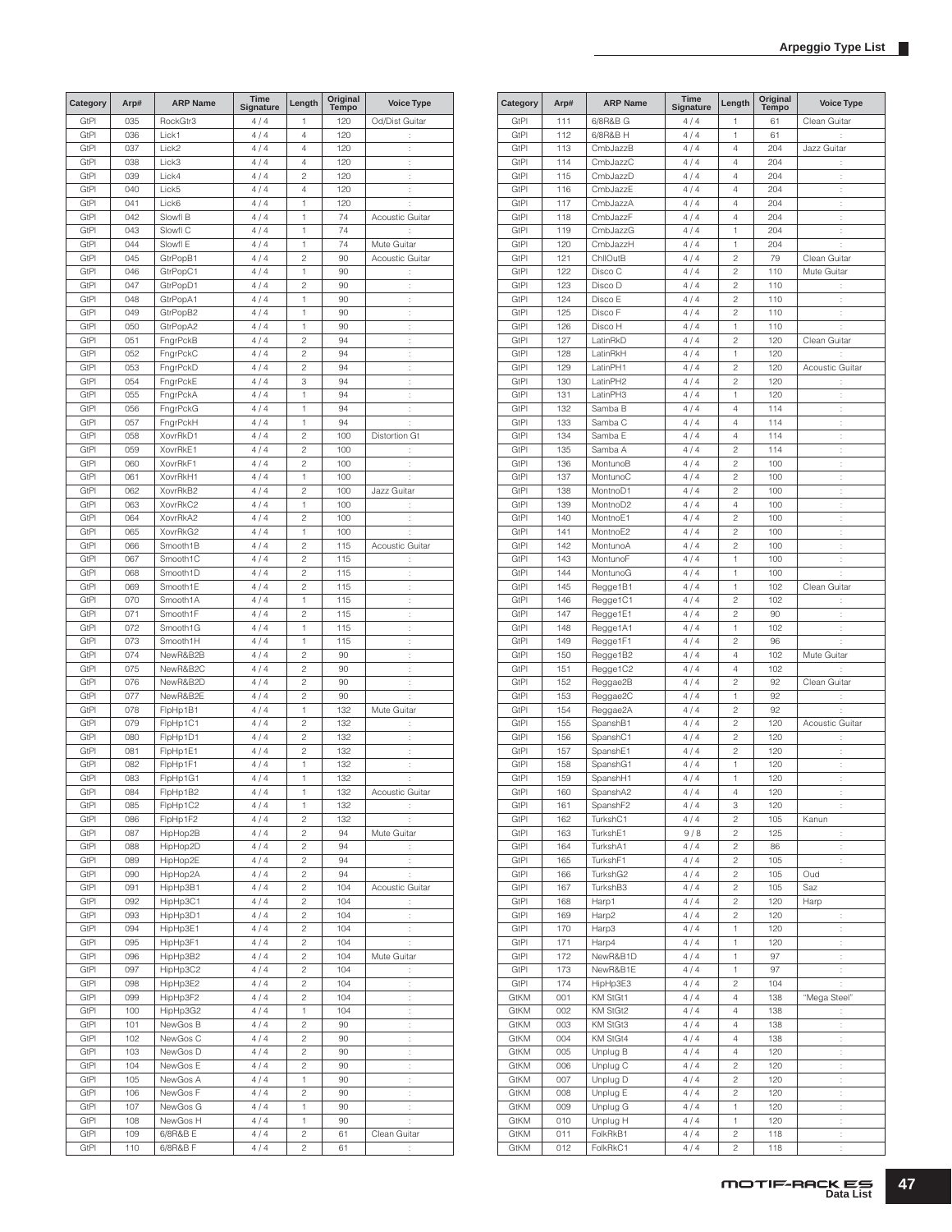| Category | Arp# | ARP Name | Time Signature | Length | Original Tempo | Voice Type |
|---|---|---|---|---|---|---|
| GtPl | 035 | RockGtr3 | 4 / 4 | 1 | 120 | Od/Dist Guitar |
| GtPl | 036 | Lick1 | 4 / 4 | 4 | 120 | : |
| GtPl | 037 | Lick2 | 4 / 4 | 4 | 120 | : |
| GtPl | 038 | Lick3 | 4 / 4 | 4 | 120 | : |
| GtPl | 039 | Lick4 | 4 / 4 | 2 | 120 | : |
| GtPl | 040 | Lick5 | 4 / 4 | 4 | 120 | : |
| GtPl | 041 | Lick6 | 4 / 4 | 1 | 120 | : |
| GtPl | 042 | Slowfl B | 4 / 4 | 1 | 74 | Acoustic Guitar |
| GtPl | 043 | Slowfl C | 4 / 4 | 1 | 74 | : |
| GtPl | 044 | Slowfl E | 4 / 4 | 1 | 74 | Mute Guitar |
| GtPl | 045 | GtrPopB1 | 4 / 4 | 2 | 90 | Acoustic Guitar |
| GtPl | 046 | GtrPopC1 | 4 / 4 | 1 | 90 | : |
| GtPl | 047 | GtrPopD1 | 4 / 4 | 2 | 90 | : |
| GtPl | 048 | GtrPopA1 | 4 / 4 | 1 | 90 | : |
| GtPl | 049 | GtrPopB2 | 4 / 4 | 1 | 90 | : |
| GtPl | 050 | GtrPopA2 | 4 / 4 | 1 | 90 | : |
| GtPl | 051 | FngrPckB | 4 / 4 | 2 | 94 | : |
| GtPl | 052 | FngrPckC | 4 / 4 | 2 | 94 | : |
| GtPl | 053 | FngrPckD | 4 / 4 | 2 | 94 | : |
| GtPl | 054 | FngrPckE | 4 / 4 | 3 | 94 | : |
| GtPl | 055 | FngrPckA | 4 / 4 | 1 | 94 | : |
| GtPl | 056 | FngrPckG | 4 / 4 | 1 | 94 | : |
| GtPl | 057 | FngrPckH | 4 / 4 | 1 | 94 | : |
| GtPl | 058 | XovrRkD1 | 4 / 4 | 2 | 100 | Distortion Gt |
| GtPl | 059 | XovrRkE1 | 4 / 4 | 2 | 100 | : |
| GtPl | 060 | XovrRkF1 | 4 / 4 | 2 | 100 | : |
| GtPl | 061 | XovrRkH1 | 4 / 4 | 1 | 100 | : |
| GtPl | 062 | XovrRkB2 | 4 / 4 | 2 | 100 | Jazz Guitar |
| GtPl | 063 | XovrRkC2 | 4 / 4 | 1 | 100 | : |
| GtPl | 064 | XovrRkA2 | 4 / 4 | 2 | 100 | : |
| GtPl | 065 | XovrRkG2 | 4 / 4 | 1 | 100 | : |
| GtPl | 066 | Smooth1B | 4 / 4 | 2 | 115 | Acoustic Guitar |
| GtPl | 067 | Smooth1C | 4 / 4 | 2 | 115 | : |
| GtPl | 068 | Smooth1D | 4 / 4 | 2 | 115 | : |
| GtPl | 069 | Smooth1E | 4 / 4 | 2 | 115 | : |
| GtPl | 070 | Smooth1A | 4 / 4 | 1 | 115 | : |
| GtPl | 071 | Smooth1F | 4 / 4 | 2 | 115 | : |
| GtPl | 072 | Smooth1G | 4 / 4 | 1 | 115 | : |
| GtPl | 073 | Smooth1H | 4 / 4 | 1 | 115 | : |
| GtPl | 074 | NewR&B2B | 4 / 4 | 2 | 90 | : |
| GtPl | 075 | NewR&B2C | 4 / 4 | 2 | 90 | : |
| GtPl | 076 | NewR&B2D | 4 / 4 | 2 | 90 | : |
| GtPl | 077 | NewR&B2E | 4 / 4 | 2 | 90 | : |
| GtPl | 078 | FlpHp1B1 | 4 / 4 | 1 | 132 | Mute Guitar |
| GtPl | 079 | FlpHp1C1 | 4 / 4 | 2 | 132 | : |
| GtPl | 080 | FlpHp1D1 | 4 / 4 | 2 | 132 | : |
| GtPl | 081 | FlpHp1E1 | 4 / 4 | 2 | 132 | : |
| GtPl | 082 | FlpHp1F1 | 4 / 4 | 1 | 132 | : |
| GtPl | 083 | FlpHp1G1 | 4 / 4 | 1 | 132 | : |
| GtPl | 084 | FlpHp1B2 | 4 / 4 | 1 | 132 | Acoustic Guitar |
| GtPl | 085 | FlpHp1C2 | 4 / 4 | 1 | 132 | : |
| GtPl | 086 | FlpHp1F2 | 4 / 4 | 2 | 132 | : |
| GtPl | 087 | HipHop2B | 4 / 4 | 2 | 94 | Mute Guitar |
| GtPl | 088 | HipHop2D | 4 / 4 | 2 | 94 | : |
| GtPl | 089 | HipHop2E | 4 / 4 | 2 | 94 | : |
| GtPl | 090 | HipHop2A | 4 / 4 | 2 | 94 | : |
| GtPl | 091 | HipHp3B1 | 4 / 4 | 2 | 104 | Acoustic Guitar |
| GtPl | 092 | HipHp3C1 | 4 / 4 | 2 | 104 | : |
| GtPl | 093 | HipHp3D1 | 4 / 4 | 2 | 104 | : |
| GtPl | 094 | HipHp3E1 | 4 / 4 | 2 | 104 | : |
| GtPl | 095 | HipHp3F1 | 4 / 4 | 2 | 104 | : |
| GtPl | 096 | HipHp3B2 | 4 / 4 | 2 | 104 | Mute Guitar |
| GtPl | 097 | HipHp3C2 | 4 / 4 | 2 | 104 | : |
| GtPl | 098 | HipHp3E2 | 4 / 4 | 2 | 104 | : |
| GtPl | 099 | HipHp3F2 | 4 / 4 | 2 | 104 | : |
| GtPl | 100 | HipHp3G2 | 4 / 4 | 1 | 104 | : |
| GtPl | 101 | NewGos B | 4 / 4 | 2 | 90 | : |
| GtPl | 102 | NewGos C | 4 / 4 | 2 | 90 | : |
| GtPl | 103 | NewGos D | 4 / 4 | 2 | 90 | : |
| GtPl | 104 | NewGos E | 4 / 4 | 2 | 90 | : |
| GtPl | 105 | NewGos A | 4 / 4 | 1 | 90 | : |
| GtPl | 106 | NewGos F | 4 / 4 | 2 | 90 | : |
| GtPl | 107 | NewGos G | 4 / 4 | 1 | 90 | : |
| GtPl | 108 | NewGos H | 4 / 4 | 1 | 90 | : |
| GtPl | 109 | 6/8R&B E | 4 / 4 | 2 | 61 | Clean Guitar |
| GtPl | 110 | 6/8R&B F | 4 / 4 | 2 | 61 | : |
| GtPl | 111 | 6/8R&B G | 4 / 4 | 1 | 61 | Clean Guitar |
| GtPl | 112 | 6/8R&B H | 4 / 4 | 1 | 61 | : |
| GtPl | 113 | CmbJazzB | 4 / 4 | 4 | 204 | Jazz Guitar |
| GtPl | 114 | CmbJazzC | 4 / 4 | 4 | 204 | : |
| GtPl | 115 | CmbJazzD | 4 / 4 | 4 | 204 | : |
| GtPl | 116 | CmbJazzE | 4 / 4 | 4 | 204 | : |
| GtPl | 117 | CmbJazzA | 4 / 4 | 4 | 204 | : |
| GtPl | 118 | CmbJazzF | 4 / 4 | 4 | 204 | : |
| GtPl | 119 | CmbJazzG | 4 / 4 | 1 | 204 | : |
| GtPl | 120 | CmbJazzH | 4 / 4 | 1 | 204 | : |
| GtPl | 121 | ChllOutB | 4 / 4 | 2 | 79 | Clean Guitar |
| GtPl | 122 | Disco C | 4 / 4 | 2 | 110 | Mute Guitar |
| GtPl | 123 | Disco D | 4 / 4 | 2 | 110 | : |
| GtPl | 124 | Disco E | 4 / 4 | 2 | 110 | : |
| GtPl | 125 | Disco F | 4 / 4 | 2 | 110 | : |
| GtPl | 126 | Disco H | 4 / 4 | 1 | 110 | : |
| GtPl | 127 | LatinRkD | 4 / 4 | 2 | 120 | Clean Guitar |
| GtPl | 128 | LatinRkH | 4 / 4 | 1 | 120 | : |
| GtPl | 129 | LatinPH1 | 4 / 4 | 2 | 120 | Acoustic Guitar |
| GtPl | 130 | LatinPH2 | 4 / 4 | 2 | 120 | : |
| GtPl | 131 | LatinPH3 | 4 / 4 | 1 | 120 | : |
| GtPl | 132 | Samba B | 4 / 4 | 4 | 114 | : |
| GtPl | 133 | Samba C | 4 / 4 | 4 | 114 | : |
| GtPl | 134 | Samba E | 4 / 4 | 4 | 114 | : |
| GtPl | 135 | Samba A | 4 / 4 | 2 | 114 | : |
| GtPl | 136 | MontunoB | 4 / 4 | 2 | 100 | : |
| GtPl | 137 | MontunoC | 4 / 4 | 2 | 100 | : |
| GtPl | 138 | MontnoD1 | 4 / 4 | 2 | 100 | : |
| GtPl | 139 | MontnoD2 | 4 / 4 | 4 | 100 | : |
| GtPl | 140 | MontnoE1 | 4 / 4 | 2 | 100 | : |
| GtPl | 141 | MontnoE2 | 4 / 4 | 2 | 100 | : |
| GtPl | 142 | MontunoA | 4 / 4 | 2 | 100 | : |
| GtPl | 143 | MontunoF | 4 / 4 | 1 | 100 | : |
| GtPl | 144 | MontunoG | 4 / 4 | 1 | 100 | : |
| GtPl | 145 | Regge1B1 | 4 / 4 | 1 | 102 | Clean Guitar |
| GtPl | 146 | Regge1C1 | 4 / 4 | 2 | 102 | : |
| GtPl | 147 | Regge1E1 | 4 / 4 | 2 | 90 | : |
| GtPl | 148 | Regge1A1 | 4 / 4 | 1 | 102 | : |
| GtPl | 149 | Regge1F1 | 4 / 4 | 2 | 96 | : |
| GtPl | 150 | Regge1B2 | 4 / 4 | 4 | 102 | Mute Guitar |
| GtPl | 151 | Regge1C2 | 4 / 4 | 4 | 102 | : |
| GtPl | 152 | Reggae2B | 4 / 4 | 2 | 92 | Clean Guitar |
| GtPl | 153 | Reggae2C | 4 / 4 | 1 | 92 | : |
| GtPl | 154 | Reggae2A | 4 / 4 | 2 | 92 | : |
| GtPl | 155 | SpanshB1 | 4 / 4 | 2 | 120 | Acoustic Guitar |
| GtPl | 156 | SpanshC1 | 4 / 4 | 2 | 120 | : |
| GtPl | 157 | SpanshE1 | 4 / 4 | 2 | 120 | : |
| GtPl | 158 | SpanshG1 | 4 / 4 | 1 | 120 | : |
| GtPl | 159 | SpanshH1 | 4 / 4 | 1 | 120 | : |
| GtPl | 160 | SpanshA2 | 4 / 4 | 4 | 120 | : |
| GtPl | 161 | SpanshF2 | 4 / 4 | 3 | 120 | : |
| GtPl | 162 | TurkshC1 | 4 / 4 | 2 | 105 | Kanun |
| GtPl | 163 | TurkshE1 | 9 / 8 | 2 | 125 | : |
| GtPl | 164 | TurkshA1 | 4 / 4 | 2 | 86 | : |
| GtPl | 165 | TurkshF1 | 4 / 4 | 2 | 105 | : |
| GtPl | 166 | TurkshG2 | 4 / 4 | 2 | 105 | Oud |
| GtPl | 167 | TurkshB3 | 4 / 4 | 2 | 105 | Saz |
| GtPl | 168 | Harp1 | 4 / 4 | 2 | 120 | Harp |
| GtPl | 169 | Harp2 | 4 / 4 | 2 | 120 | : |
| GtPl | 170 | Harp3 | 4 / 4 | 1 | 120 | : |
| GtPl | 171 | Harp4 | 4 / 4 | 1 | 120 | : |
| GtPl | 172 | NewR&B1D | 4 / 4 | 1 | 97 | : |
| GtPl | 173 | NewR&B1E | 4 / 4 | 1 | 97 | : |
| GtPl | 174 | HipHp3E3 | 4 / 4 | 2 | 104 | : |
| GtKM | 001 | KM StGt1 | 4 / 4 | 4 | 138 | "Mega Steel" |
| GtKM | 002 | KM StGt2 | 4 / 4 | 4 | 138 | : |
| GtKM | 003 | KM StGt3 | 4 / 4 | 4 | 138 | : |
| GtKM | 004 | KM StGt4 | 4 / 4 | 4 | 138 | : |
| GtKM | 005 | Unplug B | 4 / 4 | 4 | 120 | : |
| GtKM | 006 | Unplug C | 4 / 4 | 2 | 120 | : |
| GtKM | 007 | Unplug D | 4 / 4 | 2 | 120 | : |
| GtKM | 008 | Unplug E | 4 / 4 | 2 | 120 | : |
| GtKM | 009 | Unplug G | 4 / 4 | 1 | 120 | : |
| GtKM | 010 | Unplug H | 4 / 4 | 1 | 120 | : |
| GtKM | 011 | FolkRkB1 | 4 / 4 | 2 | 118 | : |
| GtKM | 012 | FolkRkC1 | 4 / 4 | 2 | 118 | : |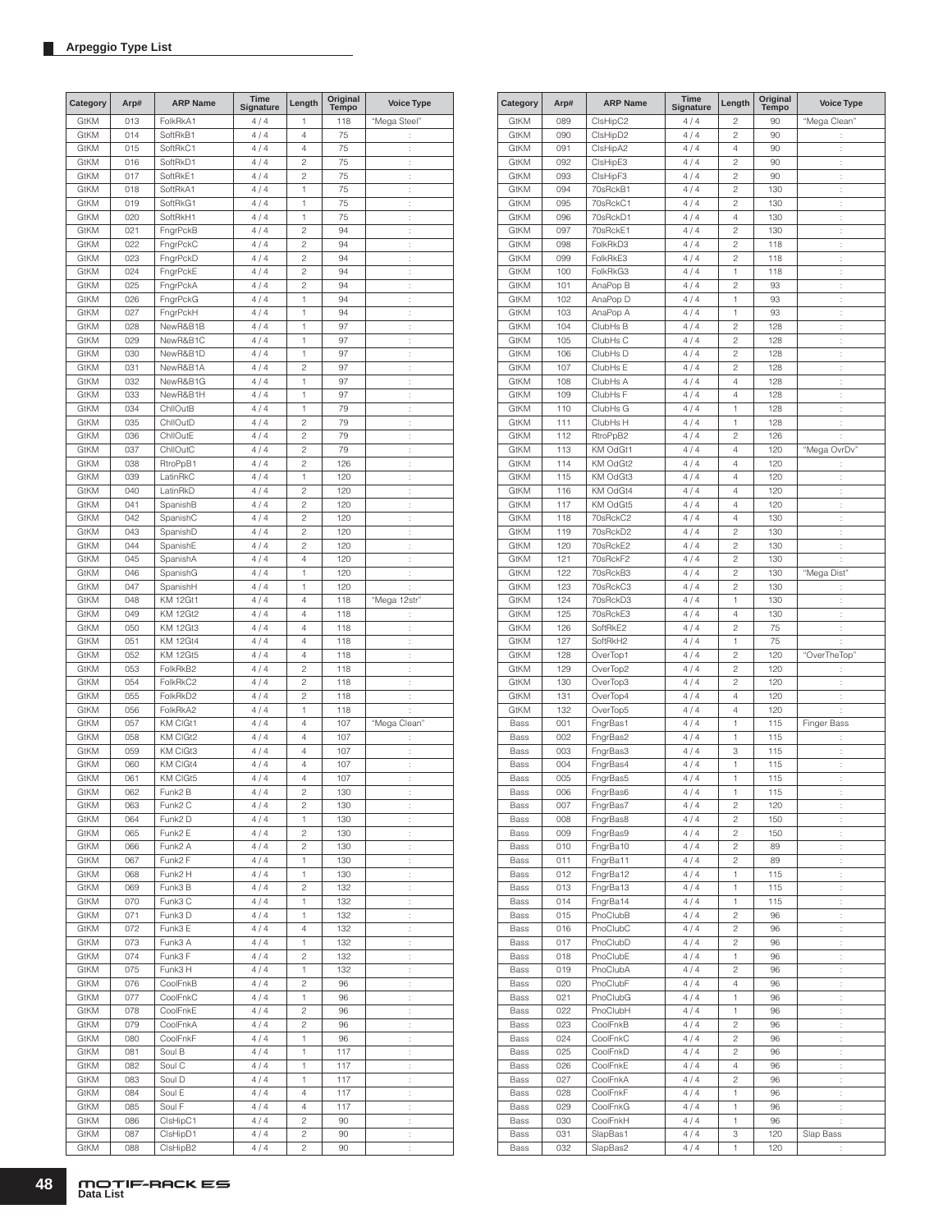## Arpeggio Type List

| Category | Arp# | ARP Name | Time Signature | Length | Original Tempo | Voice Type |
|---|---|---|---|---|---|---|
| GtKM | 013 | FolkRkA1 | 4 / 4 | 1 | 118 | "Mega Steel" |
| GtKM | 014 | SoftRkB1 | 4 / 4 | 4 | 75 | : |
| GtKM | 015 | SoftRkC1 | 4 / 4 | 4 | 75 | : |
| GtKM | 016 | SoftRkD1 | 4 / 4 | 2 | 75 | : |
| GtKM | 017 | SoftRkE1 | 4 / 4 | 2 | 75 | : |
| GtKM | 018 | SoftRkA1 | 4 / 4 | 1 | 75 | : |
| GtKM | 019 | SoftRkG1 | 4 / 4 | 1 | 75 | : |
| GtKM | 020 | SoftRkH1 | 4 / 4 | 1 | 75 | : |
| GtKM | 021 | FngrPckB | 4 / 4 | 2 | 94 | : |
| GtKM | 022 | FngrPckC | 4 / 4 | 2 | 94 | : |
| GtKM | 023 | FngrPckD | 4 / 4 | 2 | 94 | : |
| GtKM | 024 | FngrPckE | 4 / 4 | 2 | 94 | : |
| GtKM | 025 | FngrPckA | 4 / 4 | 2 | 94 | : |
| GtKM | 026 | FngrPckG | 4 / 4 | 1 | 94 | : |
| GtKM | 027 | FngrPckH | 4 / 4 | 1 | 94 | : |
| GtKM | 028 | NewR&B1B | 4 / 4 | 1 | 97 | : |
| GtKM | 029 | NewR&B1C | 4 / 4 | 1 | 97 | : |
| GtKM | 030 | NewR&B1D | 4 / 4 | 1 | 97 | : |
| GtKM | 031 | NewR&B1A | 4 / 4 | 2 | 97 | : |
| GtKM | 032 | NewR&B1G | 4 / 4 | 1 | 97 | : |
| GtKM | 033 | NewR&B1H | 4 / 4 | 1 | 97 | : |
| GtKM | 034 | ChllOutB | 4 / 4 | 1 | 79 | : |
| GtKM | 035 | ChllOutD | 4 / 4 | 2 | 79 | : |
| GtKM | 036 | ChllOutE | 4 / 4 | 2 | 79 | : |
| GtKM | 037 | ChllOutC | 4 / 4 | 2 | 79 | : |
| GtKM | 038 | RtroPpB1 | 4 / 4 | 2 | 126 | : |
| GtKM | 039 | LatinRkC | 4 / 4 | 1 | 120 | : |
| GtKM | 040 | LatinRkD | 4 / 4 | 2 | 120 | : |
| GtKM | 041 | SpanishB | 4 / 4 | 2 | 120 | : |
| GtKM | 042 | SpanishC | 4 / 4 | 2 | 120 | : |
| GtKM | 043 | SpanishD | 4 / 4 | 2 | 120 | : |
| GtKM | 044 | SpanishE | 4 / 4 | 2 | 120 | : |
| GtKM | 045 | SpanishA | 4 / 4 | 4 | 120 | : |
| GtKM | 046 | SpanishG | 4 / 4 | 1 | 120 | : |
| GtKM | 047 | SpanishH | 4 / 4 | 1 | 120 | : |
| GtKM | 048 | KM 12Gt1 | 4 / 4 | 4 | 118 | "Mega 12str" |
| GtKM | 049 | KM 12Gt2 | 4 / 4 | 4 | 118 | : |
| GtKM | 050 | KM 12Gt3 | 4 / 4 | 4 | 118 | : |
| GtKM | 051 | KM 12Gt4 | 4 / 4 | 4 | 118 | : |
| GtKM | 052 | KM 12Gt5 | 4 / 4 | 4 | 118 | : |
| GtKM | 053 | FolkRkB2 | 4 / 4 | 2 | 118 | : |
| GtKM | 054 | FolkRkC2 | 4 / 4 | 2 | 118 | : |
| GtKM | 055 | FolkRkD2 | 4 / 4 | 2 | 118 | : |
| GtKM | 056 | FolkRkA2 | 4 / 4 | 1 | 118 | : |
| GtKM | 057 | KM ClGt1 | 4 / 4 | 4 | 107 | "Mega Clean" |
| GtKM | 058 | KM ClGt2 | 4 / 4 | 4 | 107 | : |
| GtKM | 059 | KM ClGt3 | 4 / 4 | 4 | 107 | : |
| GtKM | 060 | KM ClGt4 | 4 / 4 | 4 | 107 | : |
| GtKM | 061 | KM ClGt5 | 4 / 4 | 4 | 107 | : |
| GtKM | 062 | Funk2 B | 4 / 4 | 2 | 130 | : |
| GtKM | 063 | Funk2 C | 4 / 4 | 2 | 130 | : |
| GtKM | 064 | Funk2 D | 4 / 4 | 1 | 130 | : |
| GtKM | 065 | Funk2 E | 4 / 4 | 2 | 130 | : |
| GtKM | 066 | Funk2 A | 4 / 4 | 2 | 130 | : |
| GtKM | 067 | Funk2 F | 4 / 4 | 1 | 130 | : |
| GtKM | 068 | Funk2 H | 4 / 4 | 1 | 130 | : |
| GtKM | 069 | Funk3 B | 4 / 4 | 2 | 132 | : |
| GtKM | 070 | Funk3 C | 4 / 4 | 1 | 132 | : |
| GtKM | 071 | Funk3 D | 4 / 4 | 1 | 132 | : |
| GtKM | 072 | Funk3 E | 4 / 4 | 4 | 132 | : |
| GtKM | 073 | Funk3 A | 4 / 4 | 1 | 132 | : |
| GtKM | 074 | Funk3 F | 4 / 4 | 2 | 132 | : |
| GtKM | 075 | Funk3 H | 4 / 4 | 1 | 132 | : |
| GtKM | 076 | CoolFnkB | 4 / 4 | 2 | 96 | : |
| GtKM | 077 | CoolFnkC | 4 / 4 | 1 | 96 | : |
| GtKM | 078 | CoolFnkE | 4 / 4 | 2 | 96 | : |
| GtKM | 079 | CoolFnkA | 4 / 4 | 2 | 96 | : |
| GtKM | 080 | CoolFnkF | 4 / 4 | 1 | 96 | : |
| GtKM | 081 | Soul B | 4 / 4 | 1 | 117 | : |
| GtKM | 082 | Soul C | 4 / 4 | 1 | 117 | : |
| GtKM | 083 | Soul D | 4 / 4 | 1 | 117 | : |
| GtKM | 084 | Soul E | 4 / 4 | 4 | 117 | : |
| GtKM | 085 | Soul F | 4 / 4 | 4 | 117 | : |
| GtKM | 086 | ClsHipC1 | 4 / 4 | 2 | 90 | : |
| GtKM | 087 | ClsHipD1 | 4 / 4 | 2 | 90 | : |
| GtKM | 088 | ClsHipB2 | 4 / 4 | 2 | 90 | : |
| GtKM | 089 | ClsHipC2 | 4 / 4 | 2 | 90 | "Mega Clean" |
| GtKM | 090 | ClsHipD2 | 4 / 4 | 2 | 90 | : |
| GtKM | 091 | ClsHipA2 | 4 / 4 | 4 | 90 | : |
| GtKM | 092 | ClsHipE3 | 4 / 4 | 2 | 90 | : |
| GtKM | 093 | ClsHipF3 | 4 / 4 | 2 | 90 | : |
| GtKM | 094 | 70sRckB1 | 4 / 4 | 2 | 130 | : |
| GtKM | 095 | 70sRckC1 | 4 / 4 | 2 | 130 | : |
| GtKM | 096 | 70sRckD1 | 4 / 4 | 4 | 130 | : |
| GtKM | 097 | 70sRckE1 | 4 / 4 | 2 | 130 | : |
| GtKM | 098 | FolkRkD3 | 4 / 4 | 2 | 118 | : |
| GtKM | 099 | FolkRkE3 | 4 / 4 | 2 | 118 | : |
| GtKM | 100 | FolkRkG3 | 4 / 4 | 1 | 118 | : |
| GtKM | 101 | AnaPop B | 4 / 4 | 2 | 93 | : |
| GtKM | 102 | AnaPop D | 4 / 4 | 1 | 93 | : |
| GtKM | 103 | AnaPop A | 4 / 4 | 1 | 93 | : |
| GtKM | 104 | ClubHs B | 4 / 4 | 2 | 128 | : |
| GtKM | 105 | ClubHs C | 4 / 4 | 2 | 128 | : |
| GtKM | 106 | ClubHs D | 4 / 4 | 2 | 128 | : |
| GtKM | 107 | ClubHs E | 4 / 4 | 2 | 128 | : |
| GtKM | 108 | ClubHs A | 4 / 4 | 4 | 128 | : |
| GtKM | 109 | ClubHs F | 4 / 4 | 4 | 128 | : |
| GtKM | 110 | ClubHs G | 4 / 4 | 1 | 128 | : |
| GtKM | 111 | ClubHs H | 4 / 4 | 1 | 128 | : |
| GtKM | 112 | RtroPpB2 | 4 / 4 | 2 | 126 | : |
| GtKM | 113 | KM OdGt1 | 4 / 4 | 4 | 120 | "Mega OvrDv" |
| GtKM | 114 | KM OdGt2 | 4 / 4 | 4 | 120 | : |
| GtKM | 115 | KM OdGt3 | 4 / 4 | 4 | 120 | : |
| GtKM | 116 | KM OdGt4 | 4 / 4 | 4 | 120 | : |
| GtKM | 117 | KM OdGt5 | 4 / 4 | 4 | 120 | : |
| GtKM | 118 | 70sRckC2 | 4 / 4 | 4 | 130 | : |
| GtKM | 119 | 70sRckD2 | 4 / 4 | 2 | 130 | : |
| GtKM | 120 | 70sRckE2 | 4 / 4 | 2 | 130 | : |
| GtKM | 121 | 70sRckF2 | 4 / 4 | 2 | 130 | : |
| GtKM | 122 | 70sRckB3 | 4 / 4 | 2 | 130 | "Mega Dist" |
| GtKM | 123 | 70sRckC3 | 4 / 4 | 2 | 130 | : |
| GtKM | 124 | 70sRckD3 | 4 / 4 | 1 | 130 | : |
| GtKM | 125 | 70sRckE3 | 4 / 4 | 4 | 130 | : |
| GtKM | 126 | SoftRkE2 | 4 / 4 | 2 | 75 | : |
| GtKM | 127 | SoftRkH2 | 4 / 4 | 1 | 75 | : |
| GtKM | 128 | OverTop1 | 4 / 4 | 2 | 120 | "OverTheTop" |
| GtKM | 129 | OverTop2 | 4 / 4 | 2 | 120 | : |
| GtKM | 130 | OverTop3 | 4 / 4 | 2 | 120 | : |
| GtKM | 131 | OverTop4 | 4 / 4 | 4 | 120 | : |
| GtKM | 132 | OverTop5 | 4 / 4 | 4 | 120 | : |
| Bass | 001 | FngrBas1 | 4 / 4 | 1 | 115 | Finger Bass |
| Bass | 002 | FngrBas2 | 4 / 4 | 1 | 115 | : |
| Bass | 003 | FngrBas3 | 4 / 4 | 3 | 115 | : |
| Bass | 004 | FngrBas4 | 4 / 4 | 1 | 115 | : |
| Bass | 005 | FngrBas5 | 4 / 4 | 1 | 115 | : |
| Bass | 006 | FngrBas6 | 4 / 4 | 1 | 115 | : |
| Bass | 007 | FngrBas7 | 4 / 4 | 2 | 120 | : |
| Bass | 008 | FngrBas8 | 4 / 4 | 2 | 150 | : |
| Bass | 009 | FngrBas9 | 4 / 4 | 2 | 150 | : |
| Bass | 010 | FngrBa10 | 4 / 4 | 2 | 89 | : |
| Bass | 011 | FngrBa11 | 4 / 4 | 2 | 89 | : |
| Bass | 012 | FngrBa12 | 4 / 4 | 1 | 115 | : |
| Bass | 013 | FngrBa13 | 4 / 4 | 1 | 115 | : |
| Bass | 014 | FngrBa14 | 4 / 4 | 1 | 115 | : |
| Bass | 015 | PnoClubB | 4 / 4 | 2 | 96 | : |
| Bass | 016 | PnoClubC | 4 / 4 | 2 | 96 | : |
| Bass | 017 | PnoClubD | 4 / 4 | 2 | 96 | : |
| Bass | 018 | PnoClubE | 4 / 4 | 1 | 96 | : |
| Bass | 019 | PnoClubA | 4 / 4 | 2 | 96 | : |
| Bass | 020 | PnoClubF | 4 / 4 | 4 | 96 | : |
| Bass | 021 | PnoClubG | 4 / 4 | 1 | 96 | : |
| Bass | 022 | PnoClubH | 4 / 4 | 1 | 96 | : |
| Bass | 023 | CoolFnkB | 4 / 4 | 2 | 96 | : |
| Bass | 024 | CoolFnkC | 4 / 4 | 2 | 96 | : |
| Bass | 025 | CoolFnkD | 4 / 4 | 2 | 96 | : |
| Bass | 026 | CoolFnkE | 4 / 4 | 4 | 96 | : |
| Bass | 027 | CoolFnkA | 4 / 4 | 2 | 96 | : |
| Bass | 028 | CoolFnkF | 4 / 4 | 1 | 96 | : |
| Bass | 029 | CoolFnkG | 4 / 4 | 1 | 96 | : |
| Bass | 030 | CoolFnkH | 4 / 4 | 1 | 96 | : |
| Bass | 031 | SlapBas1 | 4 / 4 | 3 | 120 | Slap Bass |
| Bass | 032 | SlapBas2 | 4 / 4 | 1 | 120 | : |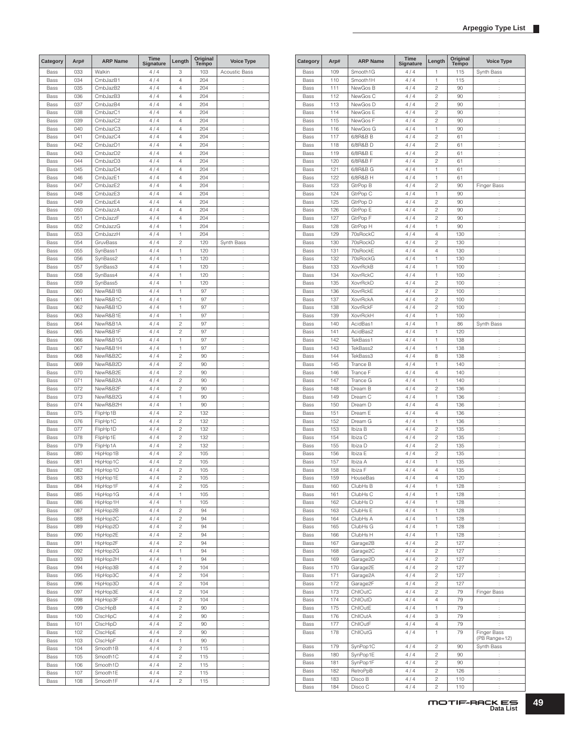| Category | Arp# | ARP Name | Time Signature | Length | Original Tempo | Voice Type |
|---|---|---|---|---|---|---|
| Bass | 033 | Walkin | 4 / 4 | 3 | 103 | Acoustic Bass |
| Bass | 034 | CmbJazB1 | 4 / 4 | 4 | 204 | : |
| Bass | 035 | CmbJazB2 | 4 / 4 | 4 | 204 | : |
| Bass | 036 | CmbJazB3 | 4 / 4 | 4 | 204 | : |
| Bass | 037 | CmbJazB4 | 4 / 4 | 4 | 204 | : |
| Bass | 038 | CmbJazC1 | 4 / 4 | 4 | 204 | : |
| Bass | 039 | CmbJazC2 | 4 / 4 | 4 | 204 | : |
| Bass | 040 | CmbJazC3 | 4 / 4 | 4 | 204 | : |
| Bass | 041 | CmbJazC4 | 4 / 4 | 4 | 204 | : |
| Bass | 042 | CmbJazD1 | 4 / 4 | 4 | 204 | : |
| Bass | 043 | CmbJazD2 | 4 / 4 | 4 | 204 | : |
| Bass | 044 | CmbJazD3 | 4 / 4 | 4 | 204 | : |
| Bass | 045 | CmbJazD4 | 4 / 4 | 4 | 204 | : |
| Bass | 046 | CmbJazE1 | 4 / 4 | 4 | 204 | : |
| Bass | 047 | CmbJazE2 | 4 / 4 | 4 | 204 | : |
| Bass | 048 | CmbJazE3 | 4 / 4 | 4 | 204 | : |
| Bass | 049 | CmbJazE4 | 4 / 4 | 4 | 204 | : |
| Bass | 050 | CmbJazzA | 4 / 4 | 4 | 204 | : |
| Bass | 051 | CmbJazzF | 4 / 4 | 4 | 204 | : |
| Bass | 052 | CmbJazzG | 4 / 4 | 1 | 204 | : |
| Bass | 053 | CmbJazzH | 4 / 4 | 1 | 204 | : |
| Bass | 054 | GruvBass | 4 / 4 | 2 | 120 | Synth Bass |
| Bass | 055 | SynBass1 | 4 / 4 | 1 | 120 | : |
| Bass | 056 | SynBass2 | 4 / 4 | 1 | 120 | : |
| Bass | 057 | SynBass3 | 4 / 4 | 1 | 120 | : |
| Bass | 058 | SynBass4 | 4 / 4 | 1 | 120 | : |
| Bass | 059 | SynBass5 | 4 / 4 | 1 | 120 | : |
| Bass | 060 | NewR&B1B | 4 / 4 | 1 | 97 | : |
| Bass | 061 | NewR&B1C | 4 / 4 | 1 | 97 | : |
| Bass | 062 | NewR&B1D | 4 / 4 | 1 | 97 | : |
| Bass | 063 | NewR&B1E | 4 / 4 | 1 | 97 | : |
| Bass | 064 | NewR&B1A | 4 / 4 | 2 | 97 | : |
| Bass | 065 | NewR&B1F | 4 / 4 | 2 | 97 | : |
| Bass | 066 | NewR&B1G | 4 / 4 | 1 | 97 | : |
| Bass | 067 | NewR&B1H | 4 / 4 | 1 | 97 | : |
| Bass | 068 | NewR&B2C | 4 / 4 | 2 | 90 | : |
| Bass | 069 | NewR&B2D | 4 / 4 | 2 | 90 | : |
| Bass | 070 | NewR&B2E | 4 / 4 | 2 | 90 | : |
| Bass | 071 | NewR&B2A | 4 / 4 | 2 | 90 | : |
| Bass | 072 | NewR&B2F | 4 / 4 | 2 | 90 | : |
| Bass | 073 | NewR&B2G | 4 / 4 | 1 | 90 | : |
| Bass | 074 | NewR&B2H | 4 / 4 | 1 | 90 | : |
| Bass | 075 | FlipHp1B | 4 / 4 | 2 | 132 | : |
| Bass | 076 | FlipHp1C | 4 / 4 | 2 | 132 | : |
| Bass | 077 | FlipHp1D | 4 / 4 | 2 | 132 | : |
| Bass | 078 | FlipHp1E | 4 / 4 | 2 | 132 | : |
| Bass | 079 | FlipHp1A | 4 / 4 | 2 | 132 | : |
| Bass | 080 | HipHop1B | 4 / 4 | 2 | 105 | : |
| Bass | 081 | HipHop1C | 4 / 4 | 2 | 105 | : |
| Bass | 082 | HipHop1D | 4 / 4 | 2 | 105 | : |
| Bass | 083 | HipHop1E | 4 / 4 | 2 | 105 | : |
| Bass | 084 | HipHop1F | 4 / 4 | 2 | 105 | : |
| Bass | 085 | HipHop1G | 4 / 4 | 1 | 105 | : |
| Bass | 086 | HipHop1H | 4 / 4 | 1 | 105 | : |
| Bass | 087 | HipHop2B | 4 / 4 | 2 | 94 | : |
| Bass | 088 | HipHop2C | 4 / 4 | 2 | 94 | : |
| Bass | 089 | HipHop2D | 4 / 4 | 2 | 94 | : |
| Bass | 090 | HipHop2E | 4 / 4 | 2 | 94 | : |
| Bass | 091 | HipHop2F | 4 / 4 | 2 | 94 | : |
| Bass | 092 | HipHop2G | 4 / 4 | 1 | 94 | : |
| Bass | 093 | HipHop2H | 4 / 4 | 1 | 94 | : |
| Bass | 094 | HipHop3B | 4 / 4 | 2 | 104 | : |
| Bass | 095 | HipHop3C | 4 / 4 | 2 | 104 | : |
| Bass | 096 | HipHop3D | 4 / 4 | 2 | 104 | : |
| Bass | 097 | HipHop3E | 4 / 4 | 2 | 104 | : |
| Bass | 098 | HipHop3F | 4 / 4 | 2 | 104 | : |
| Bass | 099 | ClscHipB | 4 / 4 | 2 | 90 | : |
| Bass | 100 | ClscHipC | 4 / 4 | 2 | 90 | : |
| Bass | 101 | ClscHipD | 4 / 4 | 2 | 90 | : |
| Bass | 102 | ClscHipE | 4 / 4 | 2 | 90 | : |
| Bass | 103 | ClscHipF | 4 / 4 | 1 | 90 | : |
| Bass | 104 | Smooth1B | 4 / 4 | 2 | 115 | : |
| Bass | 105 | Smooth1C | 4 / 4 | 2 | 115 | : |
| Bass | 106 | Smooth1D | 4 / 4 | 2 | 115 | : |
| Bass | 107 | Smooth1E | 4 / 4 | 2 | 115 | : |
| Bass | 108 | Smooth1F | 4 / 4 | 2 | 115 | : |
| Bass | 109 | Smooth1G | 4 / 4 | 1 | 115 | Synth Bass |
| Bass | 110 | Smooth1H | 4 / 4 | 1 | 115 | : |
| Bass | 111 | NewGos B | 4 / 4 | 2 | 90 | : |
| Bass | 112 | NewGos C | 4 / 4 | 2 | 90 | : |
| Bass | 113 | NewGos D | 4 / 4 | 2 | 90 | : |
| Bass | 114 | NewGos E | 4 / 4 | 2 | 90 | : |
| Bass | 115 | NewGos F | 4 / 4 | 2 | 90 | : |
| Bass | 116 | NewGos G | 4 / 4 | 1 | 90 | : |
| Bass | 117 | 6/8R&B B | 4 / 4 | 2 | 61 | : |
| Bass | 118 | 6/8R&B D | 4 / 4 | 2 | 61 | : |
| Bass | 119 | 6/8R&B E | 4 / 4 | 2 | 61 | : |
| Bass | 120 | 6/8R&B F | 4 / 4 | 2 | 61 | : |
| Bass | 121 | 6/8R&B G | 4 / 4 | 1 | 61 | : |
| Bass | 122 | 6/8R&B H | 4 / 4 | 1 | 61 | : |
| Bass | 123 | GtrPop B | 4 / 4 | 2 | 90 | Finger Bass |
| Bass | 124 | GtrPop C | 4 / 4 | 1 | 90 | : |
| Bass | 125 | GtrPop D | 4 / 4 | 2 | 90 | : |
| Bass | 126 | GtrPop E | 4 / 4 | 2 | 90 | : |
| Bass | 127 | GtrPop F | 4 / 4 | 2 | 90 | : |
| Bass | 128 | GtrPop H | 4 / 4 | 1 | 90 | : |
| Bass | 129 | 70sRockC | 4 / 4 | 4 | 130 | : |
| Bass | 130 | 70sRockD | 4 / 4 | 2 | 130 | : |
| Bass | 131 | 70sRockE | 4 / 4 | 4 | 130 | : |
| Bass | 132 | 70sRockG | 4 / 4 | 1 | 130 | : |
| Bass | 133 | XovrRckB | 4 / 4 | 1 | 100 | : |
| Bass | 134 | XovrRckC | 4 / 4 | 1 | 100 | : |
| Bass | 135 | XovrRckD | 4 / 4 | 2 | 100 | : |
| Bass | 136 | XovrRckE | 4 / 4 | 2 | 100 | : |
| Bass | 137 | XovrRckA | 4 / 4 | 2 | 100 | : |
| Bass | 138 | XovrRckF | 4 / 4 | 2 | 100 | : |
| Bass | 139 | XovrRckH | 4 / 4 | 1 | 100 | : |
| Bass | 140 | AcidBas1 | 4 / 4 | 1 | 86 | Synth Bass |
| Bass | 141 | AcidBas2 | 4 / 4 | 1 | 120 | : |
| Bass | 142 | TekBass1 | 4 / 4 | 1 | 138 | : |
| Bass | 143 | TekBass2 | 4 / 4 | 1 | 138 | : |
| Bass | 144 | TekBass3 | 4 / 4 | 8 | 138 | : |
| Bass | 145 | Trance B | 4 / 4 | 1 | 140 | : |
| Bass | 146 | Trance F | 4 / 4 | 4 | 140 | : |
| Bass | 147 | Trance G | 4 / 4 | 1 | 140 | : |
| Bass | 148 | Dream B | 4 / 4 | 2 | 136 | : |
| Bass | 149 | Dream C | 4 / 4 | 1 | 136 | : |
| Bass | 150 | Dream D | 4 / 4 | 4 | 136 | : |
| Bass | 151 | Dream E | 4 / 4 | 4 | 136 | : |
| Bass | 152 | Dream G | 4 / 4 | 1 | 136 | : |
| Bass | 153 | Ibiza B | 4 / 4 | 2 | 135 | : |
| Bass | 154 | Ibiza C | 4 / 4 | 2 | 135 | : |
| Bass | 155 | Ibiza D | 4 / 4 | 2 | 135 | : |
| Bass | 156 | Ibiza E | 4 / 4 | 2 | 135 | : |
| Bass | 157 | Ibiza A | 4 / 4 | 1 | 135 | : |
| Bass | 158 | Ibiza F | 4 / 4 | 4 | 135 | : |
| Bass | 159 | HouseBas | 4 / 4 | 4 | 120 | : |
| Bass | 160 | ClubHs B | 4 / 4 | 1 | 128 | : |
| Bass | 161 | ClubHs C | 4 / 4 | 1 | 128 | : |
| Bass | 162 | ClubHs D | 4 / 4 | 1 | 128 | : |
| Bass | 163 | ClubHs E | 4 / 4 | 1 | 128 | : |
| Bass | 164 | ClubHs A | 4 / 4 | 1 | 128 | : |
| Bass | 165 | ClubHs G | 4 / 4 | 1 | 128 | : |
| Bass | 166 | ClubHs H | 4 / 4 | 1 | 128 | : |
| Bass | 167 | Garage2B | 4 / 4 | 2 | 127 | : |
| Bass | 168 | Garage2C | 4 / 4 | 2 | 127 | : |
| Bass | 169 | Garage2D | 4 / 4 | 2 | 127 | : |
| Bass | 170 | Garage2E | 4 / 4 | 2 | 127 | : |
| Bass | 171 | Garage2A | 4 / 4 | 2 | 127 | : |
| Bass | 172 | Garage2F | 4 / 4 | 2 | 127 | : |
| Bass | 173 | ChllOutC | 4 / 4 | 2 | 79 | Finger Bass |
| Bass | 174 | ChllOutD | 4 / 4 | 4 | 79 | : |
| Bass | 175 | ChllOutE | 4 / 4 | 1 | 79 | : |
| Bass | 176 | ChllOutA | 4 / 4 | 3 | 79 | : |
| Bass | 177 | ChllOutF | 4 / 4 | 4 | 79 | : |
| Bass | 178 | ChllOutG | 4 / 4 | 1 | 79 | Finger Bass (PB Range=12) |
| Bass | 179 | SynPop1C | 4 / 4 | 2 | 90 | Synth Bass |
| Bass | 180 | SynPop1E | 4 / 4 | 2 | 90 | : |
| Bass | 181 | SynPop1F | 4 / 4 | 2 | 90 | : |
| Bass | 182 | RetroPpB | 4 / 4 | 2 | 126 | : |
| Bass | 183 | Disco B | 4 / 4 | 2 | 110 | : |
| Bass | 184 | Disco C | 4 / 4 | 2 | 110 | : |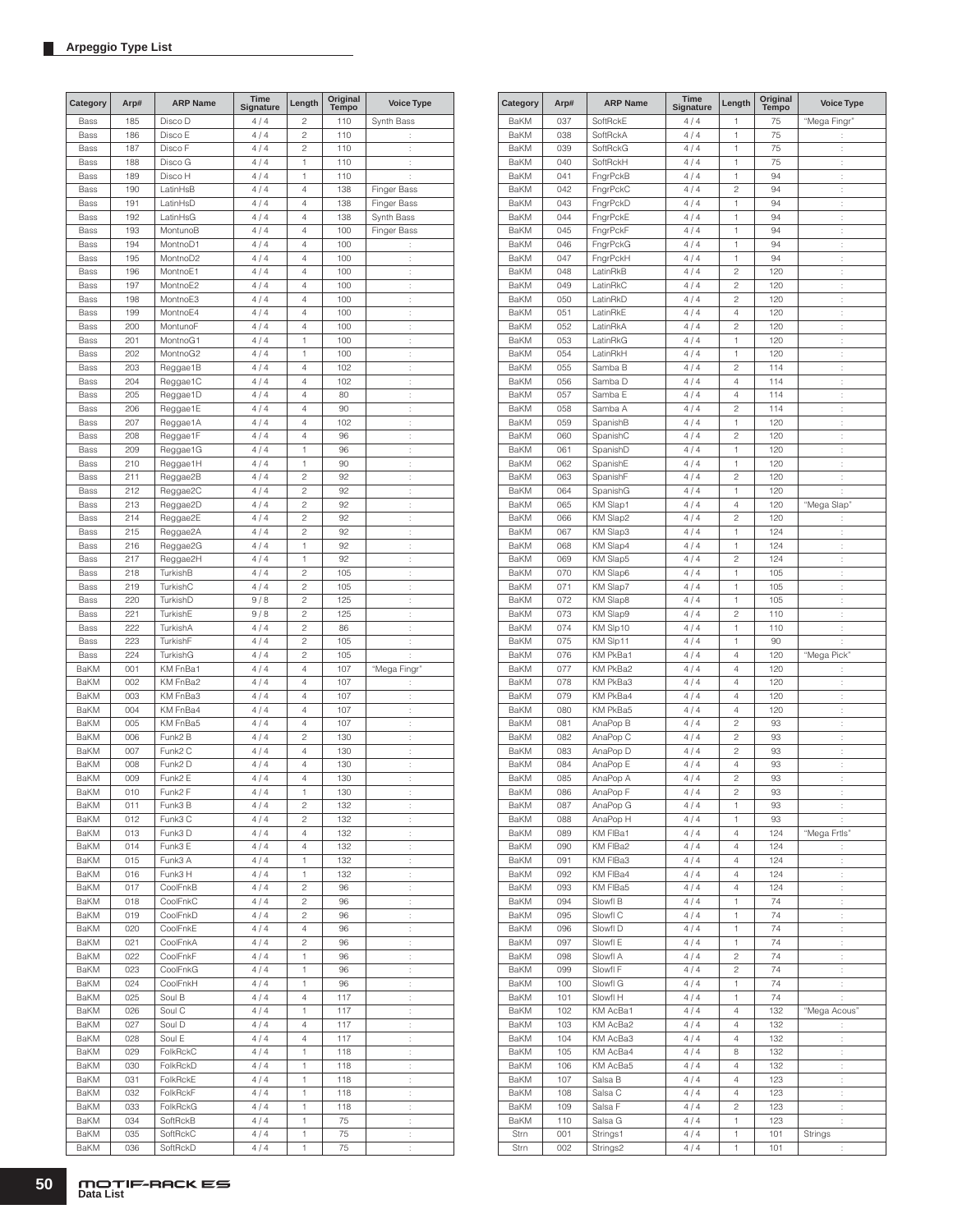## Arpeggio Type List

| Category | Arp# | ARP Name | Time Signature | Length | Original Tempo | Voice Type |
|---|---|---|---|---|---|---|
| Bass | 185 | Disco D | 4 / 4 | 2 | 110 | Synth Bass |
| Bass | 186 | Disco E | 4 / 4 | 2 | 110 | : |
| Bass | 187 | Disco F | 4 / 4 | 2 | 110 | : |
| Bass | 188 | Disco G | 4 / 4 | 1 | 110 | : |
| Bass | 189 | Disco H | 4 / 4 | 1 | 110 | : |
| Bass | 190 | LatinHsB | 4 / 4 | 4 | 138 | Finger Bass |
| Bass | 191 | LatinHsD | 4 / 4 | 4 | 138 | Finger Bass |
| Bass | 192 | LatinHsG | 4 / 4 | 4 | 138 | Synth Bass |
| Bass | 193 | MontunoB | 4 / 4 | 4 | 100 | Finger Bass |
| Bass | 194 | MontnoD1 | 4 / 4 | 4 | 100 | : |
| Bass | 195 | MontnoD2 | 4 / 4 | 4 | 100 | : |
| Bass | 196 | MontnoE1 | 4 / 4 | 4 | 100 | : |
| Bass | 197 | MontnoE2 | 4 / 4 | 4 | 100 | : |
| Bass | 198 | MontnoE3 | 4 / 4 | 4 | 100 | : |
| Bass | 199 | MontnoE4 | 4 / 4 | 4 | 100 | : |
| Bass | 200 | MontunoF | 4 / 4 | 4 | 100 | : |
| Bass | 201 | MontnoG1 | 4 / 4 | 1 | 100 | : |
| Bass | 202 | MontnoG2 | 4 / 4 | 1 | 100 | : |
| Bass | 203 | Reggae1B | 4 / 4 | 4 | 102 | : |
| Bass | 204 | Reggae1C | 4 / 4 | 4 | 102 | : |
| Bass | 205 | Reggae1D | 4 / 4 | 4 | 80 | : |
| Bass | 206 | Reggae1E | 4 / 4 | 4 | 90 | : |
| Bass | 207 | Reggae1A | 4 / 4 | 4 | 102 | : |
| Bass | 208 | Reggae1F | 4 / 4 | 4 | 96 | : |
| Bass | 209 | Reggae1G | 4 / 4 | 1 | 96 | : |
| Bass | 210 | Reggae1H | 4 / 4 | 1 | 90 | : |
| Bass | 211 | Reggae2B | 4 / 4 | 2 | 92 | : |
| Bass | 212 | Reggae2C | 4 / 4 | 2 | 92 | : |
| Bass | 213 | Reggae2D | 4 / 4 | 2 | 92 | : |
| Bass | 214 | Reggae2E | 4 / 4 | 2 | 92 | : |
| Bass | 215 | Reggae2A | 4 / 4 | 2 | 92 | : |
| Bass | 216 | Reggae2G | 4 / 4 | 1 | 92 | : |
| Bass | 217 | Reggae2H | 4 / 4 | 1 | 92 | : |
| Bass | 218 | TurkishB | 4 / 4 | 2 | 105 | : |
| Bass | 219 | TurkishC | 4 / 4 | 2 | 105 | : |
| Bass | 220 | TurkishD | 9 / 8 | 2 | 125 | : |
| Bass | 221 | TurkishE | 9 / 8 | 2 | 125 | : |
| Bass | 222 | TurkishA | 4 / 4 | 2 | 86 | : |
| Bass | 223 | TurkishF | 4 / 4 | 2 | 105 | : |
| Bass | 224 | TurkishG | 4 / 4 | 2 | 105 | : |
| BaKM | 001 | KM FnBa1 | 4 / 4 | 4 | 107 | "Mega Fingr" |
| BaKM | 002 | KM FnBa2 | 4 / 4 | 4 | 107 | : |
| BaKM | 003 | KM FnBa3 | 4 / 4 | 4 | 107 | : |
| BaKM | 004 | KM FnBa4 | 4 / 4 | 4 | 107 | : |
| BaKM | 005 | KM FnBa5 | 4 / 4 | 4 | 107 | : |
| BaKM | 006 | Funk2 B | 4 / 4 | 2 | 130 | : |
| BaKM | 007 | Funk2 C | 4 / 4 | 4 | 130 | : |
| BaKM | 008 | Funk2 D | 4 / 4 | 4 | 130 | : |
| BaKM | 009 | Funk2 E | 4 / 4 | 4 | 130 | : |
| BaKM | 010 | Funk2 F | 4 / 4 | 1 | 130 | : |
| BaKM | 011 | Funk3 B | 4 / 4 | 2 | 132 | : |
| BaKM | 012 | Funk3 C | 4 / 4 | 2 | 132 | : |
| BaKM | 013 | Funk3 D | 4 / 4 | 4 | 132 | : |
| BaKM | 014 | Funk3 E | 4 / 4 | 4 | 132 | : |
| BaKM | 015 | Funk3 A | 4 / 4 | 1 | 132 | : |
| BaKM | 016 | Funk3 H | 4 / 4 | 1 | 132 | : |
| BaKM | 017 | CoolFnkB | 4 / 4 | 2 | 96 | : |
| BaKM | 018 | CoolFnkC | 4 / 4 | 2 | 96 | : |
| BaKM | 019 | CoolFnkD | 4 / 4 | 2 | 96 | : |
| BaKM | 020 | CoolFnkE | 4 / 4 | 4 | 96 | : |
| BaKM | 021 | CoolFnkA | 4 / 4 | 2 | 96 | : |
| BaKM | 022 | CoolFnkF | 4 / 4 | 1 | 96 | : |
| BaKM | 023 | CoolFnkG | 4 / 4 | 1 | 96 | : |
| BaKM | 024 | CoolFnkH | 4 / 4 | 1 | 96 | : |
| BaKM | 025 | Soul B | 4 / 4 | 4 | 117 | : |
| BaKM | 026 | Soul C | 4 / 4 | 1 | 117 | : |
| BaKM | 027 | Soul D | 4 / 4 | 4 | 117 | : |
| BaKM | 028 | Soul E | 4 / 4 | 4 | 117 | : |
| BaKM | 029 | FolkRckC | 4 / 4 | 1 | 118 | : |
| BaKM | 030 | FolkRckD | 4 / 4 | 1 | 118 | : |
| BaKM | 031 | FolkRckE | 4 / 4 | 1 | 118 | : |
| BaKM | 032 | FolkRckF | 4 / 4 | 1 | 118 | : |
| BaKM | 033 | FolkRckG | 4 / 4 | 1 | 118 | : |
| BaKM | 034 | SoftRckB | 4 / 4 | 1 | 75 | : |
| BaKM | 035 | SoftRckC | 4 / 4 | 1 | 75 | : |
| BaKM | 036 | SoftRckD | 4 / 4 | 1 | 75 | : |
| BaKM | 037 | SoftRckE | 4 / 4 | 1 | 75 | "Mega Fingr" |
| BaKM | 038 | SoftRckA | 4 / 4 | 1 | 75 | : |
| BaKM | 039 | SoftRckG | 4 / 4 | 1 | 75 | : |
| BaKM | 040 | SoftRckH | 4 / 4 | 1 | 75 | : |
| BaKM | 041 | FngrPckB | 4 / 4 | 1 | 94 | : |
| BaKM | 042 | FngrPckC | 4 / 4 | 2 | 94 | : |
| BaKM | 043 | FngrPckD | 4 / 4 | 1 | 94 | : |
| BaKM | 044 | FngrPckE | 4 / 4 | 1 | 94 | : |
| BaKM | 045 | FngrPckF | 4 / 4 | 1 | 94 | : |
| BaKM | 046 | FngrPckG | 4 / 4 | 1 | 94 | : |
| BaKM | 047 | FngrPckH | 4 / 4 | 1 | 94 | : |
| BaKM | 048 | LatinRkB | 4 / 4 | 2 | 120 | : |
| BaKM | 049 | LatinRkC | 4 / 4 | 2 | 120 | : |
| BaKM | 050 | LatinRkD | 4 / 4 | 2 | 120 | : |
| BaKM | 051 | LatinRkE | 4 / 4 | 4 | 120 | : |
| BaKM | 052 | LatinRkA | 4 / 4 | 2 | 120 | : |
| BaKM | 053 | LatinRkG | 4 / 4 | 1 | 120 | : |
| BaKM | 054 | LatinRkH | 4 / 4 | 1 | 120 | : |
| BaKM | 055 | Samba B | 4 / 4 | 2 | 114 | : |
| BaKM | 056 | Samba D | 4 / 4 | 4 | 114 | : |
| BaKM | 057 | Samba E | 4 / 4 | 4 | 114 | : |
| BaKM | 058 | Samba A | 4 / 4 | 2 | 114 | : |
| BaKM | 059 | SpanishB | 4 / 4 | 1 | 120 | : |
| BaKM | 060 | SpanishC | 4 / 4 | 2 | 120 | : |
| BaKM | 061 | SpanishD | 4 / 4 | 1 | 120 | : |
| BaKM | 062 | SpanishE | 4 / 4 | 1 | 120 | : |
| BaKM | 063 | SpanishF | 4 / 4 | 2 | 120 | : |
| BaKM | 064 | SpanishG | 4 / 4 | 1 | 120 | : |
| BaKM | 065 | KM Slap1 | 4 / 4 | 4 | 120 | "Mega Slap" |
| BaKM | 066 | KM Slap2 | 4 / 4 | 2 | 120 | : |
| BaKM | 067 | KM Slap3 | 4 / 4 | 1 | 124 | : |
| BaKM | 068 | KM Slap4 | 4 / 4 | 1 | 124 | : |
| BaKM | 069 | KM Slap5 | 4 / 4 | 2 | 124 | : |
| BaKM | 070 | KM Slap6 | 4 / 4 | 1 | 105 | : |
| BaKM | 071 | KM Slap7 | 4 / 4 | 1 | 105 | : |
| BaKM | 072 | KM Slap8 | 4 / 4 | 1 | 105 | : |
| BaKM | 073 | KM Slap9 | 4 / 4 | 2 | 110 | : |
| BaKM | 074 | KM Slp10 | 4 / 4 | 1 | 110 | : |
| BaKM | 075 | KM Slp11 | 4 / 4 | 1 | 90 | : |
| BaKM | 076 | KM PkBa1 | 4 / 4 | 4 | 120 | "Mega Pick" |
| BaKM | 077 | KM PkBa2 | 4 / 4 | 4 | 120 | : |
| BaKM | 078 | KM PkBa3 | 4 / 4 | 4 | 120 | : |
| BaKM | 079 | KM PkBa4 | 4 / 4 | 4 | 120 | : |
| BaKM | 080 | KM PkBa5 | 4 / 4 | 4 | 120 | : |
| BaKM | 081 | AnaPop B | 4 / 4 | 2 | 93 | : |
| BaKM | 082 | AnaPop C | 4 / 4 | 2 | 93 | : |
| BaKM | 083 | AnaPop D | 4 / 4 | 2 | 93 | : |
| BaKM | 084 | AnaPop E | 4 / 4 | 4 | 93 | : |
| BaKM | 085 | AnaPop A | 4 / 4 | 2 | 93 | : |
| BaKM | 086 | AnaPop F | 4 / 4 | 2 | 93 | : |
| BaKM | 087 | AnaPop G | 4 / 4 | 1 | 93 | : |
| BaKM | 088 | AnaPop H | 4 / 4 | 1 | 93 | : |
| BaKM | 089 | KM FlBa1 | 4 / 4 | 4 | 124 | "Mega Frtls" |
| BaKM | 090 | KM FlBa2 | 4 / 4 | 4 | 124 | : |
| BaKM | 091 | KM FlBa3 | 4 / 4 | 4 | 124 | : |
| BaKM | 092 | KM FlBa4 | 4 / 4 | 4 | 124 | : |
| BaKM | 093 | KM FlBa5 | 4 / 4 | 4 | 124 | : |
| BaKM | 094 | Slowfl B | 4 / 4 | 1 | 74 | : |
| BaKM | 095 | Slowfl C | 4 / 4 | 1 | 74 | : |
| BaKM | 096 | Slowfl D | 4 / 4 | 1 | 74 | : |
| BaKM | 097 | Slowfl E | 4 / 4 | 1 | 74 | : |
| BaKM | 098 | Slowfl A | 4 / 4 | 2 | 74 | : |
| BaKM | 099 | Slowfl F | 4 / 4 | 2 | 74 | : |
| BaKM | 100 | Slowfl G | 4 / 4 | 1 | 74 | : |
| BaKM | 101 | Slowfl H | 4 / 4 | 1 | 74 | : |
| BaKM | 102 | KM AcBa1 | 4 / 4 | 4 | 132 | "Mega Acous" |
| BaKM | 103 | KM AcBa2 | 4 / 4 | 4 | 132 | : |
| BaKM | 104 | KM AcBa3 | 4 / 4 | 4 | 132 | : |
| BaKM | 105 | KM AcBa4 | 4 / 4 | 8 | 132 | : |
| BaKM | 106 | KM AcBa5 | 4 / 4 | 4 | 132 | : |
| BaKM | 107 | Salsa B | 4 / 4 | 4 | 123 | : |
| BaKM | 108 | Salsa C | 4 / 4 | 4 | 123 | : |
| BaKM | 109 | Salsa F | 4 / 4 | 2 | 123 | : |
| BaKM | 110 | Salsa G | 4 / 4 | 1 | 123 | : |
| Strn | 001 | Strings1 | 4 / 4 | 1 | 101 | Strings |
| Strn | 002 | Strings2 | 4 / 4 | 1 | 101 | : |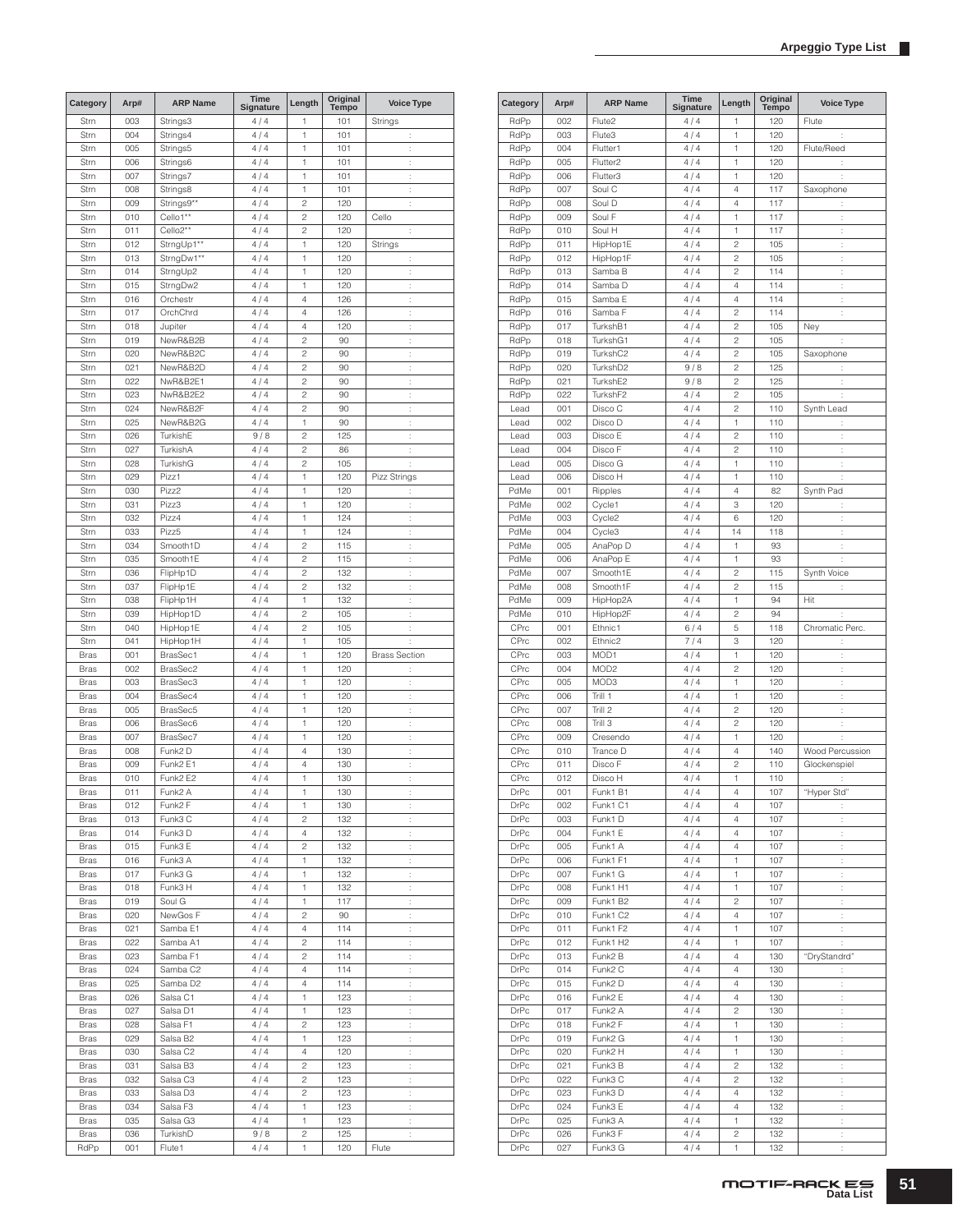## Arpeggio Type List

| Category | Arp# | ARP Name | Time Signature | Length | Original Tempo | Voice Type |
|---|---|---|---|---|---|---|
| Strn | 003 | Strings3 | 4 / 4 | 1 | 101 | Strings |
| Strn | 004 | Strings4 | 4 / 4 | 1 | 101 | : |
| Strn | 005 | Strings5 | 4 / 4 | 1 | 101 | : |
| Strn | 006 | Strings6 | 4 / 4 | 1 | 101 | : |
| Strn | 007 | Strings7 | 4 / 4 | 1 | 101 | : |
| Strn | 008 | Strings8 | 4 / 4 | 1 | 101 | : |
| Strn | 009 | Strings9** | 4 / 4 | 2 | 120 | : |
| Strn | 010 | Cello1** | 4 / 4 | 2 | 120 | Cello |
| Strn | 011 | Cello2** | 4 / 4 | 2 | 120 | : |
| Strn | 012 | StrngUp1** | 4 / 4 | 1 | 120 | Strings |
| Strn | 013 | StrngDw1** | 4 / 4 | 1 | 120 | : |
| Strn | 014 | StrngUp2 | 4 / 4 | 1 | 120 | : |
| Strn | 015 | StrngDw2 | 4 / 4 | 1 | 120 | : |
| Strn | 016 | Orchestr | 4 / 4 | 4 | 126 | : |
| Strn | 017 | OrchChrd | 4 / 4 | 4 | 126 | : |
| Strn | 018 | Jupiter | 4 / 4 | 4 | 120 | : |
| Strn | 019 | NewR&B2B | 4 / 4 | 2 | 90 | : |
| Strn | 020 | NewR&B2C | 4 / 4 | 2 | 90 | : |
| Strn | 021 | NewR&B2D | 4 / 4 | 2 | 90 | : |
| Strn | 022 | NwR&B2E1 | 4 / 4 | 2 | 90 | : |
| Strn | 023 | NwR&B2E2 | 4 / 4 | 2 | 90 | : |
| Strn | 024 | NewR&B2F | 4 / 4 | 2 | 90 | : |
| Strn | 025 | NewR&B2G | 4 / 4 | 1 | 90 | : |
| Strn | 026 | TurkishE | 9 / 8 | 2 | 125 | : |
| Strn | 027 | TurkishA | 4 / 4 | 2 | 86 | : |
| Strn | 028 | TurkishG | 4 / 4 | 2 | 105 | : |
| Strn | 029 | Pizz1 | 4 / 4 | 1 | 120 | Pizz Strings |
| Strn | 030 | Pizz2 | 4 / 4 | 1 | 120 | : |
| Strn | 031 | Pizz3 | 4 / 4 | 1 | 120 | : |
| Strn | 032 | Pizz4 | 4 / 4 | 1 | 124 | : |
| Strn | 033 | Pizz5 | 4 / 4 | 1 | 124 | : |
| Strn | 034 | Smooth1D | 4 / 4 | 2 | 115 | : |
| Strn | 035 | Smooth1E | 4 / 4 | 2 | 115 | : |
| Strn | 036 | FlipHp1D | 4 / 4 | 2 | 132 | : |
| Strn | 037 | FlipHp1E | 4 / 4 | 2 | 132 | : |
| Strn | 038 | FlipHp1H | 4 / 4 | 1 | 132 | : |
| Strn | 039 | HipHop1D | 4 / 4 | 2 | 105 | : |
| Strn | 040 | HipHop1E | 4 / 4 | 2 | 105 | : |
| Strn | 041 | HipHop1H | 4 / 4 | 1 | 105 | : |
| Bras | 001 | BrasSec1 | 4 / 4 | 1 | 120 | Brass Section |
| Bras | 002 | BrasSec2 | 4 / 4 | 1 | 120 | : |
| Bras | 003 | BrasSec3 | 4 / 4 | 1 | 120 | : |
| Bras | 004 | BrasSec4 | 4 / 4 | 1 | 120 | : |
| Bras | 005 | BrasSec5 | 4 / 4 | 1 | 120 | : |
| Bras | 006 | BrasSec6 | 4 / 4 | 1 | 120 | : |
| Bras | 007 | BrasSec7 | 4 / 4 | 1 | 120 | : |
| Bras | 008 | Funk2 D | 4 / 4 | 4 | 130 | : |
| Bras | 009 | Funk2 E1 | 4 / 4 | 4 | 130 | : |
| Bras | 010 | Funk2 E2 | 4 / 4 | 1 | 130 | : |
| Bras | 011 | Funk2 A | 4 / 4 | 1 | 130 | : |
| Bras | 012 | Funk2 F | 4 / 4 | 1 | 130 | : |
| Bras | 013 | Funk3 C | 4 / 4 | 2 | 132 | : |
| Bras | 014 | Funk3 D | 4 / 4 | 4 | 132 | : |
| Bras | 015 | Funk3 E | 4 / 4 | 2 | 132 | : |
| Bras | 016 | Funk3 A | 4 / 4 | 1 | 132 | : |
| Bras | 017 | Funk3 G | 4 / 4 | 1 | 132 | : |
| Bras | 018 | Funk3 H | 4 / 4 | 1 | 132 | : |
| Bras | 019 | Soul G | 4 / 4 | 1 | 117 | : |
| Bras | 020 | NewGos F | 4 / 4 | 2 | 90 | : |
| Bras | 021 | Samba E1 | 4 / 4 | 4 | 114 | : |
| Bras | 022 | Samba A1 | 4 / 4 | 2 | 114 | : |
| Bras | 023 | Samba F1 | 4 / 4 | 2 | 114 | : |
| Bras | 024 | Samba C2 | 4 / 4 | 4 | 114 | : |
| Bras | 025 | Samba D2 | 4 / 4 | 4 | 114 | : |
| Bras | 026 | Salsa C1 | 4 / 4 | 1 | 123 | : |
| Bras | 027 | Salsa D1 | 4 / 4 | 1 | 123 | : |
| Bras | 028 | Salsa F1 | 4 / 4 | 2 | 123 | : |
| Bras | 029 | Salsa B2 | 4 / 4 | 1 | 123 | : |
| Bras | 030 | Salsa C2 | 4 / 4 | 4 | 120 | : |
| Bras | 031 | Salsa B3 | 4 / 4 | 2 | 123 | : |
| Bras | 032 | Salsa C3 | 4 / 4 | 2 | 123 | : |
| Bras | 033 | Salsa D3 | 4 / 4 | 2 | 123 | : |
| Bras | 034 | Salsa F3 | 4 / 4 | 1 | 123 | : |
| Bras | 035 | Salsa G3 | 4 / 4 | 1 | 123 | : |
| Bras | 036 | TurkishD | 9 / 8 | 2 | 125 | : |
| RdPp | 001 | Flute1 | 4 / 4 | 1 | 120 | Flute |
| RdPp | 002 | Flute2 | 4 / 4 | 1 | 120 | Flute |
| RdPp | 003 | Flute3 | 4 / 4 | 1 | 120 | : |
| RdPp | 004 | Flutter1 | 4 / 4 | 1 | 120 | Flute/Reed |
| RdPp | 005 | Flutter2 | 4 / 4 | 1 | 120 | : |
| RdPp | 006 | Flutter3 | 4 / 4 | 1 | 120 | : |
| RdPp | 007 | Soul C | 4 / 4 | 4 | 117 | Saxophone |
| RdPp | 008 | Soul D | 4 / 4 | 4 | 117 | : |
| RdPp | 009 | Soul F | 4 / 4 | 1 | 117 | : |
| RdPp | 010 | Soul H | 4 / 4 | 1 | 117 | : |
| RdPp | 011 | HipHop1E | 4 / 4 | 2 | 105 | : |
| RdPp | 012 | HipHop1F | 4 / 4 | 2 | 105 | : |
| RdPp | 013 | Samba B | 4 / 4 | 2 | 114 | : |
| RdPp | 014 | Samba D | 4 / 4 | 4 | 114 | : |
| RdPp | 015 | Samba E | 4 / 4 | 4 | 114 | : |
| RdPp | 016 | Samba F | 4 / 4 | 2 | 114 | : |
| RdPp | 017 | TurkshB1 | 4 / 4 | 2 | 105 | Ney |
| RdPp | 018 | TurkshG1 | 4 / 4 | 2 | 105 | : |
| RdPp | 019 | TurkshC2 | 4 / 4 | 2 | 105 | Saxophone |
| RdPp | 020 | TurkshD2 | 9 / 8 | 2 | 125 | : |
| RdPp | 021 | TurkshE2 | 9 / 8 | 2 | 125 | : |
| RdPp | 022 | TurkshF2 | 4 / 4 | 2 | 105 | : |
| Lead | 001 | Disco C | 4 / 4 | 2 | 110 | Synth Lead |
| Lead | 002 | Disco D | 4 / 4 | 1 | 110 | : |
| Lead | 003 | Disco E | 4 / 4 | 2 | 110 | : |
| Lead | 004 | Disco F | 4 / 4 | 2 | 110 | : |
| Lead | 005 | Disco G | 4 / 4 | 1 | 110 | : |
| Lead | 006 | Disco H | 4 / 4 | 1 | 110 | : |
| PdMe | 001 | Ripples | 4 / 4 | 4 | 82 | Synth Pad |
| PdMe | 002 | Cycle1 | 4 / 4 | 3 | 120 | : |
| PdMe | 003 | Cycle2 | 4 / 4 | 6 | 120 | : |
| PdMe | 004 | Cycle3 | 4 / 4 | 14 | 118 | : |
| PdMe | 005 | AnaPop D | 4 / 4 | 1 | 93 | : |
| PdMe | 006 | AnaPop E | 4 / 4 | 1 | 93 | : |
| PdMe | 007 | Smooth1E | 4 / 4 | 2 | 115 | Synth Voice |
| PdMe | 008 | Smooth1F | 4 / 4 | 2 | 115 | : |
| PdMe | 009 | HipHop2A | 4 / 4 | 1 | 94 | Hit |
| PdMe | 010 | HipHop2F | 4 / 4 | 2 | 94 | : |
| CPrc | 001 | Ethnic1 | 6 / 4 | 5 | 118 | Chromatic Perc. |
| CPrc | 002 | Ethnic2 | 7 / 4 | 3 | 120 | : |
| CPrc | 003 | MOD1 | 4 / 4 | 1 | 120 | : |
| CPrc | 004 | MOD2 | 4 / 4 | 2 | 120 | : |
| CPrc | 005 | MOD3 | 4 / 4 | 1 | 120 | : |
| CPrc | 006 | Trill 1 | 4 / 4 | 1 | 120 | : |
| CPrc | 007 | Trill 2 | 4 / 4 | 2 | 120 | : |
| CPrc | 008 | Trill 3 | 4 / 4 | 2 | 120 | : |
| CPrc | 009 | Cresendo | 4 / 4 | 1 | 120 | : |
| CPrc | 010 | Trance D | 4 / 4 | 4 | 140 | Wood Percussion |
| CPrc | 011 | Disco F | 4 / 4 | 2 | 110 | Glockenspiel |
| CPrc | 012 | Disco H | 4 / 4 | 1 | 110 | : |
| DrPc | 001 | Funk1 B1 | 4 / 4 | 4 | 107 | "Hyper Std" |
| DrPc | 002 | Funk1 C1 | 4 / 4 | 4 | 107 | : |
| DrPc | 003 | Funk1 D | 4 / 4 | 4 | 107 | : |
| DrPc | 004 | Funk1 E | 4 / 4 | 4 | 107 | : |
| DrPc | 005 | Funk1 A | 4 / 4 | 4 | 107 | : |
| DrPc | 006 | Funk1 F1 | 4 / 4 | 1 | 107 | : |
| DrPc | 007 | Funk1 G | 4 / 4 | 1 | 107 | : |
| DrPc | 008 | Funk1 H1 | 4 / 4 | 1 | 107 | : |
| DrPc | 009 | Funk1 B2 | 4 / 4 | 2 | 107 | : |
| DrPc | 010 | Funk1 C2 | 4 / 4 | 4 | 107 | : |
| DrPc | 011 | Funk1 F2 | 4 / 4 | 1 | 107 | : |
| DrPc | 012 | Funk1 H2 | 4 / 4 | 1 | 107 | : |
| DrPc | 013 | Funk2 B | 4 / 4 | 4 | 130 | "DryStandrd" |
| DrPc | 014 | Funk2 C | 4 / 4 | 4 | 130 | : |
| DrPc | 015 | Funk2 D | 4 / 4 | 4 | 130 | : |
| DrPc | 016 | Funk2 E | 4 / 4 | 4 | 130 | : |
| DrPc | 017 | Funk2 A | 4 / 4 | 2 | 130 | : |
| DrPc | 018 | Funk2 F | 4 / 4 | 1 | 130 | : |
| DrPc | 019 | Funk2 G | 4 / 4 | 1 | 130 | : |
| DrPc | 020 | Funk2 H | 4 / 4 | 1 | 130 | : |
| DrPc | 021 | Funk3 B | 4 / 4 | 2 | 132 | : |
| DrPc | 022 | Funk3 C | 4 / 4 | 2 | 132 | : |
| DrPc | 023 | Funk3 D | 4 / 4 | 4 | 132 | : |
| DrPc | 024 | Funk3 E | 4 / 4 | 4 | 132 | : |
| DrPc | 025 | Funk3 A | 4 / 4 | 1 | 132 | : |
| DrPc | 026 | Funk3 F | 4 / 4 | 2 | 132 | : |
| DrPc | 027 | Funk3 G | 4 / 4 | 1 | 132 | : |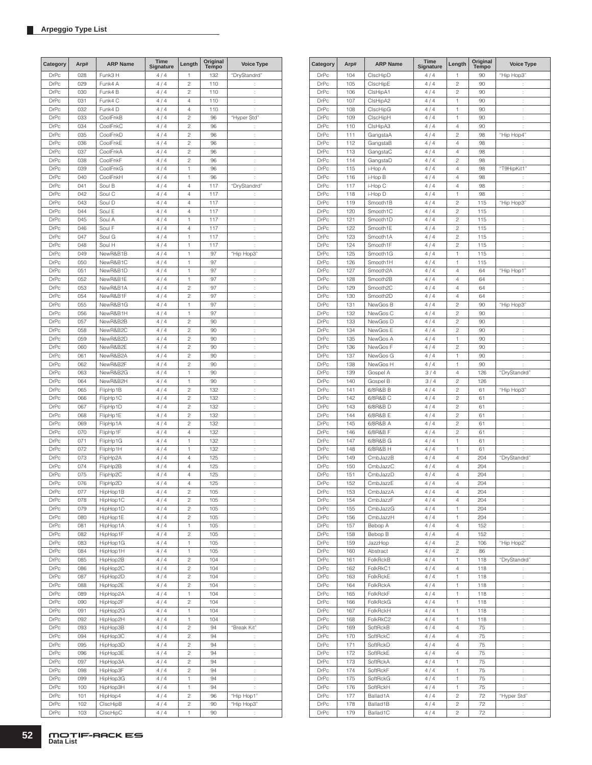## Arpeggio Type List

| Category | Arp# | ARP Name | Time Signature | Length | Original Tempo | Voice Type |
|---|---|---|---|---|---|---|
| DrPc | 028 | Funk3 H | 4 / 4 | 1 | 132 | "DryStandrd" |
| DrPc | 029 | Funk4 A | 4 / 4 | 2 | 110 | : |
| DrPc | 030 | Funk4 B | 4 / 4 | 2 | 110 | : |
| DrPc | 031 | Funk4 C | 4 / 4 | 4 | 110 | : |
| DrPc | 032 | Funk4 D | 4 / 4 | 4 | 110 | : |
| DrPc | 033 | CoolFnkB | 4 / 4 | 2 | 96 | "Hyper Std" |
| DrPc | 034 | CoolFnkC | 4 / 4 | 2 | 96 | : |
| DrPc | 035 | CoolFnkD | 4 / 4 | 2 | 96 | : |
| DrPc | 036 | CoolFnkE | 4 / 4 | 2 | 96 | : |
| DrPc | 037 | CoolFnkA | 4 / 4 | 2 | 96 | : |
| DrPc | 038 | CoolFnkF | 4 / 4 | 2 | 96 | : |
| DrPc | 039 | CoolFnkG | 4 / 4 | 1 | 96 | : |
| DrPc | 040 | CoolFnkH | 4 / 4 | 1 | 96 | : |
| DrPc | 041 | Soul B | 4 / 4 | 4 | 117 | "DryStandrd" |
| DrPc | 042 | Soul C | 4 / 4 | 4 | 117 | : |
| DrPc | 043 | Soul D | 4 / 4 | 4 | 117 | : |
| DrPc | 044 | Soul E | 4 / 4 | 4 | 117 | : |
| DrPc | 045 | Soul A | 4 / 4 | 1 | 117 | : |
| DrPc | 046 | Soul F | 4 / 4 | 4 | 117 | : |
| DrPc | 047 | Soul G | 4 / 4 | 1 | 117 | : |
| DrPc | 048 | Soul H | 4 / 4 | 1 | 117 | : |
| DrPc | 049 | NewR&B1B | 4 / 4 | 1 | 97 | "Hip Hop3" |
| DrPc | 050 | NewR&B1C | 4 / 4 | 1 | 97 | : |
| DrPc | 051 | NewR&B1D | 4 / 4 | 1 | 97 | : |
| DrPc | 052 | NewR&B1E | 4 / 4 | 1 | 97 | : |
| DrPc | 053 | NewR&B1A | 4 / 4 | 2 | 97 | : |
| DrPc | 054 | NewR&B1F | 4 / 4 | 2 | 97 | : |
| DrPc | 055 | NewR&B1G | 4 / 4 | 1 | 97 | : |
| DrPc | 056 | NewR&B1H | 4 / 4 | 1 | 97 | : |
| DrPc | 057 | NewR&B2B | 4 / 4 | 2 | 90 | : |
| DrPc | 058 | NewR&B2C | 4 / 4 | 2 | 90 | : |
| DrPc | 059 | NewR&B2D | 4 / 4 | 2 | 90 | : |
| DrPc | 060 | NewR&B2E | 4 / 4 | 2 | 90 | : |
| DrPc | 061 | NewR&B2A | 4 / 4 | 2 | 90 | : |
| DrPc | 062 | NewR&B2F | 4 / 4 | 2 | 90 | : |
| DrPc | 063 | NewR&B2G | 4 / 4 | 1 | 90 | : |
| DrPc | 064 | NewR&B2H | 4 / 4 | 1 | 90 | : |
| DrPc | 065 | FlipHp1B | 4 / 4 | 2 | 132 | : |
| DrPc | 066 | FlipHp1C | 4 / 4 | 2 | 132 | : |
| DrPc | 067 | FlipHp1D | 4 / 4 | 2 | 132 | : |
| DrPc | 068 | FlipHp1E | 4 / 4 | 2 | 132 | : |
| DrPc | 069 | FlipHp1A | 4 / 4 | 2 | 132 | : |
| DrPc | 070 | FlipHp1F | 4 / 4 | 4 | 132 | : |
| DrPc | 071 | FlipHp1G | 4 / 4 | 1 | 132 | : |
| DrPc | 072 | FlipHp1H | 4 / 4 | 1 | 132 | : |
| DrPc | 073 | FlipHp2A | 4 / 4 | 4 | 125 | : |
| DrPc | 074 | FlipHp2B | 4 / 4 | 4 | 125 | : |
| DrPc | 075 | FlipHp2C | 4 / 4 | 4 | 125 | : |
| DrPc | 076 | FlipHp2D | 4 / 4 | 4 | 125 | : |
| DrPc | 077 | HipHop1B | 4 / 4 | 2 | 105 | : |
| DrPc | 078 | HipHop1C | 4 / 4 | 2 | 105 | : |
| DrPc | 079 | HipHop1D | 4 / 4 | 2 | 105 | : |
| DrPc | 080 | HipHop1E | 4 / 4 | 2 | 105 | : |
| DrPc | 081 | HipHop1A | 4 / 4 | 1 | 105 | : |
| DrPc | 082 | HipHop1F | 4 / 4 | 2 | 105 | : |
| DrPc | 083 | HipHop1G | 4 / 4 | 1 | 105 | : |
| DrPc | 084 | HipHop1H | 4 / 4 | 1 | 105 | : |
| DrPc | 085 | HipHop2B | 4 / 4 | 2 | 104 | : |
| DrPc | 086 | HipHop2C | 4 / 4 | 2 | 104 | : |
| DrPc | 087 | HipHop2D | 4 / 4 | 2 | 104 | : |
| DrPc | 088 | HipHop2E | 4 / 4 | 2 | 104 | : |
| DrPc | 089 | HipHop2A | 4 / 4 | 1 | 104 | : |
| DrPc | 090 | HipHop2F | 4 / 4 | 2 | 104 | : |
| DrPc | 091 | HipHop2G | 4 / 4 | 1 | 104 | : |
| DrPc | 092 | HipHop2H | 4 / 4 | 1 | 104 | : |
| DrPc | 093 | HipHop3B | 4 / 4 | 2 | 94 | "Break Kit" |
| DrPc | 094 | HipHop3C | 4 / 4 | 2 | 94 | : |
| DrPc | 095 | HipHop3D | 4 / 4 | 2 | 94 | : |
| DrPc | 096 | HipHop3E | 4 / 4 | 2 | 94 | : |
| DrPc | 097 | HipHop3A | 4 / 4 | 2 | 94 | : |
| DrPc | 098 | HipHop3F | 4 / 4 | 2 | 94 | : |
| DrPc | 099 | HipHop3G | 4 / 4 | 1 | 94 | : |
| DrPc | 100 | HipHop3H | 4 / 4 | 1 | 94 | : |
| DrPc | 101 | HipHop4 | 4 / 4 | 2 | 96 | "Hip Hop1" |
| DrPc | 102 | ClscHipB | 4 / 4 | 2 | 90 | "Hip Hop3" |
| DrPc | 103 | ClscHipC | 4 / 4 | 1 | 90 | : |
| DrPc | 104 | ClscHipD | 4 / 4 | 1 | 90 | "Hip Hop3" |
| DrPc | 105 | ClscHipE | 4 / 4 | 2 | 90 | : |
| DrPc | 106 | ClsHipA1 | 4 / 4 | 2 | 90 | : |
| DrPc | 107 | ClsHipA2 | 4 / 4 | 1 | 90 | : |
| DrPc | 108 | ClscHipG | 4 / 4 | 1 | 90 | : |
| DrPc | 109 | ClscHipH | 4 / 4 | 1 | 90 | : |
| DrPc | 110 | ClsHipA3 | 4 / 4 | 4 | 90 | : |
| DrPc | 111 | GangstaA | 4 / 4 | 2 | 98 | "Hip Hop4" |
| DrPc | 112 | GangstaB | 4 / 4 | 4 | 98 | : |
| DrPc | 113 | GangstaC | 4 / 4 | 4 | 98 | : |
| DrPc | 114 | GangstaD | 4 / 4 | 2 | 98 | : |
| DrPc | 115 | i-Hop A | 4 / 4 | 4 | 98 | "T9HipKit1" |
| DrPc | 116 | i-Hop B | 4 / 4 | 4 | 98 | : |
| DrPc | 117 | i-Hop C | 4 / 4 | 4 | 98 | : |
| DrPc | 118 | i-Hop D | 4 / 4 | 1 | 98 | : |
| DrPc | 119 | Smooth1B | 4 / 4 | 2 | 115 | "Hip Hop3" |
| DrPc | 120 | Smooth1C | 4 / 4 | 2 | 115 | : |
| DrPc | 121 | Smooth1D | 4 / 4 | 2 | 115 | : |
| DrPc | 122 | Smooth1E | 4 / 4 | 2 | 115 | : |
| DrPc | 123 | Smooth1A | 4 / 4 | 2 | 115 | : |
| DrPc | 124 | Smooth1F | 4 / 4 | 2 | 115 | : |
| DrPc | 125 | Smooth1G | 4 / 4 | 1 | 115 | : |
| DrPc | 126 | Smooth1H | 4 / 4 | 1 | 115 | : |
| DrPc | 127 | Smooth2A | 4 / 4 | 4 | 64 | "Hip Hop1" |
| DrPc | 128 | Smooth2B | 4 / 4 | 4 | 64 | : |
| DrPc | 129 | Smooth2C | 4 / 4 | 4 | 64 | : |
| DrPc | 130 | Smooth2D | 4 / 4 | 4 | 64 | : |
| DrPc | 131 | NewGos B | 4 / 4 | 2 | 90 | "Hip Hop3" |
| DrPc | 132 | NewGos C | 4 / 4 | 2 | 90 | : |
| DrPc | 133 | NewGos D | 4 / 4 | 2 | 90 | : |
| DrPc | 134 | NewGos E | 4 / 4 | 2 | 90 | : |
| DrPc | 135 | NewGos A | 4 / 4 | 1 | 90 | : |
| DrPc | 136 | NewGos F | 4 / 4 | 2 | 90 | : |
| DrPc | 137 | NewGos G | 4 / 4 | 1 | 90 | : |
| DrPc | 138 | NewGos H | 4 / 4 | 1 | 90 | : |
| DrPc | 139 | Gospel A | 3 / 4 | 4 | 126 | "DryStandrd" |
| DrPc | 140 | Gospel B | 3 / 4 | 2 | 126 | : |
| DrPc | 141 | 6/8R&B B | 4 / 4 | 2 | 61 | "Hip Hop3" |
| DrPc | 142 | 6/8R&B C | 4 / 4 | 2 | 61 | : |
| DrPc | 143 | 6/8R&B D | 4 / 4 | 2 | 61 | : |
| DrPc | 144 | 6/8R&B E | 4 / 4 | 2 | 61 | : |
| DrPc | 145 | 6/8R&B A | 4 / 4 | 2 | 61 | : |
| DrPc | 146 | 6/8R&B F | 4 / 4 | 2 | 61 | : |
| DrPc | 147 | 6/8R&B G | 4 / 4 | 1 | 61 | : |
| DrPc | 148 | 6/8R&B H | 4 / 4 | 1 | 61 | : |
| DrPc | 149 | CmbJazzB | 4 / 4 | 4 | 204 | "DryStandrd" |
| DrPc | 150 | CmbJazzC | 4 / 4 | 4 | 204 | : |
| DrPc | 151 | CmbJazzD | 4 / 4 | 4 | 204 | : |
| DrPc | 152 | CmbJazzE | 4 / 4 | 4 | 204 | : |
| DrPc | 153 | CmbJazzA | 4 / 4 | 4 | 204 | : |
| DrPc | 154 | CmbJazzF | 4 / 4 | 4 | 204 | : |
| DrPc | 155 | CmbJazzG | 4 / 4 | 1 | 204 | : |
| DrPc | 156 | CmbJazzH | 4 / 4 | 1 | 204 | : |
| DrPc | 157 | Bebop A | 4 / 4 | 4 | 152 | : |
| DrPc | 158 | Bebop B | 4 / 4 | 4 | 152 | : |
| DrPc | 159 | JazzHop | 4 / 4 | 2 | 106 | "Hip Hop2" |
| DrPc | 160 | Abstract | 4 / 4 | 2 | 86 | : |
| DrPc | 161 | FolkRckB | 4 / 4 | 1 | 118 | "DryStandrd" |
| DrPc | 162 | FolkRkC1 | 4 / 4 | 4 | 118 | : |
| DrPc | 163 | FolkRckE | 4 / 4 | 1 | 118 | : |
| DrPc | 164 | FolkRckA | 4 / 4 | 1 | 118 | : |
| DrPc | 165 | FolkRckF | 4 / 4 | 1 | 118 | : |
| DrPc | 166 | FolkRckG | 4 / 4 | 1 | 118 | : |
| DrPc | 167 | FolkRckH | 4 / 4 | 1 | 118 | : |
| DrPc | 168 | FolkRkC2 | 4 / 4 | 1 | 118 | : |
| DrPc | 169 | SoftRckB | 4 / 4 | 4 | 75 | : |
| DrPc | 170 | SoftRckC | 4 / 4 | 4 | 75 | : |
| DrPc | 171 | SoftRckD | 4 / 4 | 4 | 75 | : |
| DrPc | 172 | SoftRckE | 4 / 4 | 4 | 75 | : |
| DrPc | 173 | SoftRckA | 4 / 4 | 1 | 75 | : |
| DrPc | 174 | SoftRckF | 4 / 4 | 1 | 75 | : |
| DrPc | 175 | SoftRckG | 4 / 4 | 1 | 75 | : |
| DrPc | 176 | SoftRckH | 4 / 4 | 1 | 75 | : |
| DrPc | 177 | Ballad1A | 4 / 4 | 2 | 72 | "Hyper Std" |
| DrPc | 178 | Ballad1B | 4 / 4 | 2 | 72 | : |
| DrPc | 179 | Ballad1C | 4 / 4 | 2 | 72 | : |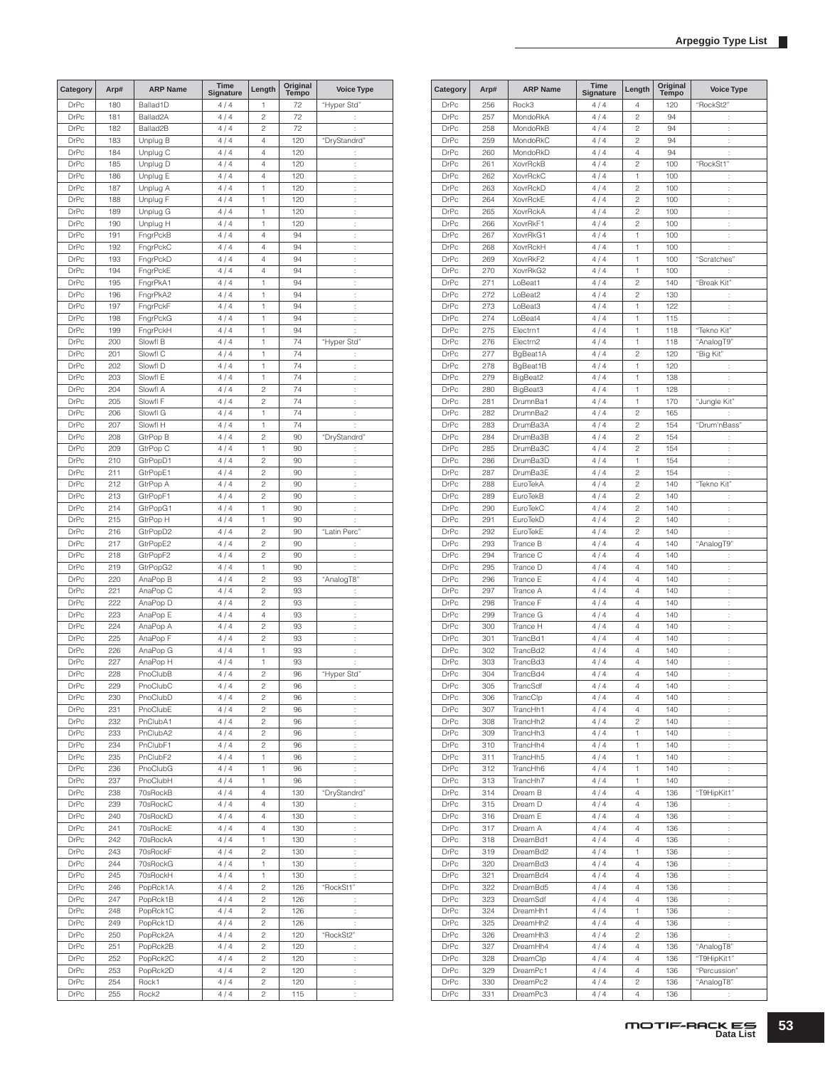## Arpeggio Type List

| Category | Arp# | ARP Name | Time Signature | Length | Original Tempo | Voice Type |
|---|---|---|---|---|---|---|
| DrPc | 180 | Ballad1D | 4 / 4 | 1 | 72 | "Hyper Std" |
| DrPc | 181 | Ballad2A | 4 / 4 | 2 | 72 | : |
| DrPc | 182 | Ballad2B | 4 / 4 | 2 | 72 | : |
| DrPc | 183 | Unplug B | 4 / 4 | 4 | 120 | "DryStandrd" |
| DrPc | 184 | Unplug C | 4 / 4 | 4 | 120 | : |
| DrPc | 185 | Unplug D | 4 / 4 | 4 | 120 | : |
| DrPc | 186 | Unplug E | 4 / 4 | 4 | 120 | : |
| DrPc | 187 | Unplug A | 4 / 4 | 1 | 120 | : |
| DrPc | 188 | Unplug F | 4 / 4 | 1 | 120 | : |
| DrPc | 189 | Unplug G | 4 / 4 | 1 | 120 | : |
| DrPc | 190 | Unplug H | 4 / 4 | 1 | 120 | : |
| DrPc | 191 | FngrPckB | 4 / 4 | 4 | 94 | : |
| DrPc | 192 | FngrPckC | 4 / 4 | 4 | 94 | : |
| DrPc | 193 | FngrPckD | 4 / 4 | 4 | 94 | : |
| DrPc | 194 | FngrPckE | 4 / 4 | 4 | 94 | : |
| DrPc | 195 | FngrPkA1 | 4 / 4 | 1 | 94 | : |
| DrPc | 196 | FngrPkA2 | 4 / 4 | 1 | 94 | : |
| DrPc | 197 | FngrPckF | 4 / 4 | 1 | 94 | : |
| DrPc | 198 | FngrPckG | 4 / 4 | 1 | 94 | : |
| DrPc | 199 | FngrPckH | 4 / 4 | 1 | 94 | : |
| DrPc | 200 | Slowfl B | 4 / 4 | 1 | 74 | "Hyper Std" |
| DrPc | 201 | Slowfl C | 4 / 4 | 1 | 74 | : |
| DrPc | 202 | Slowfl D | 4 / 4 | 1 | 74 | : |
| DrPc | 203 | Slowfl E | 4 / 4 | 1 | 74 | : |
| DrPc | 204 | Slowfl A | 4 / 4 | 2 | 74 | : |
| DrPc | 205 | Slowfl F | 4 / 4 | 2 | 74 | : |
| DrPc | 206 | Slowfl G | 4 / 4 | 1 | 74 | : |
| DrPc | 207 | Slowfl H | 4 / 4 | 1 | 74 | : |
| DrPc | 208 | GtrPop B | 4 / 4 | 2 | 90 | "DryStandrd" |
| DrPc | 209 | GtrPop C | 4 / 4 | 1 | 90 | : |
| DrPc | 210 | GtrPopD1 | 4 / 4 | 2 | 90 | : |
| DrPc | 211 | GtrPopE1 | 4 / 4 | 2 | 90 | : |
| DrPc | 212 | GtrPop A | 4 / 4 | 2 | 90 | : |
| DrPc | 213 | GtrPopF1 | 4 / 4 | 2 | 90 | : |
| DrPc | 214 | GtrPopG1 | 4 / 4 | 1 | 90 | : |
| DrPc | 215 | GtrPop H | 4 / 4 | 1 | 90 | : |
| DrPc | 216 | GtrPopD2 | 4 / 4 | 2 | 90 | "Latin Perc" |
| DrPc | 217 | GtrPopE2 | 4 / 4 | 2 | 90 | : |
| DrPc | 218 | GtrPopF2 | 4 / 4 | 2 | 90 | : |
| DrPc | 219 | GtrPopG2 | 4 / 4 | 1 | 90 | : |
| DrPc | 220 | AnaPop B | 4 / 4 | 2 | 93 | "AnalogT8" |
| DrPc | 221 | AnaPop C | 4 / 4 | 2 | 93 | : |
| DrPc | 222 | AnaPop D | 4 / 4 | 2 | 93 | : |
| DrPc | 223 | AnaPop E | 4 / 4 | 4 | 93 | : |
| DrPc | 224 | AnaPop A | 4 / 4 | 2 | 93 | : |
| DrPc | 225 | AnaPop F | 4 / 4 | 2 | 93 | : |
| DrPc | 226 | AnaPop G | 4 / 4 | 1 | 93 | : |
| DrPc | 227 | AnaPop H | 4 / 4 | 1 | 93 | : |
| DrPc | 228 | PnoClubB | 4 / 4 | 2 | 96 | "Hyper Std" |
| DrPc | 229 | PnoClubC | 4 / 4 | 2 | 96 | : |
| DrPc | 230 | PnoClubD | 4 / 4 | 2 | 96 | : |
| DrPc | 231 | PnoClubE | 4 / 4 | 2 | 96 | : |
| DrPc | 232 | PnClubA1 | 4 / 4 | 2 | 96 | : |
| DrPc | 233 | PnClubA2 | 4 / 4 | 2 | 96 | : |
| DrPc | 234 | PnClubF1 | 4 / 4 | 2 | 96 | : |
| DrPc | 235 | PnClubF2 | 4 / 4 | 1 | 96 | : |
| DrPc | 236 | PnoClubG | 4 / 4 | 1 | 96 | : |
| DrPc | 237 | PnoClubH | 4 / 4 | 1 | 96 | : |
| DrPc | 238 | 70sRockB | 4 / 4 | 4 | 130 | "DryStandrd" |
| DrPc | 239 | 70sRockC | 4 / 4 | 4 | 130 | : |
| DrPc | 240 | 70sRockD | 4 / 4 | 4 | 130 | : |
| DrPc | 241 | 70sRockE | 4 / 4 | 4 | 130 | : |
| DrPc | 242 | 70sRockA | 4 / 4 | 1 | 130 | : |
| DrPc | 243 | 70sRockF | 4 / 4 | 2 | 130 | : |
| DrPc | 244 | 70sRockG | 4 / 4 | 1 | 130 | : |
| DrPc | 245 | 70sRockH | 4 / 4 | 1 | 130 | : |
| DrPc | 246 | PopRck1A | 4 / 4 | 2 | 126 | "RockSt1" |
| DrPc | 247 | PopRck1B | 4 / 4 | 2 | 126 | : |
| DrPc | 248 | PopRck1C | 4 / 4 | 2 | 126 | : |
| DrPc | 249 | PopRck1D | 4 / 4 | 2 | 126 | : |
| DrPc | 250 | PopRck2A | 4 / 4 | 2 | 120 | "RockSt2" |
| DrPc | 251 | PopRck2B | 4 / 4 | 2 | 120 | : |
| DrPc | 252 | PopRck2C | 4 / 4 | 2 | 120 | : |
| DrPc | 253 | PopRck2D | 4 / 4 | 2 | 120 | : |
| DrPc | 254 | Rock1 | 4 / 4 | 2 | 120 | : |
| DrPc | 255 | Rock2 | 4 / 4 | 2 | 115 | : |
| DrPc | 256 | Rock3 | 4 / 4 | 4 | 120 | "RockSt2" |
| DrPc | 257 | MondoRkA | 4 / 4 | 2 | 94 | : |
| DrPc | 258 | MondoRkB | 4 / 4 | 2 | 94 | : |
| DrPc | 259 | MondoRkC | 4 / 4 | 2 | 94 | : |
| DrPc | 260 | MondoRkD | 4 / 4 | 4 | 94 | : |
| DrPc | 261 | XovrRckB | 4 / 4 | 2 | 100 | "RockSt1" |
| DrPc | 262 | XovrRckC | 4 / 4 | 1 | 100 | : |
| DrPc | 263 | XovrRckD | 4 / 4 | 2 | 100 | : |
| DrPc | 264 | XovrRckE | 4 / 4 | 2 | 100 | : |
| DrPc | 265 | XovrRckA | 4 / 4 | 2 | 100 | : |
| DrPc | 266 | XovrRkF1 | 4 / 4 | 2 | 100 | : |
| DrPc | 267 | XovrRkG1 | 4 / 4 | 1 | 100 | : |
| DrPc | 268 | XovrRckH | 4 / 4 | 1 | 100 | : |
| DrPc | 269 | XovrRkF2 | 4 / 4 | 1 | 100 | "Scratches" |
| DrPc | 270 | XovrRkG2 | 4 / 4 | 1 | 100 | : |
| DrPc | 271 | LoBeat1 | 4 / 4 | 2 | 140 | "Break Kit" |
| DrPc | 272 | LoBeat2 | 4 / 4 | 2 | 130 | : |
| DrPc | 273 | LoBeat3 | 4 / 4 | 1 | 122 | : |
| DrPc | 274 | LoBeat4 | 4 / 4 | 1 | 115 | : |
| DrPc | 275 | Electrn1 | 4 / 4 | 1 | 118 | "Tekno Kit" |
| DrPc | 276 | Electrn2 | 4 / 4 | 1 | 118 | "AnalogT9" |
| DrPc | 277 | BgBeat1A | 4 / 4 | 2 | 120 | "Big Kit" |
| DrPc | 278 | BgBeat1B | 4 / 4 | 1 | 120 | : |
| DrPc | 279 | BigBeat2 | 4 / 4 | 1 | 138 | : |
| DrPc | 280 | BigBeat3 | 4 / 4 | 1 | 128 | : |
| DrPc | 281 | DrumnBa1 | 4 / 4 | 1 | 170 | "Jungle Kit" |
| DrPc | 282 | DrumnBa2 | 4 / 4 | 2 | 165 | : |
| DrPc | 283 | DrumBa3A | 4 / 4 | 2 | 154 | "Drum'nBass" |
| DrPc | 284 | DrumBa3B | 4 / 4 | 2 | 154 | : |
| DrPc | 285 | DrumBa3C | 4 / 4 | 2 | 154 | : |
| DrPc | 286 | DrumBa3D | 4 / 4 | 1 | 154 | : |
| DrPc | 287 | DrumBa3E | 4 / 4 | 2 | 154 | : |
| DrPc | 288 | EuroTekA | 4 / 4 | 2 | 140 | "Tekno Kit" |
| DrPc | 289 | EuroTekB | 4 / 4 | 2 | 140 | : |
| DrPc | 290 | EuroTekC | 4 / 4 | 2 | 140 | : |
| DrPc | 291 | EuroTekD | 4 / 4 | 2 | 140 | : |
| DrPc | 292 | EuroTekE | 4 / 4 | 2 | 140 | : |
| DrPc | 293 | Trance B | 4 / 4 | 4 | 140 | "AnalogT9" |
| DrPc | 294 | Trance C | 4 / 4 | 4 | 140 | : |
| DrPc | 295 | Trance D | 4 / 4 | 4 | 140 | : |
| DrPc | 296 | Trance E | 4 / 4 | 4 | 140 | : |
| DrPc | 297 | Trance A | 4 / 4 | 4 | 140 | : |
| DrPc | 298 | Trance F | 4 / 4 | 4 | 140 | : |
| DrPc | 299 | Trance G | 4 / 4 | 4 | 140 | : |
| DrPc | 300 | Trance H | 4 / 4 | 4 | 140 | : |
| DrPc | 301 | TrancBd1 | 4 / 4 | 4 | 140 | : |
| DrPc | 302 | TrancBd2 | 4 / 4 | 4 | 140 | : |
| DrPc | 303 | TrancBd3 | 4 / 4 | 4 | 140 | : |
| DrPc | 304 | TrancBd4 | 4 / 4 | 4 | 140 | : |
| DrPc | 305 | TrancSdf | 4 / 4 | 4 | 140 | : |
| DrPc | 306 | TrancClp | 4 / 4 | 4 | 140 | : |
| DrPc | 307 | TrancHh1 | 4 / 4 | 4 | 140 | : |
| DrPc | 308 | TrancHh2 | 4 / 4 | 2 | 140 | : |
| DrPc | 309 | TrancHh3 | 4 / 4 | 1 | 140 | : |
| DrPc | 310 | TrancHh4 | 4 / 4 | 1 | 140 | : |
| DrPc | 311 | TrancHh5 | 4 / 4 | 1 | 140 | : |
| DrPc | 312 | TrancHh6 | 4 / 4 | 1 | 140 | : |
| DrPc | 313 | TrancHh7 | 4 / 4 | 1 | 140 | : |
| DrPc | 314 | Dream B | 4 / 4 | 4 | 136 | "T9HipKit1" |
| DrPc | 315 | Dream D | 4 / 4 | 4 | 136 | : |
| DrPc | 316 | Dream E | 4 / 4 | 4 | 136 | : |
| DrPc | 317 | Dream A | 4 / 4 | 4 | 136 | : |
| DrPc | 318 | DreamBd1 | 4 / 4 | 4 | 136 | : |
| DrPc | 319 | DreamBd2 | 4 / 4 | 1 | 136 | : |
| DrPc | 320 | DreamBd3 | 4 / 4 | 4 | 136 | : |
| DrPc | 321 | DreamBd4 | 4 / 4 | 4 | 136 | : |
| DrPc | 322 | DreamBd5 | 4 / 4 | 4 | 136 | : |
| DrPc | 323 | DreamSdf | 4 / 4 | 4 | 136 | : |
| DrPc | 324 | DreamHh1 | 4 / 4 | 1 | 136 | : |
| DrPc | 325 | DreamHh2 | 4 / 4 | 4 | 136 | : |
| DrPc | 326 | DreamHh3 | 4 / 4 | 2 | 136 | : |
| DrPc | 327 | DreamHh4 | 4 / 4 | 4 | 136 | "AnalogT8" |
| DrPc | 328 | DreamClp | 4 / 4 | 4 | 136 | "T9HipKit1" |
| DrPc | 329 | DreamPc1 | 4 / 4 | 4 | 136 | "Percussion" |
| DrPc | 330 | DreamPc2 | 4 / 4 | 2 | 136 | "AnalogT8" |
| DrPc | 331 | DreamPc3 | 4 / 4 | 4 | 136 | : |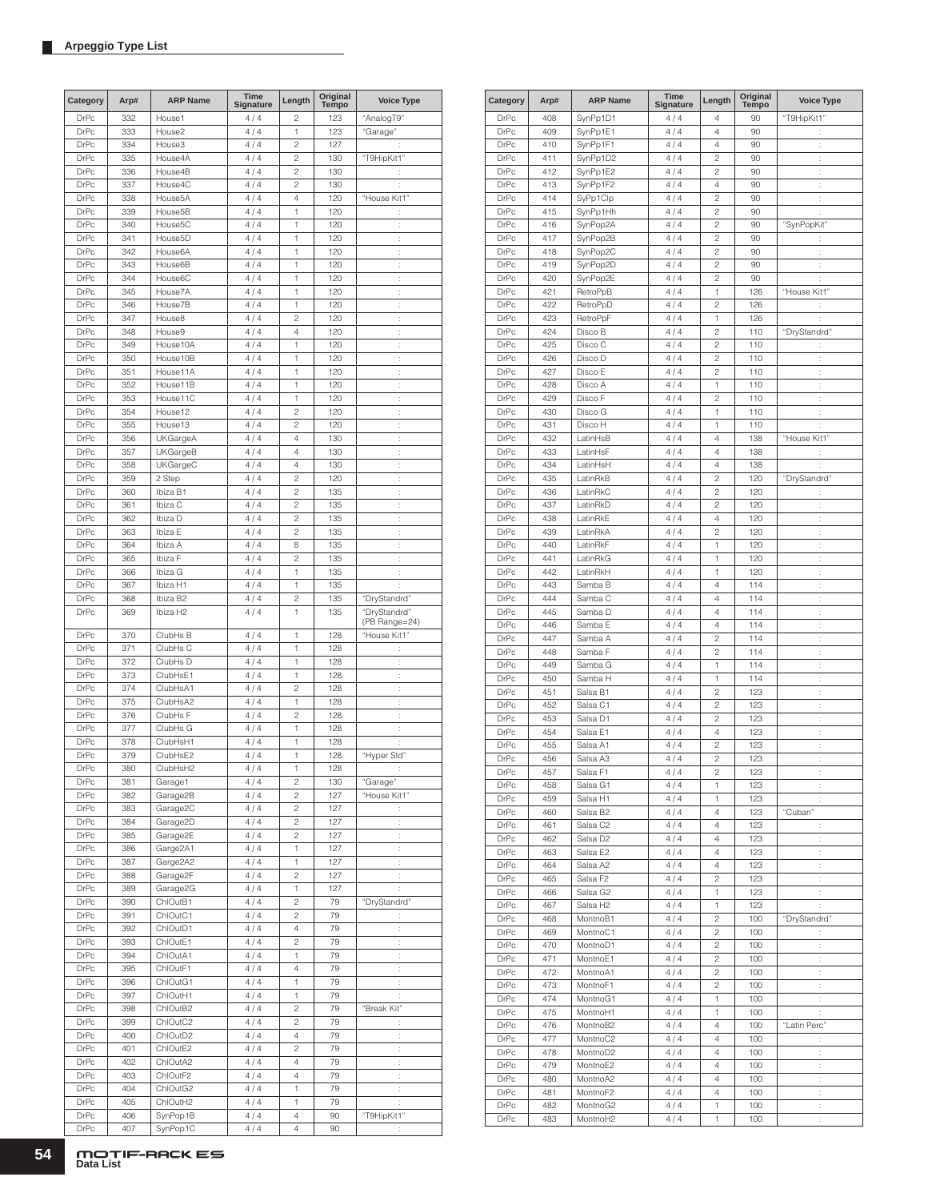## Arpeggio Type List

| Category | Arp# | ARP Name | Time Signature | Length | Original Tempo | Voice Type |
|---|---|---|---|---|---|---|
| DrPc | 332 | House1 | 4 / 4 | 2 | 123 | "AnalogT9" |
| DrPc | 333 | House2 | 4 / 4 | 1 | 123 | "Garage" |
| DrPc | 334 | House3 | 4 / 4 | 2 | 127 | : |
| DrPc | 335 | House4A | 4 / 4 | 2 | 130 | "T9HipKit1" |
| DrPc | 336 | House4B | 4 / 4 | 2 | 130 | : |
| DrPc | 337 | House4C | 4 / 4 | 2 | 130 | : |
| DrPc | 338 | House5A | 4 / 4 | 4 | 120 | "House Kit1" |
| DrPc | 339 | House5B | 4 / 4 | 1 | 120 | : |
| DrPc | 340 | House5C | 4 / 4 | 1 | 120 | : |
| DrPc | 341 | House5D | 4 / 4 | 1 | 120 | : |
| DrPc | 342 | House6A | 4 / 4 | 1 | 120 | : |
| DrPc | 343 | House6B | 4 / 4 | 1 | 120 | : |
| DrPc | 344 | House6C | 4 / 4 | 1 | 120 | : |
| DrPc | 345 | House7A | 4 / 4 | 1 | 120 | : |
| DrPc | 346 | House7B | 4 / 4 | 1 | 120 | : |
| DrPc | 347 | House8 | 4 / 4 | 2 | 120 | : |
| DrPc | 348 | House9 | 4 / 4 | 4 | 120 | : |
| DrPc | 349 | House10A | 4 / 4 | 1 | 120 | : |
| DrPc | 350 | House10B | 4 / 4 | 1 | 120 | : |
| DrPc | 351 | House11A | 4 / 4 | 1 | 120 | : |
| DrPc | 352 | House11B | 4 / 4 | 1 | 120 | : |
| DrPc | 353 | House11C | 4 / 4 | 1 | 120 | : |
| DrPc | 354 | House12 | 4 / 4 | 2 | 120 | : |
| DrPc | 355 | House13 | 4 / 4 | 2 | 120 | : |
| DrPc | 356 | UKGargeA | 4 / 4 | 4 | 130 | : |
| DrPc | 357 | UKGargeB | 4 / 4 | 4 | 130 | : |
| DrPc | 358 | UKGargeC | 4 / 4 | 4 | 130 | : |
| DrPc | 359 | 2 Step | 4 / 4 | 2 | 120 | : |
| DrPc | 360 | Ibiza B1 | 4 / 4 | 2 | 135 | : |
| DrPc | 361 | Ibiza C | 4 / 4 | 2 | 135 | : |
| DrPc | 362 | Ibiza D | 4 / 4 | 2 | 135 | : |
| DrPc | 363 | Ibiza E | 4 / 4 | 2 | 135 | : |
| DrPc | 364 | Ibiza A | 4 / 4 | 8 | 135 | : |
| DrPc | 365 | Ibiza F | 4 / 4 | 2 | 135 | : |
| DrPc | 366 | Ibiza G | 4 / 4 | 1 | 135 | : |
| DrPc | 367 | Ibiza H1 | 4 / 4 | 1 | 135 | : |
| DrPc | 368 | Ibiza B2 | 4 / 4 | 2 | 135 | "DryStandrd" |
| DrPc | 369 | Ibiza H2 | 4 / 4 | 1 | 135 | "DryStandrd" (PB Range=24) |
| DrPc | 370 | ClubHs B | 4 / 4 | 1 | 128 | "House Kit1" |
| DrPc | 371 | ClubHs C | 4 / 4 | 1 | 128 | : |
| DrPc | 372 | ClubHs D | 4 / 4 | 1 | 128 | : |
| DrPc | 373 | ClubHsE1 | 4 / 4 | 1 | 128 | : |
| DrPc | 374 | ClubHsA1 | 4 / 4 | 2 | 128 | : |
| DrPc | 375 | ClubHsA2 | 4 / 4 | 1 | 128 | : |
| DrPc | 376 | ClubHs F | 4 / 4 | 2 | 128 | : |
| DrPc | 377 | ClubHs G | 4 / 4 | 1 | 128 | : |
| DrPc | 378 | ClubHsH1 | 4 / 4 | 1 | 128 | : |
| DrPc | 379 | ClubHsE2 | 4 / 4 | 1 | 128 | "Hyper Std" |
| DrPc | 380 | ClubHsH2 | 4 / 4 | 1 | 128 | : |
| DrPc | 381 | Garage1 | 4 / 4 | 2 | 130 | "Garage" |
| DrPc | 382 | Garage2B | 4 / 4 | 2 | 127 | "House Kit1" |
| DrPc | 383 | Garage2C | 4 / 4 | 2 | 127 | : |
| DrPc | 384 | Garage2D | 4 / 4 | 2 | 127 | : |
| DrPc | 385 | Garage2E | 4 / 4 | 2 | 127 | : |
| DrPc | 386 | Garge2A1 | 4 / 4 | 1 | 127 | : |
| DrPc | 387 | Garge2A2 | 4 / 4 | 1 | 127 | : |
| DrPc | 388 | Garage2F | 4 / 4 | 2 | 127 | : |
| DrPc | 389 | Garage2G | 4 / 4 | 1 | 127 | : |
| DrPc | 390 | ChlOutB1 | 4 / 4 | 2 | 79 | "DryStandrd" |
| DrPc | 391 | ChlOutC1 | 4 / 4 | 2 | 79 | : |
| DrPc | 392 | ChlOutD1 | 4 / 4 | 4 | 79 | : |
| DrPc | 393 | ChlOutE1 | 4 / 4 | 2 | 79 | : |
| DrPc | 394 | ChlOutA1 | 4 / 4 | 1 | 79 | : |
| DrPc | 395 | ChlOutF1 | 4 / 4 | 4 | 79 | : |
| DrPc | 396 | ChlOutG1 | 4 / 4 | 1 | 79 | : |
| DrPc | 397 | ChlOutH1 | 4 / 4 | 1 | 79 | : |
| DrPc | 398 | ChlOutB2 | 4 / 4 | 2 | 79 | "Break Kit" |
| DrPc | 399 | ChlOutC2 | 4 / 4 | 2 | 79 | : |
| DrPc | 400 | ChlOutD2 | 4 / 4 | 4 | 79 | : |
| DrPc | 401 | ChlOutE2 | 4 / 4 | 2 | 79 | : |
| DrPc | 402 | ChlOutA2 | 4 / 4 | 4 | 79 | : |
| DrPc | 403 | ChlOutF2 | 4 / 4 | 4 | 79 | : |
| DrPc | 404 | ChlOutG2 | 4 / 4 | 1 | 79 | : |
| DrPc | 405 | ChlOutH2 | 4 / 4 | 1 | 79 | : |
| DrPc | 406 | SynPop1B | 4 / 4 | 4 | 90 | "T9HipKit1" |
| DrPc | 407 | SynPop1C | 4 / 4 | 4 | 90 | : |
| DrPc | 408 | SynPp1D1 | 4 / 4 | 4 | 90 | "T9HipKit1" |
| DrPc | 409 | SynPp1E1 | 4 / 4 | 4 | 90 | : |
| DrPc | 410 | SynPp1F1 | 4 / 4 | 4 | 90 | : |
| DrPc | 411 | SynPp1D2 | 4 / 4 | 2 | 90 | : |
| DrPc | 412 | SynPp1E2 | 4 / 4 | 2 | 90 | : |
| DrPc | 413 | SynPp1F2 | 4 / 4 | 4 | 90 | : |
| DrPc | 414 | SyPp1Clp | 4 / 4 | 2 | 90 | : |
| DrPc | 415 | SynPp1Hh | 4 / 4 | 2 | 90 | : |
| DrPc | 416 | SynPop2A | 4 / 4 | 2 | 90 | "SynPopKit" |
| DrPc | 417 | SynPop2B | 4 / 4 | 2 | 90 | : |
| DrPc | 418 | SynPop2C | 4 / 4 | 2 | 90 | : |
| DrPc | 419 | SynPop2D | 4 / 4 | 2 | 90 | : |
| DrPc | 420 | SynPop2E | 4 / 4 | 2 | 90 | : |
| DrPc | 421 | RetroPpB | 4 / 4 | 1 | 126 | "House Kit1" |
| DrPc | 422 | RetroPpD | 4 / 4 | 2 | 126 | : |
| DrPc | 423 | RetroPpF | 4 / 4 | 1 | 126 | : |
| DrPc | 424 | Disco B | 4 / 4 | 2 | 110 | "DryStandrd" |
| DrPc | 425 | Disco C | 4 / 4 | 2 | 110 | : |
| DrPc | 426 | Disco D | 4 / 4 | 2 | 110 | : |
| DrPc | 427 | Disco E | 4 / 4 | 2 | 110 | : |
| DrPc | 428 | Disco A | 4 / 4 | 1 | 110 | : |
| DrPc | 429 | Disco F | 4 / 4 | 2 | 110 | : |
| DrPc | 430 | Disco G | 4 / 4 | 1 | 110 | : |
| DrPc | 431 | Disco H | 4 / 4 | 1 | 110 | : |
| DrPc | 432 | LatinHsB | 4 / 4 | 4 | 138 | "House Kit1" |
| DrPc | 433 | LatinHsF | 4 / 4 | 4 | 138 | : |
| DrPc | 434 | LatinHsH | 4 / 4 | 4 | 138 | : |
| DrPc | 435 | LatinRkB | 4 / 4 | 2 | 120 | "DryStandrd" |
| DrPc | 436 | LatinRkC | 4 / 4 | 2 | 120 | : |
| DrPc | 437 | LatinRkD | 4 / 4 | 2 | 120 | : |
| DrPc | 438 | LatinRkE | 4 / 4 | 4 | 120 | : |
| DrPc | 439 | LatinRkA | 4 / 4 | 2 | 120 | : |
| DrPc | 440 | LatinRkF | 4 / 4 | 1 | 120 | : |
| DrPc | 441 | LatinRkG | 4 / 4 | 1 | 120 | : |
| DrPc | 442 | LatinRkH | 4 / 4 | 1 | 120 | : |
| DrPc | 443 | Samba B | 4 / 4 | 4 | 114 | : |
| DrPc | 444 | Samba C | 4 / 4 | 4 | 114 | : |
| DrPc | 445 | Samba D | 4 / 4 | 4 | 114 | : |
| DrPc | 446 | Samba E | 4 / 4 | 4 | 114 | : |
| DrPc | 447 | Samba A | 4 / 4 | 2 | 114 | : |
| DrPc | 448 | Samba F | 4 / 4 | 2 | 114 | : |
| DrPc | 449 | Samba G | 4 / 4 | 1 | 114 | : |
| DrPc | 450 | Samba H | 4 / 4 | 1 | 114 | : |
| DrPc | 451 | Salsa B1 | 4 / 4 | 2 | 123 | : |
| DrPc | 452 | Salsa C1 | 4 / 4 | 2 | 123 | : |
| DrPc | 453 | Salsa D1 | 4 / 4 | 2 | 123 | : |
| DrPc | 454 | Salsa E1 | 4 / 4 | 4 | 123 | : |
| DrPc | 455 | Salsa A1 | 4 / 4 | 2 | 123 | : |
| DrPc | 456 | Salsa A3 | 4 / 4 | 2 | 123 | : |
| DrPc | 457 | Salsa F1 | 4 / 4 | 2 | 123 | : |
| DrPc | 458 | Salsa G1 | 4 / 4 | 1 | 123 | : |
| DrPc | 459 | Salsa H1 | 4 / 4 | 1 | 123 | : |
| DrPc | 460 | Salsa B2 | 4 / 4 | 4 | 123 | "Cuban" |
| DrPc | 461 | Salsa C2 | 4 / 4 | 4 | 123 | : |
| DrPc | 462 | Salsa D2 | 4 / 4 | 4 | 123 | : |
| DrPc | 463 | Salsa E2 | 4 / 4 | 4 | 123 | : |
| DrPc | 464 | Salsa A2 | 4 / 4 | 4 | 123 | : |
| DrPc | 465 | Salsa F2 | 4 / 4 | 2 | 123 | : |
| DrPc | 466 | Salsa G2 | 4 / 4 | 1 | 123 | : |
| DrPc | 467 | Salsa H2 | 4 / 4 | 1 | 123 | : |
| DrPc | 468 | MontnoB1 | 4 / 4 | 2 | 100 | "DryStandrd" |
| DrPc | 469 | MontnoC1 | 4 / 4 | 2 | 100 | : |
| DrPc | 470 | MontnoD1 | 4 / 4 | 2 | 100 | : |
| DrPc | 471 | MontnoE1 | 4 / 4 | 2 | 100 | : |
| DrPc | 472 | MontnoA1 | 4 / 4 | 2 | 100 | : |
| DrPc | 473 | MontnoF1 | 4 / 4 | 2 | 100 | : |
| DrPc | 474 | MontnoG1 | 4 / 4 | 1 | 100 | : |
| DrPc | 475 | MontnoH1 | 4 / 4 | 1 | 100 | : |
| DrPc | 476 | MontnoB2 | 4 / 4 | 4 | 100 | "Latin Perc" |
| DrPc | 477 | MontnoC2 | 4 / 4 | 4 | 100 | : |
| DrPc | 478 | MontnoD2 | 4 / 4 | 4 | 100 | : |
| DrPc | 479 | MontnoE2 | 4 / 4 | 4 | 100 | : |
| DrPc | 480 | MontnoA2 | 4 / 4 | 4 | 100 | : |
| DrPc | 481 | MontnoF2 | 4 / 4 | 4 | 100 | : |
| DrPc | 482 | MontnoG2 | 4 / 4 | 1 | 100 | : |
| DrPc | 483 | MontnoH2 | 4 / 4 | 1 | 100 | : |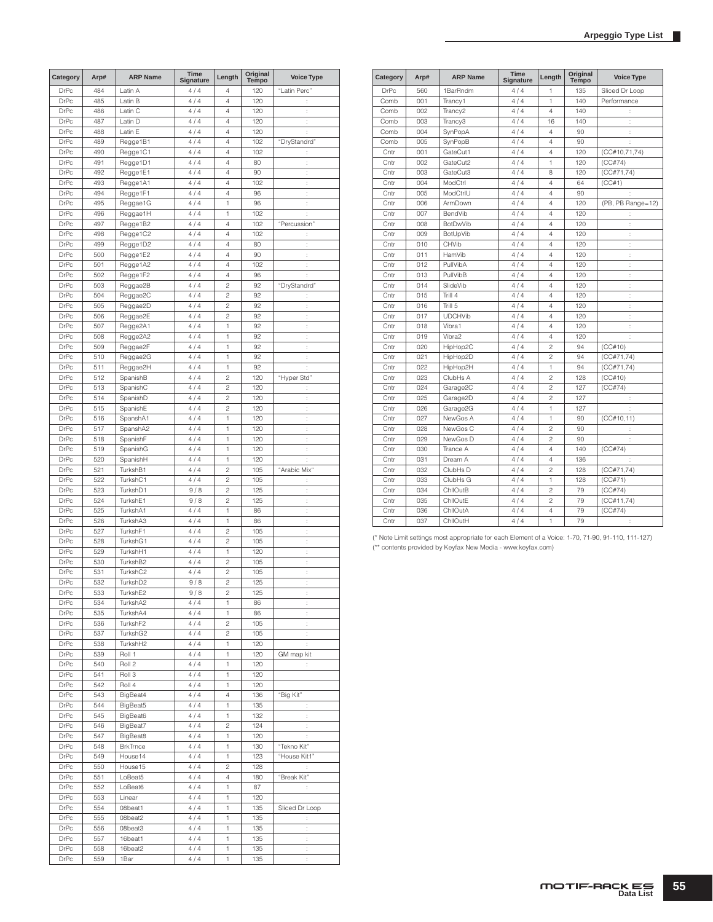| Category | Arp# | ARP Name | Time Signature | Length | Original Tempo | Voice Type |
|---|---|---|---|---|---|---|
| DrPc | 484 | Latin A | 4 / 4 | 4 | 120 | "Latin Perc" |
| DrPc | 485 | Latin B | 4 / 4 | 4 | 120 | : |
| DrPc | 486 | Latin C | 4 / 4 | 4 | 120 | : |
| DrPc | 487 | Latin D | 4 / 4 | 4 | 120 | : |
| DrPc | 488 | Latin E | 4 / 4 | 4 | 120 | : |
| DrPc | 489 | Regge1B1 | 4 / 4 | 4 | 102 | "DryStandrd" |
| DrPc | 490 | Regge1C1 | 4 / 4 | 4 | 102 | : |
| DrPc | 491 | Regge1D1 | 4 / 4 | 4 | 80 | : |
| DrPc | 492 | Regge1E1 | 4 / 4 | 4 | 90 | : |
| DrPc | 493 | Regge1A1 | 4 / 4 | 4 | 102 | : |
| DrPc | 494 | Regge1F1 | 4 / 4 | 4 | 96 | : |
| DrPc | 495 | Reggae1G | 4 / 4 | 1 | 96 | : |
| DrPc | 496 | Reggae1H | 4 / 4 | 1 | 102 | : |
| DrPc | 497 | Regge1B2 | 4 / 4 | 4 | 102 | "Percussion" |
| DrPc | 498 | Regge1C2 | 4 / 4 | 4 | 102 | : |
| DrPc | 499 | Regge1D2 | 4 / 4 | 4 | 80 | : |
| DrPc | 500 | Regge1E2 | 4 / 4 | 4 | 90 | : |
| DrPc | 501 | Regge1A2 | 4 / 4 | 4 | 102 | : |
| DrPc | 502 | Regge1F2 | 4 / 4 | 4 | 96 | : |
| DrPc | 503 | Reggae2B | 4 / 4 | 2 | 92 | "DryStandrd" |
| DrPc | 504 | Reggae2C | 4 / 4 | 2 | 92 | : |
| DrPc | 505 | Reggae2D | 4 / 4 | 2 | 92 | : |
| DrPc | 506 | Reggae2E | 4 / 4 | 2 | 92 | : |
| DrPc | 507 | Regge2A1 | 4 / 4 | 1 | 92 | : |
| DrPc | 508 | Regge2A2 | 4 / 4 | 1 | 92 | : |
| DrPc | 509 | Reggae2F | 4 / 4 | 1 | 92 | : |
| DrPc | 510 | Reggae2G | 4 / 4 | 1 | 92 | : |
| DrPc | 511 | Reggae2H | 4 / 4 | 1 | 92 | : |
| DrPc | 512 | SpanishB | 4 / 4 | 2 | 120 | "Hyper Std" |
| DrPc | 513 | SpanishC | 4 / 4 | 2 | 120 | : |
| DrPc | 514 | SpanishD | 4 / 4 | 2 | 120 | : |
| DrPc | 515 | SpanishE | 4 / 4 | 2 | 120 | : |
| DrPc | 516 | SpanshA1 | 4 / 4 | 1 | 120 | : |
| DrPc | 517 | SpanshA2 | 4 / 4 | 1 | 120 | : |
| DrPc | 518 | SpanishF | 4 / 4 | 1 | 120 | : |
| DrPc | 519 | SpanishG | 4 / 4 | 1 | 120 | : |
| DrPc | 520 | SpanishH | 4 / 4 | 1 | 120 | : |
| DrPc | 521 | TurkshB1 | 4 / 4 | 2 | 105 | "Arabic Mix" |
| DrPc | 522 | TurkshC1 | 4 / 4 | 2 | 105 | : |
| DrPc | 523 | TurkshD1 | 9 / 8 | 2 | 125 | : |
| DrPc | 524 | TurkshE1 | 9 / 8 | 2 | 125 | : |
| DrPc | 525 | TurkshA1 | 4 / 4 | 1 | 86 | : |
| DrPc | 526 | TurkshA3 | 4 / 4 | 1 | 86 | : |
| DrPc | 527 | TurkshF1 | 4 / 4 | 2 | 105 | : |
| DrPc | 528 | TurkshG1 | 4 / 4 | 2 | 105 | : |
| DrPc | 529 | TurkshH1 | 4 / 4 | 1 | 120 | : |
| DrPc | 530 | TurkshB2 | 4 / 4 | 2 | 105 | : |
| DrPc | 531 | TurkshC2 | 4 / 4 | 2 | 105 | : |
| DrPc | 532 | TurkshD2 | 9 / 8 | 2 | 125 | : |
| DrPc | 533 | TurkshE2 | 9 / 8 | 2 | 125 | : |
| DrPc | 534 | TurkshA2 | 4 / 4 | 1 | 86 | : |
| DrPc | 535 | TurkshA4 | 4 / 4 | 1 | 86 | : |
| DrPc | 536 | TurkshF2 | 4 / 4 | 2 | 105 | : |
| DrPc | 537 | TurkshG2 | 4 / 4 | 2 | 105 | : |
| DrPc | 538 | TurkshH2 | 4 / 4 | 1 | 120 | : |
| DrPc | 539 | Roll 1 | 4 / 4 | 1 | 120 | GM map kit |
| DrPc | 540 | Roll 2 | 4 / 4 | 1 | 120 | : |
| DrPc | 541 | Roll 3 | 4 / 4 | 1 | 120 | |
| DrPc | 542 | Roll 4 | 4 / 4 | 1 | 120 | |
| DrPc | 543 | BigBeat4 | 4 / 4 | 4 | 136 | "Big Kit" |
| DrPc | 544 | BigBeat5 | 4 / 4 | 1 | 135 | : |
| DrPc | 545 | BigBeat6 | 4 / 4 | 1 | 132 | : |
| DrPc | 546 | BigBeat7 | 4 / 4 | 2 | 124 | : |
| DrPc | 547 | BigBeat8 | 4 / 4 | 1 | 120 | : |
| DrPc | 548 | BrkTrnce | 4 / 4 | 1 | 130 | "Tekno Kit" |
| DrPc | 549 | House14 | 4 / 4 | 1 | 123 | "House Kit1" |
| DrPc | 550 | House15 | 4 / 4 | 2 | 128 | : |
| DrPc | 551 | LoBeat5 | 4 / 4 | 4 | 180 | "Break Kit" |
| DrPc | 552 | LoBeat6 | 4 / 4 | 1 | 87 | : |
| DrPc | 553 | Linear | 4 / 4 | 1 | 120 | |
| DrPc | 554 | 08beat1 | 4 / 4 | 1 | 135 | Sliced Dr Loop |
| DrPc | 555 | 08beat2 | 4 / 4 | 1 | 135 | : |
| DrPc | 556 | 08beat3 | 4 / 4 | 1 | 135 | : |
| DrPc | 557 | 16beat1 | 4 / 4 | 1 | 135 | : |
| DrPc | 558 | 16beat2 | 4 / 4 | 1 | 135 | : |
| DrPc | 559 | 1Bar | 4 / 4 | 1 | 135 | : |
| DrPc | 560 | 1BarRndm | 4 / 4 | 1 | 135 | Sliced Dr Loop |
| Comb | 001 | Trancy1 | 4 / 4 | 1 | 140 | Performance |
| Comb | 002 | Trancy2 | 4 / 4 | 4 | 140 | : |
| Comb | 003 | Trancy3 | 4 / 4 | 16 | 140 | : |
| Comb | 004 | SynPopA | 4 / 4 | 4 | 90 | : |
| Comb | 005 | SynPopB | 4 / 4 | 4 | 90 | : |
| Cntr | 001 | GateCut1 | 4 / 4 | 4 | 120 | (CC#10,71,74) |
| Cntr | 002 | GateCut2 | 4 / 4 | 1 | 120 | (CC#74) |
| Cntr | 003 | GateCut3 | 4 / 4 | 8 | 120 | (CC#71,74) |
| Cntr | 004 | ModCtrl | 4 / 4 | 4 | 64 | (CC#1) |
| Cntr | 005 | ModCtrlU | 4 / 4 | 4 | 90 | : |
| Cntr | 006 | ArmDown | 4 / 4 | 4 | 120 | (PB, PB Range=12) |
| Cntr | 007 | BendVib | 4 / 4 | 4 | 120 | : |
| Cntr | 008 | BotDwVib | 4 / 4 | 4 | 120 | : |
| Cntr | 009 | BotUpVib | 4 / 4 | 4 | 120 | : |
| Cntr | 010 | CHVib | 4 / 4 | 4 | 120 | : |
| Cntr | 011 | HamVib | 4 / 4 | 4 | 120 | : |
| Cntr | 012 | PullVibA | 4 / 4 | 4 | 120 | : |
| Cntr | 013 | PullVibB | 4 / 4 | 4 | 120 | : |
| Cntr | 014 | SlideVib | 4 / 4 | 4 | 120 | : |
| Cntr | 015 | Trill 4 | 4 / 4 | 4 | 120 | : |
| Cntr | 016 | Trill 5 | 4 / 4 | 4 | 120 | : |
| Cntr | 017 | UDCHVib | 4 / 4 | 4 | 120 | : |
| Cntr | 018 | Vibra1 | 4 / 4 | 4 | 120 | : |
| Cntr | 019 | Vibra2 | 4 / 4 | 4 | 120 | : |
| Cntr | 020 | HipHop2C | 4 / 4 | 2 | 94 | (CC#10) |
| Cntr | 021 | HipHop2D | 4 / 4 | 2 | 94 | (CC#71,74) |
| Cntr | 022 | HipHop2H | 4 / 4 | 1 | 94 | (CC#71,74) |
| Cntr | 023 | ClubHs A | 4 / 4 | 2 | 128 | (CC#10) |
| Cntr | 024 | Garage2C | 4 / 4 | 2 | 127 | (CC#74) |
| Cntr | 025 | Garage2D | 4 / 4 | 2 | 127 | : |
| Cntr | 026 | Garage2G | 4 / 4 | 1 | 127 | : |
| Cntr | 027 | NewGos A | 4 / 4 | 1 | 90 | (CC#10,11) |
| Cntr | 028 | NewGos C | 4 / 4 | 2 | 90 | : |
| Cntr | 029 | NewGos D | 4 / 4 | 2 | 90 | : |
| Cntr | 030 | Trance A | 4 / 4 | 4 | 140 | (CC#74) |
| Cntr | 031 | Dream A | 4 / 4 | 4 | 136 | : |
| Cntr | 032 | ClubHs D | 4 / 4 | 2 | 128 | (CC#71,74) |
| Cntr | 033 | ClubHs G | 4 / 4 | 1 | 128 | (CC#71) |
| Cntr | 034 | ChllOutB | 4 / 4 | 2 | 79 | (CC#74) |
| Cntr | 035 | ChllOutE | 4 / 4 | 2 | 79 | (CC#11,74) |
| Cntr | 036 | ChllOutA | 4 / 4 | 4 | 79 | (CC#74) |
| Cntr | 037 | ChllOutH | 4 / 4 | 1 | 79 | : |

(* Note Limit settings most appropriate for each Element of a Voice: 1-70, 71-90, 91-110, 111-127)
(** contents provided by Keyfax New Media - www.keyfax.com)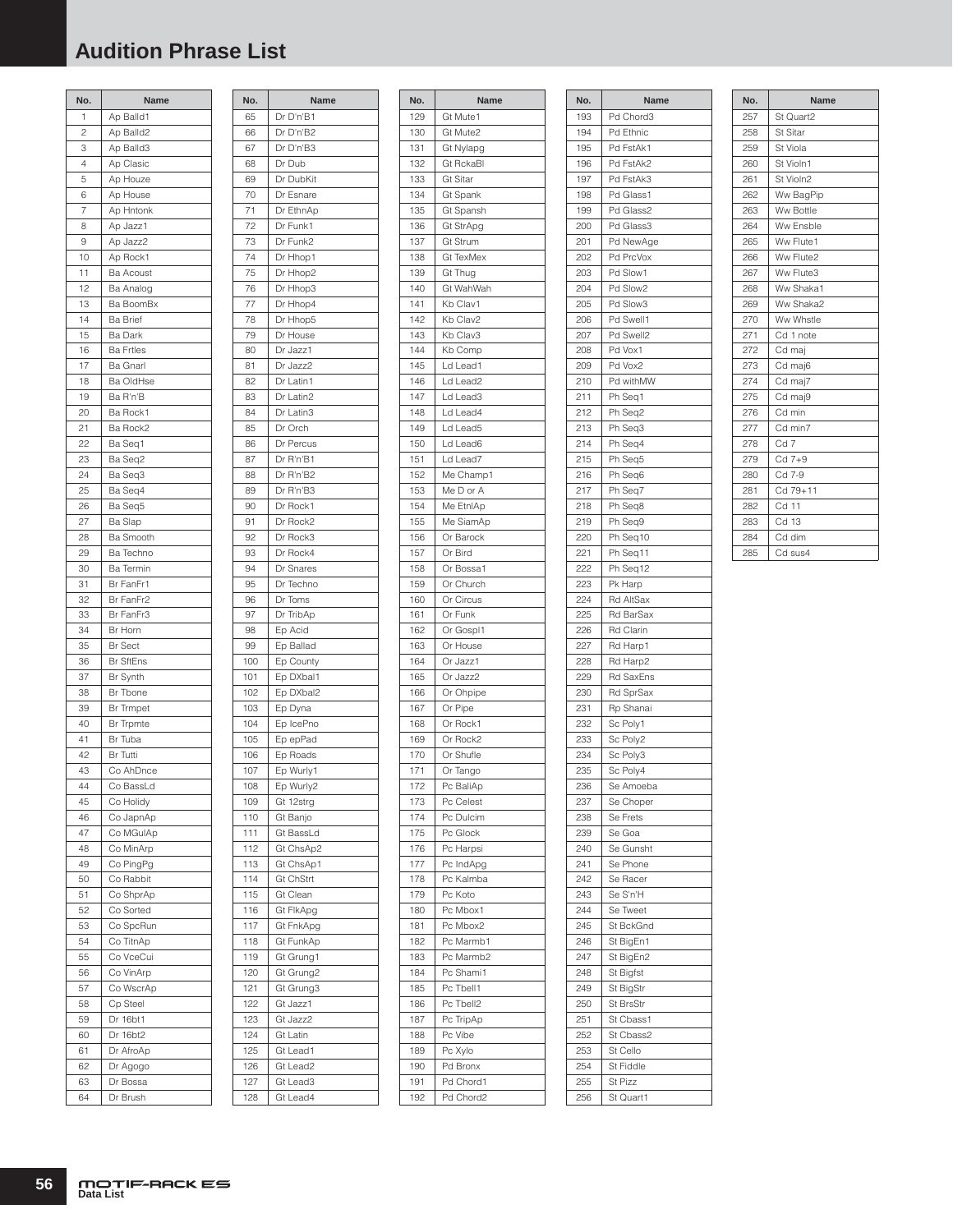# Audition Phrase List

| No. | Name |
|---|---|
| 1 | Ap Balld1 |
| 2 | Ap Balld2 |
| 3 | Ap Balld3 |
| 4 | Ap Clasic |
| 5 | Ap Houze |
| 6 | Ap House |
| 7 | Ap Hntonk |
| 8 | Ap Jazz1 |
| 9 | Ap Jazz2 |
| 10 | Ap Rock1 |
| 11 | Ba Acoust |
| 12 | Ba Analog |
| 13 | Ba BoomBx |
| 14 | Ba Brief |
| 15 | Ba Dark |
| 16 | Ba Frtles |
| 17 | Ba Gnarl |
| 18 | Ba OldHse |
| 19 | Ba R'n'B |
| 20 | Ba Rock1 |
| 21 | Ba Rock2 |
| 22 | Ba Seq1 |
| 23 | Ba Seq2 |
| 24 | Ba Seq3 |
| 25 | Ba Seq4 |
| 26 | Ba Seq5 |
| 27 | Ba Slap |
| 28 | Ba Smooth |
| 29 | Ba Techno |
| 30 | Ba Termin |
| 31 | Br FanFr1 |
| 32 | Br FanFr2 |
| 33 | Br FanFr3 |
| 34 | Br Horn |
| 35 | Br Sect |
| 36 | Br SftEns |
| 37 | Br Synth |
| 38 | Br Tbone |
| 39 | Br Trmpet |
| 40 | Br Trpmte |
| 41 | Br Tuba |
| 42 | Br Tutti |
| 43 | Co AhDnce |
| 44 | Co BassLd |
| 45 | Co Holidy |
| 46 | Co JapnAp |
| 47 | Co MGulAp |
| 48 | Co MinArp |
| 49 | Co PingPg |
| 50 | Co Rabbit |
| 51 | Co ShprAp |
| 52 | Co Sorted |
| 53 | Co SpcRun |
| 54 | Co TitnAp |
| 55 | Co VceCui |
| 56 | Co VinArp |
| 57 | Co WscrAp |
| 58 | Cp Steel |
| 59 | Dr 16bt1 |
| 60 | Dr 16bt2 |
| 61 | Dr AfroAp |
| 62 | Dr Agogo |
| 63 | Dr Bossa |
| 64 | Dr Brush |
| 65 | Dr D'n'B1 |
| 66 | Dr D'n'B2 |
| 67 | Dr D'n'B3 |
| 68 | Dr Dub |
| 69 | Dr DubKit |
| 70 | Dr Esnare |
| 71 | Dr EthnAp |
| 72 | Dr Funk1 |
| 73 | Dr Funk2 |
| 74 | Dr Hhop1 |
| 75 | Dr Hhop2 |
| 76 | Dr Hhop3 |
| 77 | Dr Hhop4 |
| 78 | Dr Hhop5 |
| 79 | Dr House |
| 80 | Dr Jazz1 |
| 81 | Dr Jazz2 |
| 82 | Dr Latin1 |
| 83 | Dr Latin2 |
| 84 | Dr Latin3 |
| 85 | Dr Orch |
| 86 | Dr Percus |
| 87 | Dr R'n'B1 |
| 88 | Dr R'n'B2 |
| 89 | Dr R'n'B3 |
| 90 | Dr Rock1 |
| 91 | Dr Rock2 |
| 92 | Dr Rock3 |
| 93 | Dr Rock4 |
| 94 | Dr Snares |
| 95 | Dr Techno |
| 96 | Dr Toms |
| 97 | Dr TribAp |
| 98 | Ep Acid |
| 99 | Ep Ballad |
| 100 | Ep County |
| 101 | Ep DXbal1 |
| 102 | Ep DXbal2 |
| 103 | Ep Dyna |
| 104 | Ep IcePno |
| 105 | Ep epPad |
| 106 | Ep Roads |
| 107 | Ep Wurly1 |
| 108 | Ep Wurly2 |
| 109 | Gt 12strg |
| 110 | Gt Banjo |
| 111 | Gt BassLd |
| 112 | Gt ChsAp2 |
| 113 | Gt ChsAp1 |
| 114 | Gt ChStrt |
| 115 | Gt Clean |
| 116 | Gt FlkApg |
| 117 | Gt FnkApg |
| 118 | Gt FunkAp |
| 119 | Gt Grung1 |
| 120 | Gt Grung2 |
| 121 | Gt Grung3 |
| 122 | Gt Jazz1 |
| 123 | Gt Jazz2 |
| 124 | Gt Latin |
| 125 | Gt Lead1 |
| 126 | Gt Lead2 |
| 127 | Gt Lead3 |
| 128 | Gt Lead4 |
| 129 | Gt Mute1 |
| 130 | Gt Mute2 |
| 131 | Gt Nylapg |
| 132 | Gt RckaBl |
| 133 | Gt Sitar |
| 134 | Gt Spank |
| 135 | Gt Spansh |
| 136 | Gt StrApg |
| 137 | Gt Strum |
| 138 | Gt TexMex |
| 139 | Gt Thug |
| 140 | Gt WahWah |
| 141 | Kb Clav1 |
| 142 | Kb Clav2 |
| 143 | Kb Clav3 |
| 144 | Kb Comp |
| 145 | Ld Lead1 |
| 146 | Ld Lead2 |
| 147 | Ld Lead3 |
| 148 | Ld Lead4 |
| 149 | Ld Lead5 |
| 150 | Ld Lead6 |
| 151 | Ld Lead7 |
| 152 | Me Champ1 |
| 153 | Me D or A |
| 154 | Me EtnlAp |
| 155 | Me SiamAp |
| 156 | Or Barock |
| 157 | Or Bird |
| 158 | Or Bossa1 |
| 159 | Or Church |
| 160 | Or Circus |
| 161 | Or Funk |
| 162 | Or Gospl1 |
| 163 | Or House |
| 164 | Or Jazz1 |
| 165 | Or Jazz2 |
| 166 | Or Ohpipe |
| 167 | Or Pipe |
| 168 | Or Rock1 |
| 169 | Or Rock2 |
| 170 | Or Shufle |
| 171 | Or Tango |
| 172 | Pc BaliAp |
| 173 | Pc Celest |
| 174 | Pc Dulcim |
| 175 | Pc Glock |
| 176 | Pc Harpsi |
| 177 | Pc IndApg |
| 178 | Pc Kalmba |
| 179 | Pc Koto |
| 180 | Pc Mbox1 |
| 181 | Pc Mbox2 |
| 182 | Pc Marmb1 |
| 183 | Pc Marmb2 |
| 184 | Pc Shami1 |
| 185 | Pc Tbell1 |
| 186 | Pc Tbell2 |
| 187 | Pc TripAp |
| 188 | Pc Vibe |
| 189 | Pc Xylo |
| 190 | Pd Bronx |
| 191 | Pd Chord1 |
| 192 | Pd Chord2 |
| 193 | Pd Chord3 |
| 194 | Pd Ethnic |
| 195 | Pd FstAk1 |
| 196 | Pd FstAk2 |
| 197 | Pd FstAk3 |
| 198 | Pd Glass1 |
| 199 | Pd Glass2 |
| 200 | Pd Glass3 |
| 201 | Pd NewAge |
| 202 | Pd PrcVox |
| 203 | Pd Slow1 |
| 204 | Pd Slow2 |
| 205 | Pd Slow3 |
| 206 | Pd Swell1 |
| 207 | Pd Swell2 |
| 208 | Pd Vox1 |
| 209 | Pd Vox2 |
| 210 | Pd withMW |
| 211 | Ph Seq1 |
| 212 | Ph Seq2 |
| 213 | Ph Seq3 |
| 214 | Ph Seq4 |
| 215 | Ph Seq5 |
| 216 | Ph Seq6 |
| 217 | Ph Seq7 |
| 218 | Ph Seq8 |
| 219 | Ph Seq9 |
| 220 | Ph Seq10 |
| 221 | Ph Seq11 |
| 222 | Ph Seq12 |
| 223 | Pk Harp |
| 224 | Rd AltSax |
| 225 | Rd BarSax |
| 226 | Rd Clarin |
| 227 | Rd Harp1 |
| 228 | Rd Harp2 |
| 229 | Rd SaxEns |
| 230 | Rd SprSax |
| 231 | Rp Shanai |
| 232 | Sc Poly1 |
| 233 | Sc Poly2 |
| 234 | Sc Poly3 |
| 235 | Sc Poly4 |
| 236 | Se Amoeba |
| 237 | Se Choper |
| 238 | Se Frets |
| 239 | Se Goa |
| 240 | Se Gunsht |
| 241 | Se Phone |
| 242 | Se Racer |
| 243 | Se S'n'H |
| 244 | Se Tweet |
| 245 | St BckGnd |
| 246 | St BigEn1 |
| 247 | St BigEn2 |
| 248 | St Bigfst |
| 249 | St BigStr |
| 250 | St BrsStr |
| 251 | St Cbass1 |
| 252 | St Cbass2 |
| 253 | St Cello |
| 254 | St Fiddle |
| 255 | St Pizz |
| 256 | St Quart1 |
| 257 | St Quart2 |
| 258 | St Sitar |
| 259 | St Viola |
| 260 | St Violn1 |
| 261 | St Violn2 |
| 262 | Ww BagPip |
| 263 | Ww Bottle |
| 264 | Ww Ensble |
| 265 | Ww Flute1 |
| 266 | Ww Flute2 |
| 267 | Ww Flute3 |
| 268 | Ww Shaka1 |
| 269 | Ww Shaka2 |
| 270 | Ww Whstle |
| 271 | Cd 1 note |
| 272 | Cd maj |
| 273 | Cd maj6 |
| 274 | Cd maj7 |
| 275 | Cd maj9 |
| 276 | Cd min |
| 277 | Cd min7 |
| 278 | Cd 7 |
| 279 | Cd 7+9 |
| 280 | Cd 7-9 |
| 281 | Cd 79+11 |
| 282 | Cd 11 |
| 283 | Cd 13 |
| 284 | Cd dim |
| 285 | Cd sus4 |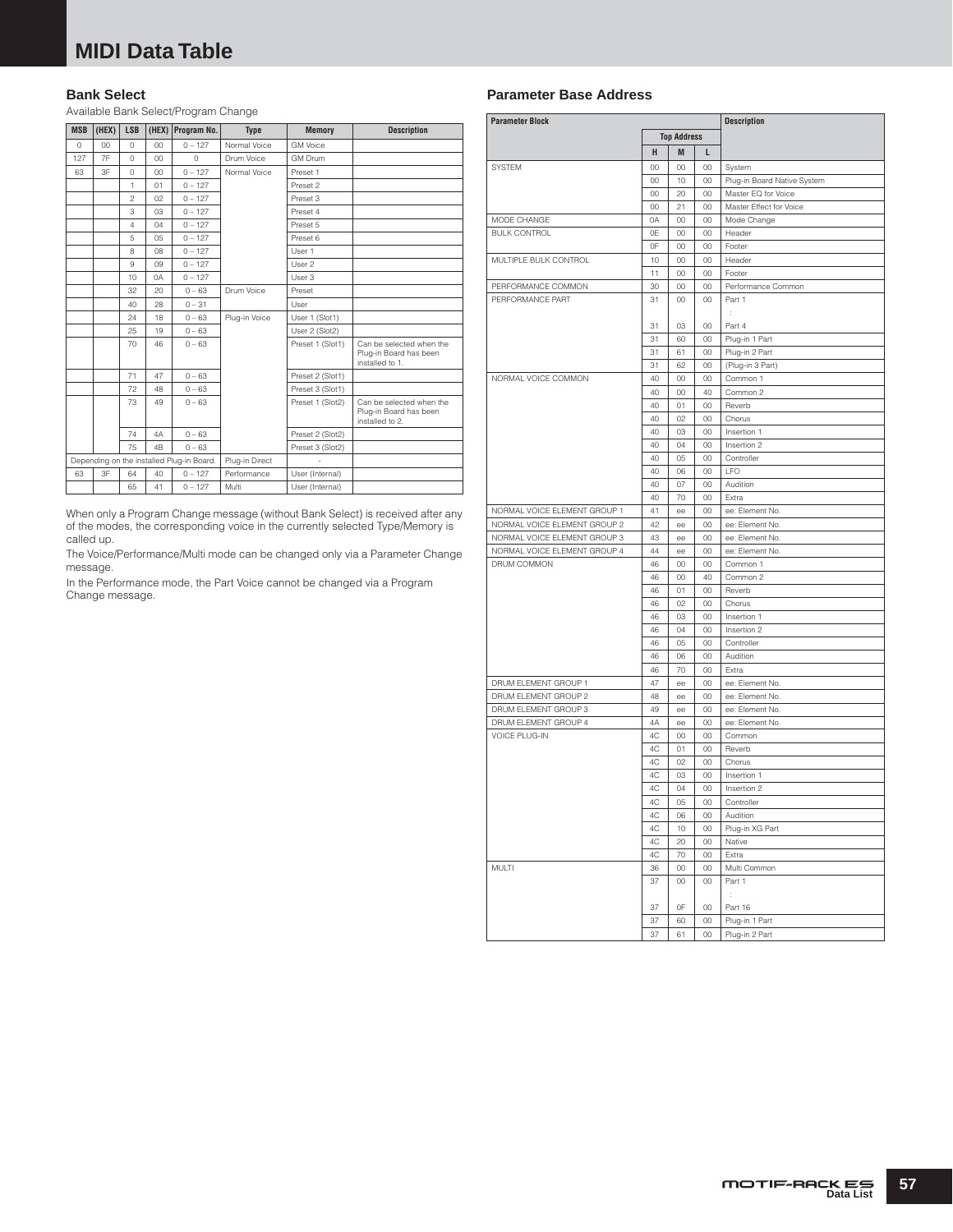# MIDI Data Table

## Bank Select

Available Bank Select/Program Change

| MSB | (HEX) | LSB | (HEX) | Program No. | Type | Memory | Description |
|---|---|---|---|---|---|---|---|
| 0 | 00 | 0 | 00 | 0 – 127 | Normal Voice | GM Voice | |
| 127 | 7F | 0 | 00 | 0 | Drum Voice | GM Drum | |
| 63 | 3F | 0 | 00 | 0 – 127 | Normal Voice | Preset 1 | |
| | | 1 | 01 | 0 – 127 | | Preset 2 | |
| | | 2 | 02 | 0 – 127 | | Preset 3 | |
| | | 3 | 03 | 0 – 127 | | Preset 4 | |
| | | 4 | 04 | 0 – 127 | | Preset 5 | |
| | | 5 | 05 | 0 – 127 | | Preset 6 | |
| | | 8 | 08 | 0 – 127 | | User 1 | |
| | | 9 | 09 | 0 – 127 | | User 2 | |
| | | 10 | 0A | 0 – 127 | | User 3 | |
| | | 32 | 20 | 0 – 63 | Drum Voice | Preset | |
| | | 40 | 28 | 0 – 31 | | User | |
| | | 24 | 18 | 0 – 63 | Plug-in Voice | User 1 (Slot1) | |
| | | 25 | 19 | 0 – 63 | | User 2 (Slot2) | |
| | | 70 | 46 | 0 – 63 | | Preset 1 (Slot1) | Can be selected when the Plug-in Board has been installed to 1. |
| | | 71 | 47 | 0 – 63 | | Preset 2 (Slot1) | |
| | | 72 | 48 | 0 – 63 | | Preset 3 (Slot1) | |
| | | 73 | 49 | 0 – 63 | | Preset 1 (Slot2) | Can be selected when the Plug-in Board has been installed to 2. |
| | | 74 | 4A | 0 – 63 | | Preset 2 (Slot2) | |
| | | 75 | 4B | 0 – 63 | | Preset 3 (Slot2) | |
| Depending on the installed Plug-in Board. | | | | | Plug-in Direct | - | |
| 63 | 3F | 64 | 40 | 0 – 127 | Performance | User (Internal) | |
| | | 65 | 41 | 0 – 127 | Multi | User (Internal) | |

When only a Program Change message (without Bank Select) is received after any of the modes, the corresponding voice in the currently selected Type/Memory is called up.

The Voice/Performance/Multi mode can be changed only via a Parameter Change message.

In the Performance mode, the Part Voice cannot be changed via a Program Change message.

## Parameter Base Address

| Parameter Block | Top Address H | Top Address M | Top Address L | Description |
|---|---|---|---|---|
| SYSTEM | 00 | 00 | 00 | System |
| | 00 | 10 | 00 | Plug-in Board Native System |
| | 00 | 20 | 00 | Master EQ for Voice |
| | 00 | 21 | 00 | Master Effect for Voice |
| MODE CHANGE | 0A | 00 | 00 | Mode Change |
| BULK CONTROL | 0E | 00 | 00 | Header |
| | 0F | 00 | 00 | Footer |
| MULTIPLE BULK CONTROL | 10 | 00 | 00 | Header |
| | 11 | 00 | 00 | Footer |
| PERFORMANCE COMMON | 30 | 00 | 00 | Performance Common |
| PERFORMANCE PART | 31 | 00 | 00 | Part 1 |
| | | | | : |
| | 31 | 03 | 00 | Part 4 |
| | 31 | 60 | 00 | Plug-in 1 Part |
| | 31 | 61 | 00 | Plug-in 2 Part |
| | 31 | 62 | 00 | (Plug-in 3 Part) |
| NORMAL VOICE COMMON | 40 | 00 | 00 | Common 1 |
| | 40 | 00 | 40 | Common 2 |
| | 40 | 01 | 00 | Reverb |
| | 40 | 02 | 00 | Chorus |
| | 40 | 03 | 00 | Insertion 1 |
| | 40 | 04 | 00 | Insertion 2 |
| | 40 | 05 | 00 | Controller |
| | 40 | 06 | 00 | LFO |
| | 40 | 07 | 00 | Audition |
| | 40 | 70 | 00 | Extra |
| NORMAL VOICE ELEMENT GROUP 1 | 41 | ee | 00 | ee: Element No. |
| NORMAL VOICE ELEMENT GROUP 2 | 42 | ee | 00 | ee: Element No. |
| NORMAL VOICE ELEMENT GROUP 3 | 43 | ee | 00 | ee: Element No. |
| NORMAL VOICE ELEMENT GROUP 4 | 44 | ee | 00 | ee: Element No. |
| DRUM COMMON | 46 | 00 | 00 | Common 1 |
| | 46 | 00 | 40 | Common 2 |
| | 46 | 01 | 00 | Reverb |
| | 46 | 02 | 00 | Chorus |
| | 46 | 03 | 00 | Insertion 1 |
| | 46 | 04 | 00 | Insertion 2 |
| | 46 | 05 | 00 | Controller |
| | 46 | 06 | 00 | Audition |
| | 46 | 70 | 00 | Extra |
| DRUM ELEMENT GROUP 1 | 47 | ee | 00 | ee: Element No. |
| DRUM ELEMENT GROUP 2 | 48 | ee | 00 | ee: Element No. |
| DRUM ELEMENT GROUP 3 | 49 | ee | 00 | ee: Element No. |
| DRUM ELEMENT GROUP 4 | 4A | ee | 00 | ee: Element No. |
| VOICE PLUG-IN | 4C | 00 | 00 | Common |
| | 4C | 01 | 00 | Reverb |
| | 4C | 02 | 00 | Chorus |
| | 4C | 03 | 00 | Insertion 1 |
| | 4C | 04 | 00 | Insertion 2 |
| | 4C | 05 | 00 | Controller |
| | 4C | 06 | 00 | Audition |
| | 4C | 10 | 00 | Plug-in XG Part |
| | 4C | 20 | 00 | Native |
| | 4C | 70 | 00 | Extra |
| MULTI | 36 | 00 | 00 | Multi Common |
| | 37 | 00 | 00 | Part 1 |
| | | | | : |
| | 37 | 0F | 00 | Part 16 |
| | 37 | 60 | 00 | Plug-in 1 Part |
| | 37 | 61 | 00 | Plug-in 2 Part |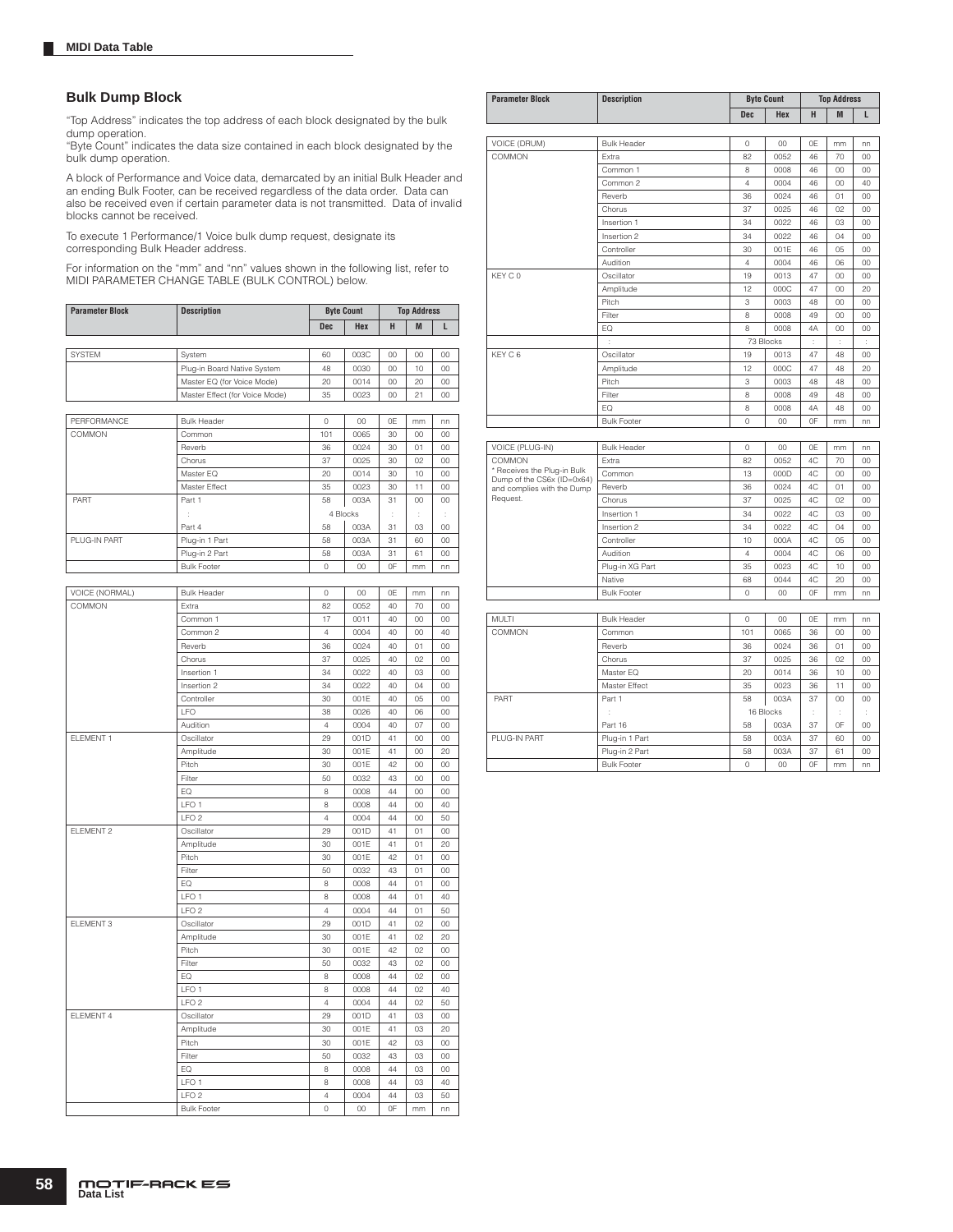## Bulk Dump Block

"Top Address" indicates the top address of each block designated by the bulk dump operation.
"Byte Count" indicates the data size contained in each block designated by the bulk dump operation.

A block of Performance and Voice data, demarcated by an initial Bulk Header and an ending Bulk Footer, can be received regardless of the data order. Data can also be received even if certain parameter data is not transmitted. Data of invalid blocks cannot be received.

To execute 1 Performance/1 Voice bulk dump request, designate its corresponding Bulk Header address.

For information on the "mm" and "nn" values shown in the following list, refer to MIDI PARAMETER CHANGE TABLE (BULK CONTROL) below.

| Parameter Block | Description | Byte Count | | Top Address | | |
|---|---|---|---|---|---|---|
| | | Dec | Hex | H | M | L |
| SYSTEM | System | 60 | 003C | 00 | 00 | 00 |
| | Plug-in Board Native System | 48 | 0030 | 00 | 10 | 00 |
| | Master EQ (for Voice Mode) | 20 | 0014 | 00 | 20 | 00 |
| | Master Effect (for Voice Mode) | 35 | 0023 | 00 | 21 | 00 |

| Parameter Block | Description | Byte Count | | Top Address | | |
|---|---|---|---|---|---|---|
| | | Dec | Hex | H | M | L |
| PERFORMANCE | Bulk Header | 0 | 00 | 0E | mm | nn |
| COMMON | Common | 101 | 0065 | 30 | 00 | 00 |
| | Reverb | 36 | 0024 | 30 | 01 | 00 |
| | Chorus | 37 | 0025 | 30 | 02 | 00 |
| | Master EQ | 20 | 0014 | 30 | 10 | 00 |
| | Master Effect | 35 | 0023 | 30 | 11 | 00 |
| PART | Part 1 | 58 | 003A | 31 | 00 | 00 |
| | : | 4 Blocks | | : | : | : |
| | Part 4 | 58 | 003A | 31 | 03 | 00 |
| PLUG-IN PART | Plug-in 1 Part | 58 | 003A | 31 | 60 | 00 |
| | Plug-in 2 Part | 58 | 003A | 31 | 61 | 00 |
| | Bulk Footer | 0 | 00 | 0F | mm | nn |

| Parameter Block | Description | Byte Count | | Top Address | | |
|---|---|---|---|---|---|---|
| | | Dec | Hex | H | M | L |
| VOICE (NORMAL) | Bulk Header | 0 | 00 | 0E | mm | nn |
| COMMON | Extra | 82 | 0052 | 40 | 70 | 00 |
| | Common 1 | 17 | 0011 | 40 | 00 | 00 |
| | Common 2 | 4 | 0004 | 40 | 00 | 40 |
| | Reverb | 36 | 0024 | 40 | 01 | 00 |
| | Chorus | 37 | 0025 | 40 | 02 | 00 |
| | Insertion 1 | 34 | 0022 | 40 | 03 | 00 |
| | Insertion 2 | 34 | 0022 | 40 | 04 | 00 |
| | Controller | 30 | 001E | 40 | 05 | 00 |
| | LFO | 38 | 0026 | 40 | 06 | 00 |
| | Audition | 4 | 0004 | 40 | 07 | 00 |
| ELEMENT 1 | Oscillator | 29 | 001D | 41 | 00 | 00 |
| | Amplitude | 30 | 001E | 41 | 00 | 20 |
| | Pitch | 30 | 001E | 42 | 00 | 00 |
| | Filter | 50 | 0032 | 43 | 00 | 00 |
| | EQ | 8 | 0008 | 44 | 00 | 00 |
| | LFO 1 | 8 | 0008 | 44 | 00 | 40 |
| | LFO 2 | 4 | 0004 | 44 | 00 | 50 |
| ELEMENT 2 | Oscillator | 29 | 001D | 41 | 01 | 00 |
| | Amplitude | 30 | 001E | 41 | 01 | 20 |
| | Pitch | 30 | 001E | 42 | 01 | 00 |
| | Filter | 50 | 0032 | 43 | 01 | 00 |
| | EQ | 8 | 0008 | 44 | 01 | 00 |
| | LFO 1 | 8 | 0008 | 44 | 01 | 40 |
| | LFO 2 | 4 | 0004 | 44 | 01 | 50 |
| ELEMENT 3 | Oscillator | 29 | 001D | 41 | 02 | 00 |
| | Amplitude | 30 | 001E | 41 | 02 | 20 |
| | Pitch | 30 | 001E | 42 | 02 | 00 |
| | Filter | 50 | 0032 | 43 | 02 | 00 |
| | EQ | 8 | 0008 | 44 | 02 | 00 |
| | LFO 1 | 8 | 0008 | 44 | 02 | 40 |
| | LFO 2 | 4 | 0004 | 44 | 02 | 50 |
| ELEMENT 4 | Oscillator | 29 | 001D | 41 | 03 | 00 |
| | Amplitude | 30 | 001E | 41 | 03 | 20 |
| | Pitch | 30 | 001E | 42 | 03 | 00 |
| | Filter | 50 | 0032 | 43 | 03 | 00 |
| | EQ | 8 | 0008 | 44 | 03 | 00 |
| | LFO 1 | 8 | 0008 | 44 | 03 | 40 |
| | LFO 2 | 4 | 0004 | 44 | 03 | 50 |
| | Bulk Footer | 0 | 00 | 0F | mm | nn |

| Parameter Block | Description | Byte Count | | Top Address | | |
|---|---|---|---|---|---|---|
| | | Dec | Hex | H | M | L |
| VOICE (DRUM) | Bulk Header | 0 | 00 | 0E | mm | nn |
| COMMON | Extra | 82 | 0052 | 46 | 70 | 00 |
| | Common 1 | 8 | 0008 | 46 | 00 | 00 |
| | Common 2 | 4 | 0004 | 46 | 00 | 40 |
| | Reverb | 36 | 0024 | 46 | 01 | 00 |
| | Chorus | 37 | 0025 | 46 | 02 | 00 |
| | Insertion 1 | 34 | 0022 | 46 | 03 | 00 |
| | Insertion 2 | 34 | 0022 | 46 | 04 | 00 |
| | Controller | 30 | 001E | 46 | 05 | 00 |
| | Audition | 4 | 0004 | 46 | 06 | 00 |
| KEY C 0 | Oscillator | 19 | 0013 | 47 | 00 | 00 |
| | Amplitude | 12 | 000C | 47 | 00 | 20 |
| | Pitch | 3 | 0003 | 48 | 00 | 00 |
| | Filter | 8 | 0008 | 49 | 00 | 00 |
| | EQ | 8 | 0008 | 4A | 00 | 00 |
| | : | 73 Blocks | | : | : | : |
| KEY C 6 | Oscillator | 19 | 0013 | 47 | 48 | 00 |
| | Amplitude | 12 | 000C | 47 | 48 | 20 |
| | Pitch | 3 | 0003 | 48 | 48 | 00 |
| | Filter | 8 | 0008 | 49 | 48 | 00 |
| | EQ | 8 | 0008 | 4A | 48 | 00 |
| | Bulk Footer | 0 | 00 | 0F | mm | nn |

| Parameter Block | Description | Byte Count | | Top Address | | |
|---|---|---|---|---|---|---|
| | | Dec | Hex | H | M | L |
| VOICE (PLUG-IN) | Bulk Header | 0 | 00 | 0E | mm | nn |
| COMMON | Extra | 82 | 0052 | 4C | 70 | 00 |
| * Receives the Plug-in Bulk Dump of the CS6x (ID=0x64) and complies with the Dump Request. | Common | 13 | 000D | 4C | 00 | 00 |
| | Reverb | 36 | 0024 | 4C | 01 | 00 |
| | Chorus | 37 | 0025 | 4C | 02 | 00 |
| | Insertion 1 | 34 | 0022 | 4C | 03 | 00 |
| | Insertion 2 | 34 | 0022 | 4C | 04 | 00 |
| | Controller | 10 | 000A | 4C | 05 | 00 |
| | Audition | 4 | 0004 | 4C | 06 | 00 |
| | Plug-in XG Part | 35 | 0023 | 4C | 10 | 00 |
| | Native | 68 | 0044 | 4C | 20 | 00 |
| | Bulk Footer | 0 | 00 | 0F | mm | nn |

| Parameter Block | Description | Byte Count | | Top Address | | |
|---|---|---|---|---|---|---|
| | | Dec | Hex | H | M | L |
| MULTI | Bulk Header | 0 | 00 | 0E | mm | nn |
| COMMON | Common | 101 | 0065 | 36 | 00 | 00 |
| | Reverb | 36 | 0024 | 36 | 01 | 00 |
| | Chorus | 37 | 0025 | 36 | 02 | 00 |
| | Master EQ | 20 | 0014 | 36 | 10 | 00 |
| | Master Effect | 35 | 0023 | 36 | 11 | 00 |
| PART | Part 1 | 58 | 003A | 37 | 00 | 00 |
| | : | 16 Blocks | | : | : | : |
| | Part 16 | 58 | 003A | 37 | 0F | 00 |
| PLUG-IN PART | Plug-in 1 Part | 58 | 003A | 37 | 60 | 00 |
| | Plug-in 2 Part | 58 | 003A | 37 | 61 | 00 |
| | Bulk Footer | 0 | 00 | 0F | mm | nn |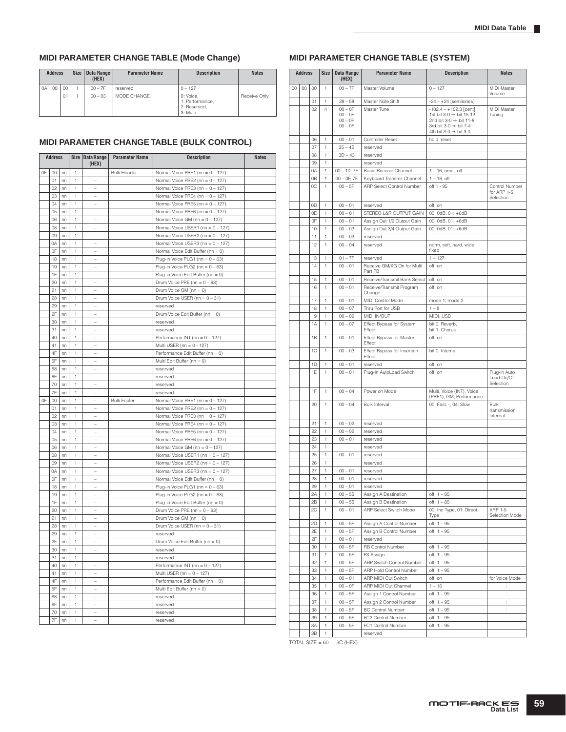## MIDI PARAMETER CHANGE TABLE (Mode Change)

| Address | | | Size | Data Range (HEX) | Parameter Name | Description | Notes |
|---|---|---|---|---|---|---|---|
| 0A | 00 | 00 | 1 | 00 – 7F | reserved | 0 – 127 | |
| | | 01 | 1 | 00 – 03 | MODE CHANGE | 0: Voice, 1: Performance, 2: Reserved, 3: Multi | Receive Only |

## MIDI PARAMETER CHANGE TABLE (BULK CONTROL)

| Address | | | Size | Data Range (HEX) | Parameter Name | Description | Notes |
|---|---|---|---|---|---|---|---|
| 0E | 00 | nn | 1 | – | Bulk Header | Normal Voice PRE1 (nn = 0 – 127) | |
| | 01 | nn | 1 | – | | Normal Voice PRE2 (nn = 0 – 127) | |
| | 02 | nn | 1 | – | | Normal Voice PRE3 (nn = 0 – 127) | |
| | 03 | nn | 1 | – | | Normal Voice PRE4 (nn = 0 – 127) | |
| | 04 | nn | 1 | – | | Normal Voice PRE5 (nn = 0 – 127) | |
| | 05 | nn | 1 | – | | Normal Voice PRE6 (nn = 0 – 127) | |
| | 06 | nn | 1 | – | | Normal Voice GM (nn = 0 – 127) | |
| | 08 | nn | 1 | – | | Normal Voice USER1 (nn = 0 – 127) | |
| | 09 | nn | 1 | – | | Normal Voice USER2 (nn = 0 – 127) | |
| | 0A | nn | 1 | – | | Normal Voice USER3 (nn = 0 – 127) | |
| | 0F | nn | 1 | – | | Normal Voice Edit Buffer (nn = 0) | |
| | 18 | nn | 1 | – | | Plug-in Voice PLG1 (nn = 0 – 63) | |
| | 19 | nn | 1 | – | | Plug-in Voice PLG2 (nn = 0 – 63) | |
| | 1F | nn | 1 | – | | Plug-in Voice Edit Buffer (nn = 0) | |
| | 20 | nn | 1 | – | | Drum Voice PRE (nn = 0 – 63) | |
| | 21 | nn | 1 | – | | Drum Voice GM (nn = 0) | |
| | 28 | nn | 1 | – | | Drum Voice USER (nn = 0 – 31) | |
| | 29 | nn | 1 | – | | reserved | |
| | 2F | nn | 1 | – | | Drum Voice Edit Buffer (nn = 0) | |
| | 30 | nn | 1 | – | | reserved | |
| | 31 | nn | 1 | – | | reserved | |
| | 40 | nn | 1 | – | | Performance INT (nn = 0 – 127) | |
| | 41 | nn | 1 | – | | Multi USER (nn = 0 - 127) | |
| | 4F | nn | 1 | – | | Performance Edit Buffer (nn = 0) | |
| | 5F | nn | 1 | – | | Multi Edit Buffer (nn = 0) | |
| | 68 | nn | 1 | – | | reserved | |
| | 6F | nn | 1 | – | | reserved | |
| | 70 | nn | 1 | – | | reserved | |
| | 7F | nn | 1 | – | | reserved | |
| 0F | 00 | nn | 1 | – | Bulk Footer | Normal Voice PRE1 (nn = 0 – 127) | |
| | 01 | nn | 1 | – | | Normal Voice PRE2 (nn = 0 – 127) | |
| | 02 | nn | 1 | – | | Normal Voice PRE3 (nn = 0 – 127) | |
| | 03 | nn | 1 | – | | Normal Voice PRE4 (nn = 0 – 127) | |
| | 04 | nn | 1 | – | | Normal Voice PRE5 (nn = 0 – 127) | |
| | 05 | nn | 1 | – | | Normal Voice PRE6 (nn = 0 – 127) | |
| | 06 | nn | 1 | – | | Normal Voice GM (nn = 0 – 127) | |
| | 08 | nn | 1 | – | | Normal Voice USER1 (nn = 0 – 127) | |
| | 09 | nn | 1 | – | | Normal Voice USER2 (nn = 0 – 127) | |
| | 0A | nn | 1 | – | | Normal Voice USER3 (nn = 0 – 127) | |
| | 0F | nn | 1 | – | | Normal Voice Edit Buffer (nn = 0) | |
| | 18 | nn | 1 | – | | Plug-in Voice PLG1 (nn = 0 – 63) | |
| | 19 | nn | 1 | – | | Plug-in Voice PLG2 (nn = 0 – 63) | |
| | 1F | nn | 1 | – | | Plug-in Voice Edit Buffer (nn = 0) | |
| | 20 | nn | 1 | – | | Drum Voice PRE (nn = 0 – 63) | |
| | 21 | nn | 1 | – | | Drum Voice GM (nn = 0) | |
| | 28 | nn | 1 | – | | Drum Voice USER (nn = 0 – 31) | |
| | 29 | nn | 1 | – | | reserved | |
| | 2F | nn | 1 | – | | Drum Voice Edit Buffer (nn = 0) | |
| | 30 | nn | 1 | – | | reserved | |
| | 31 | nn | 1 | – | | reserved | |
| | 40 | nn | 1 | – | | Performance INT (nn = 0 – 127) | |
| | 41 | nn | 1 | – | | Multi USER (nn = 0 – 127) | |
| | 4F | nn | 1 | – | | Performance Edit Buffer (nn = 0) | |
| | 5F | nn | 1 | – | | Multi Edit Buffer (nn = 0) | |
| | 68 | nn | 1 | – | | reserved | |
| | 6F | nn | 1 | – | | reserved | |
| | 70 | nn | 1 | – | | reserved | |
| | 7F | nn | 1 | – | | reserved | |

## MIDI PARAMETER CHANGE TABLE (SYSTEM)

| Address | | | Size | Data Range (HEX) | Parameter Name | Description | Notes |
|---|---|---|---|---|---|---|---|
| 00 | 00 | 00 | 1 | 00 – 7F | Master Volume | 0 – 127 | MIDI Master Volume |
| | | 01 | 1 | 28 – 58 | Master Note Shift | -24 – +24 [semitones] | |
| | | 02 | 4 | 00 – 0F<br>00 – 0F<br>00 – 0F<br>00 – 0F | Master Tune | -102.4 – +102.3 [cent]<br>1st bit 3-0 → bit 15-12<br>2nd bit 3-0 → bit 11-8<br>3rd bit 3-0 → bit 7-4<br>4th bit 3-0 → bit 3-0 | MIDI Master Tuning |
| | | 06 | 1 | 00 – 01 | Controller Reset | hold, reset | |
| | | 07 | 1 | 35 – 4B | reserved | | |
| | | 08 | 1 | 3D – 43 | reserved | | |
| | | 09 | 1 | | reserved | | |
| | | 0A | 1 | 00 – 10, 7F | Basic Receive Channel | 1 – 16, omni, off | |
| | | 0B | 1 | 00 – 0F, 7F | Keyboard Transmit Channel | 1 – 16, off | |
| | | 0C | 1 | 00 – 5F | ARP Select Control Number | off,1 - 95 | Control Number for ARP 1-5 Selection |
| | | 0D | 1 | 00 – 01 | reserved | off, on | |
| | | 0E | 1 | 00 – 01 | STEREO L&R OUTPUT GAIN | 00: 0dB, 01: +6dB | |
| | | 0F | 1 | 00 – 01 | Assign Out 1/2 Output Gain | 00: 0dB, 01: +6dB | |
| | | 10 | 1 | 00 – 03 | Assign Out 3/4 Output Gain | 00: 0dB, 01: +6dB | |
| | | 11 | 1 | 00 – 03 | reserved | | |
| | | 12 | 1 | 00 – 04 | reserved | norm, soft, hard, wide, fixed | |
| | | 13 | 1 | 01 – 7F | reserved | 1 – 127 | |
| | | 14 | 1 | 00 – 01 | Receive GM/XG On for Multi Part PB | off, on | |
| | | 15 | 1 | 00 – 01 | Receive/Transmit Bank Select | off, on | |
| | | 16 | 1 | 00 – 01 | Receive/Transmit Program Change | off, on | |
| | | 17 | 1 | 00 – 01 | MIDI Control Mode | mode 1, mode 2 | |
| | | 18 | 1 | 00 – 07 | Thru Port for USB | 1 – 8 | |
| | | 19 | 1 | 00 – 02 | MIDI IN/OUT | MIDI, USB | |
| | | 1A | 1 | 00 – 07 | Effect Bypass for System Effect | bit 0: Reverb,<br>bit 1: Chorus | |
| | | 1B | 1 | 00 – 01 | Effect Bypass for Master Effect | off, on | |
| | | 1C | 1 | 00 – 03 | Effect Bypass for Insertion Effect | bit 0: Internal | |
| | | 1D | 1 | 00 – 01 | reserved | off, on | |
| | | 1E | 1 | 00 – 01 | Plug-In AutoLoad Switch | off, on | Plug-in Auto Load On/Off Selection |
| | | 1F | 1 | 00 – 04 | Power on Mode | Multi, Voice (INT), Voice (PRE1), GM, Performance | |
| | | 20 | 1 | 00 – 04 | Bulk Interval | 00: Fast, -, 04: Slow | Bulk transmission internal |
| | | 21 | 1 | 00 – 02 | reserved | | |
| | | 22 | 1 | 00 – 02 | reserved | | |
| | | 23 | 1 | 00 – 01 | reserved | | |
| | | 24 | 1 | | reserved | | |
| | | 25 | 1 | 00 – 01 | reserved | | |
| | | 26 | 1 | | reserved | | |
| | | 27 | 1 | 00 – 01 | reserved | | |
| | | 28 | 1 | 00 – 01 | reserved | | |
| | | 29 | 1 | 00 – 01 | reserved | | |
| | | 2A | 1 | 00 – 55 | Assign A Destination | off, 1 – 85 | |
| | | 2B | 1 | 00 – 55 | Assign B Destination | off, 1 – 85 | |
| | | 2C | 1 | 00 – 01 | ARP Select Switch Mode | 00: Inc Type, 01: Direct Type | ARP 1-5 Selection Mode |
| | | 2D | 1 | 00 – 5F | Assign A Control Number | off, 1 – 95 | |
| | | 2E | 1 | 00 – 5F | Assign B Control Number | off, 1 – 95 | |
| | | 2F | 1 | 00 – 01 | reserved | | |
| | | 30 | 1 | 00 – 5F | RB Control Number | off, 1 – 95 | |
| | | 31 | 1 | 00 – 5F | FS Assign | off, 1 – 95 | |
| | | 32 | 1 | 00 – 5F | ARP Switch Control Number | off, 1 – 95 | |
| | | 33 | 1 | 00 – 5F | ARP Hold Control Number | off, 1 – 95 | |
| | | 34 | 1 | 00 – 01 | ARP MIDI Out Switch | off, on | for Voice Mode |
| | | 35 | 1 | 00 – 0F | ARP MIDI Out Channel | 1 – 16 | : |
| | | 36 | 1 | 00 – 5F | Assign 1 Control Number | off, 1 – 95 | : |
| | | 37 | 1 | 00 – 5F | Assign 2 Control Number | off, 1 – 95 | : |
| | | 38 | 1 | 00 – 5F | BC Control Number | off, 1 – 95 | : |
| | | 39 | 1 | 00 – 5F | FC2 Control Number | off, 1 – 95 | : |
| | | 3A | 1 | 00 – 5F | FC1 Control Number | off, 1 – 95 | |
| | | 3B | 1 | | reserved | | |

TOTAL SIZE = 60 3C (HEX)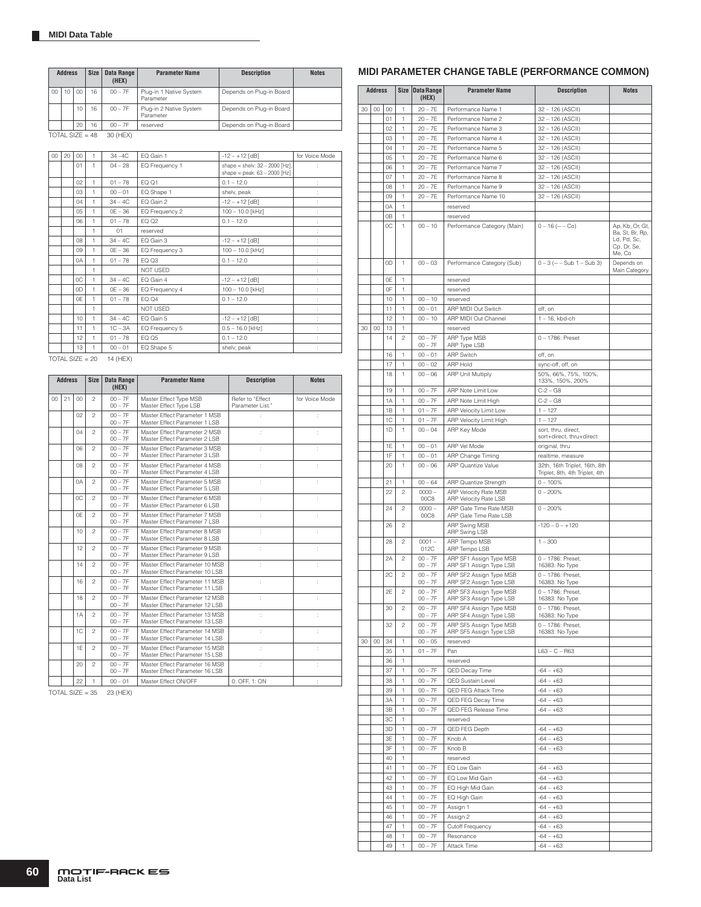## MIDI Data Table

| Address | | | Size | Data Range (HEX) | Parameter Name | Description | Notes |
|---|---|---|---|---|---|---|---|
| 00 | 10 | 00 | 16 | 00 – 7F | Plug-in 1 Native System Parameter | Depends on Plug-in Board | |
| | | 10 | 16 | 00 – 7F | Plug-in 2 Native System Parameter | Depends on Plug-in Board | |
| | | 20 | 16 | 00 – 7F | reserved | Depends on Plug-in Board | |

TOTAL SIZE = 48 30 (HEX)

| Address | | | Size | Data Range (HEX) | Parameter Name | Description | Notes |
|---|---|---|---|---|---|---|---|
| 00 | 20 | 00 | 1 | 34 –4C | EQ Gain 1 | -12 – +12 [dB] | for Voice Mode |
| | | 01 | 1 | 04 – 28 | EQ Frequency 1 | shape = shelv: 32 – 2000 [Hz], shape = peak: 63 – 2000 [Hz] | : |
| | | 02 | 1 | 01 – 78 | EQ Q1 | 0.1 – 12.0 | : |
| | | 03 | 1 | 00 – 01 | EQ Shape 1 | shelv, peak | : |
| | | 04 | 1 | 34 – 4C | EQ Gain 2 | -12 – +12 [dB] | : |
| | | 05 | 1 | 0E – 36 | EQ Frequency 2 | 100 – 10.0 [kHz] | : |
| | | 06 | 1 | 01 – 78 | EQ Q2 | 0.1 – 12.0 | : |
| | | | 1 | 01 | reserved | | : |
| | | 08 | 1 | 34 – 4C | EQ Gain 3 | -12 – +12 [dB] | : |
| | | 09 | 1 | 0E – 36 | EQ Frequency 3 | 100 – 10.0 [kHz] | : |
| | | 0A | 1 | 01 – 78 | EQ Q3 | 0.1 – 12.0 | : |
| | | | 1 | | NOT USED | | : |
| | | 0C | 1 | 34 – 4C | EQ Gain 4 | -12 – +12 [dB] | : |
| | | 0D | 1 | 0E – 36 | EQ Frequency 4 | 100 – 10.0 [kHz] | : |
| | | 0E | 1 | 01 – 78 | EQ Q4 | 0.1 – 12.0 | : |
| | | | 1 | | NOT USED | | : |
| | | 10 | 1 | 34 – 4C | EQ Gain 5 | -12 – +12 [dB] | : |
| | | 11 | 1 | 1C – 3A | EQ Frequency 5 | 0.5 – 16.0 [kHz] | : |
| | | 12 | 1 | 01 – 78 | EQ Q5 | 0.1 – 12.0 | : |
| | | 13 | 1 | 00 – 01 | EQ Shape 5 | shelv, peak | : |

TOTAL SIZE = 20 14 (HEX)

| Address | | | Size | Data Range (HEX) | Parameter Name | Description | Notes |
|---|---|---|---|---|---|---|---|
| 00 | 21 | 00 | 2 | 00 – 7F<br>00 – 7F | Master Effect Type MSB<br>Master Effect Type LSB | Refer to "Effect Parameter List." | for Voice Mode |
| | | 02 | 2 | 00 – 7F<br>00 – 7F | Master Effect Parameter 1 MSB<br>Master Effect Parameter 1 LSB | : | : |
| | | 04 | 2 | 00 – 7F<br>00 – 7F | Master Effect Parameter 2 MSB<br>Master Effect Parameter 2 LSB | : | : |
| | | 06 | 2 | 00 – 7F<br>00 – 7F | Master Effect Parameter 3 MSB<br>Master Effect Parameter 3 LSB | : | : |
| | | 08 | 2 | 00 – 7F<br>00 – 7F | Master Effect Parameter 4 MSB<br>Master Effect Parameter 4 LSB | : | : |
| | | 0A | 2 | 00 – 7F<br>00 – 7F | Master Effect Parameter 5 MSB<br>Master Effect Parameter 5 LSB | : | : |
| | | 0C | 2 | 00 – 7F<br>00 – 7F | Master Effect Parameter 6 MSB<br>Master Effect Parameter 6 LSB | : | : |
| | | 0E | 2 | 00 – 7F<br>00 – 7F | Master Effect Parameter 7 MSB<br>Master Effect Parameter 7 LSB | : | : |
| | | 10 | 2 | 00 – 7F<br>00 – 7F | Master Effect Parameter 8 MSB<br>Master Effect Parameter 8 LSB | : | : |
| | | 12 | 2 | 00 – 7F<br>00 – 7F | Master Effect Parameter 9 MSB<br>Master Effect Parameter 9 LSB | : | : |
| | | 14 | 2 | 00 – 7F<br>00 – 7F | Master Effect Parameter 10 MSB<br>Master Effect Parameter 10 LSB | : | : |
| | | 16 | 2 | 00 – 7F<br>00 – 7F | Master Effect Parameter 11 MSB<br>Master Effect Parameter 11 LSB | : | : |
| | | 18 | 2 | 00 – 7F<br>00 – 7F | Master Effect Parameter 12 MSB<br>Master Effect Parameter 12 LSB | : | : |
| | | 1A | 2 | 00 – 7F<br>00 – 7F | Master Effect Parameter 13 MSB<br>Master Effect Parameter 13 LSB | : | : |
| | | 1C | 2 | 00 – 7F<br>00 – 7F | Master Effect Parameter 14 MSB<br>Master Effect Parameter 14 LSB | : | : |
| | | 1E | 2 | 00 – 7F<br>00 – 7F | Master Effect Parameter 15 MSB<br>Master Effect Parameter 15 LSB | : | : |
| | | 20 | 2 | 00 – 7F<br>00 – 7F | Master Effect Parameter 16 MSB<br>Master Effect Parameter 16 LSB | : | : |
| | | 22 | 1 | 00 – 01 | Master Effect ON/OFF | 0: OFF, 1: ON | : |

TOTAL SIZE = 35 23 (HEX)

### MIDI PARAMETER CHANGE TABLE (PERFORMANCE COMMON)

| Address | | | Size | Data Range (HEX) | Parameter Name | Description | Notes |
|---|---|---|---|---|---|---|---|
| 30 | 00 | 00 | 1 | 20 – 7E | Performance Name 1 | 32 – 126 (ASCII) | |
| | | 01 | 1 | 20 – 7E | Performance Name 2 | 32 – 126 (ASCII) | |
| | | 02 | 1 | 20 – 7E | Performance Name 3 | 32 – 126 (ASCII) | |
| | | 03 | 1 | 20 – 7E | Performance Name 4 | 32 – 126 (ASCII) | |
| | | 04 | 1 | 20 – 7E | Performance Name 5 | 32 – 126 (ASCII) | |
| | | 05 | 1 | 20 – 7E | Performance Name 6 | 32 – 126 (ASCII) | |
| | | 06 | 1 | 20 – 7E | Performance Name 7 | 32 – 126 (ASCII) | |
| | | 07 | 1 | 20 – 7E | Performance Name 8 | 32 – 126 (ASCII) | |
| | | 08 | 1 | 20 – 7E | Performance Name 9 | 32 – 126 (ASCII) | |
| | | 09 | 1 | 20 – 7E | Performance Name 10 | 32 – 126 (ASCII) | |
| | | 0A | 1 | | reserved | | |
| | | 0B | 1 | | reserved | | |
| | | 0C | 1 | 00 – 10 | Performance Category (Main) | 0 – 16 (-- – Co) | Ap, Kb, Or, Gt, Ba, St, Br, Rp, Ld, Pd, Sc, Cp, Dr, Se, Me, Co |
| | | 0D | 1 | 00 – 03 | Performance Category (Sub) | 0 – 3 (-- – Sub 1 – Sub 3) | Depends on Main Category. |
| | | 0E | 1 | | reserved | | |
| | | 0F | 1 | | reserved | | |
| | | 10 | 1 | 00 – 10 | reserved | | |
| | | 11 | 1 | 00 – 01 | ARP MIDI Out Switch | off, on | |
| | | 12 | 1 | 00 – 10 | ARP MIDI Out Channel | 1 – 16, kbd-ch | |
| 30 | 00 | 13 | 1 | | reserved | | |
| | | 14 | 2 | 00 – 7F<br>00 – 7F | ARP Type MSB<br>ARP Type LSB | 0 – 1786: Preset | |
| | | 16 | 1 | 00 – 01 | ARP Switch | off, on | |
| | | 17 | 1 | 00 – 02 | ARP Hold | sync-off, off, on | |
| | | 18 | 1 | 00 – 06 | ARP Unit Multiply | 50%, 66%, 75%, 100%, 133%, 150%, 200% | |
| | | 19 | 1 | 00 – 7F | ARP Note Limit Low | C-2 – G8 | |
| | | 1A | 1 | 00 – 7F | ARP Note Limit High | C-2 – G8 | |
| | | 1B | 1 | 01 – 7F | ARP Velocity Limit Low | 1 – 127 | |
| | | 1C | 1 | 01 – 7F | ARP Velocity Limit High | 1 – 127 | |
| | | 1D | 1 | 00 – 04 | ARP Key Mode | sort, thru, direct, sort+direct, thru+direct | |
| | | 1E | 1 | 00 – 01 | ARP Vel Mode | original, thru | |
| | | 1F | 1 | 00 – 01 | ARP Change Timing | realtime, measure | |
| | | 20 | 1 | 00 – 06 | ARP Quantize Value | 32th, 16th Triplet, 16th, 8th Triplet, 8th, 4th Triplet, 4th | |
| | | 21 | 1 | 00 – 64 | ARP Quantize Strength | 0 – 100% | |
| | | 22 | 2 | 0000 – 00C8 | ARP Velocity Rate MSB<br>ARP Velocity Rate LSB | 0 – 200% | |
| | | 24 | 2 | 0000 – 00C8 | ARP Gate Time Rate MSB<br>ARP Gate Time Rate LSB | 0 – 200% | |
| | | 26 | 2 | | ARP Swing MSB<br>ARP Swing LSB | -120 – 0 – +120 | |
| | | 28 | 2 | 0001 – 012C | ARP Tempo MSB<br>ARP Tempo LSB | 1 – 300 | |
| | | 2A | 2 | 00 – 7F<br>00 – 7F | ARP SF1 Assign Type MSB<br>ARP SF1 Assign Type LSB | 0 – 1786: Preset, 16383: No Type | |
| | | 2C | 2 | 00 – 7F<br>00 – 7F | ARP SF2 Assign Type MSB<br>ARP SF2 Assign Type LSB | 0 – 1786: Preset, 16383: No Type | |
| | | 2E | 2 | 00 – 7F<br>00 – 7F | ARP SF3 Assign Type MSB<br>ARP SF3 Assign Type LSB | 0 – 1786: Preset, 16383: No Type | |
| | | 30 | 2 | 00 – 7F<br>00 – 7F | ARP SF4 Assign Type MSB<br>ARP SF4 Assign Type LSB | 0 – 1786: Preset, 16383: No Type | |
| | | 32 | 2 | 00 – 7F<br>00 – 7F | ARP SF5 Assign Type MSB<br>ARP SF5 Assign Type LSB | 0 – 1786: Preset, 16383: No Type | |
| 30 | 00 | 34 | 1 | 00 – 05 | reserved | | |
| | | 35 | 1 | 01 – 7F | Pan | L63 – C – R63 | |
| | | 36 | 1 | | reserved | | |
| | | 37 | 1 | 00 – 7F | QED Decay Time | -64 – +63 | |
| | | 38 | 1 | 00 – 7F | QED Sustain Level | -64 – +63 | |
| | | 39 | 1 | 00 – 7F | QED FEG Attack Time | -64 – +63 | |
| | | 3A | 1 | 00 – 7F | QED FEG Decay Time | -64 – +63 | |
| | | 3B | 1 | 00 – 7F | QED FEG Release Time | -64 – +63 | |
| | | 3C | 1 | | reserved | | |
| | | 3D | 1 | 00 – 7F | QED FEG Depth | -64 – +63 | |
| | | 3E | 1 | 00 – 7F | Knob A | -64 – +63 | |
| | | 3F | 1 | 00 – 7F | Knob B | -64 – +63 | |
| | | 40 | 1 | | reserved | | |
| | | 41 | 1 | 00 – 7F | EQ Low Gain | -64 – +63 | |
| | | 42 | 1 | 00 – 7F | EQ Low Mid Gain | -64 – +63 | |
| | | 43 | 1 | 00 – 7F | EQ High Mid Gain | -64 – +63 | |
| | | 44 | 1 | 00 – 7F | EQ High Gain | -64 – +63 | |
| | | 45 | 1 | 00 – 7F | Assign 1 | -64 – +63 | |
| | | 46 | 1 | 00 – 7F | Assign 2 | -64 – +63 | |
| | | 47 | 1 | 00 – 7F | Cutoff Frequency | -64 – +63 | |
| | | 48 | 1 | 00 – 7F | Resonance | -64 – +63 | |
| | | 49 | 1 | 00 – 7F | Attack Time | -64 – +63 | |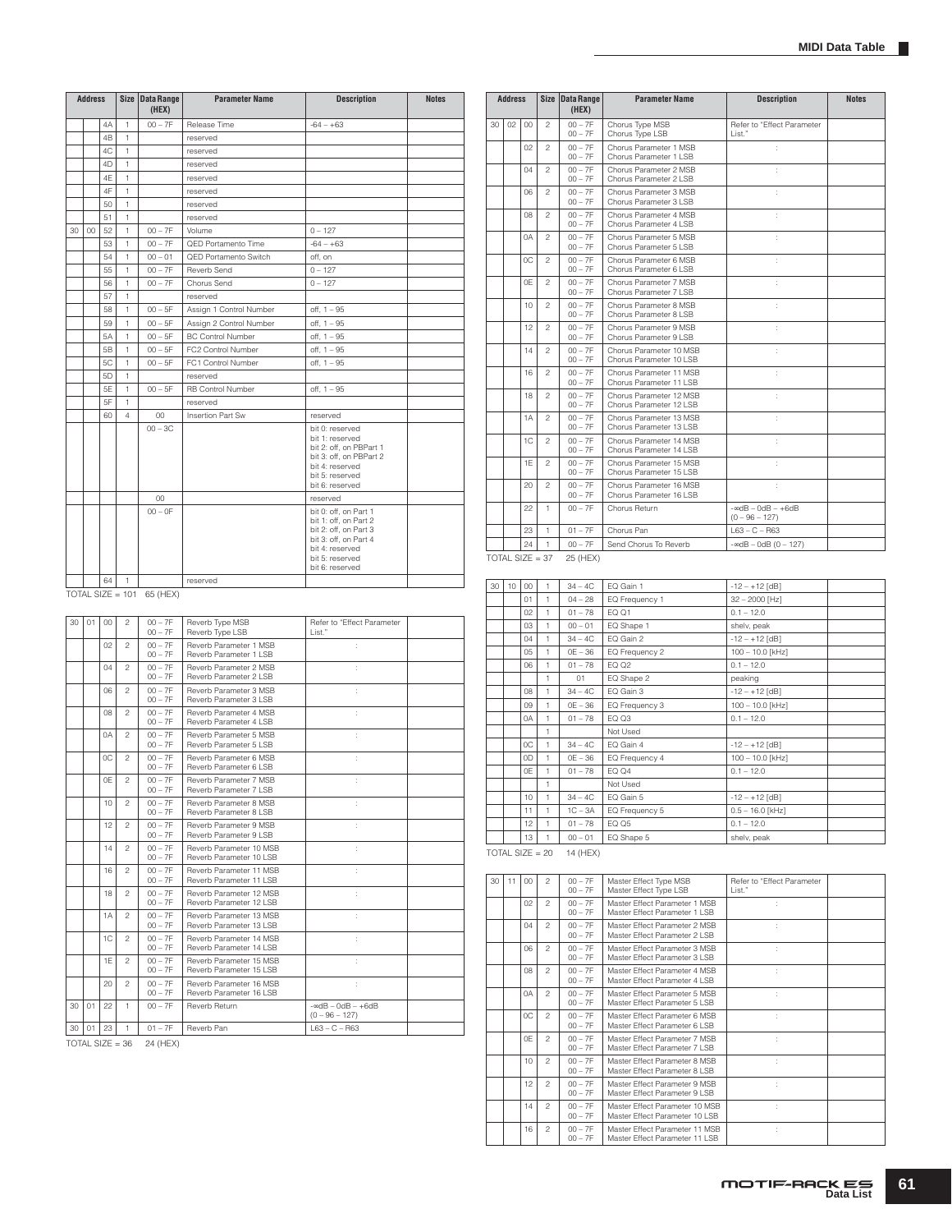| Address | | | Size | Data Range (HEX) | Parameter Name | Description | Notes |
|---|---|---|---|---|---|---|---|
| | | 4A | 1 | 00 – 7F | Release Time | -64 – +63 | |
| | | 4B | 1 | | reserved | | |
| | | 4C | 1 | | reserved | | |
| | | 4D | 1 | | reserved | | |
| | | 4E | 1 | | reserved | | |
| | | 4F | 1 | | reserved | | |
| | | 50 | 1 | | reserved | | |
| | | 51 | 1 | | reserved | | |
| 30 | 00 | 52 | 1 | 00 – 7F | Volume | 0 – 127 | |
| | | 53 | 1 | 00 – 7F | QED Portamento Time | -64 – +63 | |
| | | 54 | 1 | 00 – 01 | QED Portamento Switch | off, on | |
| | | 55 | 1 | 00 – 7F | Reverb Send | 0 – 127 | |
| | | 56 | 1 | 00 – 7F | Chorus Send | 0 – 127 | |
| | | 57 | 1 | | reserved | | |
| | | 58 | 1 | 00 – 5F | Assign 1 Control Number | off, 1 – 95 | |
| | | 59 | 1 | 00 – 5F | Assign 2 Control Number | off, 1 – 95 | |
| | | 5A | 1 | 00 – 5F | BC Control Number | off, 1 – 95 | |
| | | 5B | 1 | 00 – 5F | FC2 Control Number | off, 1 – 95 | |
| | | 5C | 1 | 00 – 5F | FC1 Control Number | off, 1 – 95 | |
| | | 5D | 1 | | reserved | | |
| | | 5E | 1 | 00 – 5F | RB Control Number | off, 1 – 95 | |
| | | 5F | 1 | | reserved | | |
| | | 60 | 4 | 00 | Insertion Part Sw | reserved | |
| | | | | 00 – 3C | | bit 0: reserved<br>bit 1: reserved<br>bit 2: off, on PBPart 1<br>bit 3: off, on PBPart 2<br>bit 4: reserved<br>bit 5: reserved<br>bit 6: reserved | |
| | | | | 00 | | reserved | |
| | | | | 00 – 0F | | bit 0: off, on Part 1<br>bit 1: off, on Part 2<br>bit 2: off, on Part 3<br>bit 3: off, on Part 4<br>bit 4: reserved<br>bit 5: reserved<br>bit 6: reserved | |
| | | 64 | 1 | | reserved | | |

TOTAL SIZE = 101  65 (HEX)

| Address | | | Size | Data Range (HEX) | Parameter Name | Description | Notes |
|---|---|---|---|---|---|---|---|
| 30 | 01 | 00 | 2 | 00 – 7F<br>00 – 7F | Reverb Type MSB<br>Reverb Type LSB | Refer to "Effect Parameter List." | |
| | | 02 | 2 | 00 – 7F<br>00 – 7F | Reverb Parameter 1 MSB<br>Reverb Parameter 1 LSB | : | |
| | | 04 | 2 | 00 – 7F<br>00 – 7F | Reverb Parameter 2 MSB<br>Reverb Parameter 2 LSB | : | |
| | | 06 | 2 | 00 – 7F<br>00 – 7F | Reverb Parameter 3 MSB<br>Reverb Parameter 3 LSB | : | |
| | | 08 | 2 | 00 – 7F<br>00 – 7F | Reverb Parameter 4 MSB<br>Reverb Parameter 4 LSB | : | |
| | | 0A | 2 | 00 – 7F<br>00 – 7F | Reverb Parameter 5 MSB<br>Reverb Parameter 5 LSB | : | |
| | | 0C | 2 | 00 – 7F<br>00 – 7F | Reverb Parameter 6 MSB<br>Reverb Parameter 6 LSB | : | |
| | | 0E | 2 | 00 – 7F<br>00 – 7F | Reverb Parameter 7 MSB<br>Reverb Parameter 7 LSB | : | |
| | | 10 | 2 | 00 – 7F<br>00 – 7F | Reverb Parameter 8 MSB<br>Reverb Parameter 8 LSB | : | |
| | | 12 | 2 | 00 – 7F<br>00 – 7F | Reverb Parameter 9 MSB<br>Reverb Parameter 9 LSB | : | |
| | | 14 | 2 | 00 – 7F<br>00 – 7F | Reverb Parameter 10 MSB<br>Reverb Parameter 10 LSB | : | |
| | | 16 | 2 | 00 – 7F<br>00 – 7F | Reverb Parameter 11 MSB<br>Reverb Parameter 11 LSB | : | |
| | | 18 | 2 | 00 – 7F<br>00 – 7F | Reverb Parameter 12 MSB<br>Reverb Parameter 12 LSB | : | |
| | | 1A | 2 | 00 – 7F<br>00 – 7F | Reverb Parameter 13 MSB<br>Reverb Parameter 13 LSB | : | |
| | | 1C | 2 | 00 – 7F<br>00 – 7F | Reverb Parameter 14 MSB<br>Reverb Parameter 14 LSB | : | |
| | | 1E | 2 | 00 – 7F<br>00 – 7F | Reverb Parameter 15 MSB<br>Reverb Parameter 15 LSB | : | |
| | | 20 | 2 | 00 – 7F<br>00 – 7F | Reverb Parameter 16 MSB<br>Reverb Parameter 16 LSB | : | |
| 30 | 01 | 22 | 1 | 00 – 7F | Reverb Return | -∞dB – 0dB – +6dB<br>(0 – 96 – 127) | |
| 30 | 01 | 23 | 1 | 01 – 7F | Reverb Pan | L63 – C – R63 | |

TOTAL SIZE = 36  24 (HEX)

| Address | | | Size | Data Range (HEX) | Parameter Name | Description | Notes |
|---|---|---|---|---|---|---|---|
| 30 | 02 | 00 | 2 | 00 – 7F<br>00 – 7F | Chorus Type MSB<br>Chorus Type LSB | Refer to "Effect Parameter List." | |
| | | 02 | 2 | 00 – 7F<br>00 – 7F | Chorus Parameter 1 MSB<br>Chorus Parameter 1 LSB | : | |
| | | 04 | 2 | 00 – 7F<br>00 – 7F | Chorus Parameter 2 MSB<br>Chorus Parameter 2 LSB | : | |
| | | 06 | 2 | 00 – 7F<br>00 – 7F | Chorus Parameter 3 MSB<br>Chorus Parameter 3 LSB | : | |
| | | 08 | 2 | 00 – 7F<br>00 – 7F | Chorus Parameter 4 MSB<br>Chorus Parameter 4 LSB | : | |
| | | 0A | 2 | 00 – 7F<br>00 – 7F | Chorus Parameter 5 MSB<br>Chorus Parameter 5 LSB | : | |
| | | 0C | 2 | 00 – 7F<br>00 – 7F | Chorus Parameter 6 MSB<br>Chorus Parameter 6 LSB | : | |
| | | 0E | 2 | 00 – 7F<br>00 – 7F | Chorus Parameter 7 MSB<br>Chorus Parameter 7 LSB | : | |
| | | 10 | 2 | 00 – 7F<br>00 – 7F | Chorus Parameter 8 MSB<br>Chorus Parameter 8 LSB | : | |
| | | 12 | 2 | 00 – 7F<br>00 – 7F | Chorus Parameter 9 MSB<br>Chorus Parameter 9 LSB | : | |
| | | 14 | 2 | 00 – 7F<br>00 – 7F | Chorus Parameter 10 MSB<br>Chorus Parameter 10 LSB | : | |
| | | 16 | 2 | 00 – 7F<br>00 – 7F | Chorus Parameter 11 MSB<br>Chorus Parameter 11 LSB | : | |
| | | 18 | 2 | 00 – 7F<br>00 – 7F | Chorus Parameter 12 MSB<br>Chorus Parameter 12 LSB | : | |
| | | 1A | 2 | 00 – 7F<br>00 – 7F | Chorus Parameter 13 MSB<br>Chorus Parameter 13 LSB | : | |
| | | 1C | 2 | 00 – 7F<br>00 – 7F | Chorus Parameter 14 MSB<br>Chorus Parameter 14 LSB | : | |
| | | 1E | 2 | 00 – 7F<br>00 – 7F | Chorus Parameter 15 MSB<br>Chorus Parameter 15 LSB | : | |
| | | 20 | 2 | 00 – 7F<br>00 – 7F | Chorus Parameter 16 MSB<br>Chorus Parameter 16 LSB | : | |
| | | 22 | 1 | 00 – 7F | Chorus Return | -∞dB – 0dB – +6dB<br>(0 – 96 – 127) | |
| | | 23 | 1 | 01 – 7F | Chorus Pan | L63 – C – R63 | |
| | | 24 | 1 | 00 – 7F | Send Chorus To Reverb | -∞dB – 0dB (0 – 127) | |

TOTAL SIZE = 37  25 (HEX)

| Address | | | Size | Data Range (HEX) | Parameter Name | Description | Notes |
|---|---|---|---|---|---|---|---|
| 30 | 10 | 00 | 1 | 34 – 4C | EQ Gain 1 | -12 – +12 [dB] | |
| | | 01 | 1 | 04 – 28 | EQ Frequency 1 | 32 – 2000 [Hz] | |
| | | 02 | 1 | 01 – 78 | EQ Q1 | 0.1 – 12.0 | |
| | | 03 | 1 | 00 – 01 | EQ Shape 1 | shelv, peak | |
| | | 04 | 1 | 34 – 4C | EQ Gain 2 | -12 – +12 [dB] | |
| | | 05 | 1 | 0E – 36 | EQ Frequency 2 | 100 – 10.0 [kHz] | |
| | | 06 | 1 | 01 – 78 | EQ Q2 | 0.1 – 12.0 | |
| | | | 1 | 01 | EQ Shape 2 | peaking | |
| | | 08 | 1 | 34 – 4C | EQ Gain 3 | -12 – +12 [dB] | |
| | | 09 | 1 | 0E – 36 | EQ Frequency 3 | 100 – 10.0 [kHz] | |
| | | 0A | 1 | 01 – 78 | EQ Q3 | 0.1 – 12.0 | |
| | | | 1 | | Not Used | | |
| | | 0C | 1 | 34 – 4C | EQ Gain 4 | -12 – +12 [dB] | |
| | | 0D | 1 | 0E – 36 | EQ Frequency 4 | 100 – 10.0 [kHz] | |
| | | 0E | 1 | 01 – 78 | EQ Q4 | 0.1 – 12.0 | |
| | | | 1 | | Not Used | | |
| | | 10 | 1 | 34 – 4C | EQ Gain 5 | -12 – +12 [dB] | |
| | | 11 | 1 | 1C – 3A | EQ Frequency 5 | 0.5 – 16.0 [kHz] | |
| | | 12 | 1 | 01 – 78 | EQ Q5 | 0.1 – 12.0 | |
| | | 13 | 1 | 00 – 01 | EQ Shape 5 | shelv, peak | |

TOTAL SIZE = 20  14 (HEX)

| Address | | | Size | Data Range (HEX) | Parameter Name | Description | Notes |
|---|---|---|---|---|---|---|---|
| 30 | 11 | 00 | 2 | 00 – 7F<br>00 – 7F | Master Effect Type MSB<br>Master Effect Type LSB | Refer to "Effect Parameter List." | |
| | | 02 | 2 | 00 – 7F<br>00 – 7F | Master Effect Parameter 1 MSB<br>Master Effect Parameter 1 LSB | : | |
| | | 04 | 2 | 00 – 7F<br>00 – 7F | Master Effect Parameter 2 MSB<br>Master Effect Parameter 2 LSB | : | |
| | | 06 | 2 | 00 – 7F<br>00 – 7F | Master Effect Parameter 3 MSB<br>Master Effect Parameter 3 LSB | : | |
| | | 08 | 2 | 00 – 7F<br>00 – 7F | Master Effect Parameter 4 MSB<br>Master Effect Parameter 4 LSB | : | |
| | | 0A | 2 | 00 – 7F<br>00 – 7F | Master Effect Parameter 5 MSB<br>Master Effect Parameter 5 LSB | : | |
| | | 0C | 2 | 00 – 7F<br>00 – 7F | Master Effect Parameter 6 MSB<br>Master Effect Parameter 6 LSB | : | |
| | | 0E | 2 | 00 – 7F<br>00 – 7F | Master Effect Parameter 7 MSB<br>Master Effect Parameter 7 LSB | : | |
| | | 10 | 2 | 00 – 7F<br>00 – 7F | Master Effect Parameter 8 MSB<br>Master Effect Parameter 8 LSB | : | |
| | | 12 | 2 | 00 – 7F<br>00 – 7F | Master Effect Parameter 9 MSB<br>Master Effect Parameter 9 LSB | : | |
| | | 14 | 2 | 00 – 7F<br>00 – 7F | Master Effect Parameter 10 MSB<br>Master Effect Parameter 10 LSB | : | |
| | | 16 | 2 | 00 – 7F<br>00 – 7F | Master Effect Parameter 11 MSB<br>Master Effect Parameter 11 LSB | : | |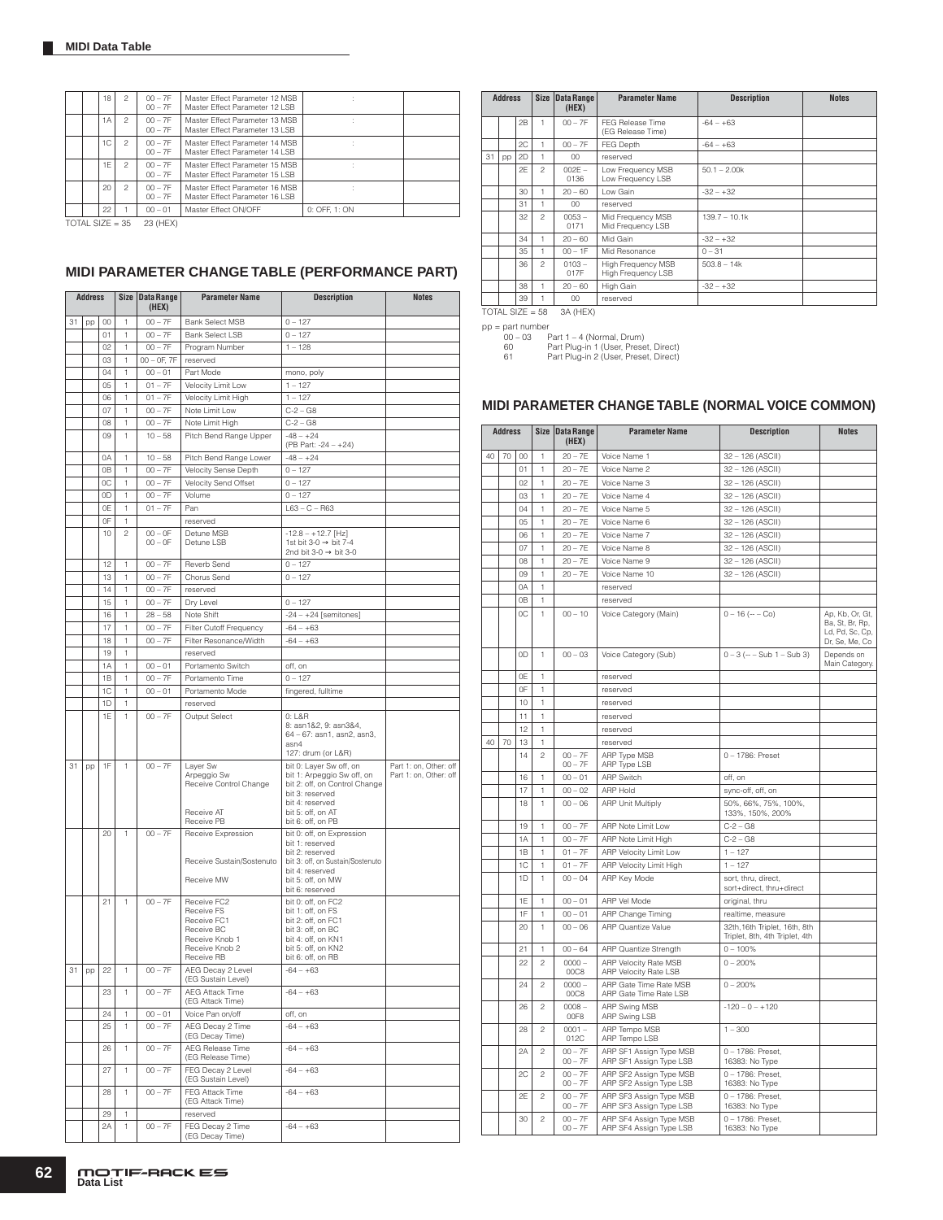| Address | | | Size | Data Range (HEX) | Parameter Name | Description | Notes |
|---|---|---|---|---|---|---|---|
| | | 18 | 2 | 00 – 7F<br>00 – 7F | Master Effect Parameter 12 MSB<br>Master Effect Parameter 12 LSB | : | |
| | | 1A | 2 | 00 – 7F<br>00 – 7F | Master Effect Parameter 13 MSB<br>Master Effect Parameter 13 LSB | : | |
| | | 1C | 2 | 00 – 7F<br>00 – 7F | Master Effect Parameter 14 MSB<br>Master Effect Parameter 14 LSB | : | |
| | | 1E | 2 | 00 – 7F<br>00 – 7F | Master Effect Parameter 15 MSB<br>Master Effect Parameter 15 LSB | : | |
| | | 20 | 2 | 00 – 7F<br>00 – 7F | Master Effect Parameter 16 MSB<br>Master Effect Parameter 16 LSB | : | |
| | | 22 | 1 | 00 – 01 | Master Effect ON/OFF | 0: OFF, 1: ON | |

TOTAL SIZE = 35 23 (HEX)

## MIDI PARAMETER CHANGE TABLE (PERFORMANCE PART)

| Address | | | Size | Data Range (HEX) | Parameter Name | Description | Notes |
|---|---|---|---|---|---|---|---|
| 31 | pp | 00 | 1 | 00 – 7F | Bank Select MSB | 0 – 127 | |
| | | 01 | 1 | 00 – 7F | Bank Select LSB | 0 – 127 | |
| | | 02 | 1 | 00 – 7F | Program Number | 1 – 128 | |
| | | 03 | 1 | 00 – 0F, 7F | reserved | | |
| | | 04 | 1 | 00 – 01 | Part Mode | mono, poly | |
| | | 05 | 1 | 01 – 7F | Velocity Limit Low | 1 – 127 | |
| | | 06 | 1 | 01 – 7F | Velocity Limit High | 1 – 127 | |
| | | 07 | 1 | 00 – 7F | Note Limit Low | C-2 – G8 | |
| | | 08 | 1 | 00 – 7F | Note Limit High | C-2 – G8 | |
| | | 09 | 1 | 10 – 58 | Pitch Bend Range Upper | -48 – +24<br>(PB Part: -24 – +24) | |
| | | 0A | 1 | 10 – 58 | Pitch Bend Range Lower | -48 – +24 | |
| | | 0B | 1 | 00 – 7F | Velocity Sense Depth | 0 – 127 | |
| | | 0C | 1 | 00 – 7F | Velocity Send Offset | 0 – 127 | |
| | | 0D | 1 | 00 – 7F | Volume | 0 – 127 | |
| | | 0E | 1 | 01 – 7F | Pan | L63 – C – R63 | |
| | | 0F | 1 | | reserved | | |
| | | 10 | 2 | 00 – 0F<br>00 – 0F | Detune MSB<br>Detune LSB | -12.8 – +12.7 [Hz]<br>1st bit 3-0 → bit 7-4<br>2nd bit 3-0 → bit 3-0 | |
| | | 12 | 1 | 00 – 7F | Reverb Send | 0 – 127 | |
| | | 13 | 1 | 00 – 7F | Chorus Send | 0 – 127 | |
| | | 14 | 1 | 00 – 7F | reserved | | |
| | | 15 | 1 | 00 – 7F | Dry Level | 0 – 127 | |
| | | 16 | 1 | 28 – 58 | Note Shift | -24 – +24 [semitones] | |
| | | 17 | 1 | 00 – 7F | Filter Cutoff Frequency | -64 – +63 | |
| | | 18 | 1 | 00 – 7F | Filter Resonance/Width | -64 – +63 | |
| | | 19 | 1 | | reserved | | |
| | | 1A | 1 | 00 – 01 | Portamento Switch | off, on | |
| | | 1B | 1 | 00 – 7F | Portamento Time | 0 – 127 | |
| | | 1C | 1 | 00 – 01 | Portamento Mode | fingered, fulltime | |
| | | 1D | 1 | | reserved | | |
| | | 1E | 1 | 00 – 7F | Output Select | 0: L&R<br>8: asn1&2, 9: asn3&4,<br>64 – 67: asn1, asn2, asn3, asn4<br>127: drum (or L&R) | |
| 31 | pp | 1F | 1 | 00 – 7F | Layer Sw<br>Arpeggio Sw<br>Receive Control Change<br><br><br>Receive AT<br>Receive PB | bit 0: Layer Sw off, on<br>bit 1: Arpeggio Sw off, on<br>bit 2: off, on Control Change<br>bit 3: reserved<br>bit 4: reserved<br>bit 5: off, on AT<br>bit 6: off, on PB | Part 1: on, Other: off<br>Part 1: on, Other: off |
| | | 20 | 1 | 00 – 7F | Receive Expression<br><br><br>Receive Sustain/Sostenuto<br><br>Receive MW | bit 0: off, on Expression<br>bit 1: reserved<br>bit 2: reserved<br>bit 3: off, on Sustain/Sostenuto<br>bit 4: reserved<br>bit 5: off, on MW<br>bit 6: reserved | |
| | | 21 | 1 | 00 – 7F | Receive FC2<br>Receive FS<br>Receive FC1<br>Receive BC<br>Receive Knob 1<br>Receive Knob 2<br>Receive RB | bit 0: off, on FC2<br>bit 1: off, on FS<br>bit 2: off, on FC1<br>bit 3: off, on BC<br>bit 4: off, on KN1<br>bit 5: off, on KN2<br>bit 6: off, on RB | |
| 31 | pp | 22 | 1 | 00 – 7F | AEG Decay 2 Level<br>(EG Sustain Level) | -64 – +63 | |
| | | 23 | 1 | 00 – 7F | AEG Attack Time<br>(EG Attack Time) | -64 – +63 | |
| | | 24 | 1 | 00 – 01 | Voice Pan on/off | off, on | |
| | | 25 | 1 | 00 – 7F | AEG Decay 2 Time<br>(EG Decay Time) | -64 – +63 | |
| | | 26 | 1 | 00 – 7F | AEG Release Time<br>(EG Release Time) | -64 – +63 | |
| | | 27 | 1 | 00 – 7F | FEG Decay 2 Level<br>(EG Sustain Level) | -64 – +63 | |
| | | 28 | 1 | 00 – 7F | FEG Attack Time<br>(EG Attack Time) | -64 – +63 | |
| | | 29 | 1 | | reserved | | |
| | | 2A | 1 | 00 – 7F | FEG Decay 2 Time<br>(EG Decay Time) | -64 – +63 | |
| | | 2B | 1 | 00 – 7F | FEG Release Time<br>(EG Release Time) | -64 – +63 | |
| | | 2C | 1 | 00 – 7F | FEG Depth | -64 – +63 | |
| 31 | pp | 2D | 1 | 00 | reserved | | |
| | | 2E | 2 | 002E – 0136 | Low Frequency MSB<br>Low Frequency LSB | 50.1 – 2.00k | |
| | | 30 | 1 | 20 – 60 | Low Gain | -32 – +32 | |
| | | 31 | 1 | 00 | reserved | | |
| | | 32 | 2 | 0053 – 0171 | Mid Frequency MSB<br>Mid Frequency LSB | 139.7 – 10.1k | |
| | | 34 | 1 | 20 – 60 | Mid Gain | -32 – +32 | |
| | | 35 | 1 | 00 – 1F | Mid Resonance | 0 – 31 | |
| | | 36 | 2 | 0103 – 017F | High Frequency MSB<br>High Frequency LSB | 503.8 – 14k | |
| | | 38 | 1 | 20 – 60 | High Gain | -32 – +32 | |
| | | 39 | 1 | 00 | reserved | | |

TOTAL SIZE = 58 3A (HEX)

pp = part number
- 00 – 03 Part 1 – 4 (Normal, Drum)
- 60 Part Plug-in 1 (User, Preset, Direct)
- 61 Part Plug-in 2 (User, Preset, Direct)

## MIDI PARAMETER CHANGE TABLE (NORMAL VOICE COMMON)

| Address | | | Size | Data Range (HEX) | Parameter Name | Description | Notes |
|---|---|---|---|---|---|---|---|
| 40 | 70 | 00 | 1 | 20 – 7E | Voice Name 1 | 32 – 126 (ASCII) | |
| | | 01 | 1 | 20 – 7E | Voice Name 2 | 32 – 126 (ASCII) | |
| | | 02 | 1 | 20 – 7E | Voice Name 3 | 32 – 126 (ASCII) | |
| | | 03 | 1 | 20 – 7E | Voice Name 4 | 32 – 126 (ASCII) | |
| | | 04 | 1 | 20 – 7E | Voice Name 5 | 32 – 126 (ASCII) | |
| | | 05 | 1 | 20 – 7E | Voice Name 6 | 32 – 126 (ASCII) | |
| | | 06 | 1 | 20 – 7E | Voice Name 7 | 32 – 126 (ASCII) | |
| | | 07 | 1 | 20 – 7E | Voice Name 8 | 32 – 126 (ASCII) | |
| | | 08 | 1 | 20 – 7E | Voice Name 9 | 32 – 126 (ASCII) | |
| | | 09 | 1 | 20 – 7E | Voice Name 10 | 32 – 126 (ASCII) | |
| | | 0A | 1 | | reserved | | |
| | | 0B | 1 | | reserved | | |
| | | 0C | 1 | 00 – 10 | Voice Category (Main) | 0 – 16 (-- – Co) | Ap, Kb, Or, Gt, Ba, St, Br, Rp, Ld, Pd, Sc, Cp, Dr, Se, Me, Co |
| | | 0D | 1 | 00 – 03 | Voice Category (Sub) | 0 – 3 (-- – Sub 1 – Sub 3) | Depends on Main Category. |
| | | 0E | 1 | | reserved | | |
| | | 0F | 1 | | reserved | | |
| | | 10 | 1 | | reserved | | |
| | | 11 | 1 | | reserved | | |
| | | 12 | 1 | | reserved | | |
| 40 | 70 | 13 | 1 | | reserved | | |
| | | 14 | 2 | 00 – 7F<br>00 – 7F | ARP Type MSB<br>ARP Type LSB | 0 – 1786: Preset | |
| | | 16 | 1 | 00 – 01 | ARP Switch | off, on | |
| | | 17 | 1 | 00 – 02 | ARP Hold | sync-off, off, on | |
| | | 18 | 1 | 00 – 06 | ARP Unit Multiply | 50%, 66%, 75%, 100%, 133%, 150%, 200% | |
| | | 19 | 1 | 00 – 7F | ARP Note Limit Low | C-2 – G8 | |
| | | 1A | 1 | 00 – 7F | ARP Note Limit High | C-2 – G8 | |
| | | 1B | 1 | 01 – 7F | ARP Velocity Limit Low | 1 – 127 | |
| | | 1C | 1 | 01 – 7F | ARP Velocity Limit High | 1 – 127 | |
| | | 1D | 1 | 00 – 04 | ARP Key Mode | sort, thru, direct, sort+direct, thru+direct | |
| | | 1E | 1 | 00 – 01 | ARP Vel Mode | original, thru | |
| | | 1F | 1 | 00 – 01 | ARP Change Timing | realtime, measure | |
| | | 20 | 1 | 00 – 06 | ARP Quantize Value | 32th,16th Triplet, 16th, 8th Triplet, 8th, 4th Triplet, 4th | |
| | | 21 | 1 | 00 – 64 | ARP Quantize Strength | 0 – 100% | |
| | | 22 | 2 | 0000 – 00C8 | ARP Velocity Rate MSB<br>ARP Velocity Rate LSB | 0 – 200% | |
| | | 24 | 2 | 0000 – 00C8 | ARP Gate Time Rate MSB<br>ARP Gate Time Rate LSB | 0 – 200% | |
| | | 26 | 2 | 0008 – 00F8 | ARP Swing MSB<br>ARP Swing LSB | -120 – 0 – +120 | |
| | | 28 | 2 | 0001 – 012C | ARP Tempo MSB<br>ARP Tempo LSB | 1 – 300 | |
| | | 2A | 2 | 00 – 7F<br>00 – 7F | ARP SF1 Assign Type MSB<br>ARP SF1 Assign Type LSB | 0 – 1786: Preset,<br>16383: No Type | |
| | | 2C | 2 | 00 – 7F<br>00 – 7F | ARP SF2 Assign Type MSB<br>ARP SF2 Assign Type LSB | 0 – 1786: Preset,<br>16383: No Type | |
| | | 2E | 2 | 00 – 7F<br>00 – 7F | ARP SF3 Assign Type MSB<br>ARP SF3 Assign Type LSB | 0 – 1786: Preset,<br>16383: No Type | |
| | | 30 | 2 | 00 – 7F<br>00 – 7F | ARP SF4 Assign Type MSB<br>ARP SF4 Assign Type LSB | 0 – 1786: Preset,<br>16383: No Type | |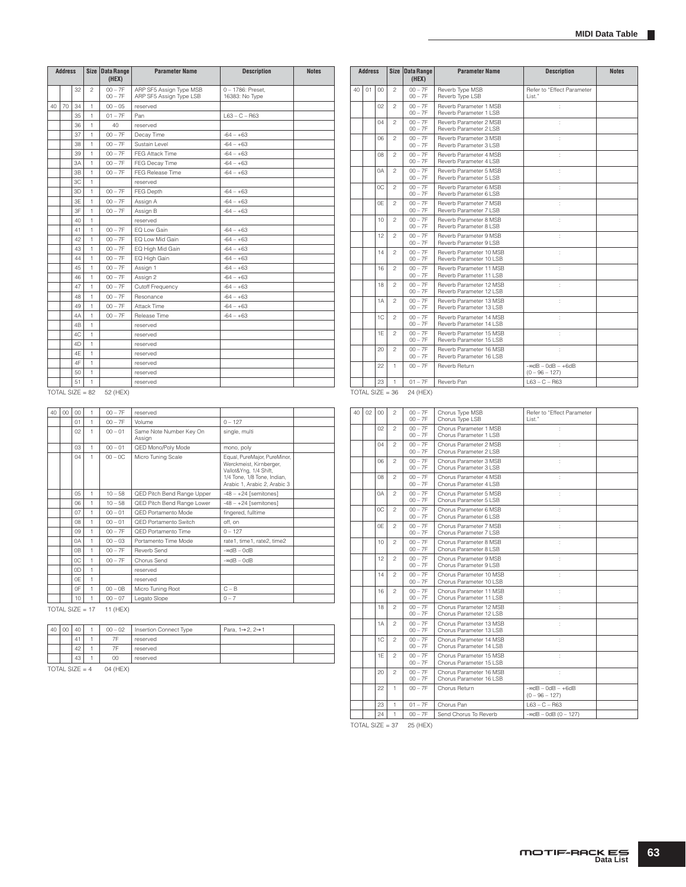| Address | | | Size | Data Range (HEX) | Parameter Name | Description | Notes |
|---|---|---|---|---|---|---|---|
| | | 32 | 2 | 00 – 7F<br>00 – 7F | ARP SF5 Assign Type MSB<br>ARP SF5 Assign Type LSB | 0 – 1786: Preset,<br>16383: No Type | |
| 40 | 70 | 34 | 1 | 00 – 05 | reserved | | |
| | | 35 | 1 | 01 – 7F | Pan | L63 – C – R63 | |
| | | 36 | 1 | 40 | reserved | | |
| | | 37 | 1 | 00 – 7F | Decay Time | -64 – +63 | |
| | | 38 | 1 | 00 – 7F | Sustain Level | -64 – +63 | |
| | | 39 | 1 | 00 – 7F | FEG Attack Time | -64 – +63 | |
| | | 3A | 1 | 00 – 7F | FEG Decay Time | -64 – +63 | |
| | | 3B | 1 | 00 – 7F | FEG Release Time | -64 – +63 | |
| | | 3C | 1 | | reserved | | |
| | | 3D | 1 | 00 – 7F | FEG Depth | -64 – +63 | |
| | | 3E | 1 | 00 – 7F | Assign A | -64 – +63 | |
| | | 3F | 1 | 00 – 7F | Assign B | -64 – +63 | |
| | | 40 | 1 | | reserved | | |
| | | 41 | 1 | 00 – 7F | EQ Low Gain | -64 – +63 | |
| | | 42 | 1 | 00 – 7F | EQ Low Mid Gain | -64 – +63 | |
| | | 43 | 1 | 00 – 7F | EQ High Mid Gain | -64 – +63 | |
| | | 44 | 1 | 00 – 7F | EQ High Gain | -64 – +63 | |
| | | 45 | 1 | 00 – 7F | Assign 1 | -64 – +63 | |
| | | 46 | 1 | 00 – 7F | Assign 2 | -64 – +63 | |
| | | 47 | 1 | 00 – 7F | Cutoff Frequency | -64 – +63 | |
| | | 48 | 1 | 00 – 7F | Resonance | -64 – +63 | |
| | | 49 | 1 | 00 – 7F | Attack Time | -64 – +63 | |
| | | 4A | 1 | 00 – 7F | Release Time | -64 – +63 | |
| | | 4B | 1 | | reserved | | |
| | | 4C | 1 | | reserved | | |
| | | 4D | 1 | | reserved | | |
| | | 4E | 1 | | reserved | | |
| | | 4F | 1 | | reserved | | |
| | | 50 | 1 | | reserved | | |
| | | 51 | 1 | | reserved | | |

TOTAL SIZE = 82 52 (HEX)

| Address | | | Size | Data Range (HEX) | Parameter Name | Description | Notes |
|---|---|---|---|---|---|---|---|
| 40 | 00 | 00 | 1 | 00 – 7F | reserved | | |
| | | 01 | 1 | 00 – 7F | Volume | 0 – 127 | |
| | | 02 | 1 | 00 – 01 | Same Note Number Key On Assign | single, multi | |
| | | 03 | 1 | 00 – 01 | QED Mono/Poly Mode | mono, poly | |
| | | 04 | 1 | 00 – 0C | Micro Tuning Scale | Equal, PureMajor, PureMinor, Werckmeist, Kirnberger, Vallot&Yng, 1/4 Shift, 1/4 Tone, 1/8 Tone, Indian, Arabic 1, Arabic 2, Arabic 3 | |
| | | 05 | 1 | 10 – 58 | QED Pitch Bend Range Upper | -48 – +24 [semitones] | |
| | | 06 | 1 | 10 – 58 | QED Pitch Bend Range Lower | -48 – +24 [semitones] | |
| | | 07 | 1 | 00 – 01 | QED Portamento Mode | fingered, fulltime | |
| | | 08 | 1 | 00 – 01 | QED Portamento Switch | off, on | |
| | | 09 | 1 | 00 – 7F | QED Portamento Time | 0 – 127 | |
| | | 0A | 1 | 00 – 03 | Portamento Time Mode | rate1, time1, rate2, time2 | |
| | | 0B | 1 | 00 – 7F | Reverb Send | -∞dB – 0dB | |
| | | 0C | 1 | 00 – 7F | Chorus Send | -∞dB – 0dB | |
| | | 0D | 1 | | reserved | | |
| | | 0E | 1 | | reserved | | |
| | | 0F | 1 | 00 – 0B | Micro Tuning Root | C – B | |
| | | 10 | 1 | 00 – 07 | Legato Slope | 0 – 7 | |

TOTAL SIZE = 17 11 (HEX)

| Address | | | Size | Data Range (HEX) | Parameter Name | Description | Notes |
|---|---|---|---|---|---|---|---|
| 40 | 00 | 40 | 1 | 00 – 02 | Insertion Connect Type | Para, 1→2, 2→1 | |
| | | 41 | 1 | 7F | reserved | | |
| | | 42 | 1 | 7F | reserved | | |
| | | 43 | 1 | 00 | reserved | | |

TOTAL SIZE = 4 04 (HEX)

| Address | | | Size | Data Range (HEX) | Parameter Name | Description | Notes |
|---|---|---|---|---|---|---|---|
| 40 | 01 | 00 | 2 | 00 – 7F<br>00 – 7F | Reverb Type MSB<br>Reverb Type LSB | Refer to "Effect Parameter List." | |
| | | 02 | 2 | 00 – 7F<br>00 – 7F | Reverb Parameter 1 MSB<br>Reverb Parameter 1 LSB | : | |
| | | 04 | 2 | 00 – 7F<br>00 – 7F | Reverb Parameter 2 MSB<br>Reverb Parameter 2 LSB | : | |
| | | 06 | 2 | 00 – 7F<br>00 – 7F | Reverb Parameter 3 MSB<br>Reverb Parameter 3 LSB | : | |
| | | 08 | 2 | 00 – 7F<br>00 – 7F | Reverb Parameter 4 MSB<br>Reverb Parameter 4 LSB | : | |
| | | 0A | 2 | 00 – 7F<br>00 – 7F | Reverb Parameter 5 MSB<br>Reverb Parameter 5 LSB | : | |
| | | 0C | 2 | 00 – 7F<br>00 – 7F | Reverb Parameter 6 MSB<br>Reverb Parameter 6 LSB | : | |
| | | 0E | 2 | 00 – 7F<br>00 – 7F | Reverb Parameter 7 MSB<br>Reverb Parameter 7 LSB | : | |
| | | 10 | 2 | 00 – 7F<br>00 – 7F | Reverb Parameter 8 MSB<br>Reverb Parameter 8 LSB | : | |
| | | 12 | 2 | 00 – 7F<br>00 – 7F | Reverb Parameter 9 MSB<br>Reverb Parameter 9 LSB | : | |
| | | 14 | 2 | 00 – 7F<br>00 – 7F | Reverb Parameter 10 MSB<br>Reverb Parameter 10 LSB | : | |
| | | 16 | 2 | 00 – 7F<br>00 – 7F | Reverb Parameter 11 MSB<br>Reverb Parameter 11 LSB | : | |
| | | 18 | 2 | 00 – 7F<br>00 – 7F | Reverb Parameter 12 MSB<br>Reverb Parameter 12 LSB | : | |
| | | 1A | 2 | 00 – 7F<br>00 – 7F | Reverb Parameter 13 MSB<br>Reverb Parameter 13 LSB | : | |
| | | 1C | 2 | 00 – 7F<br>00 – 7F | Reverb Parameter 14 MSB<br>Reverb Parameter 14 LSB | : | |
| | | 1E | 2 | 00 – 7F<br>00 – 7F | Reverb Parameter 15 MSB<br>Reverb Parameter 15 LSB | : | |
| | | 20 | 2 | 00 – 7F<br>00 – 7F | Reverb Parameter 16 MSB<br>Reverb Parameter 16 LSB | : | |
| | | 22 | 1 | 00 – 7F | Reverb Return | -∞dB – 0dB – +6dB<br>(0 – 96 – 127) | |
| | | 23 | 1 | 01 – 7F | Reverb Pan | L63 – C – R63 | |

TOTAL SIZE = 36 24 (HEX)

| Address | | | Size | Data Range (HEX) | Parameter Name | Description | Notes |
|---|---|---|---|---|---|---|---|
| 40 | 02 | 00 | 2 | 00 – 7F<br>00 – 7F | Chorus Type MSB<br>Chorus Type LSB | Refer to "Effect Parameter List." | |
| | | 02 | 2 | 00 – 7F<br>00 – 7F | Chorus Parameter 1 MSB<br>Chorus Parameter 1 LSB | : | |
| | | 04 | 2 | 00 – 7F<br>00 – 7F | Chorus Parameter 2 MSB<br>Chorus Parameter 2 LSB | : | |
| | | 06 | 2 | 00 – 7F<br>00 – 7F | Chorus Parameter 3 MSB<br>Chorus Parameter 3 LSB | : | |
| | | 08 | 2 | 00 – 7F<br>00 – 7F | Chorus Parameter 4 MSB<br>Chorus Parameter 4 LSB | : | |
| | | 0A | 2 | 00 – 7F<br>00 – 7F | Chorus Parameter 5 MSB<br>Chorus Parameter 5 LSB | : | |
| | | 0C | 2 | 00 – 7F<br>00 – 7F | Chorus Parameter 6 MSB<br>Chorus Parameter 6 LSB | : | |
| | | 0E | 2 | 00 – 7F<br>00 – 7F | Chorus Parameter 7 MSB<br>Chorus Parameter 7 LSB | : | |
| | | 10 | 2 | 00 – 7F<br>00 – 7F | Chorus Parameter 8 MSB<br>Chorus Parameter 8 LSB | : | |
| | | 12 | 2 | 00 – 7F<br>00 – 7F | Chorus Parameter 9 MSB<br>Chorus Parameter 9 LSB | : | |
| | | 14 | 2 | 00 – 7F<br>00 – 7F | Chorus Parameter 10 MSB<br>Chorus Parameter 10 LSB | : | |
| | | 16 | 2 | 00 – 7F<br>00 – 7F | Chorus Parameter 11 MSB<br>Chorus Parameter 11 LSB | : | |
| | | 18 | 2 | 00 – 7F<br>00 – 7F | Chorus Parameter 12 MSB<br>Chorus Parameter 12 LSB | : | |
| | | 1A | 2 | 00 – 7F<br>00 – 7F | Chorus Parameter 13 MSB<br>Chorus Parameter 13 LSB | : | |
| | | 1C | 2 | 00 – 7F<br>00 – 7F | Chorus Parameter 14 MSB<br>Chorus Parameter 14 LSB | : | |
| | | 1E | 2 | 00 – 7F<br>00 – 7F | Chorus Parameter 15 MSB<br>Chorus Parameter 15 LSB | : | |
| | | 20 | 2 | 00 – 7F<br>00 – 7F | Chorus Parameter 16 MSB<br>Chorus Parameter 16 LSB | : | |
| | | 22 | 1 | 00 – 7F | Chorus Return | -∞dB – 0dB – +6dB<br>(0 – 96 – 127) | |
| | | 23 | 1 | 01 – 7F | Chorus Pan | L63 – C – R63 | |
| | | 24 | 1 | 00 – 7F | Send Chorus To Reverb | -∞dB – 0dB (0 – 127) | |

TOTAL SIZE = 37 25 (HEX)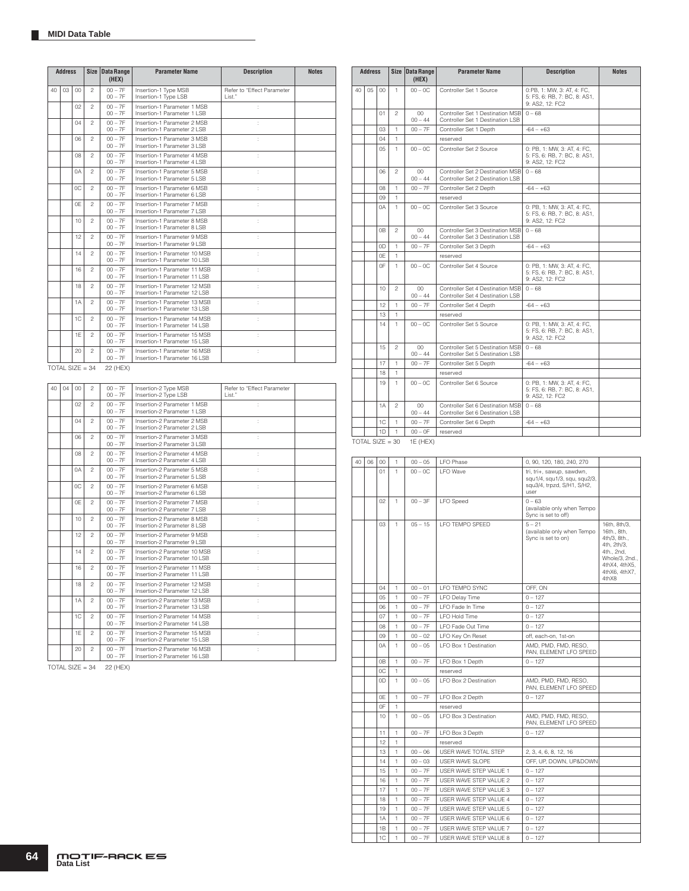## MIDI Data Table

| Address | | | Size | Data Range (HEX) | Parameter Name | Description | Notes |
|---|---|---|---|---|---|---|---|
| 40 | 03 | 00 | 2 | 00 – 7F<br>00 – 7F | Insertion-1 Type MSB<br>Insertion-1 Type LSB | Refer to "Effect Parameter List." | |
| | | 02 | 2 | 00 – 7F<br>00 – 7F | Insertion-1 Parameter 1 MSB<br>Insertion-1 Parameter 1 LSB | : | |
| | | 04 | 2 | 00 – 7F<br>00 – 7F | Insertion-1 Parameter 2 MSB<br>Insertion-1 Parameter 2 LSB | : | |
| | | 06 | 2 | 00 – 7F<br>00 – 7F | Insertion-1 Parameter 3 MSB<br>Insertion-1 Parameter 3 LSB | : | |
| | | 08 | 2 | 00 – 7F<br>00 – 7F | Insertion-1 Parameter 4 MSB<br>Insertion-1 Parameter 4 LSB | : | |
| | | 0A | 2 | 00 – 7F<br>00 – 7F | Insertion-1 Parameter 5 MSB<br>Insertion-1 Parameter 5 LSB | : | |
| | | 0C | 2 | 00 – 7F<br>00 – 7F | Insertion-1 Parameter 6 MSB<br>Insertion-1 Parameter 6 LSB | : | |
| | | 0E | 2 | 00 – 7F<br>00 – 7F | Insertion-1 Parameter 7 MSB<br>Insertion-1 Parameter 7 LSB | : | |
| | | 10 | 2 | 00 – 7F<br>00 – 7F | Insertion-1 Parameter 8 MSB<br>Insertion-1 Parameter 8 LSB | : | |
| | | 12 | 2 | 00 – 7F<br>00 – 7F | Insertion-1 Parameter 9 MSB<br>Insertion-1 Parameter 9 LSB | : | |
| | | 14 | 2 | 00 – 7F<br>00 – 7F | Insertion-1 Parameter 10 MSB<br>Insertion-1 Parameter 10 LSB | : | |
| | | 16 | 2 | 00 – 7F<br>00 – 7F | Insertion-1 Parameter 11 MSB<br>Insertion-1 Parameter 11 LSB | : | |
| | | 18 | 2 | 00 – 7F<br>00 – 7F | Insertion-1 Parameter 12 MSB<br>Insertion-1 Parameter 12 LSB | : | |
| | | 1A | 2 | 00 – 7F<br>00 – 7F | Insertion-1 Parameter 13 MSB<br>Insertion-1 Parameter 13 LSB | : | |
| | | 1C | 2 | 00 – 7F<br>00 – 7F | Insertion-1 Parameter 14 MSB<br>Insertion-1 Parameter 14 LSB | : | |
| | | 1E | 2 | 00 – 7F<br>00 – 7F | Insertion-1 Parameter 15 MSB<br>Insertion-1 Parameter 15 LSB | : | |
| | | 20 | 2 | 00 – 7F<br>00 – 7F | Insertion-1 Parameter 16 MSB<br>Insertion-1 Parameter 16 LSB | : | |

TOTAL SIZE = 34 22 (HEX)

| Address | | | Size | Data Range (HEX) | Parameter Name | Description | Notes |
|---|---|---|---|---|---|---|---|
| 40 | 04 | 00 | 2 | 00 – 7F<br>00 – 7F | Insertion-2 Type MSB<br>Insertion-2 Type LSB | Refer to "Effect Parameter List." | |
| | | 02 | 2 | 00 – 7F<br>00 – 7F | Insertion-2 Parameter 1 MSB<br>Insertion-2 Parameter 1 LSB | : | |
| | | 04 | 2 | 00 – 7F<br>00 – 7F | Insertion-2 Parameter 2 MSB<br>Insertion-2 Parameter 2 LSB | : | |
| | | 06 | 2 | 00 – 7F<br>00 – 7F | Insertion-2 Parameter 3 MSB<br>Insertion-2 Parameter 3 LSB | : | |
| | | 08 | 2 | 00 – 7F<br>00 – 7F | Insertion-2 Parameter 4 MSB<br>Insertion-2 Parameter 4 LSB | : | |
| | | 0A | 2 | 00 – 7F<br>00 – 7F | Insertion-2 Parameter 5 MSB<br>Insertion-2 Parameter 5 LSB | : | |
| | | 0C | 2 | 00 – 7F<br>00 – 7F | Insertion-2 Parameter 6 MSB<br>Insertion-2 Parameter 6 LSB | : | |
| | | 0E | 2 | 00 – 7F<br>00 – 7F | Insertion-2 Parameter 7 MSB<br>Insertion-2 Parameter 7 LSB | : | |
| | | 10 | 2 | 00 – 7F<br>00 – 7F | Insertion-2 Parameter 8 MSB<br>Insertion-2 Parameter 8 LSB | : | |
| | | 12 | 2 | 00 – 7F<br>00 – 7F | Insertion-2 Parameter 9 MSB<br>Insertion-2 Parameter 9 LSB | : | |
| | | 14 | 2 | 00 – 7F<br>00 – 7F | Insertion-2 Parameter 10 MSB<br>Insertion-2 Parameter 10 LSB | : | |
| | | 16 | 2 | 00 – 7F<br>00 – 7F | Insertion-2 Parameter 11 MSB<br>Insertion-2 Parameter 11 LSB | : | |
| | | 18 | 2 | 00 – 7F<br>00 – 7F | Insertion-2 Parameter 12 MSB<br>Insertion-2 Parameter 12 LSB | : | |
| | | 1A | 2 | 00 – 7F<br>00 – 7F | Insertion-2 Parameter 13 MSB<br>Insertion-2 Parameter 13 LSB | : | |
| | | 1C | 2 | 00 – 7F<br>00 – 7F | Insertion-2 Parameter 14 MSB<br>Insertion-2 Parameter 14 LSB | : | |
| | | 1E | 2 | 00 – 7F<br>00 – 7F | Insertion-2 Parameter 15 MSB<br>Insertion-2 Parameter 15 LSB | : | |
| | | 20 | 2 | 00 – 7F<br>00 – 7F | Insertion-2 Parameter 16 MSB<br>Insertion-2 Parameter 16 LSB | : | |

TOTAL SIZE = 34 22 (HEX)

| Address | | | Size | Data Range (HEX) | Parameter Name | Description | Notes |
|---|---|---|---|---|---|---|---|
| 40 | 05 | 00 | 1 | 00 – 0C | Controller Set 1 Source | 0:PB, 1: MW, 3: AT, 4: FC, 5: FS, 6: RB, 7: BC, 8: AS1, 9: AS2, 12: FC2 | |
| | | 01 | 2 | 00<br>00 – 44 | Controller Set 1 Destination MSB<br>Controller Set 1 Destination LSB | 0 – 68 | |
| | | 03 | 1 | 00 – 7F | Controller Set 1 Depth | -64 – +63 | |
| | | 04 | 1 | | reserved | | |
| | | 05 | 1 | 00 – 0C | Controller Set 2 Source | 0: PB, 1: MW, 3: AT, 4: FC, 5: FS, 6: RB, 7: BC, 8: AS1, 9: AS2, 12: FC2 | |
| | | 06 | 2 | 00<br>00 – 44 | Controller Set 2 Destination MSB<br>Controller Set 2 Destination LSB | 0 – 68 | |
| | | 08 | 1 | 00 – 7F | Controller Set 2 Depth | -64 – +63 | |
| | | 09 | 1 | | reserved | | |
| | | 0A | 1 | 00 – 0C | Controller Set 3 Source | 0: PB, 1: MW, 3: AT, 4: FC, 5: FS, 6: RB, 7: BC, 8: AS1, 9: AS2, 12: FC2 | |
| | | 0B | 2 | 00<br>00 – 44 | Controller Set 3 Destination MSB<br>Controller Set 3 Destination LSB | 0 – 68 | |
| | | 0D | 1 | 00 – 7F | Controller Set 3 Depth | -64 – +63 | |
| | | 0E | 1 | | reserved | | |
| | | 0F | 1 | 00 – 0C | Controller Set 4 Source | 0: PB, 1: MW, 3: AT, 4: FC, 5: FS, 6: RB, 7: BC, 8: AS1, 9: AS2, 12: FC2 | |
| | | 10 | 2 | 00<br>00 – 44 | Controller Set 4 Destination MSB<br>Controller Set 4 Destination LSB | 0 – 68 | |
| | | 12 | 1 | 00 – 7F | Controller Set 4 Depth | -64 – +63 | |
| | | 13 | 1 | | reserved | | |
| | | 14 | 1 | 00 – 0C | Controller Set 5 Source | 0: PB, 1: MW, 3: AT, 4: FC, 5: FS, 6: RB, 7: BC, 8: AS1, 9: AS2, 12: FC2 | |
| | | 15 | 2 | 00<br>00 – 44 | Controller Set 5 Destination MSB<br>Controller Set 5 Destination LSB | 0 – 68 | |
| | | 17 | 1 | 00 – 7F | Controller Set 5 Depth | -64 – +63 | |
| | | 18 | 1 | | reserved | | |
| | | 19 | 1 | 00 – 0C | Controller Set 6 Source | 0: PB, 1: MW, 3: AT, 4: FC, 5: FS, 6: RB, 7: BC, 8: AS1, 9: AS2, 12: FC2 | |
| | | 1A | 2 | 00<br>00 – 44 | Controller Set 6 Destination MSB<br>Controller Set 6 Destination LSB | 0 – 68 | |
| | | 1C | 1 | 00 – 7F | Controller Set 6 Depth | -64 – +63 | |
| | | 1D | 1 | 00 – 0F | reserved | | |

TOTAL SIZE = 30 1E (HEX)

| Address | | | Size | Data Range (HEX) | Parameter Name | Description | Notes |
|---|---|---|---|---|---|---|---|
| 40 | 06 | 00 | 1 | 00 – 05 | LFO Phase | 0, 90, 120, 180, 240, 270 | |
| | | 01 | 1 | 00 – 0C | LFO Wave | tri, tri+, sawup, sawdwn, squ1/4, squ1/3, squ, squ2/3, squ3/4, trpzd, S/H1, S/H2, user | |
| | | 02 | 1 | 00 – 3F | LFO Speed | 0 – 63 (available only when Tempo Sync is set to off) | |
| | | 03 | 1 | 05 – 15 | LFO TEMPO SPEED | 5 – 21 (available only when Tempo Sync is set to on) | 16th, 8th/3, 16th., 8th, 4th/3, 8th., 4th, 2th/3, 4th., 2nd, Whole/3, 2nd., 4thX4, 4thX5, 4thX6, 4thX7, 4thX8 |
| | | 04 | 1 | 00 – 01 | LFO TEMPO SYNC | OFF, ON | |
| | | 05 | 1 | 00 – 7F | LFO Delay Time | 0 – 127 | |
| | | 06 | 1 | 00 – 7F | LFO Fade In Time | 0 – 127 | |
| | | 07 | 1 | 00 – 7F | LFO Hold Time | 0 – 127 | |
| | | 08 | 1 | 00 – 7F | LFO Fade Out Time | 0 – 127 | |
| | | 09 | 1 | 00 – 02 | LFO Key On Reset | off, each-on, 1st-on | |
| | | 0A | 1 | 00 – 05 | LFO Box 1 Destination | AMD, PMD, FMD, RESO, PAN, ELEMENT LFO SPEED | |
| | | 0B | 1 | 00 – 7F | LFO Box 1 Depth | 0 – 127 | |
| | | 0C | 1 | | reserved | | |
| | | 0D | 1 | 00 – 05 | LFO Box 2 Destination | AMD, PMD, FMD, RESO, PAN, ELEMENT LFO SPEED | |
| | | 0E | 1 | 00 – 7F | LFO Box 2 Depth | 0 – 127 | |
| | | 0F | 1 | | reserved | | |
| | | 10 | 1 | 00 – 05 | LFO Box 3 Destination | AMD, PMD, FMD, RESO, PAN, ELEMENT LFO SPEED | |
| | | 11 | 1 | 00 – 7F | LFO Box 3 Depth | 0 – 127 | |
| | | 12 | 1 | | reserved | | |
| | | 13 | 1 | 00 – 06 | USER WAVE TOTAL STEP | 2, 3, 4, 6, 8, 12, 16 | |
| | | 14 | 1 | 00 – 03 | USER WAVE SLOPE | OFF, UP, DOWN, UP&DOWN | |
| | | 15 | 1 | 00 – 7F | USER WAVE STEP VALUE 1 | 0 – 127 | |
| | | 16 | 1 | 00 – 7F | USER WAVE STEP VALUE 2 | 0 – 127 | |
| | | 17 | 1 | 00 – 7F | USER WAVE STEP VALUE 3 | 0 – 127 | |
| | | 18 | 1 | 00 – 7F | USER WAVE STEP VALUE 4 | 0 – 127 | |
| | | 19 | 1 | 00 – 7F | USER WAVE STEP VALUE 5 | 0 – 127 | |
| | | 1A | 1 | 00 – 7F | USER WAVE STEP VALUE 6 | 0 – 127 | |
| | | 1B | 1 | 00 – 7F | USER WAVE STEP VALUE 7 | 0 – 127 | |
| | | 1C | 1 | 00 – 7F | USER WAVE STEP VALUE 8 | 0 – 127 | |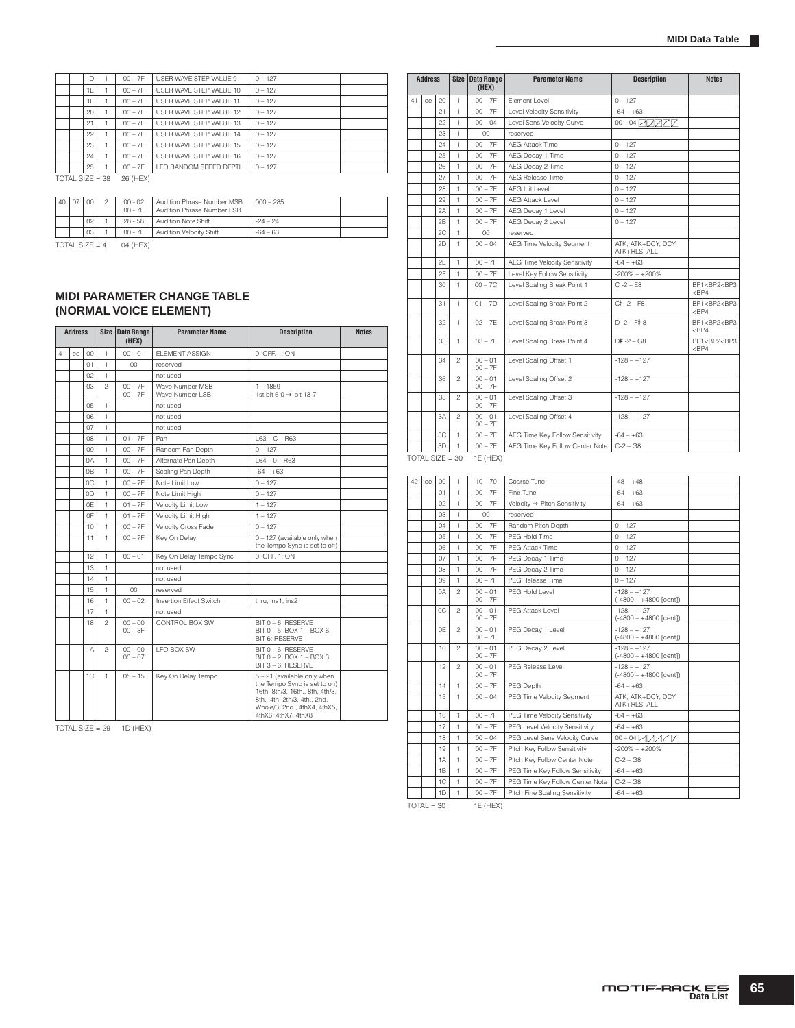| | | 1D | 1 | 00 – 7F | USER WAVE STEP VALUE 9 | 0 – 127 | |
|---|---|---|---|---|---|---|---|
| | | 1E | 1 | 00 – 7F | USER WAVE STEP VALUE 10 | 0 – 127 | |
| | | 1F | 1 | 00 – 7F | USER WAVE STEP VALUE 11 | 0 – 127 | |
| | | 20 | 1 | 00 – 7F | USER WAVE STEP VALUE 12 | 0 – 127 | |
| | | 21 | 1 | 00 – 7F | USER WAVE STEP VALUE 13 | 0 – 127 | |
| | | 22 | 1 | 00 – 7F | USER WAVE STEP VALUE 14 | 0 – 127 | |
| | | 23 | 1 | 00 – 7F | USER WAVE STEP VALUE 15 | 0 – 127 | |
| | | 24 | 1 | 00 – 7F | USER WAVE STEP VALUE 16 | 0 – 127 | |
| | | 25 | 1 | 00 – 7F | LFO RANDOM SPEED DEPTH | 0 – 127 | |

TOTAL SIZE = 38 26 (HEX)

| 40 | 07 | 00 | 2 | 00 - 02<br>00 - 7F | Audition Phrase Number MSB<br>Audition Phrase Number LSB | 000 – 285 | |
|---|---|---|---|---|---|---|---|
| | | 02 | 1 | 28 - 58 | Audition Note Shift | -24 – 24 | |
| | | 03 | 1 | 00 - 7F | Audition Velocity Shift | -64 – 63 | |

TOTAL SIZE = 4 04 (HEX)

## MIDI PARAMETER CHANGE TABLE (NORMAL VOICE ELEMENT)

| Address | | | Size | Data Range (HEX) | Parameter Name | Description | Notes |
|---|---|---|---|---|---|---|---|
| 41 | ee | 00 | 1 | 00 – 01 | ELEMENT ASSIGN | 0: OFF, 1: ON | |
| | | 01 | 1 | 00 | reserved | | |
| | | 02 | 1 | | not used | | |
| | | 03 | 2 | 00 – 7F<br>00 – 7F | Wave Number MSB<br>Wave Number LSB | 1 – 1859<br>1st bit 6-0 → bit 13-7 | |
| | | 05 | 1 | | not used | | |
| | | 06 | 1 | | not used | | |
| | | 07 | 1 | | not used | | |
| | | 08 | 1 | 01 – 7F | Pan | L63 – C – R63 | |
| | | 09 | 1 | 00 – 7F | Random Pan Depth | 0 – 127 | |
| | | 0A | 1 | 00 – 7F | Alternate Pan Depth | L64 – 0 – R63 | |
| | | 0B | 1 | 00 – 7F | Scaling Pan Depth | -64 – +63 | |
| | | 0C | 1 | 00 – 7F | Note Limit Low | 0 – 127 | |
| | | 0D | 1 | 00 – 7F | Note Limit High | 0 – 127 | |
| | | 0E | 1 | 01 – 7F | Velocity Limit Low | 1 – 127 | |
| | | 0F | 1 | 01 – 7F | Velocity Limit High | 1 – 127 | |
| | | 10 | 1 | 00 – 7F | Velocity Cross Fade | 0 – 127 | |
| | | 11 | 1 | 00 – 7F | Key On Delay | 0 – 127 (available only when the Tempo Sync is set to off) | |
| | | 12 | 1 | 00 – 01 | Key On Delay Tempo Sync | 0: OFF, 1: ON | |
| | | 13 | 1 | | not used | | |
| | | 14 | 1 | | not used | | |
| | | 15 | 1 | 00 | reserved | | |
| | | 16 | 1 | 00 – 02 | Insertion Effect Switch | thru, ins1, ins2 | |
| | | 17 | 1 | | not used | | |
| | | 18 | 2 | 00 – 00<br>00 – 3F | CONTROL BOX SW | BIT 0 – 6: RESERVE<br>BIT 0 – 5: BOX 1 – BOX 6,<br>BIT 6: RESERVE | |
| | | 1A | 2 | 00 – 00<br>00 – 07 | LFO BOX SW | BIT 0 – 6: RESERVE<br>BIT 0 – 2: BOX 1 – BOX 3,<br>BIT 3 – 6: RESERVE | |
| | | 1C | 1 | 05 – 15 | Key On Delay Tempo | 5 – 21 (available only when the Tempo Sync is set to on) 16th, 8th/3, 16th., 8th, 4th/3, 8th., 4th, 2th/3, 4th., 2nd, Whole/3, 2nd., 4thX4, 4thX5, 4thX6, 4thX7, 4thX8 | |

TOTAL SIZE = 29 1D (HEX)

| Address | | | Size | Data Range (HEX) | Parameter Name | Description | Notes |
|---|---|---|---|---|---|---|---|
| 41 | ee | 20 | 1 | 00 – 7F | Element Level | 0 – 127 | |
| | | 21 | 1 | 00 – 7F | Level Velocity Sensitivity | -64 – +63 | |
| | | 22 | 1 | 00 – 04 | Level Sens Velocity Curve | 00 – 04 | |
| | | 23 | 1 | 00 | reserved | | |
| | | 24 | 1 | 00 – 7F | AEG Attack Time | 0 – 127 | |
| | | 25 | 1 | 00 – 7F | AEG Decay 1 Time | 0 – 127 | |
| | | 26 | 1 | 00 – 7F | AEG Decay 2 Time | 0 – 127 | |
| | | 27 | 1 | 00 – 7F | AEG Release Time | 0 – 127 | |
| | | 28 | 1 | 00 – 7F | AEG Init Level | 0 – 127 | |
| | | 29 | 1 | 00 – 7F | AEG Attack Level | 0 – 127 | |
| | | 2A | 1 | 00 – 7F | AEG Decay 1 Level | 0 – 127 | |
| | | 2B | 1 | 00 – 7F | AEG Decay 2 Level | 0 – 127 | |
| | | 2C | 1 | 00 | reserved | | |
| | | 2D | 1 | 00 – 04 | AEG Time Velocity Segment | ATK, ATK+DCY, DCY, ATK+RLS, ALL | |
| | | 2E | 1 | 00 – 7F | AEG Time Velocity Sensitivity | -64 – +63 | |
| | | 2F | 1 | 00 – 7F | Level Key Follow Sensitivity | -200% – +200% | |
| | | 30 | 1 | 00 – 7C | Level Scaling Break Point 1 | C -2 – E8 | BP1<BP2<BP3<BP4 |
| | | 31 | 1 | 01 – 7D | Level Scaling Break Point 2 | C# -2 – F8 | BP1<BP2<BP3<BP4 |
| | | 32 | 1 | 02 – 7E | Level Scaling Break Point 3 | D -2 – F# 8 | BP1<BP2<BP3<BP4 |
| | | 33 | 1 | 03 – 7F | Level Scaling Break Point 4 | D# -2 – G8 | BP1<BP2<BP3<BP4 |
| | | 34 | 2 | 00 – 01<br>00 – 7F | Level Scaling Offset 1 | -128 – +127 | |
| | | 36 | 2 | 00 – 01<br>00 – 7F | Level Scaling Offset 2 | -128 – +127 | |
| | | 38 | 2 | 00 – 01<br>00 – 7F | Level Scaling Offset 3 | -128 – +127 | |
| | | 3A | 2 | 00 – 01<br>00 – 7F | Level Scaling Offset 4 | -128 – +127 | |
| | | 3C | 1 | 00 – 7F | AEG Time Key Follow Sensitivity | -64 – +63 | |
| | | 3D | 1 | 00 – 7F | AEG Time Key Follow Center Note | C-2 – G8 | |

TOTAL SIZE = 30 1E (HEX)

| 42 | ee | 00 | 1 | 10 – 70 | Coarse Tune | -48 – +48 | |
|---|---|---|---|---|---|---|---|
| | | 01 | 1 | 00 – 7F | Fine Tune | -64 – +63 | |
| | | 02 | 1 | 00 – 7F | Velocity → Pitch Sensitivity | -64 – +63 | |
| | | 03 | 1 | 00 | reserved | | |
| | | 04 | 1 | 00 – 7F | Random Pitch Depth | 0 – 127 | |
| | | 05 | 1 | 00 – 7F | PEG Hold Time | 0 – 127 | |
| | | 06 | 1 | 00 – 7F | PEG Attack Time | 0 – 127 | |
| | | 07 | 1 | 00 – 7F | PEG Decay 1 Time | 0 – 127 | |
| | | 08 | 1 | 00 – 7F | PEG Decay 2 Time | 0 – 127 | |
| | | 09 | 1 | 00 – 7F | PEG Release Time | 0 – 127 | |
| | | 0A | 2 | 00 – 01<br>00 – 7F | PEG Hold Level | -128 – +127<br>(-4800 – +4800 [cent]) | |
| | | 0C | 2 | 00 – 01<br>00 – 7F | PEG Attack Level | -128 – +127<br>(-4800 – +4800 [cent]) | |
| | | 0E | 2 | 00 – 01<br>00 – 7F | PEG Decay 1 Level | -128 – +127<br>(-4800 – +4800 [cent]) | |
| | | 10 | 2 | 00 – 01<br>00 – 7F | PEG Decay 2 Level | -128 – +127<br>(-4800 – +4800 [cent]) | |
| | | 12 | 2 | 00 – 01<br>00 – 7F | PEG Release Level | -128 – +127<br>(-4800 – +4800 [cent]) | |
| | | 14 | 1 | 00 – 7F | PEG Depth | -64 – +63 | |
| | | 15 | 1 | 00 – 04 | PEG Time Velocity Segment | ATK, ATK+DCY, DCY, ATK+RLS, ALL | |
| | | 16 | 1 | 00 – 7F | PEG Time Velocity Sensitivity | -64 – +63 | |
| | | 17 | 1 | 00 – 7F | PEG Level Velocity Sensitivity | -64 – +63 | |
| | | 18 | 1 | 00 – 04 | PEG Level Sens Velocity Curve | 00 – 04 | |
| | | 19 | 1 | 00 – 7F | Pitch Key Follow Sensitivity | -200% – +200% | |
| | | 1A | 1 | 00 – 7F | Pitch Key Follow Center Note | C-2 – G8 | |
| | | 1B | 1 | 00 – 7F | PEG Time Key Follow Sensitivity | -64 – +63 | |
| | | 1C | 1 | 00 – 7F | PEG Time Key Follow Center Note | C-2 – G8 | |
| | | 1D | 1 | 00 – 7F | Pitch Fine Scaling Sensitivity | -64 – +63 | |

TOTAL = 30 1E (HEX)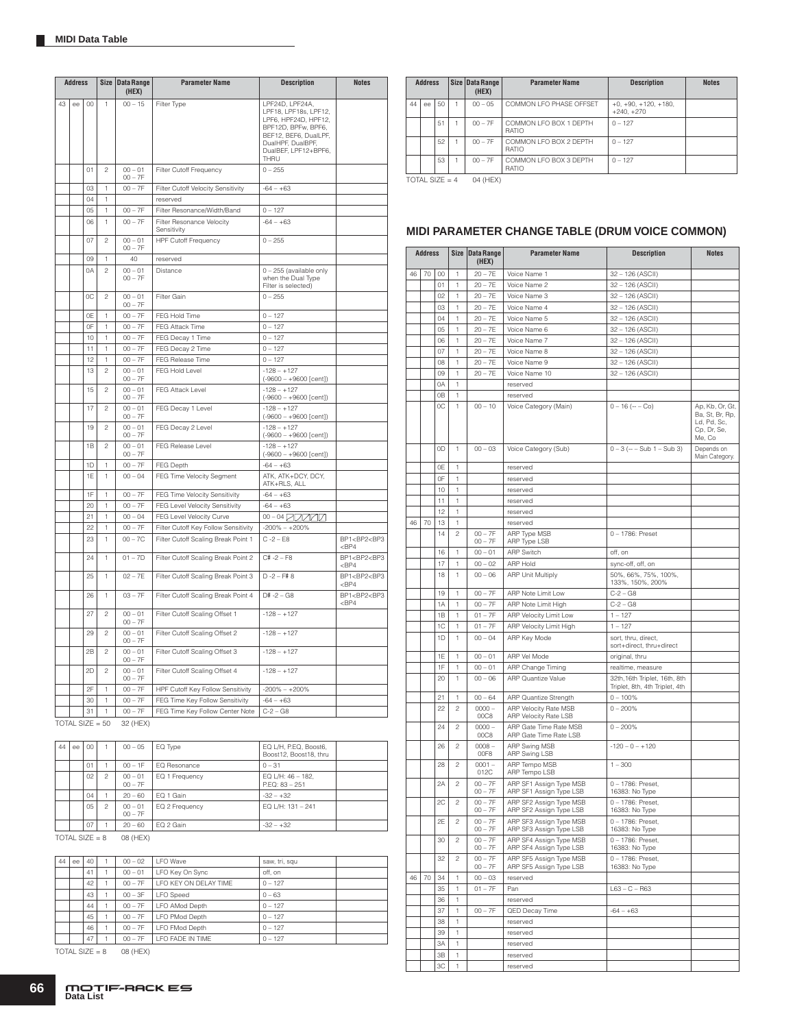## MIDI Data Table

| Address | | | Size | Data Range (HEX) | Parameter Name | Description | Notes |
|---|---|---|---|---|---|---|---|
| 43 | ee | 00 | 1 | 00 – 15 | Filter Type | LPF24D, LPF24A, LPF18, LPF18s, LPF12, LPF6, HPF24D, HPF12, BPF12D, BPFw, BPF6, BEF12, BEF6, DualLPF, DualHPF, DualBPF, DualBEF, LPF12+BPF6, THRU | |
| | | 01 | 2 | 00 – 01<br>00 – 7F | Filter Cutoff Frequency | 0 – 255 | |
| | | 03 | 1 | 00 – 7F | Filter Cutoff Velocity Sensitivity | -64 – +63 | |
| | | 04 | 1 | | reserved | | |
| | | 05 | 1 | 00 – 7F | Filter Resonance/Width/Band | 0 – 127 | |
| | | 06 | 1 | 00 – 7F | Filter Resonance Velocity Sensitivity | -64 – +63 | |
| | | 07 | 2 | 00 – 01<br>00 – 7F | HPF Cutoff Frequency | 0 – 255 | |
| | | 09 | 1 | 40 | reserved | | |
| | | 0A | 2 | 00 – 01<br>00 – 7F | Distance | 0 – 255 (available only when the Dual Type Filter is selected) | |
| | | 0C | 2 | 00 – 01<br>00 – 7F | Filter Gain | 0 – 255 | |
| | | 0E | 1 | 00 – 7F | FEG Hold Time | 0 – 127 | |
| | | 0F | 1 | 00 – 7F | FEG Attack Time | 0 – 127 | |
| | | 10 | 1 | 00 – 7F | FEG Decay 1 Time | 0 – 127 | |
| | | 11 | 1 | 00 – 7F | FEG Decay 2 Time | 0 – 127 | |
| | | 12 | 1 | 00 – 7F | FEG Release Time | 0 – 127 | |
| | | 13 | 2 | 00 – 01<br>00 – 7F | FEG Hold Level | -128 – +127<br>(-9600 – +9600 [cent]) | |
| | | 15 | 2 | 00 – 01<br>00 – 7F | FEG Attack Level | -128 – +127<br>(-9600 – +9600 [cent]) | |
| | | 17 | 2 | 00 – 01<br>00 – 7F | FEG Decay 1 Level | -128 – +127<br>(-9600 – +9600 [cent]) | |
| | | 19 | 2 | 00 – 01<br>00 – 7F | FEG Decay 2 Level | -128 – +127<br>(-9600 – +9600 [cent]) | |
| | | 1B | 2 | 00 – 01<br>00 – 7F | FEG Release Level | -128 – +127<br>(-9600 – +9600 [cent]) | |
| | | 1D | 1 | 00 – 7F | FEG Depth | -64 – +63 | |
| | | 1E | 1 | 00 – 04 | FEG Time Velocity Segment | ATK, ATK+DCY, DCY, ATK+RLS, ALL | |
| | | 1F | 1 | 00 – 7F | FEG Time Velocity Sensitivity | -64 – +63 | |
| | | 20 | 1 | 00 – 7F | FEG Level Velocity Sensitivity | -64 – +63 | |
| | | 21 | 1 | 00 – 04 | FEG Level Velocity Curve | 00 – 04 | |
| | | 22 | 1 | 00 – 7F | Filter Cutoff Key Follow Sensitivity | -200% – +200% | |
| | | 23 | 1 | 00 – 7C | Filter Cutoff Scaling Break Point 1 | C -2 – E8 | BP1<BP2<BP3<BP4 |
| | | 24 | 1 | 01 – 7D | Filter Cutoff Scaling Break Point 2 | C# -2 – F8 | BP1<BP2<BP3<BP4 |
| | | 25 | 1 | 02 – 7E | Filter Cutoff Scaling Break Point 3 | D -2 – F# 8 | BP1<BP2<BP3<BP4 |
| | | 26 | 1 | 03 – 7F | Filter Cutoff Scaling Break Point 4 | D# -2 – G8 | BP1<BP2<BP3<BP4 |
| | | 27 | 2 | 00 – 01<br>00 – 7F | Filter Cutoff Scaling Offset 1 | -128 – +127 | |
| | | 29 | 2 | 00 – 01<br>00 – 7F | Filter Cutoff Scaling Offset 2 | -128 – +127 | |
| | | 2B | 2 | 00 – 01<br>00 – 7F | Filter Cutoff Scaling Offset 3 | -128 – +127 | |
| | | 2D | 2 | 00 – 01<br>00 – 7F | Filter Cutoff Scaling Offset 4 | -128 – +127 | |
| | | 2F | 1 | 00 – 7F | HPF Cutoff Key Follow Sensitivity | -200% – +200% | |
| | | 30 | 1 | 00 – 7F | FEG Time Key Follow Sensitivity | -64 – +63 | |
| | | 31 | 1 | 00 – 7F | FEG Time Key Follow Center Note | C-2 – G8 | |

TOTAL SIZE = 50    32 (HEX)

| | | | | | | | |
|---|---|---|---|---|---|---|---|
| 44 | ee | 00 | 1 | 00 – 05 | EQ Type | EQ L/H, P.EQ, Boost6, Boost12, Boost18, thru | |
| | | 01 | 1 | 00 – 1F | EQ Resonance | 0 – 31 | |
| | | 02 | 2 | 00 – 01<br>00 – 7F | EQ 1 Frequency | EQ L/H: 46 – 182,<br>P.EQ: 83 – 251 | |
| | | 04 | 1 | 20 – 60 | EQ 1 Gain | -32 – +32 | |
| | | 05 | 2 | 00 – 01<br>00 – 7F | EQ 2 Frequency | EQ L/H: 131 – 241 | |
| | | 07 | 1 | 20 – 60 | EQ 2 Gain | -32 – +32 | |

TOTAL SIZE = 8    08 (HEX)

| | | | | | | | |
|---|---|---|---|---|---|---|---|
| 44 | ee | 40 | 1 | 00 – 02 | LFO Wave | saw, tri, squ | |
| | | 41 | 1 | 00 – 01 | LFO Key On Sync | off, on | |
| | | 42 | 1 | 00 – 7F | LFO KEY ON DELAY TIME | 0 – 127 | |
| | | 43 | 1 | 00 – 3F | LFO Speed | 0 – 63 | |
| | | 44 | 1 | 00 – 7F | LFO AMod Depth | 0 – 127 | |
| | | 45 | 1 | 00 – 7F | LFO PMod Depth | 0 – 127 | |
| | | 46 | 1 | 00 – 7F | LFO FMod Depth | 0 – 127 | |
| | | 47 | 1 | 00 – 7F | LFO FADE IN TIME | 0 – 127 | |

TOTAL SIZE = 8    08 (HEX)

| Address | | | Size | Data Range (HEX) | Parameter Name | Description | Notes |
|---|---|---|---|---|---|---|---|
| 44 | ee | 50 | 1 | 00 – 05 | COMMON LFO PHASE OFFSET | +0, +90, +120, +180, +240, +270 | |
| | | 51 | 1 | 00 – 7F | COMMON LFO BOX 1 DEPTH RATIO | 0 – 127 | |
| | | 52 | 1 | 00 – 7F | COMMON LFO BOX 2 DEPTH RATIO | 0 – 127 | |
| | | 53 | 1 | 00 – 7F | COMMON LFO BOX 3 DEPTH RATIO | 0 – 127 | |

TOTAL SIZE = 4    04 (HEX)

## MIDI PARAMETER CHANGE TABLE (DRUM VOICE COMMON)

| Address | | | Size | Data Range (HEX) | Parameter Name | Description | Notes |
|---|---|---|---|---|---|---|---|
| 46 | 70 | 00 | 1 | 20 – 7E | Voice Name 1 | 32 – 126 (ASCII) | |
| | | 01 | 1 | 20 – 7E | Voice Name 2 | 32 – 126 (ASCII) | |
| | | 02 | 1 | 20 – 7E | Voice Name 3 | 32 – 126 (ASCII) | |
| | | 03 | 1 | 20 – 7E | Voice Name 4 | 32 – 126 (ASCII) | |
| | | 04 | 1 | 20 – 7E | Voice Name 5 | 32 – 126 (ASCII) | |
| | | 05 | 1 | 20 – 7E | Voice Name 6 | 32 – 126 (ASCII) | |
| | | 06 | 1 | 20 – 7E | Voice Name 7 | 32 – 126 (ASCII) | |
| | | 07 | 1 | 20 – 7E | Voice Name 8 | 32 – 126 (ASCII) | |
| | | 08 | 1 | 20 – 7E | Voice Name 9 | 32 – 126 (ASCII) | |
| | | 09 | 1 | 20 – 7E | Voice Name 10 | 32 – 126 (ASCII) | |
| | | 0A | 1 | | reserved | | |
| | | 0B | 1 | | reserved | | |
| | | 0C | 1 | 00 – 10 | Voice Category (Main) | 0 – 16 (-- – Co) | Ap, Kb, Or, Gt, Ba, St, Br, Rp, Ld, Pd, Sc, Cp, Dr, Se, Me, Co |
| | | 0D | 1 | 00 – 03 | Voice Category (Sub) | 0 – 3 (-- – Sub 1 – Sub 3) | Depends on Main Category. |
| | | 0E | 1 | | reserved | | |
| | | 0F | 1 | | reserved | | |
| | | 10 | 1 | | reserved | | |
| | | 11 | 1 | | reserved | | |
| | | 12 | 1 | | reserved | | |
| 46 | 70 | 13 | 1 | | reserved | | |
| | | 14 | 2 | 00 – 7F<br>00 – 7F | ARP Type MSB<br>ARP Type LSB | 0 – 1786: Preset | |
| | | 16 | 1 | 00 – 01 | ARP Switch | off, on | |
| | | 17 | 1 | 00 – 02 | ARP Hold | sync-off, off, on | |
| | | 18 | 1 | 00 – 06 | ARP Unit Multiply | 50%, 66%, 75%, 100%, 133%, 150%, 200% | |
| | | 19 | 1 | 00 – 7F | ARP Note Limit Low | C-2 – G8 | |
| | | 1A | 1 | 00 – 7F | ARP Note Limit High | C-2 – G8 | |
| | | 1B | 1 | 01 – 7F | ARP Velocity Limit Low | 1 – 127 | |
| | | 1C | 1 | 01 – 7F | ARP Velocity Limit High | 1 – 127 | |
| | | 1D | 1 | 00 – 04 | ARP Key Mode | sort, thru, direct, sort+direct, thru+direct | |
| | | 1E | 1 | 00 – 01 | ARP Vel Mode | original, thru | |
| | | 1F | 1 | 00 – 01 | ARP Change Timing | realtime, measure | |
| | | 20 | 1 | 00 – 06 | ARP Quantize Value | 32th,16th Triplet, 16th, 8th Triplet, 8th, 4th Triplet, 4th | |
| | | 21 | 1 | 00 – 64 | ARP Quantize Strength | 0 – 100% | |
| | | 22 | 2 | 0000 – 00C8 | ARP Velocity Rate MSB<br>ARP Velocity Rate LSB | 0 – 200% | |
| | | 24 | 2 | 0000 – 00C8 | ARP Gate Time Rate MSB<br>ARP Gate Time Rate LSB | 0 – 200% | |
| | | 26 | 2 | 0008 – 00F8 | ARP Swing MSB<br>ARP Swing LSB | -120 – 0 – +120 | |
| | | 28 | 2 | 0001 – 012C | ARP Tempo MSB<br>ARP Tempo LSB | 1 – 300 | |
| | | 2A | 2 | 00 – 7F<br>00 – 7F | ARP SF1 Assign Type MSB<br>ARP SF1 Assign Type LSB | 0 – 1786: Preset,<br>16383: No Type | |
| | | 2C | 2 | 00 – 7F<br>00 – 7F | ARP SF2 Assign Type MSB<br>ARP SF2 Assign Type LSB | 0 – 1786: Preset,<br>16383: No Type | |
| | | 2E | 2 | 00 – 7F<br>00 – 7F | ARP SF3 Assign Type MSB<br>ARP SF3 Assign Type LSB | 0 – 1786: Preset,<br>16383: No Type | |
| | | 30 | 2 | 00 – 7F<br>00 – 7F | ARP SF4 Assign Type MSB<br>ARP SF4 Assign Type LSB | 0 – 1786: Preset,<br>16383: No Type | |
| | | 32 | 2 | 00 – 7F<br>00 – 7F | ARP SF5 Assign Type MSB<br>ARP SF5 Assign Type LSB | 0 – 1786: Preset,<br>16383: No Type | |
| 46 | 70 | 34 | 1 | 00 – 03 | reserved | | |
| | | 35 | 1 | 01 – 7F | Pan | L63 – C – R63 | |
| | | 36 | 1 | | reserved | | |
| | | 37 | 1 | 00 – 7F | QED Decay Time | -64 – +63 | |
| | | 38 | 1 | | reserved | | |
| | | 39 | 1 | | reserved | | |
| | | 3A | 1 | | reserved | | |
| | | 3B | 1 | | reserved | | |
| | | 3C | 1 | | reserved | | |

MOTIF-RACK ES Data List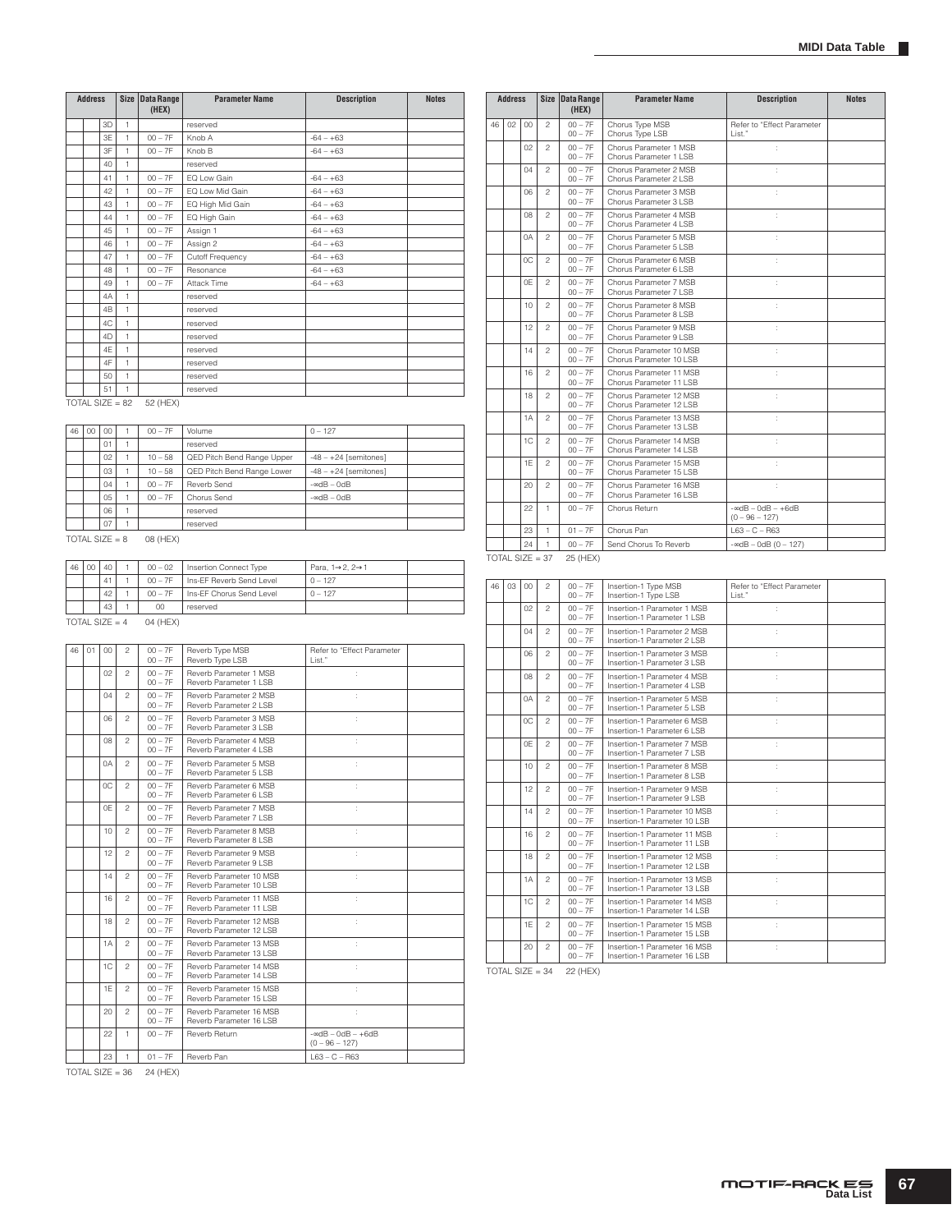| Address | | | Size | Data Range (HEX) | Parameter Name | Description | Notes |
|---|---|---|---|---|---|---|---|
| | | 3D | 1 | | reserved | | |
| | | 3E | 1 | 00 – 7F | Knob A | -64 – +63 | |
| | | 3F | 1 | 00 – 7F | Knob B | -64 – +63 | |
| | | 40 | 1 | | reserved | | |
| | | 41 | 1 | 00 – 7F | EQ Low Gain | -64 – +63 | |
| | | 42 | 1 | 00 – 7F | EQ Low Mid Gain | -64 – +63 | |
| | | 43 | 1 | 00 – 7F | EQ High Mid Gain | -64 – +63 | |
| | | 44 | 1 | 00 – 7F | EQ High Gain | -64 – +63 | |
| | | 45 | 1 | 00 – 7F | Assign 1 | -64 – +63 | |
| | | 46 | 1 | 00 – 7F | Assign 2 | -64 – +63 | |
| | | 47 | 1 | 00 – 7F | Cutoff Frequency | -64 – +63 | |
| | | 48 | 1 | 00 – 7F | Resonance | -64 – +63 | |
| | | 49 | 1 | 00 – 7F | Attack Time | -64 – +63 | |
| | | 4A | 1 | | reserved | | |
| | | 4B | 1 | | reserved | | |
| | | 4C | 1 | | reserved | | |
| | | 4D | 1 | | reserved | | |
| | | 4E | 1 | | reserved | | |
| | | 4F | 1 | | reserved | | |
| | | 50 | 1 | | reserved | | |
| | | 51 | 1 | | reserved | | |

TOTAL SIZE = 82 52 (HEX)

| Address | | | Size | Data Range (HEX) | Parameter Name | Description | Notes |
|---|---|---|---|---|---|---|---|
| 46 | 00 | 00 | 1 | 00 – 7F | Volume | 0 – 127 | |
| | | 01 | 1 | | reserved | | |
| | | 02 | 1 | 10 – 58 | QED Pitch Bend Range Upper | -48 – +24 [semitones] | |
| | | 03 | 1 | 10 – 58 | QED Pitch Bend Range Lower | -48 – +24 [semitones] | |
| | | 04 | 1 | 00 – 7F | Reverb Send | -∞dB – 0dB | |
| | | 05 | 1 | 00 – 7F | Chorus Send | -∞dB – 0dB | |
| | | 06 | 1 | | reserved | | |
| | | 07 | 1 | | reserved | | |

TOTAL SIZE = 8 08 (HEX)

| Address | | | Size | Data Range (HEX) | Parameter Name | Description | Notes |
|---|---|---|---|---|---|---|---|
| 46 | 00 | 40 | 1 | 00 – 02 | Insertion Connect Type | Para, 1→2, 2→1 | |
| | | 41 | 1 | 00 – 7F | Ins-EF Reverb Send Level | 0 – 127 | |
| | | 42 | 1 | 00 – 7F | Ins-EF Chorus Send Level | 0 – 127 | |
| | | 43 | 1 | 00 | reserved | | |

TOTAL SIZE = 4 04 (HEX)

| Address | | | Size | Data Range (HEX) | Parameter Name | Description | Notes |
|---|---|---|---|---|---|---|---|
| 46 | 01 | 00 | 2 | 00 – 7F<br>00 – 7F | Reverb Type MSB<br>Reverb Type LSB | Refer to "Effect Parameter List." | |
| | | 02 | 2 | 00 – 7F<br>00 – 7F | Reverb Parameter 1 MSB<br>Reverb Parameter 1 LSB | : | |
| | | 04 | 2 | 00 – 7F<br>00 – 7F | Reverb Parameter 2 MSB<br>Reverb Parameter 2 LSB | : | |
| | | 06 | 2 | 00 – 7F<br>00 – 7F | Reverb Parameter 3 MSB<br>Reverb Parameter 3 LSB | : | |
| | | 08 | 2 | 00 – 7F<br>00 – 7F | Reverb Parameter 4 MSB<br>Reverb Parameter 4 LSB | : | |
| | | 0A | 2 | 00 – 7F<br>00 – 7F | Reverb Parameter 5 MSB<br>Reverb Parameter 5 LSB | : | |
| | | 0C | 2 | 00 – 7F<br>00 – 7F | Reverb Parameter 6 MSB<br>Reverb Parameter 6 LSB | : | |
| | | 0E | 2 | 00 – 7F<br>00 – 7F | Reverb Parameter 7 MSB<br>Reverb Parameter 7 LSB | : | |
| | | 10 | 2 | 00 – 7F<br>00 – 7F | Reverb Parameter 8 MSB<br>Reverb Parameter 8 LSB | : | |
| | | 12 | 2 | 00 – 7F<br>00 – 7F | Reverb Parameter 9 MSB<br>Reverb Parameter 9 LSB | : | |
| | | 14 | 2 | 00 – 7F<br>00 – 7F | Reverb Parameter 10 MSB<br>Reverb Parameter 10 LSB | : | |
| | | 16 | 2 | 00 – 7F<br>00 – 7F | Reverb Parameter 11 MSB<br>Reverb Parameter 11 LSB | : | |
| | | 18 | 2 | 00 – 7F<br>00 – 7F | Reverb Parameter 12 MSB<br>Reverb Parameter 12 LSB | : | |
| | | 1A | 2 | 00 – 7F<br>00 – 7F | Reverb Parameter 13 MSB<br>Reverb Parameter 13 LSB | : | |
| | | 1C | 2 | 00 – 7F<br>00 – 7F | Reverb Parameter 14 MSB<br>Reverb Parameter 14 LSB | : | |
| | | 1E | 2 | 00 – 7F<br>00 – 7F | Reverb Parameter 15 MSB<br>Reverb Parameter 15 LSB | : | |
| | | 20 | 2 | 00 – 7F<br>00 – 7F | Reverb Parameter 16 MSB<br>Reverb Parameter 16 LSB | : | |
| | | 22 | 1 | 00 – 7F | Reverb Return | -∞dB – 0dB – +6dB<br>(0 – 96 – 127) | |
| | | 23 | 1 | 01 – 7F | Reverb Pan | L63 – C – R63 | |

TOTAL SIZE = 36 24 (HEX)

| Address | | | Size | Data Range (HEX) | Parameter Name | Description | Notes |
|---|---|---|---|---|---|---|---|
| 46 | 02 | 00 | 2 | 00 – 7F<br>00 – 7F | Chorus Type MSB<br>Chorus Type LSB | Refer to "Effect Parameter List." | |
| | | 02 | 2 | 00 – 7F<br>00 – 7F | Chorus Parameter 1 MSB<br>Chorus Parameter 1 LSB | : | |
| | | 04 | 2 | 00 – 7F<br>00 – 7F | Chorus Parameter 2 MSB<br>Chorus Parameter 2 LSB | : | |
| | | 06 | 2 | 00 – 7F<br>00 – 7F | Chorus Parameter 3 MSB<br>Chorus Parameter 3 LSB | : | |
| | | 08 | 2 | 00 – 7F<br>00 – 7F | Chorus Parameter 4 MSB<br>Chorus Parameter 4 LSB | : | |
| | | 0A | 2 | 00 – 7F<br>00 – 7F | Chorus Parameter 5 MSB<br>Chorus Parameter 5 LSB | : | |
| | | 0C | 2 | 00 – 7F<br>00 – 7F | Chorus Parameter 6 MSB<br>Chorus Parameter 6 LSB | : | |
| | | 0E | 2 | 00 – 7F<br>00 – 7F | Chorus Parameter 7 MSB<br>Chorus Parameter 7 LSB | : | |
| | | 10 | 2 | 00 – 7F<br>00 – 7F | Chorus Parameter 8 MSB<br>Chorus Parameter 8 LSB | : | |
| | | 12 | 2 | 00 – 7F<br>00 – 7F | Chorus Parameter 9 MSB<br>Chorus Parameter 9 LSB | : | |
| | | 14 | 2 | 00 – 7F<br>00 – 7F | Chorus Parameter 10 MSB<br>Chorus Parameter 10 LSB | : | |
| | | 16 | 2 | 00 – 7F<br>00 – 7F | Chorus Parameter 11 MSB<br>Chorus Parameter 11 LSB | : | |
| | | 18 | 2 | 00 – 7F<br>00 – 7F | Chorus Parameter 12 MSB<br>Chorus Parameter 12 LSB | : | |
| | | 1A | 2 | 00 – 7F<br>00 – 7F | Chorus Parameter 13 MSB<br>Chorus Parameter 13 LSB | : | |
| | | 1C | 2 | 00 – 7F<br>00 – 7F | Chorus Parameter 14 MSB<br>Chorus Parameter 14 LSB | : | |
| | | 1E | 2 | 00 – 7F<br>00 – 7F | Chorus Parameter 15 MSB<br>Chorus Parameter 15 LSB | : | |
| | | 20 | 2 | 00 – 7F<br>00 – 7F | Chorus Parameter 16 MSB<br>Chorus Parameter 16 LSB | : | |
| | | 22 | 1 | 00 – 7F | Chorus Return | -∞dB – 0dB – +6dB<br>(0 – 96 – 127) | |
| | | 23 | 1 | 01 – 7F | Chorus Pan | L63 – C – R63 | |
| | | 24 | 1 | 00 – 7F | Send Chorus To Reverb | -∞dB – 0dB (0 – 127) | |

TOTAL SIZE = 37 25 (HEX)

| Address | | | Size | Data Range (HEX) | Parameter Name | Description | Notes |
|---|---|---|---|---|---|---|---|
| 46 | 03 | 00 | 2 | 00 – 7F<br>00 – 7F | Insertion-1 Type MSB<br>Insertion-1 Type LSB | Refer to "Effect Parameter List." | |
| | | 02 | 2 | 00 – 7F<br>00 – 7F | Insertion-1 Parameter 1 MSB<br>Insertion-1 Parameter 1 LSB | : | |
| | | 04 | 2 | 00 – 7F<br>00 – 7F | Insertion-1 Parameter 2 MSB<br>Insertion-1 Parameter 2 LSB | : | |
| | | 06 | 2 | 00 – 7F<br>00 – 7F | Insertion-1 Parameter 3 MSB<br>Insertion-1 Parameter 3 LSB | : | |
| | | 08 | 2 | 00 – 7F<br>00 – 7F | Insertion-1 Parameter 4 MSB<br>Insertion-1 Parameter 4 LSB | : | |
| | | 0A | 2 | 00 – 7F<br>00 – 7F | Insertion-1 Parameter 5 MSB<br>Insertion-1 Parameter 5 LSB | : | |
| | | 0C | 2 | 00 – 7F<br>00 – 7F | Insertion-1 Parameter 6 MSB<br>Insertion-1 Parameter 6 LSB | : | |
| | | 0E | 2 | 00 – 7F<br>00 – 7F | Insertion-1 Parameter 7 MSB<br>Insertion-1 Parameter 7 LSB | : | |
| | | 10 | 2 | 00 – 7F<br>00 – 7F | Insertion-1 Parameter 8 MSB<br>Insertion-1 Parameter 8 LSB | : | |
| | | 12 | 2 | 00 – 7F<br>00 – 7F | Insertion-1 Parameter 9 MSB<br>Insertion-1 Parameter 9 LSB | : | |
| | | 14 | 2 | 00 – 7F<br>00 – 7F | Insertion-1 Parameter 10 MSB<br>Insertion-1 Parameter 10 LSB | : | |
| | | 16 | 2 | 00 – 7F<br>00 – 7F | Insertion-1 Parameter 11 MSB<br>Insertion-1 Parameter 11 LSB | : | |
| | | 18 | 2 | 00 – 7F<br>00 – 7F | Insertion-1 Parameter 12 MSB<br>Insertion-1 Parameter 12 LSB | : | |
| | | 1A | 2 | 00 – 7F<br>00 – 7F | Insertion-1 Parameter 13 MSB<br>Insertion-1 Parameter 13 LSB | : | |
| | | 1C | 2 | 00 – 7F<br>00 – 7F | Insertion-1 Parameter 14 MSB<br>Insertion-1 Parameter 14 LSB | : | |
| | | 1E | 2 | 00 – 7F<br>00 – 7F | Insertion-1 Parameter 15 MSB<br>Insertion-1 Parameter 15 LSB | : | |
| | | 20 | 2 | 00 – 7F<br>00 – 7F | Insertion-1 Parameter 16 MSB<br>Insertion-1 Parameter 16 LSB | : | |

TOTAL SIZE = 34 22 (HEX)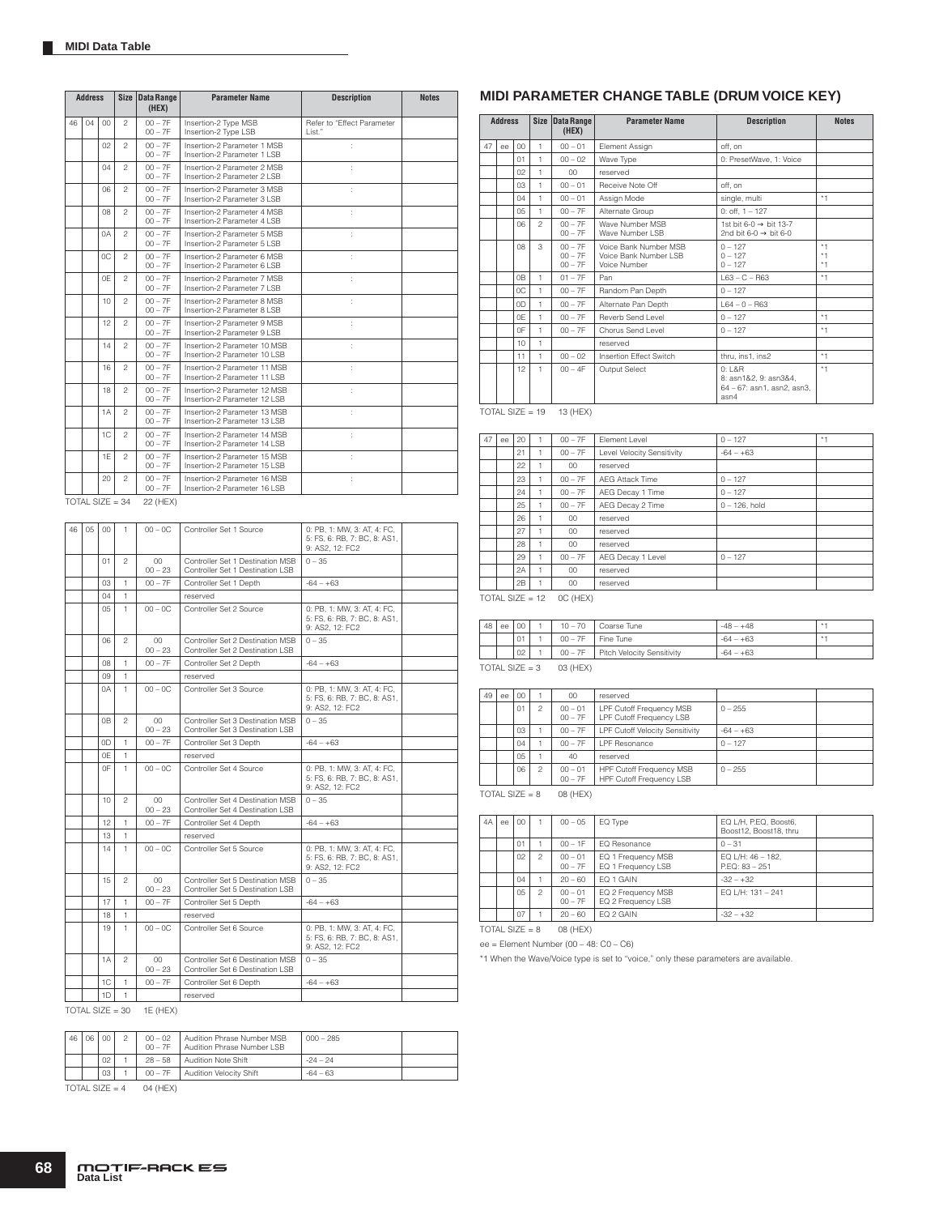| Address | | | Size | Data Range (HEX) | Parameter Name | Description | Notes |
|---|---|---|---|---|---|---|---|
| 46 | 04 | 00 | 2 | 00 – 7F<br>00 – 7F | Insertion-2 Type MSB<br>Insertion-2 Type LSB | Refer to "Effect Parameter List." | |
| | | 02 | 2 | 00 – 7F<br>00 – 7F | Insertion-2 Parameter 1 MSB<br>Insertion-2 Parameter 1 LSB | : | |
| | | 04 | 2 | 00 – 7F<br>00 – 7F | Insertion-2 Parameter 2 MSB<br>Insertion-2 Parameter 2 LSB | : | |
| | | 06 | 2 | 00 – 7F<br>00 – 7F | Insertion-2 Parameter 3 MSB<br>Insertion-2 Parameter 3 LSB | : | |
| | | 08 | 2 | 00 – 7F<br>00 – 7F | Insertion-2 Parameter 4 MSB<br>Insertion-2 Parameter 4 LSB | : | |
| | | 0A | 2 | 00 – 7F<br>00 – 7F | Insertion-2 Parameter 5 MSB<br>Insertion-2 Parameter 5 LSB | : | |
| | | 0C | 2 | 00 – 7F<br>00 – 7F | Insertion-2 Parameter 6 MSB<br>Insertion-2 Parameter 6 LSB | : | |
| | | 0E | 2 | 00 – 7F<br>00 – 7F | Insertion-2 Parameter 7 MSB<br>Insertion-2 Parameter 7 LSB | : | |
| | | 10 | 2 | 00 – 7F<br>00 – 7F | Insertion-2 Parameter 8 MSB<br>Insertion-2 Parameter 8 LSB | : | |
| | | 12 | 2 | 00 – 7F<br>00 – 7F | Insertion-2 Parameter 9 MSB<br>Insertion-2 Parameter 9 LSB | : | |
| | | 14 | 2 | 00 – 7F<br>00 – 7F | Insertion-2 Parameter 10 MSB<br>Insertion-2 Parameter 10 LSB | : | |
| | | 16 | 2 | 00 – 7F<br>00 – 7F | Insertion-2 Parameter 11 MSB<br>Insertion-2 Parameter 11 LSB | : | |
| | | 18 | 2 | 00 – 7F<br>00 – 7F | Insertion-2 Parameter 12 MSB<br>Insertion-2 Parameter 12 LSB | : | |
| | | 1A | 2 | 00 – 7F<br>00 – 7F | Insertion-2 Parameter 13 MSB<br>Insertion-2 Parameter 13 LSB | : | |
| | | 1C | 2 | 00 – 7F<br>00 – 7F | Insertion-2 Parameter 14 MSB<br>Insertion-2 Parameter 14 LSB | : | |
| | | 1E | 2 | 00 – 7F<br>00 – 7F | Insertion-2 Parameter 15 MSB<br>Insertion-2 Parameter 15 LSB | : | |
| | | 20 | 2 | 00 – 7F<br>00 – 7F | Insertion-2 Parameter 16 MSB<br>Insertion-2 Parameter 16 LSB | : | |

TOTAL SIZE = 34  22 (HEX)

| Address | | | Size | Data Range (HEX) | Parameter Name | Description | Notes |
|---|---|---|---|---|---|---|---|
| 46 | 05 | 00 | 1 | 00 – 0C | Controller Set 1 Source | 0: PB, 1: MW, 3: AT, 4: FC, 5: FS, 6: RB, 7: BC, 8: AS1, 9: AS2, 12: FC2 | |
| | | 01 | 2 | 00<br>00 – 23 | Controller Set 1 Destination MSB<br>Controller Set 1 Destination LSB | 0 – 35 | |
| | | 03 | 1 | 00 – 7F | Controller Set 1 Depth | -64 – +63 | |
| | | 04 | 1 | | reserved | | |
| | | 05 | 1 | 00 – 0C | Controller Set 2 Source | 0: PB, 1: MW, 3: AT, 4: FC, 5: FS, 6: RB, 7: BC, 8: AS1, 9: AS2, 12: FC2 | |
| | | 06 | 2 | 00<br>00 – 23 | Controller Set 2 Destination MSB<br>Controller Set 2 Destination LSB | 0 – 35 | |
| | | 08 | 1 | 00 – 7F | Controller Set 2 Depth | -64 – +63 | |
| | | 09 | 1 | | reserved | | |
| | | 0A | 1 | 00 – 0C | Controller Set 3 Source | 0: PB, 1: MW, 3: AT, 4: FC, 5: FS, 6: RB, 7: BC, 8: AS1, 9: AS2, 12: FC2 | |
| | | 0B | 2 | 00<br>00 – 23 | Controller Set 3 Destination MSB<br>Controller Set 3 Destination LSB | 0 – 35 | |
| | | 0D | 1 | 00 – 7F | Controller Set 3 Depth | -64 – +63 | |
| | | 0E | 1 | | reserved | | |
| | | 0F | 1 | 00 – 0C | Controller Set 4 Source | 0: PB, 1: MW, 3: AT, 4: FC, 5: FS, 6: RB, 7: BC, 8: AS1, 9: AS2, 12: FC2 | |
| | | 10 | 2 | 00<br>00 – 23 | Controller Set 4 Destination MSB<br>Controller Set 4 Destination LSB | 0 – 35 | |
| | | 12 | 1 | 00 – 7F | Controller Set 4 Depth | -64 – +63 | |
| | | 13 | 1 | | reserved | | |
| | | 14 | 1 | 00 – 0C | Controller Set 5 Source | 0: PB, 1: MW, 3: AT, 4: FC, 5: FS, 6: RB, 7: BC, 8: AS1, 9: AS2, 12: FC2 | |
| | | 15 | 2 | 00<br>00 – 23 | Controller Set 5 Destination MSB<br>Controller Set 5 Destination LSB | 0 – 35 | |
| | | 17 | 1 | 00 – 7F | Controller Set 5 Depth | -64 – +63 | |
| | | 18 | 1 | | reserved | | |
| | | 19 | 1 | 00 – 0C | Controller Set 6 Source | 0: PB, 1: MW, 3: AT, 4: FC, 5: FS, 6: RB, 7: BC, 8: AS1, 9: AS2, 12: FC2 | |
| | | 1A | 2 | 00<br>00 – 23 | Controller Set 6 Destination MSB<br>Controller Set 6 Destination LSB | 0 – 35 | |
| | | 1C | 1 | 00 – 7F | Controller Set 6 Depth | -64 – +63 | |
| | | 1D | 1 | | reserved | | |

TOTAL SIZE = 30  1E (HEX)

| Address | | | Size | Data Range (HEX) | Parameter Name | Description | Notes |
|---|---|---|---|---|---|---|---|
| 46 | 06 | 00 | 2 | 00 – 02<br>00 – 7F | Audition Phrase Number MSB<br>Audition Phrase Number LSB | 000 – 285 | |
| | | 02 | 1 | 28 – 58 | Audition Note Shift | -24 – 24 | |
| | | 03 | 1 | 00 – 7F | Audition Velocity Shift | -64 – 63 | |

TOTAL SIZE = 4  04 (HEX)

## MIDI PARAMETER CHANGE TABLE (DRUM VOICE KEY)

| Address | | | Size | Data Range (HEX) | Parameter Name | Description | Notes |
|---|---|---|---|---|---|---|---|
| 47 | ee | 00 | 1 | 00 – 01 | Element Assign | off, on | |
| | | 01 | 1 | 00 – 02 | Wave Type | 0: PresetWave, 1: Voice | |
| | | 02 | 1 | 00 | reserved | | |
| | | 03 | 1 | 00 – 01 | Receive Note Off | off, on | |
| | | 04 | 1 | 00 – 01 | Assign Mode | single, multi | *1 |
| | | 05 | 1 | 00 – 7F | Alternate Group | 0: off, 1 – 127 | |
| | | 06 | 2 | 00 – 7F<br>00 – 7F | Wave Number MSB<br>Wave Number LSB | 1st bit 6-0 → bit 13-7<br>2nd bit 6-0 → bit 6-0 | |
| | | 08 | 3 | 00 – 7F<br>00 – 7F<br>00 – 7F | Voice Bank Number MSB<br>Voice Bank Number LSB<br>Voice Number | 0 – 127<br>0 – 127<br>0 – 127 | *1<br>*1<br>*1 |
| | | 0B | 1 | 01 – 7F | Pan | L63 – C – R63 | *1 |
| | | 0C | 1 | 00 – 7F | Random Pan Depth | 0 – 127 | |
| | | 0D | 1 | 00 – 7F | Alternate Pan Depth | L64 – 0 – R63 | |
| | | 0E | 1 | 00 – 7F | Reverb Send Level | 0 – 127 | *1 |
| | | 0F | 1 | 00 – 7F | Chorus Send Level | 0 – 127 | *1 |
| | | 10 | 1 | | reserved | | |
| | | 11 | 1 | 00 – 02 | Insertion Effect Switch | thru, ins1, ins2 | *1 |
| | | 12 | 1 | 00 – 4F | Output Select | 0: L&R<br>8: asn1&2, 9: asn3&4,<br>64 – 67: asn1, asn2, asn3, asn4 | *1 |

TOTAL SIZE = 19  13 (HEX)

| Address | | | Size | Data Range (HEX) | Parameter Name | Description | Notes |
|---|---|---|---|---|---|---|---|
| 47 | ee | 20 | 1 | 00 – 7F | Element Level | 0 – 127 | *1 |
| | | 21 | 1 | 00 – 7F | Level Velocity Sensitivity | -64 – +63 | |
| | | 22 | 1 | 00 | reserved | | |
| | | 23 | 1 | 00 – 7F | AEG Attack Time | 0 – 127 | |
| | | 24 | 1 | 00 – 7F | AEG Decay 1 Time | 0 – 127 | |
| | | 25 | 1 | 00 – 7F | AEG Decay 2 Time | 0 – 126, hold | |
| | | 26 | 1 | 00 | reserved | | |
| | | 27 | 1 | 00 | reserved | | |
| | | 28 | 1 | 00 | reserved | | |
| | | 29 | 1 | 00 – 7F | AEG Decay 1 Level | 0 – 127 | |
| | | 2A | 1 | 00 | reserved | | |
| | | 2B | 1 | 00 | reserved | | |

TOTAL SIZE = 12  0C (HEX)

| Address | | | Size | Data Range (HEX) | Parameter Name | Description | Notes |
|---|---|---|---|---|---|---|---|
| 48 | ee | 00 | 1 | 10 – 70 | Coarse Tune | -48 – +48 | *1 |
| | | 01 | 1 | 00 – 7F | Fine Tune | -64 – +63 | *1 |
| | | 02 | 1 | 00 – 7F | Pitch Velocity Sensitivity | -64 – +63 | |

TOTAL SIZE = 3  03 (HEX)

| Address | | | Size | Data Range (HEX) | Parameter Name | Description | Notes |
|---|---|---|---|---|---|---|---|
| 49 | ee | 00 | 1 | 00 | reserved | | |
| | | 01 | 2 | 00 – 01<br>00 – 7F | LPF Cutoff Frequency MSB<br>LPF Cutoff Frequency LSB | 0 – 255 | |
| | | 03 | 1 | 00 – 7F | LPF Cutoff Velocity Sensitivity | -64 – +63 | |
| | | 04 | 1 | 00 – 7F | LPF Resonance | 0 – 127 | |
| | | 05 | 1 | 40 | reserved | | |
| | | 06 | 2 | 00 – 01<br>00 – 7F | HPF Cutoff Frequency MSB<br>HPF Cutoff Frequency LSB | 0 – 255 | |

TOTAL SIZE = 8  08 (HEX)

| Address | | | Size | Data Range (HEX) | Parameter Name | Description | Notes |
|---|---|---|---|---|---|---|---|
| 4A | ee | 00 | 1 | 00 – 05 | EQ Type | EQ L/H, P.EQ, Boost6, Boost12, Boost18, thru | |
| | | 01 | 1 | 00 – 1F | EQ Resonance | 0 – 31 | |
| | | 02 | 2 | 00 – 01<br>00 – 7F | EQ 1 Frequency MSB<br>EQ 1 Frequency LSB | EQ L/H: 46 – 182,<br>P.EQ: 83 – 251 | |
| | | 04 | 1 | 20 – 60 | EQ 1 GAIN | -32 – +32 | |
| | | 05 | 2 | 00 – 01<br>00 – 7F | EQ 2 Frequency MSB<br>EQ 2 Frequency LSB | EQ L/H: 131 – 241 | |
| | | 07 | 1 | 20 – 60 | EQ 2 GAIN | -32 – +32 | |

TOTAL SIZE = 8  08 (HEX)

ee = Element Number (00 – 48: C0 – C6)

*1 When the Wave/Voice type is set to "voice," only these parameters are available.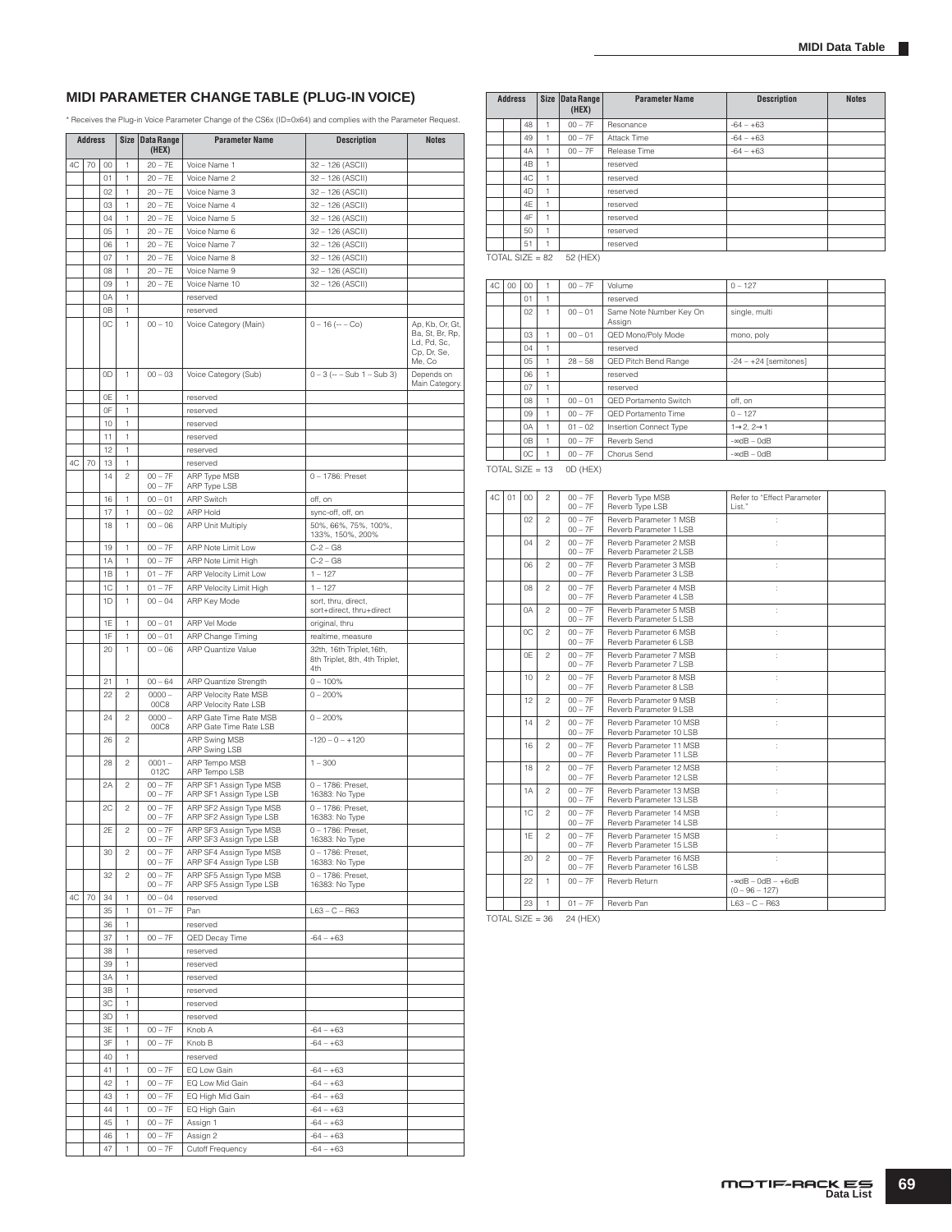## MIDI PARAMETER CHANGE TABLE (PLUG-IN VOICE)

* Receives the Plug-in Voice Parameter Change of the CS6x (ID=0x64) and complies with the Parameter Request.

| Address | | | Size | Data Range (HEX) | Parameter Name | Description | Notes |
|---|---|---|---|---|---|---|---|
| 4C | 70 | 00 | 1 | 20 – 7E | Voice Name 1 | 32 – 126 (ASCII) | |
| | | 01 | 1 | 20 – 7E | Voice Name 2 | 32 – 126 (ASCII) | |
| | | 02 | 1 | 20 – 7E | Voice Name 3 | 32 – 126 (ASCII) | |
| | | 03 | 1 | 20 – 7E | Voice Name 4 | 32 – 126 (ASCII) | |
| | | 04 | 1 | 20 – 7E | Voice Name 5 | 32 – 126 (ASCII) | |
| | | 05 | 1 | 20 – 7E | Voice Name 6 | 32 – 126 (ASCII) | |
| | | 06 | 1 | 20 – 7E | Voice Name 7 | 32 – 126 (ASCII) | |
| | | 07 | 1 | 20 – 7E | Voice Name 8 | 32 – 126 (ASCII) | |
| | | 08 | 1 | 20 – 7E | Voice Name 9 | 32 – 126 (ASCII) | |
| | | 09 | 1 | 20 – 7E | Voice Name 10 | 32 – 126 (ASCII) | |
| | | 0A | 1 | | reserved | | |
| | | 0B | 1 | | reserved | | |
| | | 0C | 1 | 00 – 10 | Voice Category (Main) | 0 – 16 (-- – Co) | Ap, Kb, Or, Gt, Ba, St, Br, Rp, Ld, Pd, Sc, Cp, Dr, Se, Me, Co |
| | | 0D | 1 | 00 – 03 | Voice Category (Sub) | 0 – 3 (-- – Sub 1 – Sub 3) | Depends on Main Category. |
| | | 0E | 1 | | reserved | | |
| | | 0F | 1 | | reserved | | |
| | | 10 | 1 | | reserved | | |
| | | 11 | 1 | | reserved | | |
| | | 12 | 1 | | reserved | | |
| 4C | 70 | 13 | 1 | | reserved | | |
| | | 14 | 2 | 00 – 7F<br>00 – 7F | ARP Type MSB<br>ARP Type LSB | 0 – 1786: Preset | |
| | | 16 | 1 | 00 – 01 | ARP Switch | off, on | |
| | | 17 | 1 | 00 – 02 | ARP Hold | sync-off, off, on | |
| | | 18 | 1 | 00 – 06 | ARP Unit Multiply | 50%, 66%, 75%, 100%, 133%, 150%, 200% | |
| | | 19 | 1 | 00 – 7F | ARP Note Limit Low | C-2 – G8 | |
| | | 1A | 1 | 00 – 7F | ARP Note Limit High | C-2 – G8 | |
| | | 1B | 1 | 01 – 7F | ARP Velocity Limit Low | 1 – 127 | |
| | | 1C | 1 | 01 – 7F | ARP Velocity Limit High | 1 – 127 | |
| | | 1D | 1 | 00 – 04 | ARP Key Mode | sort, thru, direct, sort+direct, thru+direct | |
| | | 1E | 1 | 00 – 01 | ARP Vel Mode | original, thru | |
| | | 1F | 1 | 00 – 01 | ARP Change Timing | realtime, measure | |
| | | 20 | 1 | 00 – 06 | ARP Quantize Value | 32th, 16th Triplet,16th, 8th Triplet, 8th, 4th Triplet, 4th | |
| | | 21 | 1 | 00 – 64 | ARP Quantize Strength | 0 – 100% | |
| | | 22 | 2 | 0000 – 00C8 | ARP Velocity Rate MSB<br>ARP Velocity Rate LSB | 0 – 200% | |
| | | 24 | 2 | 0000 – 00C8 | ARP Gate Time Rate MSB<br>ARP Gate Time Rate LSB | 0 – 200% | |
| | | 26 | 2 | | ARP Swing MSB<br>ARP Swing LSB | -120 – 0 – +120 | |
| | | 28 | 2 | 0001 – 012C | ARP Tempo MSB<br>ARP Tempo LSB | 1 – 300 | |
| | | 2A | 2 | 00 – 7F<br>00 – 7F | ARP SF1 Assign Type MSB<br>ARP SF1 Assign Type LSB | 0 – 1786: Preset, 16383: No Type | |
| | | 2C | 2 | 00 – 7F<br>00 – 7F | ARP SF2 Assign Type MSB<br>ARP SF2 Assign Type LSB | 0 – 1786: Preset, 16383: No Type | |
| | | 2E | 2 | 00 – 7F<br>00 – 7F | ARP SF3 Assign Type MSB<br>ARP SF3 Assign Type LSB | 0 – 1786: Preset, 16383: No Type | |
| | | 30 | 2 | 00 – 7F<br>00 – 7F | ARP SF4 Assign Type MSB<br>ARP SF4 Assign Type LSB | 0 – 1786: Preset, 16383: No Type | |
| | | 32 | 2 | 00 – 7F<br>00 – 7F | ARP SF5 Assign Type MSB<br>ARP SF5 Assign Type LSB | 0 – 1786: Preset, 16383: No Type | |
| 4C | 70 | 34 | 1 | 00 – 04 | reserved | | |
| | | 35 | 1 | 01 – 7F | Pan | L63 – C – R63 | |
| | | 36 | 1 | | reserved | | |
| | | 37 | 1 | 00 – 7F | QED Decay Time | -64 – +63 | |
| | | 38 | 1 | | reserved | | |
| | | 39 | 1 | | reserved | | |
| | | 3A | 1 | | reserved | | |
| | | 3B | 1 | | reserved | | |
| | | 3C | 1 | | reserved | | |
| | | 3D | 1 | | reserved | | |
| | | 3E | 1 | 00 – 7F | Knob A | -64 – +63 | |
| | | 3F | 1 | 00 – 7F | Knob B | -64 – +63 | |
| | | 40 | 1 | | reserved | | |
| | | 41 | 1 | 00 – 7F | EQ Low Gain | -64 – +63 | |
| | | 42 | 1 | 00 – 7F | EQ Low Mid Gain | -64 – +63 | |
| | | 43 | 1 | 00 – 7F | EQ High Mid Gain | -64 – +63 | |
| | | 44 | 1 | 00 – 7F | EQ High Gain | -64 – +63 | |
| | | 45 | 1 | 00 – 7F | Assign 1 | -64 – +63 | |
| | | 46 | 1 | 00 – 7F | Assign 2 | -64 – +63 | |
| | | 47 | 1 | 00 – 7F | Cutoff Frequency | -64 – +63 | |
| | | 48 | 1 | 00 – 7F | Resonance | -64 – +63 | |
| | | 49 | 1 | 00 – 7F | Attack Time | -64 – +63 | |
| | | 4A | 1 | 00 – 7F | Release Time | -64 – +63 | |
| | | 4B | 1 | | reserved | | |
| | | 4C | 1 | | reserved | | |
| | | 4D | 1 | | reserved | | |
| | | 4E | 1 | | reserved | | |
| | | 4F | 1 | | reserved | | |
| | | 50 | 1 | | reserved | | |
| | | 51 | 1 | | reserved | | |

TOTAL SIZE = 82 52 (HEX)

| Address | | | Size | Data Range (HEX) | Parameter Name | Description | Notes |
|---|---|---|---|---|---|---|---|
| 4C | 00 | 00 | 1 | 00 – 7F | Volume | 0 – 127 | |
| | | 01 | 1 | | reserved | | |
| | | 02 | 1 | 00 – 01 | Same Note Number Key On Assign | single, multi | |
| | | 03 | 1 | 00 – 01 | QED Mono/Poly Mode | mono, poly | |
| | | 04 | 1 | | reserved | | |
| | | 05 | 1 | 28 – 58 | QED Pitch Bend Range | -24 – +24 [semitones] | |
| | | 06 | 1 | | reserved | | |
| | | 07 | 1 | | reserved | | |
| | | 08 | 1 | 00 – 01 | QED Portamento Switch | off, on | |
| | | 09 | 1 | 00 – 7F | QED Portamento Time | 0 – 127 | |
| | | 0A | 1 | 01 – 02 | Insertion Connect Type | 1→2, 2→1 | |
| | | 0B | 1 | 00 – 7F | Reverb Send | -∞dB – 0dB | |
| | | 0C | 1 | 00 – 7F | Chorus Send | -∞dB – 0dB | |

TOTAL SIZE = 13 0D (HEX)

| Address | | | Size | Data Range (HEX) | Parameter Name | Description | Notes |
|---|---|---|---|---|---|---|---|
| 4C | 01 | 00 | 2 | 00 – 7F<br>00 – 7F | Reverb Type MSB<br>Reverb Type LSB | Refer to "Effect Parameter List." | |
| | | 02 | 2 | 00 – 7F<br>00 – 7F | Reverb Parameter 1 MSB<br>Reverb Parameter 1 LSB | : | |
| | | 04 | 2 | 00 – 7F<br>00 – 7F | Reverb Parameter 2 MSB<br>Reverb Parameter 2 LSB | : | |
| | | 06 | 2 | 00 – 7F<br>00 – 7F | Reverb Parameter 3 MSB<br>Reverb Parameter 3 LSB | : | |
| | | 08 | 2 | 00 – 7F<br>00 – 7F | Reverb Parameter 4 MSB<br>Reverb Parameter 4 LSB | : | |
| | | 0A | 2 | 00 – 7F<br>00 – 7F | Reverb Parameter 5 MSB<br>Reverb Parameter 5 LSB | : | |
| | | 0C | 2 | 00 – 7F<br>00 – 7F | Reverb Parameter 6 MSB<br>Reverb Parameter 6 LSB | : | |
| | | 0E | 2 | 00 – 7F<br>00 – 7F | Reverb Parameter 7 MSB<br>Reverb Parameter 7 LSB | : | |
| | | 10 | 2 | 00 – 7F<br>00 – 7F | Reverb Parameter 8 MSB<br>Reverb Parameter 8 LSB | : | |
| | | 12 | 2 | 00 – 7F<br>00 – 7F | Reverb Parameter 9 MSB<br>Reverb Parameter 9 LSB | : | |
| | | 14 | 2 | 00 – 7F<br>00 – 7F | Reverb Parameter 10 MSB<br>Reverb Parameter 10 LSB | : | |
| | | 16 | 2 | 00 – 7F<br>00 – 7F | Reverb Parameter 11 MSB<br>Reverb Parameter 11 LSB | : | |
| | | 18 | 2 | 00 – 7F<br>00 – 7F | Reverb Parameter 12 MSB<br>Reverb Parameter 12 LSB | : | |
| | | 1A | 2 | 00 – 7F<br>00 – 7F | Reverb Parameter 13 MSB<br>Reverb Parameter 13 LSB | : | |
| | | 1C | 2 | 00 – 7F<br>00 – 7F | Reverb Parameter 14 MSB<br>Reverb Parameter 14 LSB | : | |
| | | 1E | 2 | 00 – 7F<br>00 – 7F | Reverb Parameter 15 MSB<br>Reverb Parameter 15 LSB | : | |
| | | 20 | 2 | 00 – 7F<br>00 – 7F | Reverb Parameter 16 MSB<br>Reverb Parameter 16 LSB | : | |
| | | 22 | 1 | 00 – 7F | Reverb Return | -∞dB – 0dB – +6dB (0 – 96 – 127) | |
| | | 23 | 1 | 01 – 7F | Reverb Pan | L63 – C – R63 | |

TOTAL SIZE = 36 24 (HEX)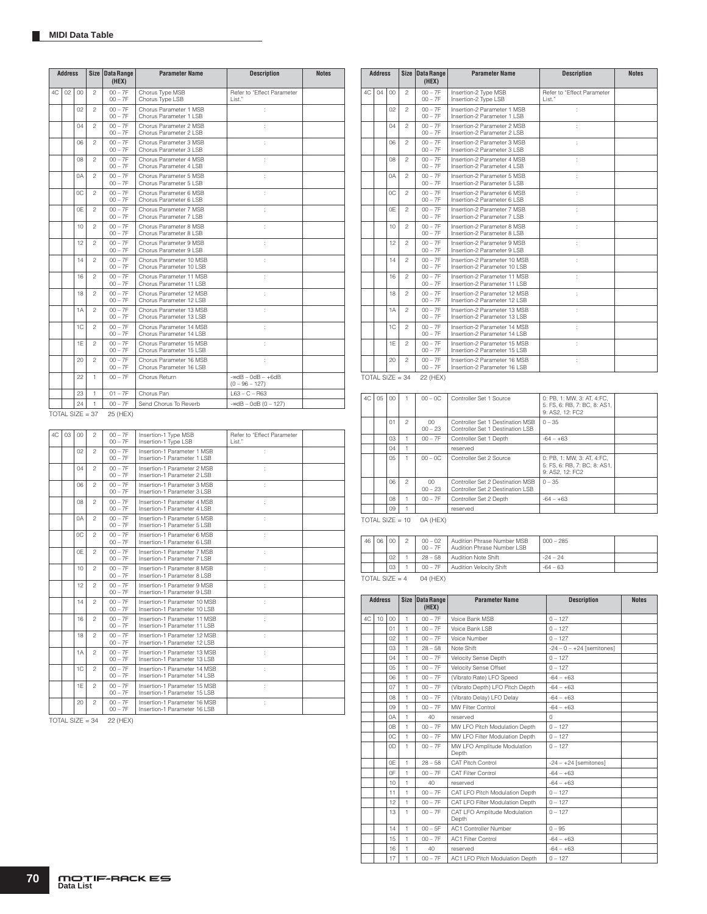## MIDI Data Table

| Address | | | Size | Data Range (HEX) | Parameter Name | Description | Notes |
|---|---|---|---|---|---|---|---|
| 4C | 02 | 00 | 2 | 00 – 7F<br>00 – 7F | Chorus Type MSB<br>Chorus Type LSB | Refer to "Effect Parameter List." | |
| | | 02 | 2 | 00 – 7F<br>00 – 7F | Chorus Parameter 1 MSB<br>Chorus Parameter 1 LSB | : | |
| | | 04 | 2 | 00 – 7F<br>00 – 7F | Chorus Parameter 2 MSB<br>Chorus Parameter 2 LSB | : | |
| | | 06 | 2 | 00 – 7F<br>00 – 7F | Chorus Parameter 3 MSB<br>Chorus Parameter 3 LSB | : | |
| | | 08 | 2 | 00 – 7F<br>00 – 7F | Chorus Parameter 4 MSB<br>Chorus Parameter 4 LSB | : | |
| | | 0A | 2 | 00 – 7F<br>00 – 7F | Chorus Parameter 5 MSB<br>Chorus Parameter 5 LSB | : | |
| | | 0C | 2 | 00 – 7F<br>00 – 7F | Chorus Parameter 6 MSB<br>Chorus Parameter 6 LSB | : | |
| | | 0E | 2 | 00 – 7F<br>00 – 7F | Chorus Parameter 7 MSB<br>Chorus Parameter 7 LSB | : | |
| | | 10 | 2 | 00 – 7F<br>00 – 7F | Chorus Parameter 8 MSB<br>Chorus Parameter 8 LSB | : | |
| | | 12 | 2 | 00 – 7F<br>00 – 7F | Chorus Parameter 9 MSB<br>Chorus Parameter 9 LSB | : | |
| | | 14 | 2 | 00 – 7F<br>00 – 7F | Chorus Parameter 10 MSB<br>Chorus Parameter 10 LSB | : | |
| | | 16 | 2 | 00 – 7F<br>00 – 7F | Chorus Parameter 11 MSB<br>Chorus Parameter 11 LSB | : | |
| | | 18 | 2 | 00 – 7F<br>00 – 7F | Chorus Parameter 12 MSB<br>Chorus Parameter 12 LSB | : | |
| | | 1A | 2 | 00 – 7F<br>00 – 7F | Chorus Parameter 13 MSB<br>Chorus Parameter 13 LSB | : | |
| | | 1C | 2 | 00 – 7F<br>00 – 7F | Chorus Parameter 14 MSB<br>Chorus Parameter 14 LSB | : | |
| | | 1E | 2 | 00 – 7F<br>00 – 7F | Chorus Parameter 15 MSB<br>Chorus Parameter 15 LSB | : | |
| | | 20 | 2 | 00 – 7F<br>00 – 7F | Chorus Parameter 16 MSB<br>Chorus Parameter 16 LSB | : | |
| | | 22 | 1 | 00 – 7F | Chorus Return | -∞dB – 0dB – +6dB (0 – 96 – 127) | |
| | | 23 | 1 | 01 – 7F | Chorus Pan | L63 – C – R63 | |
| | | 24 | 1 | 00 – 7F | Send Chorus To Reverb | -∞dB – 0dB (0 – 127) | |

TOTAL SIZE = 37 25 (HEX)

| Address | | | Size | Data Range (HEX) | Parameter Name | Description | Notes |
|---|---|---|---|---|---|---|---|
| 4C | 03 | 00 | 2 | 00 – 7F<br>00 – 7F | Insertion-1 Type MSB<br>Insertion-1 Type LSB | Refer to "Effect Parameter List." | |
| | | 02 | 2 | 00 – 7F<br>00 – 7F | Insertion-1 Parameter 1 MSB<br>Insertion-1 Parameter 1 LSB | : | |
| | | 04 | 2 | 00 – 7F<br>00 – 7F | Insertion-1 Parameter 2 MSB<br>Insertion-1 Parameter 2 LSB | : | |
| | | 06 | 2 | 00 – 7F<br>00 – 7F | Insertion-1 Parameter 3 MSB<br>Insertion-1 Parameter 3 LSB | : | |
| | | 08 | 2 | 00 – 7F<br>00 – 7F | Insertion-1 Parameter 4 MSB<br>Insertion-1 Parameter 4 LSB | : | |
| | | 0A | 2 | 00 – 7F<br>00 – 7F | Insertion-1 Parameter 5 MSB<br>Insertion-1 Parameter 5 LSB | : | |
| | | 0C | 2 | 00 – 7F<br>00 – 7F | Insertion-1 Parameter 6 MSB<br>Insertion-1 Parameter 6 LSB | : | |
| | | 0E | 2 | 00 – 7F<br>00 – 7F | Insertion-1 Parameter 7 MSB<br>Insertion-1 Parameter 7 LSB | : | |
| | | 10 | 2 | 00 – 7F<br>00 – 7F | Insertion-1 Parameter 8 MSB<br>Insertion-1 Parameter 8 LSB | : | |
| | | 12 | 2 | 00 – 7F<br>00 – 7F | Insertion-1 Parameter 9 MSB<br>Insertion-1 Parameter 9 LSB | : | |
| | | 14 | 2 | 00 – 7F<br>00 – 7F | Insertion-1 Parameter 10 MSB<br>Insertion-1 Parameter 10 LSB | : | |
| | | 16 | 2 | 00 – 7F<br>00 – 7F | Insertion-1 Parameter 11 MSB<br>Insertion-1 Parameter 11 LSB | : | |
| | | 18 | 2 | 00 – 7F<br>00 – 7F | Insertion-1 Parameter 12 MSB<br>Insertion-1 Parameter 12 LSB | : | |
| | | 1A | 2 | 00 – 7F<br>00 – 7F | Insertion-1 Parameter 13 MSB<br>Insertion-1 Parameter 13 LSB | : | |
| | | 1C | 2 | 00 – 7F<br>00 – 7F | Insertion-1 Parameter 14 MSB<br>Insertion-1 Parameter 14 LSB | : | |
| | | 1E | 2 | 00 – 7F<br>00 – 7F | Insertion-1 Parameter 15 MSB<br>Insertion-1 Parameter 15 LSB | : | |
| | | 20 | 2 | 00 – 7F<br>00 – 7F | Insertion-1 Parameter 16 MSB<br>Insertion-1 Parameter 16 LSB | : | |

TOTAL SIZE = 34 22 (HEX)

| Address | | | Size | Data Range (HEX) | Parameter Name | Description | Notes |
|---|---|---|---|---|---|---|---|
| 4C | 04 | 00 | 2 | 00 – 7F<br>00 – 7F | Insertion-2 Type MSB<br>Insertion-2 Type LSB | Refer to "Effect Parameter List." | |
| | | 02 | 2 | 00 – 7F<br>00 – 7F | Insertion-2 Parameter 1 MSB<br>Insertion-2 Parameter 1 LSB | : | |
| | | 04 | 2 | 00 – 7F<br>00 – 7F | Insertion-2 Parameter 2 MSB<br>Insertion-2 Parameter 2 LSB | : | |
| | | 06 | 2 | 00 – 7F<br>00 – 7F | Insertion-2 Parameter 3 MSB<br>Insertion-2 Parameter 3 LSB | : | |
| | | 08 | 2 | 00 – 7F<br>00 – 7F | Insertion-2 Parameter 4 MSB<br>Insertion-2 Parameter 4 LSB | : | |
| | | 0A | 2 | 00 – 7F<br>00 – 7F | Insertion-2 Parameter 5 MSB<br>Insertion-2 Parameter 5 LSB | : | |
| | | 0C | 2 | 00 – 7F<br>00 – 7F | Insertion-2 Parameter 6 MSB<br>Insertion-2 Parameter 6 LSB | : | |
| | | 0E | 2 | 00 – 7F<br>00 – 7F | Insertion-2 Parameter 7 MSB<br>Insertion-2 Parameter 7 LSB | : | |
| | | 10 | 2 | 00 – 7F<br>00 – 7F | Insertion-2 Parameter 8 MSB<br>Insertion-2 Parameter 8 LSB | : | |
| | | 12 | 2 | 00 – 7F<br>00 – 7F | Insertion-2 Parameter 9 MSB<br>Insertion-2 Parameter 9 LSB | : | |
| | | 14 | 2 | 00 – 7F<br>00 – 7F | Insertion-2 Parameter 10 MSB<br>Insertion-2 Parameter 10 LSB | : | |
| | | 16 | 2 | 00 – 7F<br>00 – 7F | Insertion-2 Parameter 11 MSB<br>Insertion-2 Parameter 11 LSB | : | |
| | | 18 | 2 | 00 – 7F<br>00 – 7F | Insertion-2 Parameter 12 MSB<br>Insertion-2 Parameter 12 LSB | : | |
| | | 1A | 2 | 00 – 7F<br>00 – 7F | Insertion-2 Parameter 13 MSB<br>Insertion-2 Parameter 13 LSB | : | |
| | | 1C | 2 | 00 – 7F<br>00 – 7F | Insertion-2 Parameter 14 MSB<br>Insertion-2 Parameter 14 LSB | : | |
| | | 1E | 2 | 00 – 7F<br>00 – 7F | Insertion-2 Parameter 15 MSB<br>Insertion-2 Parameter 15 LSB | : | |
| | | 20 | 2 | 00 – 7F<br>00 – 7F | Insertion-2 Parameter 16 MSB<br>Insertion-2 Parameter 16 LSB | : | |

TOTAL SIZE = 34 22 (HEX)

| Address | | | Size | Data Range (HEX) | Parameter Name | Description | Notes |
|---|---|---|---|---|---|---|---|
| 4C | 05 | 00 | 1 | 00 – 0C | Controller Set 1 Source | 0: PB, 1: MW, 3: AT, 4:FC, 5: FS, 6: RB, 7: BC, 8: AS1, 9: AS2, 12: FC2 | |
| | | 01 | 2 | 00<br>00 – 23 | Controller Set 1 Destination MSB<br>Controller Set 1 Destination LSB | 0 – 35 | |
| | | 03 | 1 | 00 – 7F | Controller Set 1 Depth | -64 – +63 | |
| | | 04 | 1 | | reserved | | |
| | | 05 | 1 | 00 – 0C | Controller Set 2 Source | 0: PB, 1: MW, 3: AT, 4:FC, 5: FS, 6: RB, 7: BC, 8: AS1, 9: AS2, 12: FC2 | |
| | | 06 | 2 | 00<br>00 – 23 | Controller Set 2 Destination MSB<br>Controller Set 2 Destination LSB | 0 – 35 | |
| | | 08 | 1 | 00 – 7F | Controller Set 2 Depth | -64 – +63 | |
| | | 09 | 1 | | reserved | | |

TOTAL SIZE = 10 0A (HEX)

| Address | | | Size | Data Range (HEX) | Parameter Name | Description | Notes |
|---|---|---|---|---|---|---|---|
| 46 | 06 | 00 | 2 | 00 – 02<br>00 – 7F | Audition Phrase Number MSB<br>Audition Phrase Number LSB | 000 – 285 | |
| | | 02 | 1 | 28 – 58 | Audition Note Shift | -24 – 24 | |
| | | 03 | 1 | 00 – 7F | Audition Velocity Shift | -64 – 63 | |

TOTAL SIZE = 4 04 (HEX)

| Address | | | Size | Data Range (HEX) | Parameter Name | Description | Notes |
|---|---|---|---|---|---|---|---|
| 4C | 10 | 00 | 1 | 00 – 7F | Voice Bank MSB | 0 – 127 | |
| | | 01 | 1 | 00 – 7F | Voice Bank LSB | 0 – 127 | |
| | | 02 | 1 | 00 – 7F | Voice Number | 0 – 127 | |
| | | 03 | 1 | 28 – 58 | Note Shift | -24 – 0 – +24 [semitones] | |
| | | 04 | 1 | 00 – 7F | Velocity Sense Depth | 0 – 127 | |
| | | 05 | 1 | 00 – 7F | Velocity Sense Offset | 0 – 127 | |
| | | 06 | 1 | 00 – 7F | (Vibrato Rate) LFO Speed | -64 – +63 | |
| | | 07 | 1 | 00 – 7F | (Vibrato Depth) LFO Pitch Depth | -64 – +63 | |
| | | 08 | 1 | 00 – 7F | (Vibrato Delay) LFO Delay | -64 – +63 | |
| | | 09 | 1 | 00 – 7F | MW Filter Control | -64 – +63 | |
| | | 0A | 1 | 40 | reserved | 0 | |
| | | 0B | 1 | 00 – 7F | MW LFO Pitch Modulation Depth | 0 – 127 | |
| | | 0C | 1 | 00 – 7F | MW LFO Filter Modulation Depth | 0 – 127 | |
| | | 0D | 1 | 00 – 7F | MW LFO Amplitude Modulation Depth | 0 – 127 | |
| | | 0E | 1 | 28 – 58 | CAT Pitch Control | -24 – +24 [semitones] | |
| | | 0F | 1 | 00 – 7F | CAT Filter Control | -64 – +63 | |
| | | 10 | 1 | 40 | reserved | -64 – +63 | |
| | | 11 | 1 | 00 – 7F | CAT LFO Pitch Modulation Depth | 0 – 127 | |
| | | 12 | 1 | 00 – 7F | CAT LFO Filter Modulation Depth | 0 – 127 | |
| | | 13 | 1 | 00 – 7F | CAT LFO Amplitude Modulation Depth | 0 – 127 | |
| | | 14 | 1 | 00 – 5F | AC1 Controller Number | 0 – 95 | |
| | | 15 | 1 | 00 – 7F | AC1 Filter Control | -64 – +63 | |
| | | 16 | 1 | 40 | reserved | -64 – +63 | |
| | | 17 | 1 | 00 – 7F | AC1 LFO Pitch Modulation Depth | 0 – 127 | |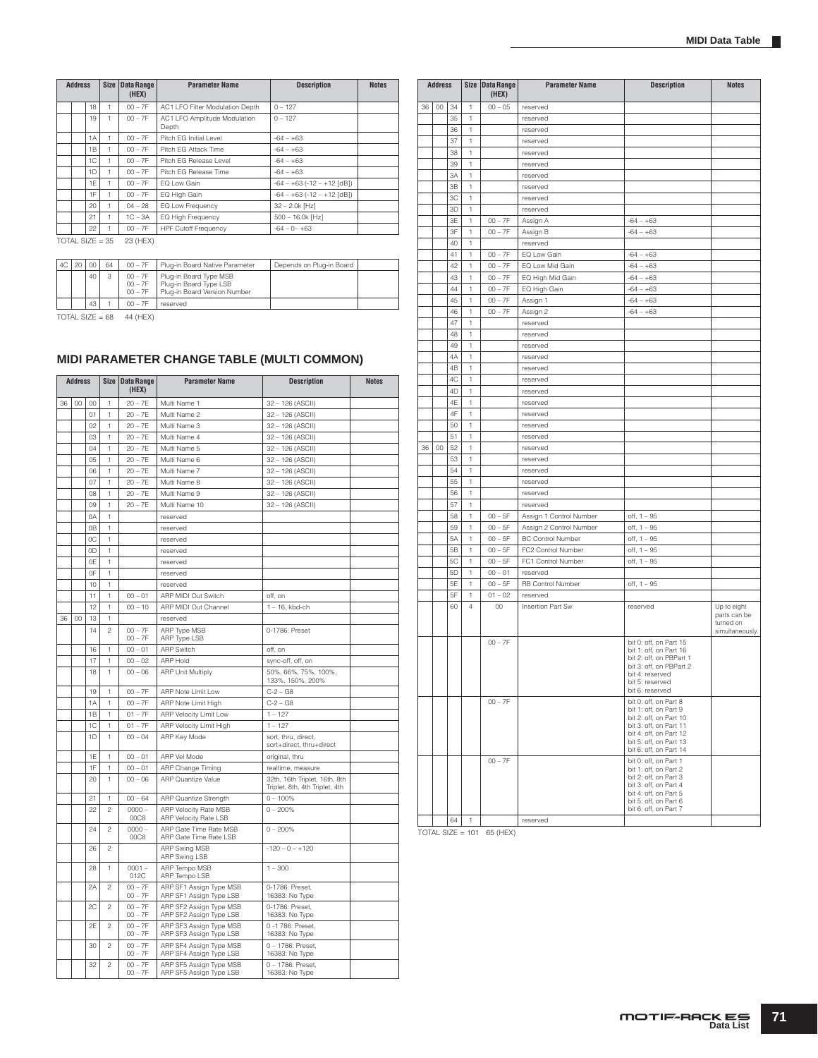| Address | | | Size | Data Range (HEX) | Parameter Name | Description | Notes |
|---|---|---|---|---|---|---|---|
| | | 18 | 1 | 00 – 7F | AC1 LFO Filter Modulation Depth | 0 – 127 | |
| | | 19 | 1 | 00 – 7F | AC1 LFO Amplitude Modulation Depth | 0 – 127 | |
| | | 1A | 1 | 00 – 7F | Pitch EG Initial Level | -64 – +63 | |
| | | 1B | 1 | 00 – 7F | Pitch EG Attack Time | -64 – +63 | |
| | | 1C | 1 | 00 – 7F | Pitch EG Release Level | -64 – +63 | |
| | | 1D | 1 | 00 – 7F | Pitch EG Release Time | -64 – +63 | |
| | | 1E | 1 | 00 – 7F | EQ Low Gain | -64 – +63 (-12 – +12 [dB]) | |
| | | 1F | 1 | 00 – 7F | EQ High Gain | -64 – +63 (-12 – +12 [dB]) | |
| | | 20 | 1 | 04 – 28 | EQ Low Frequency | 32 – 2.0k [Hz] | |
| | | 21 | 1 | 1C – 3A | EQ High Frequency | 500 – 16.0k [Hz] | |
| | | 22 | 1 | 00 – 7F | HPF Cutoff Frequency | -64 – 0– +63 | |

TOTAL SIZE = 35 23 (HEX)

| Address | | | Size | Data Range (HEX) | Parameter Name | Description | Notes |
|---|---|---|---|---|---|---|---|
| 4C | 20 | 00 | 64 | 00 – 7F | Plug-in Board Native Parameter | Depends on Plug-in Board | |
| | | 40 | 3 | 00 – 7F<br>00 – 7F<br>00 – 7F | Plug-in Board Type MSB<br>Plug-in Board Type LSB<br>Plug-in Board Version Number | | |
| | | 43 | 1 | 00 – 7F | reserved | | |

TOTAL SIZE = 68 44 (HEX)

## MIDI PARAMETER CHANGE TABLE (MULTI COMMON)

| Address | | | Size | Data Range (HEX) | Parameter Name | Description | Notes |
|---|---|---|---|---|---|---|---|
| 36 | 00 | 00 | 1 | 20 – 7E | Multi Name 1 | 32 – 126 (ASCII) | |
| | | 01 | 1 | 20 – 7E | Multi Name 2 | 32 – 126 (ASCII) | |
| | | 02 | 1 | 20 – 7E | Multi Name 3 | 32 – 126 (ASCII) | |
| | | 03 | 1 | 20 – 7E | Multi Name 4 | 32 – 126 (ASCII) | |
| | | 04 | 1 | 20 – 7E | Multi Name 5 | 32 – 126 (ASCII) | |
| | | 05 | 1 | 20 – 7E | Multi Name 6 | 32 – 126 (ASCII) | |
| | | 06 | 1 | 20 – 7E | Multi Name 7 | 32 – 126 (ASCII) | |
| | | 07 | 1 | 20 – 7E | Multi Name 8 | 32 – 126 (ASCII) | |
| | | 08 | 1 | 20 – 7E | Multi Name 9 | 32 – 126 (ASCII) | |
| | | 09 | 1 | 20 – 7E | Multi Name 10 | 32 – 126 (ASCII) | |
| | | 0A | 1 | | reserved | | |
| | | 0B | 1 | | reserved | | |
| | | 0C | 1 | | reserved | | |
| | | 0D | 1 | | reserved | | |
| | | 0E | 1 | | reserved | | |
| | | 0F | 1 | | reserved | | |
| | | 10 | 1 | | reserved | | |
| | | 11 | 1 | 00 – 01 | ARP MIDI Out Switch | off, on | |
| | | 12 | 1 | 00 – 10 | ARP MIDI Out Channel | 1 – 16, kbd-ch | |
| 36 | 00 | 13 | 1 | | reserved | | |
| | | 14 | 2 | 00 – 7F<br>00 – 7F | ARP Type MSB<br>ARP Type LSB | 0-1786: Preset | |
| | | 16 | 1 | 00 – 01 | ARP Switch | off, on | |
| | | 17 | 1 | 00 – 02 | ARP Hold | sync-off, off, on | |
| | | 18 | 1 | 00 – 06 | ARP Unit Multiply | 50%, 66%, 75%, 100%, 133%, 150%, 200% | |
| | | 19 | 1 | 00 – 7F | ARP Note Limit Low | C-2 – G8 | |
| | | 1A | 1 | 00 – 7F | ARP Note Limit High | C-2 – G8 | |
| | | 1B | 1 | 01 – 7F | ARP Velocity Limit Low | 1 – 127 | |
| | | 1C | 1 | 01 – 7F | ARP Velocity Limit High | 1 – 127 | |
| | | 1D | 1 | 00 – 04 | ARP Key Mode | sort, thru, direct, sort+direct, thru+direct | |
| | | 1E | 1 | 00 – 01 | ARP Vel Mode | original, thru | |
| | | 1F | 1 | 00 – 01 | ARP Change Timing | realtime, measure | |
| | | 20 | 1 | 00 – 06 | ARP Quantize Value | 32th, 16th Triplet, 16th, 8th Triplet, 8th, 4th Triplet, 4th | |
| | | 21 | 1 | 00 – 64 | ARP Quantize Strength | 0 – 100% | |
| | | 22 | 2 | 0000 – 00C8 | ARP Velocity Rate MSB<br>ARP Velocity Rate LSB | 0 – 200% | |
| | | 24 | 2 | 0000 – 00C8 | ARP Gate Time Rate MSB<br>ARP Gate Time Rate LSB | 0 – 200% | |
| | | 26 | 2 | | ARP Swing MSB<br>ARP Swing LSB | -120 – 0 – +120 | |
| | | 28 | 1 | 0001 – 012C | ARP Tempo MSB<br>ARP Tempo LSB | 1 – 300 | |
| | | 2A | 2 | 00 – 7F<br>00 – 7F | ARP SF1 Assign Type MSB<br>ARP SF1 Assign Type LSB | 0-1786: Preset, 16383: No Type | |
| | | 2C | 2 | 00 – 7F<br>00 – 7F | ARP SF2 Assign Type MSB<br>ARP SF2 Assign Type LSB | 0-1786: Preset, 16383: No Type | |
| | | 2E | 2 | 00 – 7F<br>00 – 7F | ARP SF3 Assign Type MSB<br>ARP SF3 Assign Type LSB | 0 -1 786: Preset, 16383: No Type | |
| | | 30 | 2 | 00 – 7F<br>00 – 7F | ARP SF4 Assign Type MSB<br>ARP SF4 Assign Type LSB | 0 – 1786: Preset, 16383: No Type | |
| | | 32 | 2 | 00 – 7F<br>00 – 7F | ARP SF5 Assign Type MSB<br>ARP SF5 Assign Type LSB | 0 – 1786: Preset, 16383: No Type | |
| 36 | 00 | 34 | 1 | 00 – 05 | reserved | | |
| | | 35 | 1 | | reserved | | |
| | | 36 | 1 | | reserved | | |
| | | 37 | 1 | | reserved | | |
| | | 38 | 1 | | reserved | | |
| | | 39 | 1 | | reserved | | |
| | | 3A | 1 | | reserved | | |
| | | 3B | 1 | | reserved | | |
| | | 3C | 1 | | reserved | | |
| | | 3D | 1 | | reserved | | |
| | | 3E | 1 | 00 – 7F | Assign A | -64 – +63 | |
| | | 3F | 1 | 00 – 7F | Assign B | -64 – +63 | |
| | | 40 | 1 | | reserved | | |
| | | 41 | 1 | 00 – 7F | EQ Low Gain | -64 – +63 | |
| | | 42 | 1 | 00 – 7F | EQ Low Mid Gain | -64 – +63 | |
| | | 43 | 1 | 00 – 7F | EQ High Mid Gain | -64 – +63 | |
| | | 44 | 1 | 00 – 7F | EQ High Gain | -64 – +63 | |
| | | 45 | 1 | 00 – 7F | Assign 1 | -64 – +63 | |
| | | 46 | 1 | 00 – 7F | Assign 2 | -64 – +63 | |
| | | 47 | 1 | | reserved | | |
| | | 48 | 1 | | reserved | | |
| | | 49 | 1 | | reserved | | |
| | | 4A | 1 | | reserved | | |
| | | 4B | 1 | | reserved | | |
| | | 4C | 1 | | reserved | | |
| | | 4D | 1 | | reserved | | |
| | | 4E | 1 | | reserved | | |
| | | 4F | 1 | | reserved | | |
| | | 50 | 1 | | reserved | | |
| | | 51 | 1 | | reserved | | |
| 36 | 00 | 52 | 1 | | reserved | | |
| | | 53 | 1 | | reserved | | |
| | | 54 | 1 | | reserved | | |
| | | 55 | 1 | | reserved | | |
| | | 56 | 1 | | reserved | | |
| | | 57 | 1 | | reserved | | |
| | | 58 | 1 | 00 – 5F | Assign 1 Control Number | off, 1 – 95 | |
| | | 59 | 1 | 00 – 5F | Assign 2 Control Number | off, 1 – 95 | |
| | | 5A | 1 | 00 – 5F | BC Control Number | off, 1 – 95 | |
| | | 5B | 1 | 00 – 5F | FC2 Control Number | off, 1 – 95 | |
| | | 5C | 1 | 00 – 5F | FC1 Control Number | off, 1 – 95 | |
| | | 5D | 1 | 00 – 01 | reserved | | |
| | | 5E | 1 | 00 – 5F | RB Control Number | off, 1 – 95 | |
| | | 5F | 1 | 01 – 02 | reserved | | |
| | | 60 | 4 | 00 | Insertion Part Sw | reserved | Up to eight parts can be turned on simultaneously. |
| | | | | 00 – 7F | | bit 0: off, on Part 15<br>bit 1: off, on Part 16<br>bit 2: off, on PBPart 1<br>bit 3: off, on PBPart 2<br>bit 4: reserved<br>bit 5: reserved<br>bit 6: reserved | |
| | | | | 00 – 7F | | bit 0: off, on Part 8<br>bit 1: off, on Part 9<br>bit 2: off, on Part 10<br>bit 3: off, on Part 11<br>bit 4: off, on Part 12<br>bit 5: off, on Part 13<br>bit 6: off, on Part 14 | |
| | | | | 00 – 7F | | bit 0: off, on Part 1<br>bit 1: off, on Part 2<br>bit 2: off, on Part 3<br>bit 3: off, on Part 4<br>bit 4: off, on Part 5<br>bit 5: off, on Part 6<br>bit 6: off, on Part 7 | |
| | | 64 | 1 | | reserved | | |

TOTAL SIZE = 101 65 (HEX)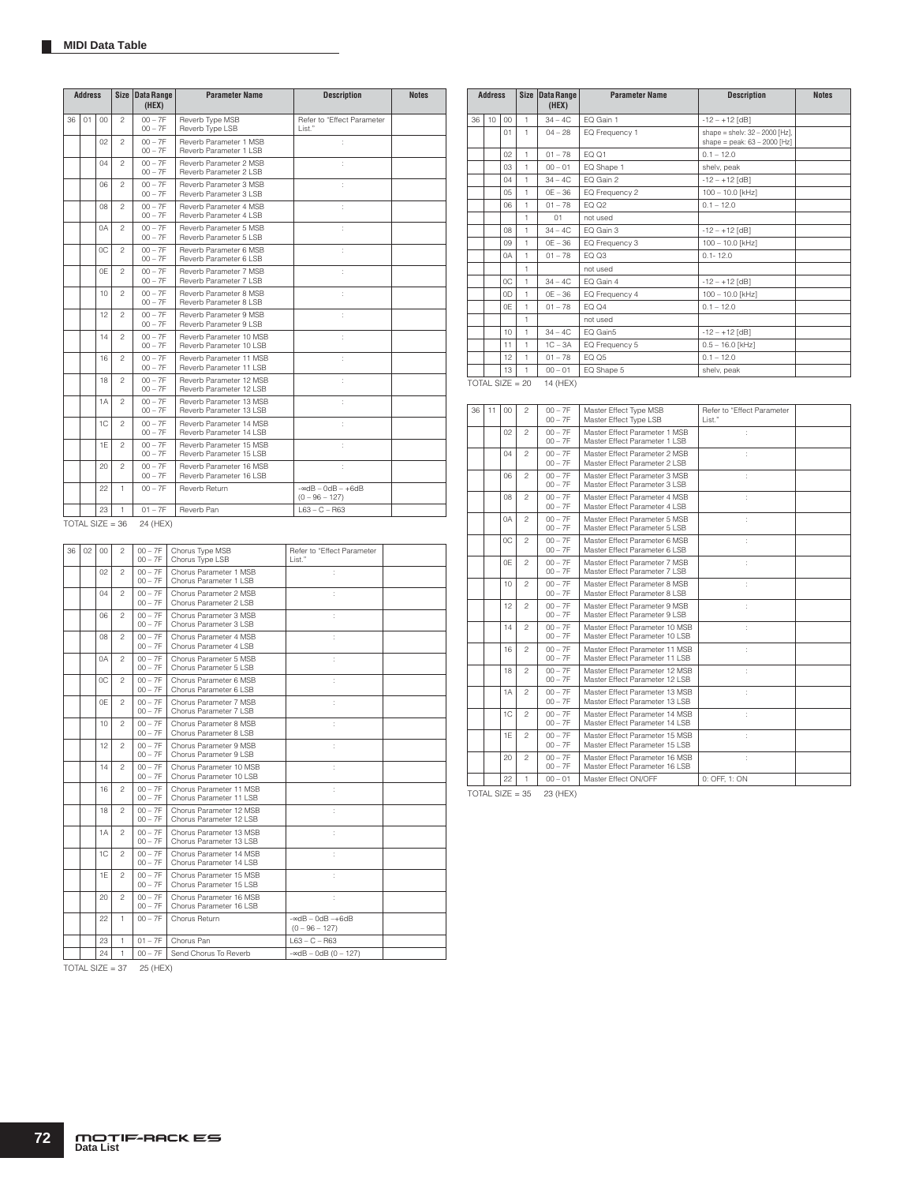## MIDI Data Table

| Address | | | Size | Data Range (HEX) | Parameter Name | Description | Notes |
|---|---|---|---|---|---|---|---|
| 36 | 01 | 00 | 2 | 00 – 7F<br>00 – 7F | Reverb Type MSB<br>Reverb Type LSB | Refer to "Effect Parameter List." | |
| | | 02 | 2 | 00 – 7F<br>00 – 7F | Reverb Parameter 1 MSB<br>Reverb Parameter 1 LSB | : | |
| | | 04 | 2 | 00 – 7F<br>00 – 7F | Reverb Parameter 2 MSB<br>Reverb Parameter 2 LSB | : | |
| | | 06 | 2 | 00 – 7F<br>00 – 7F | Reverb Parameter 3 MSB<br>Reverb Parameter 3 LSB | : | |
| | | 08 | 2 | 00 – 7F<br>00 – 7F | Reverb Parameter 4 MSB<br>Reverb Parameter 4 LSB | : | |
| | | 0A | 2 | 00 – 7F<br>00 – 7F | Reverb Parameter 5 MSB<br>Reverb Parameter 5 LSB | : | |
| | | 0C | 2 | 00 – 7F<br>00 – 7F | Reverb Parameter 6 MSB<br>Reverb Parameter 6 LSB | : | |
| | | 0E | 2 | 00 – 7F<br>00 – 7F | Reverb Parameter 7 MSB<br>Reverb Parameter 7 LSB | : | |
| | | 10 | 2 | 00 – 7F<br>00 – 7F | Reverb Parameter 8 MSB<br>Reverb Parameter 8 LSB | : | |
| | | 12 | 2 | 00 – 7F<br>00 – 7F | Reverb Parameter 9 MSB<br>Reverb Parameter 9 LSB | : | |
| | | 14 | 2 | 00 – 7F<br>00 – 7F | Reverb Parameter 10 MSB<br>Reverb Parameter 10 LSB | : | |
| | | 16 | 2 | 00 – 7F<br>00 – 7F | Reverb Parameter 11 MSB<br>Reverb Parameter 11 LSB | : | |
| | | 18 | 2 | 00 – 7F<br>00 – 7F | Reverb Parameter 12 MSB<br>Reverb Parameter 12 LSB | : | |
| | | 1A | 2 | 00 – 7F<br>00 – 7F | Reverb Parameter 13 MSB<br>Reverb Parameter 13 LSB | : | |
| | | 1C | 2 | 00 – 7F<br>00 – 7F | Reverb Parameter 14 MSB<br>Reverb Parameter 14 LSB | : | |
| | | 1E | 2 | 00 – 7F<br>00 – 7F | Reverb Parameter 15 MSB<br>Reverb Parameter 15 LSB | : | |
| | | 20 | 2 | 00 – 7F<br>00 – 7F | Reverb Parameter 16 MSB<br>Reverb Parameter 16 LSB | : | |
| | | 22 | 1 | 00 – 7F | Reverb Return | -∞dB – 0dB – +6dB (0 – 96 – 127) | |
| | | 23 | 1 | 01 – 7F | Reverb Pan | L63 – C – R63 | |

TOTAL SIZE = 36 24 (HEX)

| Address | | | Size | Data Range (HEX) | Parameter Name | Description | Notes |
|---|---|---|---|---|---|---|---|
| 36 | 02 | 00 | 2 | 00 – 7F<br>00 – 7F | Chorus Type MSB<br>Chorus Type LSB | Refer to "Effect Parameter List." | |
| | | 02 | 2 | 00 – 7F<br>00 – 7F | Chorus Parameter 1 MSB<br>Chorus Parameter 1 LSB | : | |
| | | 04 | 2 | 00 – 7F<br>00 – 7F | Chorus Parameter 2 MSB<br>Chorus Parameter 2 LSB | : | |
| | | 06 | 2 | 00 – 7F<br>00 – 7F | Chorus Parameter 3 MSB<br>Chorus Parameter 3 LSB | : | |
| | | 08 | 2 | 00 – 7F<br>00 – 7F | Chorus Parameter 4 MSB<br>Chorus Parameter 4 LSB | : | |
| | | 0A | 2 | 00 – 7F<br>00 – 7F | Chorus Parameter 5 MSB<br>Chorus Parameter 5 LSB | : | |
| | | 0C | 2 | 00 – 7F<br>00 – 7F | Chorus Parameter 6 MSB<br>Chorus Parameter 6 LSB | : | |
| | | 0E | 2 | 00 – 7F<br>00 – 7F | Chorus Parameter 7 MSB<br>Chorus Parameter 7 LSB | : | |
| | | 10 | 2 | 00 – 7F<br>00 – 7F | Chorus Parameter 8 MSB<br>Chorus Parameter 8 LSB | : | |
| | | 12 | 2 | 00 – 7F<br>00 – 7F | Chorus Parameter 9 MSB<br>Chorus Parameter 9 LSB | : | |
| | | 14 | 2 | 00 – 7F<br>00 – 7F | Chorus Parameter 10 MSB<br>Chorus Parameter 10 LSB | : | |
| | | 16 | 2 | 00 – 7F<br>00 – 7F | Chorus Parameter 11 MSB<br>Chorus Parameter 11 LSB | : | |
| | | 18 | 2 | 00 – 7F<br>00 – 7F | Chorus Parameter 12 MSB<br>Chorus Parameter 12 LSB | : | |
| | | 1A | 2 | 00 – 7F<br>00 – 7F | Chorus Parameter 13 MSB<br>Chorus Parameter 13 LSB | : | |
| | | 1C | 2 | 00 – 7F<br>00 – 7F | Chorus Parameter 14 MSB<br>Chorus Parameter 14 LSB | : | |
| | | 1E | 2 | 00 – 7F<br>00 – 7F | Chorus Parameter 15 MSB<br>Chorus Parameter 15 LSB | : | |
| | | 20 | 2 | 00 – 7F<br>00 – 7F | Chorus Parameter 16 MSB<br>Chorus Parameter 16 LSB | : | |
| | | 22 | 1 | 00 – 7F | Chorus Return | -∞dB – 0dB –+6dB (0 – 96 – 127) | |
| | | 23 | 1 | 01 – 7F | Chorus Pan | L63 – C – R63 | |
| | | 24 | 1 | 00 – 7F | Send Chorus To Reverb | -∞dB – 0dB (0 – 127) | |

TOTAL SIZE = 37 25 (HEX)

| Address | | | Size | Data Range (HEX) | Parameter Name | Description | Notes |
|---|---|---|---|---|---|---|---|
| 36 | 10 | 00 | 1 | 34 – 4C | EQ Gain 1 | -12 – +12 [dB] | |
| | | 01 | 1 | 04 – 28 | EQ Frequency 1 | shape = shelv: 32 – 2000 [Hz], shape = peak: 63 – 2000 [Hz] | |
| | | 02 | 1 | 01 – 78 | EQ Q1 | 0.1 – 12.0 | |
| | | 03 | 1 | 00 – 01 | EQ Shape 1 | shelv, peak | |
| | | 04 | 1 | 34 – 4C | EQ Gain 2 | -12 – +12 [dB] | |
| | | 05 | 1 | 0E – 36 | EQ Frequency 2 | 100 – 10.0 [kHz] | |
| | | 06 | 1 | 01 – 78 | EQ Q2 | 0.1 – 12.0 | |
| | | | 1 | 01 | not used | | |
| | | 08 | 1 | 34 – 4C | EQ Gain 3 | -12 – +12 [dB] | |
| | | 09 | 1 | 0E – 36 | EQ Frequency 3 | 100 – 10.0 [kHz] | |
| | | 0A | 1 | 01 – 78 | EQ Q3 | 0.1- 12.0 | |
| | | | 1 | | not used | | |
| | | 0C | 1 | 34 – 4C | EQ Gain 4 | -12 – +12 [dB] | |
| | | 0D | 1 | 0E – 36 | EQ Frequency 4 | 100 – 10.0 [kHz] | |
| | | 0E | 1 | 01 – 78 | EQ Q4 | 0.1 – 12.0 | |
| | | | 1 | | not used | | |
| | | 10 | 1 | 34 – 4C | EQ Gain5 | -12 – +12 [dB] | |
| | | 11 | 1 | 1C – 3A | EQ Frequency 5 | 0.5 – 16.0 [kHz] | |
| | | 12 | 1 | 01 – 78 | EQ Q5 | 0.1 – 12.0 | |
| | | 13 | 1 | 00 – 01 | EQ Shape 5 | shelv, peak | |

TOTAL SIZE = 20 14 (HEX)

| Address | | | Size | Data Range (HEX) | Parameter Name | Description | Notes |
|---|---|---|---|---|---|---|---|
| 36 | 11 | 00 | 2 | 00 – 7F<br>00 – 7F | Master Effect Type MSB<br>Master Effect Type LSB | Refer to "Effect Parameter List." | |
| | | 02 | 2 | 00 – 7F<br>00 – 7F | Master Effect Parameter 1 MSB<br>Master Effect Parameter 1 LSB | : | |
| | | 04 | 2 | 00 – 7F<br>00 – 7F | Master Effect Parameter 2 MSB<br>Master Effect Parameter 2 LSB | : | |
| | | 06 | 2 | 00 – 7F<br>00 – 7F | Master Effect Parameter 3 MSB<br>Master Effect Parameter 3 LSB | : | |
| | | 08 | 2 | 00 – 7F<br>00 – 7F | Master Effect Parameter 4 MSB<br>Master Effect Parameter 4 LSB | : | |
| | | 0A | 2 | 00 – 7F<br>00 – 7F | Master Effect Parameter 5 MSB<br>Master Effect Parameter 5 LSB | : | |
| | | 0C | 2 | 00 – 7F<br>00 – 7F | Master Effect Parameter 6 MSB<br>Master Effect Parameter 6 LSB | : | |
| | | 0E | 2 | 00 – 7F<br>00 – 7F | Master Effect Parameter 7 MSB<br>Master Effect Parameter 7 LSB | : | |
| | | 10 | 2 | 00 – 7F<br>00 – 7F | Master Effect Parameter 8 MSB<br>Master Effect Parameter 8 LSB | : | |
| | | 12 | 2 | 00 – 7F<br>00 – 7F | Master Effect Parameter 9 MSB<br>Master Effect Parameter 9 LSB | : | |
| | | 14 | 2 | 00 – 7F<br>00 – 7F | Master Effect Parameter 10 MSB<br>Master Effect Parameter 10 LSB | : | |
| | | 16 | 2 | 00 – 7F<br>00 – 7F | Master Effect Parameter 11 MSB<br>Master Effect Parameter 11 LSB | : | |
| | | 18 | 2 | 00 – 7F<br>00 – 7F | Master Effect Parameter 12 MSB<br>Master Effect Parameter 12 LSB | : | |
| | | 1A | 2 | 00 – 7F<br>00 – 7F | Master Effect Parameter 13 MSB<br>Master Effect Parameter 13 LSB | : | |
| | | 1C | 2 | 00 – 7F<br>00 – 7F | Master Effect Parameter 14 MSB<br>Master Effect Parameter 14 LSB | : | |
| | | 1E | 2 | 00 – 7F<br>00 – 7F | Master Effect Parameter 15 MSB<br>Master Effect Parameter 15 LSB | : | |
| | | 20 | 2 | 00 – 7F<br>00 – 7F | Master Effect Parameter 16 MSB<br>Master Effect Parameter 16 LSB | : | |
| | | 22 | 1 | 00 – 01 | Master Effect ON/OFF | 0: OFF, 1: ON | |

TOTAL SIZE = 35 23 (HEX)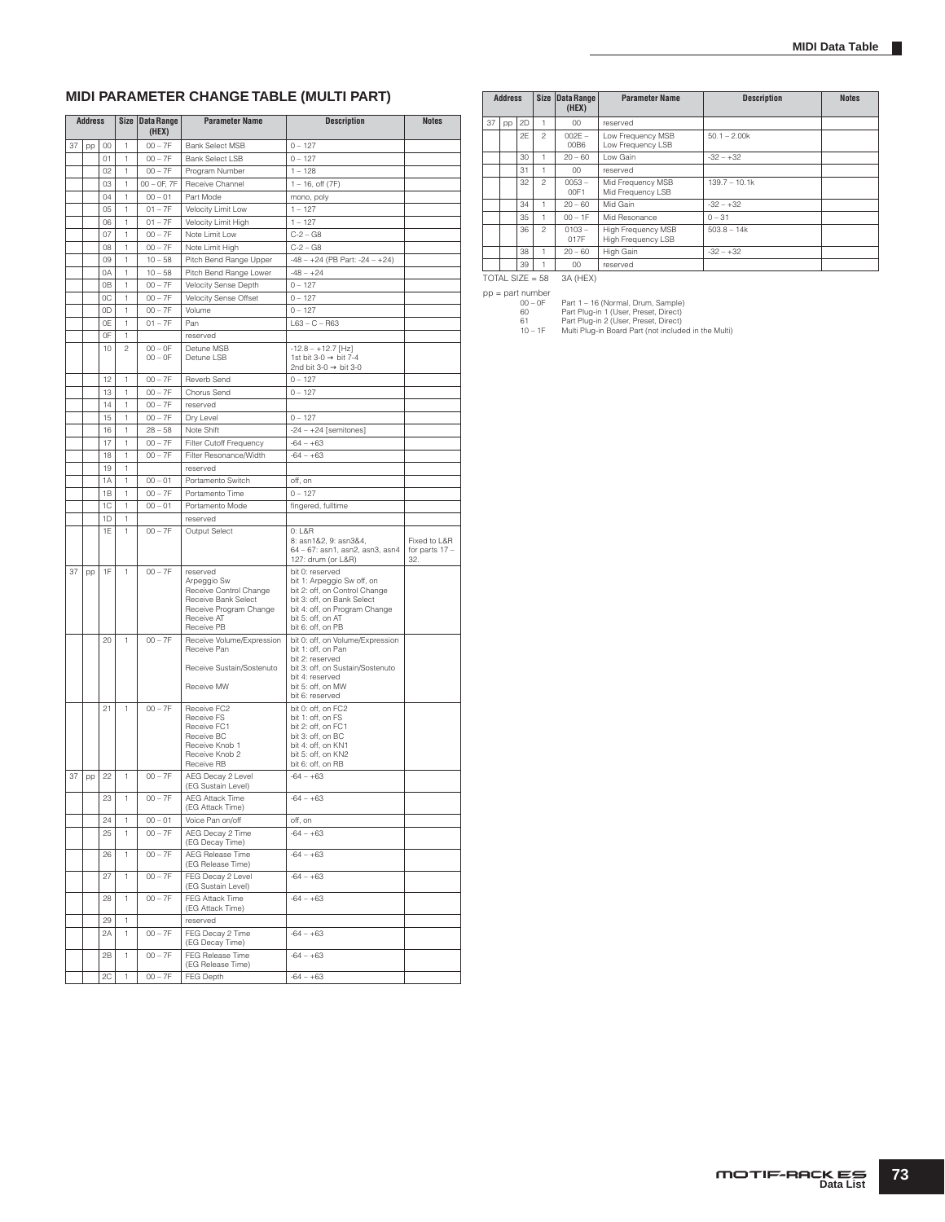## MIDI PARAMETER CHANGE TABLE (MULTI PART)

| Address | | | Size | Data Range (HEX) | Parameter Name | Description | Notes |
|---|---|---|---|---|---|---|---|
| 37 | pp | 00 | 1 | 00 – 7F | Bank Select MSB | 0 – 127 | |
| | | 01 | 1 | 00 – 7F | Bank Select LSB | 0 – 127 | |
| | | 02 | 1 | 00 – 7F | Program Number | 1 – 128 | |
| | | 03 | 1 | 00 – 0F, 7F | Receive Channel | 1 – 16, off (7F) | |
| | | 04 | 1 | 00 – 01 | Part Mode | mono, poly | |
| | | 05 | 1 | 01 – 7F | Velocity Limit Low | 1 – 127 | |
| | | 06 | 1 | 01 – 7F | Velocity Limit High | 1 – 127 | |
| | | 07 | 1 | 00 – 7F | Note Limit Low | C-2 – G8 | |
| | | 08 | 1 | 00 – 7F | Note Limit High | C-2 – G8 | |
| | | 09 | 1 | 10 – 58 | Pitch Bend Range Upper | -48 – +24 (PB Part: -24 – +24) | |
| | | 0A | 1 | 10 – 58 | Pitch Bend Range Lower | -48 – +24 | |
| | | 0B | 1 | 00 – 7F | Velocity Sense Depth | 0 – 127 | |
| | | 0C | 1 | 00 – 7F | Velocity Sense Offset | 0 – 127 | |
| | | 0D | 1 | 00 – 7F | Volume | 0 – 127 | |
| | | 0E | 1 | 01 – 7F | Pan | L63 – C – R63 | |
| | | 0F | 1 | | reserved | | |
| | | 10 | 2 | 00 – 0F<br>00 – 0F | Detune MSB<br>Detune LSB | -12.8 – +12.7 [Hz]<br>1st bit 3-0 → bit 7-4<br>2nd bit 3-0 → bit 3-0 | |
| | | 12 | 1 | 00 – 7F | Reverb Send | 0 – 127 | |
| | | 13 | 1 | 00 – 7F | Chorus Send | 0 – 127 | |
| | | 14 | 1 | 00 – 7F | reserved | | |
| | | 15 | 1 | 00 – 7F | Dry Level | 0 – 127 | |
| | | 16 | 1 | 28 – 58 | Note Shift | -24 – +24 [semitones] | |
| | | 17 | 1 | 00 – 7F | Filter Cutoff Frequency | -64 – +63 | |
| | | 18 | 1 | 00 – 7F | Filter Resonance/Width | -64 – +63 | |
| | | 19 | 1 | | reserved | | |
| | | 1A | 1 | 00 – 01 | Portamento Switch | off, on | |
| | | 1B | 1 | 00 – 7F | Portamento Time | 0 – 127 | |
| | | 1C | 1 | 00 – 01 | Portamento Mode | fingered, fulltime | |
| | | 1D | 1 | | reserved | | |
| | | 1E | 1 | 00 – 7F | Output Select | 0: L&R<br>8: asn1&2, 9: asn3&4,<br>64 – 67: asn1, asn2, asn3, asn4<br>127: drum (or L&R) | Fixed to L&R for parts 17 – 32. |
| 37 | pp | 1F | 1 | 00 – 7F | reserved<br>Arpeggio Sw<br>Receive Control Change<br>Receive Bank Select<br>Receive Program Change<br>Receive AT<br>Receive PB | bit 0: reserved<br>bit 1: Arpeggio Sw off, on<br>bit 2: off, on Control Change<br>bit 3: off, on Bank Select<br>bit 4: off, on Program Change<br>bit 5: off, on AT<br>bit 6: off, on PB | |
| | | 20 | 1 | 00 – 7F | Receive Volume/Expression<br>Receive Pan<br><br>Receive Sustain/Sostenuto<br><br>Receive MW | bit 0: off, on Volume/Expression<br>bit 1: off, on Pan<br>bit 2: reserved<br>bit 3: off, on Sustain/Sostenuto<br>bit 4: reserved<br>bit 5: off, on MW<br>bit 6: reserved | |
| | | 21 | 1 | 00 – 7F | Receive FC2<br>Receive FS<br>Receive FC1<br>Receive BC<br>Receive Knob 1<br>Receive Knob 2<br>Receive RB | bit 0: off, on FC2<br>bit 1: off, on FS<br>bit 2: off, on FC1<br>bit 3: off, on BC<br>bit 4: off, on KN1<br>bit 5: off, on KN2<br>bit 6: off, on RB | |
| 37 | pp | 22 | 1 | 00 – 7F | AEG Decay 2 Level (EG Sustain Level) | -64 – +63 | |
| | | 23 | 1 | 00 – 7F | AEG Attack Time (EG Attack Time) | -64 – +63 | |
| | | 24 | 1 | 00 – 01 | Voice Pan on/off | off, on | |
| | | 25 | 1 | 00 – 7F | AEG Decay 2 Time (EG Decay Time) | -64 – +63 | |
| | | 26 | 1 | 00 – 7F | AEG Release Time (EG Release Time) | -64 – +63 | |
| | | 27 | 1 | 00 – 7F | FEG Decay 2 Level (EG Sustain Level) | -64 – +63 | |
| | | 28 | 1 | 00 – 7F | FEG Attack Time (EG Attack Time) | -64 – +63 | |
| | | 29 | 1 | | reserved | | |
| | | 2A | 1 | 00 – 7F | FEG Decay 2 Time (EG Decay Time) | -64 – +63 | |
| | | 2B | 1 | 00 – 7F | FEG Release Time (EG Release Time) | -64 – +63 | |
| | | 2C | 1 | 00 – 7F | FEG Depth | -64 – +63 | |
| 37 | pp | 2D | 1 | 00 | reserved | | |
| | | 2E | 2 | 002E – 00B6 | Low Frequency MSB<br>Low Frequency LSB | 50.1 – 2.00k | |
| | | 30 | 1 | 20 – 60 | Low Gain | -32 – +32 | |
| | | 31 | 1 | 00 | reserved | | |
| | | 32 | 2 | 0053 – 00F1 | Mid Frequency MSB<br>Mid Frequency LSB | 139.7 – 10.1k | |
| | | 34 | 1 | 20 – 60 | Mid Gain | -32 – +32 | |
| | | 35 | 1 | 00 – 1F | Mid Resonance | 0 – 31 | |
| | | 36 | 2 | 0103 – 017F | High Frequency MSB<br>High Frequency LSB | 503.8 – 14k | |
| | | 38 | 1 | 20 – 60 | High Gain | -32 – +32 | |
| | | 39 | 1 | 00 | reserved | | |

TOTAL SIZE = 58 3A (HEX)

pp = part number

| | |
|---|---|
| 00 – 0F | Part 1 – 16 (Normal, Drum, Sample) |
| 60 | Part Plug-in 1 (User, Preset, Direct) |
| 61 | Part Plug-in 2 (User, Preset, Direct) |
| 10 – 1F | Multi Plug-in Board Part (not included in the Multi) |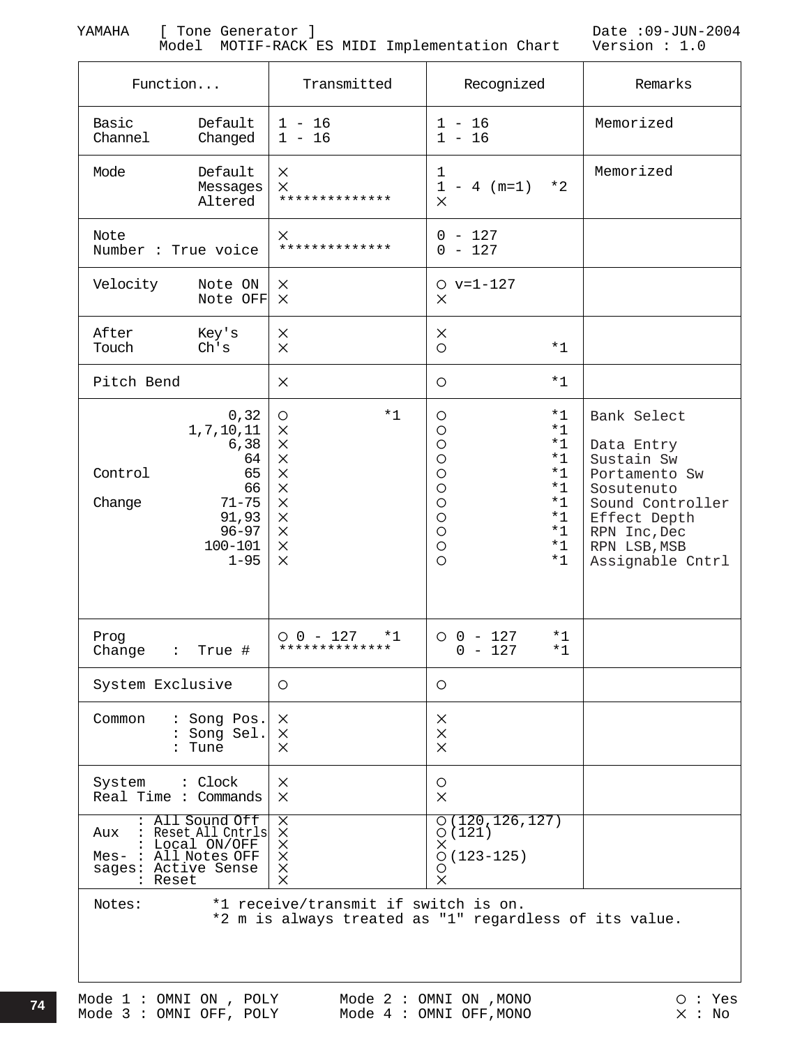YAMAHA [ Tone Generator ] Date :09-JUN-2004
Model MOTIF-RACK ES MIDI Implementation Chart Version : 1.0

| Function... | | Transmitted | Recognized | Remarks |
|---|---|---|---|---|
| Basic Channel | Default | 1 - 16 | 1 - 16 | Memorized |
| | Changed | 1 - 16 | 1 - 16 | |
| Mode | Default | × | 1 | Memorized |
| | Messages | × | 1 - 4 (m=1) *2 | |
| | Altered | ************** | × | |
| Note Number : | | × | 0 - 127 | |
| | True voice | ************** | 0 - 127 | |
| Velocity | Note ON | × | ○ v=1-127 | |
| | Note OFF | × | × | |
| After Touch | Key's | × | × | |
| | Ch's | × | ○ *1 | |
| Pitch Bend | | × | ○ *1 | |
| Control Change | 0,32 | ○ *1 | ○ *1 | Bank Select |
| | 1,7,10,11 | × | ○ *1 | |
| | 6,38 | × | ○ *1 | Data Entry |
| | 64 | × | ○ *1 | Sustain Sw |
| | 65 | × | ○ *1 | Portamento Sw |
| | 66 | × | ○ *1 | Sosutenuto |
| | 71-75 | × | ○ *1 | Sound Controller |
| | 91,93 | × | ○ *1 | Effect Depth |
| | 96-97 | × | ○ *1 | RPN Inc,Dec |
| | 100-101 | × | ○ *1 | RPN LSB,MSB |
| | 1-95 | × | ○ *1 | Assignable Cntrl |
| Prog Change | | ○ 0 - 127 *1 | ○ 0 - 127 *1 | |
| | : True # | ************** | 0 - 127 *1 | |
| System Exclusive | | ○ | ○ | |
| Common | : Song Pos. | × | × | |
| | : Song Sel. | × | × | |
| | : Tune | × | × | |
| System Real Time | : Clock | × | ○ | |
| | : Commands | × | × | |
| Aux Messages | : All Sound Off | × | ○ (120,126,127) | |
| | : Reset All Cntrls | × | ○ (121) | |
| | : Local ON/OFF | × | × | |
| | : All Notes OFF | × | ○ (123-125) | |
| | : Active Sense | × | ○ | |
| | : Reset | × | × | |

Notes: *1 receive/transmit if switch is on.
*2 m is always treated as "1" regardless of its value.

Mode 1 : OMNI ON , POLY Mode 2 : OMNI ON ,MONO ○ : Yes
Mode 3 : OMNI OFF, POLY Mode 4 : OMNI OFF,MONO × : No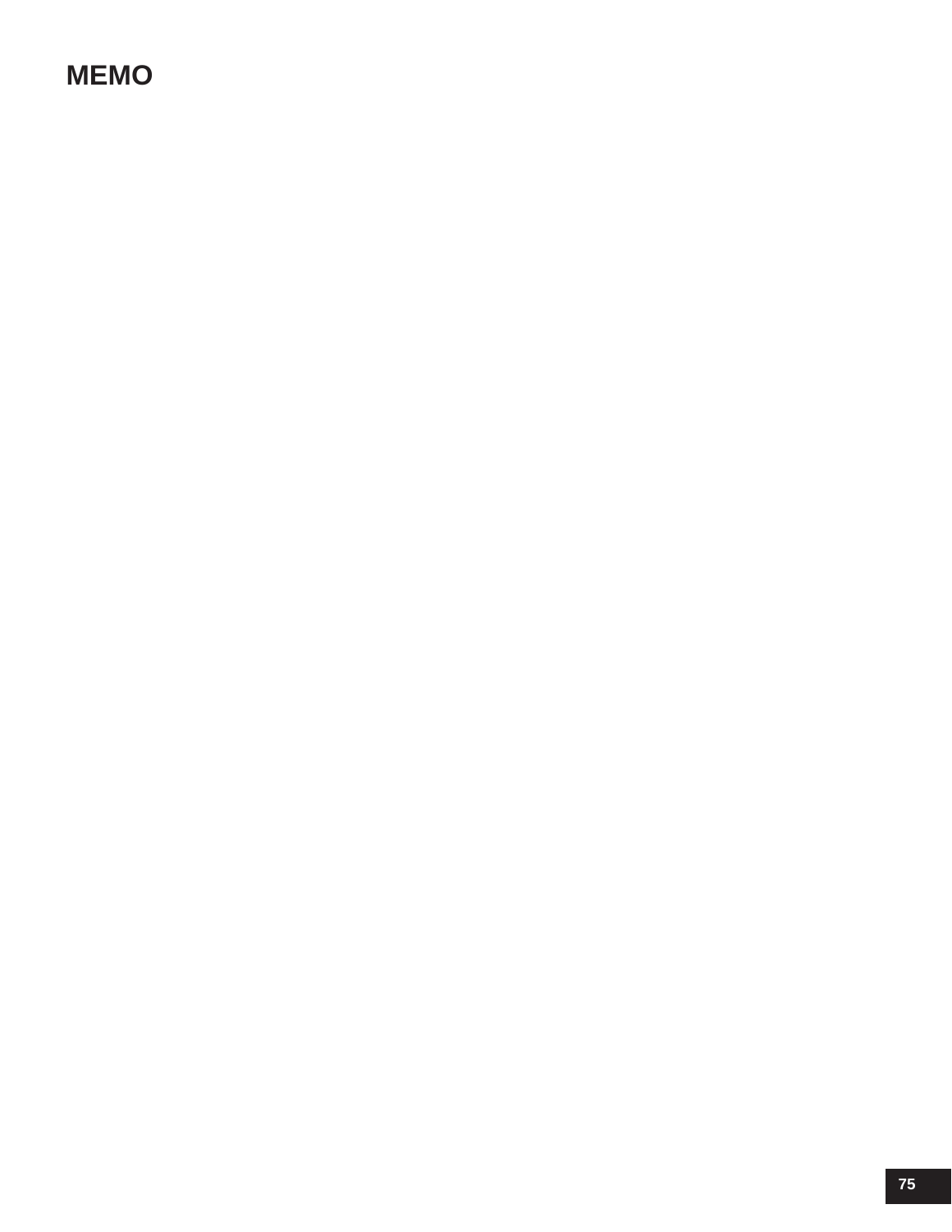# MEMO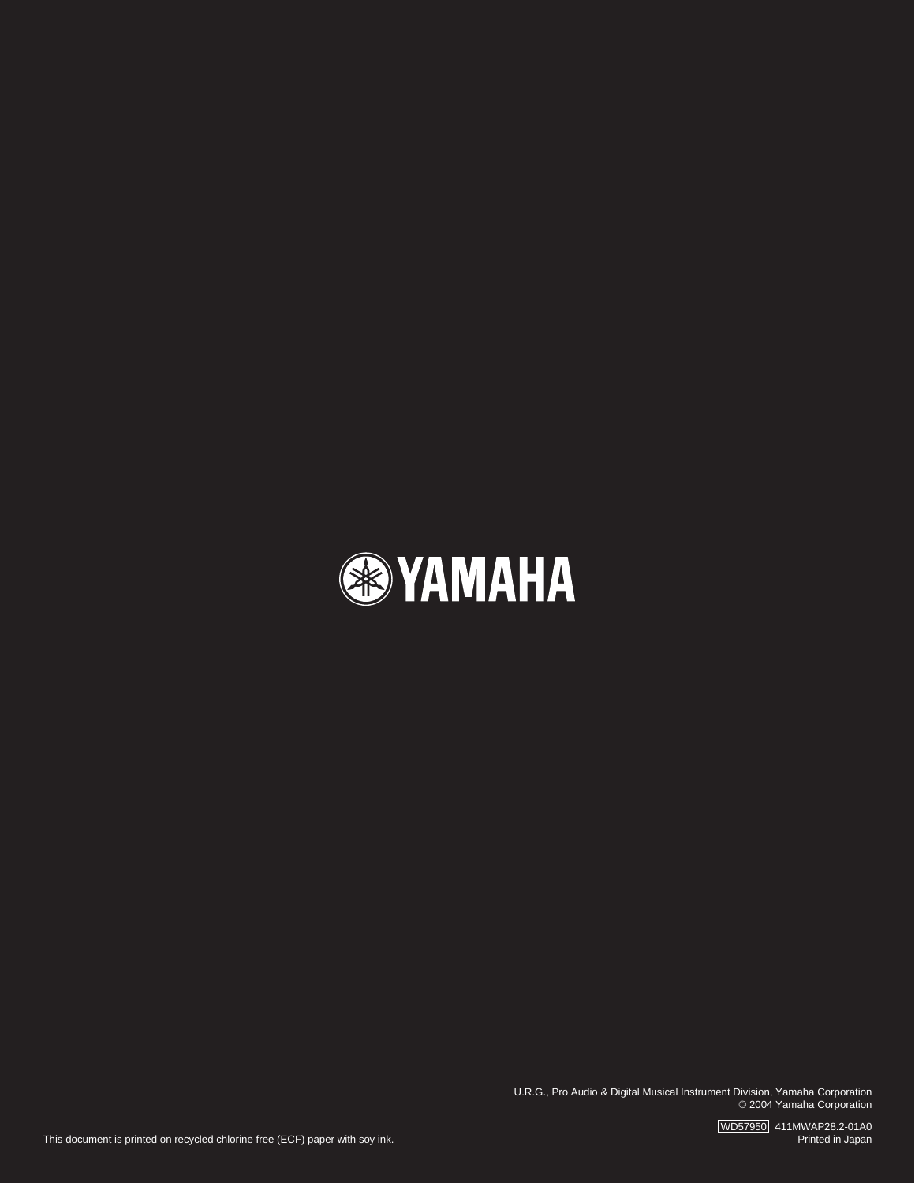YAMAHA

U.R.G., Pro Audio & Digital Musical Instrument Division, Yamaha Corporation
© 2004 Yamaha Corporation

WD57950 411MWAP28.2-01A0
Printed in Japan

This document is printed on recycled chlorine free (ECF) paper with soy ink.